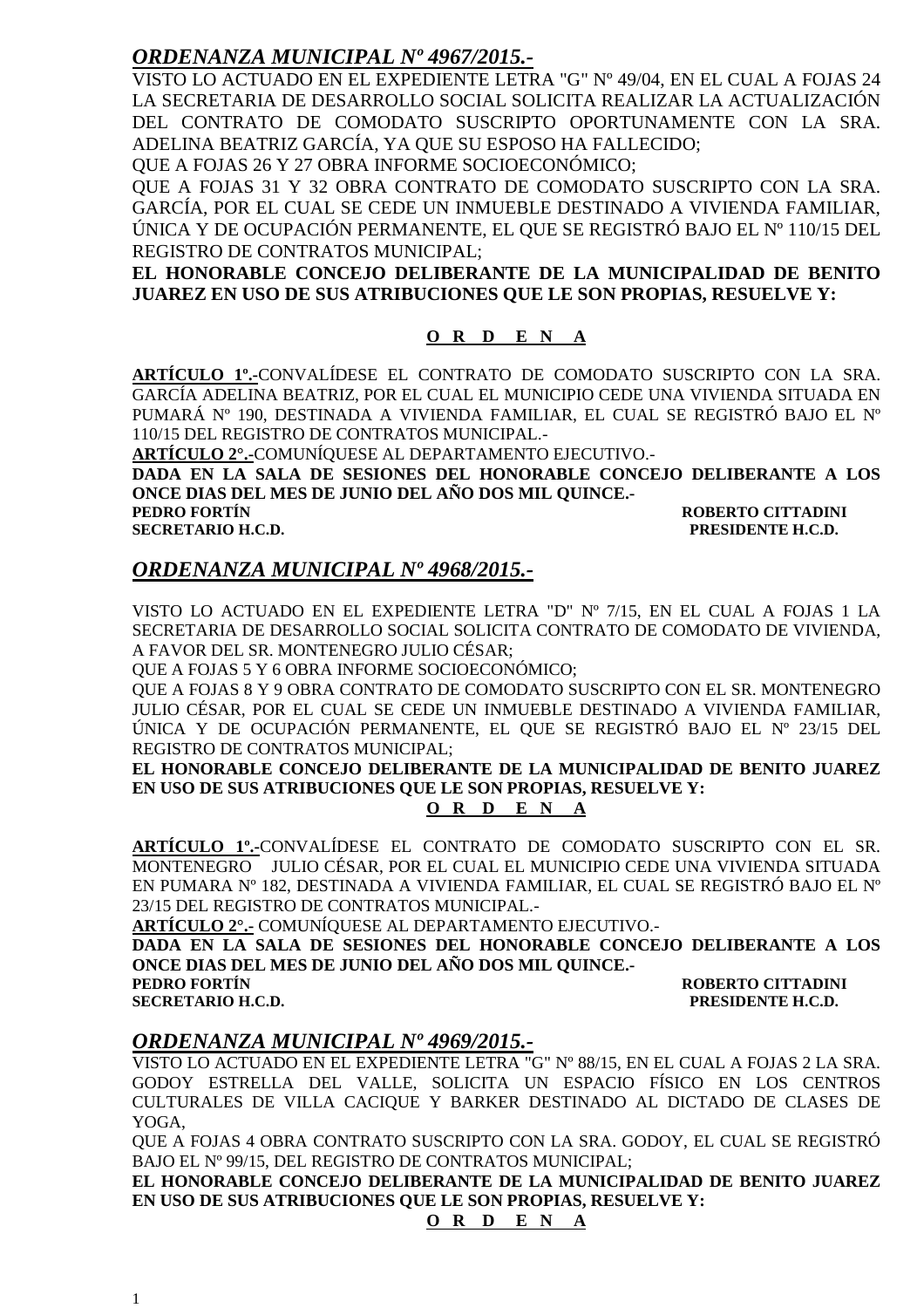## *ORDENANZA MUNICIPAL Nº 4967/2015.-*

VISTO LO ACTUADO EN EL EXPEDIENTE LETRA "G" Nº 49/04, EN EL CUAL A FOJAS 24 LA SECRETARIA DE DESARROLLO SOCIAL SOLICITA REALIZAR LA ACTUALIZACIÓN DEL CONTRATO DE COMODATO SUSCRIPTO OPORTUNAMENTE CON LA SRA. ADELINA BEATRIZ GARCÍA, YA QUE SU ESPOSO HA FALLECIDO;

QUE A FOJAS 26 Y 27 OBRA INFORME SOCIOECONÓMICO;

QUE A FOJAS 31 Y 32 OBRA CONTRATO DE COMODATO SUSCRIPTO CON LA SRA. GARCÍA, POR EL CUAL SE CEDE UN INMUEBLE DESTINADO A VIVIENDA FAMILIAR, ÚNICA Y DE OCUPACIÓN PERMANENTE, EL QUE SE REGISTRÓ BAJO EL Nº 110/15 DEL REGISTRO DE CONTRATOS MUNICIPAL;

**EL HONORABLE CONCEJO DELIBERANTE DE LA MUNICIPALIDAD DE BENITO JUAREZ EN USO DE SUS ATRIBUCIONES QUE LE SON PROPIAS, RESUELVE Y:**

**O R D E N A**

**ARTÍCULO 1º.-**CONVALÍDESE EL CONTRATO DE COMODATO SUSCRIPTO CON LA SRA. GARCÍA ADELINA BEATRIZ, POR EL CUAL EL MUNICIPIO CEDE UNA VIVIENDA SITUADA EN PUMARÁ Nº 190, DESTINADA A VIVIENDA FAMILIAR, EL CUAL SE REGISTRÓ BAJO EL Nº 110/15 DEL REGISTRO DE CONTRATOS MUNICIPAL.-

**ARTÍCULO 2°.-**COMUNÍQUESE AL DEPARTAMENTO EJECUTIVO.-

**DADA EN LA SALA DE SESIONES DEL HONORABLE CONCEJO DELIBERANTE A LOS ONCE DIAS DEL MES DE JUNIO DEL AÑO DOS MIL QUINCE.-**

**PEDRO FORTÍN** — **ROBERTO CITTADINI**
**SECRETARIO H.C.D.** — **PRESIDENTE H.C.D.**

## *ORDENANZA MUNICIPAL Nº 4968/2015.-*

VISTO LO ACTUADO EN EL EXPEDIENTE LETRA "D" Nº 7/15, EN EL CUAL A FOJAS 1 LA SECRETARIA DE DESARROLLO SOCIAL SOLICITA CONTRATO DE COMODATO DE VIVIENDA, A FAVOR DEL SR. MONTENEGRO JULIO CÉSAR;

QUE A FOJAS 5 Y 6 OBRA INFORME SOCIOECONÓMICO;

QUE A FOJAS 8 Y 9 OBRA CONTRATO DE COMODATO SUSCRIPTO CON EL SR. MONTENEGRO JULIO CÉSAR, POR EL CUAL SE CEDE UN INMUEBLE DESTINADO A VIVIENDA FAMILIAR, ÚNICA Y DE OCUPACIÓN PERMANENTE, EL QUE SE REGISTRÓ BAJO EL Nº 23/15 DEL REGISTRO DE CONTRATOS MUNICIPAL;

**EL HONORABLE CONCEJO DELIBERANTE DE LA MUNICIPALIDAD DE BENITO JUAREZ EN USO DE SUS ATRIBUCIONES QUE LE SON PROPIAS, RESUELVE Y:**

**O R D E N A**

**ARTÍCULO 1º.-**CONVALÍDESE EL CONTRATO DE COMODATO SUSCRIPTO CON EL SR. MONTENEGRO JULIO CÉSAR, POR EL CUAL EL MUNICIPIO CEDE UNA VIVIENDA SITUADA EN PUMARA Nº 182, DESTINADA A VIVIENDA FAMILIAR, EL CUAL SE REGISTRÓ BAJO EL Nº 23/15 DEL REGISTRO DE CONTRATOS MUNICIPAL.-

**ARTÍCULO 2°.-** COMUNÍQUESE AL DEPARTAMENTO EJECUTIVO.-

**DADA EN LA SALA DE SESIONES DEL HONORABLE CONCEJO DELIBERANTE A LOS ONCE DIAS DEL MES DE JUNIO DEL AÑO DOS MIL QUINCE.-**

**PEDRO FORTÍN** — **ROBERTO CITTADINI**
**SECRETARIO H.C.D.** — **PRESIDENTE H.C.D.**

## *ORDENANZA MUNICIPAL Nº 4969/2015.-*

VISTO LO ACTUADO EN EL EXPEDIENTE LETRA "G" Nº 88/15, EN EL CUAL A FOJAS 2 LA SRA. GODOY ESTRELLA DEL VALLE, SOLICITA UN ESPACIO FÍSICO EN LOS CENTROS CULTURALES DE VILLA CACIQUE Y BARKER DESTINADO AL DICTADO DE CLASES DE YOGA,

QUE A FOJAS 4 OBRA CONTRATO SUSCRIPTO CON LA SRA. GODOY, EL CUAL SE REGISTRÓ BAJO EL Nº 99/15, DEL REGISTRO DE CONTRATOS MUNICIPAL;

**EL HONORABLE CONCEJO DELIBERANTE DE LA MUNICIPALIDAD DE BENITO JUAREZ EN USO DE SUS ATRIBUCIONES QUE LE SON PROPIAS, RESUELVE Y:**

**O R D E N A**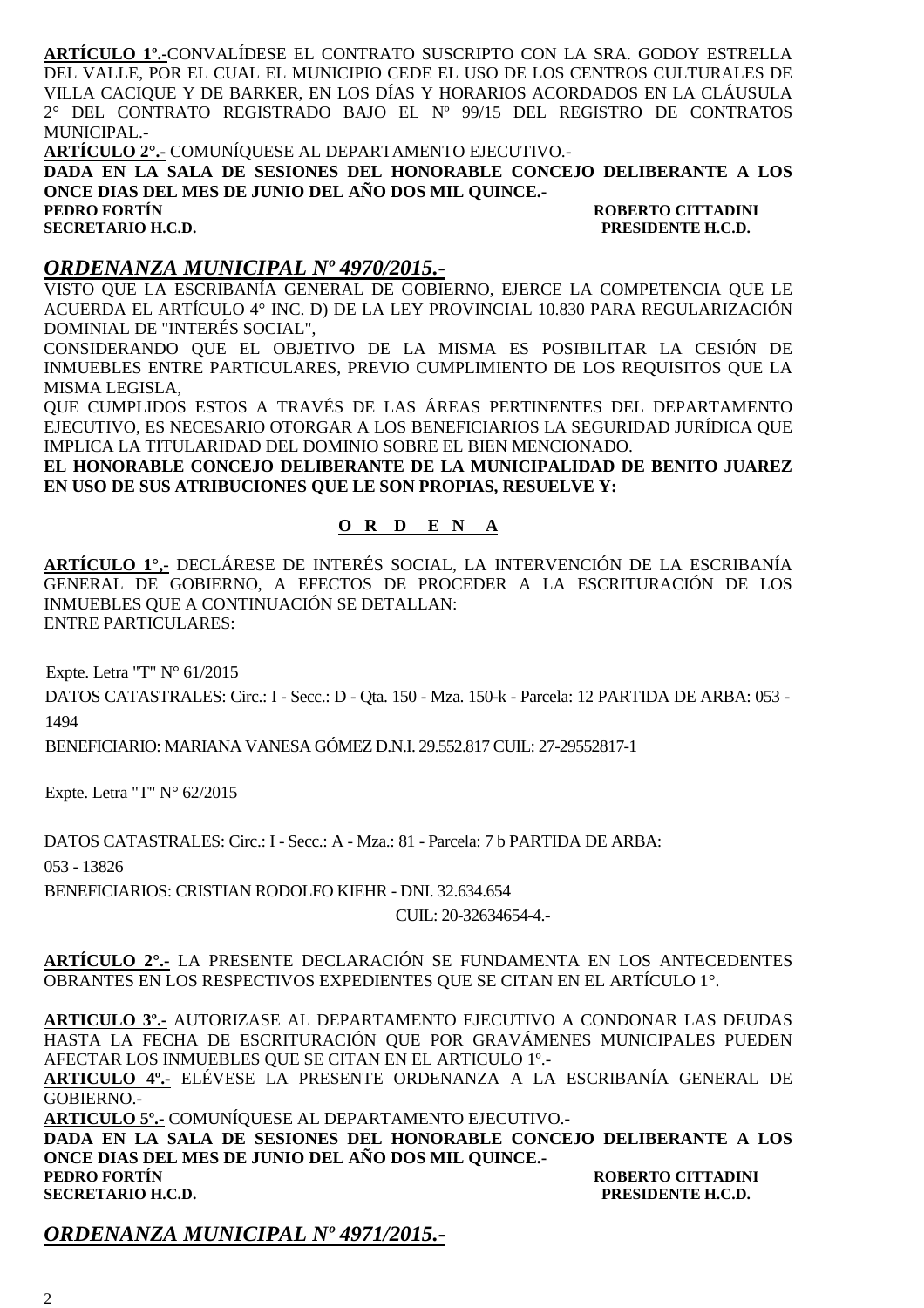**ARTÍCULO 1º.-**CONVALÍDESE EL CONTRATO SUSCRIPTO CON LA SRA. GODOY ESTRELLA DEL VALLE, POR EL CUAL EL MUNICIPIO CEDE EL USO DE LOS CENTROS CULTURALES DE VILLA CACIQUE Y DE BARKER, EN LOS DÍAS Y HORARIOS ACORDADOS EN LA CLÁUSULA 2° DEL CONTRATO REGISTRADO BAJO EL Nº 99/15 DEL REGISTRO DE CONTRATOS MUNICIPAL.-

**ARTÍCULO 2°.-** COMUNÍQUESE AL DEPARTAMENTO EJECUTIVO.-

**DADA EN LA SALA DE SESIONES DEL HONORABLE CONCEJO DELIBERANTE A LOS ONCE DIAS DEL MES DE JUNIO DEL AÑO DOS MIL QUINCE.-**

**PEDRO FORTÍN** — **ROBERTO CITTADINI**
**SECRETARIO H.C.D.** — **PRESIDENTE H.C.D.**

## *ORDENANZA MUNICIPAL Nº 4970/2015.-*

VISTO QUE LA ESCRIBANÍA GENERAL DE GOBIERNO, EJERCE LA COMPETENCIA QUE LE ACUERDA EL ARTÍCULO 4° INC. D) DE LA LEY PROVINCIAL 10.830 PARA REGULARIZACIÓN DOMINIAL DE "INTERÉS SOCIAL",

CONSIDERANDO QUE EL OBJETIVO DE LA MISMA ES POSIBILITAR LA CESIÓN DE INMUEBLES ENTRE PARTICULARES, PREVIO CUMPLIMIENTO DE LOS REQUISITOS QUE LA MISMA LEGISLA,

QUE CUMPLIDOS ESTOS A TRAVÉS DE LAS ÁREAS PERTINENTES DEL DEPARTAMENTO EJECUTIVO, ES NECESARIO OTORGAR A LOS BENEFICIARIOS LA SEGURIDAD JURÍDICA QUE IMPLICA LA TITULARIDAD DEL DOMINIO SOBRE EL BIEN MENCIONADO.

**EL HONORABLE CONCEJO DELIBERANTE DE LA MUNICIPALIDAD DE BENITO JUAREZ EN USO DE SUS ATRIBUCIONES QUE LE SON PROPIAS, RESUELVE Y:**

**O R D E N A**

**ARTÍCULO 1°.-** DECLÁRESE DE INTERÉS SOCIAL, LA INTERVENCIÓN DE LA ESCRIBANÍA GENERAL DE GOBIERNO, A EFECTOS DE PROCEDER A LA ESCRITURACIÓN DE LOS INMUEBLES QUE A CONTINUACIÓN SE DETALLAN:
ENTRE PARTICULARES:

Expte. Letra "T" N° 61/2015
DATOS CATASTRALES: Circ.: I - Secc.: D - Qta. 150 - Mza. 150-k - Parcela: 12 PARTIDA DE ARBA: 053 - 1494
BENEFICIARIO: MARIANA VANESA GÓMEZ D.N.I. 29.552.817 CUIL: 27-29552817-1

Expte. Letra "T" N° 62/2015

DATOS CATASTRALES: Circ.: I - Secc.: A - Mza.: 81 - Parcela: 7 b PARTIDA DE ARBA: 053 - 13826
BENEFICIARIOS: CRISTIAN RODOLFO KIEHR - DNI. 32.634.654
CUIL: 20-32634654-4.-

**ARTÍCULO 2°.-** LA PRESENTE DECLARACIÓN SE FUNDAMENTA EN LOS ANTECEDENTES OBRANTES EN LOS RESPECTIVOS EXPEDIENTES QUE SE CITAN EN EL ARTÍCULO 1°.

**ARTICULO 3º.-** AUTORIZASE AL DEPARTAMENTO EJECUTIVO A CONDONAR LAS DEUDAS HASTA LA FECHA DE ESCRITURACIÓN QUE POR GRAVÁMENES MUNICIPALES PUEDEN AFECTAR LOS INMUEBLES QUE SE CITAN EN EL ARTICULO 1º.-

**ARTICULO 4º.-** ELÉVESE LA PRESENTE ORDENANZA A LA ESCRIBANÍA GENERAL DE GOBIERNO.-

**ARTICULO 5º.-** COMUNÍQUESE AL DEPARTAMENTO EJECUTIVO.-

**DADA EN LA SALA DE SESIONES DEL HONORABLE CONCEJO DELIBERANTE A LOS ONCE DIAS DEL MES DE JUNIO DEL AÑO DOS MIL QUINCE.-**

**PEDRO FORTÍN** — **ROBERTO CITTADINI**
**SECRETARIO H.C.D.** — **PRESIDENTE H.C.D.**

## *ORDENANZA MUNICIPAL Nº 4971/2015.-*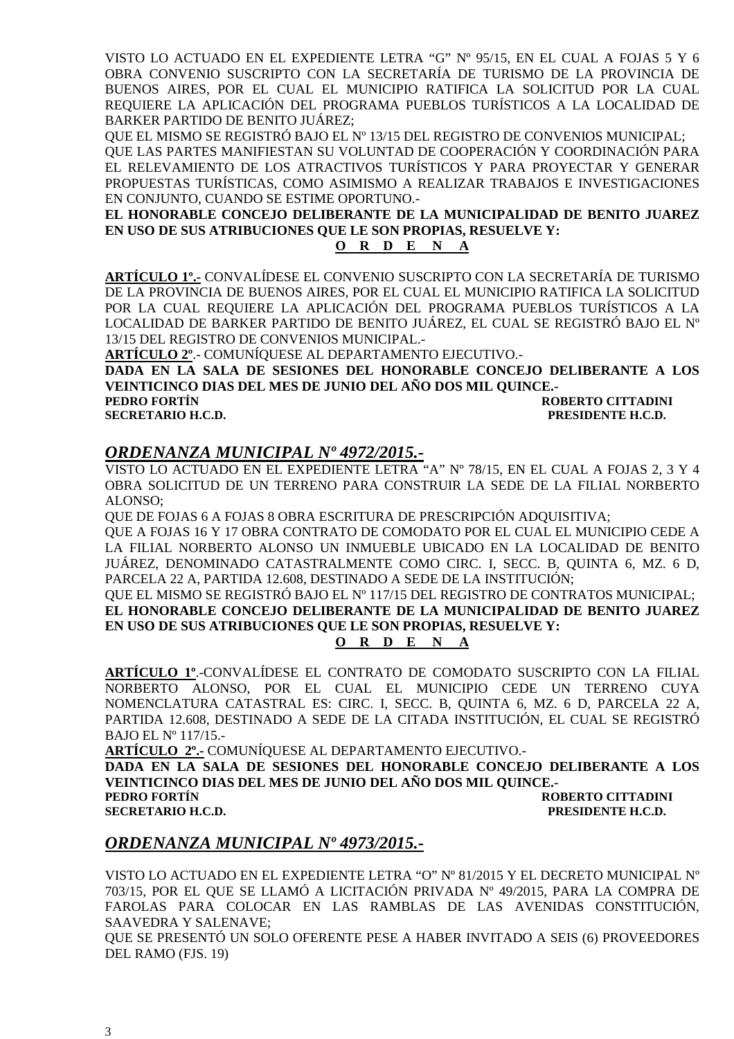VISTO LO ACTUADO EN EL EXPEDIENTE LETRA "G" Nº 95/15, EN EL CUAL A FOJAS 5 Y 6 OBRA CONVENIO SUSCRIPTO CON LA SECRETARÍA DE TURISMO DE LA PROVINCIA DE BUENOS AIRES, POR EL CUAL EL MUNICIPIO RATIFICA LA SOLICITUD POR LA CUAL REQUIERE LA APLICACIÓN DEL PROGRAMA PUEBLOS TURÍSTICOS A LA LOCALIDAD DE BARKER PARTIDO DE BENITO JUÁREZ;

QUE EL MISMO SE REGISTRÓ BAJO EL Nº 13/15 DEL REGISTRO DE CONVENIOS MUNICIPAL;

QUE LAS PARTES MANIFIESTAN SU VOLUNTAD DE COOPERACIÓN Y COORDINACIÓN PARA EL RELEVAMIENTO DE LOS ATRACTIVOS TURÍSTICOS Y PARA PROYECTAR Y GENERAR PROPUESTAS TURÍSTICAS, COMO ASIMISMO A REALIZAR TRABAJOS E INVESTIGACIONES EN CONJUNTO, CUANDO SE ESTIME OPORTUNO.-

**EL HONORABLE CONCEJO DELIBERANTE DE LA MUNICIPALIDAD DE BENITO JUAREZ EN USO DE SUS ATRIBUCIONES QUE LE SON PROPIAS, RESUELVE Y:**

**O R D E N A**

**ARTÍCULO 1º.-** CONVALÍDESE EL CONVENIO SUSCRIPTO CON LA SECRETARÍA DE TURISMO DE LA PROVINCIA DE BUENOS AIRES, POR EL CUAL EL MUNICIPIO RATIFICA LA SOLICITUD POR LA CUAL REQUIERE LA APLICACIÓN DEL PROGRAMA PUEBLOS TURÍSTICOS A LA LOCALIDAD DE BARKER PARTIDO DE BENITO JUÁREZ, EL CUAL SE REGISTRÓ BAJO EL Nº 13/15 DEL REGISTRO DE CONVENIOS MUNICIPAL.-

**ARTÍCULO 2º**.- COMUNÍQUESE AL DEPARTAMENTO EJECUTIVO.-

**DADA EN LA SALA DE SESIONES DEL HONORABLE CONCEJO DELIBERANTE A LOS VEINTICINCO DIAS DEL MES DE JUNIO DEL AÑO DOS MIL QUINCE.-**

**PEDRO FORTÍN** — **ROBERTO CITTADINI**
**SECRETARIO H.C.D.** — **PRESIDENTE H.C.D.**

## *ORDENANZA MUNICIPAL Nº 4972/2015.-*

VISTO LO ACTUADO EN EL EXPEDIENTE LETRA "A" Nº 78/15, EN EL CUAL A FOJAS 2, 3 Y 4 OBRA SOLICITUD DE UN TERRENO PARA CONSTRUIR LA SEDE DE LA FILIAL NORBERTO ALONSO;

QUE DE FOJAS 6 A FOJAS 8 OBRA ESCRITURA DE PRESCRIPCIÓN ADQUISITIVA;

QUE A FOJAS 16 Y 17 OBRA CONTRATO DE COMODATO POR EL CUAL EL MUNICIPIO CEDE A LA FILIAL NORBERTO ALONSO UN INMUEBLE UBICADO EN LA LOCALIDAD DE BENITO JUÁREZ, DENOMINADO CATASTRALMENTE COMO CIRC. I, SECC. B, QUINTA 6, MZ. 6 D, PARCELA 22 A, PARTIDA 12.608, DESTINADO A SEDE DE LA INSTITUCIÓN;

QUE EL MISMO SE REGISTRÓ BAJO EL Nº 117/15 DEL REGISTRO DE CONTRATOS MUNICIPAL;

**EL HONORABLE CONCEJO DELIBERANTE DE LA MUNICIPALIDAD DE BENITO JUAREZ EN USO DE SUS ATRIBUCIONES QUE LE SON PROPIAS, RESUELVE Y:**

**O R D E N A**

**ARTÍCULO 1º**.-CONVALÍDESE EL CONTRATO DE COMODATO SUSCRIPTO CON LA FILIAL NORBERTO ALONSO, POR EL CUAL EL MUNICIPIO CEDE UN TERRENO CUYA NOMENCLATURA CATASTRAL ES: CIRC. I, SECC. B, QUINTA 6, MZ. 6 D, PARCELA 22 A, PARTIDA 12.608, DESTINADO A SEDE DE LA CITADA INSTITUCIÓN, EL CUAL SE REGISTRÓ BAJO EL Nº 117/15.-

**ARTÍCULO 2º.-** COMUNÍQUESE AL DEPARTAMENTO EJECUTIVO.-

**DADA EN LA SALA DE SESIONES DEL HONORABLE CONCEJO DELIBERANTE A LOS VEINTICINCO DIAS DEL MES DE JUNIO DEL AÑO DOS MIL QUINCE.-**

**PEDRO FORTÍN** — **ROBERTO CITTADINI**
**SECRETARIO H.C.D.** — **PRESIDENTE H.C.D.**

## *ORDENANZA MUNICIPAL Nº 4973/2015.-*

VISTO LO ACTUADO EN EL EXPEDIENTE LETRA "O" Nº 81/2015 Y EL DECRETO MUNICIPAL Nº 703/15, POR EL QUE SE LLAMÓ A LICITACIÓN PRIVADA Nº 49/2015, PARA LA COMPRA DE FAROLAS PARA COLOCAR EN LAS RAMBLAS DE LAS AVENIDAS CONSTITUCIÓN, SAAVEDRA Y SALENAVE;

QUE SE PRESENTÓ UN SOLO OFERENTE PESE A HABER INVITADO A SEIS (6) PROVEEDORES DEL RAMO (FJS. 19)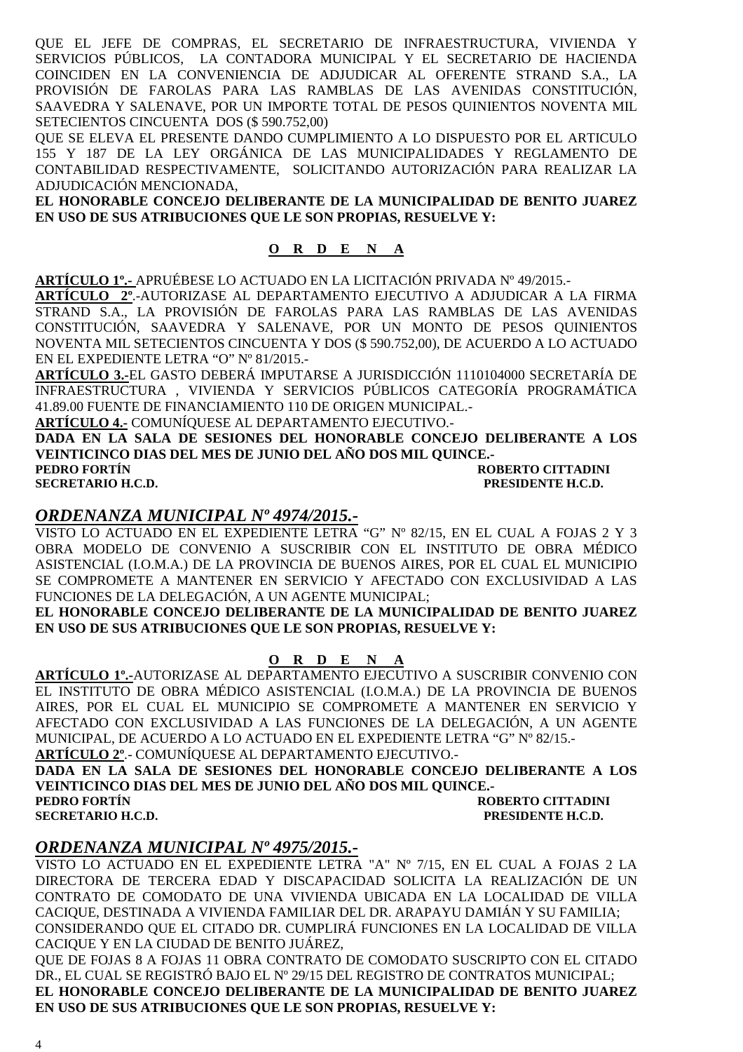QUE EL JEFE DE COMPRAS, EL SECRETARIO DE INFRAESTRUCTURA, VIVIENDA Y SERVICIOS PÚBLICOS, LA CONTADORA MUNICIPAL Y EL SECRETARIO DE HACIENDA COINCIDEN EN LA CONVENIENCIA DE ADJUDICAR AL OFERENTE STRAND S.A., LA PROVISIÓN DE FAROLAS PARA LAS RAMBLAS DE LAS AVENIDAS CONSTITUCIÓN, SAAVEDRA Y SALENAVE, POR UN IMPORTE TOTAL DE PESOS QUINIENTOS NOVENTA MIL SETECIENTOS CINCUENTA DOS ($ 590.752,00)

QUE SE ELEVA EL PRESENTE DANDO CUMPLIMIENTO A LO DISPUESTO POR EL ARTICULO 155 Y 187 DE LA LEY ORGÁNICA DE LAS MUNICIPALIDADES Y REGLAMENTO DE CONTABILIDAD RESPECTIVAMENTE, SOLICITANDO AUTORIZACIÓN PARA REALIZAR LA ADJUDICACIÓN MENCIONADA,

**EL HONORABLE CONCEJO DELIBERANTE DE LA MUNICIPALIDAD DE BENITO JUAREZ EN USO DE SUS ATRIBUCIONES QUE LE SON PROPIAS, RESUELVE Y:**

**O R D E N A**

**ARTÍCULO 1º.-** APRUÉBESE LO ACTUADO EN LA LICITACIÓN PRIVADA Nº 49/2015.-

**ARTÍCULO 2º**.-AUTORIZASE AL DEPARTAMENTO EJECUTIVO A ADJUDICAR A LA FIRMA STRAND S.A., LA PROVISIÓN DE FAROLAS PARA LAS RAMBLAS DE LAS AVENIDAS CONSTITUCIÓN, SAAVEDRA Y SALENAVE, POR UN MONTO DE PESOS QUINIENTOS NOVENTA MIL SETECIENTOS CINCUENTA Y DOS ($ 590.752,00), DE ACUERDO A LO ACTUADO EN EL EXPEDIENTE LETRA "O" Nº 81/2015.-

**ARTÍCULO 3.-**EL GASTO DEBERÁ IMPUTARSE A JURISDICCIÓN 1110104000 SECRETARÍA DE INFRAESTRUCTURA , VIVIENDA Y SERVICIOS PÚBLICOS CATEGORÍA PROGRAMÁTICA 41.89.00 FUENTE DE FINANCIAMIENTO 110 DE ORIGEN MUNICIPAL.-

**ARTÍCULO 4.-** COMUNÍQUESE AL DEPARTAMENTO EJECUTIVO.-

**DADA EN LA SALA DE SESIONES DEL HONORABLE CONCEJO DELIBERANTE A LOS VEINTICINCO DIAS DEL MES DE JUNIO DEL AÑO DOS MIL QUINCE.-**

**PEDRO FORTÍN** — **ROBERTO CITTADINI**
**SECRETARIO H.C.D.** — **PRESIDENTE H.C.D.**

## *ORDENANZA MUNICIPAL Nº 4974/2015.-*

VISTO LO ACTUADO EN EL EXPEDIENTE LETRA "G" Nº 82/15, EN EL CUAL A FOJAS 2 Y 3 OBRA MODELO DE CONVENIO A SUSCRIBIR CON EL INSTITUTO DE OBRA MÉDICO ASISTENCIAL (I.O.M.A.) DE LA PROVINCIA DE BUENOS AIRES, POR EL CUAL EL MUNICIPIO SE COMPROMETE A MANTENER EN SERVICIO Y AFECTADO CON EXCLUSIVIDAD A LAS FUNCIONES DE LA DELEGACIÓN, A UN AGENTE MUNICIPAL;

**EL HONORABLE CONCEJO DELIBERANTE DE LA MUNICIPALIDAD DE BENITO JUAREZ EN USO DE SUS ATRIBUCIONES QUE LE SON PROPIAS, RESUELVE Y:**

**O R D E N A**

**ARTÍCULO 1º.-**AUTORIZASE AL DEPARTAMENTO EJECUTIVO A SUSCRIBIR CONVENIO CON EL INSTITUTO DE OBRA MÉDICO ASISTENCIAL (I.O.M.A.) DE LA PROVINCIA DE BUENOS AIRES, POR EL CUAL EL MUNICIPIO SE COMPROMETE A MANTENER EN SERVICIO Y AFECTADO CON EXCLUSIVIDAD A LAS FUNCIONES DE LA DELEGACIÓN, A UN AGENTE MUNICIPAL, DE ACUERDO A LO ACTUADO EN EL EXPEDIENTE LETRA "G" Nº 82/15.-

**ARTÍCULO 2º**.- COMUNÍQUESE AL DEPARTAMENTO EJECUTIVO.-

**DADA EN LA SALA DE SESIONES DEL HONORABLE CONCEJO DELIBERANTE A LOS VEINTICINCO DIAS DEL MES DE JUNIO DEL AÑO DOS MIL QUINCE.-**

**PEDRO FORTÍN** — **ROBERTO CITTADINI**
**SECRETARIO H.C.D.** — **PRESIDENTE H.C.D.**

## *ORDENANZA MUNICIPAL Nº 4975/2015.-*

VISTO LO ACTUADO EN EL EXPEDIENTE LETRA "A" Nº 7/15, EN EL CUAL A FOJAS 2 LA DIRECTORA DE TERCERA EDAD Y DISCAPACIDAD SOLICITA LA REALIZACIÓN DE UN CONTRATO DE COMODATO DE UNA VIVIENDA UBICADA EN LA LOCALIDAD DE VILLA CACIQUE, DESTINADA A VIVIENDA FAMILIAR DEL DR. ARAPAYU DAMIÁN Y SU FAMILIA;

CONSIDERANDO QUE EL CITADO DR. CUMPLIRÁ FUNCIONES EN LA LOCALIDAD DE VILLA CACIQUE Y EN LA CIUDAD DE BENITO JUÁREZ,

QUE DE FOJAS 8 A FOJAS 11 OBRA CONTRATO DE COMODATO SUSCRIPTO CON EL CITADO DR., EL CUAL SE REGISTRÓ BAJO EL Nº 29/15 DEL REGISTRO DE CONTRATOS MUNICIPAL;

**EL HONORABLE CONCEJO DELIBERANTE DE LA MUNICIPALIDAD DE BENITO JUAREZ EN USO DE SUS ATRIBUCIONES QUE LE SON PROPIAS, RESUELVE Y:**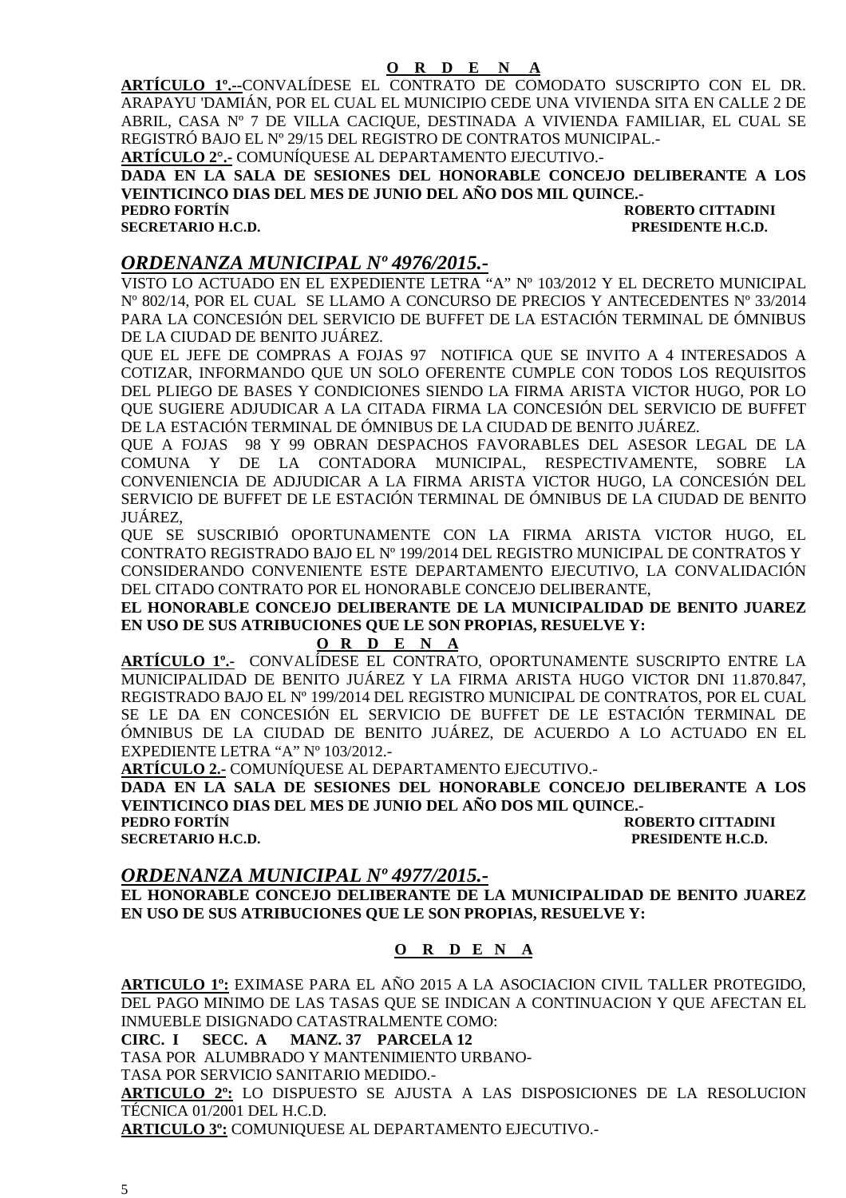**O R D E N A**

**ARTÍCULO 1º.--**CONVALÍDESE EL CONTRATO DE COMODATO SUSCRIPTO CON EL DR. ARAPAYU 'DAMIÁN, POR EL CUAL EL MUNICIPIO CEDE UNA VIVIENDA SITA EN CALLE 2 DE ABRIL, CASA Nº 7 DE VILLA CACIQUE, DESTINADA A VIVIENDA FAMILIAR, EL CUAL SE REGISTRÓ BAJO EL Nº 29/15 DEL REGISTRO DE CONTRATOS MUNICIPAL.-

**ARTÍCULO 2°.-** COMUNÍQUESE AL DEPARTAMENTO EJECUTIVO.-

**DADA EN LA SALA DE SESIONES DEL HONORABLE CONCEJO DELIBERANTE A LOS VEINTICINCO DIAS DEL MES DE JUNIO DEL AÑO DOS MIL QUINCE.-**

**PEDRO FORTÍN** — **ROBERTO CITTADINI**
**SECRETARIO H.C.D.** — **PRESIDENTE H.C.D.**

## *ORDENANZA MUNICIPAL Nº 4976/2015.-*

VISTO LO ACTUADO EN EL EXPEDIENTE LETRA "A" Nº 103/2012 Y EL DECRETO MUNICIPAL Nº 802/14, POR EL CUAL SE LLAMO A CONCURSO DE PRECIOS Y ANTECEDENTES Nº 33/2014 PARA LA CONCESIÓN DEL SERVICIO DE BUFFET DE LA ESTACIÓN TERMINAL DE ÓMNIBUS DE LA CIUDAD DE BENITO JUÁREZ.

QUE EL JEFE DE COMPRAS A FOJAS 97 NOTIFICA QUE SE INVITO A 4 INTERESADOS A COTIZAR, INFORMANDO QUE UN SOLO OFERENTE CUMPLE CON TODOS LOS REQUISITOS DEL PLIEGO DE BASES Y CONDICIONES SIENDO LA FIRMA ARISTA VICTOR HUGO, POR LO QUE SUGIERE ADJUDICAR A LA CITADA FIRMA LA CONCESIÓN DEL SERVICIO DE BUFFET DE LA ESTACIÓN TERMINAL DE ÓMNIBUS DE LA CIUDAD DE BENITO JUÁREZ.

QUE A FOJAS 98 Y 99 OBRAN DESPACHOS FAVORABLES DEL ASESOR LEGAL DE LA COMUNA Y DE LA CONTADORA MUNICIPAL, RESPECTIVAMENTE, SOBRE LA CONVENIENCIA DE ADJUDICAR A LA FIRMA ARISTA VICTOR HUGO, LA CONCESIÓN DEL SERVICIO DE BUFFET DE LE ESTACIÓN TERMINAL DE ÓMNIBUS DE LA CIUDAD DE BENITO JUÁREZ,

QUE SE SUSCRIBIÓ OPORTUNAMENTE CON LA FIRMA ARISTA VICTOR HUGO, EL CONTRATO REGISTRADO BAJO EL Nº 199/2014 DEL REGISTRO MUNICIPAL DE CONTRATOS Y CONSIDERANDO CONVENIENTE ESTE DEPARTAMENTO EJECUTIVO, LA CONVALIDACIÓN DEL CITADO CONTRATO POR EL HONORABLE CONCEJO DELIBERANTE,

**EL HONORABLE CONCEJO DELIBERANTE DE LA MUNICIPALIDAD DE BENITO JUAREZ EN USO DE SUS ATRIBUCIONES QUE LE SON PROPIAS, RESUELVE Y:**

**O R D E N A**

**ARTÍCULO 1º.-** CONVALÍDESE EL CONTRATO, OPORTUNAMENTE SUSCRIPTO ENTRE LA MUNICIPALIDAD DE BENITO JUÁREZ Y LA FIRMA ARISTA HUGO VICTOR DNI 11.870.847, REGISTRADO BAJO EL Nº 199/2014 DEL REGISTRO MUNICIPAL DE CONTRATOS, POR EL CUAL SE LE DA EN CONCESIÓN EL SERVICIO DE BUFFET DE LE ESTACIÓN TERMINAL DE ÓMNIBUS DE LA CIUDAD DE BENITO JUÁREZ, DE ACUERDO A LO ACTUADO EN EL EXPEDIENTE LETRA "A" Nº 103/2012.-

**ARTÍCULO 2.-** COMUNÍQUESE AL DEPARTAMENTO EJECUTIVO.-

**DADA EN LA SALA DE SESIONES DEL HONORABLE CONCEJO DELIBERANTE A LOS VEINTICINCO DIAS DEL MES DE JUNIO DEL AÑO DOS MIL QUINCE.-**

**PEDRO FORTÍN** — **ROBERTO CITTADINI**
**SECRETARIO H.C.D.** — **PRESIDENTE H.C.D.**

## *ORDENANZA MUNICIPAL Nº 4977/2015.-*

**EL HONORABLE CONCEJO DELIBERANTE DE LA MUNICIPALIDAD DE BENITO JUAREZ EN USO DE SUS ATRIBUCIONES QUE LE SON PROPIAS, RESUELVE Y:**

**O R D E N A**

**ARTICULO 1º:** EXIMASE PARA EL AÑO 2015 A LA ASOCIACION CIVIL TALLER PROTEGIDO, DEL PAGO MINIMO DE LAS TASAS QUE SE INDICAN A CONTINUACION Y QUE AFECTAN EL INMUEBLE DISIGNADO CATASTRALMENTE COMO:

**CIRC. I SECC. A MANZ. 37 PARCELA 12**

TASA POR ALUMBRADO Y MANTENIMIENTO URBANO-

TASA POR SERVICIO SANITARIO MEDIDO.-

**ARTICULO 2º:** LO DISPUESTO SE AJUSTA A LAS DISPOSICIONES DE LA RESOLUCION TÉCNICA 01/2001 DEL H.C.D.

**ARTICULO 3º:** COMUNIQUESE AL DEPARTAMENTO EJECUTIVO.-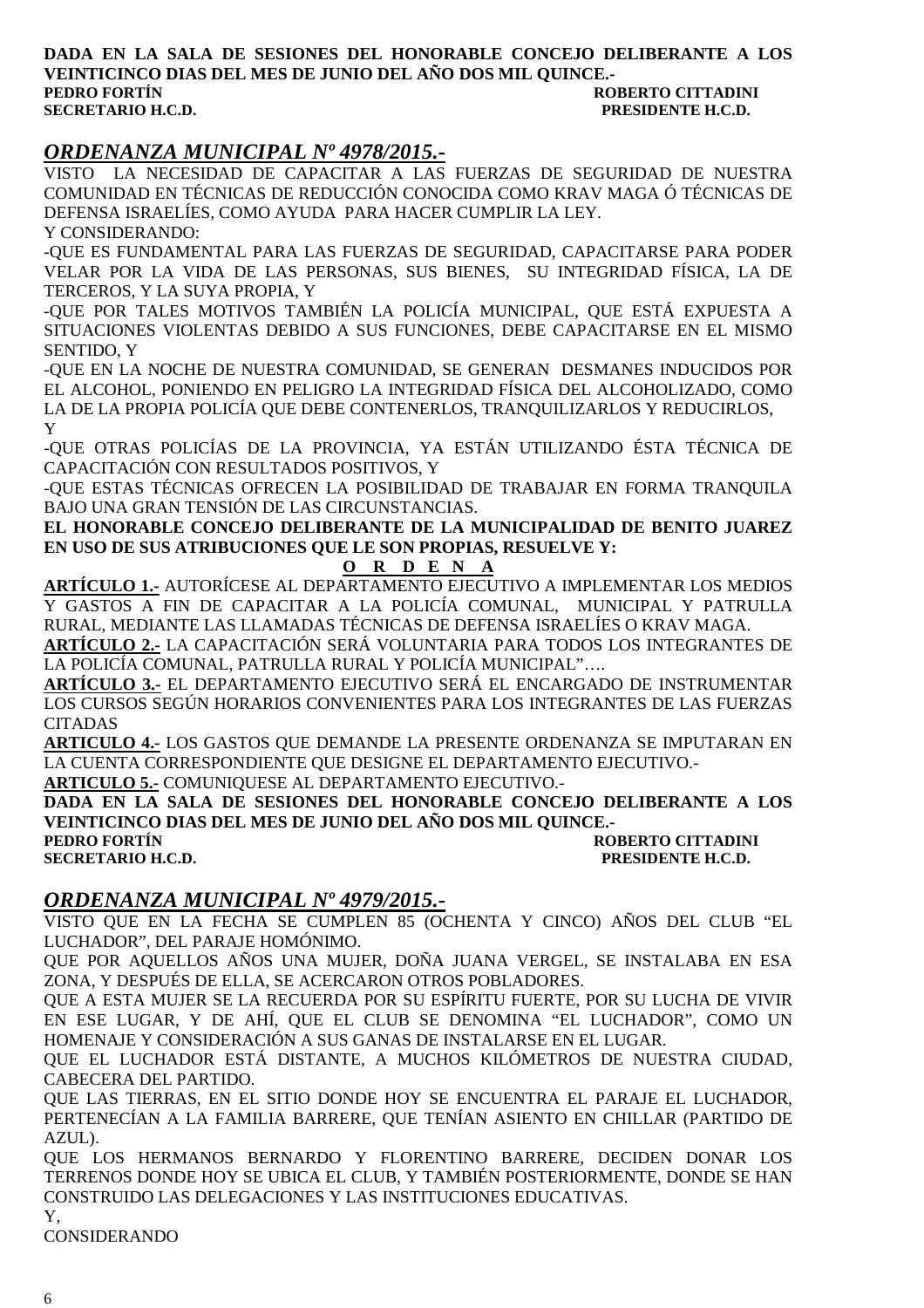**DADA EN LA SALA DE SESIONES DEL HONORABLE CONCEJO DELIBERANTE A LOS VEINTICINCO DIAS DEL MES DE JUNIO DEL AÑO DOS MIL QUINCE.-**

**PEDRO FORTÍN** — **ROBERTO CITTADINI**
**SECRETARIO H.C.D.** — **PRESIDENTE H.C.D.**

## *ORDENANZA MUNICIPAL Nº 4978/2015.-*

VISTO LA NECESIDAD DE CAPACITAR A LAS FUERZAS DE SEGURIDAD DE NUESTRA COMUNIDAD EN TÉCNICAS DE REDUCCIÓN CONOCIDA COMO KRAV MAGA Ó TÉCNICAS DE DEFENSA ISRAELÍES, COMO AYUDA PARA HACER CUMPLIR LA LEY.

Y CONSIDERANDO:

-QUE ES FUNDAMENTAL PARA LAS FUERZAS DE SEGURIDAD, CAPACITARSE PARA PODER VELAR POR LA VIDA DE LAS PERSONAS, SUS BIENES, SU INTEGRIDAD FÍSICA, LA DE TERCEROS, Y LA SUYA PROPIA, Y

-QUE POR TALES MOTIVOS TAMBIÉN LA POLICÍA MUNICIPAL, QUE ESTÁ EXPUESTA A SITUACIONES VIOLENTAS DEBIDO A SUS FUNCIONES, DEBE CAPACITARSE EN EL MISMO SENTIDO, Y

-QUE EN LA NOCHE DE NUESTRA COMUNIDAD, SE GENERAN DESMANES INDUCIDOS POR EL ALCOHOL, PONIENDO EN PELIGRO LA INTEGRIDAD FÍSICA DEL ALCOHOLIZADO, COMO LA DE LA PROPIA POLICÍA QUE DEBE CONTENERLOS, TRANQUILIZARLOS Y REDUCIRLOS, Y

-QUE OTRAS POLICÍAS DE LA PROVINCIA, YA ESTÁN UTILIZANDO ÉSTA TÉCNICA DE CAPACITACIÓN CON RESULTADOS POSITIVOS, Y

-QUE ESTAS TÉCNICAS OFRECEN LA POSIBILIDAD DE TRABAJAR EN FORMA TRANQUILA BAJO UNA GRAN TENSIÓN DE LAS CIRCUNSTANCIAS.

**EL HONORABLE CONCEJO DELIBERANTE DE LA MUNICIPALIDAD DE BENITO JUAREZ EN USO DE SUS ATRIBUCIONES QUE LE SON PROPIAS, RESUELVE Y:**

**O R D E N A**

**ARTÍCULO 1.-** AUTORÍCESE AL DEPARTAMENTO EJECUTIVO A IMPLEMENTAR LOS MEDIOS Y GASTOS A FIN DE CAPACITAR A LA POLICÍA COMUNAL, MUNICIPAL Y PATRULLA RURAL, MEDIANTE LAS LLAMADAS TÉCNICAS DE DEFENSA ISRAELÍES O KRAV MAGA.

**ARTÍCULO 2.-** LA CAPACITACIÓN SERÁ VOLUNTARIA PARA TODOS LOS INTEGRANTES DE LA POLICÍA COMUNAL, PATRULLA RURAL Y POLICÍA MUNICIPAL"….

**ARTÍCULO 3.-** EL DEPARTAMENTO EJECUTIVO SERÁ EL ENCARGADO DE INSTRUMENTAR LOS CURSOS SEGÚN HORARIOS CONVENIENTES PARA LOS INTEGRANTES DE LAS FUERZAS CITADAS

**ARTICULO 4.-** LOS GASTOS QUE DEMANDE LA PRESENTE ORDENANZA SE IMPUTARAN EN LA CUENTA CORRESPONDIENTE QUE DESIGNE EL DEPARTAMENTO EJECUTIVO.-

**ARTICULO 5.-** COMUNIQUESE AL DEPARTAMENTO EJECUTIVO.-

**DADA EN LA SALA DE SESIONES DEL HONORABLE CONCEJO DELIBERANTE A LOS VEINTICINCO DIAS DEL MES DE JUNIO DEL AÑO DOS MIL QUINCE.-**

**PEDRO FORTÍN** — **ROBERTO CITTADINI**
**SECRETARIO H.C.D.** — **PRESIDENTE H.C.D.**

## *ORDENANZA MUNICIPAL Nº 4979/2015.-*

VISTO QUE EN LA FECHA SE CUMPLEN 85 (OCHENTA Y CINCO) AÑOS DEL CLUB "EL LUCHADOR", DEL PARAJE HOMÓNIMO.

QUE POR AQUELLOS AÑOS UNA MUJER, DOÑA JUANA VERGEL, SE INSTALABA EN ESA ZONA, Y DESPUÉS DE ELLA, SE ACERCARON OTROS POBLADORES.

QUE A ESTA MUJER SE LA RECUERDA POR SU ESPÍRITU FUERTE, POR SU LUCHA DE VIVIR EN ESE LUGAR, Y DE AHÍ, QUE EL CLUB SE DENOMINA "EL LUCHADOR", COMO UN HOMENAJE Y CONSIDERACIÓN A SUS GANAS DE INSTALARSE EN EL LUGAR.

QUE EL LUCHADOR ESTÁ DISTANTE, A MUCHOS KILÓMETROS DE NUESTRA CIUDAD, CABECERA DEL PARTIDO.

QUE LAS TIERRAS, EN EL SITIO DONDE HOY SE ENCUENTRA EL PARAJE EL LUCHADOR, PERTENECÍAN A LA FAMILIA BARRERE, QUE TENÍAN ASIENTO EN CHILLAR (PARTIDO DE AZUL).

QUE LOS HERMANOS BERNARDO Y FLORENTINO BARRERE, DECIDEN DONAR LOS TERRENOS DONDE HOY SE UBICA EL CLUB, Y TAMBIÉN POSTERIORMENTE, DONDE SE HAN CONSTRUIDO LAS DELEGACIONES Y LAS INSTITUCIONES EDUCATIVAS.

Y,

CONSIDERANDO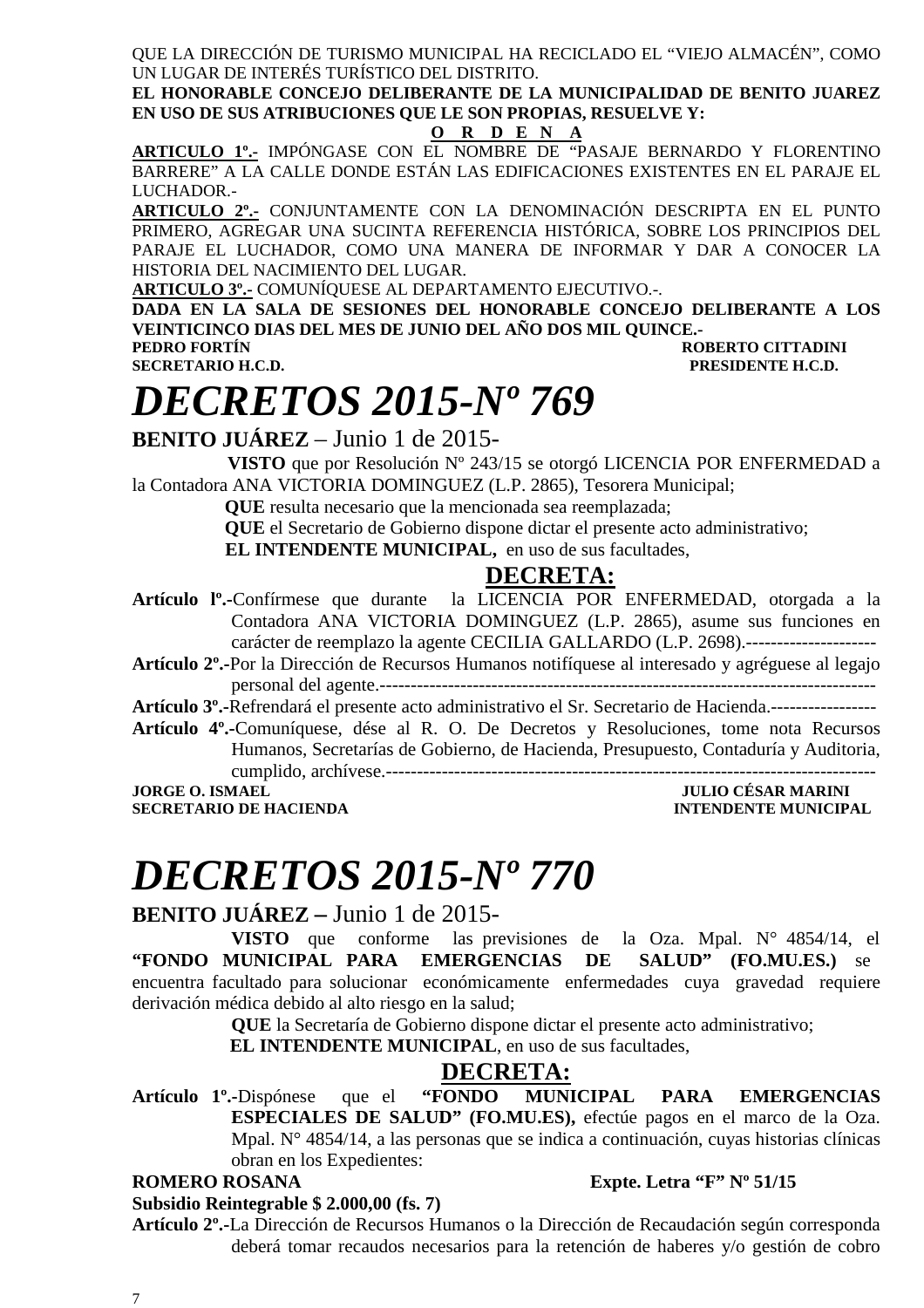QUE LA DIRECCIÓN DE TURISMO MUNICIPAL HA RECICLADO EL "VIEJO ALMACÉN", COMO UN LUGAR DE INTERÉS TURÍSTICO DEL DISTRITO.

**EL HONORABLE CONCEJO DELIBERANTE DE LA MUNICIPALIDAD DE BENITO JUAREZ EN USO DE SUS ATRIBUCIONES QUE LE SON PROPIAS, RESUELVE Y:**

**O R D E N A**

**ARTICULO 1º.-** IMPÓNGASE CON EL NOMBRE DE "PASAJE BERNARDO Y FLORENTINO BARRERE" A LA CALLE DONDE ESTÁN LAS EDIFICACIONES EXISTENTES EN EL PARAJE EL LUCHADOR.-

**ARTICULO 2º.-** CONJUNTAMENTE CON LA DENOMINACIÓN DESCRIPTA EN EL PUNTO PRIMERO, AGREGAR UNA SUCINTA REFERENCIA HISTÓRICA, SOBRE LOS PRINCIPIOS DEL PARAJE EL LUCHADOR, COMO UNA MANERA DE INFORMAR Y DAR A CONOCER LA HISTORIA DEL NACIMIENTO DEL LUGAR.

**ARTICULO 3º.-** COMUNÍQUESE AL DEPARTAMENTO EJECUTIVO.-.

**DADA EN LA SALA DE SESIONES DEL HONORABLE CONCEJO DELIBERANTE A LOS VEINTICINCO DIAS DEL MES DE JUNIO DEL AÑO DOS MIL QUINCE.-**

**PEDRO FORTÍN** — **SECRETARIO H.C.D.**
**ROBERTO CITTADINI** — **PRESIDENTE H.C.D.**

# *DECRETOS 2015-Nº 769*

**BENITO JUÁREZ** – Junio 1 de 2015-

**VISTO** que por Resolución Nº 243/15 se otorgó LICENCIA POR ENFERMEDAD a la Contadora ANA VICTORIA DOMINGUEZ (L.P. 2865), Tesorera Municipal;

**QUE** resulta necesario que la mencionada sea reemplazada;

**QUE** el Secretario de Gobierno dispone dictar el presente acto administrativo;

**EL INTENDENTE MUNICIPAL,** en uso de sus facultades,

**DECRETA:**

**Artículo lº.-**Confírmese que durante la LICENCIA POR ENFERMEDAD, otorgada a la Contadora ANA VICTORIA DOMINGUEZ (L.P. 2865), asume sus funciones en carácter de reemplazo la agente CECILIA GALLARDO (L.P. 2698).---------------------

**Artículo 2º.-**Por la Dirección de Recursos Humanos notifíquese al interesado y agréguese al legajo personal del agente.--------------------------------------------------------------------------------

**Artículo 3º.-**Refrendará el presente acto administrativo el Sr. Secretario de Hacienda.-----------------

**Artículo 4º.-**Comuníquese, dése al R. O. De Decretos y Resoluciones, tome nota Recursos Humanos, Secretarías de Gobierno, de Hacienda, Presupuesto, Contaduría y Auditoria, cumplido, archívese.------------------------------------------------------------------------------

**JORGE O. ISMAEL** — **SECRETARIO DE HACIENDA**
**JULIO CÉSAR MARINI** — **INTENDENTE MUNICIPAL**

# *DECRETOS 2015-Nº 770*

**BENITO JUÁREZ –** Junio 1 de 2015-

**VISTO** que conforme las previsiones de la Oza. Mpal. N° 4854/14, el **"FONDO MUNICIPAL PARA EMERGENCIAS DE SALUD" (FO.MU.ES.)** se encuentra facultado para solucionar económicamente enfermedades cuya gravedad requiere derivación médica debido al alto riesgo en la salud;

**QUE** la Secretaría de Gobierno dispone dictar el presente acto administrativo;

**EL INTENDENTE MUNICIPAL**, en uso de sus facultades,

**DECRETA:**

**Artículo 1º.-**Dispónese que el **"FONDO MUNICIPAL PARA EMERGENCIAS ESPECIALES DE SALUD" (FO.MU.ES),** efectúe pagos en el marco de la Oza. Mpal. N° 4854/14, a las personas que se indica a continuación, cuyas historias clínicas obran en los Expedientes:

**ROMERO ROSANA** **Expte. Letra "F" Nº 51/15**
**Subsidio Reintegrable $ 2.000,00 (fs. 7)**

**Artículo 2º.-**La Dirección de Recursos Humanos o la Dirección de Recaudación según corresponda deberá tomar recaudos necesarios para la retención de haberes y/o gestión de cobro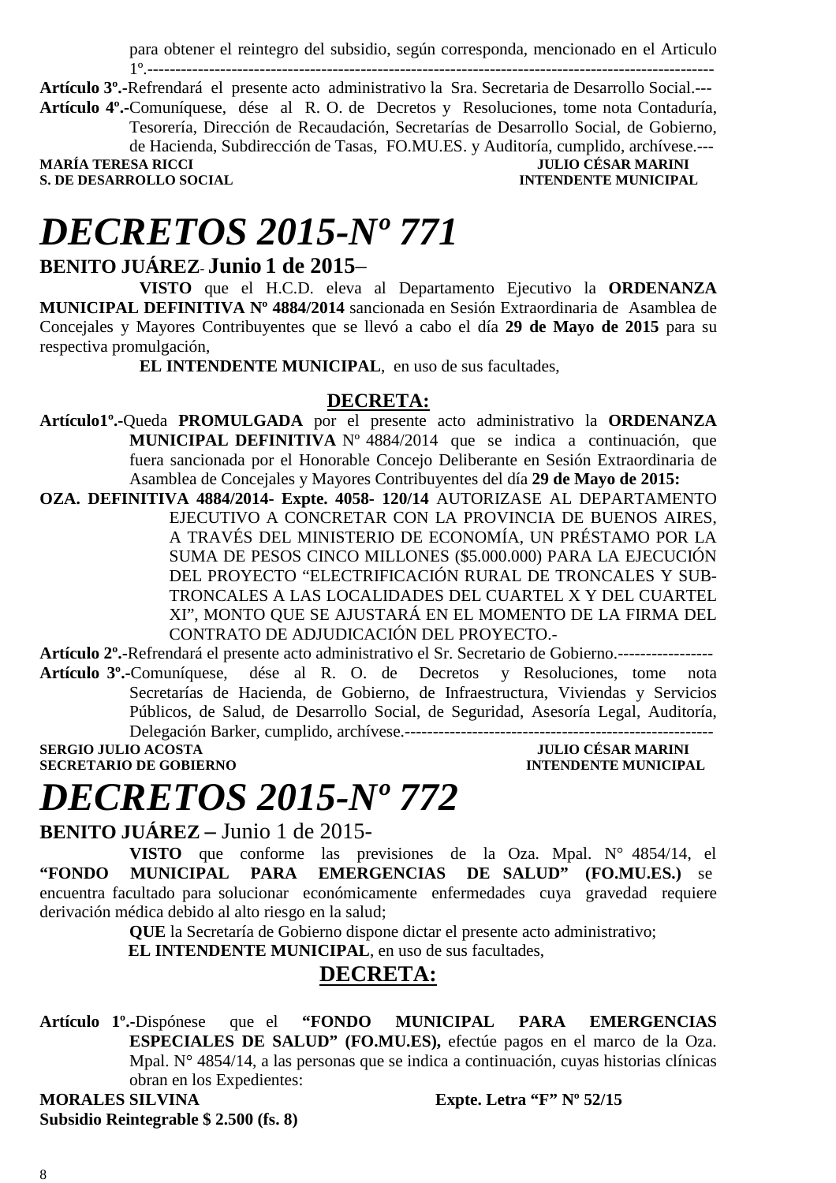para obtener el reintegro del subsidio, según corresponda, mencionado en el Articulo 1º.------------------------------------------------------------------------------------------------------

**Artículo 3º.-**Refrendará el presente acto administrativo la Sra. Secretaria de Desarrollo Social.---

**Artículo 4º.-**Comuníquese, dése al R. O. de Decretos y Resoluciones, tome nota Contaduría, Tesorería, Dirección de Recaudación, Secretarías de Desarrollo Social, de Gobierno, de Hacienda, Subdirección de Tasas, FO.MU.ES. y Auditoría, cumplido, archívese.---

**MARÍA TERESA RICCI** — **JULIO CÉSAR MARINI**
**S. DE DESARROLLO SOCIAL** — **INTENDENTE MUNICIPAL**

# *DECRETOS 2015-Nº 771*

**BENITO JUÁREZ- Junio 1 de 2015**–

**VISTO** que el H.C.D. eleva al Departamento Ejecutivo la **ORDENANZA MUNICIPAL DEFINITIVA Nº 4884/2014** sancionada en Sesión Extraordinaria de Asamblea de Concejales y Mayores Contribuyentes que se llevó a cabo el día **29 de Mayo de 2015** para su respectiva promulgación,

**EL INTENDENTE MUNICIPAL**, en uso de sus facultades,

## DECRETA:

**Artículo1º.-**Queda **PROMULGADA** por el presente acto administrativo la **ORDENANZA MUNICIPAL DEFINITIVA** Nº 4884/2014 que se indica a continuación, que fuera sancionada por el Honorable Concejo Deliberante en Sesión Extraordinaria de Asamblea de Concejales y Mayores Contribuyentes del día **29 de Mayo de 2015:**

**OZA. DEFINITIVA 4884/2014- Expte. 4058- 120/14** AUTORIZASE AL DEPARTAMENTO EJECUTIVO A CONCRETAR CON LA PROVINCIA DE BUENOS AIRES, A TRAVÉS DEL MINISTERIO DE ECONOMÍA, UN PRÉSTAMO POR LA SUMA DE PESOS CINCO MILLONES ($5.000.000) PARA LA EJECUCIÓN DEL PROYECTO "ELECTRIFICACIÓN RURAL DE TRONCALES Y SUB-TRONCALES A LAS LOCALIDADES DEL CUARTEL X Y DEL CUARTEL XI", MONTO QUE SE AJUSTARÁ EN EL MOMENTO DE LA FIRMA DEL CONTRATO DE ADJUDICACIÓN DEL PROYECTO.-

**Artículo 2º.-**Refrendará el presente acto administrativo el Sr. Secretario de Gobierno.-----------------

**Artículo 3º.-**Comuníquese, dése al R. O. de Decretos y Resoluciones, tome nota Secretarías de Hacienda, de Gobierno, de Infraestructura, Viviendas y Servicios Públicos, de Salud, de Desarrollo Social, de Seguridad, Asesoría Legal, Auditoría, Delegación Barker, cumplido, archívese.-------------------------------------------------------

**SERGIO JULIO ACOSTA** — **JULIO CÉSAR MARINI**
**SECRETARIO DE GOBIERNO** — **INTENDENTE MUNICIPAL**

# *DECRETOS 2015-Nº 772*

**BENITO JUÁREZ –** Junio 1 de 2015-

**VISTO** que conforme las previsiones de la Oza. Mpal. N° 4854/14, el **"FONDO MUNICIPAL PARA EMERGENCIAS DE SALUD" (FO.MU.ES.)** se encuentra facultado para solucionar económicamente enfermedades cuya gravedad requiere derivación médica debido al alto riesgo en la salud;

**QUE** la Secretaría de Gobierno dispone dictar el presente acto administrativo;

**EL INTENDENTE MUNICIPAL**, en uso de sus facultades,

## DECRETA:

**Artículo 1º.-**Dispónese que el **"FONDO MUNICIPAL PARA EMERGENCIAS ESPECIALES DE SALUD" (FO.MU.ES),** efectúe pagos en el marco de la Oza. Mpal. N° 4854/14, a las personas que se indica a continuación, cuyas historias clínicas obran en los Expedientes:

**MORALES SILVINA** — **Expte. Letra "F" Nº 52/15**
**Subsidio Reintegrable $ 2.500 (fs. 8)**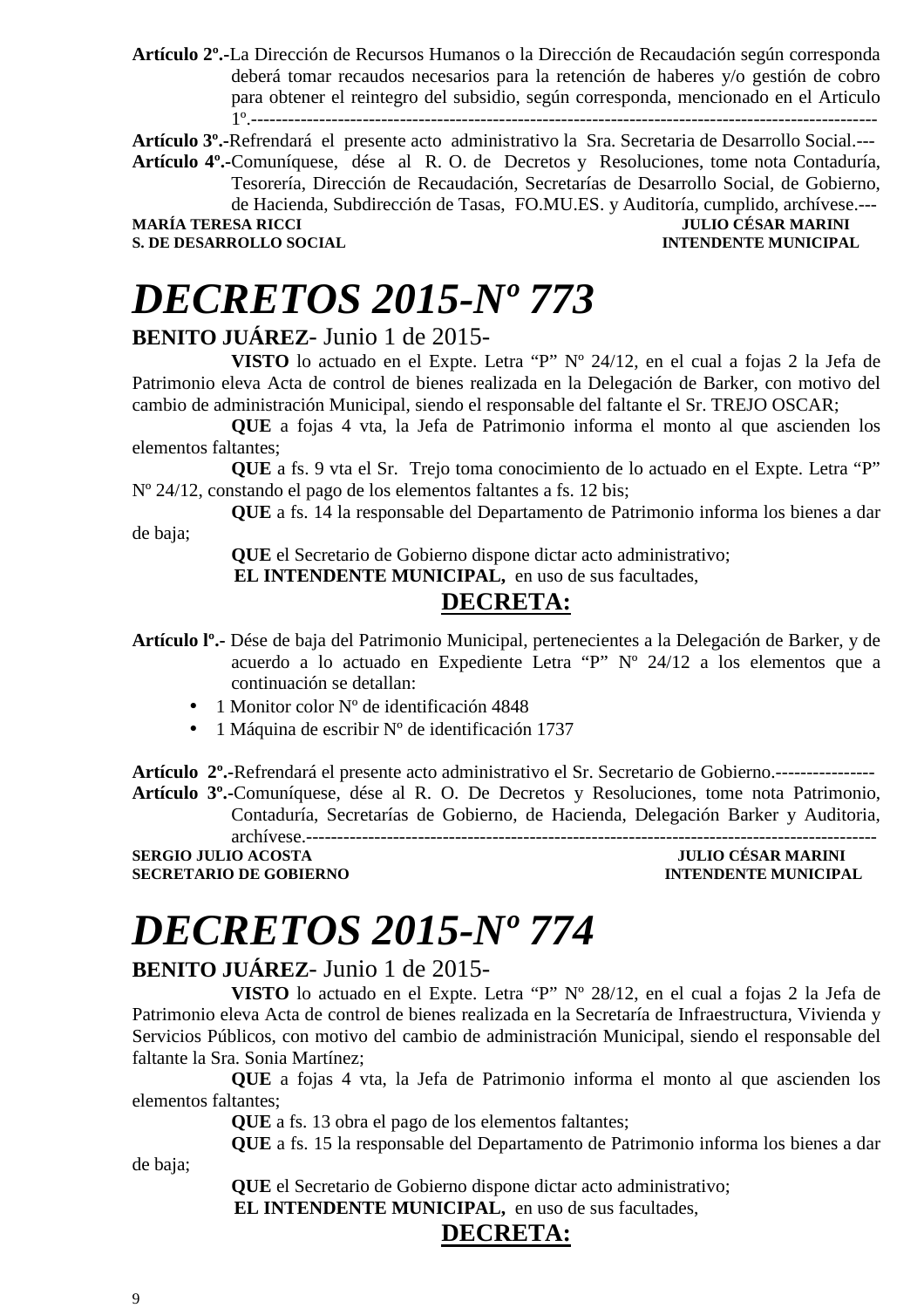**Artículo 2º.-**La Dirección de Recursos Humanos o la Dirección de Recaudación según corresponda deberá tomar recaudos necesarios para la retención de haberes y/o gestión de cobro para obtener el reintegro del subsidio, según corresponda, mencionado en el Articulo 1º.-----------------------------------------------------------------------------------------------------

**Artículo 3º.-**Refrendará el presente acto administrativo la Sra. Secretaria de Desarrollo Social.---

**Artículo 4º.-**Comuníquese, dése al R. O. de Decretos y Resoluciones, tome nota Contaduría, Tesorería, Dirección de Recaudación, Secretarías de Desarrollo Social, de Gobierno, de Hacienda, Subdirección de Tasas, FO.MU.ES. y Auditoría, cumplido, archívese.---

**MARÍA TERESA RICCI** — **S. DE DESARROLLO SOCIAL**
**JULIO CÉSAR MARINI** — **INTENDENTE MUNICIPAL**

# *DECRETOS 2015-Nº 773*

**BENITO JUÁREZ**- Junio 1 de 2015-

**VISTO** lo actuado en el Expte. Letra "P" Nº 24/12, en el cual a fojas 2 la Jefa de Patrimonio eleva Acta de control de bienes realizada en la Delegación de Barker, con motivo del cambio de administración Municipal, siendo el responsable del faltante el Sr. TREJO OSCAR;

**QUE** a fojas 4 vta, la Jefa de Patrimonio informa el monto al que ascienden los elementos faltantes;

**QUE** a fs. 9 vta el Sr. Trejo toma conocimiento de lo actuado en el Expte. Letra "P" Nº 24/12, constando el pago de los elementos faltantes a fs. 12 bis;

**QUE** a fs. 14 la responsable del Departamento de Patrimonio informa los bienes a dar de baja;

**QUE** el Secretario de Gobierno dispone dictar acto administrativo;

**EL INTENDENTE MUNICIPAL,** en uso de sus facultades,

**DECRETA:**

**Artículo lº.-** Dése de baja del Patrimonio Municipal, pertenecientes a la Delegación de Barker, y de acuerdo a lo actuado en Expediente Letra "P" Nº 24/12 a los elementos que a continuación se detallan:

- 1 Monitor color Nº de identificación 4848
- 1 Máquina de escribir Nº de identificación 1737

**Artículo 2º.-**Refrendará el presente acto administrativo el Sr. Secretario de Gobierno.----------------

**Artículo 3º.-**Comuníquese, dése al R. O. De Decretos y Resoluciones, tome nota Patrimonio, Contaduría, Secretarías de Gobierno, de Hacienda, Delegación Barker y Auditoria, archívese.-----------------------------------------------------------------------------------------

**SERGIO JULIO ACOSTA** — **SECRETARIO DE GOBIERNO**
**JULIO CÉSAR MARINI** — **INTENDENTE MUNICIPAL**

# *DECRETOS 2015-Nº 774*

**BENITO JUÁREZ**- Junio 1 de 2015-

**VISTO** lo actuado en el Expte. Letra "P" Nº 28/12, en el cual a fojas 2 la Jefa de Patrimonio eleva Acta de control de bienes realizada en la Secretaría de Infraestructura, Vivienda y Servicios Públicos, con motivo del cambio de administración Municipal, siendo el responsable del faltante la Sra. Sonia Martínez;

**QUE** a fojas 4 vta, la Jefa de Patrimonio informa el monto al que ascienden los elementos faltantes;

**QUE** a fs. 13 obra el pago de los elementos faltantes;

**QUE** a fs. 15 la responsable del Departamento de Patrimonio informa los bienes a dar de baja;

**QUE** el Secretario de Gobierno dispone dictar acto administrativo;

**EL INTENDENTE MUNICIPAL,** en uso de sus facultades,

**DECRETA:**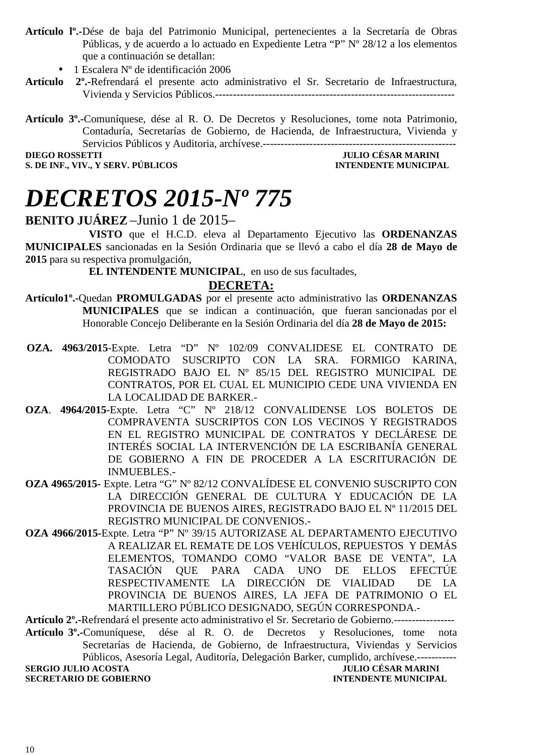**Artículo lº.-**Dése de baja del Patrimonio Municipal, pertenecientes a la Secretaría de Obras Públicas, y de acuerdo a lo actuado en Expediente Letra "P" Nº 28/12 a los elementos que a continuación se detallan:

- 1 Escalera Nº de identificación 2006

**Artículo 2º.-**Refrendará el presente acto administrativo el Sr. Secretario de Infraestructura, Vivienda y Servicios Públicos.-----------------------------------------------------------------

**Artículo 3º.-**Comuníquese, dése al R. O. De Decretos y Resoluciones, tome nota Patrimonio, Contaduría, Secretarías de Gobierno, de Hacienda, de Infraestructura, Vivienda y Servicios Públicos y Auditoria, archívese.-----------------------------------------------------

**DIEGO ROSSETTI** — **JULIO CÉSAR MARINI**
**S. DE INF., VIV., Y SERV. PÚBLICOS** — **INTENDENTE MUNICIPAL**

# *DECRETOS 2015-Nº 775*

**BENITO JUÁREZ** –Junio 1 de 2015–

**VISTO** que el H.C.D. eleva al Departamento Ejecutivo las **ORDENANZAS MUNICIPALES** sancionadas en la Sesión Ordinaria que se llevó a cabo el día **28 de Mayo de 2015** para su respectiva promulgación,

**EL INTENDENTE MUNICIPAL**, en uso de sus facultades,

**DECRETA:**

**Artículo1º.-**Quedan **PROMULGADAS** por el presente acto administrativo las **ORDENANZAS MUNICIPALES** que se indican a continuación, que fueran sancionadas por el Honorable Concejo Deliberante en la Sesión Ordinaria del día **28 de Mayo de 2015:**

**OZA. 4963/2015**-Expte. Letra "D" Nº 102/09 CONVALIDESE EL CONTRATO DE COMODATO SUSCRIPTO CON LA SRA. FORMIGO KARINA, REGISTRADO BAJO EL Nº 85/15 DEL REGISTRO MUNICIPAL DE CONTRATOS, POR EL CUAL EL MUNICIPIO CEDE UNA VIVIENDA EN LA LOCALIDAD DE BARKER.-

**OZA**. **4964/2015**-Expte. Letra "C" Nº 218/12 CONVALIDENSE LOS BOLETOS DE COMPRAVENTA SUSCRIPTOS CON LOS VECINOS Y REGISTRADOS EN EL REGISTRO MUNICIPAL DE CONTRATOS Y DECLÁRESE DE INTERÉS SOCIAL LA INTERVENCIÓN DE LA ESCRIBANÍA GENERAL DE GOBIERNO A FIN DE PROCEDER A LA ESCRITURACIÓN DE INMUEBLES.-

**OZA 4965/2015-** Expte. Letra "G" Nº 82/12 CONVALÍDESE EL CONVENIO SUSCRIPTO CON LA DIRECCIÓN GENERAL DE CULTURA Y EDUCACIÓN DE LA PROVINCIA DE BUENOS AIRES, REGISTRADO BAJO EL Nº 11/2015 DEL REGISTRO MUNICIPAL DE CONVENIOS.-

**OZA 4966/2015-**Expte. Letra "P" Nº 39/15 AUTORIZASE AL DEPARTAMENTO EJECUTIVO A REALIZAR EL REMATE DE LOS VEHÍCULOS, REPUESTOS Y DEMÁS ELEMENTOS, TOMANDO COMO "VALOR BASE DE VENTA", LA TASACIÓN QUE PARA CADA UNO DE ELLOS EFECTÚE RESPECTIVAMENTE LA DIRECCIÓN DE VIALIDAD DE LA PROVINCIA DE BUENOS AIRES, LA JEFA DE PATRIMONIO O EL MARTILLERO PÚBLICO DESIGNADO, SEGÚN CORRESPONDA.-

**Artículo 2º.-**Refrendará el presente acto administrativo el Sr. Secretario de Gobierno.-----------------

**Artículo 3º.-**Comuníquese, dése al R. O. de Decretos y Resoluciones, tome nota Secretarías de Hacienda, de Gobierno, de Infraestructura, Viviendas y Servicios Públicos, Asesoría Legal, Auditoría, Delegación Barker, cumplido, archívese.-----------

**SERGIO JULIO ACOSTA** — **JULIO CÉSAR MARINI**
**SECRETARIO DE GOBIERNO** — **INTENDENTE MUNICIPAL**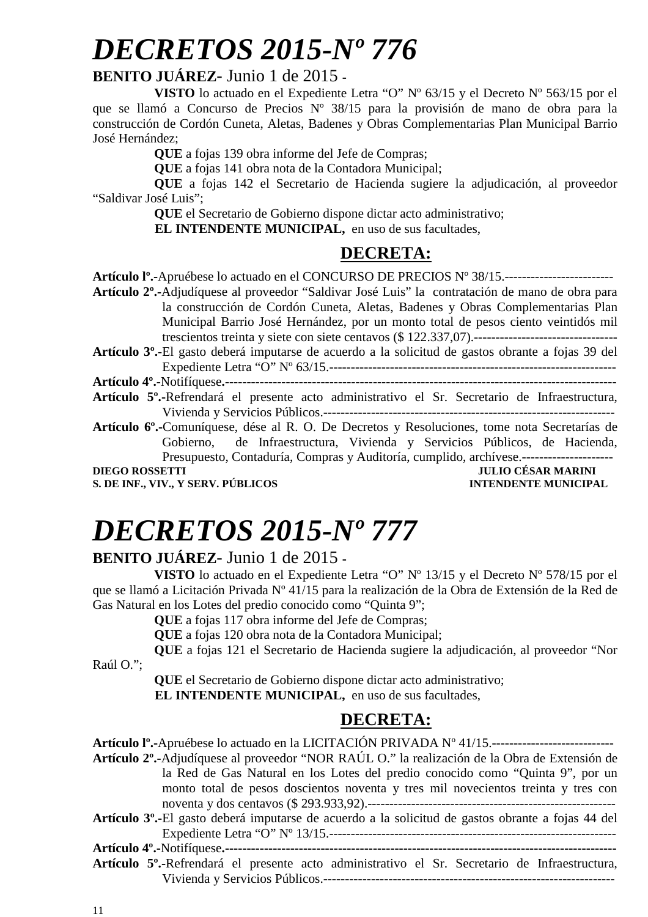# *DECRETOS 2015-Nº 776*

**BENITO JUÁREZ**- Junio 1 de 2015 -

**VISTO** lo actuado en el Expediente Letra "O" Nº 63/15 y el Decreto Nº 563/15 por el que se llamó a Concurso de Precios Nº 38/15 para la provisión de mano de obra para la construcción de Cordón Cuneta, Aletas, Badenes y Obras Complementarias Plan Municipal Barrio José Hernández;

**QUE** a fojas 139 obra informe del Jefe de Compras;

**QUE** a fojas 141 obra nota de la Contadora Municipal;

**QUE** a fojas 142 el Secretario de Hacienda sugiere la adjudicación, al proveedor "Saldivar José Luis";

**QUE** el Secretario de Gobierno dispone dictar acto administrativo;

**EL INTENDENTE MUNICIPAL,** en uso de sus facultades,

## DECRETA:

**Artículo lº.-**Apruébese lo actuado en el CONCURSO DE PRECIOS Nº 38/15.-------------------------

**Artículo 2º.-**Adjudíquese al proveedor "Saldivar José Luis" la contratación de mano de obra para la construcción de Cordón Cuneta, Aletas, Badenes y Obras Complementarias Plan Municipal Barrio José Hernández, por un monto total de pesos ciento veintidós mil trescientos treinta y siete con siete centavos ($ 122.337,07).---------------------------------

**Artículo 3º.-**El gasto deberá imputarse de acuerdo a la solicitud de gastos obrante a fojas 39 del Expediente Letra "O" Nº 63/15.-------------------------------------------------------------------

**Artículo 4º.-**Notifíquese.-------------------------------------------------------------------------------------------

**Artículo 5º.-**Refrendará el presente acto administrativo el Sr. Secretario de Infraestructura, Vivienda y Servicios Públicos.-------------------------------------------------------------------

**Artículo 6º.-**Comuníquese, dése al R. O. De Decretos y Resoluciones, tome nota Secretarías de Gobierno, de Infraestructura, Vivienda y Servicios Públicos, de Hacienda, Presupuesto, Contaduría, Compras y Auditoría, cumplido, archívese.---------------------

**DIEGO ROSSETTI** — **S. DE INF., VIV., Y SERV. PÚBLICOS**

**JULIO CÉSAR MARINI** — **INTENDENTE MUNICIPAL**

# *DECRETOS 2015-Nº 777*

**BENITO JUÁREZ**- Junio 1 de 2015 -

**VISTO** lo actuado en el Expediente Letra "O" Nº 13/15 y el Decreto Nº 578/15 por el que se llamó a Licitación Privada Nº 41/15 para la realización de la Obra de Extensión de la Red de Gas Natural en los Lotes del predio conocido como "Quinta 9";

**QUE** a fojas 117 obra informe del Jefe de Compras;

**QUE** a fojas 120 obra nota de la Contadora Municipal;

**QUE** a fojas 121 el Secretario de Hacienda sugiere la adjudicación, al proveedor "Nor Raúl O.";

**QUE** el Secretario de Gobierno dispone dictar acto administrativo;

**EL INTENDENTE MUNICIPAL,** en uso de sus facultades,

## DECRETA:

**Artículo lº.-**Apruébese lo actuado en la LICITACIÓN PRIVADA Nº 41/15.----------------------------

**Artículo 2º.-**Adjudíquese al proveedor "NOR RAÚL O." la realización de la Obra de Extensión de la Red de Gas Natural en los Lotes del predio conocido como "Quinta 9", por un monto total de pesos doscientos noventa y tres mil novecientos treinta y tres con noventa y dos centavos ($ 293.933,92).---------------------------------------------------------

**Artículo 3º.-**El gasto deberá imputarse de acuerdo a la solicitud de gastos obrante a fojas 44 del Expediente Letra "O" Nº 13/15.-------------------------------------------------------------------

**Artículo 4º.-**Notifíquese.-------------------------------------------------------------------------------------------

**Artículo 5º.-**Refrendará el presente acto administrativo el Sr. Secretario de Infraestructura, Vivienda y Servicios Públicos.-------------------------------------------------------------------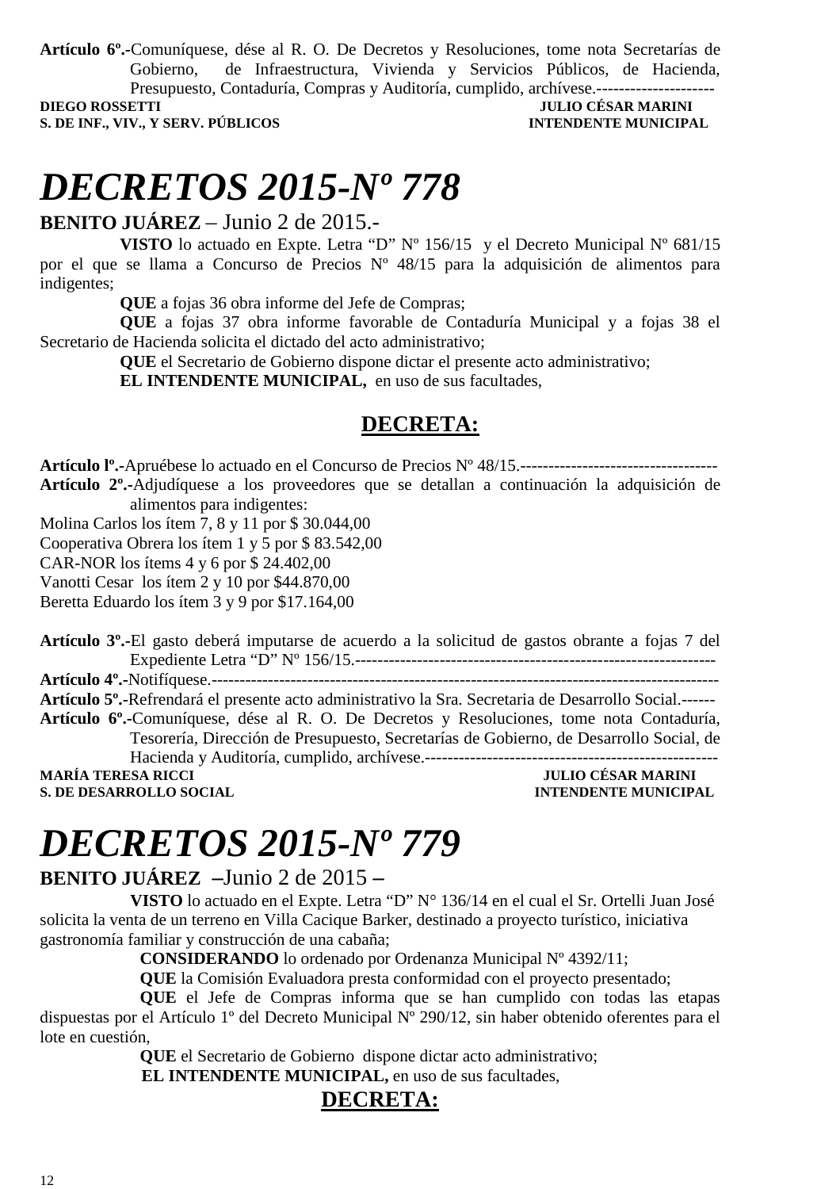**Artículo 6º.-**Comuníquese, dése al R. O. De Decretos y Resoluciones, tome nota Secretarías de Gobierno, de Infraestructura, Vivienda y Servicios Públicos, de Hacienda, Presupuesto, Contaduría, Compras y Auditoría, cumplido, archívese.---------------------

**DIEGO ROSSETTI** — **JULIO CÉSAR MARINI**
**S. DE INF., VIV., Y SERV. PÚBLICOS** — **INTENDENTE MUNICIPAL**

# *DECRETOS 2015-Nº 778*

**BENITO JUÁREZ** – Junio 2 de 2015.-

**VISTO** lo actuado en Expte. Letra "D" Nº 156/15 y el Decreto Municipal Nº 681/15 por el que se llama a Concurso de Precios Nº 48/15 para la adquisición de alimentos para indigentes;

**QUE** a fojas 36 obra informe del Jefe de Compras;

**QUE** a fojas 37 obra informe favorable de Contaduría Municipal y a fojas 38 el Secretario de Hacienda solicita el dictado del acto administrativo;

**QUE** el Secretario de Gobierno dispone dictar el presente acto administrativo;

**EL INTENDENTE MUNICIPAL,** en uso de sus facultades,

## DECRETA:

**Artículo lº.-**Apruébese lo actuado en el Concurso de Precios Nº 48/15.----------------------------------

**Artículo 2º.-**Adjudíquese a los proveedores que se detallan a continuación la adquisición de alimentos para indigentes:

Molina Carlos los ítem 7, 8 y 11 por $ 30.044,00
Cooperativa Obrera los ítem 1 y 5 por $ 83.542,00
CAR-NOR los ítems 4 y 6 por $ 24.402,00
Vanotti Cesar los ítem 2 y 10 por $44.870,00
Beretta Eduardo los ítem 3 y 9 por $17.164,00

**Artículo 3º.-**El gasto deberá imputarse de acuerdo a la solicitud de gastos obrante a fojas 7 del Expediente Letra "D" Nº 156/15.---------------------------------------------------------------

**Artículo 4º.-**Notifíquese.------------------------------------------------------------------------------------------

**Artículo 5º.-**Refrendará el presente acto administrativo la Sra. Secretaria de Desarrollo Social.------

**Artículo 6º.-**Comuníquese, dése al R. O. De Decretos y Resoluciones, tome nota Contaduría, Tesorería, Dirección de Presupuesto, Secretarías de Gobierno, de Desarrollo Social, de Hacienda y Auditoría, cumplido, archívese.----------------------------------------------------

**MARÍA TERESA RICCI** — **JULIO CÉSAR MARINI**
**S. DE DESARROLLO SOCIAL** — **INTENDENTE MUNICIPAL**

# *DECRETOS 2015-Nº 779*

**BENITO JUÁREZ –**Junio 2 de 2015 **–**

**VISTO** lo actuado en el Expte. Letra "D" N° 136/14 en el cual el Sr. Ortelli Juan José solicita la venta de un terreno en Villa Cacique Barker, destinado a proyecto turístico, iniciativa gastronomía familiar y construcción de una cabaña;

**CONSIDERANDO** lo ordenado por Ordenanza Municipal Nº 4392/11;

**QUE** la Comisión Evaluadora presta conformidad con el proyecto presentado;

**QUE** el Jefe de Compras informa que se han cumplido con todas las etapas dispuestas por el Artículo 1º del Decreto Municipal Nº 290/12, sin haber obtenido oferentes para el lote en cuestión,

**QUE** el Secretario de Gobierno dispone dictar acto administrativo;

**EL INTENDENTE MUNICIPAL,** en uso de sus facultades,

## DECRETA: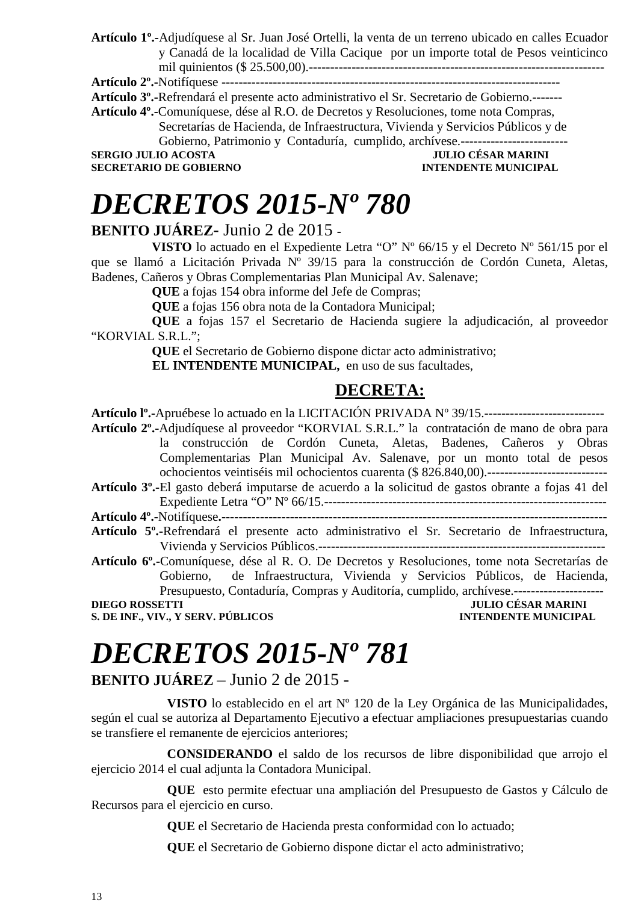**Artículo 1º.-**Adjudíquese al Sr. Juan José Ortelli, la venta de un terreno ubicado en calles Ecuador y Canadá de la localidad de Villa Cacique por un importe total de Pesos veinticinco mil quinientos ($ 25.500,00).----------------------------------------------------------------------

**Artículo 2º.-**Notifíquese ------------------------------------------------------------------------------

**Artículo 3º.-**Refrendará el presente acto administrativo el Sr. Secretario de Gobierno.-------

**Artículo 4º.-**Comuníquese, dése al R.O. de Decretos y Resoluciones, tome nota Compras, Secretarías de Hacienda, de Infraestructura, Vivienda y Servicios Públicos y de Gobierno, Patrimonio y Contaduría, cumplido, archívese.-------------------------

**SERGIO JULIO ACOSTA** — **JULIO CÉSAR MARINI**
**SECRETARIO DE GOBIERNO** — **INTENDENTE MUNICIPAL**

# *DECRETOS 2015-Nº 780*

**BENITO JUÁREZ**- Junio 2 de 2015 -

**VISTO** lo actuado en el Expediente Letra "O" Nº 66/15 y el Decreto Nº 561/15 por el que se llamó a Licitación Privada Nº 39/15 para la construcción de Cordón Cuneta, Aletas, Badenes, Cañeros y Obras Complementarias Plan Municipal Av. Salenave;

**QUE** a fojas 154 obra informe del Jefe de Compras;

**QUE** a fojas 156 obra nota de la Contadora Municipal;

**QUE** a fojas 157 el Secretario de Hacienda sugiere la adjudicación, al proveedor "KORVIAL S.R.L.";

**QUE** el Secretario de Gobierno dispone dictar acto administrativo;

**EL INTENDENTE MUNICIPAL,** en uso de sus facultades,

## DECRETA:

**Artículo lº.-**Apruébese lo actuado en la LICITACIÓN PRIVADA Nº 39/15.----------------------------

**Artículo 2º.-**Adjudíquese al proveedor "KORVIAL S.R.L." la contratación de mano de obra para la construcción de Cordón Cuneta, Aletas, Badenes, Cañeros y Obras Complementarias Plan Municipal Av. Salenave, por un monto total de pesos ochocientos veintiséis mil ochocientos cuarenta ($ 826.840,00).----------------------------

**Artículo 3º.-**El gasto deberá imputarse de acuerdo a la solicitud de gastos obrante a fojas 41 del Expediente Letra "O" Nº 66/15.------------------------------------------------------------------

**Artículo 4º.-**Notifíquese**.**------------------------------------------------------------------------------------------

**Artículo 5º.-**Refrendará el presente acto administrativo el Sr. Secretario de Infraestructura, Vivienda y Servicios Públicos.------------------------------------------------------------------

**Artículo 6º.-**Comuníquese, dése al R. O. De Decretos y Resoluciones, tome nota Secretarías de Gobierno, de Infraestructura, Vivienda y Servicios Públicos, de Hacienda, Presupuesto, Contaduría, Compras y Auditoría, cumplido, archívese.---------------------

**DIEGO ROSSETTI** — **JULIO CÉSAR MARINI**
**S. DE INF., VIV., Y SERV. PÚBLICOS** — **INTENDENTE MUNICIPAL**

# *DECRETOS 2015-Nº 781*

**BENITO JUÁREZ** – Junio 2 de 2015 -

**VISTO** lo establecido en el art Nº 120 de la Ley Orgánica de las Municipalidades, según el cual se autoriza al Departamento Ejecutivo a efectuar ampliaciones presupuestarias cuando se transfiere el remanente de ejercicios anteriores;

**CONSIDERANDO** el saldo de los recursos de libre disponibilidad que arrojo el ejercicio 2014 el cual adjunta la Contadora Municipal.

**QUE** esto permite efectuar una ampliación del Presupuesto de Gastos y Cálculo de Recursos para el ejercicio en curso.

**QUE** el Secretario de Hacienda presta conformidad con lo actuado;

**QUE** el Secretario de Gobierno dispone dictar el acto administrativo;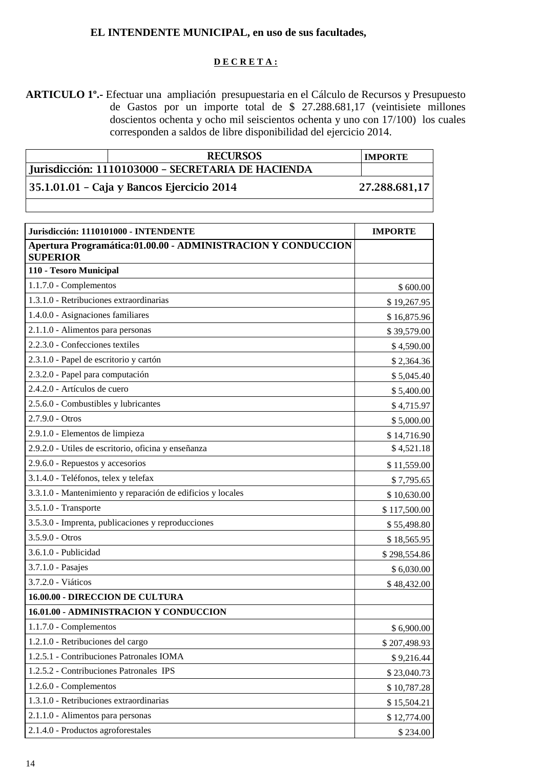**EL INTENDENTE MUNICIPAL, en uso de sus facultades,**

**D E C R E T A :**

**ARTICULO 1º.-** Efectuar una ampliación presupuestaria en el Cálculo de Recursos y Presupuesto de Gastos por un importe total de $ 27.288.681,17 (veintisiete millones doscientos ochenta y ocho mil seiscientos ochenta y uno con 17/100) los cuales corresponden a saldos de libre disponibilidad del ejercicio 2014.

| | RECURSOS | IMPORTE |
|---|---|---|
| Jurisdicción: 1110103000 – SECRETARIA DE HACIENDA | | |
| 35.1.01.01 – Caja y Bancos Ejercicio 2014 | | 27.288.681,17 |
| | | |

| Jurisdicción: 1110101000 - INTENDENTE | IMPORTE |
|---|---|
| **Apertura Programática:01.00.00 - ADMINISTRACION Y CONDUCCION SUPERIOR** | |
| **110 - Tesoro Municipal** | |
| 1.1.7.0 - Complementos | $ 600.00 |
| 1.3.1.0 - Retribuciones extraordinarias | $ 19,267.95 |
| 1.4.0.0 - Asignaciones familiares | $ 16,875.96 |
| 2.1.1.0 - Alimentos para personas | $ 39,579.00 |
| 2.2.3.0 - Confecciones textiles | $ 4,590.00 |
| 2.3.1.0 - Papel de escritorio y cartón | $ 2,364.36 |
| 2.3.2.0 - Papel para computación | $ 5,045.40 |
| 2.4.2.0 - Artículos de cuero | $ 5,400.00 |
| 2.5.6.0 - Combustibles y lubricantes | $ 4,715.97 |
| 2.7.9.0 - Otros | $ 5,000.00 |
| 2.9.1.0 - Elementos de limpieza | $ 14,716.90 |
| 2.9.2.0 - Utiles de escritorio, oficina y enseñanza | $ 4,521.18 |
| 2.9.6.0 - Repuestos y accesorios | $ 11,559.00 |
| 3.1.4.0 - Teléfonos, telex y telefax | $ 7,795.65 |
| 3.3.1.0 - Mantenimiento y reparación de edificios y locales | $ 10,630.00 |
| 3.5.1.0 - Transporte | $ 117,500.00 |
| 3.5.3.0 - Imprenta, publicaciones y reproducciones | $ 55,498.80 |
| 3.5.9.0 - Otros | $ 18,565.95 |
| 3.6.1.0 - Publicidad | $ 298,554.86 |
| 3.7.1.0 - Pasajes | $ 6,030.00 |
| 3.7.2.0 - Viáticos | $ 48,432.00 |
| **16.00.00 - DIRECCION DE CULTURA** | |
| **16.01.00 - ADMINISTRACION Y CONDUCCION** | |
| 1.1.7.0 - Complementos | $ 6,900.00 |
| 1.2.1.0 - Retribuciones del cargo | $ 207,498.93 |
| 1.2.5.1 - Contribuciones Patronales IOMA | $ 9,216.44 |
| 1.2.5.2 - Contribuciones Patronales IPS | $ 23,040.73 |
| 1.2.6.0 - Complementos | $ 10,787.28 |
| 1.3.1.0 - Retribuciones extraordinarias | $ 15,504.21 |
| 2.1.1.0 - Alimentos para personas | $ 12,774.00 |
| 2.1.4.0 - Productos agroforestales | $ 234.00 |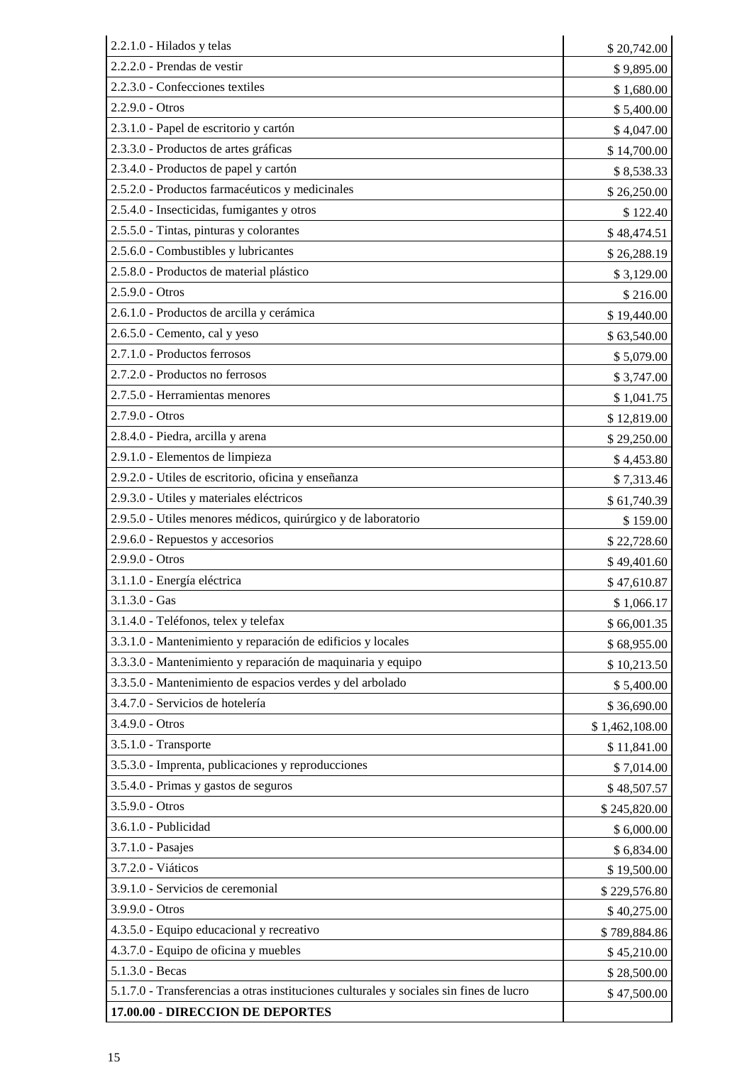| | |
|---|---|
| 2.2.1.0 - Hilados y telas | $ 20,742.00 |
| 2.2.2.0 - Prendas de vestir | $ 9,895.00 |
| 2.2.3.0 - Confecciones textiles | $ 1,680.00 |
| 2.2.9.0 - Otros | $ 5,400.00 |
| 2.3.1.0 - Papel de escritorio y cartón | $ 4,047.00 |
| 2.3.3.0 - Productos de artes gráficas | $ 14,700.00 |
| 2.3.4.0 - Productos de papel y cartón | $ 8,538.33 |
| 2.5.2.0 - Productos farmacéuticos y medicinales | $ 26,250.00 |
| 2.5.4.0 - Insecticidas, fumigantes y otros | $ 122.40 |
| 2.5.5.0 - Tintas, pinturas y colorantes | $ 48,474.51 |
| 2.5.6.0 - Combustibles y lubricantes | $ 26,288.19 |
| 2.5.8.0 - Productos de material plástico | $ 3,129.00 |
| 2.5.9.0 - Otros | $ 216.00 |
| 2.6.1.0 - Productos de arcilla y cerámica | $ 19,440.00 |
| 2.6.5.0 - Cemento, cal y yeso | $ 63,540.00 |
| 2.7.1.0 - Productos ferrosos | $ 5,079.00 |
| 2.7.2.0 - Productos no ferrosos | $ 3,747.00 |
| 2.7.5.0 - Herramientas menores | $ 1,041.75 |
| 2.7.9.0 - Otros | $ 12,819.00 |
| 2.8.4.0 - Piedra, arcilla y arena | $ 29,250.00 |
| 2.9.1.0 - Elementos de limpieza | $ 4,453.80 |
| 2.9.2.0 - Utiles de escritorio, oficina y enseñanza | $ 7,313.46 |
| 2.9.3.0 - Utiles y materiales eléctricos | $ 61,740.39 |
| 2.9.5.0 - Utiles menores médicos, quirúrgico y de laboratorio | $ 159.00 |
| 2.9.6.0 - Repuestos y accesorios | $ 22,728.60 |
| 2.9.9.0 - Otros | $ 49,401.60 |
| 3.1.1.0 - Energía eléctrica | $ 47,610.87 |
| 3.1.3.0 - Gas | $ 1,066.17 |
| 3.1.4.0 - Teléfonos, telex y telefax | $ 66,001.35 |
| 3.3.1.0 - Mantenimiento y reparación de edificios y locales | $ 68,955.00 |
| 3.3.3.0 - Mantenimiento y reparación de maquinaria y equipo | $ 10,213.50 |
| 3.3.5.0 - Mantenimiento de espacios verdes y del arbolado | $ 5,400.00 |
| 3.4.7.0 - Servicios de hotelería | $ 36,690.00 |
| 3.4.9.0 - Otros | $ 1,462,108.00 |
| 3.5.1.0 - Transporte | $ 11,841.00 |
| 3.5.3.0 - Imprenta, publicaciones y reproducciones | $ 7,014.00 |
| 3.5.4.0 - Primas y gastos de seguros | $ 48,507.57 |
| 3.5.9.0 - Otros | $ 245,820.00 |
| 3.6.1.0 - Publicidad | $ 6,000.00 |
| 3.7.1.0 - Pasajes | $ 6,834.00 |
| 3.7.2.0 - Viáticos | $ 19,500.00 |
| 3.9.1.0 - Servicios de ceremonial | $ 229,576.80 |
| 3.9.9.0 - Otros | $ 40,275.00 |
| 4.3.5.0 - Equipo educacional y recreativo | $ 789,884.86 |
| 4.3.7.0 - Equipo de oficina y muebles | $ 45,210.00 |
| 5.1.3.0 - Becas | $ 28,500.00 |
| 5.1.7.0 - Transferencias a otras instituciones culturales y sociales sin fines de lucro | $ 47,500.00 |
| **17.00.00 - DIRECCION DE DEPORTES** | |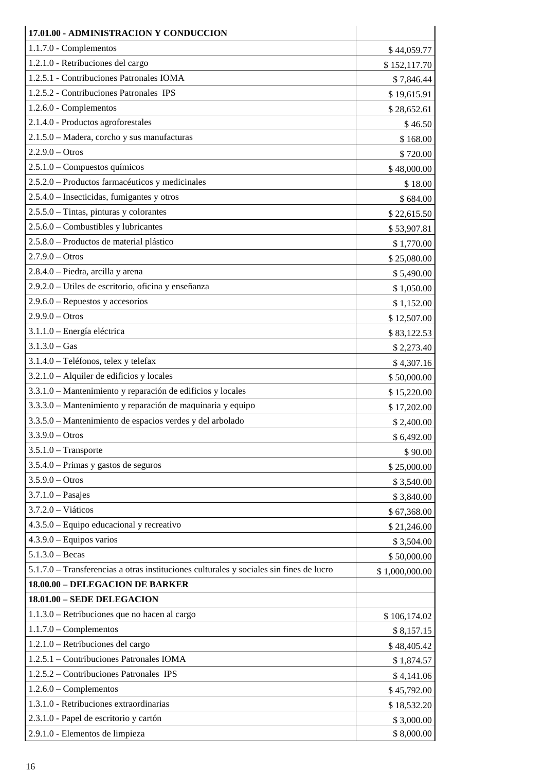| **17.01.00 - ADMINISTRACION Y CONDUCCION** | |
|---|---|
| 1.1.7.0 - Complementos | $ 44,059.77 |
| 1.2.1.0 - Retribuciones del cargo | $ 152,117.70 |
| 1.2.5.1 - Contribuciones Patronales IOMA | $ 7,846.44 |
| 1.2.5.2 - Contribuciones Patronales IPS | $ 19,615.91 |
| 1.2.6.0 - Complementos | $ 28,652.61 |
| 2.1.4.0 - Productos agroforestales | $ 46.50 |
| 2.1.5.0 – Madera, corcho y sus manufacturas | $ 168.00 |
| 2.2.9.0 – Otros | $ 720.00 |
| 2.5.1.0 – Compuestos químicos | $ 48,000.00 |
| 2.5.2.0 – Productos farmacéuticos y medicinales | $ 18.00 |
| 2.5.4.0 – Insecticidas, fumigantes y otros | $ 684.00 |
| 2.5.5.0 – Tintas, pinturas y colorantes | $ 22,615.50 |
| 2.5.6.0 – Combustibles y lubricantes | $ 53,907.81 |
| 2.5.8.0 – Productos de material plástico | $ 1,770.00 |
| 2.7.9.0 – Otros | $ 25,080.00 |
| 2.8.4.0 – Piedra, arcilla y arena | $ 5,490.00 |
| 2.9.2.0 – Utiles de escritorio, oficina y enseñanza | $ 1,050.00 |
| 2.9.6.0 – Repuestos y accesorios | $ 1,152.00 |
| 2.9.9.0 – Otros | $ 12,507.00 |
| 3.1.1.0 – Energía eléctrica | $ 83,122.53 |
| 3.1.3.0 – Gas | $ 2,273.40 |
| 3.1.4.0 – Teléfonos, telex y telefax | $ 4,307.16 |
| 3.2.1.0 – Alquiler de edificios y locales | $ 50,000.00 |
| 3.3.1.0 – Mantenimiento y reparación de edificios y locales | $ 15,220.00 |
| 3.3.3.0 – Mantenimiento y reparación de maquinaria y equipo | $ 17,202.00 |
| 3.3.5.0 – Mantenimiento de espacios verdes y del arbolado | $ 2,400.00 |
| 3.3.9.0 – Otros | $ 6,492.00 |
| 3.5.1.0 – Transporte | $ 90.00 |
| 3.5.4.0 – Primas y gastos de seguros | $ 25,000.00 |
| 3.5.9.0 – Otros | $ 3,540.00 |
| 3.7.1.0 – Pasajes | $ 3,840.00 |
| 3.7.2.0 – Viáticos | $ 67,368.00 |
| 4.3.5.0 – Equipo educacional y recreativo | $ 21,246.00 |
| 4.3.9.0 – Equipos varios | $ 3,504.00 |
| 5.1.3.0 – Becas | $ 50,000.00 |
| 5.1.7.0 – Transferencias a otras instituciones culturales y sociales sin fines de lucro | $ 1,000,000.00 |
| **18.00.00 – DELEGACION DE BARKER** | |
| **18.01.00 – SEDE DELEGACION** | |
| 1.1.3.0 – Retribuciones que no hacen al cargo | $ 106,174.02 |
| 1.1.7.0 – Complementos | $ 8,157.15 |
| 1.2.1.0 – Retribuciones del cargo | $ 48,405.42 |
| 1.2.5.1 – Contribuciones Patronales IOMA | $ 1,874.57 |
| 1.2.5.2 – Contribuciones Patronales IPS | $ 4,141.06 |
| 1.2.6.0 – Complementos | $ 45,792.00 |
| 1.3.1.0 - Retribuciones extraordinarias | $ 18,532.20 |
| 2.3.1.0 - Papel de escritorio y cartón | $ 3,000.00 |
| 2.9.1.0 - Elementos de limpieza | $ 8,000.00 |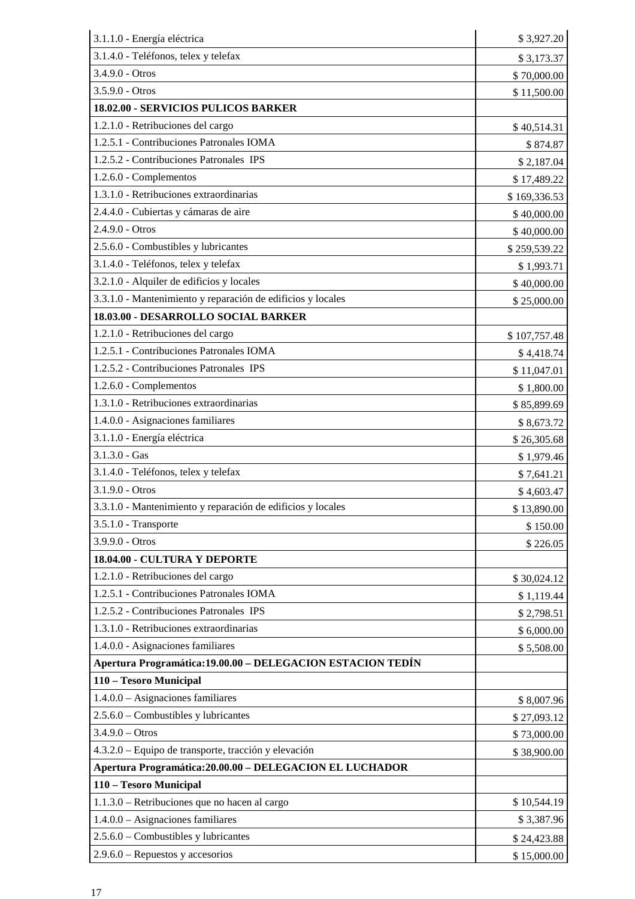| | |
|---|---|
| 3.1.1.0 - Energía eléctrica | $ 3,927.20 |
| 3.1.4.0 - Teléfonos, telex y telefax | $ 3,173.37 |
| 3.4.9.0 - Otros | $ 70,000.00 |
| 3.5.9.0 - Otros | $ 11,500.00 |
| **18.02.00 - SERVICIOS PULICOS BARKER** | |
| 1.2.1.0 - Retribuciones del cargo | $ 40,514.31 |
| 1.2.5.1 - Contribuciones Patronales IOMA | $ 874.87 |
| 1.2.5.2 - Contribuciones Patronales IPS | $ 2,187.04 |
| 1.2.6.0 - Complementos | $ 17,489.22 |
| 1.3.1.0 - Retribuciones extraordinarias | $ 169,336.53 |
| 2.4.4.0 - Cubiertas y cámaras de aire | $ 40,000.00 |
| 2.4.9.0 - Otros | $ 40,000.00 |
| 2.5.6.0 - Combustibles y lubricantes | $ 259,539.22 |
| 3.1.4.0 - Teléfonos, telex y telefax | $ 1,993.71 |
| 3.2.1.0 - Alquiler de edificios y locales | $ 40,000.00 |
| 3.3.1.0 - Mantenimiento y reparación de edificios y locales | $ 25,000.00 |
| **18.03.00 - DESARROLLO SOCIAL BARKER** | |
| 1.2.1.0 - Retribuciones del cargo | $ 107,757.48 |
| 1.2.5.1 - Contribuciones Patronales IOMA | $ 4,418.74 |
| 1.2.5.2 - Contribuciones Patronales IPS | $ 11,047.01 |
| 1.2.6.0 - Complementos | $ 1,800.00 |
| 1.3.1.0 - Retribuciones extraordinarias | $ 85,899.69 |
| 1.4.0.0 - Asignaciones familiares | $ 8,673.72 |
| 3.1.1.0 - Energía eléctrica | $ 26,305.68 |
| 3.1.3.0 - Gas | $ 1,979.46 |
| 3.1.4.0 - Teléfonos, telex y telefax | $ 7,641.21 |
| 3.1.9.0 - Otros | $ 4,603.47 |
| 3.3.1.0 - Mantenimiento y reparación de edificios y locales | $ 13,890.00 |
| 3.5.1.0 - Transporte | $ 150.00 |
| 3.9.9.0 - Otros | $ 226.05 |
| **18.04.00 - CULTURA Y DEPORTE** | |
| 1.2.1.0 - Retribuciones del cargo | $ 30,024.12 |
| 1.2.5.1 - Contribuciones Patronales IOMA | $ 1,119.44 |
| 1.2.5.2 - Contribuciones Patronales IPS | $ 2,798.51 |
| 1.3.1.0 - Retribuciones extraordinarias | $ 6,000.00 |
| 1.4.0.0 - Asignaciones familiares | $ 5,508.00 |
| **Apertura Programática:19.00.00 – DELEGACION ESTACION TEDÍN** | |
| **110 – Tesoro Municipal** | |
| 1.4.0.0 – Asignaciones familiares | $ 8,007.96 |
| 2.5.6.0 – Combustibles y lubricantes | $ 27,093.12 |
| 3.4.9.0 – Otros | $ 73,000.00 |
| 4.3.2.0 – Equipo de transporte, tracción y elevación | $ 38,900.00 |
| **Apertura Programática:20.00.00 – DELEGACION EL LUCHADOR** | |
| **110 – Tesoro Municipal** | |
| 1.1.3.0 – Retribuciones que no hacen al cargo | $ 10,544.19 |
| 1.4.0.0 – Asignaciones familiares | $ 3,387.96 |
| 2.5.6.0 – Combustibles y lubricantes | $ 24,423.88 |
| 2.9.6.0 – Repuestos y accesorios | $ 15,000.00 |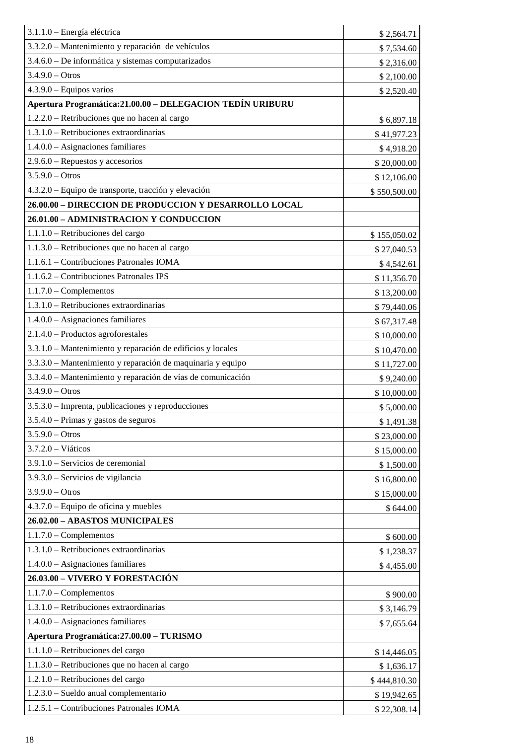| | |
|---|---|
| 3.1.1.0 – Energía eléctrica | $ 2,564.71 |
| 3.3.2.0 – Mantenimiento y reparación de vehículos | $ 7,534.60 |
| 3.4.6.0 – De informática y sistemas computarizados | $ 2,316.00 |
| 3.4.9.0 – Otros | $ 2,100.00 |
| 4.3.9.0 – Equipos varios | $ 2,520.40 |
| **Apertura Programática:21.00.00 – DELEGACION TEDÍN URIBURU** | |
| 1.2.2.0 – Retribuciones que no hacen al cargo | $ 6,897.18 |
| 1.3.1.0 – Retribuciones extraordinarias | $ 41,977.23 |
| 1.4.0.0 – Asignaciones familiares | $ 4,918.20 |
| 2.9.6.0 – Repuestos y accesorios | $ 20,000.00 |
| 3.5.9.0 – Otros | $ 12,106.00 |
| 4.3.2.0 – Equipo de transporte, tracción y elevación | $ 550,500.00 |
| **26.00.00 – DIRECCION DE PRODUCCION Y DESARROLLO LOCAL** | |
| **26.01.00 – ADMINISTRACION Y CONDUCCION** | |
| 1.1.1.0 – Retribuciones del cargo | $ 155,050.02 |
| 1.1.3.0 – Retribuciones que no hacen al cargo | $ 27,040.53 |
| 1.1.6.1 – Contribuciones Patronales IOMA | $ 4,542.61 |
| 1.1.6.2 – Contribuciones Patronales IPS | $ 11,356.70 |
| 1.1.7.0 – Complementos | $ 13,200.00 |
| 1.3.1.0 – Retribuciones extraordinarias | $ 79,440.06 |
| 1.4.0.0 – Asignaciones familiares | $ 67,317.48 |
| 2.1.4.0 – Productos agroforestales | $ 10,000.00 |
| 3.3.1.0 – Mantenimiento y reparación de edificios y locales | $ 10,470.00 |
| 3.3.3.0 – Mantenimiento y reparación de maquinaria y equipo | $ 11,727.00 |
| 3.3.4.0 – Mantenimiento y reparación de vías de comunicación | $ 9,240.00 |
| 3.4.9.0 – Otros | $ 10,000.00 |
| 3.5.3.0 – Imprenta, publicaciones y reproducciones | $ 5,000.00 |
| 3.5.4.0 – Primas y gastos de seguros | $ 1,491.38 |
| 3.5.9.0 – Otros | $ 23,000.00 |
| 3.7.2.0 – Viáticos | $ 15,000.00 |
| 3.9.1.0 – Servicios de ceremonial | $ 1,500.00 |
| 3.9.3.0 – Servicios de vigilancia | $ 16,800.00 |
| 3.9.9.0 – Otros | $ 15,000.00 |
| 4.3.7.0 – Equipo de oficina y muebles | $ 644.00 |
| **26.02.00 – ABASTOS MUNICIPALES** | |
| 1.1.7.0 – Complementos | $ 600.00 |
| 1.3.1.0 – Retribuciones extraordinarias | $ 1,238.37 |
| 1.4.0.0 – Asignaciones familiares | $ 4,455.00 |
| **26.03.00 – VIVERO Y FORESTACIÓN** | |
| 1.1.7.0 – Complementos | $ 900.00 |
| 1.3.1.0 – Retribuciones extraordinarias | $ 3,146.79 |
| 1.4.0.0 – Asignaciones familiares | $ 7,655.64 |
| **Apertura Programática:27.00.00 – TURISMO** | |
| 1.1.1.0 – Retribuciones del cargo | $ 14,446.05 |
| 1.1.3.0 – Retribuciones que no hacen al cargo | $ 1,636.17 |
| 1.2.1.0 – Retribuciones del cargo | $ 444,810.30 |
| 1.2.3.0 – Sueldo anual complementario | $ 19,942.65 |
| 1.2.5.1 – Contribuciones Patronales IOMA | $ 22,308.14 |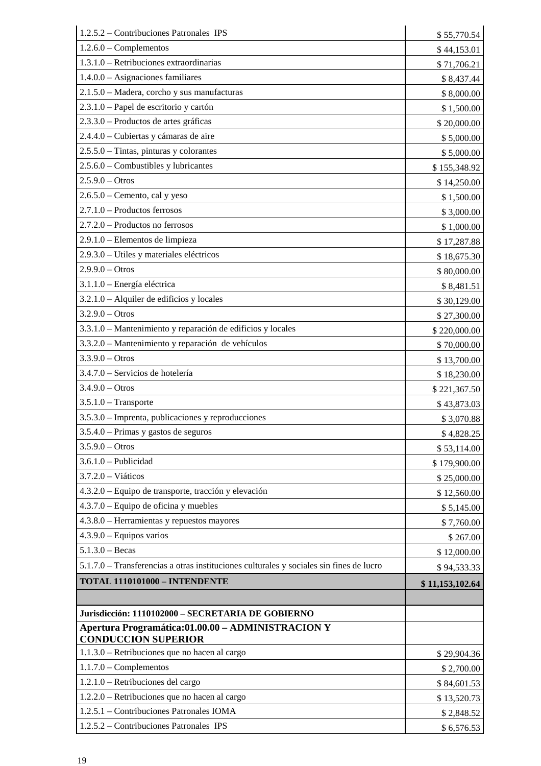| | |
|---|---|
| 1.2.5.2 – Contribuciones Patronales IPS | $ 55,770.54 |
| 1.2.6.0 – Complementos | $ 44,153.01 |
| 1.3.1.0 – Retribuciones extraordinarias | $ 71,706.21 |
| 1.4.0.0 – Asignaciones familiares | $ 8,437.44 |
| 2.1.5.0 – Madera, corcho y sus manufacturas | $ 8,000.00 |
| 2.3.1.0 – Papel de escritorio y cartón | $ 1,500.00 |
| 2.3.3.0 – Productos de artes gráficas | $ 20,000.00 |
| 2.4.4.0 – Cubiertas y cámaras de aire | $ 5,000.00 |
| 2.5.5.0 – Tintas, pinturas y colorantes | $ 5,000.00 |
| 2.5.6.0 – Combustibles y lubricantes | $ 155,348.92 |
| 2.5.9.0 – Otros | $ 14,250.00 |
| 2.6.5.0 – Cemento, cal y yeso | $ 1,500.00 |
| 2.7.1.0 – Productos ferrosos | $ 3,000.00 |
| 2.7.2.0 – Productos no ferrosos | $ 1,000.00 |
| 2.9.1.0 – Elementos de limpieza | $ 17,287.88 |
| 2.9.3.0 – Utiles y materiales eléctricos | $ 18,675.30 |
| 2.9.9.0 – Otros | $ 80,000.00 |
| 3.1.1.0 – Energía eléctrica | $ 8,481.51 |
| 3.2.1.0 – Alquiler de edificios y locales | $ 30,129.00 |
| 3.2.9.0 – Otros | $ 27,300.00 |
| 3.3.1.0 – Mantenimiento y reparación de edificios y locales | $ 220,000.00 |
| 3.3.2.0 – Mantenimiento y reparación de vehículos | $ 70,000.00 |
| 3.3.9.0 – Otros | $ 13,700.00 |
| 3.4.7.0 – Servicios de hotelería | $ 18,230.00 |
| 3.4.9.0 – Otros | $ 221,367.50 |
| 3.5.1.0 – Transporte | $ 43,873.03 |
| 3.5.3.0 – Imprenta, publicaciones y reproducciones | $ 3,070.88 |
| 3.5.4.0 – Primas y gastos de seguros | $ 4,828.25 |
| 3.5.9.0 – Otros | $ 53,114.00 |
| 3.6.1.0 – Publicidad | $ 179,900.00 |
| 3.7.2.0 – Viáticos | $ 25,000.00 |
| 4.3.2.0 – Equipo de transporte, tracción y elevación | $ 12,560.00 |
| 4.3.7.0 – Equipo de oficina y muebles | $ 5,145.00 |
| 4.3.8.0 – Herramientas y repuestos mayores | $ 7,760.00 |
| 4.3.9.0 – Equipos varios | $ 267.00 |
| 5.1.3.0 – Becas | $ 12,000.00 |
| 5.1.7.0 – Transferencias a otras instituciones culturales y sociales sin fines de lucro | $ 94,533.33 |
| **TOTAL 1110101000 – INTENDENTE** | **$ 11,153,102.64** |
| | |
| **Jurisdicción: 1110102000 – SECRETARIA DE GOBIERNO** | |
| **Apertura Programática:01.00.00 – ADMINISTRACION Y CONDUCCION SUPERIOR** | |
| 1.1.3.0 – Retribuciones que no hacen al cargo | $ 29,904.36 |
| 1.1.7.0 – Complementos | $ 2,700.00 |
| 1.2.1.0 – Retribuciones del cargo | $ 84,601.53 |
| 1.2.2.0 – Retribuciones que no hacen al cargo | $ 13,520.73 |
| 1.2.5.1 – Contribuciones Patronales IOMA | $ 2,848.52 |
| 1.2.5.2 – Contribuciones Patronales IPS | $ 6,576.53 |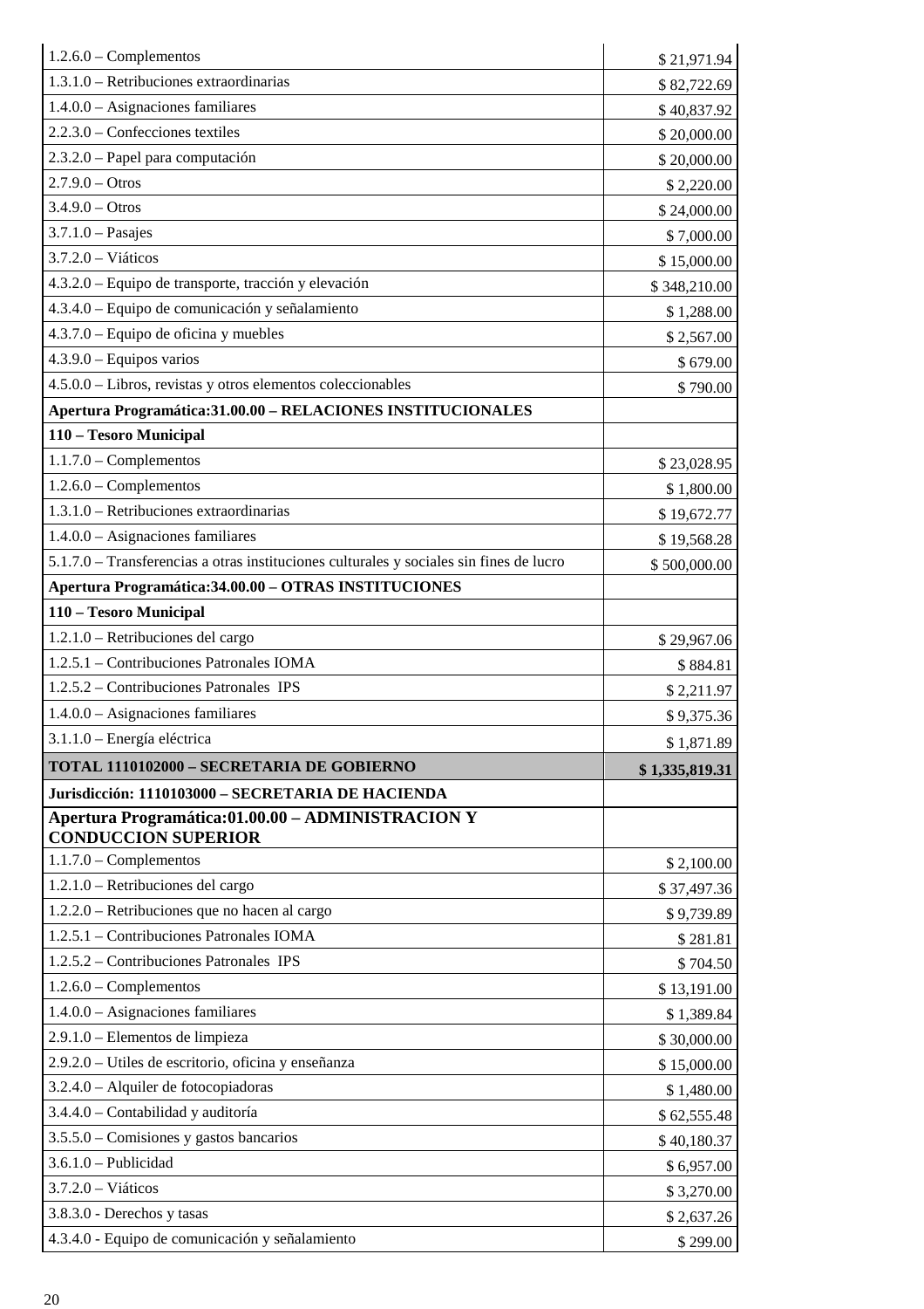| | |
|---|---|
| 1.2.6.0 – Complementos | $ 21,971.94 |
| 1.3.1.0 – Retribuciones extraordinarias | $ 82,722.69 |
| 1.4.0.0 – Asignaciones familiares | $ 40,837.92 |
| 2.2.3.0 – Confecciones textiles | $ 20,000.00 |
| 2.3.2.0 – Papel para computación | $ 20,000.00 |
| 2.7.9.0 – Otros | $ 2,220.00 |
| 3.4.9.0 – Otros | $ 24,000.00 |
| 3.7.1.0 – Pasajes | $ 7,000.00 |
| 3.7.2.0 – Viáticos | $ 15,000.00 |
| 4.3.2.0 – Equipo de transporte, tracción y elevación | $ 348,210.00 |
| 4.3.4.0 – Equipo de comunicación y señalamiento | $ 1,288.00 |
| 4.3.7.0 – Equipo de oficina y muebles | $ 2,567.00 |
| 4.3.9.0 – Equipos varios | $ 679.00 |
| 4.5.0.0 – Libros, revistas y otros elementos coleccionables | $ 790.00 |
| **Apertura Programática:31.00.00 – RELACIONES INSTITUCIONALES** | |
| **110 – Tesoro Municipal** | |
| 1.1.7.0 – Complementos | $ 23,028.95 |
| 1.2.6.0 – Complementos | $ 1,800.00 |
| 1.3.1.0 – Retribuciones extraordinarias | $ 19,672.77 |
| 1.4.0.0 – Asignaciones familiares | $ 19,568.28 |
| 5.1.7.0 – Transferencias a otras instituciones culturales y sociales sin fines de lucro | $ 500,000.00 |
| **Apertura Programática:34.00.00 – OTRAS INSTITUCIONES** | |
| **110 – Tesoro Municipal** | |
| 1.2.1.0 – Retribuciones del cargo | $ 29,967.06 |
| 1.2.5.1 – Contribuciones Patronales IOMA | $ 884.81 |
| 1.2.5.2 – Contribuciones Patronales IPS | $ 2,211.97 |
| 1.4.0.0 – Asignaciones familiares | $ 9,375.36 |
| 3.1.1.0 – Energía eléctrica | $ 1,871.89 |
| **TOTAL 1110102000 – SECRETARIA DE GOBIERNO** | **$ 1,335,819.31** |
| **Jurisdicción: 1110103000 – SECRETARIA DE HACIENDA** | |
| **Apertura Programática:01.00.00 – ADMINISTRACION Y CONDUCCION SUPERIOR** | |
| 1.1.7.0 – Complementos | $ 2,100.00 |
| 1.2.1.0 – Retribuciones del cargo | $ 37,497.36 |
| 1.2.2.0 – Retribuciones que no hacen al cargo | $ 9,739.89 |
| 1.2.5.1 – Contribuciones Patronales IOMA | $ 281.81 |
| 1.2.5.2 – Contribuciones Patronales IPS | $ 704.50 |
| 1.2.6.0 – Complementos | $ 13,191.00 |
| 1.4.0.0 – Asignaciones familiares | $ 1,389.84 |
| 2.9.1.0 – Elementos de limpieza | $ 30,000.00 |
| 2.9.2.0 – Utiles de escritorio, oficina y enseñanza | $ 15,000.00 |
| 3.2.4.0 – Alquiler de fotocopiadoras | $ 1,480.00 |
| 3.4.4.0 – Contabilidad y auditoría | $ 62,555.48 |
| 3.5.5.0 – Comisiones y gastos bancarios | $ 40,180.37 |
| 3.6.1.0 – Publicidad | $ 6,957.00 |
| 3.7.2.0 – Viáticos | $ 3,270.00 |
| 3.8.3.0 - Derechos y tasas | $ 2,637.26 |
| 4.3.4.0 - Equipo de comunicación y señalamiento | $ 299.00 |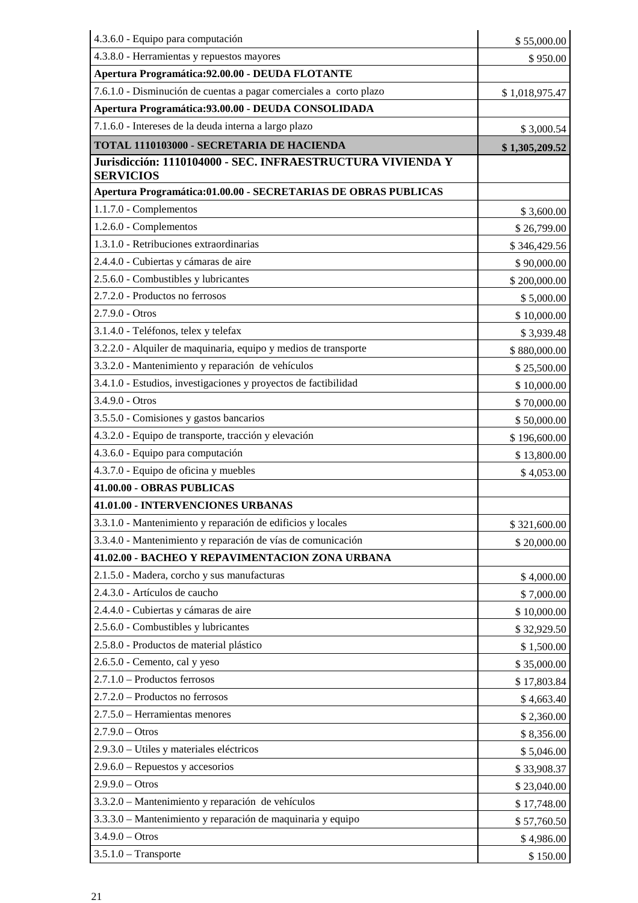| | |
|---|---|
| 4.3.6.0 - Equipo para computación | $ 55,000.00 |
| 4.3.8.0 - Herramientas y repuestos mayores | $ 950.00 |
| **Apertura Programática:92.00.00 - DEUDA FLOTANTE** | |
| 7.6.1.0 - Disminución de cuentas a pagar comerciales a corto plazo | $ 1,018,975.47 |
| **Apertura Programática:93.00.00 - DEUDA CONSOLIDADA** | |
| 7.1.6.0 - Intereses de la deuda interna a largo plazo | $ 3,000.54 |
| **TOTAL 1110103000 - SECRETARIA DE HACIENDA** | **$ 1,305,209.52** |
| **Jurisdicción: 1110104000 - SEC. INFRAESTRUCTURA VIVIENDA Y SERVICIOS** | |
| **Apertura Programática:01.00.00 - SECRETARIAS DE OBRAS PUBLICAS** | |
| 1.1.7.0 - Complementos | $ 3,600.00 |
| 1.2.6.0 - Complementos | $ 26,799.00 |
| 1.3.1.0 - Retribuciones extraordinarias | $ 346,429.56 |
| 2.4.4.0 - Cubiertas y cámaras de aire | $ 90,000.00 |
| 2.5.6.0 - Combustibles y lubricantes | $ 200,000.00 |
| 2.7.2.0 - Productos no ferrosos | $ 5,000.00 |
| 2.7.9.0 - Otros | $ 10,000.00 |
| 3.1.4.0 - Teléfonos, telex y telefax | $ 3,939.48 |
| 3.2.2.0 - Alquiler de maquinaria, equipo y medios de transporte | $ 880,000.00 |
| 3.3.2.0 - Mantenimiento y reparación de vehículos | $ 25,500.00 |
| 3.4.1.0 - Estudios, investigaciones y proyectos de factibilidad | $ 10,000.00 |
| 3.4.9.0 - Otros | $ 70,000.00 |
| 3.5.5.0 - Comisiones y gastos bancarios | $ 50,000.00 |
| 4.3.2.0 - Equipo de transporte, tracción y elevación | $ 196,600.00 |
| 4.3.6.0 - Equipo para computación | $ 13,800.00 |
| 4.3.7.0 - Equipo de oficina y muebles | $ 4,053.00 |
| **41.00.00 - OBRAS PUBLICAS** | |
| **41.01.00 - INTERVENCIONES URBANAS** | |
| 3.3.1.0 - Mantenimiento y reparación de edificios y locales | $ 321,600.00 |
| 3.3.4.0 - Mantenimiento y reparación de vías de comunicación | $ 20,000.00 |
| **41.02.00 - BACHEO Y REPAVIMENTACION ZONA URBANA** | |
| 2.1.5.0 - Madera, corcho y sus manufacturas | $ 4,000.00 |
| 2.4.3.0 - Artículos de caucho | $ 7,000.00 |
| 2.4.4.0 - Cubiertas y cámaras de aire | $ 10,000.00 |
| 2.5.6.0 - Combustibles y lubricantes | $ 32,929.50 |
| 2.5.8.0 - Productos de material plástico | $ 1,500.00 |
| 2.6.5.0 - Cemento, cal y yeso | $ 35,000.00 |
| 2.7.1.0 – Productos ferrosos | $ 17,803.84 |
| 2.7.2.0 – Productos no ferrosos | $ 4,663.40 |
| 2.7.5.0 – Herramientas menores | $ 2,360.00 |
| 2.7.9.0 – Otros | $ 8,356.00 |
| 2.9.3.0 – Utiles y materiales eléctricos | $ 5,046.00 |
| 2.9.6.0 – Repuestos y accesorios | $ 33,908.37 |
| 2.9.9.0 – Otros | $ 23,040.00 |
| 3.3.2.0 – Mantenimiento y reparación de vehículos | $ 17,748.00 |
| 3.3.3.0 – Mantenimiento y reparación de maquinaria y equipo | $ 57,760.50 |
| 3.4.9.0 – Otros | $ 4,986.00 |
| 3.5.1.0 – Transporte | $ 150.00 |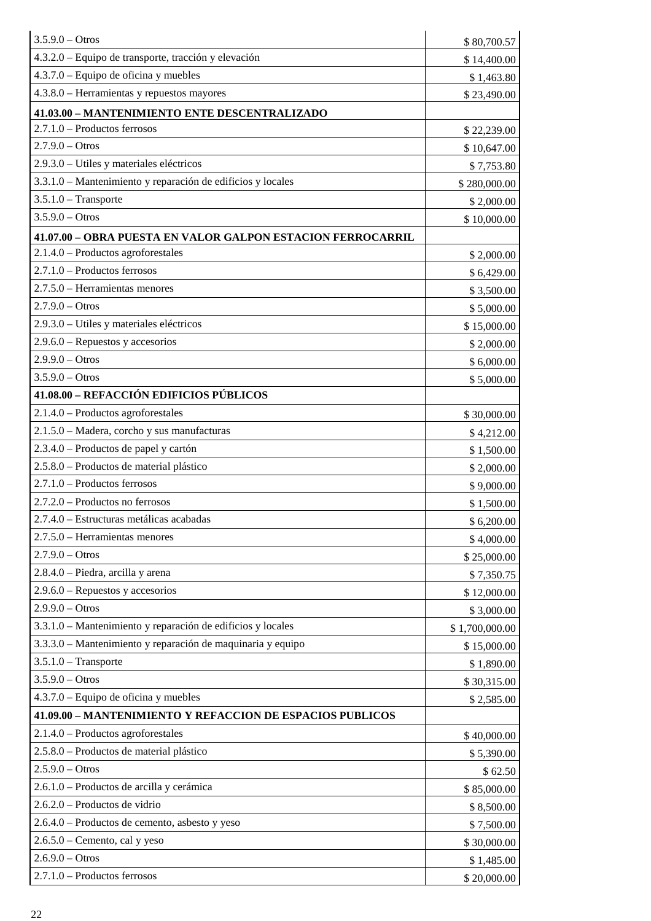| | |
|---|---|
| 3.5.9.0 – Otros | $ 80,700.57 |
| 4.3.2.0 – Equipo de transporte, tracción y elevación | $ 14,400.00 |
| 4.3.7.0 – Equipo de oficina y muebles | $ 1,463.80 |
| 4.3.8.0 – Herramientas y repuestos mayores | $ 23,490.00 |
| **41.03.00 – MANTENIMIENTO ENTE DESCENTRALIZADO** | |
| 2.7.1.0 – Productos ferrosos | $ 22,239.00 |
| 2.7.9.0 – Otros | $ 10,647.00 |
| 2.9.3.0 – Utiles y materiales eléctricos | $ 7,753.80 |
| 3.3.1.0 – Mantenimiento y reparación de edificios y locales | $ 280,000.00 |
| 3.5.1.0 – Transporte | $ 2,000.00 |
| 3.5.9.0 – Otros | $ 10,000.00 |
| **41.07.00 – OBRA PUESTA EN VALOR GALPON ESTACION FERROCARRIL** | |
| 2.1.4.0 – Productos agroforestales | $ 2,000.00 |
| 2.7.1.0 – Productos ferrosos | $ 6,429.00 |
| 2.7.5.0 – Herramientas menores | $ 3,500.00 |
| 2.7.9.0 – Otros | $ 5,000.00 |
| 2.9.3.0 – Utiles y materiales eléctricos | $ 15,000.00 |
| 2.9.6.0 – Repuestos y accesorios | $ 2,000.00 |
| 2.9.9.0 – Otros | $ 6,000.00 |
| 3.5.9.0 – Otros | $ 5,000.00 |
| **41.08.00 – REFACCIÓN EDIFICIOS PÚBLICOS** | |
| 2.1.4.0 – Productos agroforestales | $ 30,000.00 |
| 2.1.5.0 – Madera, corcho y sus manufacturas | $ 4,212.00 |
| 2.3.4.0 – Productos de papel y cartón | $ 1,500.00 |
| 2.5.8.0 – Productos de material plástico | $ 2,000.00 |
| 2.7.1.0 – Productos ferrosos | $ 9,000.00 |
| 2.7.2.0 – Productos no ferrosos | $ 1,500.00 |
| 2.7.4.0 – Estructuras metálicas acabadas | $ 6,200.00 |
| 2.7.5.0 – Herramientas menores | $ 4,000.00 |
| 2.7.9.0 – Otros | $ 25,000.00 |
| 2.8.4.0 – Piedra, arcilla y arena | $ 7,350.75 |
| 2.9.6.0 – Repuestos y accesorios | $ 12,000.00 |
| 2.9.9.0 – Otros | $ 3,000.00 |
| 3.3.1.0 – Mantenimiento y reparación de edificios y locales | $ 1,700,000.00 |
| 3.3.3.0 – Mantenimiento y reparación de maquinaria y equipo | $ 15,000.00 |
| 3.5.1.0 – Transporte | $ 1,890.00 |
| 3.5.9.0 – Otros | $ 30,315.00 |
| 4.3.7.0 – Equipo de oficina y muebles | $ 2,585.00 |
| **41.09.00 – MANTENIMIENTO Y REFACCION DE ESPACIOS PUBLICOS** | |
| 2.1.4.0 – Productos agroforestales | $ 40,000.00 |
| 2.5.8.0 – Productos de material plástico | $ 5,390.00 |
| 2.5.9.0 – Otros | $ 62.50 |
| 2.6.1.0 – Productos de arcilla y cerámica | $ 85,000.00 |
| 2.6.2.0 – Productos de vidrio | $ 8,500.00 |
| 2.6.4.0 – Productos de cemento, asbesto y yeso | $ 7,500.00 |
| 2.6.5.0 – Cemento, cal y yeso | $ 30,000.00 |
| 2.6.9.0 – Otros | $ 1,485.00 |
| 2.7.1.0 – Productos ferrosos | $ 20,000.00 |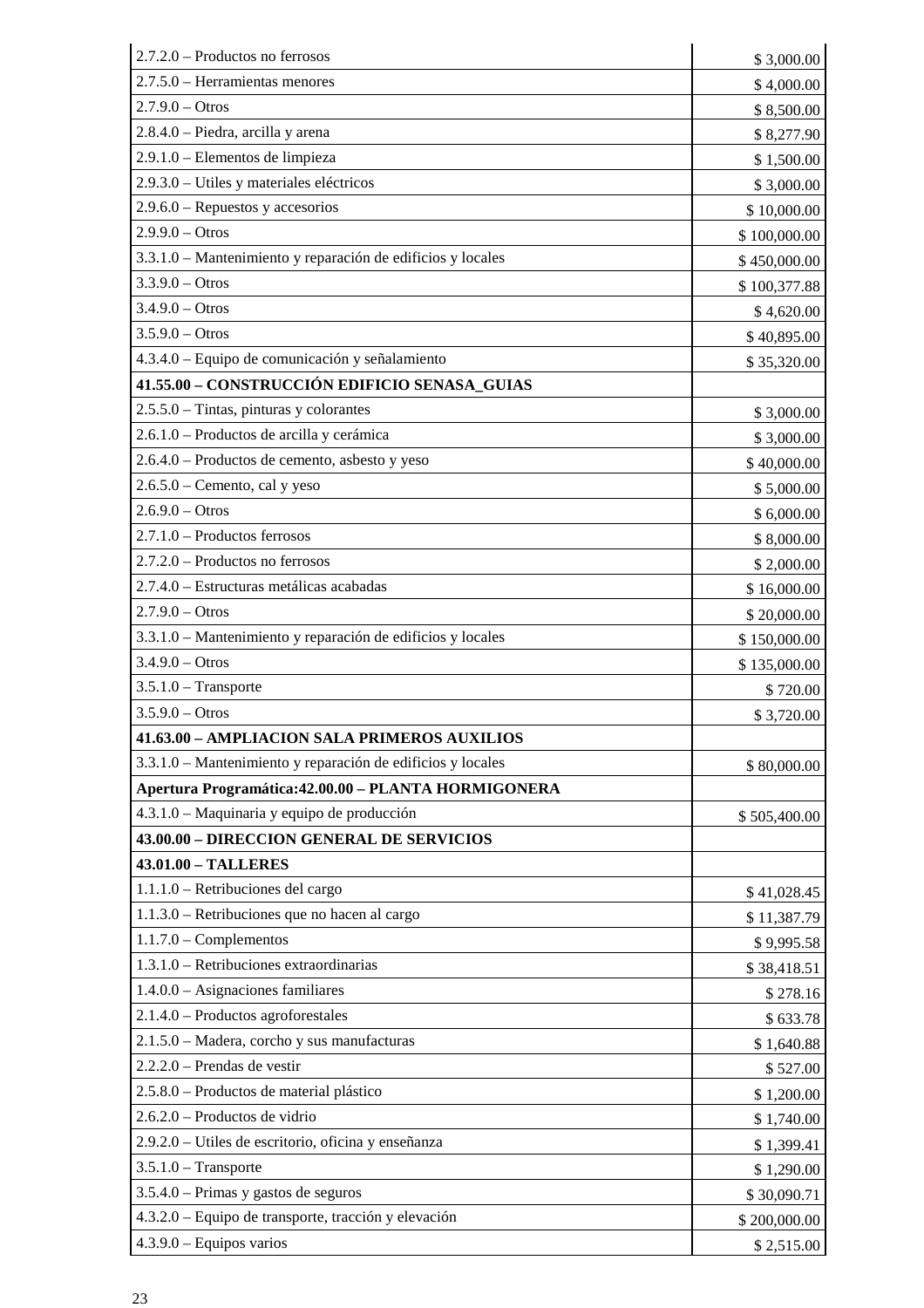| | |
|---|---|
| 2.7.2.0 – Productos no ferrosos | $ 3,000.00 |
| 2.7.5.0 – Herramientas menores | $ 4,000.00 |
| 2.7.9.0 – Otros | $ 8,500.00 |
| 2.8.4.0 – Piedra, arcilla y arena | $ 8,277.90 |
| 2.9.1.0 – Elementos de limpieza | $ 1,500.00 |
| 2.9.3.0 – Utiles y materiales eléctricos | $ 3,000.00 |
| 2.9.6.0 – Repuestos y accesorios | $ 10,000.00 |
| 2.9.9.0 – Otros | $ 100,000.00 |
| 3.3.1.0 – Mantenimiento y reparación de edificios y locales | $ 450,000.00 |
| 3.3.9.0 – Otros | $ 100,377.88 |
| 3.4.9.0 – Otros | $ 4,620.00 |
| 3.5.9.0 – Otros | $ 40,895.00 |
| 4.3.4.0 – Equipo de comunicación y señalamiento | $ 35,320.00 |
| **41.55.00 – CONSTRUCCIÓN EDIFICIO SENASA_GUIAS** | |
| 2.5.5.0 – Tintas, pinturas y colorantes | $ 3,000.00 |
| 2.6.1.0 – Productos de arcilla y cerámica | $ 3,000.00 |
| 2.6.4.0 – Productos de cemento, asbesto y yeso | $ 40,000.00 |
| 2.6.5.0 – Cemento, cal y yeso | $ 5,000.00 |
| 2.6.9.0 – Otros | $ 6,000.00 |
| 2.7.1.0 – Productos ferrosos | $ 8,000.00 |
| 2.7.2.0 – Productos no ferrosos | $ 2,000.00 |
| 2.7.4.0 – Estructuras metálicas acabadas | $ 16,000.00 |
| 2.7.9.0 – Otros | $ 20,000.00 |
| 3.3.1.0 – Mantenimiento y reparación de edificios y locales | $ 150,000.00 |
| 3.4.9.0 – Otros | $ 135,000.00 |
| 3.5.1.0 – Transporte | $ 720.00 |
| 3.5.9.0 – Otros | $ 3,720.00 |
| **41.63.00 – AMPLIACION SALA PRIMEROS AUXILIOS** | |
| 3.3.1.0 – Mantenimiento y reparación de edificios y locales | $ 80,000.00 |
| **Apertura Programática:42.00.00 – PLANTA HORMIGONERA** | |
| 4.3.1.0 – Maquinaria y equipo de producción | $ 505,400.00 |
| **43.00.00 – DIRECCION GENERAL DE SERVICIOS** | |
| **43.01.00 – TALLERES** | |
| 1.1.1.0 – Retribuciones del cargo | $ 41,028.45 |
| 1.1.3.0 – Retribuciones que no hacen al cargo | $ 11,387.79 |
| 1.1.7.0 – Complementos | $ 9,995.58 |
| 1.3.1.0 – Retribuciones extraordinarias | $ 38,418.51 |
| 1.4.0.0 – Asignaciones familiares | $ 278.16 |
| 2.1.4.0 – Productos agroforestales | $ 633.78 |
| 2.1.5.0 – Madera, corcho y sus manufacturas | $ 1,640.88 |
| 2.2.2.0 – Prendas de vestir | $ 527.00 |
| 2.5.8.0 – Productos de material plástico | $ 1,200.00 |
| 2.6.2.0 – Productos de vidrio | $ 1,740.00 |
| 2.9.2.0 – Utiles de escritorio, oficina y enseñanza | $ 1,399.41 |
| 3.5.1.0 – Transporte | $ 1,290.00 |
| 3.5.4.0 – Primas y gastos de seguros | $ 30,090.71 |
| 4.3.2.0 – Equipo de transporte, tracción y elevación | $ 200,000.00 |
| 4.3.9.0 – Equipos varios | $ 2,515.00 |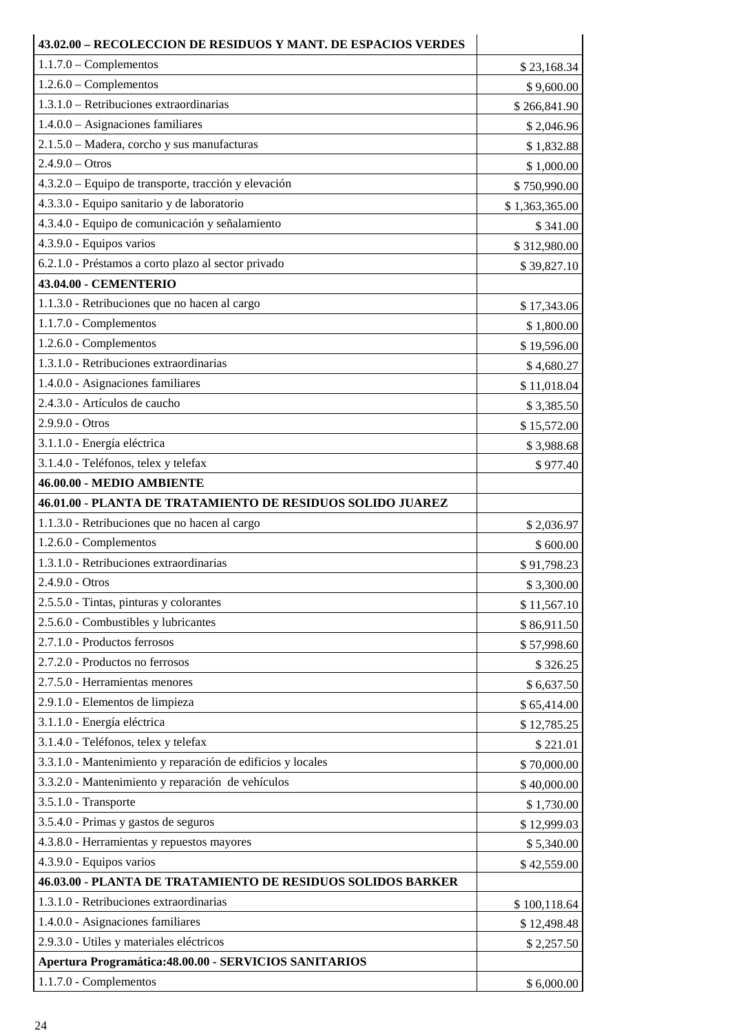| **43.02.00 – RECOLECCION DE RESIDUOS Y MANT. DE ESPACIOS VERDES** | |
|---|---|
| 1.1.7.0 – Complementos | $ 23,168.34 |
| 1.2.6.0 – Complementos | $ 9,600.00 |
| 1.3.1.0 – Retribuciones extraordinarias | $ 266,841.90 |
| 1.4.0.0 – Asignaciones familiares | $ 2,046.96 |
| 2.1.5.0 – Madera, corcho y sus manufacturas | $ 1,832.88 |
| 2.4.9.0 – Otros | $ 1,000.00 |
| 4.3.2.0 – Equipo de transporte, tracción y elevación | $ 750,990.00 |
| 4.3.3.0 - Equipo sanitario y de laboratorio | $ 1,363,365.00 |
| 4.3.4.0 - Equipo de comunicación y señalamiento | $ 341.00 |
| 4.3.9.0 - Equipos varios | $ 312,980.00 |
| 6.2.1.0 - Préstamos a corto plazo al sector privado | $ 39,827.10 |
| **43.04.00 - CEMENTERIO** | |
| 1.1.3.0 - Retribuciones que no hacen al cargo | $ 17,343.06 |
| 1.1.7.0 - Complementos | $ 1,800.00 |
| 1.2.6.0 - Complementos | $ 19,596.00 |
| 1.3.1.0 - Retribuciones extraordinarias | $ 4,680.27 |
| 1.4.0.0 - Asignaciones familiares | $ 11,018.04 |
| 2.4.3.0 - Artículos de caucho | $ 3,385.50 |
| 2.9.9.0 - Otros | $ 15,572.00 |
| 3.1.1.0 - Energía eléctrica | $ 3,988.68 |
| 3.1.4.0 - Teléfonos, telex y telefax | $ 977.40 |
| **46.00.00 - MEDIO AMBIENTE** | |
| **46.01.00 - PLANTA DE TRATAMIENTO DE RESIDUOS SOLIDO JUAREZ** | |
| 1.1.3.0 - Retribuciones que no hacen al cargo | $ 2,036.97 |
| 1.2.6.0 - Complementos | $ 600.00 |
| 1.3.1.0 - Retribuciones extraordinarias | $ 91,798.23 |
| 2.4.9.0 - Otros | $ 3,300.00 |
| 2.5.5.0 - Tintas, pinturas y colorantes | $ 11,567.10 |
| 2.5.6.0 - Combustibles y lubricantes | $ 86,911.50 |
| 2.7.1.0 - Productos ferrosos | $ 57,998.60 |
| 2.7.2.0 - Productos no ferrosos | $ 326.25 |
| 2.7.5.0 - Herramientas menores | $ 6,637.50 |
| 2.9.1.0 - Elementos de limpieza | $ 65,414.00 |
| 3.1.1.0 - Energía eléctrica | $ 12,785.25 |
| 3.1.4.0 - Teléfonos, telex y telefax | $ 221.01 |
| 3.3.1.0 - Mantenimiento y reparación de edificios y locales | $ 70,000.00 |
| 3.3.2.0 - Mantenimiento y reparación de vehículos | $ 40,000.00 |
| 3.5.1.0 - Transporte | $ 1,730.00 |
| 3.5.4.0 - Primas y gastos de seguros | $ 12,999.03 |
| 4.3.8.0 - Herramientas y repuestos mayores | $ 5,340.00 |
| 4.3.9.0 - Equipos varios | $ 42,559.00 |
| **46.03.00 - PLANTA DE TRATAMIENTO DE RESIDUOS SOLIDOS BARKER** | |
| 1.3.1.0 - Retribuciones extraordinarias | $ 100,118.64 |
| 1.4.0.0 - Asignaciones familiares | $ 12,498.48 |
| 2.9.3.0 - Utiles y materiales eléctricos | $ 2,257.50 |
| **Apertura Programática:48.00.00 - SERVICIOS SANITARIOS** | |
| 1.1.7.0 - Complementos | $ 6,000.00 |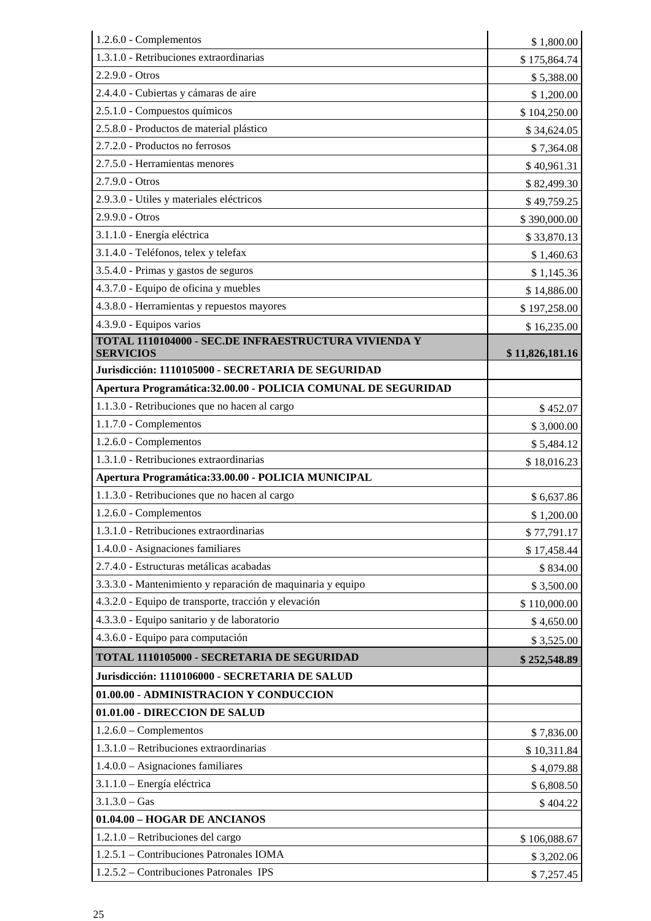| | |
|---|---|
| 1.2.6.0 - Complementos | $ 1,800.00 |
| 1.3.1.0 - Retribuciones extraordinarias | $ 175,864.74 |
| 2.2.9.0 - Otros | $ 5,388.00 |
| 2.4.4.0 - Cubiertas y cámaras de aire | $ 1,200.00 |
| 2.5.1.0 - Compuestos químicos | $ 104,250.00 |
| 2.5.8.0 - Productos de material plástico | $ 34,624.05 |
| 2.7.2.0 - Productos no ferrosos | $ 7,364.08 |
| 2.7.5.0 - Herramientas menores | $ 40,961.31 |
| 2.7.9.0 - Otros | $ 82,499.30 |
| 2.9.3.0 - Utiles y materiales eléctricos | $ 49,759.25 |
| 2.9.9.0 - Otros | $ 390,000.00 |
| 3.1.1.0 - Energía eléctrica | $ 33,870.13 |
| 3.1.4.0 - Teléfonos, telex y telefax | $ 1,460.63 |
| 3.5.4.0 - Primas y gastos de seguros | $ 1,145.36 |
| 4.3.7.0 - Equipo de oficina y muebles | $ 14,886.00 |
| 4.3.8.0 - Herramientas y repuestos mayores | $ 197,258.00 |
| 4.3.9.0 - Equipos varios | $ 16,235.00 |
| **TOTAL 1110104000 - SEC.DE INFRAESTRUCTURA VIVIENDA Y SERVICIOS** | **$ 11,826,181.16** |
| **Jurisdicción: 1110105000 - SECRETARIA DE SEGURIDAD** | |
| **Apertura Programática:32.00.00 - POLICIA COMUNAL DE SEGURIDAD** | |
| 1.1.3.0 - Retribuciones que no hacen al cargo | $ 452.07 |
| 1.1.7.0 - Complementos | $ 3,000.00 |
| 1.2.6.0 - Complementos | $ 5,484.12 |
| 1.3.1.0 - Retribuciones extraordinarias | $ 18,016.23 |
| **Apertura Programática:33.00.00 - POLICIA MUNICIPAL** | |
| 1.1.3.0 - Retribuciones que no hacen al cargo | $ 6,637.86 |
| 1.2.6.0 - Complementos | $ 1,200.00 |
| 1.3.1.0 - Retribuciones extraordinarias | $ 77,791.17 |
| 1.4.0.0 - Asignaciones familiares | $ 17,458.44 |
| 2.7.4.0 - Estructuras metálicas acabadas | $ 834.00 |
| 3.3.3.0 - Mantenimiento y reparación de maquinaria y equipo | $ 3,500.00 |
| 4.3.2.0 - Equipo de transporte, tracción y elevación | $ 110,000.00 |
| 4.3.3.0 - Equipo sanitario y de laboratorio | $ 4,650.00 |
| 4.3.6.0 - Equipo para computación | $ 3,525.00 |
| **TOTAL 1110105000 - SECRETARIA DE SEGURIDAD** | **$ 252,548.89** |
| **Jurisdicción: 1110106000 - SECRETARIA DE SALUD** | |
| **01.00.00 - ADMINISTRACION Y CONDUCCION** | |
| **01.01.00 - DIRECCION DE SALUD** | |
| 1.2.6.0 – Complementos | $ 7,836.00 |
| 1.3.1.0 – Retribuciones extraordinarias | $ 10,311.84 |
| 1.4.0.0 – Asignaciones familiares | $ 4,079.88 |
| 3.1.1.0 – Energía eléctrica | $ 6,808.50 |
| 3.1.3.0 – Gas | $ 404.22 |
| **01.04.00 – HOGAR DE ANCIANOS** | |
| 1.2.1.0 – Retribuciones del cargo | $ 106,088.67 |
| 1.2.5.1 – Contribuciones Patronales IOMA | $ 3,202.06 |
| 1.2.5.2 – Contribuciones Patronales IPS | $ 7,257.45 |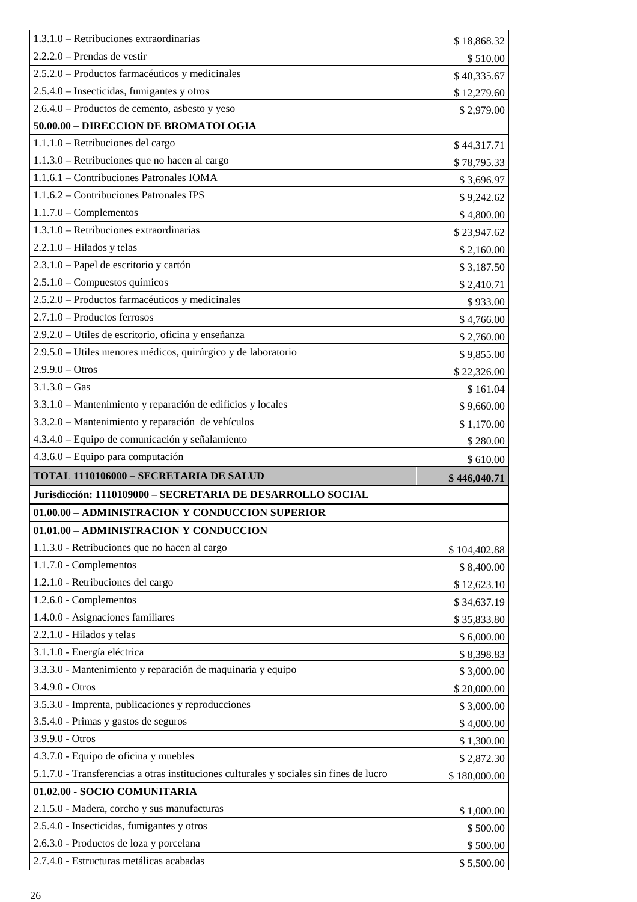| | |
|---|---|
| 1.3.1.0 – Retribuciones extraordinarias | $ 18,868.32 |
| 2.2.2.0 – Prendas de vestir | $ 510.00 |
| 2.5.2.0 – Productos farmacéuticos y medicinales | $ 40,335.67 |
| 2.5.4.0 – Insecticidas, fumigantes y otros | $ 12,279.60 |
| 2.6.4.0 – Productos de cemento, asbesto y yeso | $ 2,979.00 |
| **50.00.00 – DIRECCION DE BROMATOLOGIA** | |
| 1.1.1.0 – Retribuciones del cargo | $ 44,317.71 |
| 1.1.3.0 – Retribuciones que no hacen al cargo | $ 78,795.33 |
| 1.1.6.1 – Contribuciones Patronales IOMA | $ 3,696.97 |
| 1.1.6.2 – Contribuciones Patronales IPS | $ 9,242.62 |
| 1.1.7.0 – Complementos | $ 4,800.00 |
| 1.3.1.0 – Retribuciones extraordinarias | $ 23,947.62 |
| 2.2.1.0 – Hilados y telas | $ 2,160.00 |
| 2.3.1.0 – Papel de escritorio y cartón | $ 3,187.50 |
| 2.5.1.0 – Compuestos químicos | $ 2,410.71 |
| 2.5.2.0 – Productos farmacéuticos y medicinales | $ 933.00 |
| 2.7.1.0 – Productos ferrosos | $ 4,766.00 |
| 2.9.2.0 – Utiles de escritorio, oficina y enseñanza | $ 2,760.00 |
| 2.9.5.0 – Utiles menores médicos, quirúrgico y de laboratorio | $ 9,855.00 |
| 2.9.9.0 – Otros | $ 22,326.00 |
| 3.1.3.0 – Gas | $ 161.04 |
| 3.3.1.0 – Mantenimiento y reparación de edificios y locales | $ 9,660.00 |
| 3.3.2.0 – Mantenimiento y reparación de vehículos | $ 1,170.00 |
| 4.3.4.0 – Equipo de comunicación y señalamiento | $ 280.00 |
| 4.3.6.0 – Equipo para computación | $ 610.00 |
| **TOTAL 1110106000 – SECRETARIA DE SALUD** | **$ 446,040.71** |
| **Jurisdicción: 1110109000 – SECRETARIA DE DESARROLLO SOCIAL** | |
| **01.00.00 – ADMINISTRACION Y CONDUCCION SUPERIOR** | |
| **01.01.00 – ADMINISTRACION Y CONDUCCION** | |
| 1.1.3.0 - Retribuciones que no hacen al cargo | $ 104,402.88 |
| 1.1.7.0 - Complementos | $ 8,400.00 |
| 1.2.1.0 - Retribuciones del cargo | $ 12,623.10 |
| 1.2.6.0 - Complementos | $ 34,637.19 |
| 1.4.0.0 - Asignaciones familiares | $ 35,833.80 |
| 2.2.1.0 - Hilados y telas | $ 6,000.00 |
| 3.1.1.0 - Energía eléctrica | $ 8,398.83 |
| 3.3.3.0 - Mantenimiento y reparación de maquinaria y equipo | $ 3,000.00 |
| 3.4.9.0 - Otros | $ 20,000.00 |
| 3.5.3.0 - Imprenta, publicaciones y reproducciones | $ 3,000.00 |
| 3.5.4.0 - Primas y gastos de seguros | $ 4,000.00 |
| 3.9.9.0 - Otros | $ 1,300.00 |
| 4.3.7.0 - Equipo de oficina y muebles | $ 2,872.30 |
| 5.1.7.0 - Transferencias a otras instituciones culturales y sociales sin fines de lucro | $ 180,000.00 |
| **01.02.00 - SOCIO COMUNITARIA** | |
| 2.1.5.0 - Madera, corcho y sus manufacturas | $ 1,000.00 |
| 2.5.4.0 - Insecticidas, fumigantes y otros | $ 500.00 |
| 2.6.3.0 - Productos de loza y porcelana | $ 500.00 |
| 2.7.4.0 - Estructuras metálicas acabadas | $ 5,500.00 |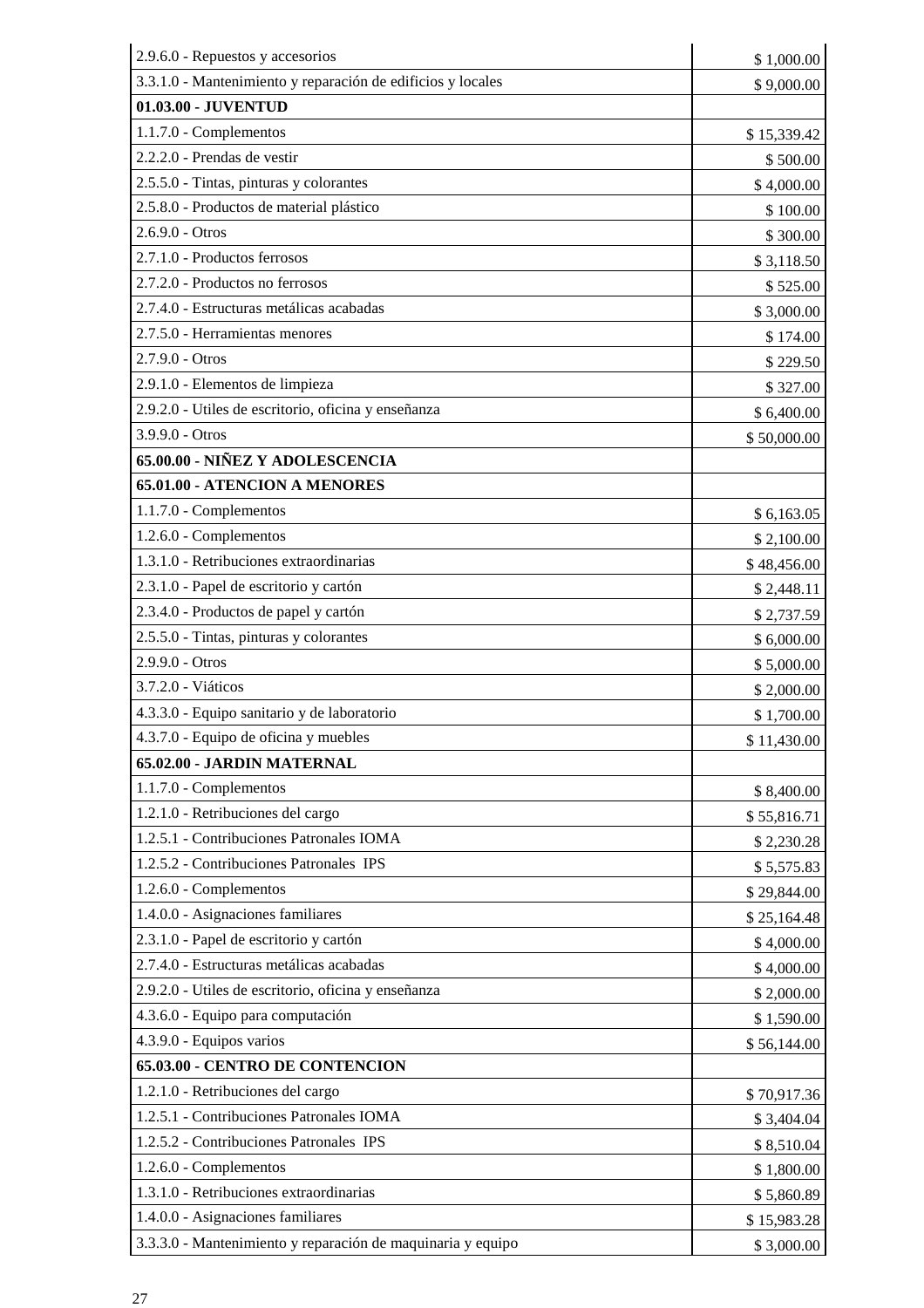| | |
|---|---|
| 2.9.6.0 - Repuestos y accesorios | $ 1,000.00 |
| 3.3.1.0 - Mantenimiento y reparación de edificios y locales | $ 9,000.00 |
| **01.03.00 - JUVENTUD** | |
| 1.1.7.0 - Complementos | $ 15,339.42 |
| 2.2.2.0 - Prendas de vestir | $ 500.00 |
| 2.5.5.0 - Tintas, pinturas y colorantes | $ 4,000.00 |
| 2.5.8.0 - Productos de material plástico | $ 100.00 |
| 2.6.9.0 - Otros | $ 300.00 |
| 2.7.1.0 - Productos ferrosos | $ 3,118.50 |
| 2.7.2.0 - Productos no ferrosos | $ 525.00 |
| 2.7.4.0 - Estructuras metálicas acabadas | $ 3,000.00 |
| 2.7.5.0 - Herramientas menores | $ 174.00 |
| 2.7.9.0 - Otros | $ 229.50 |
| 2.9.1.0 - Elementos de limpieza | $ 327.00 |
| 2.9.2.0 - Utiles de escritorio, oficina y enseñanza | $ 6,400.00 |
| 3.9.9.0 - Otros | $ 50,000.00 |
| **65.00.00 - NIÑEZ Y ADOLESCENCIA** | |
| **65.01.00 - ATENCION A MENORES** | |
| 1.1.7.0 - Complementos | $ 6,163.05 |
| 1.2.6.0 - Complementos | $ 2,100.00 |
| 1.3.1.0 - Retribuciones extraordinarias | $ 48,456.00 |
| 2.3.1.0 - Papel de escritorio y cartón | $ 2,448.11 |
| 2.3.4.0 - Productos de papel y cartón | $ 2,737.59 |
| 2.5.5.0 - Tintas, pinturas y colorantes | $ 6,000.00 |
| 2.9.9.0 - Otros | $ 5,000.00 |
| 3.7.2.0 - Viáticos | $ 2,000.00 |
| 4.3.3.0 - Equipo sanitario y de laboratorio | $ 1,700.00 |
| 4.3.7.0 - Equipo de oficina y muebles | $ 11,430.00 |
| **65.02.00 - JARDIN MATERNAL** | |
| 1.1.7.0 - Complementos | $ 8,400.00 |
| 1.2.1.0 - Retribuciones del cargo | $ 55,816.71 |
| 1.2.5.1 - Contribuciones Patronales IOMA | $ 2,230.28 |
| 1.2.5.2 - Contribuciones Patronales IPS | $ 5,575.83 |
| 1.2.6.0 - Complementos | $ 29,844.00 |
| 1.4.0.0 - Asignaciones familiares | $ 25,164.48 |
| 2.3.1.0 - Papel de escritorio y cartón | $ 4,000.00 |
| 2.7.4.0 - Estructuras metálicas acabadas | $ 4,000.00 |
| 2.9.2.0 - Utiles de escritorio, oficina y enseñanza | $ 2,000.00 |
| 4.3.6.0 - Equipo para computación | $ 1,590.00 |
| 4.3.9.0 - Equipos varios | $ 56,144.00 |
| **65.03.00 - CENTRO DE CONTENCION** | |
| 1.2.1.0 - Retribuciones del cargo | $ 70,917.36 |
| 1.2.5.1 - Contribuciones Patronales IOMA | $ 3,404.04 |
| 1.2.5.2 - Contribuciones Patronales IPS | $ 8,510.04 |
| 1.2.6.0 - Complementos | $ 1,800.00 |
| 1.3.1.0 - Retribuciones extraordinarias | $ 5,860.89 |
| 1.4.0.0 - Asignaciones familiares | $ 15,983.28 |
| 3.3.3.0 - Mantenimiento y reparación de maquinaria y equipo | $ 3,000.00 |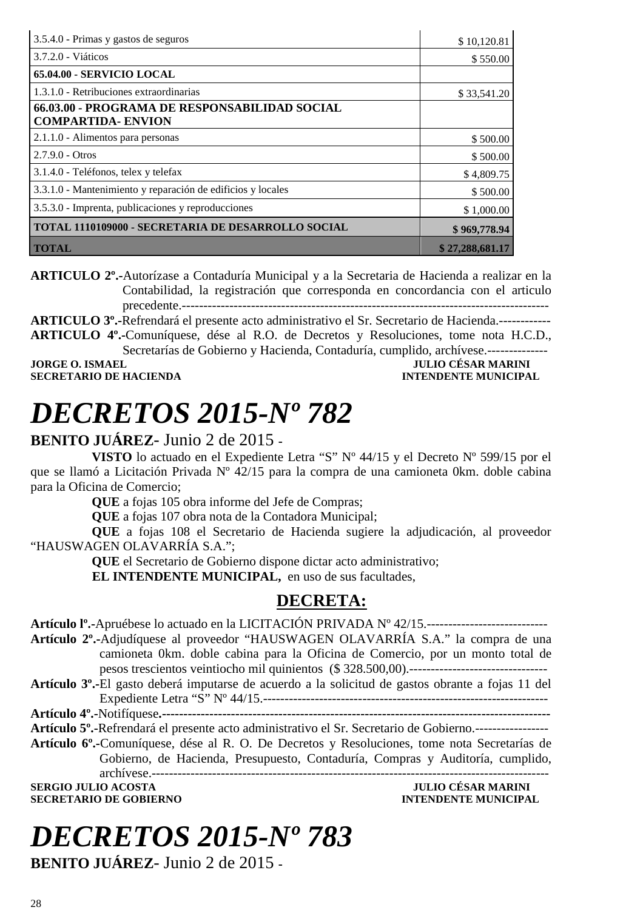| | |
|---|---|
| 3.5.4.0 - Primas y gastos de seguros | $ 10,120.81 |
| 3.7.2.0 - Viáticos | $ 550.00 |
| **65.04.00 - SERVICIO LOCAL** | |
| 1.3.1.0 - Retribuciones extraordinarias | $ 33,541.20 |
| **66.03.00 - PROGRAMA DE RESPONSABILIDAD SOCIAL COMPARTIDA- ENVION** | |
| 2.1.1.0 - Alimentos para personas | $ 500.00 |
| 2.7.9.0 - Otros | $ 500.00 |
| 3.1.4.0 - Teléfonos, telex y telefax | $ 4,809.75 |
| 3.3.1.0 - Mantenimiento y reparación de edificios y locales | $ 500.00 |
| 3.5.3.0 - Imprenta, publicaciones y reproducciones | $ 1,000.00 |
| **TOTAL 1110109000 - SECRETARIA DE DESARROLLO SOCIAL** | **$ 969,778.94** |
| **TOTAL** | **$ 27,288,681.17** |

**ARTICULO 2º.-**Autorízase a Contaduría Municipal y a la Secretaria de Hacienda a realizar en la Contabilidad, la registración que corresponda en concordancia con el articulo precedente.-------------------------------------------------------------------------------------
**ARTICULO 3º.-**Refrendará el presente acto administrativo el Sr. Secretario de Hacienda.------------
**ARTICULO 4º.-**Comuníquese, dése al R.O. de Decretos y Resoluciones, tome nota H.C.D., Secretarías de Gobierno y Hacienda, Contaduría, cumplido, archívese.--------------

**JORGE O. ISMAEL** — **JULIO CÉSAR MARINI**
**SECRETARIO DE HACIENDA** — **INTENDENTE MUNICIPAL**

# *DECRETOS 2015-Nº 782*

**BENITO JUÁREZ**- Junio 2 de 2015 -

**VISTO** lo actuado en el Expediente Letra "S" Nº 44/15 y el Decreto Nº 599/15 por el que se llamó a Licitación Privada Nº 42/15 para la compra de una camioneta 0km. doble cabina para la Oficina de Comercio;

**QUE** a fojas 105 obra informe del Jefe de Compras;

**QUE** a fojas 107 obra nota de la Contadora Municipal;

**QUE** a fojas 108 el Secretario de Hacienda sugiere la adjudicación, al proveedor "HAUSWAGEN OLAVARRÍA S.A.";

**QUE** el Secretario de Gobierno dispone dictar acto administrativo;

**EL INTENDENTE MUNICIPAL,** en uso de sus facultades,

## DECRETA:

**Artículo lº.-**Apruébese lo actuado en la LICITACIÓN PRIVADA Nº 42/15.----------------------------
**Artículo 2º.-**Adjudíquese al proveedor "HAUSWAGEN OLAVARRÍA S.A." la compra de una camioneta 0km. doble cabina para la Oficina de Comercio, por un monto total de pesos trescientos veintiocho mil quinientos ($ 328.500,00).--------------------------------
**Artículo 3º.-**El gasto deberá imputarse de acuerdo a la solicitud de gastos obrante a fojas 11 del Expediente Letra "S" Nº 44/15.------------------------------------------------------------------
**Artículo 4º.-**Notifíquese.-------------------------------------------------------------------------------------
**Artículo 5º.-**Refrendará el presente acto administrativo el Sr. Secretario de Gobierno.-----------------
**Artículo 6º.-**Comuníquese, dése al R. O. De Decretos y Resoluciones, tome nota Secretarías de Gobierno, de Hacienda, Presupuesto, Contaduría, Compras y Auditoría, cumplido, archívese.-------------------------------------------------------------------------------------------

**SERGIO JULIO ACOSTA** — **JULIO CÉSAR MARINI**
**SECRETARIO DE GOBIERNO** — **INTENDENTE MUNICIPAL**

# *DECRETOS 2015-Nº 783*

**BENITO JUÁREZ**- Junio 2 de 2015 -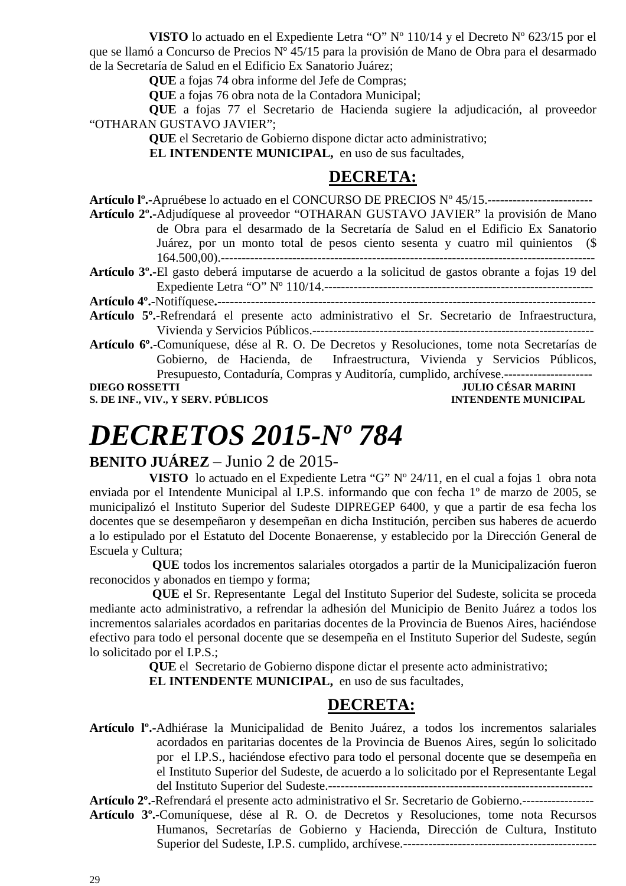**VISTO** lo actuado en el Expediente Letra "O" Nº 110/14 y el Decreto Nº 623/15 por el que se llamó a Concurso de Precios Nº 45/15 para la provisión de Mano de Obra para el desarmado de la Secretaría de Salud en el Edificio Ex Sanatorio Juárez;

**QUE** a fojas 74 obra informe del Jefe de Compras;

**QUE** a fojas 76 obra nota de la Contadora Municipal;

**QUE** a fojas 77 el Secretario de Hacienda sugiere la adjudicación, al proveedor "OTHARAN GUSTAVO JAVIER";

**QUE** el Secretario de Gobierno dispone dictar acto administrativo;

**EL INTENDENTE MUNICIPAL,** en uso de sus facultades,

## DECRETA:

**Artículo lº.-**Apruébese lo actuado en el CONCURSO DE PRECIOS Nº 45/15.-------------------------

**Artículo 2º.-**Adjudíquese al proveedor "OTHARAN GUSTAVO JAVIER" la provisión de Mano de Obra para el desarmado de la Secretaría de Salud en el Edificio Ex Sanatorio Juárez, por un monto total de pesos ciento sesenta y cuatro mil quinientos ($ 164.500,00).-----------------------------------------------------------------------------------------

**Artículo 3º.-**El gasto deberá imputarse de acuerdo a la solicitud de gastos obrante a fojas 19 del Expediente Letra "O" Nº 110/14.-----------------------------------------------------------------

**Artículo 4º.-**Notifíquese.------------------------------------------------------------------------------------------

**Artículo 5º.-**Refrendará el presente acto administrativo el Sr. Secretario de Infraestructura, Vivienda y Servicios Públicos.-------------------------------------------------------------------

**Artículo 6º.-**Comuníquese, dése al R. O. De Decretos y Resoluciones, tome nota Secretarías de Gobierno, de Hacienda, de Infraestructura, Vivienda y Servicios Públicos, Presupuesto, Contaduría, Compras y Auditoría, cumplido, archívese.---------------------

**DIEGO ROSSETTI** — **S. DE INF., VIV., Y SERV. PÚBLICOS**

**JULIO CÉSAR MARINI** — **INTENDENTE MUNICIPAL**

# *DECRETOS 2015-Nº 784*

**BENITO JUÁREZ** – Junio 2 de 2015-

**VISTO** lo actuado en el Expediente Letra "G" Nº 24/11, en el cual a fojas 1 obra nota enviada por el Intendente Municipal al I.P.S. informando que con fecha 1º de marzo de 2005, se municipalizó el Instituto Superior del Sudeste DIPREGEP 6400, y que a partir de esa fecha los docentes que se desempeñaron y desempeñan en dicha Institución, perciben sus haberes de acuerdo a lo estipulado por el Estatuto del Docente Bonaerense, y establecido por la Dirección General de Escuela y Cultura;

**QUE** todos los incrementos salariales otorgados a partir de la Municipalización fueron reconocidos y abonados en tiempo y forma;

**QUE** el Sr. Representante Legal del Instituto Superior del Sudeste, solicita se proceda mediante acto administrativo, a refrendar la adhesión del Municipio de Benito Juárez a todos los incrementos salariales acordados en paritarias docentes de la Provincia de Buenos Aires, haciéndose efectivo para todo el personal docente que se desempeña en el Instituto Superior del Sudeste, según lo solicitado por el I.P.S.;

**QUE** el Secretario de Gobierno dispone dictar el presente acto administrativo;

**EL INTENDENTE MUNICIPAL,** en uso de sus facultades,

## DECRETA:

**Artículo lº.-**Adhiérase la Municipalidad de Benito Juárez, a todos los incrementos salariales acordados en paritarias docentes de la Provincia de Buenos Aires, según lo solicitado por el I.P.S., haciéndose efectivo para todo el personal docente que se desempeña en el Instituto Superior del Sudeste, de acuerdo a lo solicitado por el Representante Legal del Instituto Superior del Sudeste.--------------------------------------------------------------

**Artículo 2º.-**Refrendará el presente acto administrativo el Sr. Secretario de Gobierno.-----------------

**Artículo 3º.-**Comuníquese, dése al R. O. de Decretos y Resoluciones, tome nota Recursos Humanos, Secretarías de Gobierno y Hacienda, Dirección de Cultura, Instituto Superior del Sudeste, I.P.S. cumplido, archívese.----------------------------------------------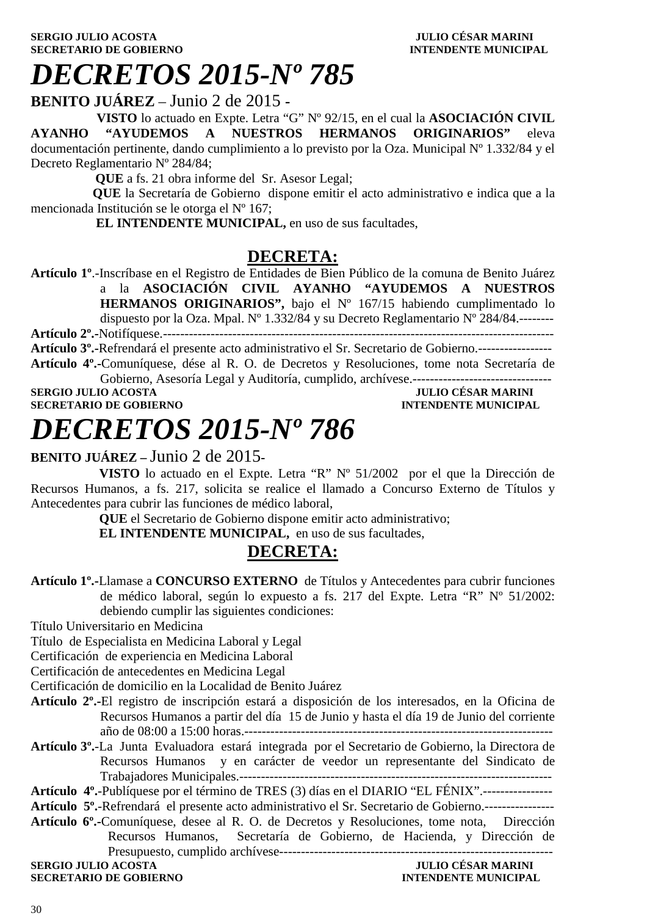**SERGIO JULIO ACOSTA** **JULIO CÉSAR MARINI**
**SECRETARIO DE GOBIERNO** **INTENDENTE MUNICIPAL**

# *DECRETOS 2015-Nº 785*

**BENITO JUÁREZ** – Junio 2 de 2015 -

**VISTO** lo actuado en Expte. Letra "G" Nº 92/15, en el cual la **ASOCIACIÓN CIVIL AYANHO "AYUDEMOS A NUESTROS HERMANOS ORIGINARIOS"** eleva documentación pertinente, dando cumplimiento a lo previsto por la Oza. Municipal Nº 1.332/84 y el Decreto Reglamentario Nº 284/84;

**QUE** a fs. 21 obra informe del Sr. Asesor Legal;

**QUE** la Secretaría de Gobierno dispone emitir el acto administrativo e indica que a la mencionada Institución se le otorga el Nº 167;

**EL INTENDENTE MUNICIPAL,** en uso de sus facultades,

## DECRETA:

**Artículo 1º**.-Inscríbase en el Registro de Entidades de Bien Público de la comuna de Benito Juárez a la **ASOCIACIÓN CIVIL AYANHO "AYUDEMOS A NUESTROS HERMANOS ORIGINARIOS",** bajo el Nº 167/15 habiendo cumplimentado lo dispuesto por la Oza. Mpal. Nº 1.332/84 y su Decreto Reglamentario Nº 284/84.--------

**Artículo 2º.-**Notifíquese.-------------------------------------------------------------------------------------

**Artículo 3º.-**Refrendará el presente acto administrativo el Sr. Secretario de Gobierno.-----------------

**Artículo 4º.-**Comuníquese, dése al R. O. de Decretos y Resoluciones, tome nota Secretaría de Gobierno, Asesoría Legal y Auditoría, cumplido, archívese.--------------------------------

**SERGIO JULIO ACOSTA** **JULIO CÉSAR MARINI**
**SECRETARIO DE GOBIERNO** **INTENDENTE MUNICIPAL**

# *DECRETOS 2015-Nº 786*

**BENITO JUÁREZ –** Junio 2 de 2015-

**VISTO** lo actuado en el Expte. Letra "R" Nº 51/2002 por el que la Dirección de Recursos Humanos, a fs. 217, solicita se realice el llamado a Concurso Externo de Títulos y Antecedentes para cubrir las funciones de médico laboral,

**QUE** el Secretario de Gobierno dispone emitir acto administrativo;

**EL INTENDENTE MUNICIPAL,** en uso de sus facultades,

## DECRETA:

**Artículo 1º.-**Llamase a **CONCURSO EXTERNO** de Títulos y Antecedentes para cubrir funciones de médico laboral, según lo expuesto a fs. 217 del Expte. Letra "R" Nº 51/2002: debiendo cumplir las siguientes condiciones:

Título Universitario en Medicina
Título de Especialista en Medicina Laboral y Legal
Certificación de experiencia en Medicina Laboral
Certificación de antecedentes en Medicina Legal
Certificación de domicilio en la Localidad de Benito Juárez

**Artículo 2º.-**El registro de inscripción estará a disposición de los interesados, en la Oficina de Recursos Humanos a partir del día 15 de Junio y hasta el día 19 de Junio del corriente año de 08:00 a 15:00 horas.-----------------------------------------------------------------------

**Artículo 3º.-**La Junta Evaluadora estará integrada por el Secretario de Gobierno, la Directora de Recursos Humanos y en carácter de veedor un representante del Sindicato de Trabajadores Municipales.---------------------------------------------------------------------

**Artículo 4º.-**Publíquese por el término de TRES (3) días en el DIARIO "EL FÉNIX".----------------

**Artículo 5º.-**Refrendará el presente acto administrativo el Sr. Secretario de Gobierno.----------------

**Artículo 6º.-**Comuníquese, desee al R. O. de Decretos y Resoluciones, tome nota, Dirección Recursos Humanos, Secretaría de Gobierno, de Hacienda, y Dirección de Presupuesto, cumplido archívese---------------------------------------------------------------

**SERGIO JULIO ACOSTA** **JULIO CÉSAR MARINI**
**SECRETARIO DE GOBIERNO** **INTENDENTE MUNICIPAL**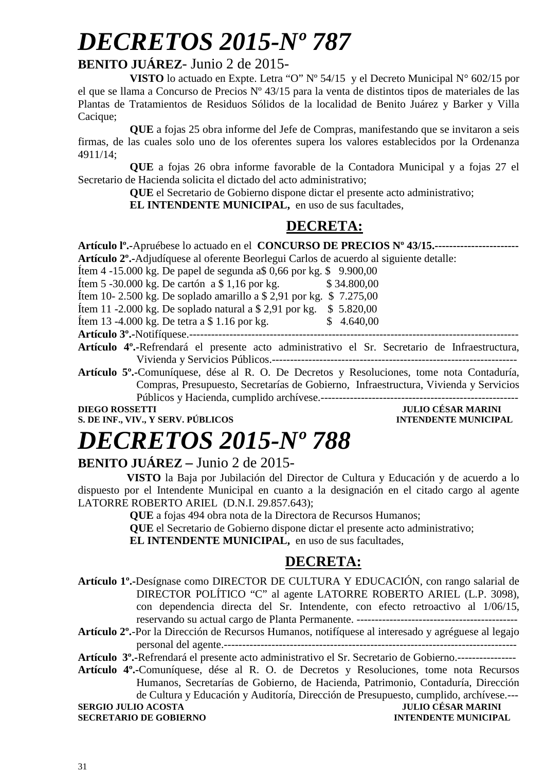# DECRETOS 2015-Nº 787

**BENITO JUÁREZ**- Junio 2 de 2015-

**VISTO** lo actuado en Expte. Letra "O" Nº 54/15 y el Decreto Municipal N° 602/15 por el que se llama a Concurso de Precios Nº 43/15 para la venta de distintos tipos de materiales de las Plantas de Tratamientos de Residuos Sólidos de la localidad de Benito Juárez y Barker y Villa Cacique;

**QUE** a fojas 25 obra informe del Jefe de Compras, manifestando que se invitaron a seis firmas, de las cuales solo uno de los oferentes supera los valores establecidos por la Ordenanza 4911/14;

**QUE** a fojas 26 obra informe favorable de la Contadora Municipal y a fojas 27 el Secretario de Hacienda solicita el dictado del acto administrativo;

**QUE** el Secretario de Gobierno dispone dictar el presente acto administrativo;

**EL INTENDENTE MUNICIPAL,** en uso de sus facultades,

## DECRETA:

**Artículo lº.-**Apruébese lo actuado en el **CONCURSO DE PRECIOS Nº 43/15.**-----------------------

**Artículo 2º.-**Adjudíquese al oferente Beorlegui Carlos de acuerdo al siguiente detalle:

Ítem 4 -15.000 kg. De papel de segunda a$ 0,66 por kg. $ 9.900,00
Ítem 5 -30.000 kg. De cartón a $ 1,16 por kg. $ 34.800,00
Ítem 10- 2.500 kg. De soplado amarillo a $ 2,91 por kg. $ 7.275,00
Ítem 11 -2.000 kg. De soplado natural a $ 2,91 por kg. $ 5.820,00
Ítem 13 -4.000 kg. De tetra a $ 1.16 por kg. $ 4.640,00

**Artículo 3º.-**Notifíquese.------------------------------------------------------------------------------------------

**Artículo 4º.-**Refrendará el presente acto administrativo el Sr. Secretario de Infraestructura, Vivienda y Servicios Públicos.-------------------------------------------------------------------

**Artículo 5º.-**Comuníquese, dése al R. O. De Decretos y Resoluciones, tome nota Contaduría, Compras, Presupuesto, Secretarías de Gobierno, Infraestructura, Vivienda y Servicios Públicos y Hacienda, cumplido archívese.------------------------------------------------------

**DIEGO ROSSETTI** — **S. DE INF., VIV., Y SERV. PÚBLICOS**
**JULIO CÉSAR MARINI** — **INTENDENTE MUNICIPAL**

# DECRETOS 2015-Nº 788

**BENITO JUÁREZ** – Junio 2 de 2015-

**VISTO** la Baja por Jubilación del Director de Cultura y Educación y de acuerdo a lo dispuesto por el Intendente Municipal en cuanto a la designación en el citado cargo al agente LATORRE ROBERTO ARIEL (D.N.I. 29.857.643);

**QUE** a fojas 494 obra nota de la Directora de Recursos Humanos;

**QUE** el Secretario de Gobierno dispone dictar el presente acto administrativo;

**EL INTENDENTE MUNICIPAL,** en uso de sus facultades,

## DECRETA:

**Artículo 1º.-**Desígnase como DIRECTOR DE CULTURA Y EDUCACIÓN, con rango salarial de DIRECTOR POLÍTICO "C" al agente LATORRE ROBERTO ARIEL (L.P. 3098), con dependencia directa del Sr. Intendente, con efecto retroactivo al 1/06/15, reservando su actual cargo de Planta Permanente. --------------------------------------------

**Artículo 2º.-**Por la Dirección de Recursos Humanos, notifíquese al interesado y agréguese al legajo personal del agente.--------------------------------------------------------------------------------

**Artículo 3º.-**Refrendará el presente acto administrativo el Sr. Secretario de Gobierno.----------------

**Artículo 4º.-**Comuníquese, dése al R. O. de Decretos y Resoluciones, tome nota Recursos Humanos, Secretarías de Gobierno, de Hacienda, Patrimonio, Contaduría, Dirección de Cultura y Educación y Auditoría, Dirección de Presupuesto, cumplido, archívese.---

**SERGIO JULIO ACOSTA** — **SECRETARIO DE GOBIERNO**
**JULIO CÉSAR MARINI** — **INTENDENTE MUNICIPAL**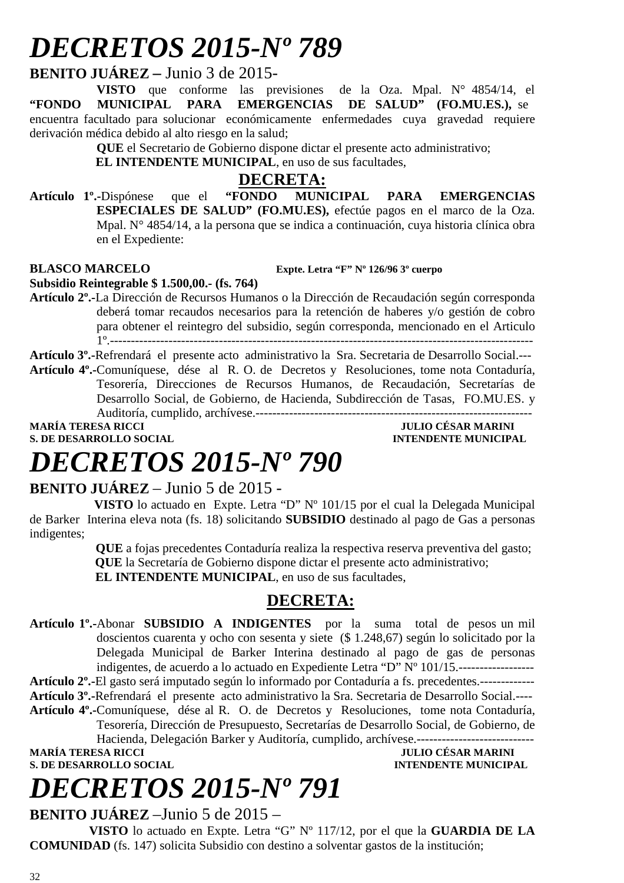# *DECRETOS 2015-Nº 789*

**BENITO JUÁREZ –** Junio 3 de 2015-

**VISTO** que conforme las previsiones de la Oza. Mpal. N° 4854/14, el **"FONDO MUNICIPAL PARA EMERGENCIAS DE SALUD" (FO.MU.ES.),** se encuentra facultado para solucionar económicamente enfermedades cuya gravedad requiere derivación médica debido al alto riesgo en la salud;

**QUE** el Secretario de Gobierno dispone dictar el presente acto administrativo;

**EL INTENDENTE MUNICIPAL**, en uso de sus facultades,

## DECRETA:

**Artículo 1º.-**Dispónese que el **"FONDO MUNICIPAL PARA EMERGENCIAS ESPECIALES DE SALUD" (FO.MU.ES),** efectúe pagos en el marco de la Oza. Mpal. N° 4854/14, a la persona que se indica a continuación, cuya historia clínica obra en el Expediente:

**BLASCO MARCELO** **Expte. Letra "F" Nº 126/96 3º cuerpo**
**Subsidio Reintegrable $ 1.500,00.- (fs. 764)**

**Artículo 2º.-**La Dirección de Recursos Humanos o la Dirección de Recaudación según corresponda deberá tomar recaudos necesarios para la retención de haberes y/o gestión de cobro para obtener el reintegro del subsidio, según corresponda, mencionado en el Articulo 1º.-----------------------------------------------------------------------------------------------------

**Artículo 3º.-**Refrendará el presente acto administrativo la Sra. Secretaria de Desarrollo Social.---

**Artículo 4º.-**Comuníquese, dése al R. O. de Decretos y Resoluciones, tome nota Contaduría, Tesorería, Direcciones de Recursos Humanos, de Recaudación, Secretarías de Desarrollo Social, de Gobierno, de Hacienda, Subdirección de Tasas, FO.MU.ES. y Auditoría, cumplido, archívese.-------------------------------------------------------------------

**MARÍA TERESA RICCI** — **JULIO CÉSAR MARINI**
**S. DE DESARROLLO SOCIAL** — **INTENDENTE MUNICIPAL**

# *DECRETOS 2015-Nº 790*

**BENITO JUÁREZ** – Junio 5 de 2015 -

**VISTO** lo actuado en Expte. Letra "D" Nº 101/15 por el cual la Delegada Municipal de Barker Interina eleva nota (fs. 18) solicitando **SUBSIDIO** destinado al pago de Gas a personas indigentes;

**QUE** a fojas precedentes Contaduría realiza la respectiva reserva preventiva del gasto;

**QUE** la Secretaría de Gobierno dispone dictar el presente acto administrativo;

**EL INTENDENTE MUNICIPAL**, en uso de sus facultades,

## DECRETA:

**Artículo 1º.-**Abonar **SUBSIDIO A INDIGENTES** por la suma total de pesos un mil doscientos cuarenta y ocho con sesenta y siete ($ 1.248,67) según lo solicitado por la Delegada Municipal de Barker Interina destinado al pago de gas de personas indigentes, de acuerdo a lo actuado en Expediente Letra "D" Nº 101/15.------------------

**Artículo 2º.-**El gasto será imputado según lo informado por Contaduría a fs. precedentes.-------------

**Artículo 3º.-**Refrendará el presente acto administrativo la Sra. Secretaria de Desarrollo Social.----

**Artículo 4º.-**Comuníquese, dése al R. O. de Decretos y Resoluciones, tome nota Contaduría, Tesorería, Dirección de Presupuesto, Secretarías de Desarrollo Social, de Gobierno, de Hacienda, Delegación Barker y Auditoría, cumplido, archívese.----------------------------

**MARÍA TERESA RICCI** — **JULIO CÉSAR MARINI**
**S. DE DESARROLLO SOCIAL** — **INTENDENTE MUNICIPAL**

# *DECRETOS 2015-Nº 791*

**BENITO JUÁREZ** –Junio 5 de 2015 –

**VISTO** lo actuado en Expte. Letra "G" Nº 117/12, por el que la **GUARDIA DE LA COMUNIDAD** (fs. 147) solicita Subsidio con destino a solventar gastos de la institución;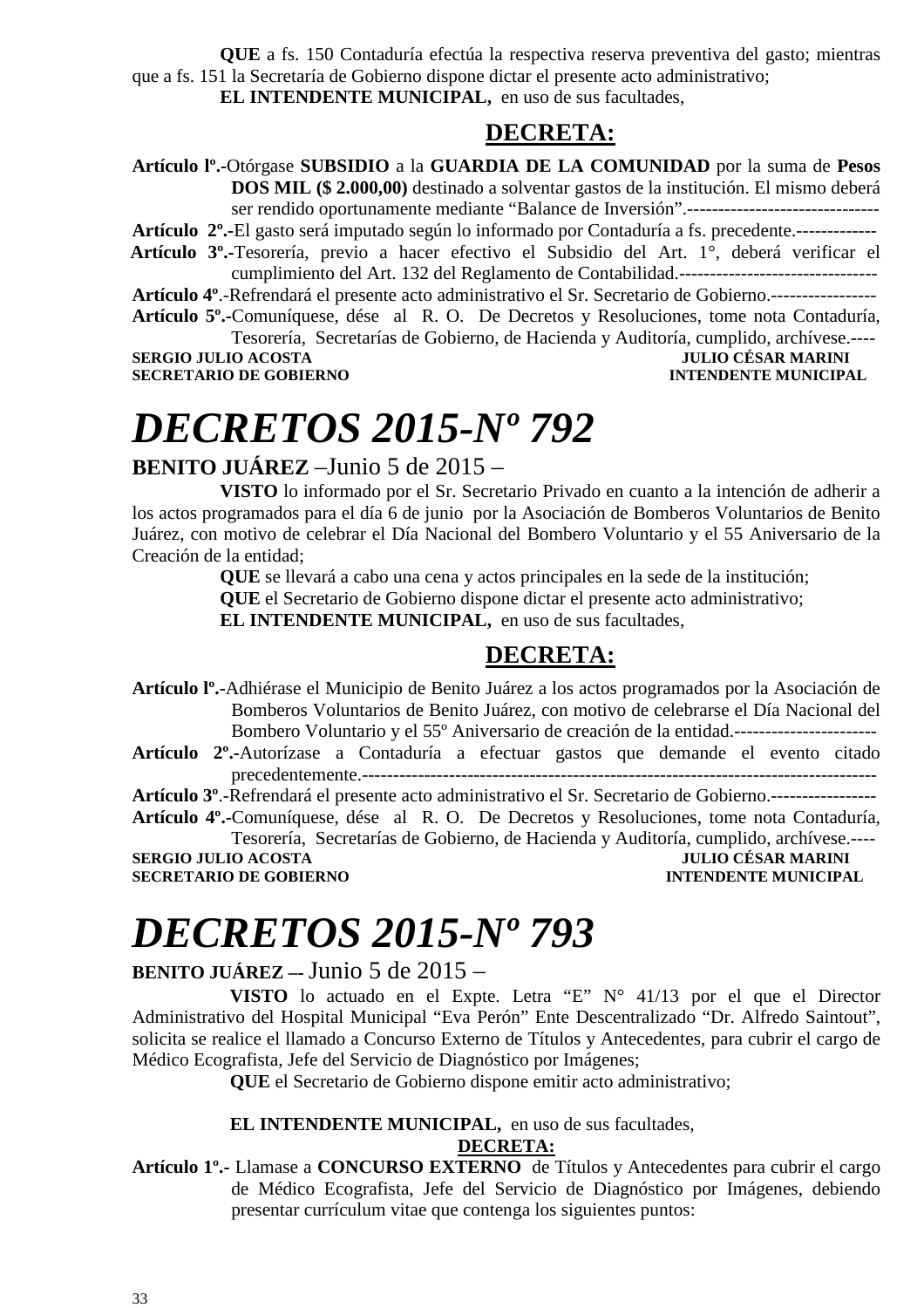**QUE** a fs. 150 Contaduría efectúa la respectiva reserva preventiva del gasto; mientras que a fs. 151 la Secretaría de Gobierno dispone dictar el presente acto administrativo;

**EL INTENDENTE MUNICIPAL,** en uso de sus facultades,

**DECRETA:**

**Artículo lº.-**Otórgase **SUBSIDIO** a la **GUARDIA DE LA COMUNIDAD** por la suma de **Pesos DOS MIL ($ 2.000,00)** destinado a solventar gastos de la institución. El mismo deberá ser rendido oportunamente mediante "Balance de Inversión".-------------------------------

**Artículo 2º.-**El gasto será imputado según lo informado por Contaduría a fs. precedente.-------------

**Artículo 3º.-**Tesorería, previo a hacer efectivo el Subsidio del Art. 1°, deberá verificar el cumplimiento del Art. 132 del Reglamento de Contabilidad.--------------------------------

**Artículo 4º**.-Refrendará el presente acto administrativo el Sr. Secretario de Gobierno.-----------------

**Artículo 5º.-**Comuníquese, dése al R. O. De Decretos y Resoluciones, tome nota Contaduría, Tesorería, Secretarías de Gobierno, de Hacienda y Auditoría, cumplido, archívese.----

**SERGIO JULIO ACOSTA** — **SECRETARIO DE GOBIERNO**
**JULIO CÉSAR MARINI** — **INTENDENTE MUNICIPAL**

# *DECRETOS 2015-Nº 792*

**BENITO JUÁREZ** –Junio 5 de 2015 –

**VISTO** lo informado por el Sr. Secretario Privado en cuanto a la intención de adherir a los actos programados para el día 6 de junio por la Asociación de Bomberos Voluntarios de Benito Juárez, con motivo de celebrar el Día Nacional del Bombero Voluntario y el 55 Aniversario de la Creación de la entidad;

**QUE** se llevará a cabo una cena y actos principales en la sede de la institución;

**QUE** el Secretario de Gobierno dispone dictar el presente acto administrativo;

**EL INTENDENTE MUNICIPAL,** en uso de sus facultades,

**DECRETA:**

**Artículo lº.-**Adhiérase el Municipio de Benito Juárez a los actos programados por la Asociación de Bomberos Voluntarios de Benito Juárez, con motivo de celebrarse el Día Nacional del Bombero Voluntario y el 55º Aniversario de creación de la entidad.-----------------------

**Artículo 2º.-**Autorízase a Contaduría a efectuar gastos que demande el evento citado precedentemente.---------------------------------------------------------------------------------

**Artículo 3º**.-Refrendará el presente acto administrativo el Sr. Secretario de Gobierno.-----------------

**Artículo 4º.-**Comuníquese, dése al R. O. De Decretos y Resoluciones, tome nota Contaduría, Tesorería, Secretarías de Gobierno, de Hacienda y Auditoría, cumplido, archívese.----

**SERGIO JULIO ACOSTA** — **SECRETARIO DE GOBIERNO**
**JULIO CÉSAR MARINI** — **INTENDENTE MUNICIPAL**

# *DECRETOS 2015-Nº 793*

**BENITO JUÁREZ** –- Junio 5 de 2015 –

**VISTO** lo actuado en el Expte. Letra "E" N° 41/13 por el que el Director Administrativo del Hospital Municipal "Eva Perón" Ente Descentralizado "Dr. Alfredo Saintout", solicita se realice el llamado a Concurso Externo de Títulos y Antecedentes, para cubrir el cargo de Médico Ecografista, Jefe del Servicio de Diagnóstico por Imágenes;

**QUE** el Secretario de Gobierno dispone emitir acto administrativo;

**EL INTENDENTE MUNICIPAL,** en uso de sus facultades,

**DECRETA:**

**Artículo 1º.-** Llamase a **CONCURSO EXTERNO** de Títulos y Antecedentes para cubrir el cargo de Médico Ecografista, Jefe del Servicio de Diagnóstico por Imágenes, debiendo presentar currículum vitae que contenga los siguientes puntos: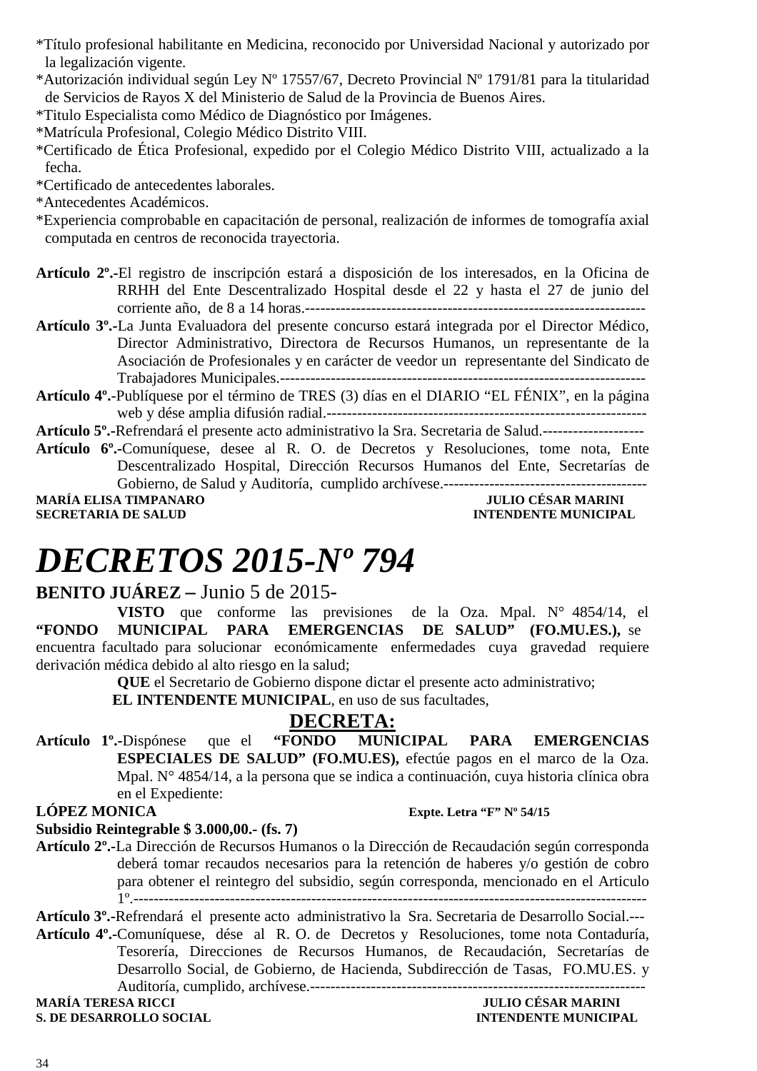*Título profesional habilitante en Medicina, reconocido por Universidad Nacional y autorizado por la legalización vigente.
*Autorización individual según Ley Nº 17557/67, Decreto Provincial Nº 1791/81 para la titularidad de Servicios de Rayos X del Ministerio de Salud de la Provincia de Buenos Aires.
*Titulo Especialista como Médico de Diagnóstico por Imágenes.
*Matrícula Profesional, Colegio Médico Distrito VIII.
*Certificado de Ética Profesional, expedido por el Colegio Médico Distrito VIII, actualizado a la fecha.
*Certificado de antecedentes laborales.
*Antecedentes Académicos.
*Experiencia comprobable en capacitación de personal, realización de informes de tomografía axial computada en centros de reconocida trayectoria.

**Artículo 2º.-**El registro de inscripción estará a disposición de los interesados, en la Oficina de RRHH del Ente Descentralizado Hospital desde el 22 y hasta el 27 de junio del corriente año, de 8 a 14 horas.-------------------------------------------------------------------

**Artículo 3º.-**La Junta Evaluadora del presente concurso estará integrada por el Director Médico, Director Administrativo, Directora de Recursos Humanos, un representante de la Asociación de Profesionales y en carácter de veedor un representante del Sindicato de Trabajadores Municipales.---------------------------------------------------------------------

**Artículo 4º.-**Publíquese por el término de TRES (3) días en el DIARIO "EL FÉNIX", en la página web y dése amplia difusión radial.---------------------------------------------------------------

**Artículo 5º.-**Refrendará el presente acto administrativo la Sra. Secretaria de Salud.--------------------

**Artículo 6º.-**Comuníquese, desee al R. O. de Decretos y Resoluciones, tome nota, Ente Descentralizado Hospital, Dirección Recursos Humanos del Ente, Secretarías de Gobierno, de Salud y Auditoría, cumplido archívese.----------------------------------------

**MARÍA ELISA TIMPANARO** — **JULIO CÉSAR MARINI**
**SECRETARIA DE SALUD** — **INTENDENTE MUNICIPAL**

# *DECRETOS 2015-Nº 794*

**BENITO JUÁREZ –** Junio 5 de 2015-

**VISTO** que conforme las previsiones de la Oza. Mpal. N° 4854/14, el **"FONDO MUNICIPAL PARA EMERGENCIAS DE SALUD" (FO.MU.ES.),** se encuentra facultado para solucionar económicamente enfermedades cuya gravedad requiere derivación médica debido al alto riesgo en la salud;

**QUE** el Secretario de Gobierno dispone dictar el presente acto administrativo;

**EL INTENDENTE MUNICIPAL**, en uso de sus facultades,

## DECRETA:

**Artículo 1º.-**Dispónese que el **"FONDO MUNICIPAL PARA EMERGENCIAS ESPECIALES DE SALUD" (FO.MU.ES),** efectúe pagos en el marco de la Oza. Mpal. N° 4854/14, a la persona que se indica a continuación, cuya historia clínica obra en el Expediente:

**LÓPEZ MONICA** — **Expte. Letra "F" Nº 54/15**
**Subsidio Reintegrable $ 3.000,00.- (fs. 7)**

**Artículo 2º.-**La Dirección de Recursos Humanos o la Dirección de Recaudación según corresponda deberá tomar recaudos necesarios para la retención de haberes y/o gestión de cobro para obtener el reintegro del subsidio, según corresponda, mencionado en el Articulo 1º.---------------------------------------------------------------------------------------------------

**Artículo 3º.-**Refrendará el presente acto administrativo la Sra. Secretaria de Desarrollo Social.---

**Artículo 4º.-**Comuníquese, dése al R. O. de Decretos y Resoluciones, tome nota Contaduría, Tesorería, Direcciones de Recursos Humanos, de Recaudación, Secretarías de Desarrollo Social, de Gobierno, de Hacienda, Subdirección de Tasas, FO.MU.ES. y Auditoría, cumplido, archívese.------------------------------------------------------------------

**MARÍA TERESA RICCI** — **JULIO CÉSAR MARINI**
**S. DE DESARROLLO SOCIAL** — **INTENDENTE MUNICIPAL**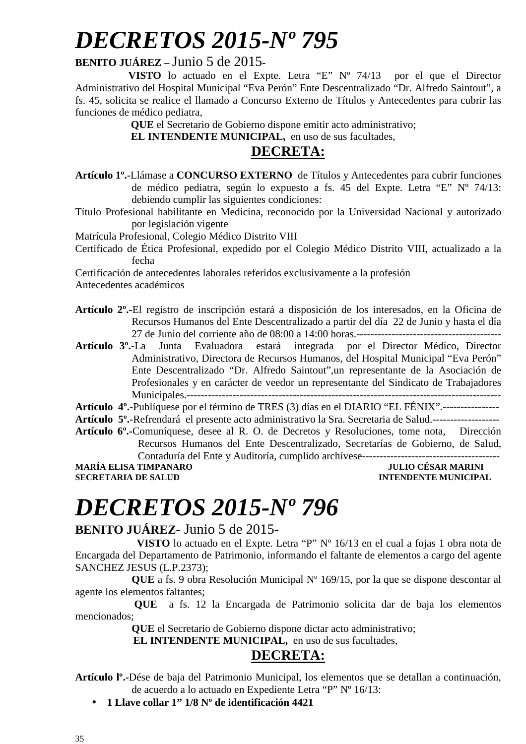# *DECRETOS 2015-Nº 795*

**BENITO JUÁREZ –** Junio 5 de 2015-

**VISTO** lo actuado en el Expte. Letra “E” Nº 74/13 por el que el Director Administrativo del Hospital Municipal “Eva Perón” Ente Descentralizado “Dr. Alfredo Saintout”, a fs. 45, solicita se realice el llamado a Concurso Externo de Títulos y Antecedentes para cubrir las funciones de médico pediatra,

**QUE** el Secretario de Gobierno dispone emitir acto administrativo;

**EL INTENDENTE MUNICIPAL,** en uso de sus facultades,

## DECRETA:

**Artículo 1º.-**Llámase a **CONCURSO EXTERNO** de Títulos y Antecedentes para cubrir funciones de médico pediatra, según lo expuesto a fs. 45 del Expte. Letra “E” Nº 74/13: debiendo cumplir las siguientes condiciones:

Título Profesional habilitante en Medicina, reconocido por la Universidad Nacional y autorizado por legislación vigente

Matrícula Profesional, Colegio Médico Distrito VIII

Certificado de Ética Profesional, expedido por el Colegio Médico Distrito VIII, actualizado a la fecha

Certificación de antecedentes laborales referidos exclusivamente a la profesión

Antecedentes académicos

**Artículo 2º.-**El registro de inscripción estará a disposición de los interesados, en la Oficina de Recursos Humanos del Ente Descentralizado a partir del día 22 de Junio y hasta el día 27 de Junio del corriente año de 08:00 a 14:00 horas.-----------------------------------------

**Artículo 3º.-**La Junta Evaluadora estará integrada por el Director Médico, Director Administrativo, Directora de Recursos Humanos, del Hospital Municipal “Eva Perón” Ente Descentralizado “Dr. Alfredo Saintout”,un representante de la Asociación de Profesionales y en carácter de veedor un representante del Sindicato de Trabajadores Municipales.------------------------------------------------------------------------------------------

**Artículo 4º.-**Publíquese por el término de TRES (3) días en el DIARIO “EL FÉNIX”.----------------

**Artículo 5º.-**Refrendará el presente acto administrativo la Sra. Secretaria de Salud.-------------------

**Artículo 6º.-**Comuníquese, desee al R. O. de Decretos y Resoluciones, tome nota, Dirección Recursos Humanos del Ente Descentralizado, Secretarías de Gobierno, de Salud, Contaduría del Ente y Auditoría, cumplido archívese---------------------------------------

**MARÍA ELISA TIMPANARO** — **JULIO CÉSAR MARINI**
**SECRETARIA DE SALUD** — **INTENDENTE MUNICIPAL**

# *DECRETOS 2015-Nº 796*

**BENITO JUÁREZ**- Junio 5 de 2015-

**VISTO** lo actuado en el Expte. Letra “P” Nº 16/13 en el cual a fojas 1 obra nota de Encargada del Departamento de Patrimonio, informando el faltante de elementos a cargo del agente SANCHEZ JESUS (L.P.2373);

**QUE** a fs. 9 obra Resolución Municipal Nº 169/15, por la que se dispone descontar al agente los elementos faltantes;

**QUE** a fs. 12 la Encargada de Patrimonio solicita dar de baja los elementos mencionados;

**QUE** el Secretario de Gobierno dispone dictar acto administrativo;

**EL INTENDENTE MUNICIPAL,** en uso de sus facultades,

## DECRETA:

**Artículo lº.-**Dése de baja del Patrimonio Municipal, los elementos que se detallan a continuación, de acuerdo a lo actuado en Expediente Letra “P” Nº 16/13:

- **1 Llave collar 1” 1/8 Nº de identificación 4421**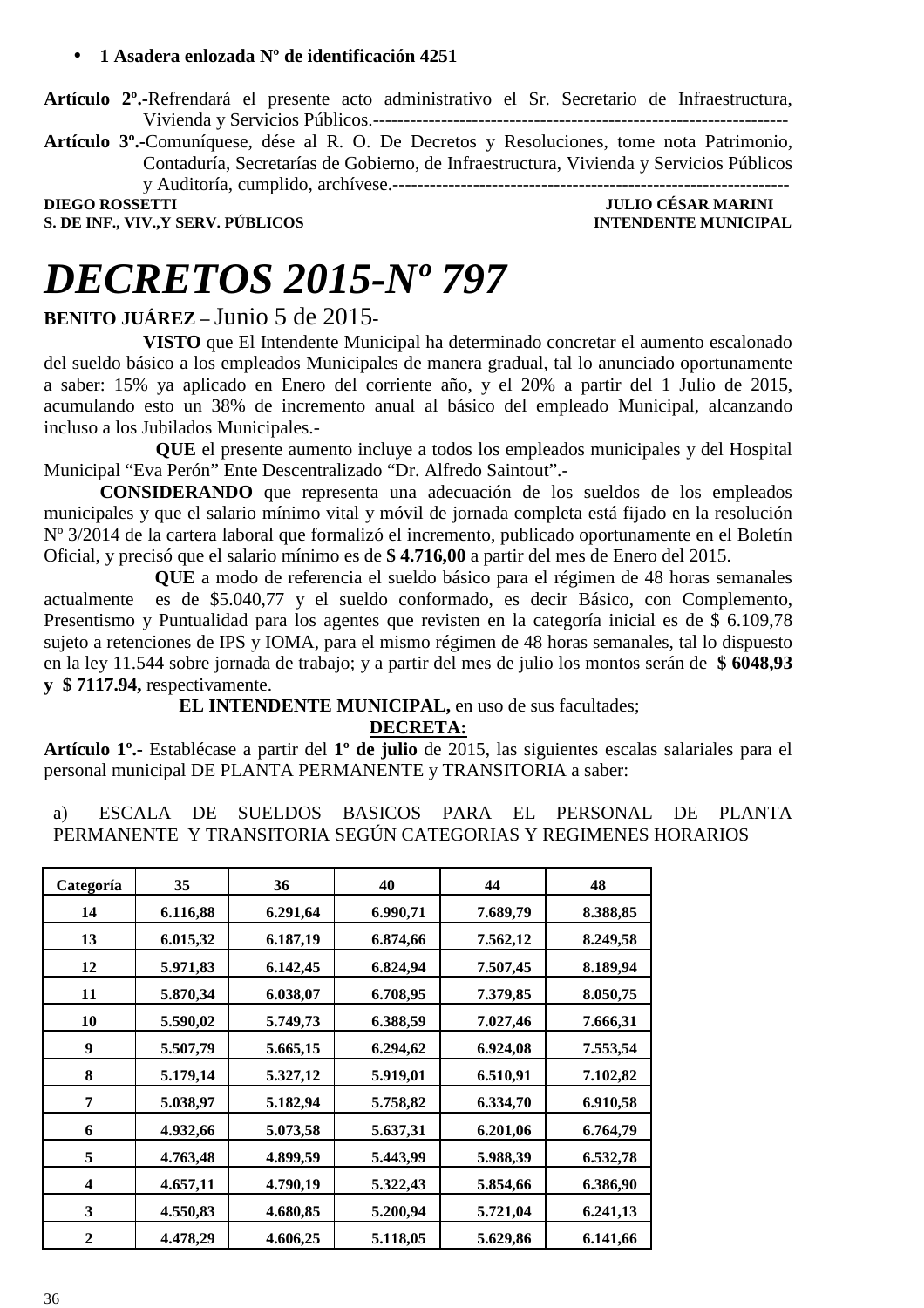- **1 Asadera enlozada Nº de identificación 4251**

**Artículo 2º.-**Refrendará el presente acto administrativo el Sr. Secretario de Infraestructura, Vivienda y Servicios Públicos.-------------------------------------------------------------------

**Artículo 3º.-**Comuníquese, dése al R. O. De Decretos y Resoluciones, tome nota Patrimonio, Contaduría, Secretarías de Gobierno, de Infraestructura, Vivienda y Servicios Públicos y Auditoría, cumplido, archívese.-----------------------------------------------------------------

**DIEGO ROSSETTI** — **JULIO CÉSAR MARINI**
**S. DE INF., VIV.,Y SERV. PÚBLICOS** — **INTENDENTE MUNICIPAL**

# *DECRETOS 2015-Nº 797*

**BENITO JUÁREZ –** Junio 5 de 2015-

**VISTO** que El Intendente Municipal ha determinado concretar el aumento escalonado del sueldo básico a los empleados Municipales de manera gradual, tal lo anunciado oportunamente a saber: 15% ya aplicado en Enero del corriente año, y el 20% a partir del 1 Julio de 2015, acumulando esto un 38% de incremento anual al básico del empleado Municipal, alcanzando incluso a los Jubilados Municipales.-

**QUE** el presente aumento incluye a todos los empleados municipales y del Hospital Municipal “Eva Perón” Ente Descentralizado “Dr. Alfredo Saintout”.-

**CONSIDERANDO** que representa una adecuación de los sueldos de los empleados municipales y que el salario mínimo vital y móvil de jornada completa está fijado en la resolución Nº 3/2014 de la cartera laboral que formalizó el incremento, publicado oportunamente en el Boletín Oficial, y precisó que el salario mínimo es de **$ 4.716,00** a partir del mes de Enero del 2015.

**QUE** a modo de referencia el sueldo básico para el régimen de 48 horas semanales actualmente es de $5.040,77 y el sueldo conformado, es decir Básico, con Complemento, Presentismo y Puntualidad para los agentes que revisten en la categoría inicial es de $ 6.109,78 sujeto a retenciones de IPS y IOMA, para el mismo régimen de 48 horas semanales, tal lo dispuesto en la ley 11.544 sobre jornada de trabajo; y a partir del mes de julio los montos serán de **$ 6048,93 y $ 7117.94,** respectivamente.

**EL INTENDENTE MUNICIPAL,** en uso de sus facultades;

**DECRETA:**

**Artículo 1º.-** Establécase a partir del **1º de julio** de 2015, las siguientes escalas salariales para el personal municipal DE PLANTA PERMANENTE y TRANSITORIA a saber:

a) ESCALA DE SUELDOS BASICOS PARA EL PERSONAL DE PLANTA PERMANENTE Y TRANSITORIA SEGÚN CATEGORIAS Y REGIMENES HORARIOS

| Categoría | 35 | 36 | 40 | 44 | 48 |
|---|---|---|---|---|---|
| 14 | 6.116,88 | 6.291,64 | 6.990,71 | 7.689,79 | 8.388,85 |
| 13 | 6.015,32 | 6.187,19 | 6.874,66 | 7.562,12 | 8.249,58 |
| 12 | 5.971,83 | 6.142,45 | 6.824,94 | 7.507,45 | 8.189,94 |
| 11 | 5.870,34 | 6.038,07 | 6.708,95 | 7.379,85 | 8.050,75 |
| 10 | 5.590,02 | 5.749,73 | 6.388,59 | 7.027,46 | 7.666,31 |
| 9 | 5.507,79 | 5.665,15 | 6.294,62 | 6.924,08 | 7.553,54 |
| 8 | 5.179,14 | 5.327,12 | 5.919,01 | 6.510,91 | 7.102,82 |
| 7 | 5.038,97 | 5.182,94 | 5.758,82 | 6.334,70 | 6.910,58 |
| 6 | 4.932,66 | 5.073,58 | 5.637,31 | 6.201,06 | 6.764,79 |
| 5 | 4.763,48 | 4.899,59 | 5.443,99 | 5.988,39 | 6.532,78 |
| 4 | 4.657,11 | 4.790,19 | 5.322,43 | 5.854,66 | 6.386,90 |
| 3 | 4.550,83 | 4.680,85 | 5.200,94 | 5.721,04 | 6.241,13 |
| 2 | 4.478,29 | 4.606,25 | 5.118,05 | 5.629,86 | 6.141,66 |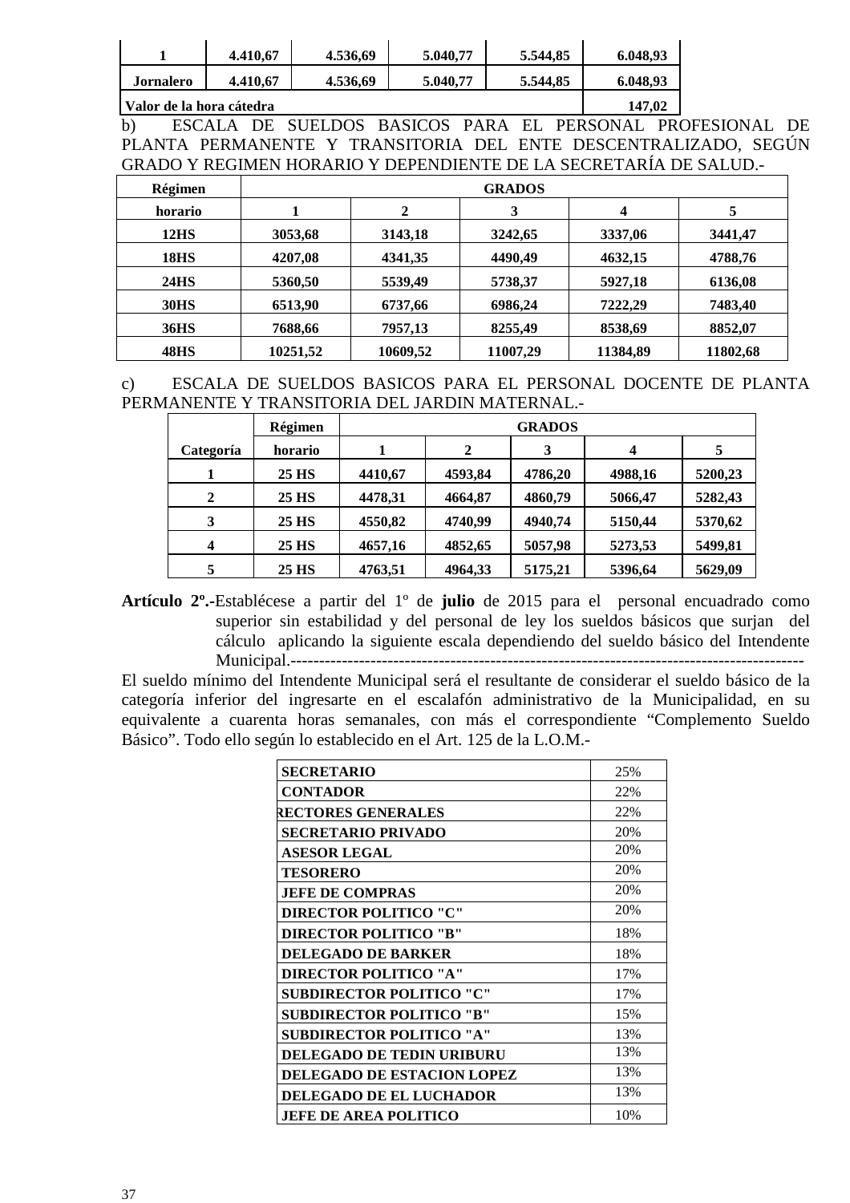| 1 | 4.410,67 | 4.536,69 | 5.040,77 | 5.544,85 | 6.048,93 |
|---|---|---|---|---|---|
| **Jornalero** | 4.410,67 | 4.536,69 | 5.040,77 | 5.544,85 | 6.048,93 |
| **Valor de la hora cátedra** | | | | | 147,02 |

b) ESCALA DE SUELDOS BASICOS PARA EL PERSONAL PROFESIONAL DE PLANTA PERMANENTE Y TRANSITORIA DEL ENTE DESCENTRALIZADO, SEGÚN GRADO Y REGIMEN HORARIO Y DEPENDIENTE DE LA SECRETARÍA DE SALUD.-

| Régimen | GRADOS | | | | |
|---|---|---|---|---|---|
| horario | 1 | 2 | 3 | 4 | 5 |
| 12HS | 3053,68 | 3143,18 | 3242,65 | 3337,06 | 3441,47 |
| 18HS | 4207,08 | 4341,35 | 4490,49 | 4632,15 | 4788,76 |
| 24HS | 5360,50 | 5539,49 | 5738,37 | 5927,18 | 6136,08 |
| 30HS | 6513,90 | 6737,66 | 6986,24 | 7222,29 | 7483,40 |
| 36HS | 7688,66 | 7957,13 | 8255,49 | 8538,69 | 8852,07 |
| 48HS | 10251,52 | 10609,52 | 11007,29 | 11384,89 | 11802,68 |

c) ESCALA DE SUELDOS BASICOS PARA EL PERSONAL DOCENTE DE PLANTA PERMANENTE Y TRANSITORIA DEL JARDIN MATERNAL.-

| | Régimen | GRADOS | | | | |
|---|---|---|---|---|---|---|
| Categoría | horario | 1 | 2 | 3 | 4 | 5 |
| 1 | 25 HS | 4410,67 | 4593,84 | 4786,20 | 4988,16 | 5200,23 |
| 2 | 25 HS | 4478,31 | 4664,87 | 4860,79 | 5066,47 | 5282,43 |
| 3 | 25 HS | 4550,82 | 4740,99 | 4940,74 | 5150,44 | 5370,62 |
| 4 | 25 HS | 4657,16 | 4852,65 | 5057,98 | 5273,53 | 5499,81 |
| 5 | 25 HS | 4763,51 | 4964,33 | 5175,21 | 5396,64 | 5629,09 |

**Artículo 2º.-**Establécese a partir del 1º de **julio** de 2015 para el personal encuadrado como superior sin estabilidad y del personal de ley los sueldos básicos que surjan del cálculo aplicando la siguiente escala dependiendo del sueldo básico del Intendente Municipal.------------------------------------------------------------------------------------------

El sueldo mínimo del Intendente Municipal será el resultante de considerar el sueldo básico de la categoría inferior del ingresante en el escalafón administrativo de la Municipalidad, en su equivalente a cuarenta horas semanales, con más el correspondiente "Complemento Sueldo Básico". Todo ello según lo establecido en el Art. 125 de la L.O.M.-

| | |
|---|---|
| SECRETARIO | 25% |
| CONTADOR | 22% |
| RECTORES GENERALES | 22% |
| SECRETARIO PRIVADO | 20% |
| ASESOR LEGAL | 20% |
| TESORERO | 20% |
| JEFE DE COMPRAS | 20% |
| DIRECTOR POLITICO "C" | 20% |
| DIRECTOR POLITICO "B" | 18% |
| DELEGADO DE BARKER | 18% |
| DIRECTOR POLITICO "A" | 17% |
| SUBDIRECTOR POLITICO "C" | 17% |
| SUBDIRECTOR POLITICO "B" | 15% |
| SUBDIRECTOR POLITICO "A" | 13% |
| DELEGADO DE TEDIN URIBURU | 13% |
| DELEGADO DE ESTACION LOPEZ | 13% |
| DELEGADO DE EL LUCHADOR | 13% |
| JEFE DE AREA POLITICO | 10% |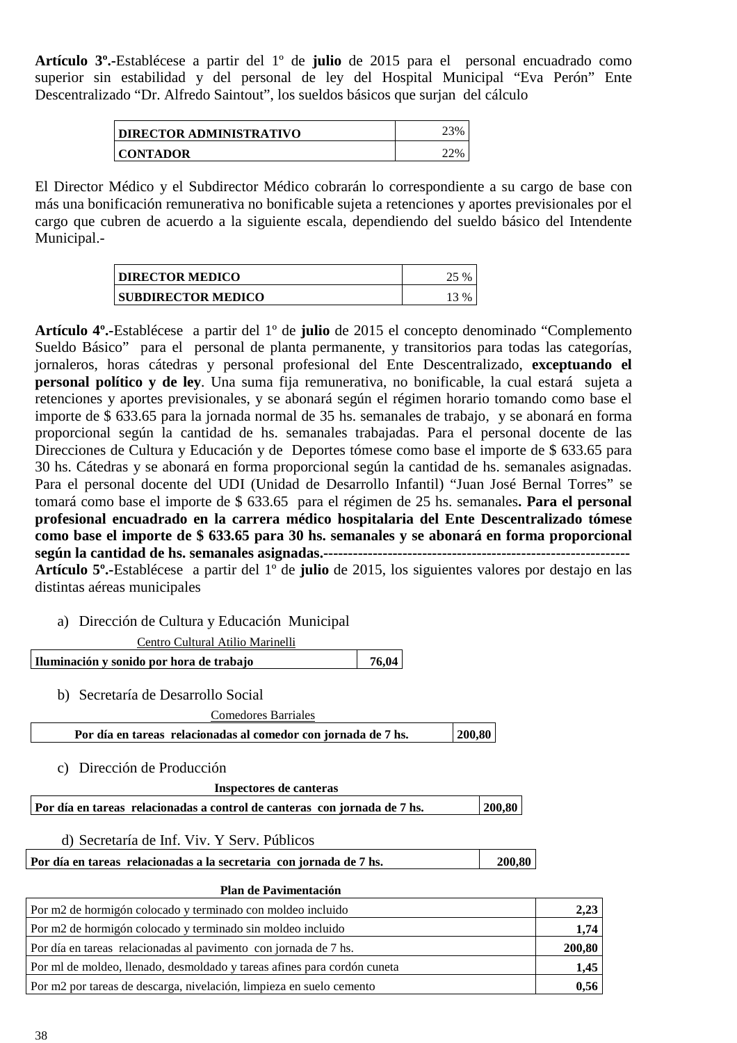**Artículo 3º.-**Establécese a partir del 1º de **julio** de 2015 para el personal encuadrado como superior sin estabilidad y del personal de ley del Hospital Municipal "Eva Perón" Ente Descentralizado "Dr. Alfredo Saintout", los sueldos básicos que surjan del cálculo

| | |
|---|---|
| **DIRECTOR ADMINISTRATIVO** | 23% |
| **CONTADOR** | 22% |

El Director Médico y el Subdirector Médico cobrarán lo correspondiente a su cargo de base con más una bonificación remunerativa no bonificable sujeta a retenciones y aportes previsionales por el cargo que cubren de acuerdo a la siguiente escala, dependiendo del sueldo básico del Intendente Municipal.-

| | |
|---|---|
| **DIRECTOR MEDICO** | 25 % |
| **SUBDIRECTOR MEDICO** | 13 % |

**Artículo 4º.-**Establécese a partir del 1º de **julio** de 2015 el concepto denominado "Complemento Sueldo Básico" para el personal de planta permanente, y transitorios para todas las categorías, jornaleros, horas cátedras y personal profesional del Ente Descentralizado, **exceptuando el personal político y de ley**. Una suma fija remunerativa, no bonificable, la cual estará sujeta a retenciones y aportes previsionales, y se abonará según el régimen horario tomando como base el importe de $ 633.65 para la jornada normal de 35 hs. semanales de trabajo, y se abonará en forma proporcional según la cantidad de hs. semanales trabajadas. Para el personal docente de las Direcciones de Cultura y Educación y de Deportes tómese como base el importe de $ 633.65 para 30 hs. Cátedras y se abonará en forma proporcional según la cantidad de hs. semanales asignadas. Para el personal docente del UDI (Unidad de Desarrollo Infantil) "Juan José Bernal Torres" se tomará como base el importe de $ 633.65 para el régimen de 25 hs. semanales**. Para el personal profesional encuadrado en la carrera médico hospitalaria del Ente Descentralizado tómese como base el importe de $ 633.65 para 30 hs. semanales y se abonará en forma proporcional según la cantidad de hs. semanales asignadas.**-------------------------------------------------------------

**Artículo 5º.-**Establécese a partir del 1º de **julio** de 2015, los siguientes valores por destajo en las distintas aéreas municipales

a) Dirección de Cultura y Educación Municipal

| Centro Cultural Atilio Marinelli | |
|---|---|
| **Iluminación y sonido por hora de trabajo** | **76,04** |

b) Secretaría de Desarrollo Social

| Comedores Barriales | |
|---|---|
| **Por día en tareas relacionadas al comedor con jornada de 7 hs.** | **200,80** |

c) Dirección de Producción

| **Inspectores de canteras** | |
|---|---|
| **Por día en tareas relacionadas a control de canteras con jornada de 7 hs.** | **200,80** |

d) Secretaría de Inf. Viv. Y Serv. Públicos

| | |
|---|---|
| **Por día en tareas relacionadas a la secretaria con jornada de 7 hs.** | **200,80** |

| **Plan de Pavimentación** | |
|---|---|
| Por m2 de hormigón colocado y terminado con moldeo incluido | **2,23** |
| Por m2 de hormigón colocado y terminado sin moldeo incluido | **1,74** |
| Por día en tareas relacionadas al pavimento con jornada de 7 hs. | **200,80** |
| Por ml de moldeo, llenado, desmoldado y tareas afines para cordón cuneta | **1,45** |
| Por m2 por tareas de descarga, nivelación, limpieza en suelo cemento | **0,56** |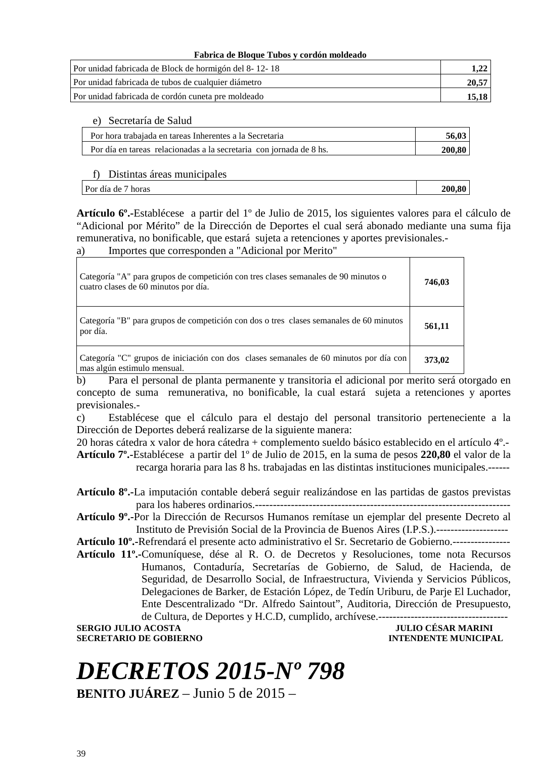**Fabrica de Bloque Tubos y cordón moldeado**

| | |
|---|---|
| Por unidad fabricada de Block de hormigón del 8- 12- 18 | **1,22** |
| Por unidad fabricada de tubos de cualquier diámetro | **20,57** |
| Por unidad fabricada de cordón cuneta pre moldeado | **15,18** |

e) Secretaría de Salud

| | |
|---|---|
| Por hora trabajada en tareas Inherentes a la Secretaria | **56,03** |
| Por día en tareas relacionadas a la secretaria con jornada de 8 hs. | **200,80** |

f) Distintas áreas municipales

| | |
|---|---|
| Por día de 7 horas | **200,80** |

**Artículo 6º.-**Establécese a partir del 1º de Julio de 2015, los siguientes valores para el cálculo de "Adicional por Mérito" de la Dirección de Deportes el cual será abonado mediante una suma fija remunerativa, no bonificable, que estará sujeta a retenciones y aportes previsionales.-

a) Importes que corresponden a "Adicional por Merito"

| | |
|---|---|
| Categoría "A" para grupos de competición con tres clases semanales de 90 minutos o cuatro clases de 60 minutos por día. | **746,03** |
| Categoría "B" para grupos de competición con dos o tres clases semanales de 60 minutos por día. | **561,11** |
| Categoría "C" grupos de iniciación con dos clases semanales de 60 minutos por día con mas algún estimulo mensual. | **373,02** |

b) Para el personal de planta permanente y transitoria el adicional por merito será otorgado en concepto de suma remunerativa, no bonificable, la cual estará sujeta a retenciones y aportes previsionales.-

c) Establécese que el cálculo para el destajo del personal transitorio perteneciente a la Dirección de Deportes deberá realizarse de la siguiente manera:

20 horas cátedra x valor de hora cátedra + complemento sueldo básico establecido en el artículo 4º.-

**Artículo 7º.-**Establécese a partir del 1º de Julio de 2015, en la suma de pesos **220,80** el valor de la recarga horaria para las 8 hs. trabajadas en las distintas instituciones municipales.------

**Artículo 8º.-**La imputación contable deberá seguir realizándose en las partidas de gastos previstas para los haberes ordinarios.-------------------------------------------------------------------

**Artículo 9º.-**Por la Dirección de Recursos Humanos remítase un ejemplar del presente Decreto al Instituto de Previsión Social de la Provincia de Buenos Aires (I.P.S.).--------------------

**Artículo 10º.-**Refrendará el presente acto administrativo el Sr. Secretario de Gobierno.----------------

**Artículo 11º.-**Comuníquese, dése al R. O. de Decretos y Resoluciones, tome nota Recursos Humanos, Contaduría, Secretarías de Gobierno, de Salud, de Hacienda, de Seguridad, de Desarrollo Social, de Infraestructura, Vivienda y Servicios Públicos, Delegaciones de Barker, de Estación López, de Tedín Uriburu, de Parje El Luchador, Ente Descentralizado "Dr. Alfredo Saintout", Auditoria, Dirección de Presupuesto, de Cultura, de Deportes y H.C.D, cumplido, archívese.------------------------------------

**SERGIO JULIO ACOSTA** — **JULIO CÉSAR MARINI**
**SECRETARIO DE GOBIERNO** — **INTENDENTE MUNICIPAL**

# *DECRETOS 2015-Nº 798*

**BENITO JUÁREZ** – Junio 5 de 2015 –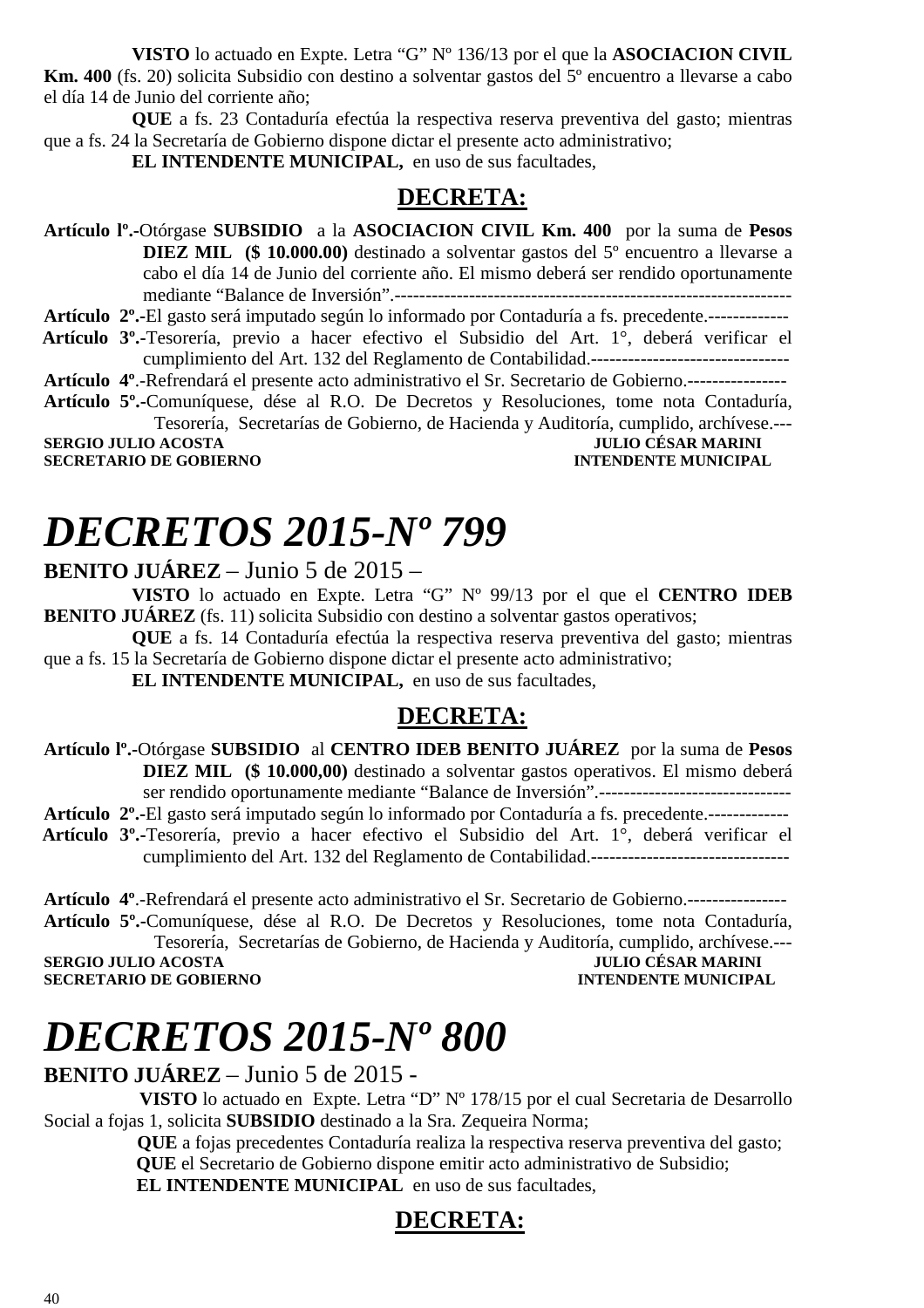**VISTO** lo actuado en Expte. Letra "G" Nº 136/13 por el que la **ASOCIACION CIVIL Km. 400** (fs. 20) solicita Subsidio con destino a solventar gastos del 5º encuentro a llevarse a cabo el día 14 de Junio del corriente año;

**QUE** a fs. 23 Contaduría efectúa la respectiva reserva preventiva del gasto; mientras que a fs. 24 la Secretaría de Gobierno dispone dictar el presente acto administrativo;

**EL INTENDENTE MUNICIPAL,** en uso de sus facultades,

## DECRETA:

**Artículo lº.-**Otórgase **SUBSIDIO** a la **ASOCIACION CIVIL Km. 400** por la suma de **Pesos DIEZ MIL ($ 10.000.00)** destinado a solventar gastos del 5º encuentro a llevarse a cabo el día 14 de Junio del corriente año. El mismo deberá ser rendido oportunamente mediante "Balance de Inversión".------------------------------------------------------------------

**Artículo 2º.-**El gasto será imputado según lo informado por Contaduría a fs. precedente.-------------

**Artículo 3º.-**Tesorería, previo a hacer efectivo el Subsidio del Art. 1°, deberá verificar el cumplimiento del Art. 132 del Reglamento de Contabilidad.--------------------------------

**Artículo 4º**.-Refrendará el presente acto administrativo el Sr. Secretario de Gobierno.----------------

**Artículo 5º.-**Comuníquese, dése al R.O. De Decretos y Resoluciones, tome nota Contaduría, Tesorería, Secretarías de Gobierno, de Hacienda y Auditoría, cumplido, archívese.---

**SERGIO JULIO ACOSTA** — **SECRETARIO DE GOBIERNO**

**JULIO CÉSAR MARINI** — **INTENDENTE MUNICIPAL**

# *DECRETOS 2015-Nº 799*

**BENITO JUÁREZ** – Junio 5 de 2015 –

**VISTO** lo actuado en Expte. Letra "G" Nº 99/13 por el que el **CENTRO IDEB BENITO JUÁREZ** (fs. 11) solicita Subsidio con destino a solventar gastos operativos;

**QUE** a fs. 14 Contaduría efectúa la respectiva reserva preventiva del gasto; mientras que a fs. 15 la Secretaría de Gobierno dispone dictar el presente acto administrativo;

**EL INTENDENTE MUNICIPAL,** en uso de sus facultades,

## DECRETA:

**Artículo lº.-**Otórgase **SUBSIDIO** al **CENTRO IDEB BENITO JUÁREZ** por la suma de **Pesos DIEZ MIL ($ 10.000,00)** destinado a solventar gastos operativos. El mismo deberá ser rendido oportunamente mediante "Balance de Inversión".-------------------------------

**Artículo 2º.-**El gasto será imputado según lo informado por Contaduría a fs. precedente.-------------

**Artículo 3º.-**Tesorería, previo a hacer efectivo el Subsidio del Art. 1°, deberá verificar el cumplimiento del Art. 132 del Reglamento de Contabilidad.--------------------------------

**Artículo 4º**.-Refrendará el presente acto administrativo el Sr. Secretario de Gobierno.----------------

**Artículo 5º.-**Comuníquese, dése al R.O. De Decretos y Resoluciones, tome nota Contaduría, Tesorería, Secretarías de Gobierno, de Hacienda y Auditoría, cumplido, archívese.---

**SERGIO JULIO ACOSTA** — **SECRETARIO DE GOBIERNO**

**JULIO CÉSAR MARINI** — **INTENDENTE MUNICIPAL**

# *DECRETOS 2015-Nº 800*

**BENITO JUÁREZ** – Junio 5 de 2015 -

**VISTO** lo actuado en Expte. Letra "D" Nº 178/15 por el cual Secretaria de Desarrollo Social a fojas 1, solicita **SUBSIDIO** destinado a la Sra. Zequeira Norma;

**QUE** a fojas precedentes Contaduría realiza la respectiva reserva preventiva del gasto;

**QUE** el Secretario de Gobierno dispone emitir acto administrativo de Subsidio;

**EL INTENDENTE MUNICIPAL** en uso de sus facultades,

## DECRETA: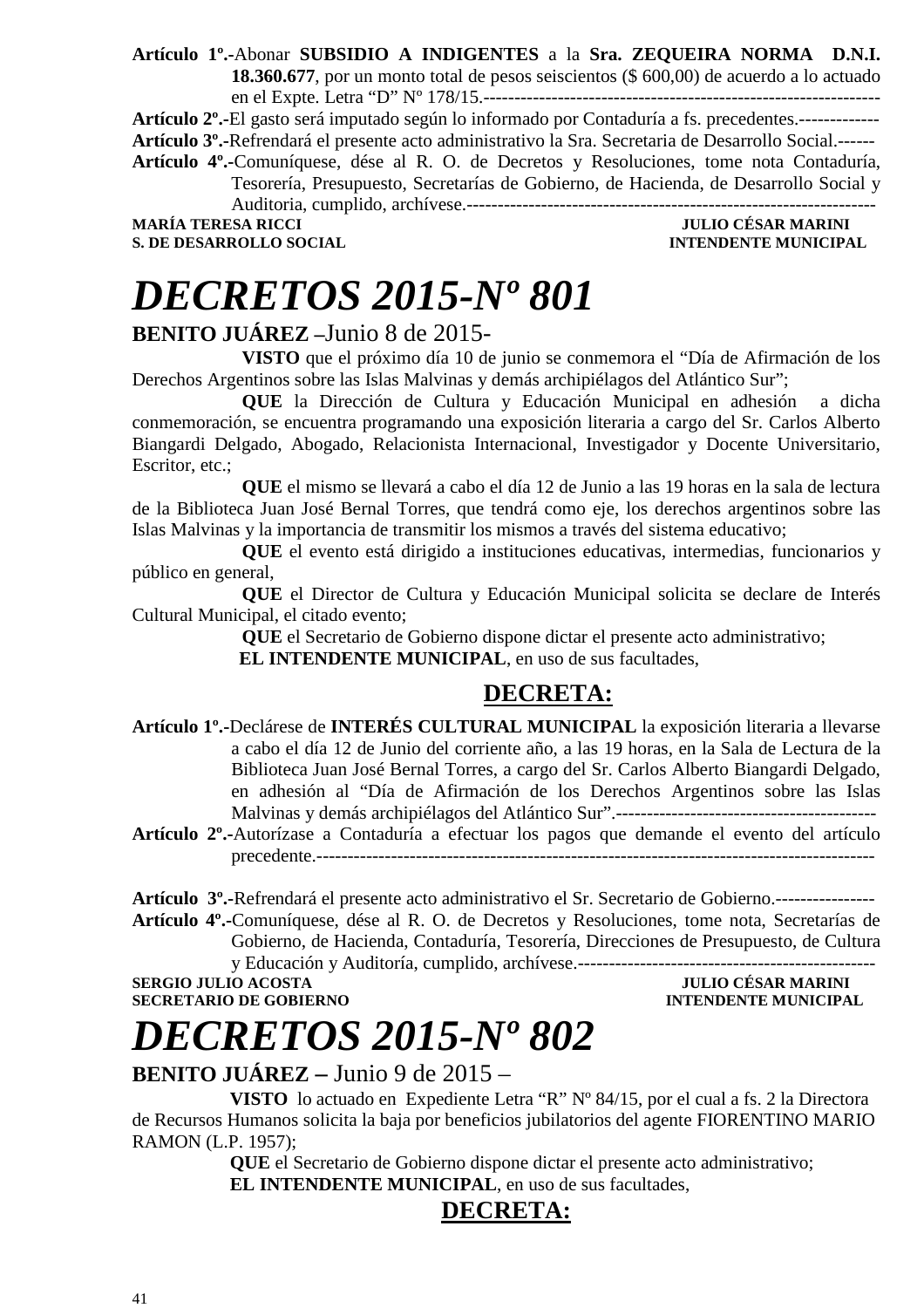**Artículo 1º.-**Abonar **SUBSIDIO A INDIGENTES** a la **Sra. ZEQUEIRA NORMA D.N.I. 18.360.677**, por un monto total de pesos seiscientos ($ 600,00) de acuerdo a lo actuado en el Expte. Letra "D" Nº 178/15.---------------------------------------------------------------
**Artículo 2º.-**El gasto será imputado según lo informado por Contaduría a fs. precedentes.-------------
**Artículo 3º.-**Refrendará el presente acto administrativo la Sra. Secretaria de Desarrollo Social.------
**Artículo 4º.-**Comuníquese, dése al R. O. de Decretos y Resoluciones, tome nota Contaduría, Tesorería, Presupuesto, Secretarías de Gobierno, de Hacienda, de Desarrollo Social y Auditoria, cumplido, archívese.------------------------------------------------------------------

**MARÍA TERESA RICCI** — **JULIO CÉSAR MARINI**
**S. DE DESARROLLO SOCIAL** — **INTENDENTE MUNICIPAL**

# *DECRETOS 2015-Nº 801*

**BENITO JUÁREZ** –Junio 8 de 2015-

**VISTO** que el próximo día 10 de junio se conmemora el "Día de Afirmación de los Derechos Argentinos sobre las Islas Malvinas y demás archipiélagos del Atlántico Sur";

**QUE** la Dirección de Cultura y Educación Municipal en adhesión a dicha conmemoración, se encuentra programando una exposición literaria a cargo del Sr. Carlos Alberto Biangardi Delgado, Abogado, Relacionista Internacional, Investigador y Docente Universitario, Escritor, etc.;

**QUE** el mismo se llevará a cabo el día 12 de Junio a las 19 horas en la sala de lectura de la Biblioteca Juan José Bernal Torres, que tendrá como eje, los derechos argentinos sobre las Islas Malvinas y la importancia de transmitir los mismos a través del sistema educativo;

**QUE** el evento está dirigido a instituciones educativas, intermedias, funcionarios y público en general,

**QUE** el Director de Cultura y Educación Municipal solicita se declare de Interés Cultural Municipal, el citado evento;

**QUE** el Secretario de Gobierno dispone dictar el presente acto administrativo;

**EL INTENDENTE MUNICIPAL**, en uso de sus facultades,

## DECRETA:

**Artículo 1º.-**Declárese de **INTERÉS CULTURAL MUNICIPAL** la exposición literaria a llevarse a cabo el día 12 de Junio del corriente año, a las 19 horas, en la Sala de Lectura de la Biblioteca Juan José Bernal Torres, a cargo del Sr. Carlos Alberto Biangardi Delgado, en adhesión al "Día de Afirmación de los Derechos Argentinos sobre las Islas Malvinas y demás archipiélagos del Atlántico Sur".------------------------------------------
**Artículo 2º.-**Autorízase a Contaduría a efectuar los pagos que demande el evento del artículo precedente.-----------------------------------------------------------------------------------------

**Artículo 3º.-**Refrendará el presente acto administrativo el Sr. Secretario de Gobierno.----------------
**Artículo 4º.-**Comuníquese, dése al R. O. de Decretos y Resoluciones, tome nota, Secretarías de Gobierno, de Hacienda, Contaduría, Tesorería, Direcciones de Presupuesto, de Cultura y Educación y Auditoría, cumplido, archívese.------------------------------------------------

**SERGIO JULIO ACOSTA** — **JULIO CÉSAR MARINI**
**SECRETARIO DE GOBIERNO** — **INTENDENTE MUNICIPAL**

# *DECRETOS 2015-Nº 802*

**BENITO JUÁREZ –** Junio 9 de 2015 –

**VISTO** lo actuado en Expediente Letra "R" Nº 84/15, por el cual a fs. 2 la Directora de Recursos Humanos solicita la baja por beneficios jubilatorios del agente FIORENTINO MARIO RAMON (L.P. 1957);

**QUE** el Secretario de Gobierno dispone dictar el presente acto administrativo;

**EL INTENDENTE MUNICIPAL**, en uso de sus facultades,

## DECRETA: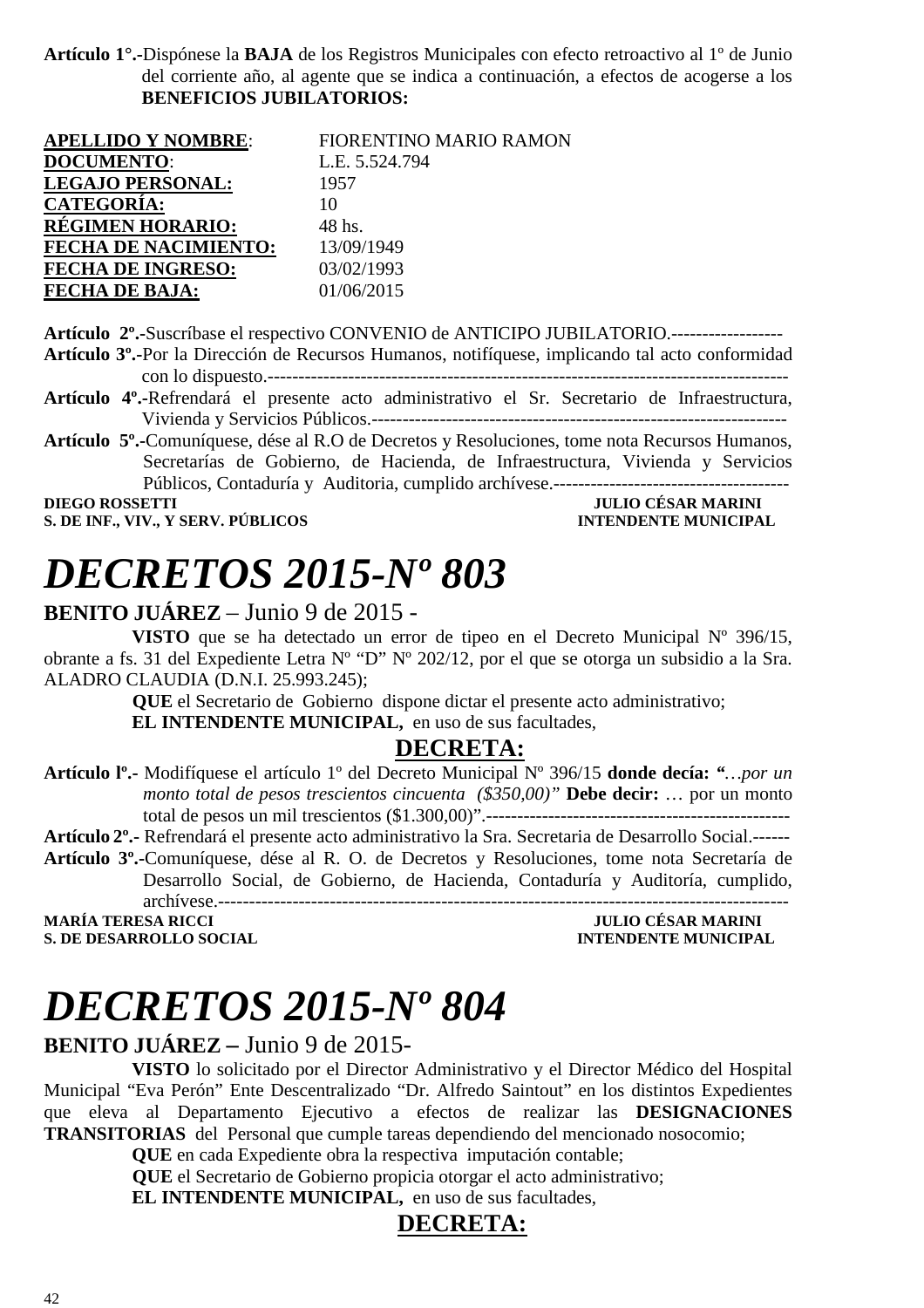**Artículo 1°.-**Dispónese la **BAJA** de los Registros Municipales con efecto retroactivo al 1º de Junio del corriente año, al agente que se indica a continuación, a efectos de acogerse a los **BENEFICIOS JUBILATORIOS:**

| | |
|---|---|
| **APELLIDO Y NOMBRE**: | FIORENTINO MARIO RAMON |
| **DOCUMENTO**: | L.E. 5.524.794 |
| **LEGAJO PERSONAL:** | 1957 |
| **CATEGORÍA:** | 10 |
| **RÉGIMEN HORARIO:** | 48 hs. |
| **FECHA DE NACIMIENTO:** | 13/09/1949 |
| **FECHA DE INGRESO:** | 03/02/1993 |
| **FECHA DE BAJA:** | 01/06/2015 |

**Artículo 2º.-**Suscríbase el respectivo CONVENIO de ANTICIPO JUBILATORIO.------------------

**Artículo 3º.-**Por la Dirección de Recursos Humanos, notifíquese, implicando tal acto conformidad con lo dispuesto.-----------------------------------------------------------------------------------

**Artículo 4º.-**Refrendará el presente acto administrativo el Sr. Secretario de Infraestructura, Vivienda y Servicios Públicos.-------------------------------------------------------------------

**Artículo 5º.-**Comuníquese, dése al R.O de Decretos y Resoluciones, tome nota Recursos Humanos, Secretarías de Gobierno, de Hacienda, de Infraestructura, Vivienda y Servicios Públicos, Contaduría y Auditoria, cumplido archívese.--------------------------------------

**DIEGO ROSSETTI** — **S. DE INF., VIV., Y SERV. PÚBLICOS**
**JULIO CÉSAR MARINI** — **INTENDENTE MUNICIPAL**

# *DECRETOS 2015-Nº 803*

**BENITO JUÁREZ** – Junio 9 de 2015 -

**VISTO** que se ha detectado un error de tipeo en el Decreto Municipal Nº 396/15, obrante a fs. 31 del Expediente Letra Nº "D" Nº 202/12, por el que se otorga un subsidio a la Sra. ALADRO CLAUDIA (D.N.I. 25.993.245);

**QUE** el Secretario de Gobierno dispone dictar el presente acto administrativo;

**EL INTENDENTE MUNICIPAL,** en uso de sus facultades,

## DECRETA:

**Artículo lº.-** Modifíquese el artículo 1º del Decreto Municipal Nº 396/15 **donde decía: "***…por un monto total de pesos trescientos cincuenta ($350,00)"* **Debe decir:** … por un monto total de pesos un mil trescientos ($1.300,00)".-------------------------------------------------

**Artículo 2º.-** Refrendará el presente acto administrativo la Sra. Secretaria de Desarrollo Social.------

**Artículo 3º.-**Comuníquese, dése al R. O. de Decretos y Resoluciones, tome nota Secretaría de Desarrollo Social, de Gobierno, de Hacienda, Contaduría y Auditoría, cumplido, archívese.------------------------------------------------------------------------------------------

**MARÍA TERESA RICCI** — **S. DE DESARROLLO SOCIAL**
**JULIO CÉSAR MARINI** — **INTENDENTE MUNICIPAL**

# *DECRETOS 2015-Nº 804*

**BENITO JUÁREZ –** Junio 9 de 2015-

**VISTO** lo solicitado por el Director Administrativo y el Director Médico del Hospital Municipal "Eva Perón" Ente Descentralizado "Dr. Alfredo Saintout" en los distintos Expedientes que eleva al Departamento Ejecutivo a efectos de realizar las **DESIGNACIONES TRANSITORIAS** del Personal que cumple tareas dependiendo del mencionado nosocomio;

**QUE** en cada Expediente obra la respectiva imputación contable;

**QUE** el Secretario de Gobierno propicia otorgar el acto administrativo;

**EL INTENDENTE MUNICIPAL,** en uso de sus facultades,

## DECRETA: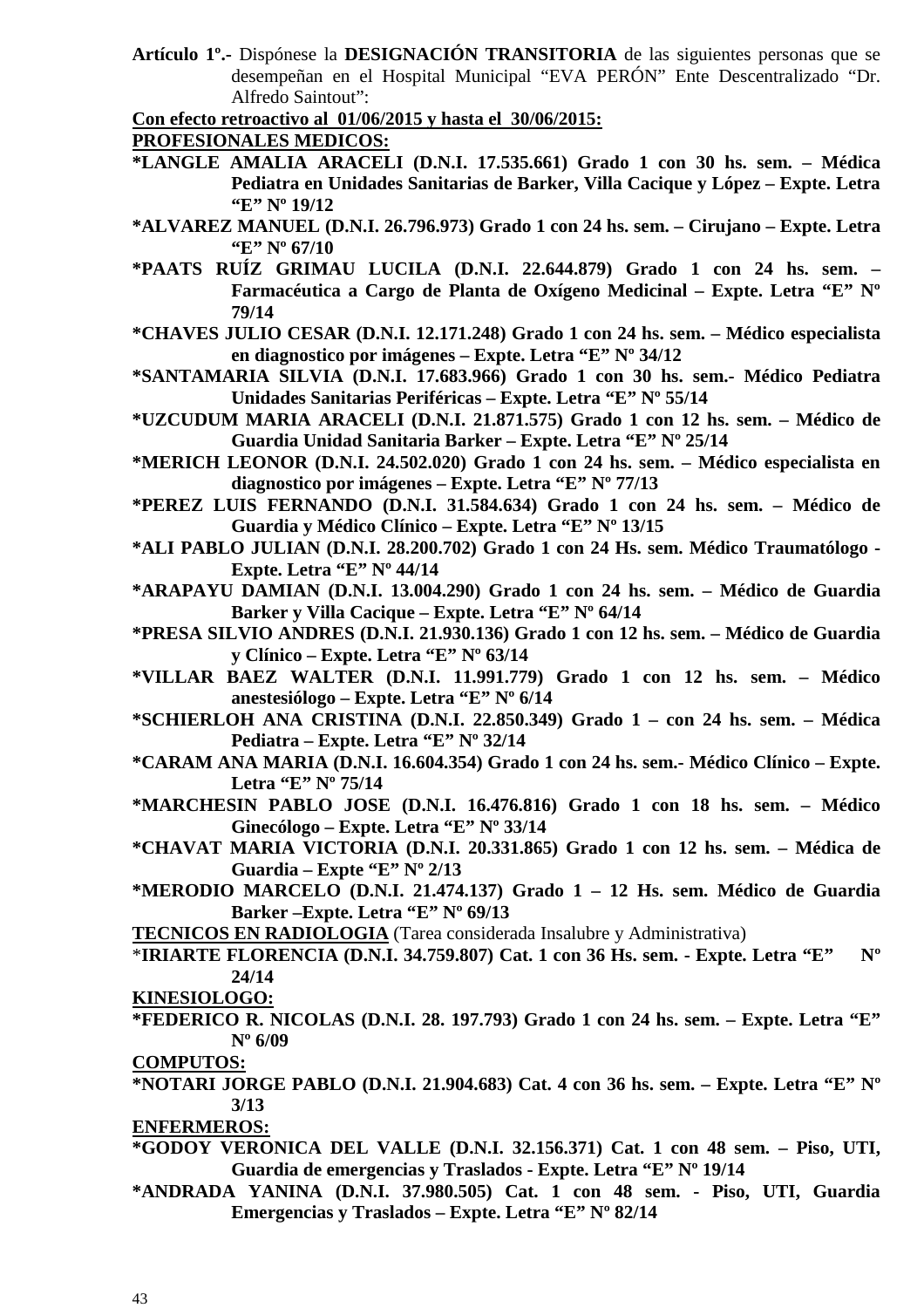**Artículo 1º.-** Dispónese la **DESIGNACIÓN TRANSITORIA** de las siguientes personas que se desempeñan en el Hospital Municipal "EVA PERÓN" Ente Descentralizado "Dr. Alfredo Saintout":

**Con efecto retroactivo al 01/06/2015 y hasta el 30/06/2015:**

**PROFESIONALES MEDICOS:**

**\*LANGLE AMALIA ARACELI (D.N.I. 17.535.661) Grado 1 con 30 hs. sem. – Médica Pediatra en Unidades Sanitarias de Barker, Villa Cacique y López – Expte. Letra "E" Nº 19/12**

**\*ALVAREZ MANUEL (D.N.I. 26.796.973) Grado 1 con 24 hs. sem. – Cirujano – Expte. Letra "E" Nº 67/10**

**\*PAATS RUÍZ GRIMAU LUCILA (D.N.I. 22.644.879) Grado 1 con 24 hs. sem. – Farmacéutica a Cargo de Planta de Oxígeno Medicinal – Expte. Letra "E" Nº 79/14**

**\*CHAVES JULIO CESAR (D.N.I. 12.171.248) Grado 1 con 24 hs. sem. – Médico especialista en diagnostico por imágenes – Expte. Letra "E" Nº 34/12**

**\*SANTAMARIA SILVIA (D.N.I. 17.683.966) Grado 1 con 30 hs. sem.- Médico Pediatra Unidades Sanitarias Periféricas – Expte. Letra "E" Nº 55/14**

**\*UZCUDUM MARIA ARACELI (D.N.I. 21.871.575) Grado 1 con 12 hs. sem. – Médico de Guardia Unidad Sanitaria Barker – Expte. Letra "E" Nº 25/14**

**\*MERICH LEONOR (D.N.I. 24.502.020) Grado 1 con 24 hs. sem. – Médico especialista en diagnostico por imágenes – Expte. Letra "E" Nº 77/13**

**\*PEREZ LUIS FERNANDO (D.N.I. 31.584.634) Grado 1 con 24 hs. sem. – Médico de Guardia y Médico Clínico – Expte. Letra "E" Nº 13/15**

**\*ALI PABLO JULIAN (D.N.I. 28.200.702) Grado 1 con 24 Hs. sem. Médico Traumatólogo - Expte. Letra "E" Nº 44/14**

**\*ARAPAYU DAMIAN (D.N.I. 13.004.290) Grado 1 con 24 hs. sem. – Médico de Guardia Barker y Villa Cacique – Expte. Letra "E" Nº 64/14**

**\*PRESA SILVIO ANDRES (D.N.I. 21.930.136) Grado 1 con 12 hs. sem. – Médico de Guardia y Clínico – Expte. Letra "E" Nº 63/14**

**\*VILLAR BAEZ WALTER (D.N.I. 11.991.779) Grado 1 con 12 hs. sem. – Médico anestesiólogo – Expte. Letra "E" Nº 6/14**

**\*SCHIERLOH ANA CRISTINA (D.N.I. 22.850.349) Grado 1 – con 24 hs. sem. – Médica Pediatra – Expte. Letra "E" Nº 32/14**

**\*CARAM ANA MARIA (D.N.I. 16.604.354) Grado 1 con 24 hs. sem.- Médico Clínico – Expte. Letra "E" Nº 75/14**

**\*MARCHESIN PABLO JOSE (D.N.I. 16.476.816) Grado 1 con 18 hs. sem. – Médico Ginecólogo – Expte. Letra "E" Nº 33/14**

**\*CHAVAT MARIA VICTORIA (D.N.I. 20.331.865) Grado 1 con 12 hs. sem. – Médica de Guardia – Expte "E" Nº 2/13**

**\*MERODIO MARCELO (D.N.I. 21.474.137) Grado 1 – 12 Hs. sem. Médico de Guardia Barker –Expte. Letra "E" Nº 69/13**

**TECNICOS EN RADIOLOGIA** (Tarea considerada Insalubre y Administrativa)

\***IRIARTE FLORENCIA (D.N.I. 34.759.807) Cat. 1 con 36 Hs. sem. - Expte. Letra "E" Nº 24/14**

**KINESIOLOGO:**

**\*FEDERICO R. NICOLAS (D.N.I. 28. 197.793) Grado 1 con 24 hs. sem. – Expte. Letra "E" Nº 6/09**

**COMPUTOS:**

**\*NOTARI JORGE PABLO (D.N.I. 21.904.683) Cat. 4 con 36 hs. sem. – Expte. Letra "E" Nº 3/13**

**ENFERMEROS:**

**\*GODOY VERONICA DEL VALLE (D.N.I. 32.156.371) Cat. 1 con 48 sem. – Piso, UTI, Guardia de emergencias y Traslados - Expte. Letra "E" Nº 19/14**

**\*ANDRADA YANINA (D.N.I. 37.980.505) Cat. 1 con 48 sem. - Piso, UTI, Guardia Emergencias y Traslados – Expte. Letra "E" Nº 82/14**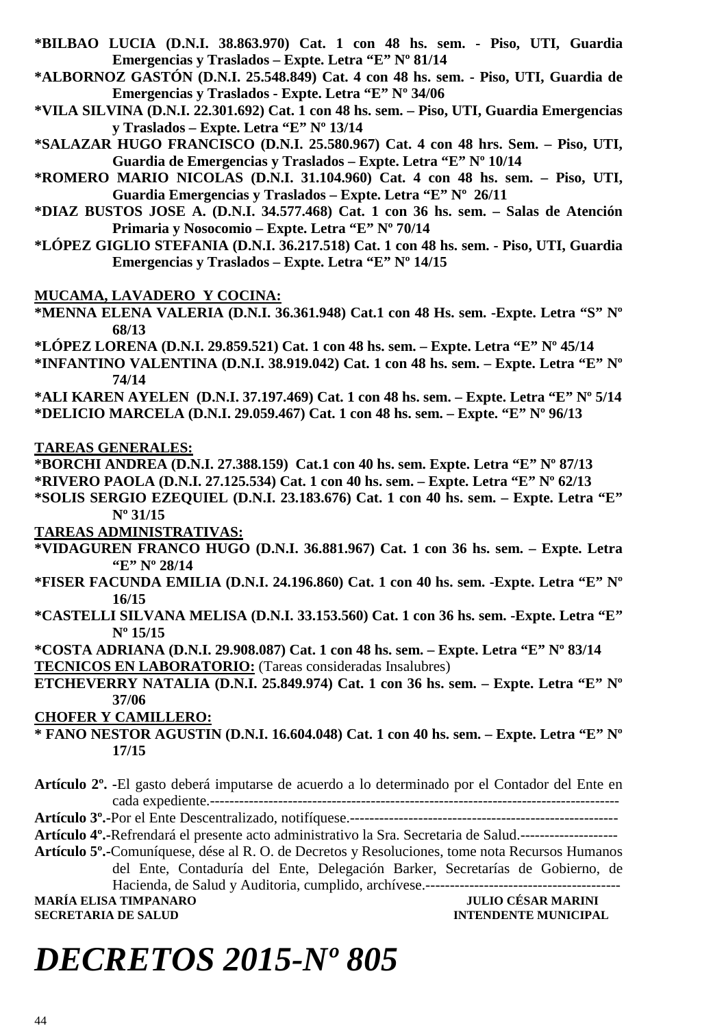**\*BILBAO LUCIA (D.N.I. 38.863.970) Cat. 1 con 48 hs. sem. - Piso, UTI, Guardia Emergencias y Traslados – Expte. Letra "E" Nº 81/14**
**\*ALBORNOZ GASTÓN (D.N.I. 25.548.849) Cat. 4 con 48 hs. sem. - Piso, UTI, Guardia de Emergencias y Traslados - Expte. Letra "E" Nº 34/06**
**\*VILA SILVINA (D.N.I. 22.301.692) Cat. 1 con 48 hs. sem. – Piso, UTI, Guardia Emergencias y Traslados – Expte. Letra "E" Nº 13/14**
**\*SALAZAR HUGO FRANCISCO (D.N.I. 25.580.967) Cat. 4 con 48 hrs. Sem. – Piso, UTI, Guardia de Emergencias y Traslados – Expte. Letra "E" Nº 10/14**
**\*ROMERO MARIO NICOLAS (D.N.I. 31.104.960) Cat. 4 con 48 hs. sem. – Piso, UTI, Guardia Emergencias y Traslados – Expte. Letra "E" Nº 26/11**
**\*DIAZ BUSTOS JOSE A. (D.N.I. 34.577.468) Cat. 1 con 36 hs. sem. – Salas de Atención Primaria y Nosocomio – Expte. Letra "E" Nº 70/14**
**\*LÓPEZ GIGLIO STEFANIA (D.N.I. 36.217.518) Cat. 1 con 48 hs. sem. - Piso, UTI, Guardia Emergencias y Traslados – Expte. Letra "E" Nº 14/15**

**MUCAMA, LAVADERO Y COCINA:**
**\*MENNA ELENA VALERIA (D.N.I. 36.361.948) Cat.1 con 48 Hs. sem. -Expte. Letra "S" Nº 68/13**
**\*LÓPEZ LORENA (D.N.I. 29.859.521) Cat. 1 con 48 hs. sem. – Expte. Letra "E" Nº 45/14**
**\*INFANTINO VALENTINA (D.N.I. 38.919.042) Cat. 1 con 48 hs. sem. – Expte. Letra "E" Nº 74/14**
**\*ALI KAREN AYELEN (D.N.I. 37.197.469) Cat. 1 con 48 hs. sem. – Expte. Letra "E" Nº 5/14**
**\*DELICIO MARCELA (D.N.I. 29.059.467) Cat. 1 con 48 hs. sem. – Expte. "E" Nº 96/13**

**TAREAS GENERALES:**
**\*BORCHI ANDREA (D.N.I. 27.388.159) Cat.1 con 40 hs. sem. Expte. Letra "E" Nº 87/13**
**\*RIVERO PAOLA (D.N.I. 27.125.534) Cat. 1 con 40 hs. sem. – Expte. Letra "E" Nº 62/13**
**\*SOLIS SERGIO EZEQUIEL (D.N.I. 23.183.676) Cat. 1 con 40 hs. sem. – Expte. Letra "E" Nº 31/15**

**TAREAS ADMINISTRATIVAS:**
**\*VIDAGUREN FRANCO HUGO (D.N.I. 36.881.967) Cat. 1 con 36 hs. sem. – Expte. Letra "E" Nº 28/14**
**\*FISER FACUNDA EMILIA (D.N.I. 24.196.860) Cat. 1 con 40 hs. sem. -Expte. Letra "E" Nº 16/15**
**\*CASTELLI SILVANA MELISA (D.N.I. 33.153.560) Cat. 1 con 36 hs. sem. -Expte. Letra "E" Nº 15/15**
**\*COSTA ADRIANA (D.N.I. 29.908.087) Cat. 1 con 48 hs. sem. – Expte. Letra "E" Nº 83/14**

**TECNICOS EN LABORATORIO:** (Tareas consideradas Insalubres)
**ETCHEVERRY NATALIA (D.N.I. 25.849.974) Cat. 1 con 36 hs. sem. – Expte. Letra "E" Nº 37/06**

**CHOFER Y CAMILLERO:**
**\* FANO NESTOR AGUSTIN (D.N.I. 16.604.048) Cat. 1 con 40 hs. sem. – Expte. Letra "E" Nº 17/15**

**Artículo 2º.** -El gasto deberá imputarse de acuerdo a lo determinado por el Contador del Ente en cada expediente.------------------------------------------------------------------------------------
**Artículo 3º.**-Por el Ente Descentralizado, notifíquese.-------------------------------------------------------
**Artículo 4º.**-Refrendará el presente acto administrativo la Sra. Secretaria de Salud.--------------------
**Artículo 5º.**-Comuníquese, dése al R. O. de Decretos y Resoluciones, tome nota Recursos Humanos del Ente, Contaduría del Ente, Delegación Barker, Secretarías de Gobierno, de Hacienda, de Salud y Auditoria, cumplido, archívese.----------------------------------------

**MARÍA ELISA TIMPANARO** — **JULIO CÉSAR MARINI**
**SECRETARIA DE SALUD** — **INTENDENTE MUNICIPAL**

# *DECRETOS 2015-Nº 805*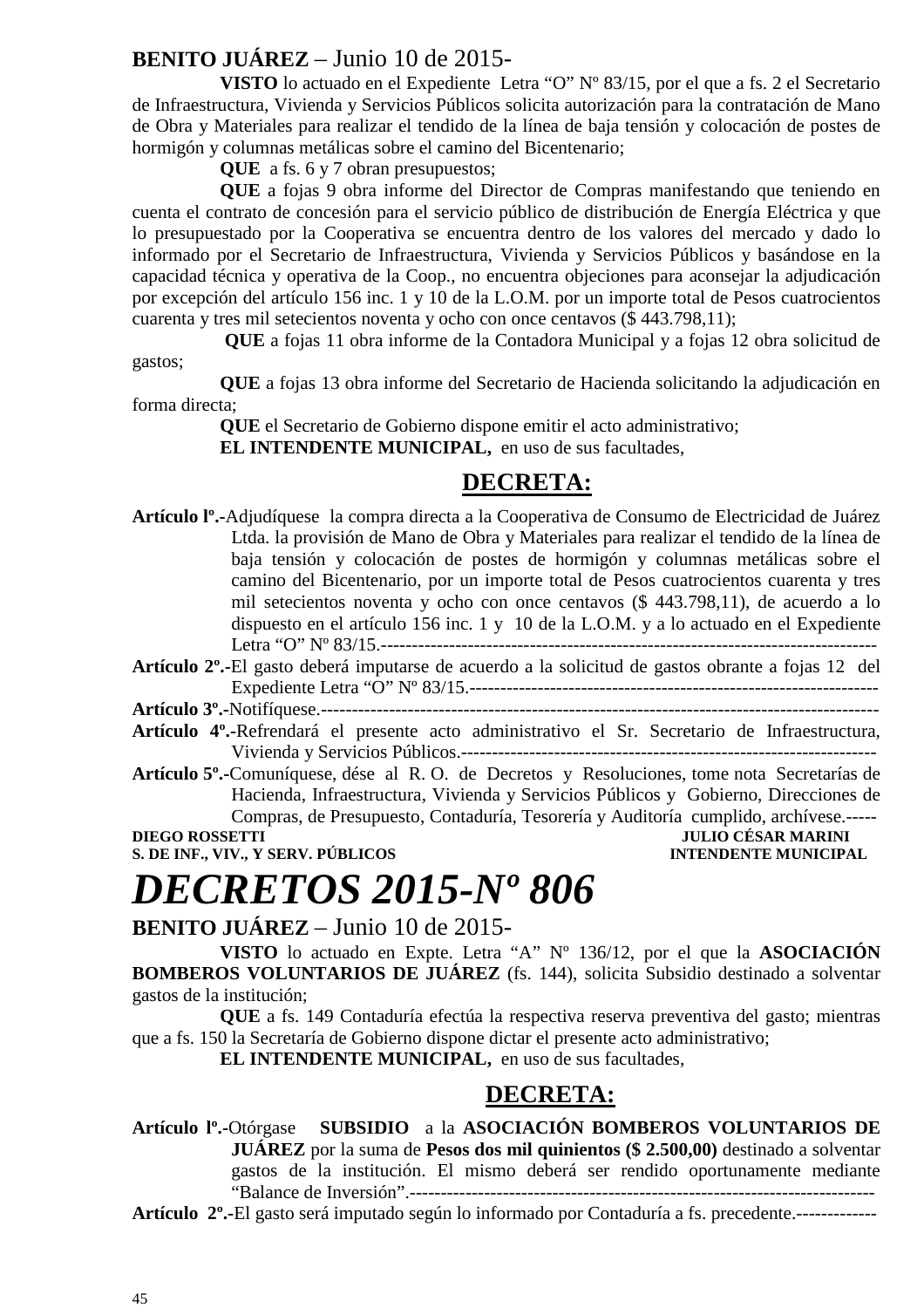**BENITO JUÁREZ** – Junio 10 de 2015-

**VISTO** lo actuado en el Expediente Letra "O" Nº 83/15, por el que a fs. 2 el Secretario de Infraestructura, Vivienda y Servicios Públicos solicita autorización para la contratación de Mano de Obra y Materiales para realizar el tendido de la línea de baja tensión y colocación de postes de hormigón y columnas metálicas sobre el camino del Bicentenario;

**QUE** a fs. 6 y 7 obran presupuestos;

**QUE** a fojas 9 obra informe del Director de Compras manifestando que teniendo en cuenta el contrato de concesión para el servicio público de distribución de Energía Eléctrica y que lo presupuestado por la Cooperativa se encuentra dentro de los valores del mercado y dado lo informado por el Secretario de Infraestructura, Vivienda y Servicios Públicos y basándose en la capacidad técnica y operativa de la Coop., no encuentra objeciones para aconsejar la adjudicación por excepción del artículo 156 inc. 1 y 10 de la L.O.M. por un importe total de Pesos cuatrocientos cuarenta y tres mil setecientos noventa y ocho con once centavos ($ 443.798,11);

**QUE** a fojas 11 obra informe de la Contadora Municipal y a fojas 12 obra solicitud de gastos;

**QUE** a fojas 13 obra informe del Secretario de Hacienda solicitando la adjudicación en forma directa;

**QUE** el Secretario de Gobierno dispone emitir el acto administrativo;

**EL INTENDENTE MUNICIPAL,** en uso de sus facultades,

**DECRETA:**

**Artículo lº.-**Adjudíquese la compra directa a la Cooperativa de Consumo de Electricidad de Juárez Ltda. la provisión de Mano de Obra y Materiales para realizar el tendido de la línea de baja tensión y colocación de postes de hormigón y columnas metálicas sobre el camino del Bicentenario, por un importe total de Pesos cuatrocientos cuarenta y tres mil setecientos noventa y ocho con once centavos ($ 443.798,11), de acuerdo a lo dispuesto en el artículo 156 inc. 1 y 10 de la L.O.M. y a lo actuado en el Expediente Letra "O" Nº 83/15.---------------------------------------------------------------------------------

**Artículo 2º.-**El gasto deberá imputarse de acuerdo a la solicitud de gastos obrante a fojas 12 del Expediente Letra "O" Nº 83/15.-------------------------------------------------------------------

**Artículo 3º.-**Notifíquese.-------------------------------------------------------------------------------------------

**Artículo 4º.-**Refrendará el presente acto administrativo el Sr. Secretario de Infraestructura, Vivienda y Servicios Públicos.--------------------------------------------------------------------

**Artículo 5º.-**Comuníquese, dése al R. O. de Decretos y Resoluciones, tome nota Secretarías de Hacienda, Infraestructura, Vivienda y Servicios Públicos y Gobierno, Direcciones de Compras, de Presupuesto, Contaduría, Tesorería y Auditoría cumplido, archívese.-----

**DIEGO ROSSETTI** — **S. DE INF., VIV., Y SERV. PÚBLICOS**

**JULIO CÉSAR MARINI** — **INTENDENTE MUNICIPAL**

# *DECRETOS 2015-Nº 806*

**BENITO JUÁREZ** – Junio 10 de 2015-

**VISTO** lo actuado en Expte. Letra "A" Nº 136/12, por el que la **ASOCIACIÓN BOMBEROS VOLUNTARIOS DE JUÁREZ** (fs. 144), solicita Subsidio destinado a solventar gastos de la institución;

**QUE** a fs. 149 Contaduría efectúa la respectiva reserva preventiva del gasto; mientras que a fs. 150 la Secretaría de Gobierno dispone dictar el presente acto administrativo;

**EL INTENDENTE MUNICIPAL,** en uso de sus facultades,

**DECRETA:**

**Artículo lº.-**Otórgase **SUBSIDIO** a la **ASOCIACIÓN BOMBEROS VOLUNTARIOS DE JUÁREZ** por la suma de **Pesos dos mil quinientos ($ 2.500,00)** destinado a solventar gastos de la institución. El mismo deberá ser rendido oportunamente mediante "Balance de Inversión".-------------------------------------------------------------------------

**Artículo 2º.-**El gasto será imputado según lo informado por Contaduría a fs. precedente.-------------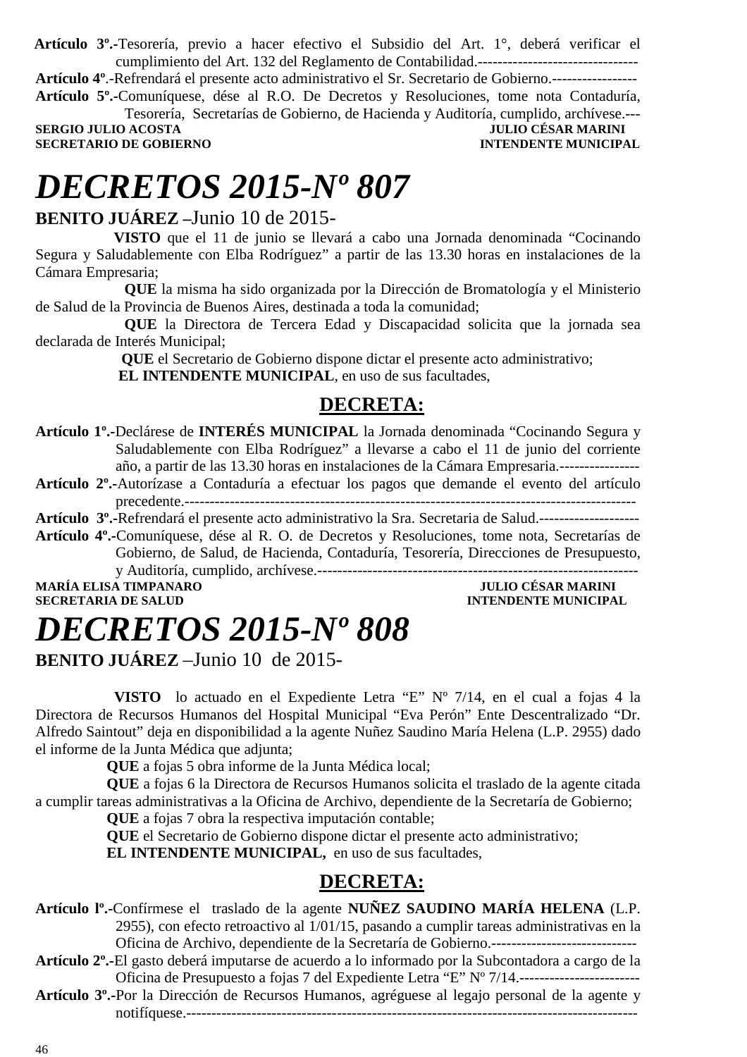**Artículo 3º.-**Tesorería, previo a hacer efectivo el Subsidio del Art. 1°, deberá verificar el cumplimiento del Art. 132 del Reglamento de Contabilidad.--------------------------------

**Artículo 4º**.-Refrendará el presente acto administrativo el Sr. Secretario de Gobierno.-----------------

**Artículo 5º.-**Comuníquese, dése al R.O. De Decretos y Resoluciones, tome nota Contaduría, Tesorería, Secretarías de Gobierno, de Hacienda y Auditoría, cumplido, archívese.---

**SERGIO JULIO ACOSTA** — **JULIO CÉSAR MARINI**
**SECRETARIO DE GOBIERNO** — **INTENDENTE MUNICIPAL**

# *DECRETOS 2015-Nº 807*

**BENITO JUÁREZ** –Junio 10 de 2015-

**VISTO** que el 11 de junio se llevará a cabo una Jornada denominada "Cocinando Segura y Saludablemente con Elba Rodríguez" a partir de las 13.30 horas en instalaciones de la Cámara Empresaria;

**QUE** la misma ha sido organizada por la Dirección de Bromatología y el Ministerio de Salud de la Provincia de Buenos Aires, destinada a toda la comunidad;

**QUE** la Directora de Tercera Edad y Discapacidad solicita que la jornada sea declarada de Interés Municipal;

**QUE** el Secretario de Gobierno dispone dictar el presente acto administrativo;

**EL INTENDENTE MUNICIPAL**, en uso de sus facultades,

## DECRETA:

**Artículo 1º.-**Declárese de **INTERÉS MUNICIPAL** la Jornada denominada "Cocinando Segura y Saludablemente con Elba Rodríguez" a llevarse a cabo el 11 de junio del corriente año, a partir de las 13.30 horas en instalaciones de la Cámara Empresaria.----------------

**Artículo 2º.-**Autorízase a Contaduría a efectuar los pagos que demande el evento del artículo precedente.---------------------------------------------------------------------------------------------

**Artículo 3º.-**Refrendará el presente acto administrativo la Sra. Secretaria de Salud.--------------------

**Artículo 4º.-**Comuníquese, dése al R. O. de Decretos y Resoluciones, tome nota, Secretarías de Gobierno, de Salud, de Hacienda, Contaduría, Tesorería, Direcciones de Presupuesto, y Auditoría, cumplido, archívese.-----------------------------------------------------------------

**MARÍA ELISA TIMPANARO** — **JULIO CÉSAR MARINI**
**SECRETARIA DE SALUD** — **INTENDENTE MUNICIPAL**

# *DECRETOS 2015-Nº 808*

**BENITO JUÁREZ** –Junio 10 de 2015-

**VISTO** lo actuado en el Expediente Letra "E" Nº 7/14, en el cual a fojas 4 la Directora de Recursos Humanos del Hospital Municipal "Eva Perón" Ente Descentralizado "Dr. Alfredo Saintout" deja en disponibilidad a la agente Nuñez Saudino María Helena (L.P. 2955) dado el informe de la Junta Médica que adjunta;

**QUE** a fojas 5 obra informe de la Junta Médica local;

**QUE** a fojas 6 la Directora de Recursos Humanos solicita el traslado de la agente citada a cumplir tareas administrativas a la Oficina de Archivo, dependiente de la Secretaría de Gobierno;

**QUE** a fojas 7 obra la respectiva imputación contable;

**QUE** el Secretario de Gobierno dispone dictar el presente acto administrativo;

**EL INTENDENTE MUNICIPAL,** en uso de sus facultades,

## DECRETA:

**Artículo lº.-**Confírmese el traslado de la agente **NUÑEZ SAUDINO MARÍA HELENA** (L.P. 2955), con efecto retroactivo al 1/01/15, pasando a cumplir tareas administrativas en la Oficina de Archivo, dependiente de la Secretaría de Gobierno.-----------------------------

**Artículo 2º.-**El gasto deberá imputarse de acuerdo a lo informado por la Subcontadora a cargo de la Oficina de Presupuesto a fojas 7 del Expediente Letra "E" Nº 7/14.------------------------

**Artículo 3º.-**Por la Dirección de Recursos Humanos, agréguese al legajo personal de la agente y notifíquese.------------------------------------------------------------------------------------------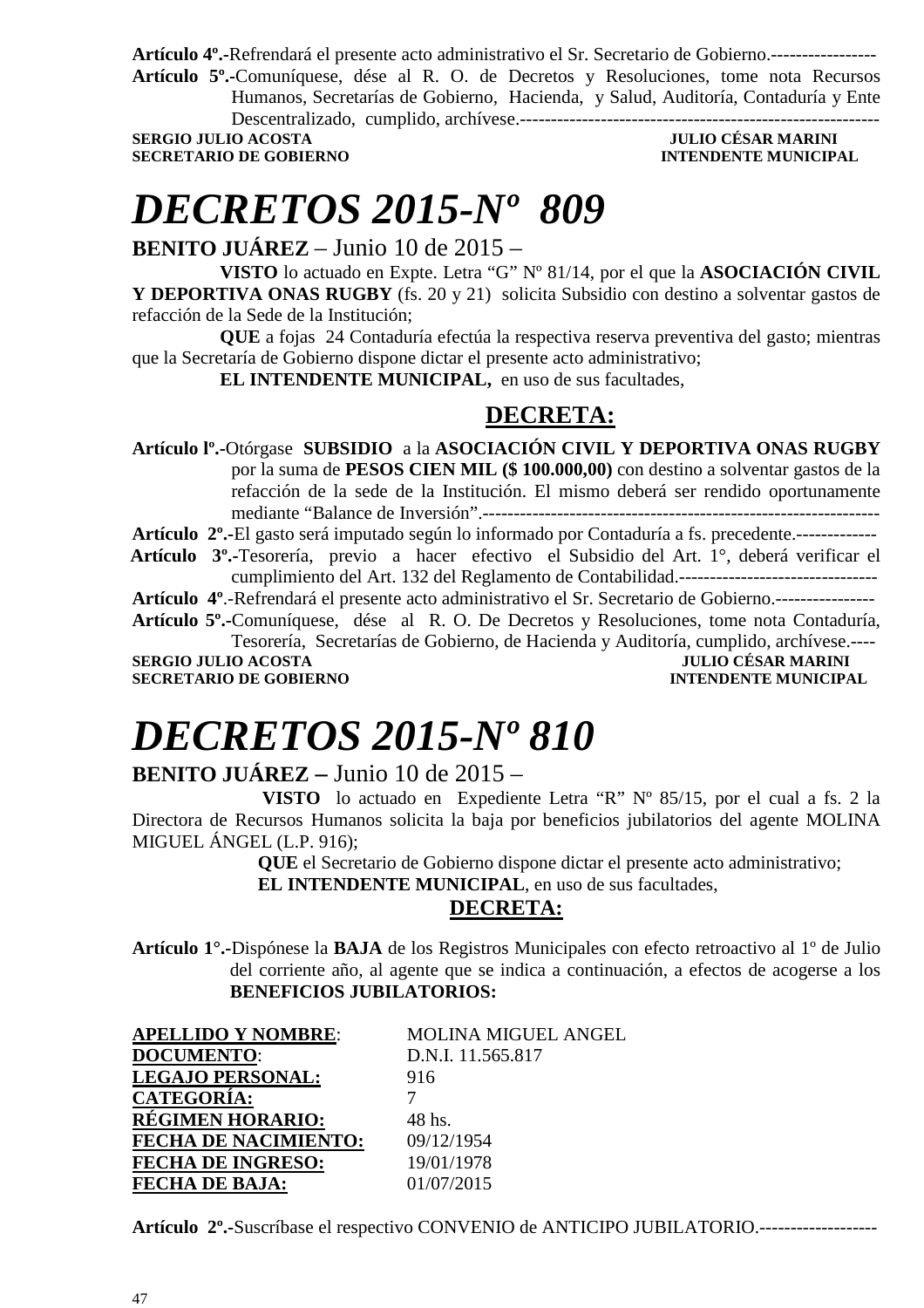**Artículo 4º.-**Refrendará el presente acto administrativo el Sr. Secretario de Gobierno.-----------------

**Artículo 5º.-**Comuníquese, dése al R. O. de Decretos y Resoluciones, tome nota Recursos Humanos, Secretarías de Gobierno, Hacienda, y Salud, Auditoría, Contaduría y Ente Descentralizado, cumplido, archívese.----------------------------------------------------------

**SERGIO JULIO ACOSTA** — **SECRETARIO DE GOBIERNO**
**JULIO CÉSAR MARINI** — **INTENDENTE MUNICIPAL**

# *DECRETOS 2015-Nº 809*

**BENITO JUÁREZ** – Junio 10 de 2015 –

**VISTO** lo actuado en Expte. Letra "G" Nº 81/14, por el que la **ASOCIACIÓN CIVIL Y DEPORTIVA ONAS RUGBY** (fs. 20 y 21) solicita Subsidio con destino a solventar gastos de refacción de la Sede de la Institución;

**QUE** a fojas 24 Contaduría efectúa la respectiva reserva preventiva del gasto; mientras que la Secretaría de Gobierno dispone dictar el presente acto administrativo;

**EL INTENDENTE MUNICIPAL,** en uso de sus facultades,

**DECRETA:**

**Artículo lº.-**Otórgase **SUBSIDIO** a la **ASOCIACIÓN CIVIL Y DEPORTIVA ONAS RUGBY** por la suma de **PESOS CIEN MIL ($ 100.000,00)** con destino a solventar gastos de la refacción de la sede de la Institución. El mismo deberá ser rendido oportunamente mediante "Balance de Inversión".---------------------------------------------------------------

**Artículo 2º.-**El gasto será imputado según lo informado por Contaduría a fs. precedente.-------------

**Artículo 3º.-**Tesorería, previo a hacer efectivo el Subsidio del Art. 1°, deberá verificar el cumplimiento del Art. 132 del Reglamento de Contabilidad.--------------------------------

**Artículo 4º**.-Refrendará el presente acto administrativo el Sr. Secretario de Gobierno.----------------

**Artículo 5º.**-Comuníquese, dése al R. O. De Decretos y Resoluciones, tome nota Contaduría, Tesorería, Secretarías de Gobierno, de Hacienda y Auditoría, cumplido, archívese.----

**SERGIO JULIO ACOSTA** — **SECRETARIO DE GOBIERNO**
**JULIO CÉSAR MARINI** — **INTENDENTE MUNICIPAL**

# *DECRETOS 2015-Nº 810*

**BENITO JUÁREZ –** Junio 10 de 2015 –

**VISTO** lo actuado en Expediente Letra "R" Nº 85/15, por el cual a fs. 2 la Directora de Recursos Humanos solicita la baja por beneficios jubilatorios del agente MOLINA MIGUEL ÁNGEL (L.P. 916);

**QUE** el Secretario de Gobierno dispone dictar el presente acto administrativo;

**EL INTENDENTE MUNICIPAL**, en uso de sus facultades,

**DECRETA:**

**Artículo 1°.-**Dispónese la **BAJA** de los Registros Municipales con efecto retroactivo al 1º de Julio del corriente año, al agente que se indica a continuación, a efectos de acogerse a los **BENEFICIOS JUBILATORIOS:**

| | |
|---|---|
| **APELLIDO Y NOMBRE**: | MOLINA MIGUEL ANGEL |
| **DOCUMENTO**: | D.N.I. 11.565.817 |
| **LEGAJO PERSONAL:** | 916 |
| **CATEGORÍA:** | 7 |
| **RÉGIMEN HORARIO:** | 48 hs. |
| **FECHA DE NACIMIENTO:** | 09/12/1954 |
| **FECHA DE INGRESO:** | 19/01/1978 |
| **FECHA DE BAJA:** | 01/07/2015 |

**Artículo 2º.-**Suscríbase el respectivo CONVENIO de ANTICIPO JUBILATORIO.-------------------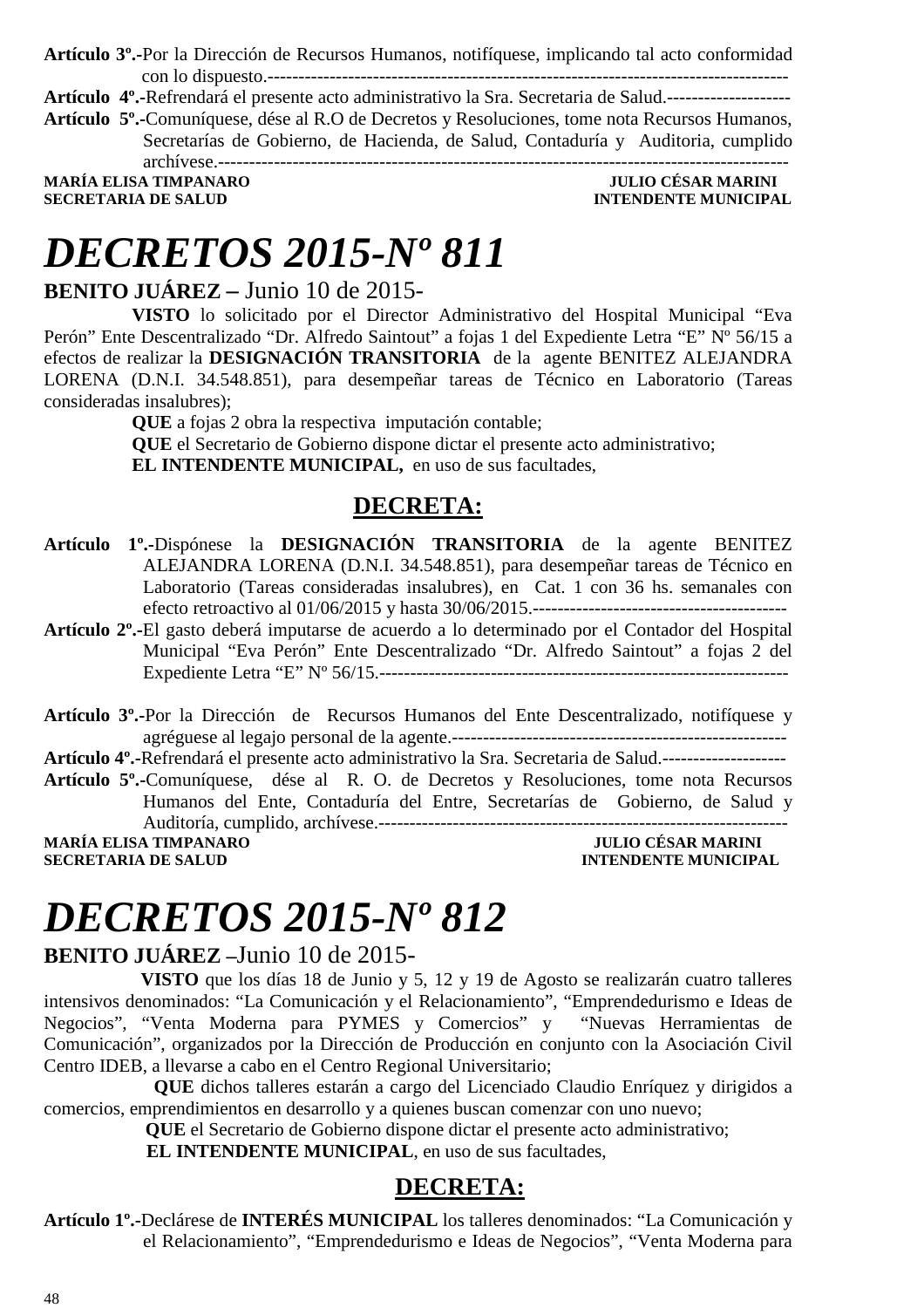**Artículo 3º.-**Por la Dirección de Recursos Humanos, notifíquese, implicando tal acto conformidad con lo dispuesto.-------------------------------------------------------------------------------------------

**Artículo 4º.-**Refrendará el presente acto administrativo la Sra. Secretaria de Salud.--------------------

**Artículo 5º.-**Comuníquese, dése al R.O de Decretos y Resoluciones, tome nota Recursos Humanos, Secretarías de Gobierno, de Hacienda, de Salud, Contaduría y Auditoria, cumplido archívese.-------------------------------------------------------------------------------------------

**MARÍA ELISA TIMPANARO** — **JULIO CÉSAR MARINI**
**SECRETARIA DE SALUD** — **INTENDENTE MUNICIPAL**

# *DECRETOS 2015-Nº 811*

**BENITO JUÁREZ –** Junio 10 de 2015-

**VISTO** lo solicitado por el Director Administrativo del Hospital Municipal "Eva Perón" Ente Descentralizado "Dr. Alfredo Saintout" a fojas 1 del Expediente Letra "E" Nº 56/15 a efectos de realizar la **DESIGNACIÓN TRANSITORIA** de la agente BENITEZ ALEJANDRA LORENA (D.N.I. 34.548.851), para desempeñar tareas de Técnico en Laboratorio (Tareas consideradas insalubres);

**QUE** a fojas 2 obra la respectiva imputación contable;

**QUE** el Secretario de Gobierno dispone dictar el presente acto administrativo;

**EL INTENDENTE MUNICIPAL,** en uso de sus facultades,

## DECRETA:

**Artículo 1º.-**Dispónese la **DESIGNACIÓN TRANSITORIA** de la agente BENITEZ ALEJANDRA LORENA (D.N.I. 34.548.851), para desempeñar tareas de Técnico en Laboratorio (Tareas consideradas insalubres), en Cat. 1 con 36 hs. semanales con efecto retroactivo al 01/06/2015 y hasta 30/06/2015.-----------------------------------------

**Artículo 2º.-**El gasto deberá imputarse de acuerdo a lo determinado por el Contador del Hospital Municipal "Eva Perón" Ente Descentralizado "Dr. Alfredo Saintout" a fojas 2 del Expediente Letra "E" Nº 56/15.------------------------------------------------------------------

**Artículo 3º.-**Por la Dirección de Recursos Humanos del Ente Descentralizado, notifíquese y agréguese al legajo personal de la agente.-----------------------------------------------------

**Artículo 4º.-**Refrendará el presente acto administrativo la Sra. Secretaria de Salud.--------------------

**Artículo 5º.-**Comuníquese, dése al R. O. de Decretos y Resoluciones, tome nota Recursos Humanos del Ente, Contaduría del Entre, Secretarías de Gobierno, de Salud y Auditoría, cumplido, archívese.------------------------------------------------------------------

**MARÍA ELISA TIMPANARO** — **JULIO CÉSAR MARINI**
**SECRETARIA DE SALUD** — **INTENDENTE MUNICIPAL**

# *DECRETOS 2015-Nº 812*

**BENITO JUÁREZ –**Junio 10 de 2015-

**VISTO** que los días 18 de Junio y 5, 12 y 19 de Agosto se realizarán cuatro talleres intensivos denominados: "La Comunicación y el Relacionamiento", "Emprendedurismo e Ideas de Negocios", "Venta Moderna para PYMES y Comercios" y "Nuevas Herramientas de Comunicación", organizados por la Dirección de Producción en conjunto con la Asociación Civil Centro IDEB, a llevarse a cabo en el Centro Regional Universitario;

**QUE** dichos talleres estarán a cargo del Licenciado Claudio Enríquez y dirigidos a comercios, emprendimientos en desarrollo y a quienes buscan comenzar con uno nuevo;

**QUE** el Secretario de Gobierno dispone dictar el presente acto administrativo;

**EL INTENDENTE MUNICIPAL**, en uso de sus facultades,

## DECRETA:

**Artículo 1º.-**Declárese de **INTERÉS MUNICIPAL** los talleres denominados: "La Comunicación y el Relacionamiento", "Emprendedurismo e Ideas de Negocios", "Venta Moderna para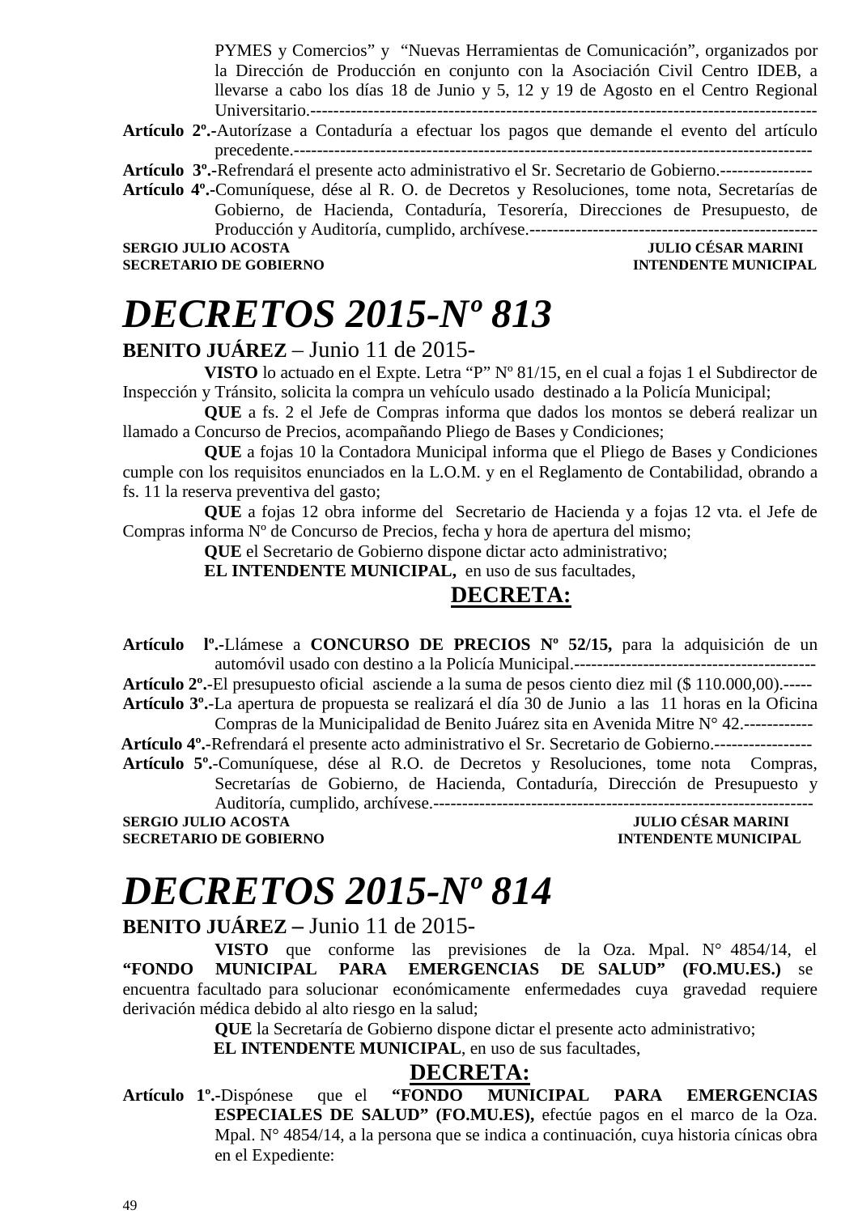PYMES y Comercios" y "Nuevas Herramientas de Comunicación", organizados por la Dirección de Producción en conjunto con la Asociación Civil Centro IDEB, a llevarse a cabo los días 18 de Junio y 5, 12 y 19 de Agosto en el Centro Regional Universitario.-----------------------------------------------------------------------------------

**Artículo 2º.-**Autorízase a Contaduría a efectuar los pagos que demande el evento del artículo precedente.-----------------------------------------------------------------------------------------

**Artículo 3º.-**Refrendará el presente acto administrativo el Sr. Secretario de Gobierno.----------------

**Artículo 4º.-**Comuníquese, dése al R. O. de Decretos y Resoluciones, tome nota, Secretarías de Gobierno, de Hacienda, Contaduría, Tesorería, Direcciones de Presupuesto, de Producción y Auditoría, cumplido, archívese.-----------------------------------------------------

**SERGIO JULIO ACOSTA** — **SECRETARIO DE GOBIERNO**
**JULIO CÉSAR MARINI** — **INTENDENTE MUNICIPAL**

# *DECRETOS 2015-Nº 813*

**BENITO JUÁREZ** – Junio 11 de 2015-

**VISTO** lo actuado en el Expte. Letra "P" Nº 81/15, en el cual a fojas 1 el Subdirector de Inspección y Tránsito, solicita la compra un vehículo usado destinado a la Policía Municipal;

**QUE** a fs. 2 el Jefe de Compras informa que dados los montos se deberá realizar un llamado a Concurso de Precios, acompañando Pliego de Bases y Condiciones;

**QUE** a fojas 10 la Contadora Municipal informa que el Pliego de Bases y Condiciones cumple con los requisitos enunciados en la L.O.M. y en el Reglamento de Contabilidad, obrando a fs. 11 la reserva preventiva del gasto;

**QUE** a fojas 12 obra informe del Secretario de Hacienda y a fojas 12 vta. el Jefe de Compras informa Nº de Concurso de Precios, fecha y hora de apertura del mismo;

**QUE** el Secretario de Gobierno dispone dictar acto administrativo;

**EL INTENDENTE MUNICIPAL,** en uso de sus facultades,

**DECRETA:**

**Artículo lº.-**Llámese a **CONCURSO DE PRECIOS Nº 52/15,** para la adquisición de un automóvil usado con destino a la Policía Municipal.-------------------------------------------

**Artículo 2º.-**El presupuesto oficial asciende a la suma de pesos ciento diez mil ($ 110.000,00).-----

**Artículo 3º.-**La apertura de propuesta se realizará el día 30 de Junio a las 11 horas en la Oficina Compras de la Municipalidad de Benito Juárez sita en Avenida Mitre N° 42.------------

**Artículo 4º.-**Refrendará el presente acto administrativo el Sr. Secretario de Gobierno.-----------------

**Artículo 5º.-**Comuníquese, dése al R.O. de Decretos y Resoluciones, tome nota Compras, Secretarías de Gobierno, de Hacienda, Contaduría, Dirección de Presupuesto y Auditoría, cumplido, archívese.-------------------------------------------------------------------

**SERGIO JULIO ACOSTA** — **SECRETARIO DE GOBIERNO**
**JULIO CÉSAR MARINI** — **INTENDENTE MUNICIPAL**

# *DECRETOS 2015-Nº 814*

**BENITO JUÁREZ –** Junio 11 de 2015-

**VISTO** que conforme las previsiones de la Oza. Mpal. N° 4854/14, el **"FONDO MUNICIPAL PARA EMERGENCIAS DE SALUD" (FO.MU.ES.)** se encuentra facultado para solucionar económicamente enfermedades cuya gravedad requiere derivación médica debido al alto riesgo en la salud;

**QUE** la Secretaría de Gobierno dispone dictar el presente acto administrativo;

**EL INTENDENTE MUNICIPAL**, en uso de sus facultades,

**DECRETA:**

**Artículo 1º.-**Dispónese que el **"FONDO MUNICIPAL PARA EMERGENCIAS ESPECIALES DE SALUD" (FO.MU.ES),** efectúe pagos en el marco de la Oza. Mpal. N° 4854/14, a la persona que se indica a continuación, cuya historia cínicas obra en el Expediente: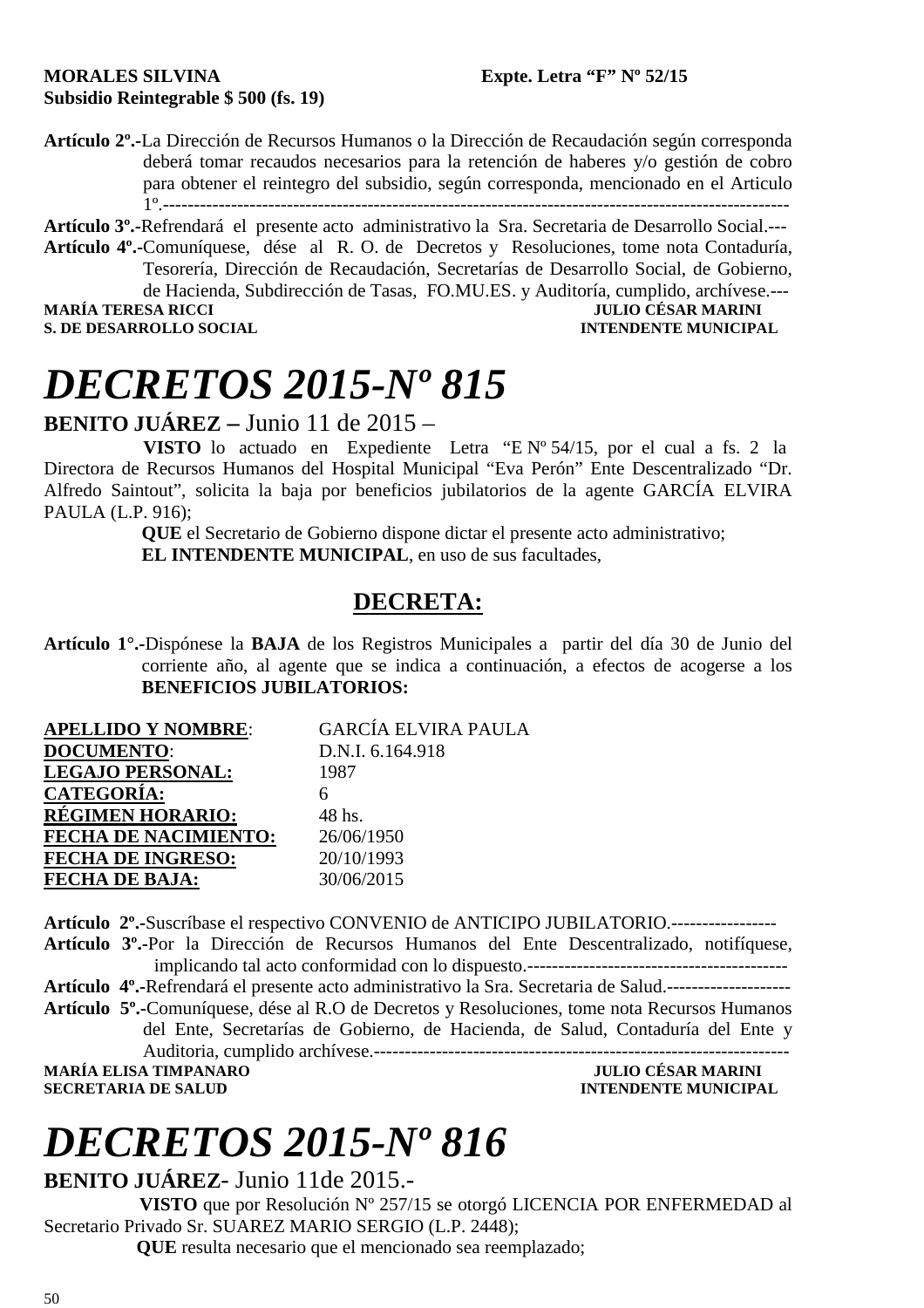**MORALES SILVINA** **Expte. Letra "F" Nº 52/15**
**Subsidio Reintegrable $ 500 (fs. 19)**

**Artículo 2º.-**La Dirección de Recursos Humanos o la Dirección de Recaudación según corresponda deberá tomar recaudos necesarios para la retención de haberes y/o gestión de cobro para obtener el reintegro del subsidio, según corresponda, mencionado en el Articulo 1º.-----------------------------------------------------------------------------------------------------

**Artículo 3º.-**Refrendará el presente acto administrativo la Sra. Secretaria de Desarrollo Social.---

**Artículo 4º.-**Comuníquese, dése al R. O. de Decretos y Resoluciones, tome nota Contaduría, Tesorería, Dirección de Recaudación, Secretarías de Desarrollo Social, de Gobierno, de Hacienda, Subdirección de Tasas, FO.MU.ES. y Auditoría, cumplido, archívese.---

**MARÍA TERESA RICCI** **JULIO CÉSAR MARINI**
**S. DE DESARROLLO SOCIAL** **INTENDENTE MUNICIPAL**

# *DECRETOS 2015-Nº 815*

**BENITO JUÁREZ –** Junio 11 de 2015 –

**VISTO** lo actuado en Expediente Letra "E Nº 54/15, por el cual a fs. 2 la Directora de Recursos Humanos del Hospital Municipal "Eva Perón" Ente Descentralizado "Dr. Alfredo Saintout", solicita la baja por beneficios jubilatorios de la agente GARCÍA ELVIRA PAULA (L.P. 916);

**QUE** el Secretario de Gobierno dispone dictar el presente acto administrativo;

**EL INTENDENTE MUNICIPAL**, en uso de sus facultades,

## DECRETA:

**Artículo 1°.-**Dispónese la **BAJA** de los Registros Municipales a partir del día 30 de Junio del corriente año, al agente que se indica a continuación, a efectos de acogerse a los **BENEFICIOS JUBILATORIOS:**

| | |
|---|---|
| **APELLIDO Y NOMBRE**: | GARCÍA ELVIRA PAULA |
| **DOCUMENTO**: | D.N.I. 6.164.918 |
| **LEGAJO PERSONAL:** | 1987 |
| **CATEGORÍA:** | 6 |
| **RÉGIMEN HORARIO:** | 48 hs. |
| **FECHA DE NACIMIENTO:** | 26/06/1950 |
| **FECHA DE INGRESO:** | 20/10/1993 |
| **FECHA DE BAJA:** | 30/06/2015 |

**Artículo 2º.-**Suscríbase el respectivo CONVENIO de ANTICIPO JUBILATORIO.-----------------

**Artículo 3º.-**Por la Dirección de Recursos Humanos del Ente Descentralizado, notifíquese, implicando tal acto conformidad con lo dispuesto.------------------------------------------

**Artículo 4º.-**Refrendará el presente acto administrativo la Sra. Secretaria de Salud.--------------------

**Artículo 5º.-**Comuníquese, dése al R.O de Decretos y Resoluciones, tome nota Recursos Humanos del Ente, Secretarías de Gobierno, de Hacienda, de Salud, Contaduría del Ente y Auditoria, cumplido archívese.-------------------------------------------------------------------

**MARÍA ELISA TIMPANARO** **JULIO CÉSAR MARINI**
**SECRETARIA DE SALUD** **INTENDENTE MUNICIPAL**

# *DECRETOS 2015-Nº 816*

**BENITO JUÁREZ-** Junio 11de 2015.-

**VISTO** que por Resolución Nº 257/15 se otorgó LICENCIA POR ENFERMEDAD al Secretario Privado Sr. SUAREZ MARIO SERGIO (L.P. 2448);

**QUE** resulta necesario que el mencionado sea reemplazado;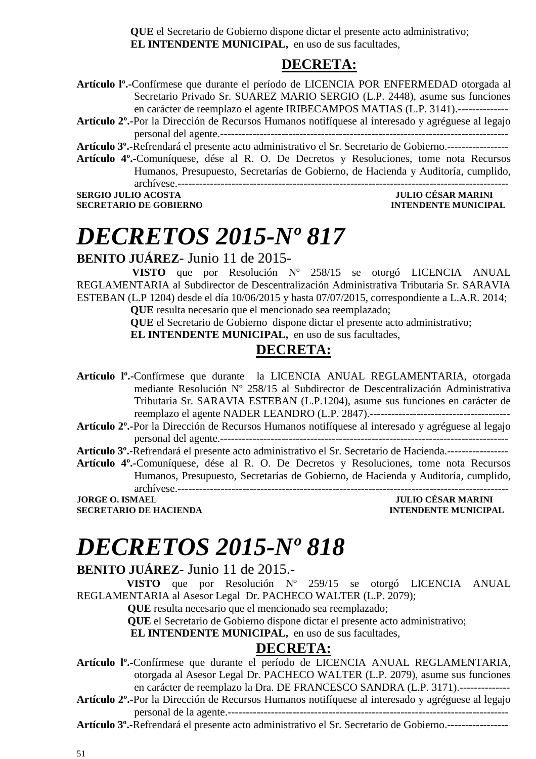**QUE** el Secretario de Gobierno dispone dictar el presente acto administrativo;
**EL INTENDENTE MUNICIPAL,** en uso de sus facultades,

## DECRETA:

**Artículo lº.-**Confírmese que durante el período de LICENCIA POR ENFERMEDAD otorgada al Secretario Privado Sr. SUAREZ MARIO SERGIO (L.P. 2448), asume sus funciones en carácter de reemplazo el agente IRIBECAMPOS MATIAS (L.P. 3141).--------------
**Artículo 2º.-**Por la Dirección de Recursos Humanos notifíquese al interesado y agréguese al legajo personal del agente.--------------------------------------------------------------------------------
**Artículo 3º.-**Refrendará el presente acto administrativo el Sr. Secretario de Gobierno.-----------------
**Artículo 4º.-**Comuníquese, dése al R. O. De Decretos y Resoluciones, tome nota Recursos Humanos, Presupuesto, Secretarías de Gobierno, de Hacienda y Auditoría, cumplido, archívese.------------------------------------------------------------------------------------------

**SERGIO JULIO ACOSTA** — **SECRETARIO DE GOBIERNO**
**JULIO CÉSAR MARINI** — **INTENDENTE MUNICIPAL**

# *DECRETOS 2015-Nº 817*

**BENITO JUÁREZ**- Junio 11 de 2015-

**VISTO** que por Resolución Nº 258/15 se otorgó LICENCIA ANUAL REGLAMENTARIA al Subdirector de Descentralización Administrativa Tributaria Sr. SARAVIA ESTEBAN (L.P 1204) desde el día 10/06/2015 y hasta 07/07/2015, correspondiente a L.A.R. 2014;
**QUE** resulta necesario que el mencionado sea reemplazado;
**QUE** el Secretario de Gobierno dispone dictar el presente acto administrativo;
**EL INTENDENTE MUNICIPAL,** en uso de sus facultades,

## DECRETA:

**Artículo lº.-**Confírmese que durante la LICENCIA ANUAL REGLAMENTARIA, otorgada mediante Resolución Nº 258/15 al Subdirector de Descentralización Administrativa Tributaria Sr. SARAVIA ESTEBAN (L.P.1204), asume sus funciones en carácter de reemplazo el agente NADER LEANDRO (L.P. 2847).---------------------------------------
**Artículo 2º.-**Por la Dirección de Recursos Humanos notifíquese al interesado y agréguese al legajo personal del agente.--------------------------------------------------------------------------------
**Artículo 3º.-**Refrendará el presente acto administrativo el Sr. Secretario de Hacienda.-----------------
**Artículo 4º.-**Comuníquese, dése al R. O. De Decretos y Resoluciones, tome nota Recursos Humanos, Presupuesto, Secretarías de Gobierno, de Hacienda y Auditoría, cumplido, archívese.------------------------------------------------------------------------------------------

**JORGE O. ISMAEL** — **SECRETARIO DE HACIENDA**
**JULIO CÉSAR MARINI** — **INTENDENTE MUNICIPAL**

# *DECRETOS 2015-Nº 818*

**BENITO JUÁREZ**- Junio 11 de 2015.-

**VISTO** que por Resolución Nº 259/15 se otorgó LICENCIA ANUAL REGLAMENTARIA al Asesor Legal Dr. PACHECO WALTER (L.P. 2079);
**QUE** resulta necesario que el mencionado sea reemplazado;
**QUE** el Secretario de Gobierno dispone dictar el presente acto administrativo;
**EL INTENDENTE MUNICIPAL,** en uso de sus facultades,

## DECRETA:

**Artículo lº.-**Confírmese que durante el período de LICENCIA ANUAL REGLAMENTARIA, otorgada al Asesor Legal Dr. PACHECO WALTER (L.P. 2079), asume sus funciones en carácter de reemplazo la Dra. DE FRANCESCO SANDRA (L.P. 3171).--------------
**Artículo 2º.-**Por la Dirección de Recursos Humanos notifíquese al interesado y agréguese al legajo personal de la agente.-----------------------------------------------------------------------------
**Artículo 3º.-**Refrendará el presente acto administrativo el Sr. Secretario de Gobierno.-----------------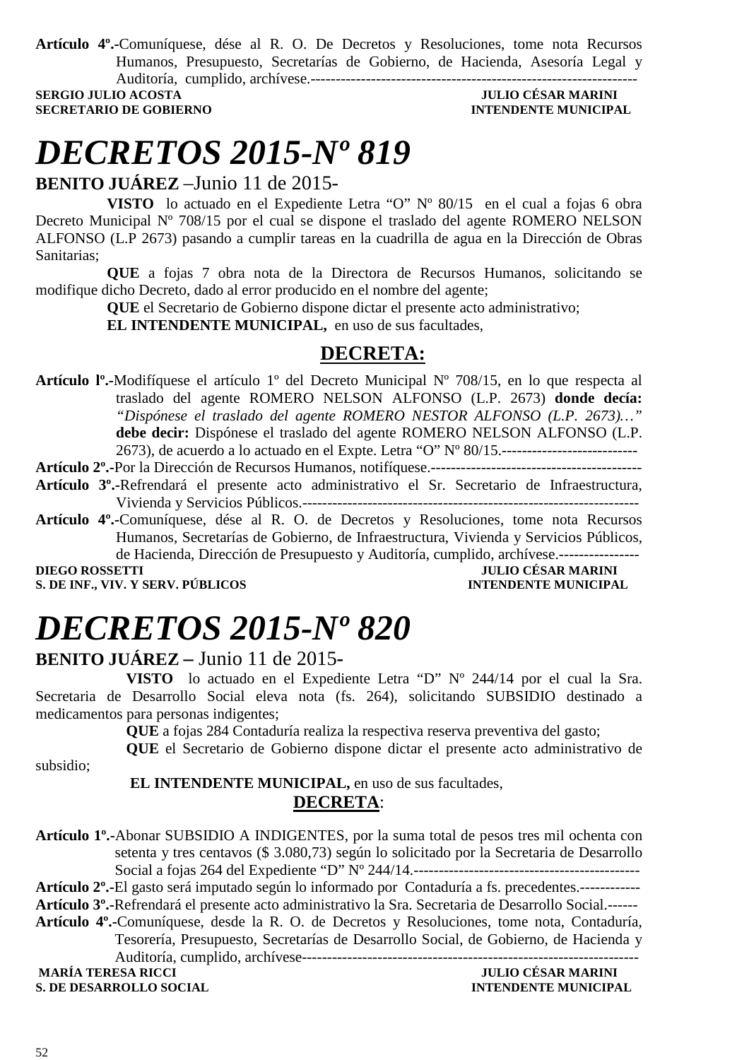**Artículo 4º.-**Comuníquese, dése al R. O. De Decretos y Resoluciones, tome nota Recursos Humanos, Presupuesto, Secretarías de Gobierno, de Hacienda, Asesoría Legal y Auditoría, cumplido, archívese.-----------------------------------------------------------------

**SERGIO JULIO ACOSTA** — **JULIO CÉSAR MARINI**
**SECRETARIO DE GOBIERNO** — **INTENDENTE MUNICIPAL**

# *DECRETOS 2015-Nº 819*

**BENITO JUÁREZ** –Junio 11 de 2015-

**VISTO** lo actuado en el Expediente Letra "O" Nº 80/15 en el cual a fojas 6 obra Decreto Municipal Nº 708/15 por el cual se dispone el traslado del agente ROMERO NELSON ALFONSO (L.P 2673) pasando a cumplir tareas en la cuadrilla de agua en la Dirección de Obras Sanitarias;

**QUE** a fojas 7 obra nota de la Directora de Recursos Humanos, solicitando se modifique dicho Decreto, dado al error producido en el nombre del agente;

**QUE** el Secretario de Gobierno dispone dictar el presente acto administrativo;

**EL INTENDENTE MUNICIPAL,** en uso de sus facultades,

## DECRETA:

**Artículo lº.-**Modifíquese el artículo 1º del Decreto Municipal Nº 708/15, en lo que respecta al traslado del agente ROMERO NELSON ALFONSO (L.P. 2673) **donde decía:** *"Dispónese el traslado del agente ROMERO NESTOR ALFONSO (L.P. 2673)…"* **debe decir:** Dispónese el traslado del agente ROMERO NELSON ALFONSO (L.P. 2673), de acuerdo a lo actuado en el Expte. Letra "O" Nº 80/15.---------------------------

**Artículo 2º.-**Por la Dirección de Recursos Humanos, notifíquese.------------------------------------------

**Artículo 3º.-**Refrendará el presente acto administrativo el Sr. Secretario de Infraestructura, Vivienda y Servicios Públicos.------------------------------------------------------------------

**Artículo 4º.-**Comuníquese, dése al R. O. de Decretos y Resoluciones, tome nota Recursos Humanos, Secretarías de Gobierno, de Infraestructura, Vivienda y Servicios Públicos, de Hacienda, Dirección de Presupuesto y Auditoría, cumplido, archívese.----------------

**DIEGO ROSSETTI** — **JULIO CÉSAR MARINI**
**S. DE INF., VIV. Y SERV. PÚBLICOS** — **INTENDENTE MUNICIPAL**

# *DECRETOS 2015-Nº 820*

**BENITO JUÁREZ –** Junio 11 de 2015-

**VISTO** lo actuado en el Expediente Letra "D" Nº 244/14 por el cual la Sra. Secretaria de Desarrollo Social eleva nota (fs. 264), solicitando SUBSIDIO destinado a medicamentos para personas indigentes;

**QUE** a fojas 284 Contaduría realiza la respectiva reserva preventiva del gasto;

**QUE** el Secretario de Gobierno dispone dictar el presente acto administrativo de subsidio;

**EL INTENDENTE MUNICIPAL,** en uso de sus facultades,

## DECRETA:

**Artículo 1º.-**Abonar SUBSIDIO A INDIGENTES, por la suma total de pesos tres mil ochenta con setenta y tres centavos ($ 3.080,73) según lo solicitado por la Secretaria de Desarrollo Social a fojas 264 del Expediente "D" Nº 244/14.---------------------------------------------

**Artículo 2º.-**El gasto será imputado según lo informado por Contaduría a fs. precedentes.------------

**Artículo 3º.-**Refrendará el presente acto administrativo la Sra. Secretaria de Desarrollo Social.------

**Artículo 4º.-**Comuníquese, desde la R. O. de Decretos y Resoluciones, tome nota, Contaduría, Tesorería, Presupuesto, Secretarías de Desarrollo Social, de Gobierno, de Hacienda y Auditoría, cumplido, archívese-------------------------------------------------------------------

**MARÍA TERESA RICCI** — **JULIO CÉSAR MARINI**
**S. DE DESARROLLO SOCIAL** — **INTENDENTE MUNICIPAL**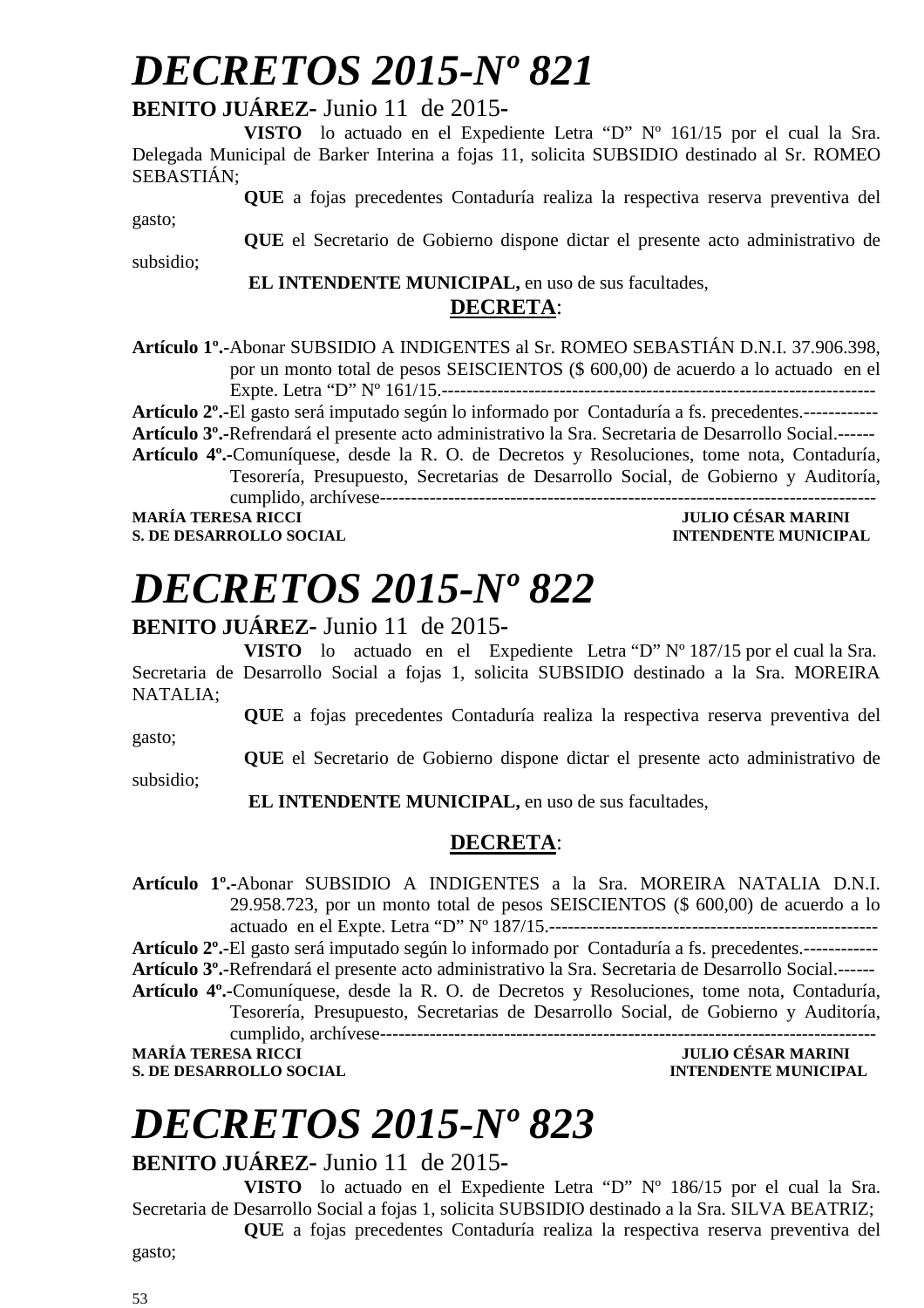# *DECRETOS 2015-Nº 821*

**BENITO JUÁREZ-** Junio 11 de 2015-

**VISTO** lo actuado en el Expediente Letra “D” Nº 161/15 por el cual la Sra. Delegada Municipal de Barker Interina a fojas 11, solicita SUBSIDIO destinado al Sr. ROMEO SEBASTIÁN;

**QUE** a fojas precedentes Contaduría realiza la respectiva reserva preventiva del gasto;

**QUE** el Secretario de Gobierno dispone dictar el presente acto administrativo de subsidio;

**EL INTENDENTE MUNICIPAL,** en uso de sus facultades,

**DECRETA**:

**Artículo 1º.-**Abonar SUBSIDIO A INDIGENTES al Sr. ROMEO SEBASTIÁN D.N.I. 37.906.398, por un monto total de pesos SEISCIENTOS ($ 600,00) de acuerdo a lo actuado en el Expte. Letra “D” Nº 161/15.----------------------------------------------------------------------

**Artículo 2º.-**El gasto será imputado según lo informado por Contaduría a fs. precedentes.------------

**Artículo 3º.-**Refrendará el presente acto administrativo la Sra. Secretaria de Desarrollo Social.------

**Artículo 4º.-**Comuníquese, desde la R. O. de Decretos y Resoluciones, tome nota, Contaduría, Tesorería, Presupuesto, Secretarias de Desarrollo Social, de Gobierno y Auditoría, cumplido, archívese----------------------------------------------------------------------------------

**MARÍA TERESA RICCI** — **JULIO CÉSAR MARINI**
**S. DE DESARROLLO SOCIAL** — **INTENDENTE MUNICIPAL**

# *DECRETOS 2015-Nº 822*

**BENITO JUÁREZ-** Junio 11 de 2015-

**VISTO** lo actuado en el Expediente Letra “D” Nº 187/15 por el cual la Sra. Secretaria de Desarrollo Social a fojas 1, solicita SUBSIDIO destinado a la Sra. MOREIRA NATALIA;

**QUE** a fojas precedentes Contaduría realiza la respectiva reserva preventiva del gasto;

**QUE** el Secretario de Gobierno dispone dictar el presente acto administrativo de subsidio;

**EL INTENDENTE MUNICIPAL,** en uso de sus facultades,

**DECRETA**:

**Artículo 1º.-**Abonar SUBSIDIO A INDIGENTES a la Sra. MOREIRA NATALIA D.N.I. 29.958.723, por un monto total de pesos SEISCIENTOS ($ 600,00) de acuerdo a lo actuado en el Expte. Letra “D” Nº 187/15.------------------------------------------------------

**Artículo 2º.-**El gasto será imputado según lo informado por Contaduría a fs. precedentes.------------

**Artículo 3º.-**Refrendará el presente acto administrativo la Sra. Secretaria de Desarrollo Social.------

**Artículo 4º.-**Comuníquese, desde la R. O. de Decretos y Resoluciones, tome nota, Contaduría, Tesorería, Presupuesto, Secretarias de Desarrollo Social, de Gobierno y Auditoría, cumplido, archívese----------------------------------------------------------------------------------

**MARÍA TERESA RICCI** — **JULIO CÉSAR MARINI**
**S. DE DESARROLLO SOCIAL** — **INTENDENTE MUNICIPAL**

# *DECRETOS 2015-Nº 823*

**BENITO JUÁREZ-** Junio 11 de 2015-

**VISTO** lo actuado en el Expediente Letra “D” Nº 186/15 por el cual la Sra. Secretaria de Desarrollo Social a fojas 1, solicita SUBSIDIO destinado a la Sra. SILVA BEATRIZ;

**QUE** a fojas precedentes Contaduría realiza la respectiva reserva preventiva del gasto;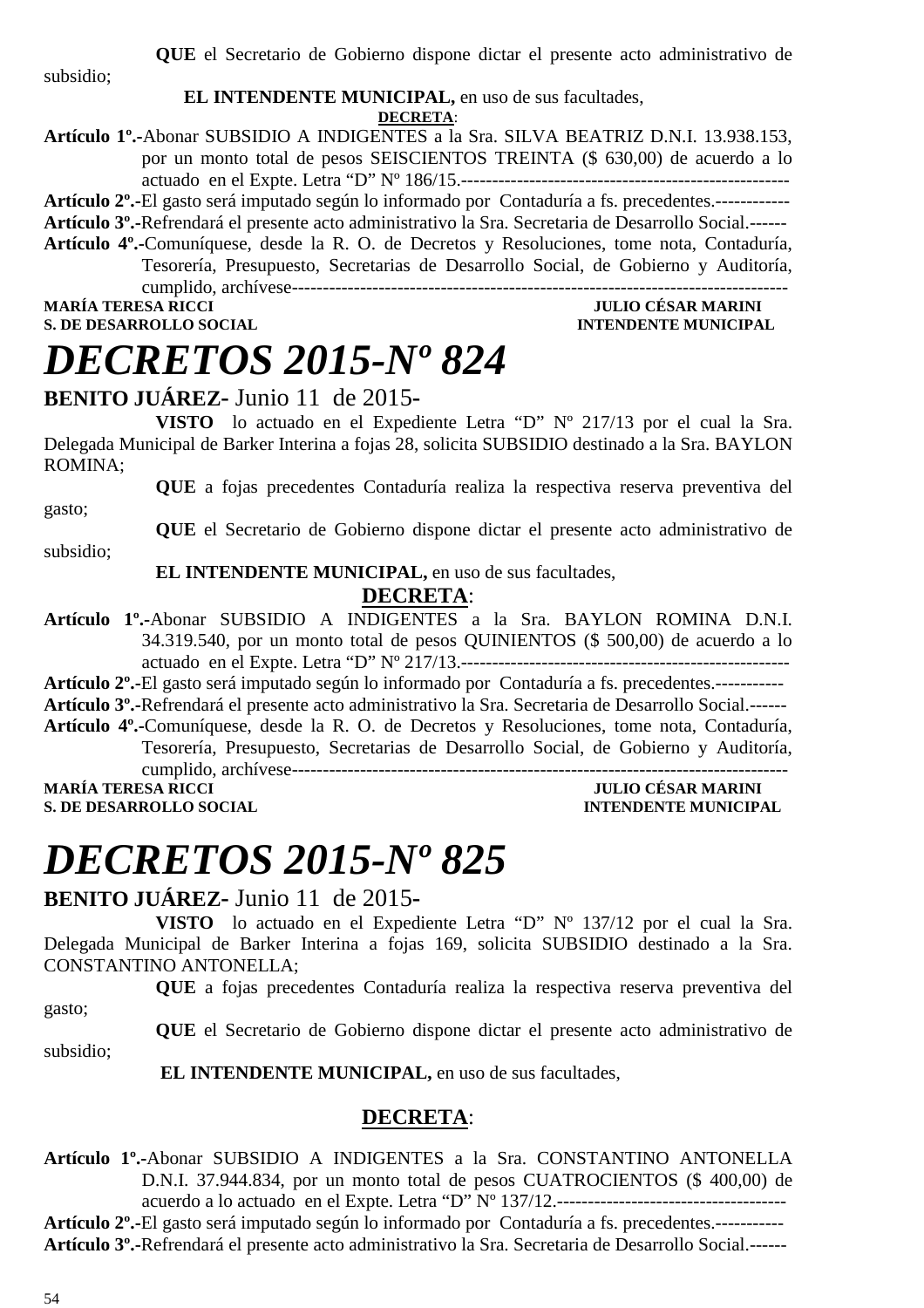**QUE** el Secretario de Gobierno dispone dictar el presente acto administrativo de subsidio;

**EL INTENDENTE MUNICIPAL,** en uso de sus facultades,

**DECRETA**:

**Artículo 1º.-**Abonar SUBSIDIO A INDIGENTES a la Sra. SILVA BEATRIZ D.N.I. 13.938.153, por un monto total de pesos SEISCIENTOS TREINTA ($ 630,00) de acuerdo a lo actuado en el Expte. Letra "D" Nº 186/15.-----------------------------------------------------

**Artículo 2º.-**El gasto será imputado según lo informado por Contaduría a fs. precedentes.------------

**Artículo 3º.-**Refrendará el presente acto administrativo la Sra. Secretaria de Desarrollo Social.------

**Artículo 4º.-**Comuníquese, desde la R. O. de Decretos y Resoluciones, tome nota, Contaduría, Tesorería, Presupuesto, Secretarias de Desarrollo Social, de Gobierno y Auditoría, cumplido, archívese--------------------------------------------------------------------------------

**MARÍA TERESA RICCI** — **JULIO CÉSAR MARINI**
**S. DE DESARROLLO SOCIAL** — **INTENDENTE MUNICIPAL**

# *DECRETOS 2015-Nº 824*

**BENITO JUÁREZ-** Junio 11 de 2015-

**VISTO** lo actuado en el Expediente Letra "D" Nº 217/13 por el cual la Sra. Delegada Municipal de Barker Interina a fojas 28, solicita SUBSIDIO destinado a la Sra. BAYLON ROMINA;

**QUE** a fojas precedentes Contaduría realiza la respectiva reserva preventiva del gasto;

**QUE** el Secretario de Gobierno dispone dictar el presente acto administrativo de subsidio;

**EL INTENDENTE MUNICIPAL,** en uso de sus facultades,

**DECRETA**:

**Artículo 1º.-**Abonar SUBSIDIO A INDIGENTES a la Sra. BAYLON ROMINA D.N.I. 34.319.540, por un monto total de pesos QUINIENTOS ($ 500,00) de acuerdo a lo actuado en el Expte. Letra "D" Nº 217/13.-----------------------------------------------------

**Artículo 2º.-**El gasto será imputado según lo informado por Contaduría a fs. precedentes.-----------

**Artículo 3º.-**Refrendará el presente acto administrativo la Sra. Secretaria de Desarrollo Social.------

**Artículo 4º.-**Comuníquese, desde la R. O. de Decretos y Resoluciones, tome nota, Contaduría, Tesorería, Presupuesto, Secretarias de Desarrollo Social, de Gobierno y Auditoría, cumplido, archívese--------------------------------------------------------------------------------

**MARÍA TERESA RICCI** — **JULIO CÉSAR MARINI**
**S. DE DESARROLLO SOCIAL** — **INTENDENTE MUNICIPAL**

# *DECRETOS 2015-Nº 825*

**BENITO JUÁREZ-** Junio 11 de 2015-

**VISTO** lo actuado en el Expediente Letra "D" Nº 137/12 por el cual la Sra. Delegada Municipal de Barker Interina a fojas 169, solicita SUBSIDIO destinado a la Sra. CONSTANTINO ANTONELLA;

**QUE** a fojas precedentes Contaduría realiza la respectiva reserva preventiva del gasto;

**QUE** el Secretario de Gobierno dispone dictar el presente acto administrativo de subsidio;

**EL INTENDENTE MUNICIPAL,** en uso de sus facultades,

**DECRETA**:

**Artículo 1º.-**Abonar SUBSIDIO A INDIGENTES a la Sra. CONSTANTINO ANTONELLA D.N.I. 37.944.834, por un monto total de pesos CUATROCIENTOS ($ 400,00) de acuerdo a lo actuado en el Expte. Letra "D" Nº 137/12.-------------------------------------

**Artículo 2º.-**El gasto será imputado según lo informado por Contaduría a fs. precedentes.-----------

**Artículo 3º.-**Refrendará el presente acto administrativo la Sra. Secretaria de Desarrollo Social.------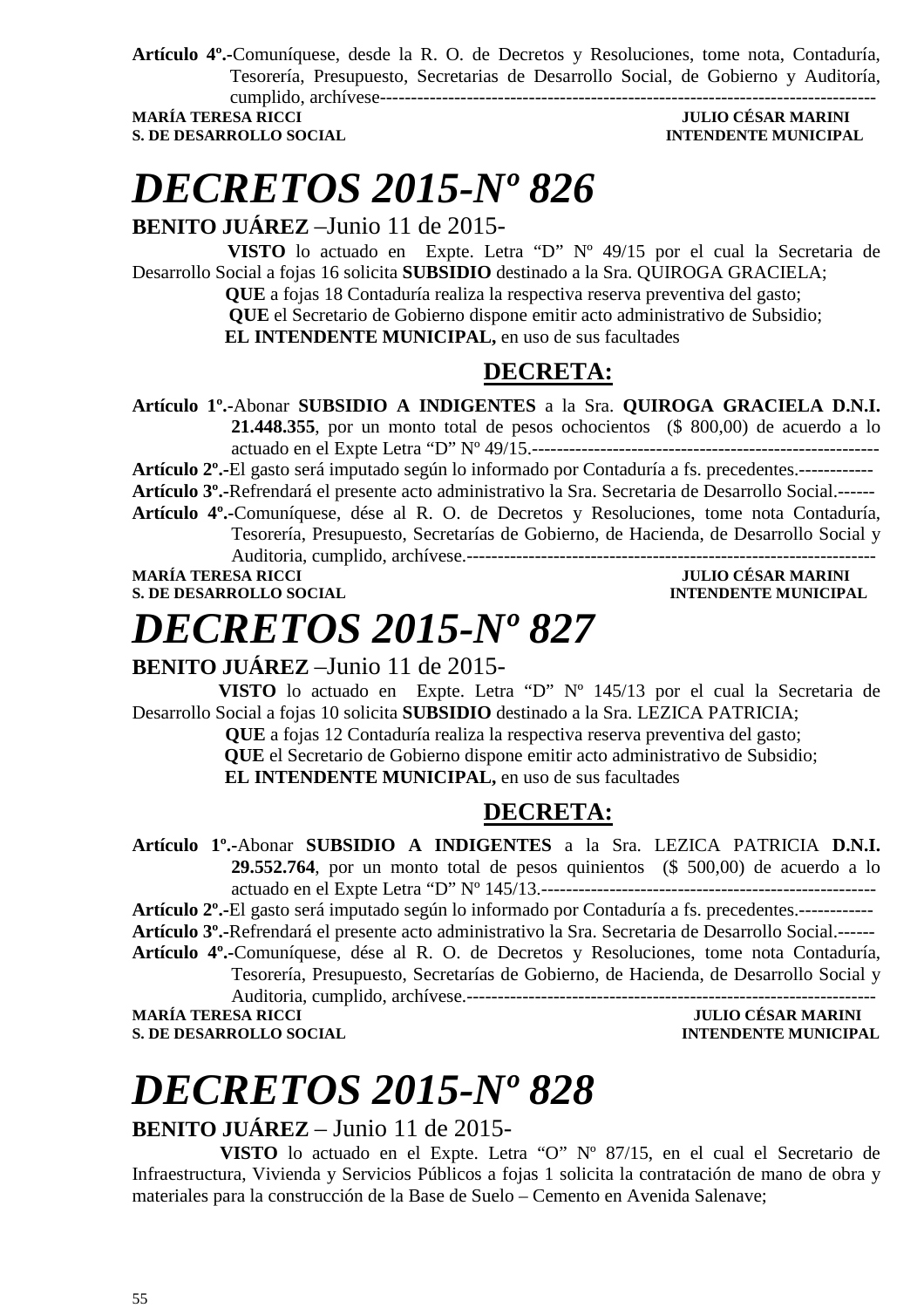**Artículo 4º.-**Comuníquese, desde la R. O. de Decretos y Resoluciones, tome nota, Contaduría, Tesorería, Presupuesto, Secretarias de Desarrollo Social, de Gobierno y Auditoría, cumplido, archívese-----------------------------------------------------------------------------------

**MARÍA TERESA RICCI** — **JULIO CÉSAR MARINI**
**S. DE DESARROLLO SOCIAL** — **INTENDENTE MUNICIPAL**

# *DECRETOS 2015-Nº 826*

**BENITO JUÁREZ** –Junio 11 de 2015-

**VISTO** lo actuado en Expte. Letra "D" Nº 49/15 por el cual la Secretaria de Desarrollo Social a fojas 16 solicita **SUBSIDIO** destinado a la Sra. QUIROGA GRACIELA;

**QUE** a fojas 18 Contaduría realiza la respectiva reserva preventiva del gasto;

**QUE** el Secretario de Gobierno dispone emitir acto administrativo de Subsidio;

**EL INTENDENTE MUNICIPAL,** en uso de sus facultades

## DECRETA:

**Artículo 1º.-**Abonar **SUBSIDIO A INDIGENTES** a la Sra. **QUIROGA GRACIELA D.N.I. 21.448.355**, por un monto total de pesos ochocientos ($ 800,00) de acuerdo a lo actuado en el Expte Letra "D" Nº 49/15.--------------------------------------------------------

**Artículo 2º.-**El gasto será imputado según lo informado por Contaduría a fs. precedentes.------------

**Artículo 3º.-**Refrendará el presente acto administrativo la Sra. Secretaria de Desarrollo Social.------

**Artículo 4º.-**Comuníquese, dése al R. O. de Decretos y Resoluciones, tome nota Contaduría, Tesorería, Presupuesto, Secretarías de Gobierno, de Hacienda, de Desarrollo Social y Auditoria, cumplido, archívese.------------------------------------------------------------------

**MARÍA TERESA RICCI** — **JULIO CÉSAR MARINI**
**S. DE DESARROLLO SOCIAL** — **INTENDENTE MUNICIPAL**

# *DECRETOS 2015-Nº 827*

**BENITO JUÁREZ** –Junio 11 de 2015-

**VISTO** lo actuado en Expte. Letra "D" Nº 145/13 por el cual la Secretaria de Desarrollo Social a fojas 10 solicita **SUBSIDIO** destinado a la Sra. LEZICA PATRICIA;

**QUE** a fojas 12 Contaduría realiza la respectiva reserva preventiva del gasto;

**QUE** el Secretario de Gobierno dispone emitir acto administrativo de Subsidio;

**EL INTENDENTE MUNICIPAL,** en uso de sus facultades

## DECRETA:

**Artículo 1º.-**Abonar **SUBSIDIO A INDIGENTES** a la Sra. LEZICA PATRICIA **D.N.I. 29.552.764**, por un monto total de pesos quinientos ($ 500,00) de acuerdo a lo actuado en el Expte Letra "D" Nº 145/13.-------------------------------------------------------

**Artículo 2º.-**El gasto será imputado según lo informado por Contaduría a fs. precedentes.------------

**Artículo 3º.-**Refrendará el presente acto administrativo la Sra. Secretaria de Desarrollo Social.------

**Artículo 4º.-**Comuníquese, dése al R. O. de Decretos y Resoluciones, tome nota Contaduría, Tesorería, Presupuesto, Secretarías de Gobierno, de Hacienda, de Desarrollo Social y Auditoria, cumplido, archívese.------------------------------------------------------------------

**MARÍA TERESA RICCI** — **JULIO CÉSAR MARINI**
**S. DE DESARROLLO SOCIAL** — **INTENDENTE MUNICIPAL**

# *DECRETOS 2015-Nº 828*

**BENITO JUÁREZ** – Junio 11 de 2015-

**VISTO** lo actuado en el Expte. Letra "O" Nº 87/15, en el cual el Secretario de Infraestructura, Vivienda y Servicios Públicos a fojas 1 solicita la contratación de mano de obra y materiales para la construcción de la Base de Suelo – Cemento en Avenida Salenave;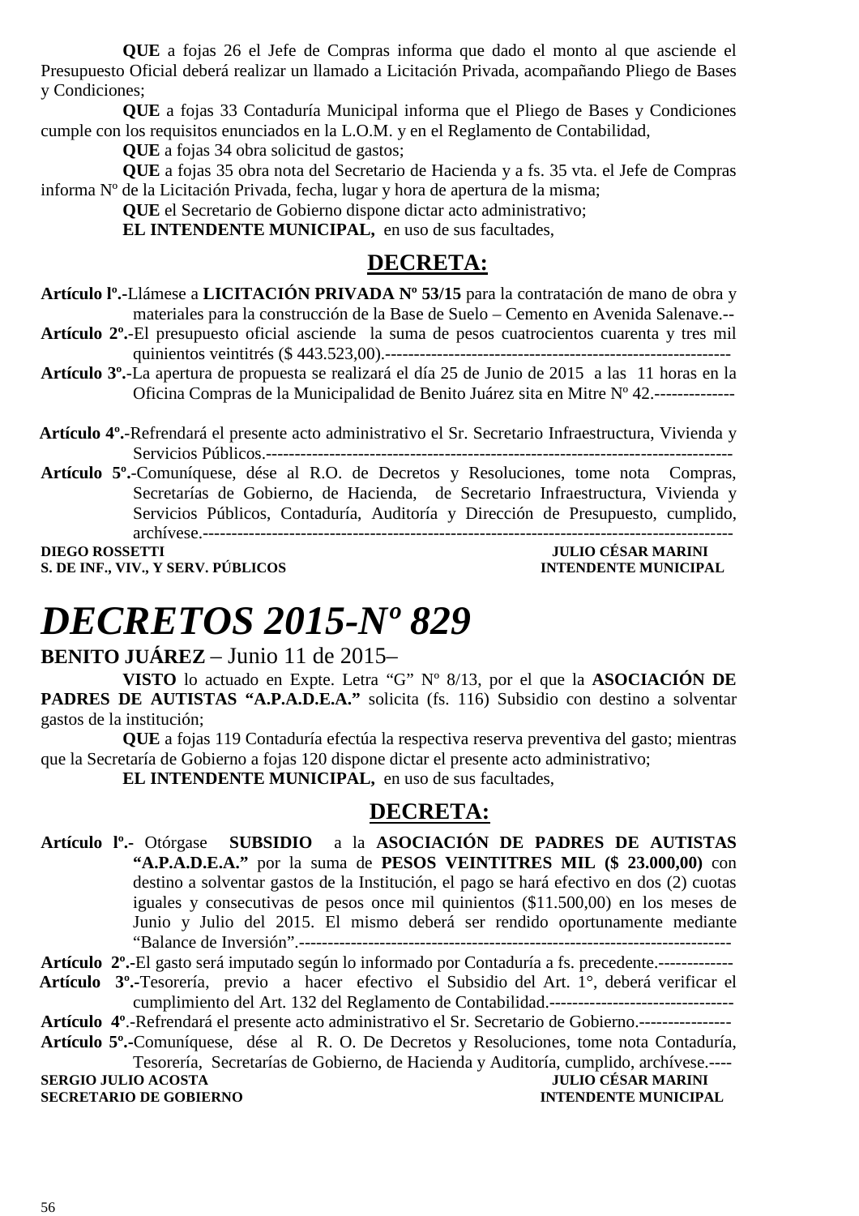**QUE** a fojas 26 el Jefe de Compras informa que dado el monto al que asciende el Presupuesto Oficial deberá realizar un llamado a Licitación Privada, acompañando Pliego de Bases y Condiciones;

**QUE** a fojas 33 Contaduría Municipal informa que el Pliego de Bases y Condiciones cumple con los requisitos enunciados en la L.O.M. y en el Reglamento de Contabilidad,

**QUE** a fojas 34 obra solicitud de gastos;

**QUE** a fojas 35 obra nota del Secretario de Hacienda y a fs. 35 vta. el Jefe de Compras informa Nº de la Licitación Privada, fecha, lugar y hora de apertura de la misma;

**QUE** el Secretario de Gobierno dispone dictar acto administrativo;

**EL INTENDENTE MUNICIPAL,** en uso de sus facultades,

## DECRETA:

**Artículo lº.-**Llámese a **LICITACIÓN PRIVADA Nº 53/15** para la contratación de mano de obra y materiales para la construcción de la Base de Suelo – Cemento en Avenida Salenave.--

**Artículo 2º.-**El presupuesto oficial asciende la suma de pesos cuatrocientos cuarenta y tres mil quinientos veintitrés ($ 443.523,00).-----------------------------------------------------------

**Artículo 3º.-**La apertura de propuesta se realizará el día 25 de Junio de 2015 a las 11 horas en la Oficina Compras de la Municipalidad de Benito Juárez sita en Mitre Nº 42.--------------

**Artículo 4º.-**Refrendará el presente acto administrativo el Sr. Secretario Infraestructura, Vivienda y Servicios Públicos.--------------------------------------------------------------------------------

**Artículo 5º.-**Comuníquese, dése al R.O. de Decretos y Resoluciones, tome nota Compras, Secretarías de Gobierno, de Hacienda, de Secretario Infraestructura, Vivienda y Servicios Públicos, Contaduría, Auditoría y Dirección de Presupuesto, cumplido, archívese.-------------------------------------------------------------------------------------------

**DIEGO ROSSETTI** — **S. DE INF., VIV., Y SERV. PÚBLICOS**

**JULIO CÉSAR MARINI** — **INTENDENTE MUNICIPAL**

# *DECRETOS 2015-Nº 829*

**BENITO JUÁREZ** – Junio 11 de 2015–

**VISTO** lo actuado en Expte. Letra "G" Nº 8/13, por el que la **ASOCIACIÓN DE PADRES DE AUTISTAS "A.P.A.D.E.A."** solicita (fs. 116) Subsidio con destino a solventar gastos de la institución;

**QUE** a fojas 119 Contaduría efectúa la respectiva reserva preventiva del gasto; mientras que la Secretaría de Gobierno a fojas 120 dispone dictar el presente acto administrativo;

**EL INTENDENTE MUNICIPAL,** en uso de sus facultades,

## DECRETA:

**Artículo lº.-** Otórgase **SUBSIDIO** a la **ASOCIACIÓN DE PADRES DE AUTISTAS "A.P.A.D.E.A."** por la suma de **PESOS VEINTITRES MIL ($ 23.000,00)** con destino a solventar gastos de la Institución, el pago se hará efectivo en dos (2) cuotas iguales y consecutivas de pesos once mil quinientos ($11.500,00) en los meses de Junio y Julio del 2015. El mismo deberá ser rendido oportunamente mediante "Balance de Inversión".--------------------------------------------------------------------------

**Artículo 2º.-**El gasto será imputado según lo informado por Contaduría a fs. precedente.-------------

**Artículo 3º.-**Tesorería, previo a hacer efectivo el Subsidio del Art. 1°, deberá verificar el cumplimiento del Art. 132 del Reglamento de Contabilidad.--------------------------------

**Artículo 4º**.-Refrendará el presente acto administrativo el Sr. Secretario de Gobierno.----------------

**Artículo 5º.-**Comuníquese, dése al R. O. De Decretos y Resoluciones, tome nota Contaduría, Tesorería, Secretarías de Gobierno, de Hacienda y Auditoría, cumplido, archívese.----

**SERGIO JULIO ACOSTA** — **SECRETARIO DE GOBIERNO**

**JULIO CÉSAR MARINI** — **INTENDENTE MUNICIPAL**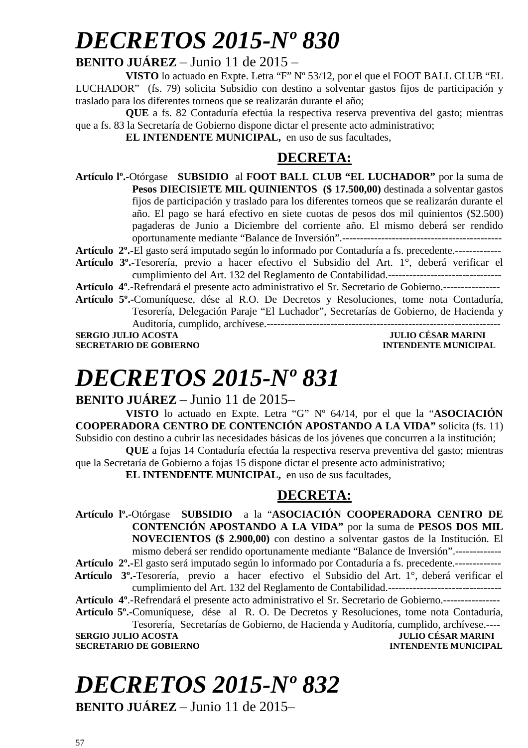# *DECRETOS 2015-Nº 830*

**BENITO JUÁREZ** – Junio 11 de 2015 –

**VISTO** lo actuado en Expte. Letra "F" Nº 53/12, por el que el FOOT BALL CLUB "EL LUCHADOR" (fs. 79) solicita Subsidio con destino a solventar gastos fijos de participación y traslado para los diferentes torneos que se realizarán durante el año;

**QUE** a fs. 82 Contaduría efectúa la respectiva reserva preventiva del gasto; mientras que a fs. 83 la Secretaría de Gobierno dispone dictar el presente acto administrativo;

**EL INTENDENTE MUNICIPAL,** en uso de sus facultades,

## DECRETA:

**Artículo lº.-**Otórgase **SUBSIDIO** al **FOOT BALL CLUB "EL LUCHADOR"** por la suma de **Pesos DIECISIETE MIL QUINIENTOS ($ 17.500,00)** destinada a solventar gastos fijos de participación y traslado para los diferentes torneos que se realizarán durante el año. El pago se hará efectivo en siete cuotas de pesos dos mil quinientos ($2.500) pagaderas de Junio a Diciembre del corriente año. El mismo deberá ser rendido oportunamente mediante "Balance de Inversión".---------------------------------------------

**Artículo 2º.-**El gasto será imputado según lo informado por Contaduría a fs. precedente.-------------

**Artículo 3º.-**Tesorería, previo a hacer efectivo el Subsidio del Art. 1°, deberá verificar el cumplimiento del Art. 132 del Reglamento de Contabilidad.--------------------------------

**Artículo 4º**.-Refrendará el presente acto administrativo el Sr. Secretario de Gobierno.----------------

**Artículo 5º.-**Comuníquese, dése al R.O. De Decretos y Resoluciones, tome nota Contaduría, Tesorería, Delegación Paraje "El Luchador", Secretarías de Gobierno, de Hacienda y Auditoría, cumplido, archívese.-------------------------------------------------------------------

**SERGIO JULIO ACOSTA** — **JULIO CÉSAR MARINI**
**SECRETARIO DE GOBIERNO** — **INTENDENTE MUNICIPAL**

# *DECRETOS 2015-Nº 831*

**BENITO JUÁREZ** – Junio 11 de 2015–

**VISTO** lo actuado en Expte. Letra "G" Nº 64/14, por el que la "**ASOCIACIÓN COOPERADORA CENTRO DE CONTENCIÓN APOSTANDO A LA VIDA"** solicita (fs. 11) Subsidio con destino a cubrir las necesidades básicas de los jóvenes que concurren a la institución;

**QUE** a fojas 14 Contaduría efectúa la respectiva reserva preventiva del gasto; mientras que la Secretaría de Gobierno a fojas 15 dispone dictar el presente acto administrativo;

**EL INTENDENTE MUNICIPAL,** en uso de sus facultades,

## DECRETA:

**Artículo lº.-**Otórgase **SUBSIDIO** a la "**ASOCIACIÓN COOPERADORA CENTRO DE CONTENCIÓN APOSTANDO A LA VIDA"** por la suma de **PESOS DOS MIL NOVECIENTOS ($ 2.900,00)** con destino a solventar gastos de la Institución. El mismo deberá ser rendido oportunamente mediante "Balance de Inversión".-------------

**Artículo 2º.-**El gasto será imputado según lo informado por Contaduría a fs. precedente.-------------

**Artículo 3º.-**Tesorería, previo a hacer efectivo el Subsidio del Art. 1°, deberá verificar el cumplimiento del Art. 132 del Reglamento de Contabilidad.--------------------------------

**Artículo 4º**.-Refrendará el presente acto administrativo el Sr. Secretario de Gobierno.----------------

**Artículo 5º.-**Comuníquese, dése al R. O. De Decretos y Resoluciones, tome nota Contaduría, Tesorería, Secretarías de Gobierno, de Hacienda y Auditoría, cumplido, archívese.----

**SERGIO JULIO ACOSTA** — **JULIO CÉSAR MARINI**
**SECRETARIO DE GOBIERNO** — **INTENDENTE MUNICIPAL**

# *DECRETOS 2015-Nº 832*

**BENITO JUÁREZ** – Junio 11 de 2015–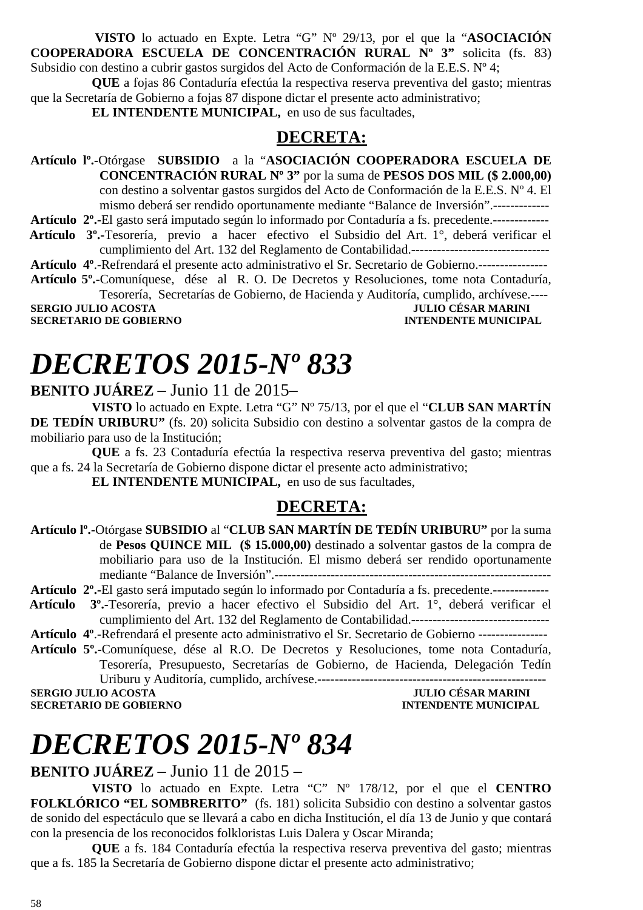**VISTO** lo actuado en Expte. Letra "G" Nº 29/13, por el que la "**ASOCIACIÓN COOPERADORA ESCUELA DE CONCENTRACIÓN RURAL Nº 3"** solicita (fs. 83) Subsidio con destino a cubrir gastos surgidos del Acto de Conformación de la E.E.S. Nº 4;

**QUE** a fojas 86 Contaduría efectúa la respectiva reserva preventiva del gasto; mientras que la Secretaría de Gobierno a fojas 87 dispone dictar el presente acto administrativo;

**EL INTENDENTE MUNICIPAL,** en uso de sus facultades,

## DECRETA:

**Artículo lº.-**Otórgase **SUBSIDIO** a la "**ASOCIACIÓN COOPERADORA ESCUELA DE CONCENTRACIÓN RURAL Nº 3"** por la suma de **PESOS DOS MIL ($ 2.000,00)** con destino a solventar gastos surgidos del Acto de Conformación de la E.E.S. Nº 4. El mismo deberá ser rendido oportunamente mediante "Balance de Inversión".-------------

**Artículo 2º.-**El gasto será imputado según lo informado por Contaduría a fs. precedente.-------------

**Artículo 3º.-**Tesorería, previo a hacer efectivo el Subsidio del Art. 1°, deberá verificar el cumplimiento del Art. 132 del Reglamento de Contabilidad.--------------------------------

**Artículo 4º**.-Refrendará el presente acto administrativo el Sr. Secretario de Gobierno.----------------

**Artículo 5º.-**Comuníquese, dése al R. O. De Decretos y Resoluciones, tome nota Contaduría, Tesorería, Secretarías de Gobierno, de Hacienda y Auditoría, cumplido, archívese.----

**SERGIO JULIO ACOSTA** — **JULIO CÉSAR MARINI**
**SECRETARIO DE GOBIERNO** — **INTENDENTE MUNICIPAL**

# *DECRETOS 2015-Nº 833*

**BENITO JUÁREZ** – Junio 11 de 2015–

**VISTO** lo actuado en Expte. Letra "G" Nº 75/13, por el que el "**CLUB SAN MARTÍN DE TEDÍN URIBURU"** (fs. 20) solicita Subsidio con destino a solventar gastos de la compra de mobiliario para uso de la Institución;

**QUE** a fs. 23 Contaduría efectúa la respectiva reserva preventiva del gasto; mientras que a fs. 24 la Secretaría de Gobierno dispone dictar el presente acto administrativo;

**EL INTENDENTE MUNICIPAL,** en uso de sus facultades,

## DECRETA:

**Artículo lº.-**Otórgase **SUBSIDIO** al "**CLUB SAN MARTÍN DE TEDÍN URIBURU"** por la suma de **Pesos QUINCE MIL ($ 15.000,00)** destinado a solventar gastos de la compra de mobiliario para uso de la Institución. El mismo deberá ser rendido oportunamente mediante "Balance de Inversión".----------------------------------------------------------------

**Artículo 2º.-**El gasto será imputado según lo informado por Contaduría a fs. precedente.-------------

**Artículo 3º.-**Tesorería, previo a hacer efectivo el Subsidio del Art. 1°, deberá verificar el cumplimiento del Art. 132 del Reglamento de Contabilidad.--------------------------------

**Artículo 4º**.-Refrendará el presente acto administrativo el Sr. Secretario de Gobierno ----------------

**Artículo 5º.-**Comuníquese, dése al R.O. De Decretos y Resoluciones, tome nota Contaduría, Tesorería, Presupuesto, Secretarías de Gobierno, de Hacienda, Delegación Tedín Uriburu y Auditoría, cumplido, archívese.-----------------------------------------------------

**SERGIO JULIO ACOSTA** — **JULIO CÉSAR MARINI**
**SECRETARIO DE GOBIERNO** — **INTENDENTE MUNICIPAL**

# *DECRETOS 2015-Nº 834*

**BENITO JUÁREZ** – Junio 11 de 2015 –

**VISTO** lo actuado en Expte. Letra "C" Nº 178/12, por el que el **CENTRO FOLKLÓRICO "EL SOMBRERITO"** (fs. 181) solicita Subsidio con destino a solventar gastos de sonido del espectáculo que se llevará a cabo en dicha Institución, el día 13 de Junio y que contará con la presencia de los reconocidos folkloristas Luis Dalera y Oscar Miranda;

**QUE** a fs. 184 Contaduría efectúa la respectiva reserva preventiva del gasto; mientras que a fs. 185 la Secretaría de Gobierno dispone dictar el presente acto administrativo;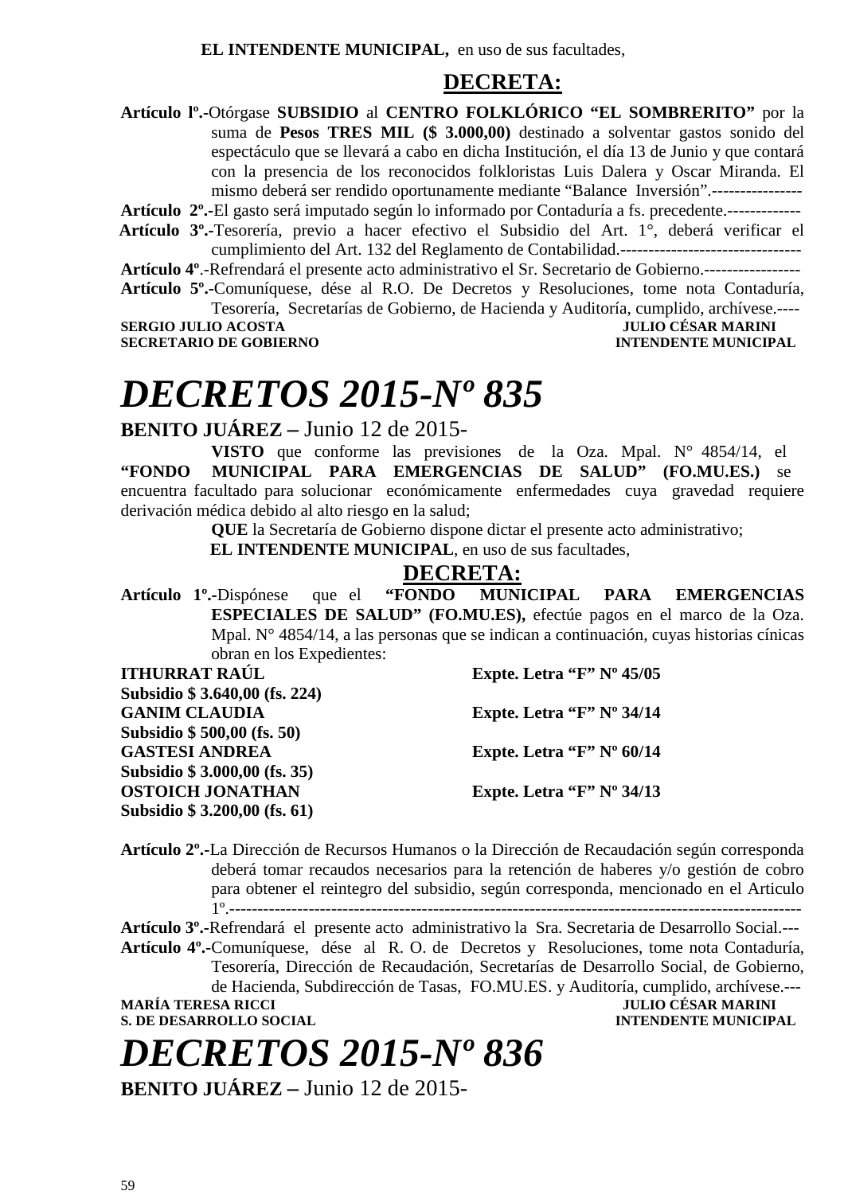**EL INTENDENTE MUNICIPAL,** en uso de sus facultades,

**DECRETA:**

**Artículo lº.-**Otórgase **SUBSIDIO** al **CENTRO FOLKLÓRICO "EL SOMBRERITO"** por la suma de **Pesos TRES MIL ($ 3.000,00)** destinado a solventar gastos sonido del espectáculo que se llevará a cabo en dicha Institución, el día 13 de Junio y que contará con la presencia de los reconocidos folkloristas Luis Dalera y Oscar Miranda. El mismo deberá ser rendido oportunamente mediante "Balance Inversión".----------------

**Artículo 2º.-**El gasto será imputado según lo informado por Contaduría a fs. precedente.-------------

**Artículo 3º.-**Tesorería, previo a hacer efectivo el Subsidio del Art. 1°, deberá verificar el cumplimiento del Art. 132 del Reglamento de Contabilidad.--------------------------------

**Artículo 4º**.-Refrendará el presente acto administrativo el Sr. Secretario de Gobierno.-----------------

**Artículo 5º.-**Comuníquese, dése al R.O. De Decretos y Resoluciones, tome nota Contaduría, Tesorería, Secretarías de Gobierno, de Hacienda y Auditoría, cumplido, archívese.----

**SERGIO JULIO ACOSTA** — **SECRETARIO DE GOBIERNO**
**JULIO CÉSAR MARINI** — **INTENDENTE MUNICIPAL**

# *DECRETOS 2015-Nº 835*

**BENITO JUÁREZ –** Junio 12 de 2015-

**VISTO** que conforme las previsiones de la Oza. Mpal. N° 4854/14, el **"FONDO MUNICIPAL PARA EMERGENCIAS DE SALUD" (FO.MU.ES.)** se encuentra facultado para solucionar económicamente enfermedades cuya gravedad requiere derivación médica debido al alto riesgo en la salud;

**QUE** la Secretaría de Gobierno dispone dictar el presente acto administrativo;

**EL INTENDENTE MUNICIPAL**, en uso de sus facultades,

**DECRETA:**

**Artículo 1º.-**Dispónese que el **"FONDO MUNICIPAL PARA EMERGENCIAS ESPECIALES DE SALUD" (FO.MU.ES),** efectúe pagos en el marco de la Oza. Mpal. N° 4854/14, a las personas que se indican a continuación, cuyas historias cínicas obran en los Expedientes:

**ITHURRAT RAÚL** — **Expte. Letra "F" Nº 45/05**
**Subsidio $ 3.640,00 (fs. 224)**

**GANIM CLAUDIA** — **Expte. Letra "F" Nº 34/14**
**Subsidio $ 500,00 (fs. 50)**

**GASTESI ANDREA** — **Expte. Letra "F" Nº 60/14**
**Subsidio $ 3.000,00 (fs. 35)**

**OSTOICH JONATHAN** — **Expte. Letra "F" Nº 34/13**
**Subsidio $ 3.200,00 (fs. 61)**

**Artículo 2º.-**La Dirección de Recursos Humanos o la Dirección de Recaudación según corresponda deberá tomar recaudos necesarios para la retención de haberes y/o gestión de cobro para obtener el reintegro del subsidio, según corresponda, mencionado en el Articulo 1º.----------------------------------------------------------------------------------------------------

**Artículo 3º.-**Refrendará el presente acto administrativo la Sra. Secretaria de Desarrollo Social.---

**Artículo 4º.-**Comuníquese, dése al R. O. de Decretos y Resoluciones, tome nota Contaduría, Tesorería, Dirección de Recaudación, Secretarías de Desarrollo Social, de Gobierno, de Hacienda, Subdirección de Tasas, FO.MU.ES. y Auditoría, cumplido, archívese.---

**MARÍA TERESA RICCI** — **S. DE DESARROLLO SOCIAL**
**JULIO CÉSAR MARINI** — **INTENDENTE MUNICIPAL**

# *DECRETOS 2015-Nº 836*

**BENITO JUÁREZ –** Junio 12 de 2015-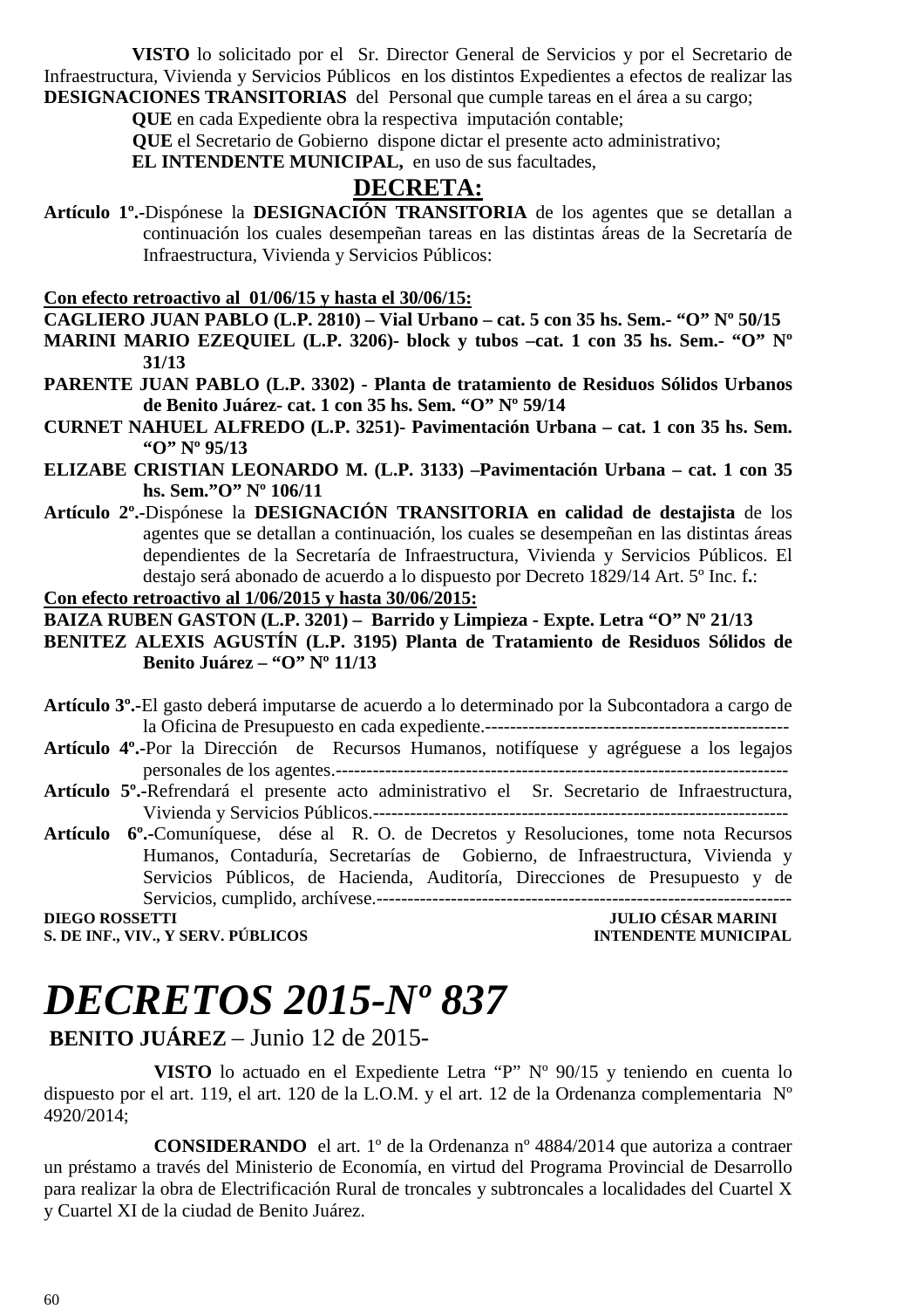**VISTO** lo solicitado por el Sr. Director General de Servicios y por el Secretario de Infraestructura, Vivienda y Servicios Públicos en los distintos Expedientes a efectos de realizar las **DESIGNACIONES TRANSITORIAS** del Personal que cumple tareas en el área a su cargo;

**QUE** en cada Expediente obra la respectiva imputación contable;

**QUE** el Secretario de Gobierno dispone dictar el presente acto administrativo;

**EL INTENDENTE MUNICIPAL,** en uso de sus facultades,

**DECRETA:**

**Artículo 1º.-**Dispónese la **DESIGNACIÓN TRANSITORIA** de los agentes que se detallan a continuación los cuales desempeñan tareas en las distintas áreas de la Secretaría de Infraestructura, Vivienda y Servicios Públicos:

**Con efecto retroactivo al 01/06/15 y hasta el 30/06/15:**

**CAGLIERO JUAN PABLO (L.P. 2810) – Vial Urbano – cat. 5 con 35 hs. Sem.- "O" Nº 50/15**

**MARINI MARIO EZEQUIEL (L.P. 3206)- block y tubos –cat. 1 con 35 hs. Sem.- "O" Nº 31/13**

**PARENTE JUAN PABLO (L.P. 3302) - Planta de tratamiento de Residuos Sólidos Urbanos de Benito Juárez- cat. 1 con 35 hs. Sem. "O" Nº 59/14**

**CURNET NAHUEL ALFREDO (L.P. 3251)- Pavimentación Urbana – cat. 1 con 35 hs. Sem. "O" Nº 95/13**

**ELIZABE CRISTIAN LEONARDO M. (L.P. 3133) –Pavimentación Urbana – cat. 1 con 35 hs. Sem."O" Nº 106/11**

**Artículo 2º.-**Dispónese la **DESIGNACIÓN TRANSITORIA en calidad de destajista** de los agentes que se detallan a continuación, los cuales se desempeñan en las distintas áreas dependientes de la Secretaría de Infraestructura, Vivienda y Servicios Públicos. El destajo será abonado de acuerdo a lo dispuesto por Decreto 1829/14 Art. 5º Inc. f**.**:

**Con efecto retroactivo al 1/06/2015 y hasta 30/06/2015:**

**BAIZA RUBEN GASTON (L.P. 3201) – Barrido y Limpieza - Expte. Letra "O" Nº 21/13**

**BENITEZ ALEXIS AGUSTÍN (L.P. 3195) Planta de Tratamiento de Residuos Sólidos de Benito Juárez – "O" Nº 11/13**

**Artículo 3º.-**El gasto deberá imputarse de acuerdo a lo determinado por la Subcontadora a cargo de la Oficina de Presupuesto en cada expediente.------------------------------------------------

**Artículo 4º.-**Por la Dirección de Recursos Humanos, notifíquese y agréguese a los legajos personales de los agentes.----------------------------------------------------------------------

**Artículo 5º.-**Refrendará el presente acto administrativo el Sr. Secretario de Infraestructura, Vivienda y Servicios Públicos.------------------------------------------------------------------

**Artículo 6º.-**Comuníquese, dése al R. O. de Decretos y Resoluciones, tome nota Recursos Humanos, Contaduría, Secretarías de Gobierno, de Infraestructura, Vivienda y Servicios Públicos, de Hacienda, Auditoría, Direcciones de Presupuesto y de Servicios, cumplido, archívese.------------------------------------------------------------------

**DIEGO ROSSETTI** — **S. DE INF., VIV., Y SERV. PÚBLICOS**

**JULIO CÉSAR MARINI** — **INTENDENTE MUNICIPAL**

# *DECRETOS 2015-Nº 837*

**BENITO JUÁREZ** – Junio 12 de 2015-

**VISTO** lo actuado en el Expediente Letra "P" Nº 90/15 y teniendo en cuenta lo dispuesto por el art. 119, el art. 120 de la L.O.M. y el art. 12 de la Ordenanza complementaria Nº 4920/2014;

**CONSIDERANDO** el art. 1º de la Ordenanza nº 4884/2014 que autoriza a contraer un préstamo a través del Ministerio de Economía, en virtud del Programa Provincial de Desarrollo para realizar la obra de Electrificación Rural de troncales y subtroncales a localidades del Cuartel X y Cuartel XI de la ciudad de Benito Juárez.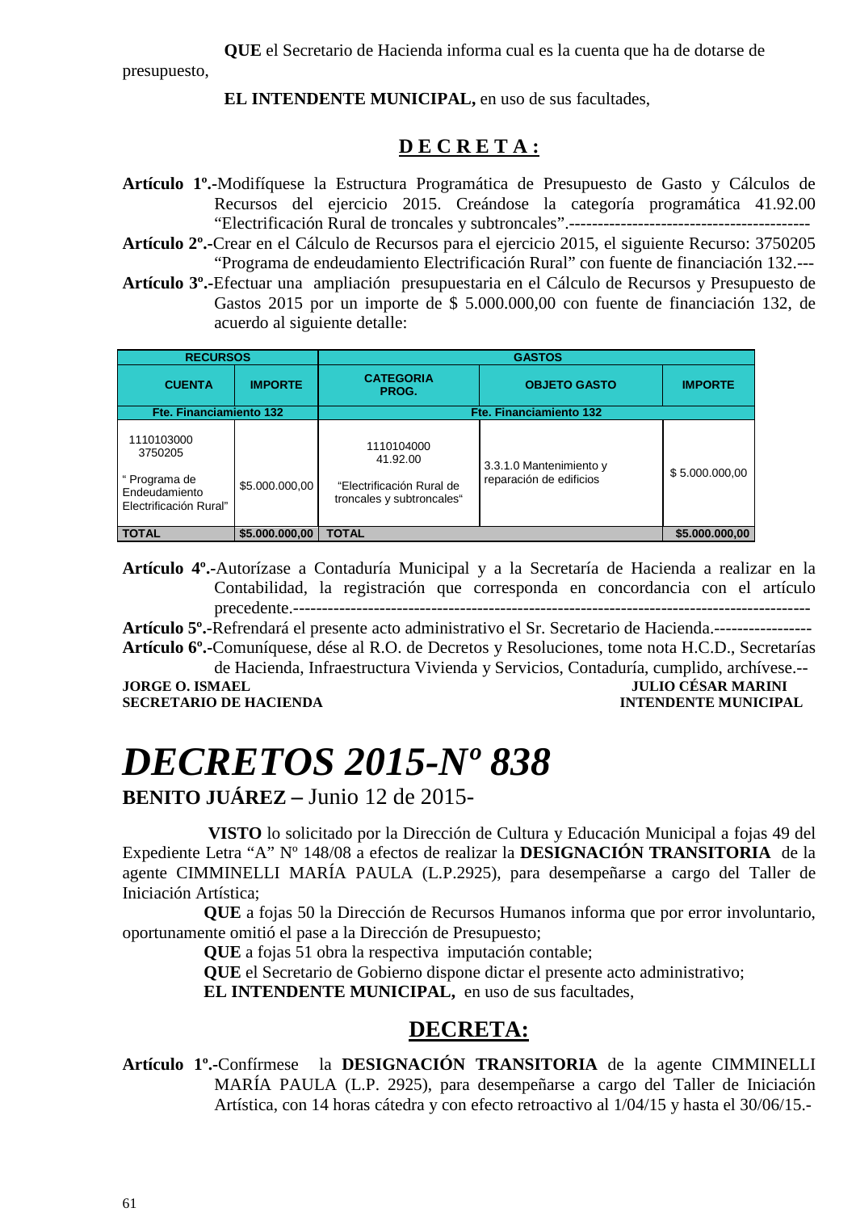**QUE** el Secretario de Hacienda informa cual es la cuenta que ha de dotarse de presupuesto,

**EL INTENDENTE MUNICIPAL,** en uso de sus facultades,

## D E C R E T A :

**Artículo 1º.-**Modifíquese la Estructura Programática de Presupuesto de Gasto y Cálculos de Recursos del ejercicio 2015. Creándose la categoría programática 41.92.00 “Electrificación Rural de troncales y subtroncales”.-----------------------------------------

**Artículo 2º.-**Crear en el Cálculo de Recursos para el ejercicio 2015, el siguiente Recurso: 3750205 “Programa de endeudamiento Electrificación Rural” con fuente de financiación 132.---

**Artículo 3º.-**Efectuar una ampliación presupuestaria en el Cálculo de Recursos y Presupuesto de Gastos 2015 por un importe de $ 5.000.000,00 con fuente de financiación 132, de acuerdo al siguiente detalle:

| RECURSOS | | GASTOS | | |
|---|---|---|---|---|
| **CUENTA** | **IMPORTE** | **CATEGORIA PROG.** | **OBJETO GASTO** | **IMPORTE** |
| **Fte. Financiamiento 132** | | **Fte. Financiamiento 132** | | |
| 1110103000 3750205 “ Programa de Endeudamiento Electrificación Rural” | $5.000.000,00 | 1110104000 41.92.00 “Electrificación Rural de troncales y subtroncales“ | 3.3.1.0 Mantenimiento y reparación de edificios | $ 5.000.000,00 |
| **TOTAL** | **$5.000.000,00** | **TOTAL** | | **$5.000.000,00** |

**Artículo 4º.-**Autorízase a Contaduría Municipal y a la Secretaría de Hacienda a realizar en la Contabilidad, la registración que corresponda en concordancia con el artículo precedente.----------------------------------------------------------------------------------------

**Artículo 5º.-**Refrendará el presente acto administrativo el Sr. Secretario de Hacienda.-----------------

**Artículo 6º.-**Comuníquese, dése al R.O. de Decretos y Resoluciones, tome nota H.C.D., Secretarías de Hacienda, Infraestructura Vivienda y Servicios, Contaduría, cumplido, archívese.--

**JORGE O. ISMAEL**
**SECRETARIO DE HACIENDA**

**JULIO CÉSAR MARINI**
**INTENDENTE MUNICIPAL**

# *DECRETOS 2015-Nº 838*

**BENITO JUÁREZ –** Junio 12 de 2015-

**VISTO** lo solicitado por la Dirección de Cultura y Educación Municipal a fojas 49 del Expediente Letra “A” Nº 148/08 a efectos de realizar la **DESIGNACIÓN TRANSITORIA** de la agente CIMMINELLI MARÍA PAULA (L.P.2925), para desempeñarse a cargo del Taller de Iniciación Artística;

**QUE** a fojas 50 la Dirección de Recursos Humanos informa que por error involuntario, oportunamente omitió el pase a la Dirección de Presupuesto;

**QUE** a fojas 51 obra la respectiva imputación contable;

**QUE** el Secretario de Gobierno dispone dictar el presente acto administrativo;

**EL INTENDENTE MUNICIPAL,** en uso de sus facultades,

## DECRETA:

**Artículo 1º.-**Confírmese la **DESIGNACIÓN TRANSITORIA** de la agente CIMMINELLI MARÍA PAULA (L.P. 2925), para desempeñarse a cargo del Taller de Iniciación Artística, con 14 horas cátedra y con efecto retroactivo al 1/04/15 y hasta el 30/06/15.-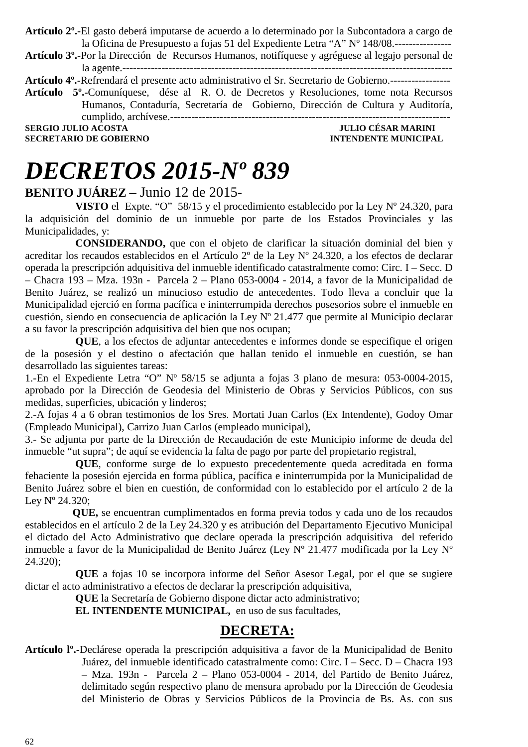**Artículo 2º.-**El gasto deberá imputarse de acuerdo a lo determinado por la Subcontadora a cargo de la Oficina de Presupuesto a fojas 51 del Expediente Letra "A" Nº 148/08.----------------

**Artículo 3º.-**Por la Dirección de Recursos Humanos, notifíquese y agréguese al legajo personal de la agente.--------------------------------------------------------------------------------------------

**Artículo 4º.-**Refrendará el presente acto administrativo el Sr. Secretario de Gobierno.-----------------

**Artículo 5º.-**Comuníquese, dése al R. O. de Decretos y Resoluciones, tome nota Recursos Humanos, Contaduría, Secretaría de Gobierno, Dirección de Cultura y Auditoría, cumplido, archívese.-------------------------------------------------------------------------------

**SERGIO JULIO ACOSTA** — **JULIO CÉSAR MARINI**
**SECRETARIO DE GOBIERNO** — **INTENDENTE MUNICIPAL**

# *DECRETOS 2015-Nº 839*

**BENITO JUÁREZ** – Junio 12 de 2015-

**VISTO** el Expte. "O" 58/15 y el procedimiento establecido por la Ley Nº 24.320, para la adquisición del dominio de un inmueble por parte de los Estados Provinciales y las Municipalidades, y:

**CONSIDERANDO,** que con el objeto de clarificar la situación dominial del bien y acreditar los recaudos establecidos en el Artículo 2º de la Ley Nº 24.320, a los efectos de declarar operada la prescripción adquisitiva del inmueble identificado catastralmente como: Circ. I – Secc. D – Chacra 193 – Mza. 193n - Parcela 2 – Plano 053-0004 - 2014, a favor de la Municipalidad de Benito Juárez, se realizó un minucioso estudio de antecedentes. Todo lleva a concluir que la Municipalidad ejerció en forma pacífica e ininterrumpida derechos posesorios sobre el inmueble en cuestión, siendo en consecuencia de aplicación la Ley Nº 21.477 que permite al Municipio declarar a su favor la prescripción adquisitiva del bien que nos ocupan;

**QUE**, a los efectos de adjuntar antecedentes e informes donde se especifique el origen de la posesión y el destino o afectación que hallan tenido el inmueble en cuestión, se han desarrollado las siguientes tareas:

1.-En el Expediente Letra "O" Nº 58/15 se adjunta a fojas 3 plano de mesura: 053-0004-2015, aprobado por la Dirección de Geodesia del Ministerio de Obras y Servicios Públicos, con sus medidas, superficies, ubicación y linderos;

2.-A fojas 4 a 6 obran testimonios de los Sres. Mortati Juan Carlos (Ex Intendente), Godoy Omar (Empleado Municipal), Carrizo Juan Carlos (empleado municipal),

3.- Se adjunta por parte de la Dirección de Recaudación de este Municipio informe de deuda del inmueble "ut supra"; de aquí se evidencia la falta de pago por parte del propietario registral,

**QUE**, conforme surge de lo expuesto precedentemente queda acreditada en forma fehaciente la posesión ejercida en forma pública, pacífica e ininterrumpida por la Municipalidad de Benito Juárez sobre el bien en cuestión, de conformidad con lo establecido por el artículo 2 de la Ley Nº 24.320;

**QUE,** se encuentran cumplimentados en forma previa todos y cada uno de los recaudos establecidos en el artículo 2 de la Ley 24.320 y es atribución del Departamento Ejecutivo Municipal el dictado del Acto Administrativo que declare operada la prescripción adquisitiva del referido inmueble a favor de la Municipalidad de Benito Juárez (Ley Nº 21.477 modificada por la Ley Nº 24.320);

**QUE** a fojas 10 se incorpora informe del Señor Asesor Legal, por el que se sugiere dictar el acto administrativo a efectos de declarar la prescripción adquisitiva,

**QUE** la Secretaría de Gobierno dispone dictar acto administrativo;

**EL INTENDENTE MUNICIPAL,** en uso de sus facultades,

## DECRETA:

**Artículo lº.-**Declárese operada la prescripción adquisitiva a favor de la Municipalidad de Benito Juárez, del inmueble identificado catastralmente como: Circ. I – Secc. D – Chacra 193 – Mza. 193n - Parcela 2 – Plano 053-0004 - 2014, del Partido de Benito Juárez, delimitado según respectivo plano de mensura aprobado por la Dirección de Geodesia del Ministerio de Obras y Servicios Públicos de la Provincia de Bs. As. con sus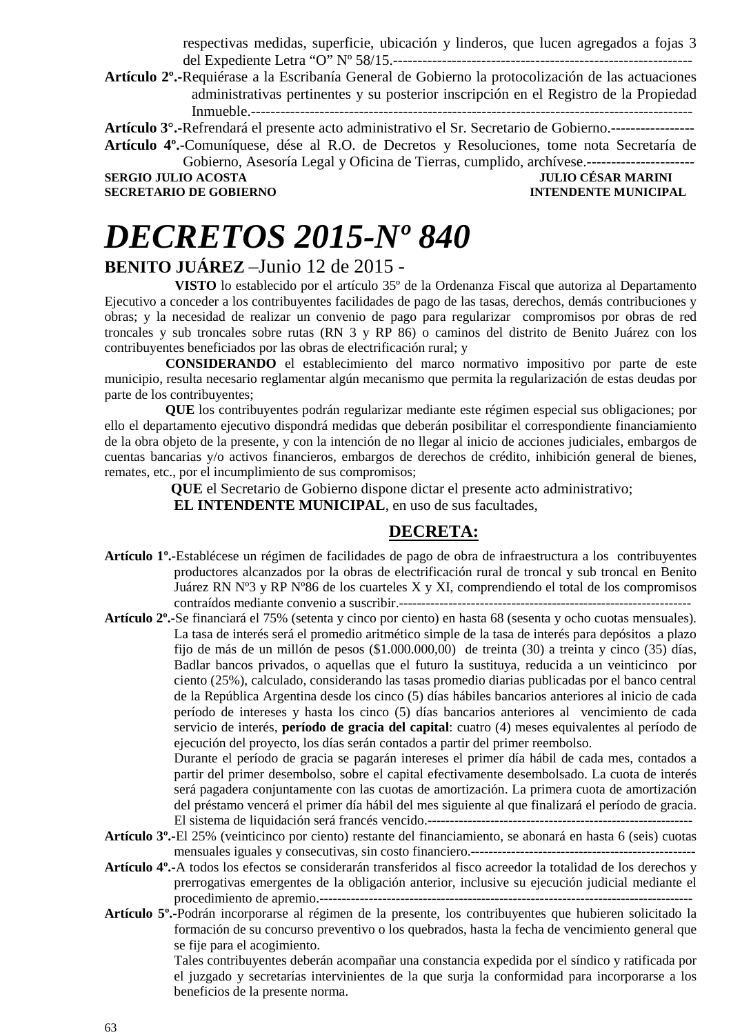respectivas medidas, superficie, ubicación y linderos, que lucen agregados a fojas 3 del Expediente Letra "O" Nº 58/15.-------------------------------------------------------------

**Artículo 2º.-**Requiérase a la Escribanía General de Gobierno la protocolización de las actuaciones administrativas pertinentes y su posterior inscripción en el Registro de la Propiedad Inmueble.-----------------------------------------------------------------------------------------

**Artículo 3°.-**Refrendará el presente acto administrativo el Sr. Secretario de Gobierno.-----------------

**Artículo 4º.-**Comuníquese, dése al R.O. de Decretos y Resoluciones, tome nota Secretaría de Gobierno, Asesoría Legal y Oficina de Tierras, cumplido, archívese.----------------------

**SERGIO JULIO ACOSTA** — **SECRETARIO DE GOBIERNO**

**JULIO CÉSAR MARINI** — **INTENDENTE MUNICIPAL**

# *DECRETOS 2015-Nº 840*

**BENITO JUÁREZ** –Junio 12 de 2015 -

**VISTO** lo establecido por el artículo 35º de la Ordenanza Fiscal que autoriza al Departamento Ejecutivo a conceder a los contribuyentes facilidades de pago de las tasas, derechos, demás contribuciones y obras; y la necesidad de realizar un convenio de pago para regularizar compromisos por obras de red troncales y sub troncales sobre rutas (RN 3 y RP 86) o caminos del distrito de Benito Juárez con los contribuyentes beneficiados por las obras de electrificación rural; y

**CONSIDERANDO** el establecimiento del marco normativo impositivo por parte de este municipio, resulta necesario reglamentar algún mecanismo que permita la regularización de estas deudas por parte de los contribuyentes;

**QUE** los contribuyentes podrán regularizar mediante este régimen especial sus obligaciones; por ello el departamento ejecutivo dispondrá medidas que deberán posibilitar el correspondiente financiamiento de la obra objeto de la presente, y con la intención de no llegar al inicio de acciones judiciales, embargos de cuentas bancarias y/o activos financieros, embargos de derechos de crédito, inhibición general de bienes, remates, etc., por el incumplimiento de sus compromisos;

**QUE** el Secretario de Gobierno dispone dictar el presente acto administrativo;

**EL INTENDENTE MUNICIPAL**, en uso de sus facultades,

## DECRETA:

**Artículo 1º.-**Establécese un régimen de facilidades de pago de obra de infraestructura a los contribuyentes productores alcanzados por la obras de electrificación rural de troncal y sub troncal en Benito Juárez RN Nº3 y RP Nº86 de los cuarteles X y XI, comprendiendo el total de los compromisos contraídos mediante convenio a suscribir.-----------------------------------------------------------------

**Artículo 2º.-**Se financiará el 75% (setenta y cinco por ciento) en hasta 68 (sesenta y ocho cuotas mensuales). La tasa de interés será el promedio aritmético simple de la tasa de interés para depósitos a plazo fijo de más de un millón de pesos ($1.000.000,00) de treinta (30) a treinta y cinco (35) días, Badlar bancos privados, o aquellas que el futuro la sustituya, reducida a un veinticinco por ciento (25%), calculado, considerando las tasas promedio diarias publicadas por el banco central de la República Argentina desde los cinco (5) días hábiles bancarios anteriores al inicio de cada período de intereses y hasta los cinco (5) días bancarios anteriores al vencimiento de cada servicio de interés, **período de gracia del capital**: cuatro (4) meses equivalentes al período de ejecución del proyecto, los días serán contados a partir del primer reembolso.

Durante el período de gracia se pagarán intereses el primer día hábil de cada mes, contados a partir del primer desembolso, sobre el capital efectivamente desembolsado. La cuota de interés será pagadera conjuntamente con las cuotas de amortización. La primera cuota de amortización del préstamo vencerá el primer día hábil del mes siguiente al que finalizará el período de gracia. El sistema de liquidación será francés vencido.-----------------------------------------------------------

**Artículo 3º.-**El 25% (veinticinco por ciento) restante del financiamiento, se abonará en hasta 6 (seis) cuotas mensuales iguales y consecutivas, sin costo financiero.--------------------------------------------------

**Artículo 4º.-**A todos los efectos se considerarán transferidos al fisco acreedor la totalidad de los derechos y prerrogativas emergentes de la obligación anterior, inclusive su ejecución judicial mediante el procedimiento de apremio.-----------------------------------------------------------------------------------

**Artículo 5º.-**Podrán incorporarse al régimen de la presente, los contribuyentes que hubieren solicitado la formación de su concurso preventivo o los quebrados, hasta la fecha de vencimiento general que se fije para el acogimiento.

Tales contribuyentes deberán acompañar una constancia expedida por el síndico y ratificada por el juzgado y secretarías intervinientes de la que surja la conformidad para incorporarse a los beneficios de la presente norma.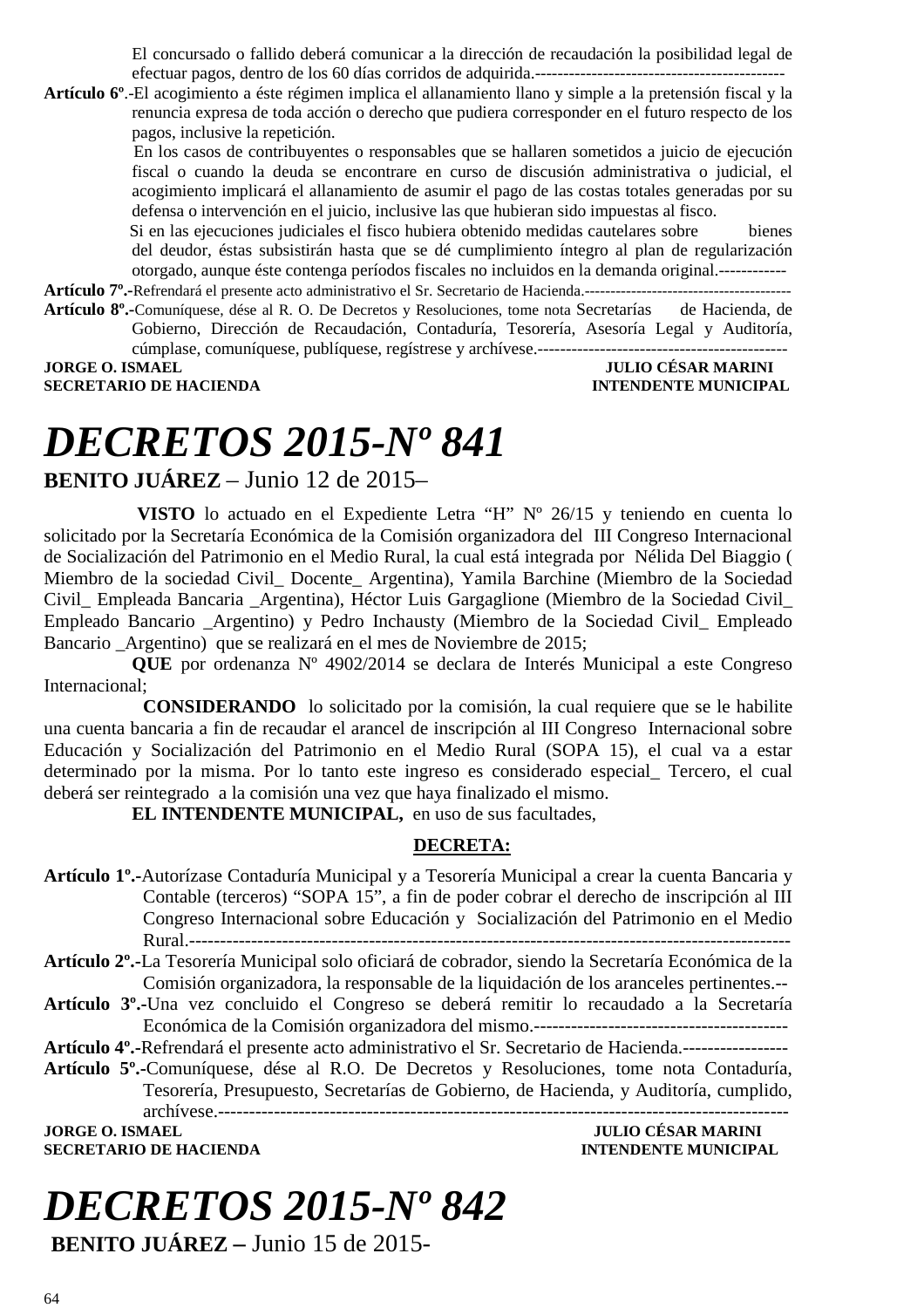El concursado o fallido deberá comunicar a la dirección de recaudación la posibilidad legal de efectuar pagos, dentro de los 60 días corridos de adquirida.-------------------------------------------

**Artículo 6º**.-El acogimiento a éste régimen implica el allanamiento llano y simple a la pretensión fiscal y la renuncia expresa de toda acción o derecho que pudiera corresponder en el futuro respecto de los pagos, inclusive la repetición.

En los casos de contribuyentes o responsables que se hallaren sometidos a juicio de ejecución fiscal o cuando la deuda se encontrare en curso de discusión administrativa o judicial, el acogimiento implicará el allanamiento de asumir el pago de las costas totales generadas por su defensa o intervención en el juicio, inclusive las que hubieran sido impuestas al fisco.

Si en las ejecuciones judiciales el fisco hubiera obtenido medidas cautelares sobre bienes del deudor, éstas subsistirán hasta que se dé cumplimiento íntegro al plan de regularización otorgado, aunque éste contenga períodos fiscales no incluidos en la demanda original.------------

**Artículo 7º.-**Refrendará el presente acto administrativo el Sr. Secretario de Hacienda.---------------------------------------

**Artículo 8º.-**Comuníquese, dése al R. O. De Decretos y Resoluciones, tome nota Secretarías de Hacienda, de Gobierno, Dirección de Recaudación, Contaduría, Tesorería, Asesoría Legal y Auditoría, cúmplase, comuníquese, publíquese, regístrese y archívese.--------------------------------------------

**JORGE O. ISMAEL** — **JULIO CÉSAR MARINI**
**SECRETARIO DE HACIENDA** — **INTENDENTE MUNICIPAL**

# *DECRETOS 2015-Nº 841*

**BENITO JUÁREZ** – Junio 12 de 2015–

**VISTO** lo actuado en el Expediente Letra "H" Nº 26/15 y teniendo en cuenta lo solicitado por la Secretaría Económica de la Comisión organizadora del III Congreso Internacional de Socialización del Patrimonio en el Medio Rural, la cual está integrada por Nélida Del Biaggio ( Miembro de la sociedad Civil_ Docente_ Argentina), Yamila Barchine (Miembro de la Sociedad Civil_ Empleada Bancaria _Argentina), Héctor Luis Gargaglione (Miembro de la Sociedad Civil_ Empleado Bancario _Argentino) y Pedro Inchausty (Miembro de la Sociedad Civil_ Empleado Bancario _Argentino) que se realizará en el mes de Noviembre de 2015;

**QUE** por ordenanza Nº 4902/2014 se declara de Interés Municipal a este Congreso Internacional;

**CONSIDERANDO** lo solicitado por la comisión, la cual requiere que se le habilite una cuenta bancaria a fin de recaudar el arancel de inscripción al III Congreso Internacional sobre Educación y Socialización del Patrimonio en el Medio Rural (SOPA 15), el cual va a estar determinado por la misma. Por lo tanto este ingreso es considerado especial_ Tercero, el cual deberá ser reintegrado a la comisión una vez que haya finalizado el mismo.

**EL INTENDENTE MUNICIPAL,** en uso de sus facultades,

**DECRETA:**

**Artículo 1º.-**Autorízase Contaduría Municipal y a Tesorería Municipal a crear la cuenta Bancaria y Contable (terceros) "SOPA 15", a fin de poder cobrar el derecho de inscripción al III Congreso Internacional sobre Educación y Socialización del Patrimonio en el Medio Rural.-----------------------------------------------------------------------------------------------

**Artículo 2º.-**La Tesorería Municipal solo oficiará de cobrador, siendo la Secretaría Económica de la Comisión organizadora, la responsable de la liquidación de los aranceles pertinentes.--

**Artículo 3º.-**Una vez concluido el Congreso se deberá remitir lo recaudado a la Secretaría Económica de la Comisión organizadora del mismo.-----------------------------------------

**Artículo 4º.-**Refrendará el presente acto administrativo el Sr. Secretario de Hacienda.-----------------

**Artículo 5º.-**Comuníquese, dése al R.O. De Decretos y Resoluciones, tome nota Contaduría, Tesorería, Presupuesto, Secretarías de Gobierno, de Hacienda, y Auditoría, cumplido, archívese.-------------------------------------------------------------------------------------------

**JORGE O. ISMAEL** — **JULIO CÉSAR MARINI**
**SECRETARIO DE HACIENDA** — **INTENDENTE MUNICIPAL**

# *DECRETOS 2015-Nº 842*

**BENITO JUÁREZ –** Junio 15 de 2015-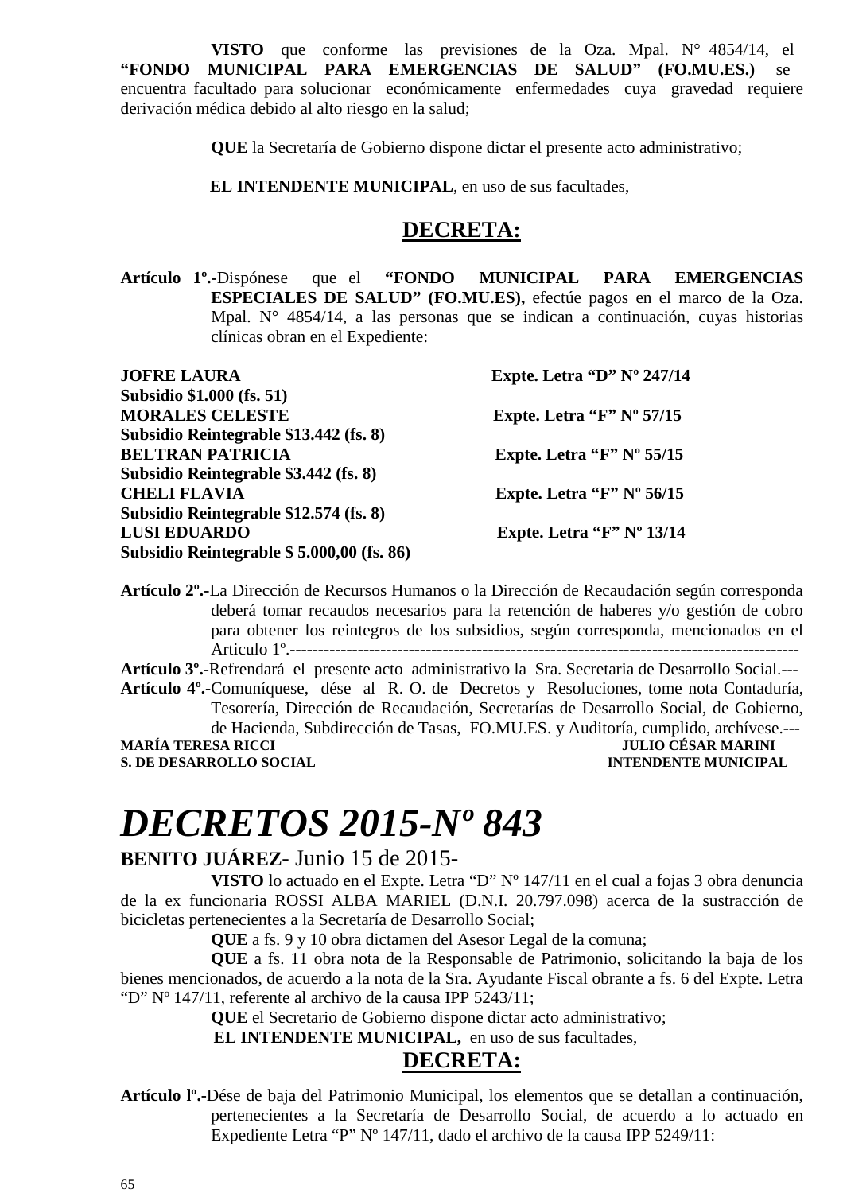**VISTO** que conforme las previsiones de la Oza. Mpal. N° 4854/14, el **"FONDO MUNICIPAL PARA EMERGENCIAS DE SALUD" (FO.MU.ES.)** se encuentra facultado para solucionar económicamente enfermedades cuya gravedad requiere derivación médica debido al alto riesgo en la salud;

**QUE** la Secretaría de Gobierno dispone dictar el presente acto administrativo;

**EL INTENDENTE MUNICIPAL**, en uso de sus facultades,

## DECRETA:

**Artículo 1º.-**Dispónese que el **"FONDO MUNICIPAL PARA EMERGENCIAS ESPECIALES DE SALUD" (FO.MU.ES),** efectúe pagos en el marco de la Oza. Mpal. N° 4854/14, a las personas que se indican a continuación, cuyas historias clínicas obran en el Expediente:

**JOFRE LAURA** **Expte. Letra "D" Nº 247/14**
**Subsidio $1.000 (fs. 51)**
**MORALES CELESTE** **Expte. Letra "F" Nº 57/15**
**Subsidio Reintegrable $13.442 (fs. 8)**
**BELTRAN PATRICIA** **Expte. Letra "F" Nº 55/15**
**Subsidio Reintegrable $3.442 (fs. 8)**
**CHELI FLAVIA** **Expte. Letra "F" Nº 56/15**
**Subsidio Reintegrable $12.574 (fs. 8)**
**LUSI EDUARDO** **Expte. Letra "F" Nº 13/14**
**Subsidio Reintegrable $ 5.000,00 (fs. 86)**

**Artículo 2º.-**La Dirección de Recursos Humanos o la Dirección de Recaudación según corresponda deberá tomar recaudos necesarios para la retención de haberes y/o gestión de cobro para obtener los reintegros de los subsidios, según corresponda, mencionados en el Articulo 1º.-----------------------------------------------------------------------------------------------

**Artículo 3º.-**Refrendará el presente acto administrativo la Sra. Secretaria de Desarrollo Social.---

**Artículo 4º.-**Comuníquese, dése al R. O. de Decretos y Resoluciones, tome nota Contaduría, Tesorería, Dirección de Recaudación, Secretarías de Desarrollo Social, de Gobierno, de Hacienda, Subdirección de Tasas, FO.MU.ES. y Auditoría, cumplido, archívese.---

**MARÍA TERESA RICCI** **JULIO CÉSAR MARINI**
**S. DE DESARROLLO SOCIAL** **INTENDENTE MUNICIPAL**

# *DECRETOS 2015-Nº 843*

**BENITO JUÁREZ**- Junio 15 de 2015-

**VISTO** lo actuado en el Expte. Letra "D" Nº 147/11 en el cual a fojas 3 obra denuncia de la ex funcionaria ROSSI ALBA MARIEL (D.N.I. 20.797.098) acerca de la sustracción de bicicletas pertenecientes a la Secretaría de Desarrollo Social;

**QUE** a fs. 9 y 10 obra dictamen del Asesor Legal de la comuna;

**QUE** a fs. 11 obra nota de la Responsable de Patrimonio, solicitando la baja de los bienes mencionados, de acuerdo a la nota de la Sra. Ayudante Fiscal obrante a fs. 6 del Expte. Letra "D" Nº 147/11, referente al archivo de la causa IPP 5243/11;

**QUE** el Secretario de Gobierno dispone dictar acto administrativo;

**EL INTENDENTE MUNICIPAL,** en uso de sus facultades,

## DECRETA:

**Artículo lº.-**Dése de baja del Patrimonio Municipal, los elementos que se detallan a continuación, pertenecientes a la Secretaría de Desarrollo Social, de acuerdo a lo actuado en Expediente Letra "P" Nº 147/11, dado el archivo de la causa IPP 5249/11: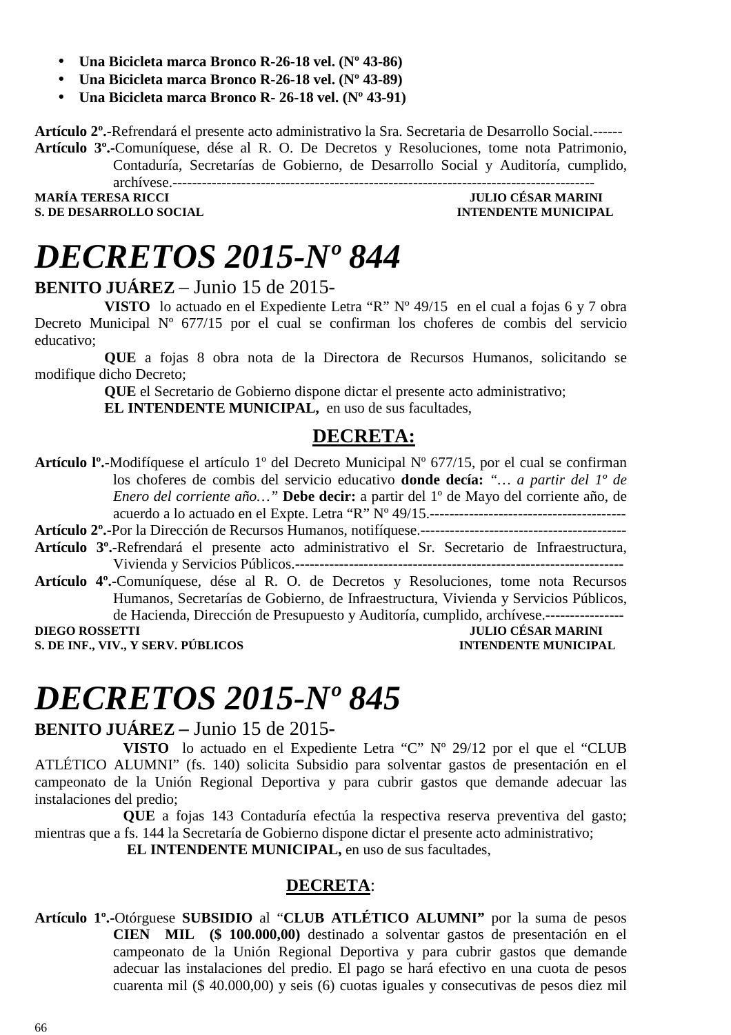- **Una Bicicleta marca Bronco R-26-18 vel. (Nº 43-86)**
- **Una Bicicleta marca Bronco R-26-18 vel. (Nº 43-89)**
- **Una Bicicleta marca Bronco R- 26-18 vel. (Nº 43-91)**

**Artículo 2º.-**Refrendará el presente acto administrativo la Sra. Secretaria de Desarrollo Social.------

**Artículo 3º.-**Comuníquese, dése al R. O. De Decretos y Resoluciones, tome nota Patrimonio, Contaduría, Secretarías de Gobierno, de Desarrollo Social y Auditoría, cumplido, archívese.-----------------------------------------------------------------------------------

**MARÍA TERESA RICCI** — **JULIO CÉSAR MARINI**
**S. DE DESARROLLO SOCIAL** — **INTENDENTE MUNICIPAL**

# *DECRETOS 2015-Nº 844*

**BENITO JUÁREZ** – Junio 15 de 2015-

**VISTO** lo actuado en el Expediente Letra "R" Nº 49/15 en el cual a fojas 6 y 7 obra Decreto Municipal Nº 677/15 por el cual se confirman los choferes de combis del servicio educativo;

**QUE** a fojas 8 obra nota de la Directora de Recursos Humanos, solicitando se modifique dicho Decreto;

**QUE** el Secretario de Gobierno dispone dictar el presente acto administrativo;

**EL INTENDENTE MUNICIPAL,** en uso de sus facultades,

**DECRETA:**

**Artículo lº.-**Modifíquese el artículo 1º del Decreto Municipal Nº 677/15, por el cual se confirman los choferes de combis del servicio educativo **donde decía:** *"… a partir del 1º de Enero del corriente año…"* **Debe decir:** a partir del 1º de Mayo del corriente año, de acuerdo a lo actuado en el Expte. Letra "R" Nº 49/15.----------------------------------------

**Artículo 2º.-**Por la Dirección de Recursos Humanos, notifíquese.------------------------------------------

**Artículo 3º.-**Refrendará el presente acto administrativo el Sr. Secretario de Infraestructura, Vivienda y Servicios Públicos.--------------------------------------------------------------------

**Artículo 4º.-**Comuníquese, dése al R. O. de Decretos y Resoluciones, tome nota Recursos Humanos, Secretarías de Gobierno, de Infraestructura, Vivienda y Servicios Públicos, de Hacienda, Dirección de Presupuesto y Auditoría, cumplido, archívese.----------------

**DIEGO ROSSETTI** — **JULIO CÉSAR MARINI**
**S. DE INF., VIV., Y SERV. PÚBLICOS** — **INTENDENTE MUNICIPAL**

# *DECRETOS 2015-Nº 845*

**BENITO JUÁREZ –** Junio 15 de 2015-

**VISTO** lo actuado en el Expediente Letra "C" Nº 29/12 por el que el "CLUB ATLÉTICO ALUMNI" (fs. 140) solicita Subsidio para solventar gastos de presentación en el campeonato de la Unión Regional Deportiva y para cubrir gastos que demande adecuar las instalaciones del predio;

**QUE** a fojas 143 Contaduría efectúa la respectiva reserva preventiva del gasto; mientras que a fs. 144 la Secretaría de Gobierno dispone dictar el presente acto administrativo;

**EL INTENDENTE MUNICIPAL,** en uso de sus facultades,

**DECRETA**:

**Artículo 1º.-**Otórguese **SUBSIDIO** al "**CLUB ATLÉTICO ALUMNI"** por la suma de pesos **CIEN MIL ($ 100.000,00)** destinado a solventar gastos de presentación en el campeonato de la Unión Regional Deportiva y para cubrir gastos que demande adecuar las instalaciones del predio. El pago se hará efectivo en una cuota de pesos cuarenta mil ($ 40.000,00) y seis (6) cuotas iguales y consecutivas de pesos diez mil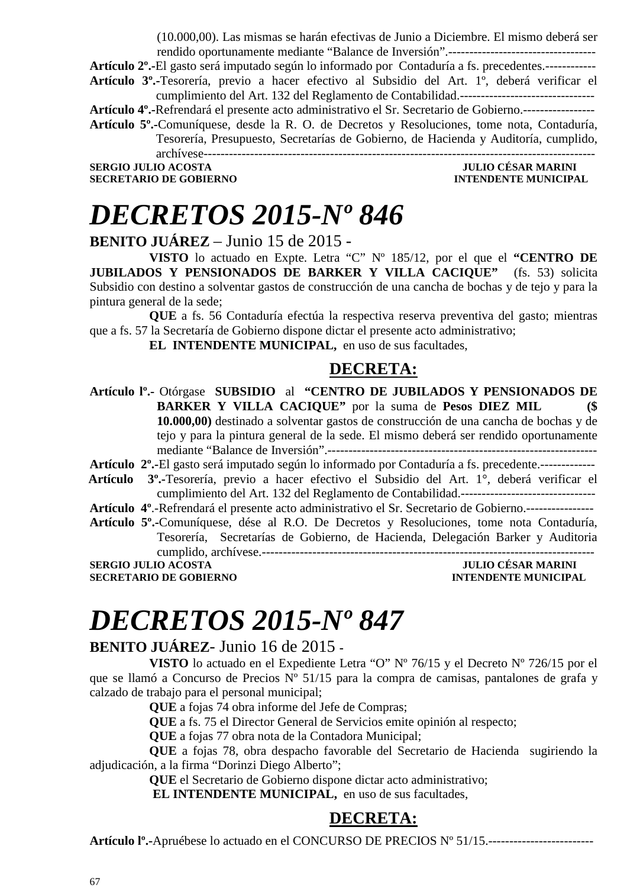(10.000,00). Las mismas se harán efectivas de Junio a Diciembre. El mismo deberá ser rendido oportunamente mediante "Balance de Inversión".-----------------------------------

**Artículo 2º.-**El gasto será imputado según lo informado por Contaduría a fs. precedentes.------------

**Artículo 3º.-**Tesorería, previo a hacer efectivo al Subsidio del Art. 1º, deberá verificar el cumplimiento del Art. 132 del Reglamento de Contabilidad.--------------------------------

**Artículo 4º.-**Refrendará el presente acto administrativo el Sr. Secretario de Gobierno.-----------------

**Artículo 5º.-**Comuníquese, desde la R. O. de Decretos y Resoluciones, tome nota, Contaduría, Tesorería, Presupuesto, Secretarías de Gobierno, de Hacienda y Auditoría, cumplido, archívese-----------------------------------------------------------------------------------------

**SERGIO JULIO ACOSTA** — **JULIO CÉSAR MARINI**
**SECRETARIO DE GOBIERNO** — **INTENDENTE MUNICIPAL**

# *DECRETOS 2015-Nº 846*

**BENITO JUÁREZ** – Junio 15 de 2015 -

**VISTO** lo actuado en Expte. Letra "C" Nº 185/12, por el que el **"CENTRO DE JUBILADOS Y PENSIONADOS DE BARKER Y VILLA CACIQUE"** (fs. 53) solicita Subsidio con destino a solventar gastos de construcción de una cancha de bochas y de tejo y para la pintura general de la sede;

**QUE** a fs. 56 Contaduría efectúa la respectiva reserva preventiva del gasto; mientras que a fs. 57 la Secretaría de Gobierno dispone dictar el presente acto administrativo;

**EL INTENDENTE MUNICIPAL,** en uso de sus facultades,

## DECRETA:

**Artículo lº.-** Otórgase **SUBSIDIO** al **"CENTRO DE JUBILADOS Y PENSIONADOS DE BARKER Y VILLA CACIQUE"** por la suma de **Pesos DIEZ MIL ($ 10.000,00)** destinado a solventar gastos de construcción de una cancha de bochas y de tejo y para la pintura general de la sede. El mismo deberá ser rendido oportunamente mediante "Balance de Inversión".-----------------------------------------------------------------

**Artículo 2º.-**El gasto será imputado según lo informado por Contaduría a fs. precedente.-------------

**Artículo 3º.-**Tesorería, previo a hacer efectivo el Subsidio del Art. 1°, deberá verificar el cumplimiento del Art. 132 del Reglamento de Contabilidad.--------------------------------

**Artículo 4º**.-Refrendará el presente acto administrativo el Sr. Secretario de Gobierno.----------------

**Artículo 5º.-**Comuníquese, dése al R.O. De Decretos y Resoluciones, tome nota Contaduría, Tesorería, Secretarías de Gobierno, de Hacienda, Delegación Barker y Auditoria cumplido, archívese.------------------------------------------------------------------------------

**SERGIO JULIO ACOSTA** — **JULIO CÉSAR MARINI**
**SECRETARIO DE GOBIERNO** — **INTENDENTE MUNICIPAL**

# *DECRETOS 2015-Nº 847*

**BENITO JUÁREZ**- Junio 16 de 2015 -

**VISTO** lo actuado en el Expediente Letra "O" Nº 76/15 y el Decreto Nº 726/15 por el que se llamó a Concurso de Precios Nº 51/15 para la compra de camisas, pantalones de grafa y calzado de trabajo para el personal municipal;

**QUE** a fojas 74 obra informe del Jefe de Compras;

**QUE** a fs. 75 el Director General de Servicios emite opinión al respecto;

**QUE** a fojas 77 obra nota de la Contadora Municipal;

**QUE** a fojas 78, obra despacho favorable del Secretario de Hacienda sugiriendo la adjudicación, a la firma "Dorinzi Diego Alberto";

**QUE** el Secretario de Gobierno dispone dictar acto administrativo;

**EL INTENDENTE MUNICIPAL,** en uso de sus facultades,

## DECRETA:

**Artículo lº.-**Apruébese lo actuado en el CONCURSO DE PRECIOS Nº 51/15.------------------------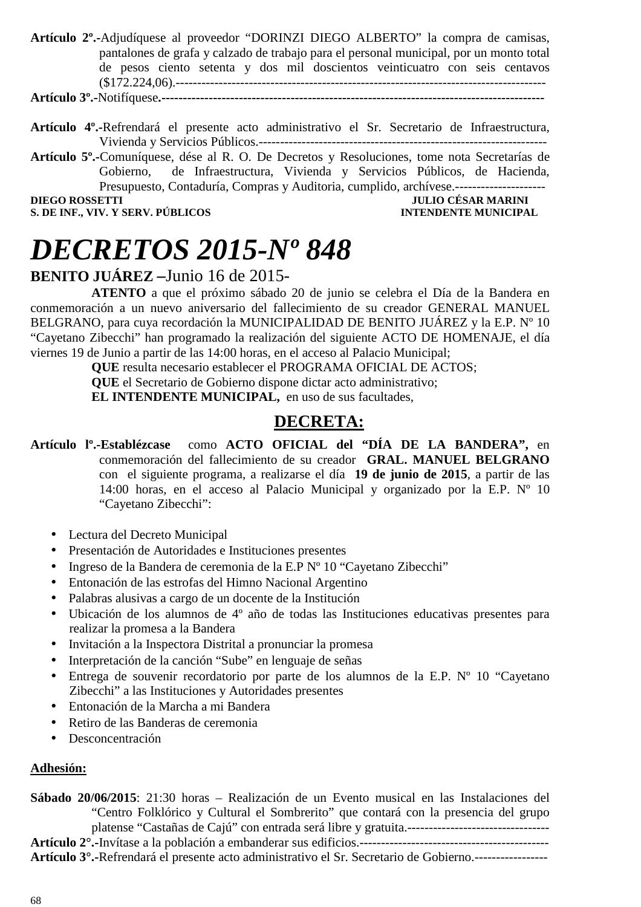**Artículo 2º.-**Adjudíquese al proveedor "DORINZI DIEGO ALBERTO" la compra de camisas, pantalones de grafa y calzado de trabajo para el personal municipal, por un monto total de pesos ciento setenta y dos mil doscientos veinticuatro con seis centavos ($172.224,06).-------------------------------------------------------------------------------------

**Artículo 3º.-**Notifíquese.-----------------------------------------------------------------------------------------

**Artículo 4º.-**Refrendará el presente acto administrativo el Sr. Secretario de Infraestructura, Vivienda y Servicios Públicos.--------------------------------------------------------------------

**Artículo 5º.-**Comuníquese, dése al R. O. De Decretos y Resoluciones, tome nota Secretarías de Gobierno, de Infraestructura, Vivienda y Servicios Públicos, de Hacienda, Presupuesto, Contaduría, Compras y Auditoria, cumplido, archívese.---------------------

**DIEGO ROSSETTI** — **S. DE INF., VIV. Y SERV. PÚBLICOS**

**JULIO CÉSAR MARINI** — **INTENDENTE MUNICIPAL**

# *DECRETOS 2015-Nº 848*

**BENITO JUÁREZ –**Junio 16 de 2015-

**ATENTO** a que el próximo sábado 20 de junio se celebra el Día de la Bandera en conmemoración a un nuevo aniversario del fallecimiento de su creador GENERAL MANUEL BELGRANO, para cuya recordación la MUNICIPALIDAD DE BENITO JUÁREZ y la E.P. Nº 10 "Cayetano Zibecchi" han programado la realización del siguiente ACTO DE HOMENAJE, el día viernes 19 de Junio a partir de las 14:00 horas, en el acceso al Palacio Municipal;

**QUE** resulta necesario establecer el PROGRAMA OFICIAL DE ACTOS;

**QUE** el Secretario de Gobierno dispone dictar acto administrativo;

**EL INTENDENTE MUNICIPAL,** en uso de sus facultades,

## DECRETA:

**Artículo lº.-Establézcase** como **ACTO OFICIAL del "DÍA DE LA BANDERA",** en conmemoración del fallecimiento de su creador **GRAL. MANUEL BELGRANO** con el siguiente programa, a realizarse el día **19 de junio de 2015**, a partir de las 14:00 horas, en el acceso al Palacio Municipal y organizado por la E.P. Nº 10 "Cayetano Zibecchi":

- Lectura del Decreto Municipal
- Presentación de Autoridades e Instituciones presentes
- Ingreso de la Bandera de ceremonia de la E.P Nº 10 "Cayetano Zibecchi"
- Entonación de las estrofas del Himno Nacional Argentino
- Palabras alusivas a cargo de un docente de la Institución
- Ubicación de los alumnos de 4º año de todas las Instituciones educativas presentes para realizar la promesa a la Bandera
- Invitación a la Inspectora Distrital a pronunciar la promesa
- Interpretación de la canción "Sube" en lenguaje de señas
- Entrega de souvenir recordatorio por parte de los alumnos de la E.P. Nº 10 "Cayetano Zibecchi" a las Instituciones y Autoridades presentes
- Entonación de la Marcha a mi Bandera
- Retiro de las Banderas de ceremonia
- Desconcentración

**Adhesión:**

**Sábado 20/06/2015**: 21:30 horas – Realización de un Evento musical en las Instalaciones del "Centro Folklórico y Cultural el Sombrerito" que contará con la presencia del grupo platense "Castañas de Cajú" con entrada será libre y gratuita.---------------------------------

**Artículo 2°.-**Invítase a la población a embanderar sus edificios.-------------------------------------------

**Artículo 3°.-**Refrendará el presente acto administrativo el Sr. Secretario de Gobierno.-----------------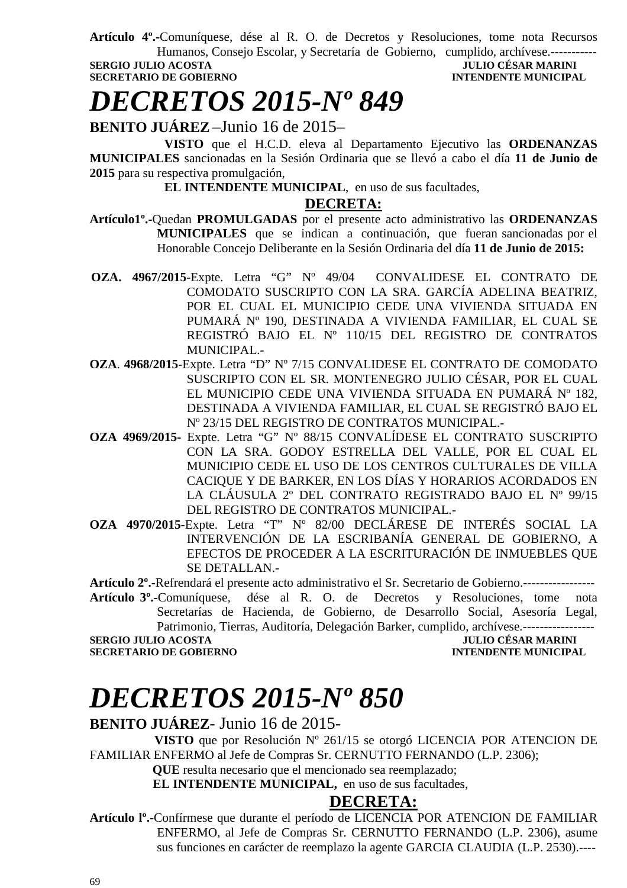**Artículo 4º.-**Comuníquese, dése al R. O. de Decretos y Resoluciones, tome nota Recursos Humanos, Consejo Escolar, y Secretaría de Gobierno, cumplido, archívese.-----------

**SERGIO JULIO ACOSTA** — **JULIO CÉSAR MARINI**
**SECRETARIO DE GOBIERNO** — **INTENDENTE MUNICIPAL**

# *DECRETOS 2015-Nº 849*

**BENITO JUÁREZ** –Junio 16 de 2015–

**VISTO** que el H.C.D. eleva al Departamento Ejecutivo las **ORDENANZAS MUNICIPALES** sancionadas en la Sesión Ordinaria que se llevó a cabo el día **11 de Junio de 2015** para su respectiva promulgación,

**EL INTENDENTE MUNICIPAL**, en uso de sus facultades,

**DECRETA:**

**Artículo1º.-**Quedan **PROMULGADAS** por el presente acto administrativo las **ORDENANZAS MUNICIPALES** que se indican a continuación, que fueran sancionadas por el Honorable Concejo Deliberante en la Sesión Ordinaria del día **11 de Junio de 2015:**

**OZA. 4967/2015**-Expte. Letra “G” Nº 49/04 CONVALIDESE EL CONTRATO DE COMODATO SUSCRIPTO CON LA SRA. GARCÍA ADELINA BEATRIZ, POR EL CUAL EL MUNICIPIO CEDE UNA VIVIENDA SITUADA EN PUMARÁ Nº 190, DESTINADA A VIVIENDA FAMILIAR, EL CUAL SE REGISTRÓ BAJO EL Nº 110/15 DEL REGISTRO DE CONTRATOS MUNICIPAL.-

**OZA**. **4968/2015**-Expte. Letra “D” Nº 7/15 CONVALIDESE EL CONTRATO DE COMODATO SUSCRIPTO CON EL SR. MONTENEGRO JULIO CÉSAR, POR EL CUAL EL MUNICIPIO CEDE UNA VIVIENDA SITUADA EN PUMARÁ Nº 182, DESTINADA A VIVIENDA FAMILIAR, EL CUAL SE REGISTRÓ BAJO EL Nº 23/15 DEL REGISTRO DE CONTRATOS MUNICIPAL.-

**OZA 4969/2015**- Expte. Letra “G” Nº 88/15 CONVALÍDESE EL CONTRATO SUSCRIPTO CON LA SRA. GODOY ESTRELLA DEL VALLE, POR EL CUAL EL MUNICIPIO CEDE EL USO DE LOS CENTROS CULTURALES DE VILLA CACIQUE Y DE BARKER, EN LOS DÍAS Y HORARIOS ACORDADOS EN LA CLÁUSULA 2º DEL CONTRATO REGISTRADO BAJO EL Nº 99/15 DEL REGISTRO DE CONTRATOS MUNICIPAL.-

**OZA 4970/2015**-Expte. Letra “T” Nº 82/00 DECLÁRESE DE INTERÉS SOCIAL LA INTERVENCIÓN DE LA ESCRIBANÍA GENERAL DE GOBIERNO, A EFECTOS DE PROCEDER A LA ESCRITURACIÓN DE INMUEBLES QUE SE DETALLAN.-

**Artículo 2º.-**Refrendará el presente acto administrativo el Sr. Secretario de Gobierno.-----------------

**Artículo 3º.-**Comuníquese, dése al R. O. de Decretos y Resoluciones, tome nota Secretarías de Hacienda, de Gobierno, de Desarrollo Social, Asesoría Legal, Patrimonio, Tierras, Auditoría, Delegación Barker, cumplido, archívese.-----------------

**SERGIO JULIO ACOSTA** — **JULIO CÉSAR MARINI**
**SECRETARIO DE GOBIERNO** — **INTENDENTE MUNICIPAL**

# *DECRETOS 2015-Nº 850*

**BENITO JUÁREZ**- Junio 16 de 2015-

**VISTO** que por Resolución Nº 261/15 se otorgó LICENCIA POR ATENCION DE FAMILIAR ENFERMO al Jefe de Compras Sr. CERNUTTO FERNANDO (L.P. 2306);

**QUE** resulta necesario que el mencionado sea reemplazado;

**EL INTENDENTE MUNICIPAL,** en uso de sus facultades,

**DECRETA:**

**Artículo lº.-**Confírmese que durante el período de LICENCIA POR ATENCION DE FAMILIAR ENFERMO, al Jefe de Compras Sr. CERNUTTO FERNANDO (L.P. 2306), asume sus funciones en carácter de reemplazo la agente GARCIA CLAUDIA (L.P. 2530).----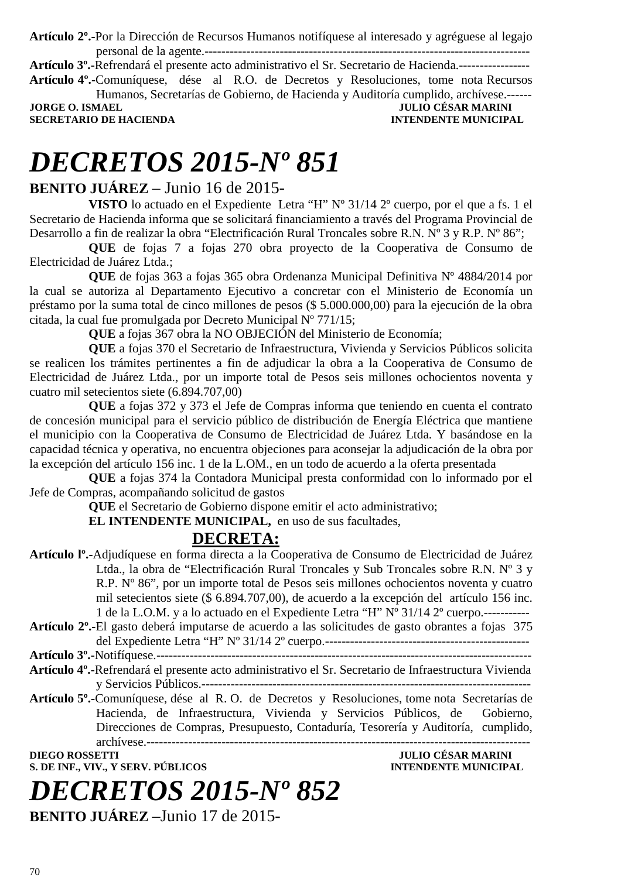**Artículo 2º.-**Por la Dirección de Recursos Humanos notifíquese al interesado y agréguese al legajo personal de la agente.--------------------------------------------------------------------------------

**Artículo 3º.-**Refrendará el presente acto administrativo el Sr. Secretario de Hacienda.-----------------

**Artículo 4º.-**Comuníquese, dése al R.O. de Decretos y Resoluciones, tome nota Recursos Humanos, Secretarías de Gobierno, de Hacienda y Auditoría cumplido, archívese.------

**JORGE O. ISMAEL** — **JULIO CÉSAR MARINI**
**SECRETARIO DE HACIENDA** — **INTENDENTE MUNICIPAL**

# *DECRETOS 2015-Nº 851*

**BENITO JUÁREZ** – Junio 16 de 2015-

**VISTO** lo actuado en el Expediente Letra "H" Nº 31/14 2º cuerpo, por el que a fs. 1 el Secretario de Hacienda informa que se solicitará financiamiento a través del Programa Provincial de Desarrollo a fin de realizar la obra "Electrificación Rural Troncales sobre R.N. Nº 3 y R.P. Nº 86";

**QUE** de fojas 7 a fojas 270 obra proyecto de la Cooperativa de Consumo de Electricidad de Juárez Ltda.;

**QUE** de fojas 363 a fojas 365 obra Ordenanza Municipal Definitiva Nº 4884/2014 por la cual se autoriza al Departamento Ejecutivo a concretar con el Ministerio de Economía un préstamo por la suma total de cinco millones de pesos ($ 5.000.000,00) para la ejecución de la obra citada, la cual fue promulgada por Decreto Municipal Nº 771/15;

**QUE** a fojas 367 obra la NO OBJECIÓN del Ministerio de Economía;

**QUE** a fojas 370 el Secretario de Infraestructura, Vivienda y Servicios Públicos solicita se realicen los trámites pertinentes a fin de adjudicar la obra a la Cooperativa de Consumo de Electricidad de Juárez Ltda., por un importe total de Pesos seis millones ochocientos noventa y cuatro mil setecientos siete (6.894.707,00)

**QUE** a fojas 372 y 373 el Jefe de Compras informa que teniendo en cuenta el contrato de concesión municipal para el servicio público de distribución de Energía Eléctrica que mantiene el municipio con la Cooperativa de Consumo de Electricidad de Juárez Ltda. Y basándose en la capacidad técnica y operativa, no encuentra objeciones para aconsejar la adjudicación de la obra por la excepción del artículo 156 inc. 1 de la L.OM., en un todo de acuerdo a la oferta presentada

**QUE** a fojas 374 la Contadora Municipal presta conformidad con lo informado por el Jefe de Compras, acompañando solicitud de gastos

**QUE** el Secretario de Gobierno dispone emitir el acto administrativo;

**EL INTENDENTE MUNICIPAL,** en uso de sus facultades,

**DECRETA:**

**Artículo lº.-**Adjudíquese en forma directa a la Cooperativa de Consumo de Electricidad de Juárez Ltda., la obra de "Electrificación Rural Troncales y Sub Troncales sobre R.N. Nº 3 y R.P. Nº 86", por un importe total de Pesos seis millones ochocientos noventa y cuatro mil setecientos siete ($ 6.894.707,00), de acuerdo a la excepción del artículo 156 inc. 1 de la L.O.M. y a lo actuado en el Expediente Letra "H" Nº 31/14 2º cuerpo.-----------

**Artículo 2º.-**El gasto deberá imputarse de acuerdo a las solicitudes de gasto obrantes a fojas 375 del Expediente Letra "H" Nº 31/14 2º cuerpo.-------------------------------------------------

**Artículo 3º.-**Notifíquese.------------------------------------------------------------------------------------------

**Artículo 4º.-**Refrendará el presente acto administrativo el Sr. Secretario de Infraestructura Vivienda y Servicios Públicos.-------------------------------------------------------------------------------

**Artículo 5º.-**Comuníquese, dése al R. O. de Decretos y Resoluciones, tome nota Secretarías de Hacienda, de Infraestructura, Vivienda y Servicios Públicos, de Gobierno, Direcciones de Compras, Presupuesto, Contaduría, Tesorería y Auditoría, cumplido, archívese.-------------------------------------------------------------------------------------------

**DIEGO ROSSETTI** — **JULIO CÉSAR MARINI**
**S. DE INF., VIV., Y SERV. PÚBLICOS** — **INTENDENTE MUNICIPAL**

# *DECRETOS 2015-Nº 852*

**BENITO JUÁREZ** –Junio 17 de 2015-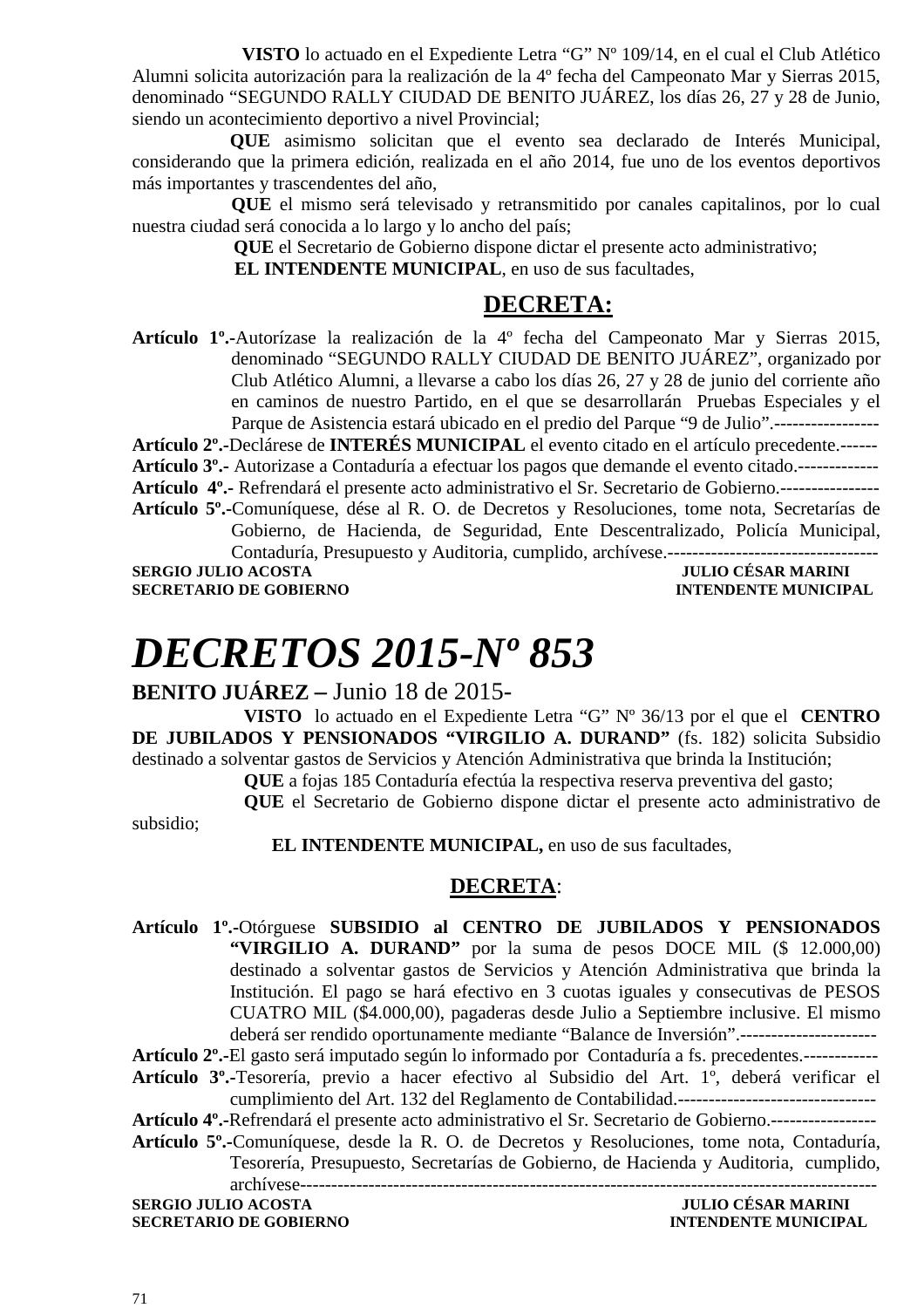**VISTO** lo actuado en el Expediente Letra "G" Nº 109/14, en el cual el Club Atlético Alumni solicita autorización para la realización de la 4º fecha del Campeonato Mar y Sierras 2015, denominado "SEGUNDO RALLY CIUDAD DE BENITO JUÁREZ, los días 26, 27 y 28 de Junio, siendo un acontecimiento deportivo a nivel Provincial;

**QUE** asimismo solicitan que el evento sea declarado de Interés Municipal, considerando que la primera edición, realizada en el año 2014, fue uno de los eventos deportivos más importantes y trascendentes del año,

**QUE** el mismo será televisado y retransmitido por canales capitalinos, por lo cual nuestra ciudad será conocida a lo largo y lo ancho del país;

**QUE** el Secretario de Gobierno dispone dictar el presente acto administrativo;

**EL INTENDENTE MUNICIPAL**, en uso de sus facultades,

**DECRETA:**

**Artículo 1º.-**Autorízase la realización de la 4º fecha del Campeonato Mar y Sierras 2015, denominado "SEGUNDO RALLY CIUDAD DE BENITO JUÁREZ", organizado por Club Atlético Alumni, a llevarse a cabo los días 26, 27 y 28 de junio del corriente año en caminos de nuestro Partido, en el que se desarrollarán Pruebas Especiales y el Parque de Asistencia estará ubicado en el predio del Parque "9 de Julio".-----------------

**Artículo 2º.-**Declárese de **INTERÉS MUNICIPAL** el evento citado en el artículo precedente.------

**Artículo 3º.-** Autorizase a Contaduría a efectuar los pagos que demande el evento citado.-------------

**Artículo 4º.-** Refrendará el presente acto administrativo el Sr. Secretario de Gobierno.----------------

**Artículo 5º.-**Comuníquese, dése al R. O. de Decretos y Resoluciones, tome nota, Secretarías de Gobierno, de Hacienda, de Seguridad, Ente Descentralizado, Policía Municipal, Contaduría, Presupuesto y Auditoria, cumplido, archívese.----------------------------------

**SERGIO JULIO ACOSTA** — **JULIO CÉSAR MARINI**
**SECRETARIO DE GOBIERNO** — **INTENDENTE MUNICIPAL**

# *DECRETOS 2015-Nº 853*

**BENITO JUÁREZ –** Junio 18 de 2015-

**VISTO** lo actuado en el Expediente Letra "G" Nº 36/13 por el que el **CENTRO DE JUBILADOS Y PENSIONADOS "VIRGILIO A. DURAND"** (fs. 182) solicita Subsidio destinado a solventar gastos de Servicios y Atención Administrativa que brinda la Institución;

**QUE** a fojas 185 Contaduría efectúa la respectiva reserva preventiva del gasto;

**QUE** el Secretario de Gobierno dispone dictar el presente acto administrativo de subsidio;

**EL INTENDENTE MUNICIPAL,** en uso de sus facultades,

**DECRETA**:

**Artículo 1º.-**Otórguese **SUBSIDIO al CENTRO DE JUBILADOS Y PENSIONADOS "VIRGILIO A. DURAND"** por la suma de pesos DOCE MIL ($ 12.000,00) destinado a solventar gastos de Servicios y Atención Administrativa que brinda la Institución. El pago se hará efectivo en 3 cuotas iguales y consecutivas de PESOS CUATRO MIL ($4.000,00), pagaderas desde Julio a Septiembre inclusive. El mismo deberá ser rendido oportunamente mediante "Balance de Inversión".----------------------

**Artículo 2º.-**El gasto será imputado según lo informado por Contaduría a fs. precedentes.------------

**Artículo 3º.-**Tesorería, previo a hacer efectivo al Subsidio del Art. 1º, deberá verificar el cumplimiento del Art. 132 del Reglamento de Contabilidad.--------------------------------

**Artículo 4º.-**Refrendará el presente acto administrativo el Sr. Secretario de Gobierno.-----------------

**Artículo 5º.-**Comuníquese, desde la R. O. de Decretos y Resoluciones, tome nota, Contaduría, Tesorería, Presupuesto, Secretarías de Gobierno, de Hacienda y Auditoria, cumplido, archívese-------------------------------------------------------------------------------------------

**SERGIO JULIO ACOSTA** — **JULIO CÉSAR MARINI**
**SECRETARIO DE GOBIERNO** — **INTENDENTE MUNICIPAL**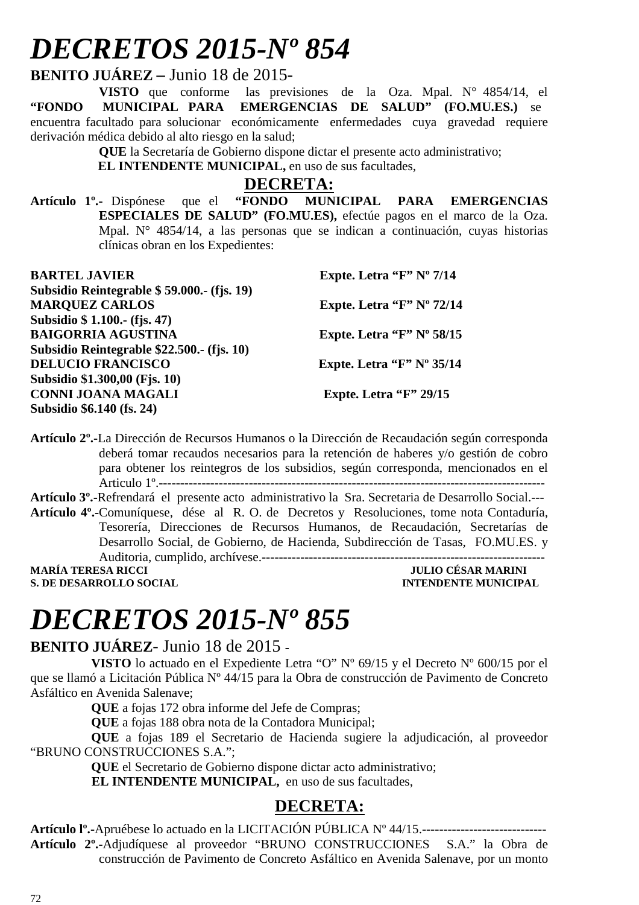# *DECRETOS 2015-Nº 854*

**BENITO JUÁREZ –** Junio 18 de 2015-

**VISTO** que conforme las previsiones de la Oza. Mpal. N° 4854/14, el **"FONDO MUNICIPAL PARA EMERGENCIAS DE SALUD" (FO.MU.ES.)** se encuentra facultado para solucionar económicamente enfermedades cuya gravedad requiere derivación médica debido al alto riesgo en la salud;

**QUE** la Secretaría de Gobierno dispone dictar el presente acto administrativo;

**EL INTENDENTE MUNICIPAL,** en uso de sus facultades,

## DECRETA:

**Artículo 1º.-** Dispónese que el **"FONDO MUNICIPAL PARA EMERGENCIAS ESPECIALES DE SALUD" (FO.MU.ES),** efectúe pagos en el marco de la Oza. Mpal. N° 4854/14, a las personas que se indican a continuación, cuyas historias clínicas obran en los Expedientes:

**BARTEL JAVIER** — **Expte. Letra "F" Nº 7/14**
**Subsidio Reintegrable $ 59.000.- (fjs. 19)**
**MARQUEZ CARLOS** — **Expte. Letra "F" Nº 72/14**
**Subsidio $ 1.100.- (fjs. 47)**
**BAIGORRIA AGUSTINA** — **Expte. Letra "F" Nº 58/15**
**Subsidio Reintegrable $22.500.- (fjs. 10)**
**DELUCIO FRANCISCO** — **Expte. Letra "F" Nº 35/14**
**Subsidio $1.300,00 (Fjs. 10)**
**CONNI JOANA MAGALI** — **Expte. Letra "F" 29/15**
**Subsidio $6.140 (fs. 24)**

**Artículo 2º.-**La Dirección de Recursos Humanos o la Dirección de Recaudación según corresponda deberá tomar recaudos necesarios para la retención de haberes y/o gestión de cobro para obtener los reintegros de los subsidios, según corresponda, mencionados en el Articulo 1º.-------------------------------------------------------------------------------------------

**Artículo 3º.-**Refrendará el presente acto administrativo la Sra. Secretaria de Desarrollo Social.---

**Artículo 4º.-**Comuníquese, dése al R. O. de Decretos y Resoluciones, tome nota Contaduría, Tesorería, Direcciones de Recursos Humanos, de Recaudación, Secretarías de Desarrollo Social, de Gobierno, de Hacienda, Subdirección de Tasas, FO.MU.ES. y Auditoria, cumplido, archívese.------------------------------------------------------------------

**MARÍA TERESA RICCI** — **JULIO CÉSAR MARINI**
**S. DE DESARROLLO SOCIAL** — **INTENDENTE MUNICIPAL**

# *DECRETOS 2015-Nº 855*

**BENITO JUÁREZ**- Junio 18 de 2015 -

**VISTO** lo actuado en el Expediente Letra "O" Nº 69/15 y el Decreto Nº 600/15 por el que se llamó a Licitación Pública Nº 44/15 para la Obra de construcción de Pavimento de Concreto Asfáltico en Avenida Salenave;

**QUE** a fojas 172 obra informe del Jefe de Compras;

**QUE** a fojas 188 obra nota de la Contadora Municipal;

**QUE** a fojas 189 el Secretario de Hacienda sugiere la adjudicación, al proveedor "BRUNO CONSTRUCCIONES S.A.";

**QUE** el Secretario de Gobierno dispone dictar acto administrativo;

**EL INTENDENTE MUNICIPAL,** en uso de sus facultades,

## DECRETA:

**Artículo lº.-**Apruébese lo actuado en la LICITACIÓN PÚBLICA Nº 44/15.-----------------------------

**Artículo 2º.-**Adjudíquese al proveedor "BRUNO CONSTRUCCIONES S.A." la Obra de construcción de Pavimento de Concreto Asfáltico en Avenida Salenave, por un monto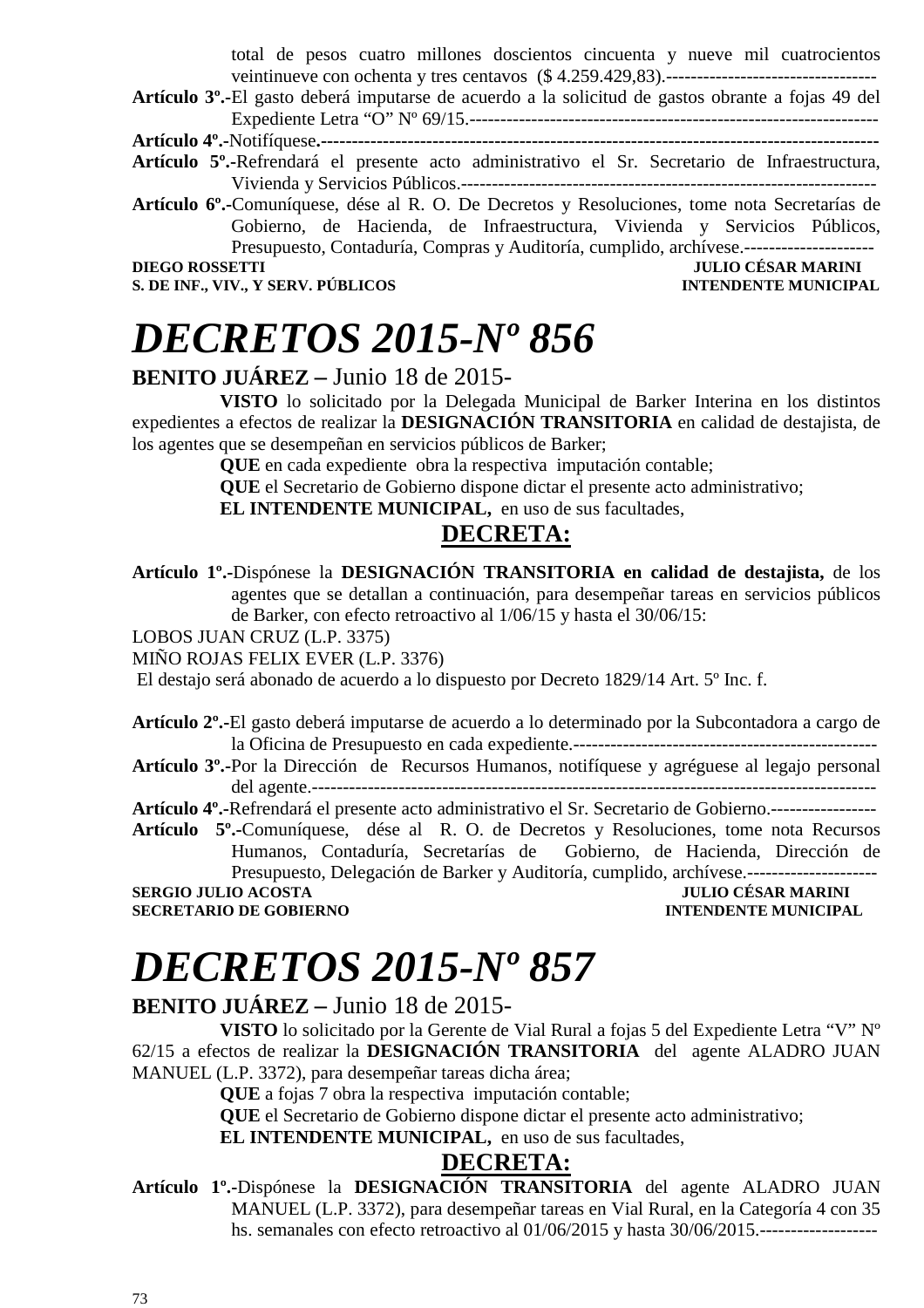total de pesos cuatro millones doscientos cincuenta y nueve mil cuatrocientos veintinueve con ochenta y tres centavos ($ 4.259.429,83).----------------------------------

**Artículo 3º.-**El gasto deberá imputarse de acuerdo a la solicitud de gastos obrante a fojas 49 del Expediente Letra "O" Nº 69/15.-----------------------------------------------------------------

**Artículo 4º.-**Notifíquese**.**-----------------------------------------------------------------------------------------

**Artículo 5º.-**Refrendará el presente acto administrativo el Sr. Secretario de Infraestructura, Vivienda y Servicios Públicos.-----------------------------------------------------------------

**Artículo 6º.-**Comuníquese, dése al R. O. De Decretos y Resoluciones, tome nota Secretarías de Gobierno, de Hacienda, de Infraestructura, Vivienda y Servicios Públicos, Presupuesto, Contaduría, Compras y Auditoría, cumplido, archívese.---------------------

**DIEGO ROSSETTI** — **JULIO CÉSAR MARINI**
**S. DE INF., VIV., Y SERV. PÚBLICOS** — **INTENDENTE MUNICIPAL**

# *DECRETOS 2015-Nº 856*

**BENITO JUÁREZ –** Junio 18 de 2015-

**VISTO** lo solicitado por la Delegada Municipal de Barker Interina en los distintos expedientes a efectos de realizar la **DESIGNACIÓN TRANSITORIA** en calidad de destajista, de los agentes que se desempeñan en servicios públicos de Barker;

**QUE** en cada expediente obra la respectiva imputación contable;

**QUE** el Secretario de Gobierno dispone dictar el presente acto administrativo;

**EL INTENDENTE MUNICIPAL,** en uso de sus facultades,

## DECRETA:

**Artículo 1º.-**Dispónese la **DESIGNACIÓN TRANSITORIA en calidad de destajista,** de los agentes que se detallan a continuación, para desempeñar tareas en servicios públicos de Barker, con efecto retroactivo al 1/06/15 y hasta el 30/06/15:

LOBOS JUAN CRUZ (L.P. 3375)
MIÑO ROJAS FELIX EVER (L.P. 3376)

El destajo será abonado de acuerdo a lo dispuesto por Decreto 1829/14 Art. 5º Inc. f.

**Artículo 2º.-**El gasto deberá imputarse de acuerdo a lo determinado por la Subcontadora a cargo de la Oficina de Presupuesto en cada expediente.-------------------------------------------------

**Artículo 3º.-**Por la Dirección de Recursos Humanos, notifíquese y agréguese al legajo personal del agente.--------------------------------------------------------------------------------------------

**Artículo 4º.-**Refrendará el presente acto administrativo el Sr. Secretario de Gobierno.-----------------

**Artículo 5º.-**Comuníquese, dése al R. O. de Decretos y Resoluciones, tome nota Recursos Humanos, Contaduría, Secretarías de Gobierno, de Hacienda, Dirección de Presupuesto, Delegación de Barker y Auditoría, cumplido, archívese.---------------------

**SERGIO JULIO ACOSTA** — **JULIO CÉSAR MARINI**
**SECRETARIO DE GOBIERNO** — **INTENDENTE MUNICIPAL**

# *DECRETOS 2015-Nº 857*

**BENITO JUÁREZ –** Junio 18 de 2015-

**VISTO** lo solicitado por la Gerente de Vial Rural a fojas 5 del Expediente Letra "V" Nº 62/15 a efectos de realizar la **DESIGNACIÓN TRANSITORIA** del agente ALADRO JUAN MANUEL (L.P. 3372), para desempeñar tareas dicha área;

**QUE** a fojas 7 obra la respectiva imputación contable;

**QUE** el Secretario de Gobierno dispone dictar el presente acto administrativo;

**EL INTENDENTE MUNICIPAL,** en uso de sus facultades,

## DECRETA:

**Artículo 1º.-**Dispónese la **DESIGNACIÓN TRANSITORIA** del agente ALADRO JUAN MANUEL (L.P. 3372), para desempeñar tareas en Vial Rural, en la Categoría 4 con 35 hs. semanales con efecto retroactivo al 01/06/2015 y hasta 30/06/2015.-------------------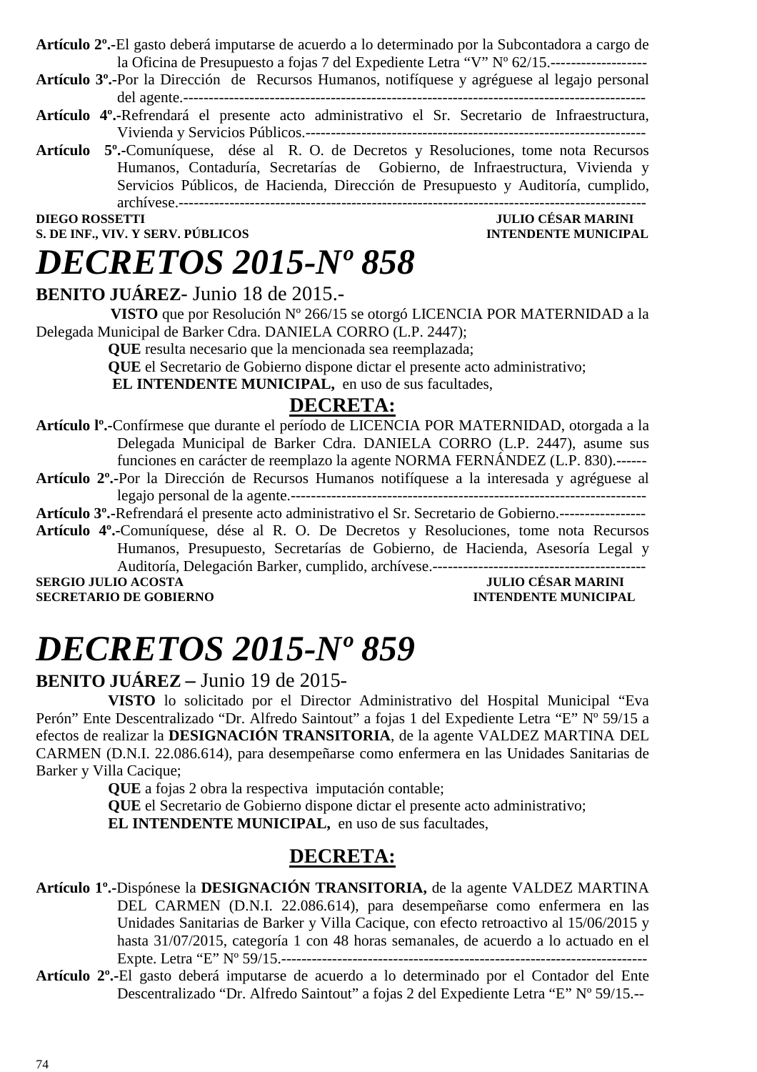**Artículo 2º.-**El gasto deberá imputarse de acuerdo a lo determinado por la Subcontadora a cargo de la Oficina de Presupuesto a fojas 7 del Expediente Letra “V” Nº 62/15.-------------------

**Artículo 3º.-**Por la Dirección de Recursos Humanos, notifíquese y agréguese al legajo personal del agente.-------------------------------------------------------------------------------------------

**Artículo 4º.-**Refrendará el presente acto administrativo el Sr. Secretario de Infraestructura, Vivienda y Servicios Públicos.------------------------------------------------------------------

**Artículo 5º.-**Comuníquese, dése al R. O. de Decretos y Resoluciones, tome nota Recursos Humanos, Contaduría, Secretarías de Gobierno, de Infraestructura, Vivienda y Servicios Públicos, de Hacienda, Dirección de Presupuesto y Auditoría, cumplido, archívese.------------------------------------------------------------------------------------------

**DIEGO ROSSETTI** — **S. DE INF., VIV. Y SERV. PÚBLICOS**

**JULIO CÉSAR MARINI** — **INTENDENTE MUNICIPAL**

# *DECRETOS 2015-Nº 858*

**BENITO JUÁREZ**- Junio 18 de 2015.-

**VISTO** que por Resolución Nº 266/15 se otorgó LICENCIA POR MATERNIDAD a la Delegada Municipal de Barker Cdra. DANIELA CORRO (L.P. 2447);

**QUE** resulta necesario que la mencionada sea reemplazada;

**QUE** el Secretario de Gobierno dispone dictar el presente acto administrativo;

**EL INTENDENTE MUNICIPAL,** en uso de sus facultades,

## DECRETA:

**Artículo lº.-**Confírmese que durante el período de LICENCIA POR MATERNIDAD, otorgada a la Delegada Municipal de Barker Cdra. DANIELA CORRO (L.P. 2447), asume sus funciones en carácter de reemplazo la agente NORMA FERNÁNDEZ (L.P. 830).------

**Artículo 2º.-**Por la Dirección de Recursos Humanos notifíquese a la interesada y agréguese al legajo personal de la agente.----------------------------------------------------------------------

**Artículo 3º.-**Refrendará el presente acto administrativo el Sr. Secretario de Gobierno.-----------------

**Artículo 4º.-**Comuníquese, dése al R. O. De Decretos y Resoluciones, tome nota Recursos Humanos, Presupuesto, Secretarías de Gobierno, de Hacienda, Asesoría Legal y Auditoría, Delegación Barker, cumplido, archívese.-------------------------------------------

**SERGIO JULIO ACOSTA** — **SECRETARIO DE GOBIERNO**

**JULIO CÉSAR MARINI** — **INTENDENTE MUNICIPAL**

# *DECRETOS 2015-Nº 859*

**BENITO JUÁREZ –** Junio 19 de 2015-

**VISTO** lo solicitado por el Director Administrativo del Hospital Municipal “Eva Perón” Ente Descentralizado “Dr. Alfredo Saintout” a fojas 1 del Expediente Letra “E” Nº 59/15 a efectos de realizar la **DESIGNACIÓN TRANSITORIA**, de la agente VALDEZ MARTINA DEL CARMEN (D.N.I. 22.086.614), para desempeñarse como enfermera en las Unidades Sanitarias de Barker y Villa Cacique;

**QUE** a fojas 2 obra la respectiva imputación contable;

**QUE** el Secretario de Gobierno dispone dictar el presente acto administrativo;

**EL INTENDENTE MUNICIPAL,** en uso de sus facultades,

## DECRETA:

**Artículo 1º.-**Dispónese la **DESIGNACIÓN TRANSITORIA,** de la agente VALDEZ MARTINA DEL CARMEN (D.N.I. 22.086.614), para desempeñarse como enfermera en las Unidades Sanitarias de Barker y Villa Cacique, con efecto retroactivo al 15/06/2015 y hasta 31/07/2015, categoría 1 con 48 horas semanales, de acuerdo a lo actuado en el Expte. Letra “E” Nº 59/15.-------------------------------------------------------------------------

**Artículo 2º.-**El gasto deberá imputarse de acuerdo a lo determinado por el Contador del Ente Descentralizado “Dr. Alfredo Saintout” a fojas 2 del Expediente Letra “E” Nº 59/15.--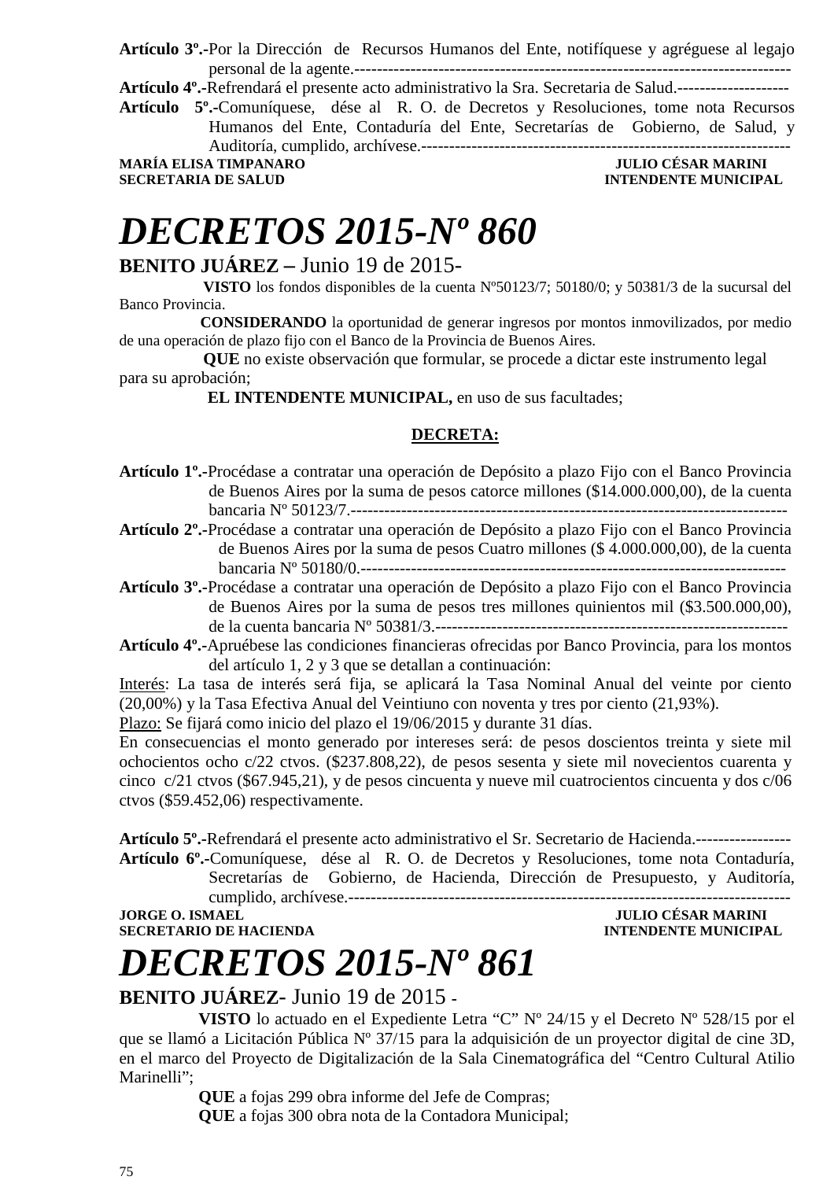**Artículo 3º.-**Por la Dirección de Recursos Humanos del Ente, notifíquese y agréguese al legajo personal de la agente.-----------------------------------------------------------------------------

**Artículo 4º.-**Refrendará el presente acto administrativo la Sra. Secretaria de Salud.--------------------

**Artículo 5º.-**Comuníquese, dése al R. O. de Decretos y Resoluciones, tome nota Recursos Humanos del Ente, Contaduría del Ente, Secretarías de Gobierno, de Salud, y Auditoría, cumplido, archívese.-----------------------------------------------------------------

**MARÍA ELISA TIMPANARO** — **JULIO CÉSAR MARINI**
**SECRETARIA DE SALUD** — **INTENDENTE MUNICIPAL**

# *DECRETOS 2015-Nº 860*

**BENITO JUÁREZ –** Junio 19 de 2015-

**VISTO** los fondos disponibles de la cuenta Nº50123/7; 50180/0; y 50381/3 de la sucursal del Banco Provincia.

**CONSIDERANDO** la oportunidad de generar ingresos por montos inmovilizados, por medio de una operación de plazo fijo con el Banco de la Provincia de Buenos Aires.

**QUE** no existe observación que formular, se procede a dictar este instrumento legal para su aprobación;

**EL INTENDENTE MUNICIPAL,** en uso de sus facultades;

**DECRETA:**

**Artículo 1º.-**Procédase a contratar una operación de Depósito a plazo Fijo con el Banco Provincia de Buenos Aires por la suma de pesos catorce millones ($14.000.000,00), de la cuenta bancaria Nº 50123/7.-------------------------------------------------------------------------

**Artículo 2º.-**Procédase a contratar una operación de Depósito a plazo Fijo con el Banco Provincia de Buenos Aires por la suma de pesos Cuatro millones ($ 4.000.000,00), de la cuenta bancaria Nº 50180/0.-------------------------------------------------------------------------

**Artículo 3º.-**Procédase a contratar una operación de Depósito a plazo Fijo con el Banco Provincia de Buenos Aires por la suma de pesos tres millones quinientos mil ($3.500.000,00), de la cuenta bancaria Nº 50381/3.---------------------------------------------------------------

**Artículo 4º.-**Apruébese las condiciones financieras ofrecidas por Banco Provincia, para los montos del artículo 1, 2 y 3 que se detallan a continuación:

Interés: La tasa de interés será fija, se aplicará la Tasa Nominal Anual del veinte por ciento (20,00%) y la Tasa Efectiva Anual del Veintiuno con noventa y tres por ciento (21,93%).

Plazo: Se fijará como inicio del plazo el 19/06/2015 y durante 31 días.

En consecuencias el monto generado por intereses será: de pesos doscientos treinta y siete mil ochocientos ocho c/22 ctvos. ($237.808,22), de pesos sesenta y siete mil novecientos cuarenta y cinco c/21 ctvos ($67.945,21), y de pesos cincuenta y nueve mil cuatrocientos cincuenta y dos c/06 ctvos ($59.452,06) respectivamente.

**Artículo 5º.-**Refrendará el presente acto administrativo el Sr. Secretario de Hacienda.-----------------

**Artículo 6º.-**Comuníquese, dése al R. O. de Decretos y Resoluciones, tome nota Contaduría, Secretarías de Gobierno, de Hacienda, Dirección de Presupuesto, y Auditoría, cumplido, archívese.-------------------------------------------------------------------------------

**JORGE O. ISMAEL** — **JULIO CÉSAR MARINI**
**SECRETARIO DE HACIENDA** — **INTENDENTE MUNICIPAL**

# *DECRETOS 2015-Nº 861*

**BENITO JUÁREZ**- Junio 19 de 2015 -

**VISTO** lo actuado en el Expediente Letra "C" Nº 24/15 y el Decreto Nº 528/15 por el que se llamó a Licitación Pública Nº 37/15 para la adquisición de un proyector digital de cine 3D, en el marco del Proyecto de Digitalización de la Sala Cinematográfica del "Centro Cultural Atilio Marinelli";

**QUE** a fojas 299 obra informe del Jefe de Compras;

**QUE** a fojas 300 obra nota de la Contadora Municipal;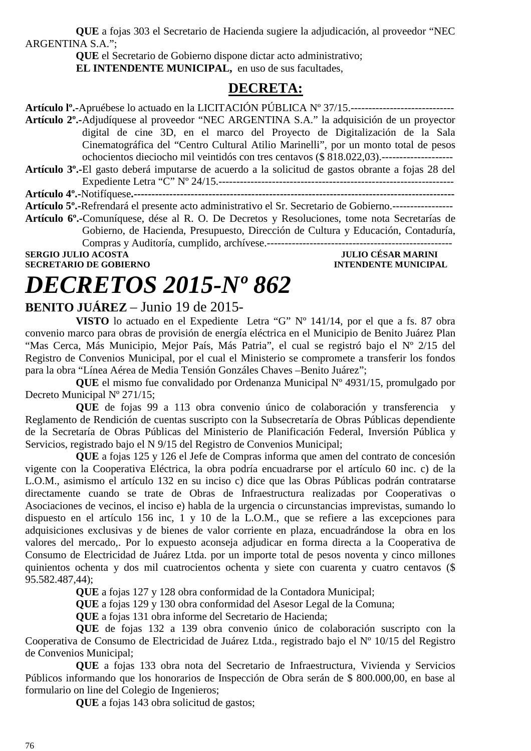**QUE** a fojas 303 el Secretario de Hacienda sugiere la adjudicación, al proveedor "NEC ARGENTINA S.A.";

**QUE** el Secretario de Gobierno dispone dictar acto administrativo;

**EL INTENDENTE MUNICIPAL,** en uso de sus facultades,

## DECRETA:

**Artículo lº.-**Apruébese lo actuado en la LICITACIÓN PÚBLICA Nº 37/15.-----------------------------

**Artículo 2º.-**Adjudíquese al proveedor "NEC ARGENTINA S.A." la adquisición de un proyector digital de cine 3D, en el marco del Proyecto de Digitalización de la Sala Cinematográfica del "Centro Cultural Atilio Marinelli", por un monto total de pesos ochocientos dieciocho mil veintidós con tres centavos ($ 818.022,03).--------------------

**Artículo 3º.-**El gasto deberá imputarse de acuerdo a la solicitud de gastos obrante a fojas 28 del Expediente Letra "C" Nº 24/15.-----------------------------------------------------------------

**Artículo 4º.-**Notifíquese.----------------------------------------------------------------------------------------

**Artículo 5º.-**Refrendará el presente acto administrativo el Sr. Secretario de Gobierno.-----------------

**Artículo 6º.-**Comuníquese, dése al R. O. De Decretos y Resoluciones, tome nota Secretarías de Gobierno, de Hacienda, Presupuesto, Dirección de Cultura y Educación, Contaduría, Compras y Auditoría, cumplido, archívese.----------------------------------------------------

**SERGIO JULIO ACOSTA** — **SECRETARIO DE GOBIERNO**
**JULIO CÉSAR MARINI** — **INTENDENTE MUNICIPAL**

# *DECRETOS 2015-Nº 862*

**BENITO JUÁREZ** – Junio 19 de 2015-

**VISTO** lo actuado en el Expediente Letra "G" Nº 141/14, por el que a fs. 87 obra convenio marco para obras de provisión de energía eléctrica en el Municipio de Benito Juárez Plan "Mas Cerca, Más Municipio, Mejor País, Más Patria", el cual se registró bajo el Nº 2/15 del Registro de Convenios Municipal, por el cual el Ministerio se compromete a transferir los fondos para la obra "Línea Aérea de Media Tensión Gonzáles Chaves –Benito Juárez";

**QUE** el mismo fue convalidado por Ordenanza Municipal Nº 4931/15, promulgado por Decreto Municipal Nº 271/15;

**QUE** de fojas 99 a 113 obra convenio único de colaboración y transferencia y Reglamento de Rendición de cuentas suscripto con la Subsecretaría de Obras Públicas dependiente de la Secretaría de Obras Públicas del Ministerio de Planificación Federal, Inversión Pública y Servicios, registrado bajo el N 9/15 del Registro de Convenios Municipal;

**QUE** a fojas 125 y 126 el Jefe de Compras informa que amen del contrato de concesión vigente con la Cooperativa Eléctrica, la obra podría encuadrarse por el artículo 60 inc. c) de la L.O.M., asimismo el artículo 132 en su inciso c) dice que las Obras Públicas podrán contratarse directamente cuando se trate de Obras de Infraestructura realizadas por Cooperativas o Asociaciones de vecinos, el inciso e) habla de la urgencia o circunstancias imprevistas, sumando lo dispuesto en el artículo 156 inc, 1 y 10 de la L.O.M., que se refiere a las excepciones para adquisiciones exclusivas y de bienes de valor corriente en plaza, encuadrándose la obra en los valores del mercado,. Por lo expuesto aconseja adjudicar en forma directa a la Cooperativa de Consumo de Electricidad de Juárez Ltda. por un importe total de pesos noventa y cinco millones quinientos ochenta y dos mil cuatrocientos ochenta y siete con cuarenta y cuatro centavos ($ 95.582.487,44);

**QUE** a fojas 127 y 128 obra conformidad de la Contadora Municipal;

**QUE** a fojas 129 y 130 obra conformidad del Asesor Legal de la Comuna;

**QUE** a fojas 131 obra informe del Secretario de Hacienda;

**QUE** de fojas 132 a 139 obra convenio único de colaboración suscripto con la Cooperativa de Consumo de Electricidad de Juárez Ltda., registrado bajo el Nº 10/15 del Registro de Convenios Municipal;

**QUE** a fojas 133 obra nota del Secretario de Infraestructura, Vivienda y Servicios Públicos informando que los honorarios de Inspección de Obra serán de $ 800.000,00, en base al formulario on line del Colegio de Ingenieros;

**QUE** a fojas 143 obra solicitud de gastos;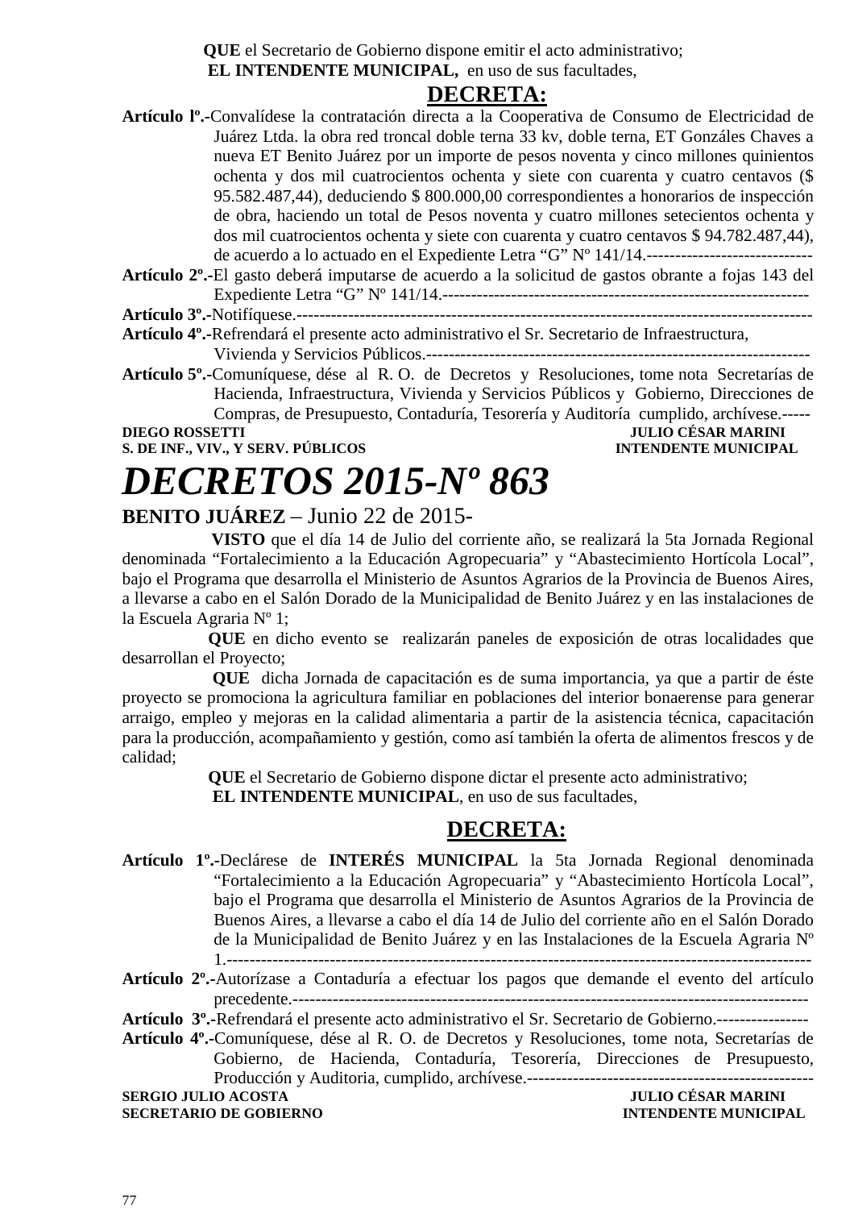**QUE** el Secretario de Gobierno dispone emitir el acto administrativo;

**EL INTENDENTE MUNICIPAL,** en uso de sus facultades,

## DECRETA:

**Artículo lº.-**Convalídese la contratación directa a la Cooperativa de Consumo de Electricidad de Juárez Ltda. la obra red troncal doble terna 33 kv, doble terna, ET Gonzáles Chaves a nueva ET Benito Juárez por un importe de pesos noventa y cinco millones quinientos ochenta y dos mil cuatrocientos ochenta y siete con cuarenta y cuatro centavos ($ 95.582.487,44), deduciendo $ 800.000,00 correspondientes a honorarios de inspección de obra, haciendo un total de Pesos noventa y cuatro millones setecientos ochenta y dos mil cuatrocientos ochenta y siete con cuarenta y cuatro centavos $ 94.782.487,44), de acuerdo a lo actuado en el Expediente Letra "G" Nº 141/14.-----------------------------

**Artículo 2º.-**El gasto deberá imputarse de acuerdo a la solicitud de gastos obrante a fojas 143 del Expediente Letra "G" Nº 141/14.----------------------------------------------------------------

**Artículo 3º.-**Notifíquese.-----------------------------------------------------------------------------------------

**Artículo 4º.-**Refrendará el presente acto administrativo el Sr. Secretario de Infraestructura, Vivienda y Servicios Públicos.-------------------------------------------------------------------

**Artículo 5º.-**Comuníquese, dése al R. O. de Decretos y Resoluciones, tome nota Secretarías de Hacienda, Infraestructura, Vivienda y Servicios Públicos y Gobierno, Direcciones de Compras, de Presupuesto, Contaduría, Tesorería y Auditoría cumplido, archívese.-----

**DIEGO ROSSETTI** — **S. DE INF., VIV., Y SERV. PÚBLICOS**

**JULIO CÉSAR MARINI** — **INTENDENTE MUNICIPAL**

# *DECRETOS 2015-Nº 863*

**BENITO JUÁREZ** – Junio 22 de 2015-

**VISTO** que el día 14 de Julio del corriente año, se realizará la 5ta Jornada Regional denominada "Fortalecimiento a la Educación Agropecuaria" y "Abastecimiento Hortícola Local", bajo el Programa que desarrolla el Ministerio de Asuntos Agrarios de la Provincia de Buenos Aires, a llevarse a cabo en el Salón Dorado de la Municipalidad de Benito Juárez y en las instalaciones de la Escuela Agraria Nº 1;

**QUE** en dicho evento se realizarán paneles de exposición de otras localidades que desarrollan el Proyecto;

**QUE** dicha Jornada de capacitación es de suma importancia, ya que a partir de éste proyecto se promociona la agricultura familiar en poblaciones del interior bonaerense para generar arraigo, empleo y mejoras en la calidad alimentaria a partir de la asistencia técnica, capacitación para la producción, acompañamiento y gestión, como así también la oferta de alimentos frescos y de calidad;

**QUE** el Secretario de Gobierno dispone dictar el presente acto administrativo;

**EL INTENDENTE MUNICIPAL**, en uso de sus facultades,

## DECRETA:

**Artículo 1º.-**Declárese de **INTERÉS MUNICIPAL** la 5ta Jornada Regional denominada "Fortalecimiento a la Educación Agropecuaria" y "Abastecimiento Hortícola Local", bajo el Programa que desarrolla el Ministerio de Asuntos Agrarios de la Provincia de Buenos Aires, a llevarse a cabo el día 14 de Julio del corriente año en el Salón Dorado de la Municipalidad de Benito Juárez y en las Instalaciones de la Escuela Agraria Nº 1.-----------------------------------------------------------------------------------------------------

**Artículo 2º.-**Autorízase a Contaduría a efectuar los pagos que demande el evento del artículo precedente.-------------------------------------------------------------------------------------------

**Artículo 3º.-**Refrendará el presente acto administrativo el Sr. Secretario de Gobierno.----------------

**Artículo 4º.-**Comuníquese, dése al R. O. de Decretos y Resoluciones, tome nota, Secretarías de Gobierno, de Hacienda, Contaduría, Tesorería, Direcciones de Presupuesto, Producción y Auditoria, cumplido, archívese.--------------------------------------------------

**SERGIO JULIO ACOSTA** — **SECRETARIO DE GOBIERNO**

**JULIO CÉSAR MARINI** — **INTENDENTE MUNICIPAL**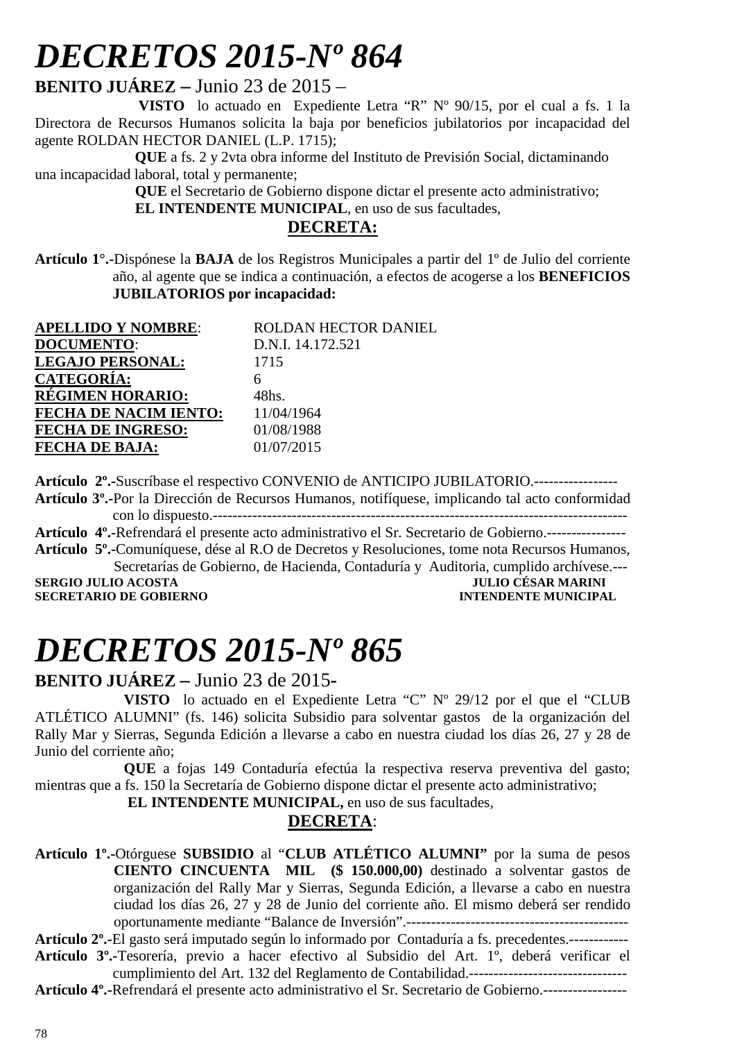# DECRETOS 2015-Nº 864

**BENITO JUÁREZ –** Junio 23 de 2015 –

**VISTO** lo actuado en Expediente Letra "R" Nº 90/15, por el cual a fs. 1 la Directora de Recursos Humanos solicita la baja por beneficios jubilatorios por incapacidad del agente ROLDAN HECTOR DANIEL (L.P. 1715);

**QUE** a fs. 2 y 2vta obra informe del Instituto de Previsión Social, dictaminando una incapacidad laboral, total y permanente;

**QUE** el Secretario de Gobierno dispone dictar el presente acto administrativo;

**EL INTENDENTE MUNICIPAL**, en uso de sus facultades,

**DECRETA:**

**Artículo 1°.-**Dispónese la **BAJA** de los Registros Municipales a partir del 1º de Julio del corriente año, al agente que se indica a continuación, a efectos de acogerse a los **BENEFICIOS JUBILATORIOS por incapacidad:**

| | |
|---|---|
| **APELLIDO Y NOMBRE**: | ROLDAN HECTOR DANIEL |
| **DOCUMENTO**: | D.N.I. 14.172.521 |
| **LEGAJO PERSONAL:** | 1715 |
| **CATEGORÍA:** | 6 |
| **RÉGIMEN HORARIO:** | 48hs. |
| **FECHA DE NACIM IENTO:** | 11/04/1964 |
| **FECHA DE INGRESO:** | 01/08/1988 |
| **FECHA DE BAJA:** | 01/07/2015 |

**Artículo 2º.-**Suscríbase el respectivo CONVENIO de ANTICIPO JUBILATORIO.-----------------

**Artículo 3º.-**Por la Dirección de Recursos Humanos, notifíquese, implicando tal acto conformidad con lo dispuesto.------------------------------------------------------------------------------------

**Artículo 4º.-**Refrendará el presente acto administrativo el Sr. Secretario de Gobierno.----------------

**Artículo 5º.-**Comuníquese, dése al R.O de Decretos y Resoluciones, tome nota Recursos Humanos, Secretarías de Gobierno, de Hacienda, Contaduría y Auditoria, cumplido archívese.---

**SERGIO JULIO ACOSTA** — **SECRETARIO DE GOBIERNO**

**JULIO CÉSAR MARINI** — **INTENDENTE MUNICIPAL**

# DECRETOS 2015-Nº 865

**BENITO JUÁREZ –** Junio 23 de 2015-

**VISTO** lo actuado en el Expediente Letra "C" Nº 29/12 por el que el "CLUB ATLÉTICO ALUMNI" (fs. 146) solicita Subsidio para solventar gastos de la organización del Rally Mar y Sierras, Segunda Edición a llevarse a cabo en nuestra ciudad los días 26, 27 y 28 de Junio del corriente año;

**QUE** a fojas 149 Contaduría efectúa la respectiva reserva preventiva del gasto; mientras que a fs. 150 la Secretaría de Gobierno dispone dictar el presente acto administrativo;

**EL INTENDENTE MUNICIPAL,** en uso de sus facultades,

**DECRETA**:

**Artículo 1º.-**Otórguese **SUBSIDIO** al "**CLUB ATLÉTICO ALUMNI"** por la suma de pesos **CIENTO CINCUENTA MIL ($ 150.000,00)** destinado a solventar gastos de organización del Rally Mar y Sierras, Segunda Edición, a llevarse a cabo en nuestra ciudad los días 26, 27 y 28 de Junio del corriente año. El mismo deberá ser rendido oportunamente mediante "Balance de Inversión".---------------------------------------------

**Artículo 2º.-**El gasto será imputado según lo informado por Contaduría a fs. precedentes.------------

**Artículo 3º.-**Tesorería, previo a hacer efectivo al Subsidio del Art. 1º, deberá verificar el cumplimiento del Art. 132 del Reglamento de Contabilidad.--------------------------------

**Artículo 4º.-**Refrendará el presente acto administrativo el Sr. Secretario de Gobierno.-----------------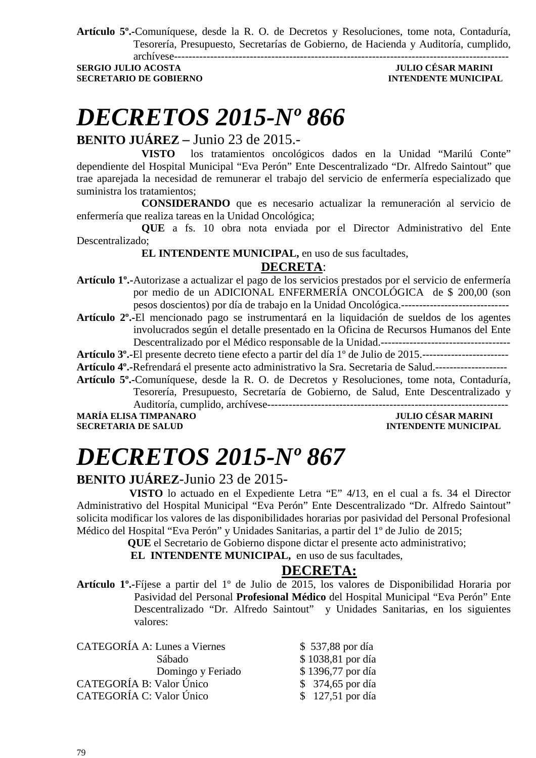**Artículo 5º.-**Comuníquese, desde la R. O. de Decretos y Resoluciones, tome nota, Contaduría, Tesorería, Presupuesto, Secretarías de Gobierno, de Hacienda y Auditoría, cumplido, archívese-----------------------------------------------------------------------------------------------

**SERGIO JULIO ACOSTA** — **JULIO CÉSAR MARINI**
**SECRETARIO DE GOBIERNO** — **INTENDENTE MUNICIPAL**

# *DECRETOS 2015-Nº 866*

**BENITO JUÁREZ –** Junio 23 de 2015.-

**VISTO** los tratamientos oncológicos dados en la Unidad "Marilú Conte" dependiente del Hospital Municipal "Eva Perón" Ente Descentralizado "Dr. Alfredo Saintout" que trae aparejada la necesidad de remunerar el trabajo del servicio de enfermería especializado que suministra los tratamientos;

**CONSIDERANDO** que es necesario actualizar la remuneración al servicio de enfermería que realiza tareas en la Unidad Oncológica;

**QUE** a fs. 10 obra nota enviada por el Director Administrativo del Ente Descentralizado;

**EL INTENDENTE MUNICIPAL,** en uso de sus facultades,

**DECRETA**:

**Artículo 1º.-**Autorizase a actualizar el pago de los servicios prestados por el servicio de enfermería por medio de un ADICIONAL ENFERMERÍA ONCOLÓGICA de $ 200,00 (son pesos doscientos) por día de trabajo en la Unidad Oncológica.------------------------------

**Artículo 2º.-**El mencionado pago se instrumentará en la liquidación de sueldos de los agentes involucrados según el detalle presentado en la Oficina de Recursos Humanos del Ente Descentralizado por el Médico responsable de la Unidad.------------------------------------

**Artículo 3º.-**El presente decreto tiene efecto a partir del día 1º de Julio de 2015.------------------------

**Artículo 4º.-**Refrendará el presente acto administrativo la Sra. Secretaria de Salud.--------------------

**Artículo 5º.-**Comuníquese, desde la R. O. de Decretos y Resoluciones, tome nota, Contaduría, Tesorería, Presupuesto, Secretaría de Gobierno, de Salud, Ente Descentralizado y Auditoría, cumplido, archívese-------------------------------------------------------------------

**MARÍA ELISA TIMPANARO** — **JULIO CÉSAR MARINI**
**SECRETARIA DE SALUD** — **INTENDENTE MUNICIPAL**

# *DECRETOS 2015-Nº 867*

**BENITO JUÁREZ**-Junio 23 de 2015-

**VISTO** lo actuado en el Expediente Letra "E" 4/13, en el cual a fs. 34 el Director Administrativo del Hospital Municipal "Eva Perón" Ente Descentralizado "Dr. Alfredo Saintout" solicita modificar los valores de las disponibilidades horarias por pasividad del Personal Profesional Médico del Hospital "Eva Perón" y Unidades Sanitarias, a partir del 1º de Julio de 2015;

**QUE** el Secretario de Gobierno dispone dictar el presente acto administrativo;

**EL INTENDENTE MUNICIPAL,** en uso de sus facultades,

**DECRETA:**

**Artículo 1º.-**Fíjese a partir del 1º de Julio de 2015, los valores de Disponibilidad Horaria por Pasividad del Personal **Profesional Médico** del Hospital Municipal "Eva Perón" Ente Descentralizado "Dr. Alfredo Saintout" y Unidades Sanitarias, en los siguientes valores:

| | | |
|---|---|---|
| CATEGORÍA A: | Lunes a Viernes | $ 537,88 por día |
| | Sábado | $ 1038,81 por día |
| | Domingo y Feriado | $ 1396,77 por día |
| CATEGORÍA B: | Valor Único | $ 374,65 por día |
| CATEGORÍA C: | Valor Único | $ 127,51 por día |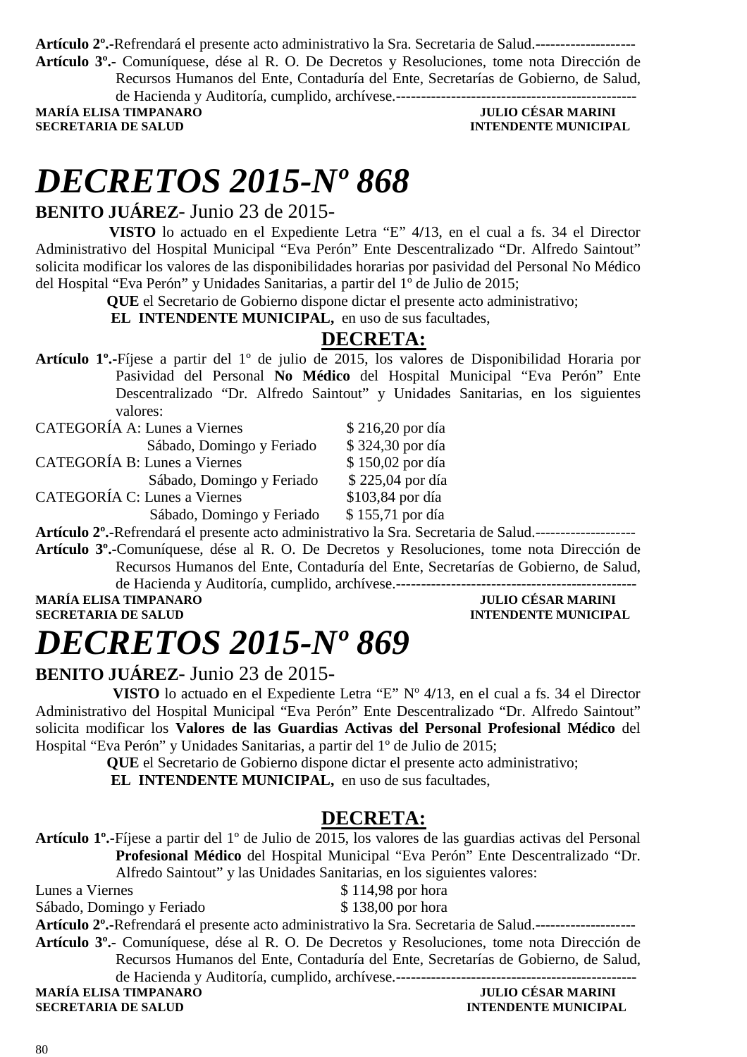**Artículo 2º.-**Refrendará el presente acto administrativo la Sra. Secretaria de Salud.--------------------

**Artículo 3º.-** Comuníquese, dése al R. O. De Decretos y Resoluciones, tome nota Dirección de Recursos Humanos del Ente, Contaduría del Ente, Secretarías de Gobierno, de Salud, de Hacienda y Auditoría, cumplido, archívese.------------------------------------------------

**MARÍA ELISA TIMPANARO** — **SECRETARIA DE SALUD**
**JULIO CÉSAR MARINI** — **INTENDENTE MUNICIPAL**

# *DECRETOS 2015-Nº 868*

**BENITO JUÁREZ**- Junio 23 de 2015-

**VISTO** lo actuado en el Expediente Letra "E" 4/13, en el cual a fs. 34 el Director Administrativo del Hospital Municipal "Eva Perón" Ente Descentralizado "Dr. Alfredo Saintout" solicita modificar los valores de las disponibilidades horarias por pasividad del Personal No Médico del Hospital "Eva Perón" y Unidades Sanitarias, a partir del 1º de Julio de 2015;

**QUE** el Secretario de Gobierno dispone dictar el presente acto administrativo;

**EL INTENDENTE MUNICIPAL,** en uso de sus facultades,

## DECRETA:

**Artículo 1º.-**Fíjese a partir del 1º de julio de 2015, los valores de Disponibilidad Horaria por Pasividad del Personal **No Médico** del Hospital Municipal "Eva Perón" Ente Descentralizado "Dr. Alfredo Saintout" y Unidades Sanitarias, en los siguientes valores:

| | | |
|---|---|---|
| CATEGORÍA A: | Lunes a Viernes | $ 216,20 por día |
| | Sábado, Domingo y Feriado | $ 324,30 por día |
| CATEGORÍA B: | Lunes a Viernes | $ 150,02 por día |
| | Sábado, Domingo y Feriado | $ 225,04 por día |
| CATEGORÍA C: | Lunes a Viernes | $103,84 por día |
| | Sábado, Domingo y Feriado | $ 155,71 por día |

**Artículo 2º.-**Refrendará el presente acto administrativo la Sra. Secretaria de Salud.--------------------

**Artículo 3º.-**Comuníquese, dése al R. O. De Decretos y Resoluciones, tome nota Dirección de Recursos Humanos del Ente, Contaduría del Ente, Secretarías de Gobierno, de Salud, de Hacienda y Auditoría, cumplido, archívese.------------------------------------------------

**MARÍA ELISA TIMPANARO** — **SECRETARIA DE SALUD**
**JULIO CÉSAR MARINI** — **INTENDENTE MUNICIPAL**

# *DECRETOS 2015-Nº 869*

**BENITO JUÁREZ**- Junio 23 de 2015-

**VISTO** lo actuado en el Expediente Letra "E" Nº 4/13, en el cual a fs. 34 el Director Administrativo del Hospital Municipal "Eva Perón" Ente Descentralizado "Dr. Alfredo Saintout" solicita modificar los **Valores de las Guardias Activas del Personal Profesional Médico** del Hospital "Eva Perón" y Unidades Sanitarias, a partir del 1º de Julio de 2015;

**QUE** el Secretario de Gobierno dispone dictar el presente acto administrativo;

**EL INTENDENTE MUNICIPAL,** en uso de sus facultades,

## DECRETA:

**Artículo 1º.-**Fíjese a partir del 1º de Julio de 2015, los valores de las guardias activas del Personal **Profesional Médico** del Hospital Municipal "Eva Perón" Ente Descentralizado "Dr. Alfredo Saintout" y las Unidades Sanitarias, en los siguientes valores:

| | |
|---|---|
| Lunes a Viernes | $ 114,98 por hora |
| Sábado, Domingo y Feriado | $ 138,00 por hora |

**Artículo 2º.-**Refrendará el presente acto administrativo la Sra. Secretaria de Salud.--------------------

**Artículo 3º.-** Comuníquese, dése al R. O. De Decretos y Resoluciones, tome nota Dirección de Recursos Humanos del Ente, Contaduría del Ente, Secretarías de Gobierno, de Salud, de Hacienda y Auditoría, cumplido, archívese.------------------------------------------------

**MARÍA ELISA TIMPANARO** — **SECRETARIA DE SALUD**
**JULIO CÉSAR MARINI** — **INTENDENTE MUNICIPAL**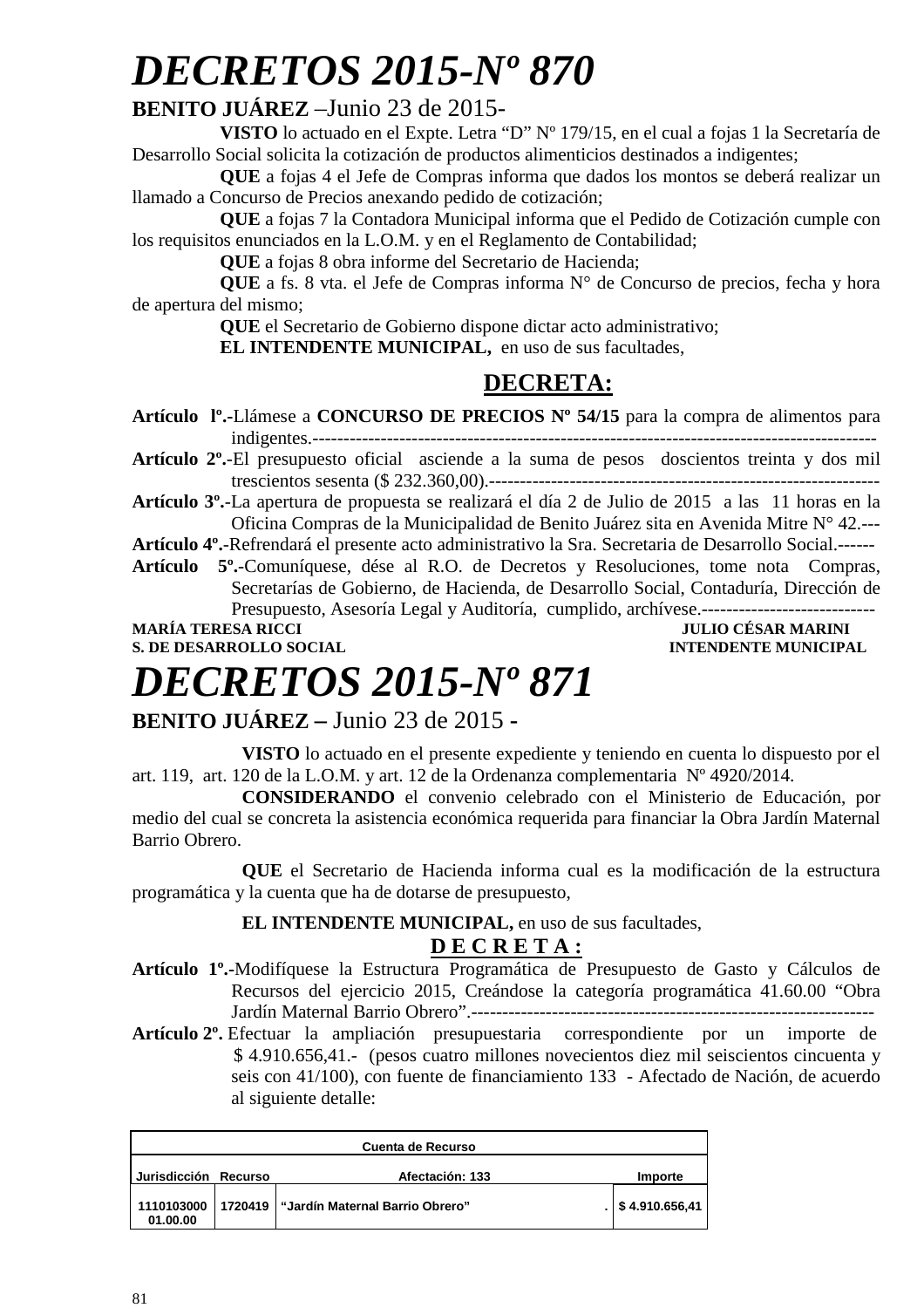# DECRETOS 2015-Nº 870

**BENITO JUÁREZ** –Junio 23 de 2015-

**VISTO** lo actuado en el Expte. Letra "D" Nº 179/15, en el cual a fojas 1 la Secretaría de Desarrollo Social solicita la cotización de productos alimenticios destinados a indigentes;

**QUE** a fojas 4 el Jefe de Compras informa que dados los montos se deberá realizar un llamado a Concurso de Precios anexando pedido de cotización;

**QUE** a fojas 7 la Contadora Municipal informa que el Pedido de Cotización cumple con los requisitos enunciados en la L.O.M. y en el Reglamento de Contabilidad;

**QUE** a fojas 8 obra informe del Secretario de Hacienda;

**QUE** a fs. 8 vta. el Jefe de Compras informa N° de Concurso de precios, fecha y hora de apertura del mismo;

**QUE** el Secretario de Gobierno dispone dictar acto administrativo;

**EL INTENDENTE MUNICIPAL,** en uso de sus facultades,

**DECRETA:**

**Artículo lº.-**Llámese a **CONCURSO DE PRECIOS Nº 54/15** para la compra de alimentos para indigentes.-------------------------------------------------------------------------------------------

**Artículo 2º.-**El presupuesto oficial asciende a la suma de pesos doscientos treinta y dos mil trescientos sesenta ($ 232.360,00).---------------------------------------------------------------

**Artículo 3º.-**La apertura de propuesta se realizará el día 2 de Julio de 2015 a las 11 horas en la Oficina Compras de la Municipalidad de Benito Juárez sita en Avenida Mitre N° 42.---

**Artículo 4º.-**Refrendará el presente acto administrativo la Sra. Secretaria de Desarrollo Social.------

**Artículo 5º.-**Comuníquese, dése al R.O. de Decretos y Resoluciones, tome nota Compras, Secretarías de Gobierno, de Hacienda, de Desarrollo Social, Contaduría, Dirección de Presupuesto, Asesoría Legal y Auditoría, cumplido, archívese.----------------------------

**MARÍA TERESA RICCI** — **S. DE DESARROLLO SOCIAL**

**JULIO CÉSAR MARINI** — **INTENDENTE MUNICIPAL**

# DECRETOS 2015-Nº 871

**BENITO JUÁREZ –** Junio 23 de 2015 -

**VISTO** lo actuado en el presente expediente y teniendo en cuenta lo dispuesto por el art. 119, art. 120 de la L.O.M. y art. 12 de la Ordenanza complementaria Nº 4920/2014.

**CONSIDERANDO** el convenio celebrado con el Ministerio de Educación, por medio del cual se concreta la asistencia económica requerida para financiar la Obra Jardín Maternal Barrio Obrero.

**QUE** el Secretario de Hacienda informa cual es la modificación de la estructura programática y la cuenta que ha de dotarse de presupuesto,

**EL INTENDENTE MUNICIPAL,** en uso de sus facultades,

**D E C R E T A :**

**Artículo 1º.-**Modifíquese la Estructura Programática de Presupuesto de Gasto y Cálculos de Recursos del ejercicio 2015, Creándose la categoría programática 41.60.00 "Obra Jardín Maternal Barrio Obrero".------------------------------------------------------------------

**Artículo 2º.** Efectuar la ampliación presupuestaria correspondiente por un importe de $ 4.910.656,41.- (pesos cuatro millones novecientos diez mil seiscientos cincuenta y seis con 41/100), con fuente de financiamiento 133 - Afectado de Nación, de acuerdo al siguiente detalle:

| Cuenta de Recurso | | | |
|---|---|---|---|
| Jurisdicción | Recurso | Afectación: 133 | Importe |
| 1110103000 01.00.00 | 1720419 | "Jardín Maternal Barrio Obrero" . | $ 4.910.656,41 |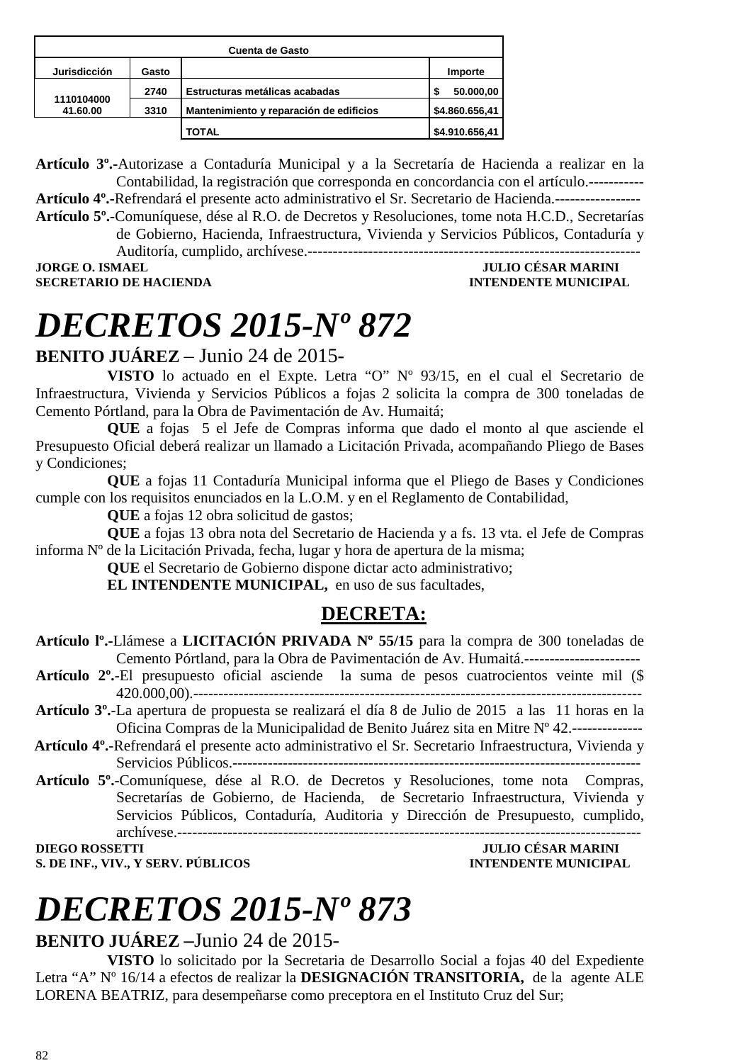| Cuenta de Gasto | | | |
|---|---|---|---|
| Jurisdicción | Gasto | | Importe |
| 1110104000 41.60.00 | 2740 | Estructuras metálicas acabadas | $ 50.000,00 |
| | 3310 | Mantenimiento y reparación de edificios | $4.860.656,41 |
| | | TOTAL | $4.910.656,41 |

**Artículo 3º.-**Autorizase a Contaduría Municipal y a la Secretaría de Hacienda a realizar en la Contabilidad, la registración que corresponda en concordancia con el artículo.-----------

**Artículo 4º.-**Refrendará el presente acto administrativo el Sr. Secretario de Hacienda.-----------------

**Artículo 5º.-**Comuníquese, dése al R.O. de Decretos y Resoluciones, tome nota H.C.D., Secretarías de Gobierno, Hacienda, Infraestructura, Vivienda y Servicios Públicos, Contaduría y Auditoría, cumplido, archívese.------------------------------------------------------------------

**JORGE O. ISMAEL** — **JULIO CÉSAR MARINI**
**SECRETARIO DE HACIENDA** — **INTENDENTE MUNICIPAL**

# *DECRETOS 2015-Nº 872*

**BENITO JUÁREZ** – Junio 24 de 2015-

**VISTO** lo actuado en el Expte. Letra "O" Nº 93/15, en el cual el Secretario de Infraestructura, Vivienda y Servicios Públicos a fojas 2 solicita la compra de 300 toneladas de Cemento Pórtland, para la Obra de Pavimentación de Av. Humaitá;

**QUE** a fojas 5 el Jefe de Compras informa que dado el monto al que asciende el Presupuesto Oficial deberá realizar un llamado a Licitación Privada, acompañando Pliego de Bases y Condiciones;

**QUE** a fojas 11 Contaduría Municipal informa que el Pliego de Bases y Condiciones cumple con los requisitos enunciados en la L.O.M. y en el Reglamento de Contabilidad,

**QUE** a fojas 12 obra solicitud de gastos;

**QUE** a fojas 13 obra nota del Secretario de Hacienda y a fs. 13 vta. el Jefe de Compras informa Nº de la Licitación Privada, fecha, lugar y hora de apertura de la misma;

**QUE** el Secretario de Gobierno dispone dictar acto administrativo;

**EL INTENDENTE MUNICIPAL,** en uso de sus facultades,

## DECRETA:

**Artículo lº.-**Llámese a **LICITACIÓN PRIVADA Nº 55/15** para la compra de 300 toneladas de Cemento Pórtland, para la Obra de Pavimentación de Av. Humaitá.-----------------------

**Artículo 2º.-**El presupuesto oficial asciende la suma de pesos cuatrocientos veinte mil ($ 420.000,00).----------------------------------------------------------------------------------------

**Artículo 3º.-**La apertura de propuesta se realizará el día 8 de Julio de 2015 a las 11 horas en la Oficina Compras de la Municipalidad de Benito Juárez sita en Mitre Nº 42.--------------

**Artículo 4º.-**Refrendará el presente acto administrativo el Sr. Secretario Infraestructura, Vivienda y Servicios Públicos.--------------------------------------------------------------------------------

**Artículo 5º.-**Comuníquese, dése al R.O. de Decretos y Resoluciones, tome nota Compras, Secretarías de Gobierno, de Hacienda, de Secretario Infraestructura, Vivienda y Servicios Públicos, Contaduría, Auditoria y Dirección de Presupuesto, cumplido, archívese.-------------------------------------------------------------------------------------------

**DIEGO ROSSETTI** — **JULIO CÉSAR MARINI**
**S. DE INF., VIV., Y SERV. PÚBLICOS** — **INTENDENTE MUNICIPAL**

# *DECRETOS 2015-Nº 873*

**BENITO JUÁREZ –**Junio 24 de 2015-

**VISTO** lo solicitado por la Secretaria de Desarrollo Social a fojas 40 del Expediente Letra "A" Nº 16/14 a efectos de realizar la **DESIGNACIÓN TRANSITORIA,** de la agente ALE LORENA BEATRIZ, para desempeñarse como preceptora en el Instituto Cruz del Sur;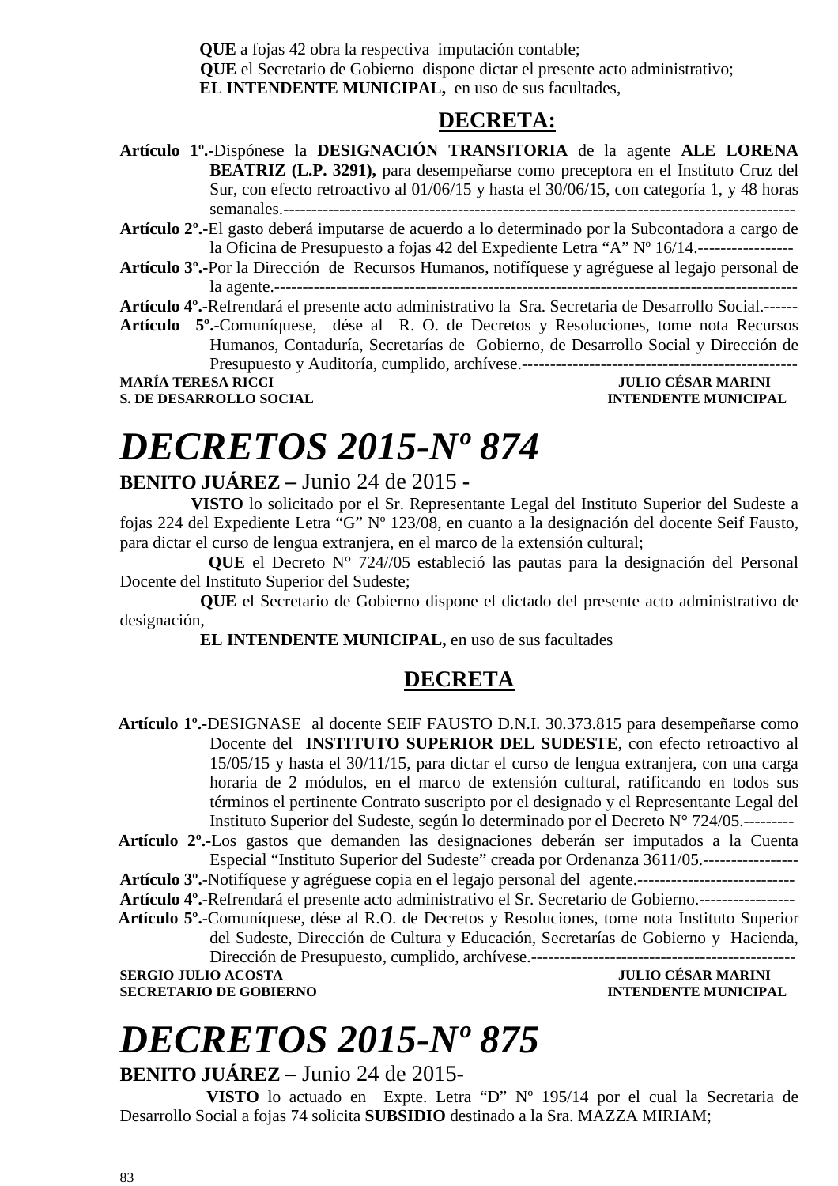**QUE** a fojas 42 obra la respectiva imputación contable;
**QUE** el Secretario de Gobierno dispone dictar el presente acto administrativo;
**EL INTENDENTE MUNICIPAL,** en uso de sus facultades,

## DECRETA:

**Artículo 1º.-**Dispónese la **DESIGNACIÓN TRANSITORIA** de la agente **ALE LORENA BEATRIZ (L.P. 3291),** para desempeñarse como preceptora en el Instituto Cruz del Sur, con efecto retroactivo al 01/06/15 y hasta el 30/06/15, con categoría 1, y 48 horas semanales.-----------------------------------------------------------------------------------------

**Artículo 2º.-**El gasto deberá imputarse de acuerdo a lo determinado por la Subcontadora a cargo de la Oficina de Presupuesto a fojas 42 del Expediente Letra "A" Nº 16/14.-----------------

**Artículo 3º.-**Por la Dirección de Recursos Humanos, notifíquese y agréguese al legajo personal de la agente.------------------------------------------------------------------------------------------

**Artículo 4º.-**Refrendará el presente acto administrativo la Sra. Secretaria de Desarrollo Social.------

**Artículo 5º.-**Comuníquese, dése al R. O. de Decretos y Resoluciones, tome nota Recursos Humanos, Contaduría, Secretarías de Gobierno, de Desarrollo Social y Dirección de Presupuesto y Auditoría, cumplido, archívese.-------------------------------------------------

**MARÍA TERESA RICCI** — **JULIO CÉSAR MARINI**
**S. DE DESARROLLO SOCIAL** — **INTENDENTE MUNICIPAL**

# *DECRETOS 2015-Nº 874*

**BENITO JUÁREZ –** Junio 24 de 2015 -

**VISTO** lo solicitado por el Sr. Representante Legal del Instituto Superior del Sudeste a fojas 224 del Expediente Letra "G" Nº 123/08, en cuanto a la designación del docente Seif Fausto, para dictar el curso de lengua extranjera, en el marco de la extensión cultural;

**QUE** el Decreto N° 724//05 estableció las pautas para la designación del Personal Docente del Instituto Superior del Sudeste;

**QUE** el Secretario de Gobierno dispone el dictado del presente acto administrativo de designación,

**EL INTENDENTE MUNICIPAL,** en uso de sus facultades

## DECRETA

**Artículo 1º.-**DESIGNASE al docente SEIF FAUSTO D.N.I. 30.373.815 para desempeñarse como Docente del **INSTITUTO SUPERIOR DEL SUDESTE**, con efecto retroactivo al 15/05/15 y hasta el 30/11/15, para dictar el curso de lengua extranjera, con una carga horaria de 2 módulos, en el marco de extensión cultural, ratificando en todos sus términos el pertinente Contrato suscripto por el designado y el Representante Legal del Instituto Superior del Sudeste, según lo determinado por el Decreto N° 724/05.---------

**Artículo 2º.-**Los gastos que demanden las designaciones deberán ser imputados a la Cuenta Especial "Instituto Superior del Sudeste" creada por Ordenanza 3611/05.-----------------

**Artículo 3º.-**Notifíquese y agréguese copia en el legajo personal del agente.----------------------------

**Artículo 4º.-**Refrendará el presente acto administrativo el Sr. Secretario de Gobierno.-----------------

**Artículo 5º.-**Comuníquese, dése al R.O. de Decretos y Resoluciones, tome nota Instituto Superior del Sudeste, Dirección de Cultura y Educación, Secretarías de Gobierno y Hacienda, Dirección de Presupuesto, cumplido, archívese.----------------------------------------------

**SERGIO JULIO ACOSTA** — **JULIO CÉSAR MARINI**
**SECRETARIO DE GOBIERNO** — **INTENDENTE MUNICIPAL**

# *DECRETOS 2015-Nº 875*

**BENITO JUÁREZ** – Junio 24 de 2015-

**VISTO** lo actuado en Expte. Letra "D" Nº 195/14 por el cual la Secretaria de Desarrollo Social a fojas 74 solicita **SUBSIDIO** destinado a la Sra. MAZZA MIRIAM;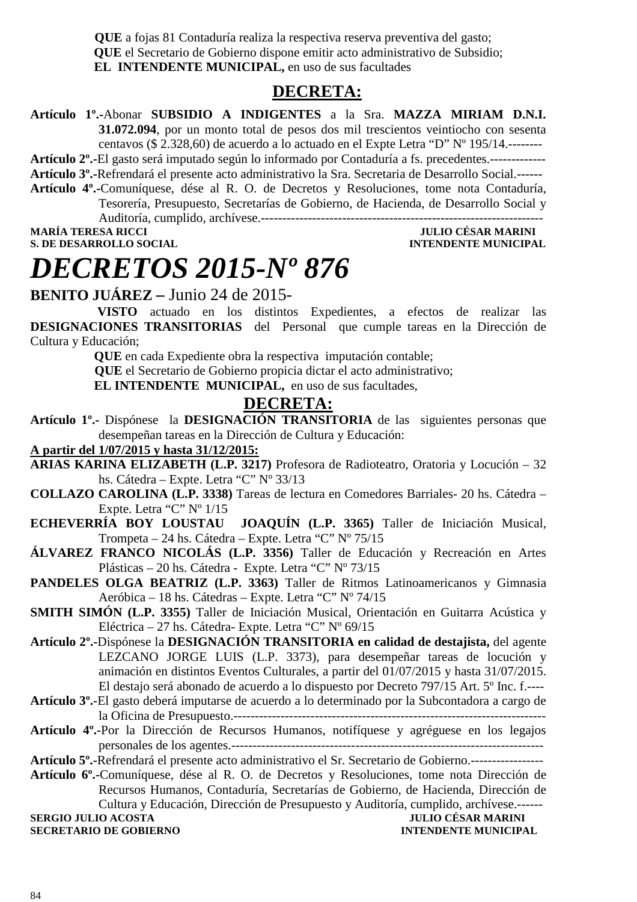**QUE** a fojas 81 Contaduría realiza la respectiva reserva preventiva del gasto;
**QUE** el Secretario de Gobierno dispone emitir acto administrativo de Subsidio;
**EL INTENDENTE MUNICIPAL,** en uso de sus facultades

## DECRETA:

**Artículo 1º.-**Abonar **SUBSIDIO A INDIGENTES** a la Sra. **MAZZA MIRIAM D.N.I. 31.072.094**, por un monto total de pesos dos mil trescientos veintiocho con sesenta centavos ($ 2.328,60) de acuerdo a lo actuado en el Expte Letra "D" Nº 195/14.--------

**Artículo 2º.-**El gasto será imputado según lo informado por Contaduría a fs. precedentes.-------------

**Artículo 3º.-**Refrendará el presente acto administrativo la Sra. Secretaria de Desarrollo Social.------

**Artículo 4º.-**Comuníquese, dése al R. O. de Decretos y Resoluciones, tome nota Contaduría, Tesorería, Presupuesto, Secretarías de Gobierno, de Hacienda, de Desarrollo Social y Auditoría, cumplido, archívese.------------------------------------------------------------------

**MARÍA TERESA RICCI** — **JULIO CÉSAR MARINI**
**S. DE DESARROLLO SOCIAL** — **INTENDENTE MUNICIPAL**

# *DECRETOS 2015-Nº 876*

**BENITO JUÁREZ –** Junio 24 de 2015-

**VISTO** actuado en los distintos Expedientes, a efectos de realizar las **DESIGNACIONES TRANSITORIAS** del Personal que cumple tareas en la Dirección de Cultura y Educación;
**QUE** en cada Expediente obra la respectiva imputación contable;
**QUE** el Secretario de Gobierno propicia dictar el acto administrativo;
**EL INTENDENTE MUNICIPAL,** en uso de sus facultades,

## DECRETA:

**Artículo 1º.-** Dispónese la **DESIGNACIÓN TRANSITORIA** de las siguientes personas que desempeñan tareas en la Dirección de Cultura y Educación:

**A partir del 1/07/2015 y hasta 31/12/2015:**

**ARIAS KARINA ELIZABETH (L.P. 3217)** Profesora de Radioteatro, Oratoria y Locución – 32 hs. Cátedra – Expte. Letra "C" Nº 33/13

**COLLAZO CAROLINA (L.P. 3338)** Tareas de lectura en Comedores Barriales- 20 hs. Cátedra – Expte. Letra "C" Nº 1/15

**ECHEVERRÍA BOY LOUSTAU JOAQUÍN (L.P. 3365)** Taller de Iniciación Musical, Trompeta – 24 hs. Cátedra – Expte. Letra "C" Nº 75/15

**ÁLVAREZ FRANCO NICOLÁS (L.P. 3356)** Taller de Educación y Recreación en Artes Plásticas – 20 hs. Cátedra - Expte. Letra "C" Nº 73/15

**PANDELES OLGA BEATRIZ (L.P. 3363)** Taller de Ritmos Latinoamericanos y Gimnasia Aeróbica – 18 hs. Cátedras – Expte. Letra "C" Nº 74/15

**SMITH SIMÓN (L.P. 3355)** Taller de Iniciación Musical, Orientación en Guitarra Acústica y Eléctrica – 27 hs. Cátedra- Expte. Letra "C" Nº 69/15

**Artículo 2º.-**Dispónese la **DESIGNACIÓN TRANSITORIA en calidad de destajista,** del agente LEZCANO JORGE LUIS (L.P. 3373), para desempeñar tareas de locución y animación en distintos Eventos Culturales, a partir del 01/07/2015 y hasta 31/07/2015. El destajo será abonado de acuerdo a lo dispuesto por Decreto 797/15 Art. 5º Inc. f.----

**Artículo 3º.-**El gasto deberá imputarse de acuerdo a lo determinado por la Subcontadora a cargo de la Oficina de Presupuesto.-------------------------------------------------------------------------

**Artículo 4º.-**Por la Dirección de Recursos Humanos, notifíquese y agréguese en los legajos personales de los agentes.--------------------------------------------------------------------------

**Artículo 5º.-**Refrendará el presente acto administrativo el Sr. Secretario de Gobierno.-----------------

**Artículo 6º.-**Comuníquese, dése al R. O. de Decretos y Resoluciones, tome nota Dirección de Recursos Humanos, Contaduría, Secretarías de Gobierno, de Hacienda, Dirección de Cultura y Educación, Dirección de Presupuesto y Auditoría, cumplido, archívese.------

**SERGIO JULIO ACOSTA** — **JULIO CÉSAR MARINI**
**SECRETARIO DE GOBIERNO** — **INTENDENTE MUNICIPAL**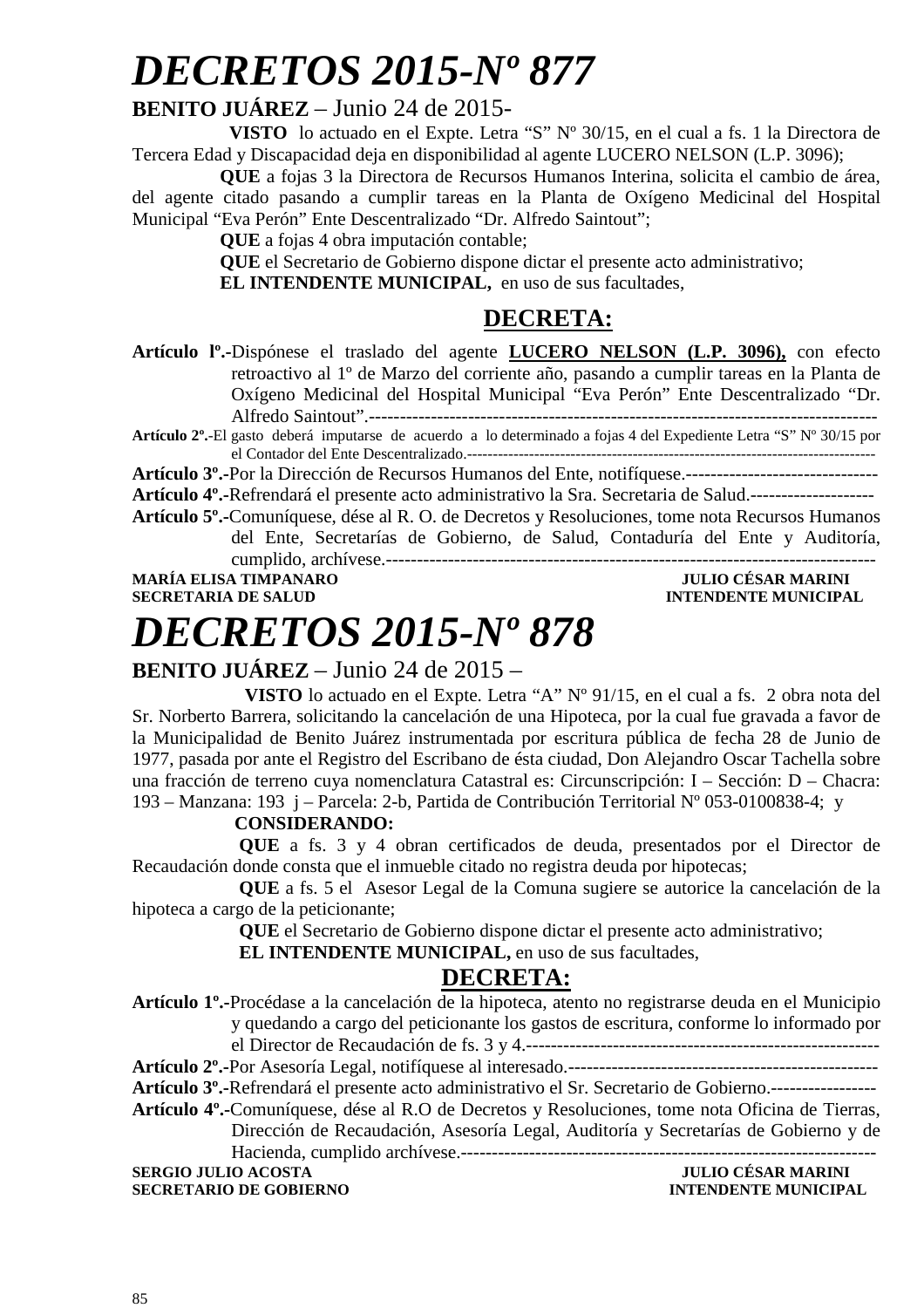# *DECRETOS 2015-Nº 877*

**BENITO JUÁREZ** – Junio 24 de 2015-

**VISTO** lo actuado en el Expte. Letra “S” Nº 30/15, en el cual a fs. 1 la Directora de Tercera Edad y Discapacidad deja en disponibilidad al agente LUCERO NELSON (L.P. 3096);

**QUE** a fojas 3 la Directora de Recursos Humanos Interina, solicita el cambio de área, del agente citado pasando a cumplir tareas en la Planta de Oxígeno Medicinal del Hospital Municipal “Eva Perón” Ente Descentralizado “Dr. Alfredo Saintout”;

**QUE** a fojas 4 obra imputación contable;

**QUE** el Secretario de Gobierno dispone dictar el presente acto administrativo;

**EL INTENDENTE MUNICIPAL,** en uso de sus facultades,

## DECRETA:

**Artículo lº.-**Dispónese el traslado del agente **LUCERO NELSON (L.P. 3096),** con efecto retroactivo al 1º de Marzo del corriente año, pasando a cumplir tareas en la Planta de Oxígeno Medicinal del Hospital Municipal “Eva Perón” Ente Descentralizado “Dr. Alfredo Saintout”.------------------------------------------------------------------------------

**Artículo 2º.-**El gasto deberá imputarse de acuerdo a lo determinado a fojas 4 del Expediente Letra “S” Nº 30/15 por el Contador del Ente Descentralizado.-------------------------------------------------------------------------------

**Artículo 3º.-**Por la Dirección de Recursos Humanos del Ente, notifíquese.-------------------------------

**Artículo 4º.-**Refrendará el presente acto administrativo la Sra. Secretaria de Salud.--------------------

**Artículo 5º.-**Comuníquese, dése al R. O. de Decretos y Resoluciones, tome nota Recursos Humanos del Ente, Secretarías de Gobierno, de Salud, Contaduría del Ente y Auditoría, cumplido, archívese.------------------------------------------------------------------------------

**MARÍA ELISA TIMPANARO** — **SECRETARIA DE SALUD**

**JULIO CÉSAR MARINI** — **INTENDENTE MUNICIPAL**

# *DECRETOS 2015-Nº 878*

**BENITO JUÁREZ** – Junio 24 de 2015 –

**VISTO** lo actuado en el Expte. Letra “A” Nº 91/15, en el cual a fs. 2 obra nota del Sr. Norberto Barrera, solicitando la cancelación de una Hipoteca, por la cual fue gravada a favor de la Municipalidad de Benito Juárez instrumentada por escritura pública de fecha 28 de Junio de 1977, pasada por ante el Registro del Escribano de ésta ciudad, Don Alejandro Oscar Tachella sobre una fracción de terreno cuya nomenclatura Catastral es: Circunscripción: I – Sección: D – Chacra: 193 – Manzana: 193 j – Parcela: 2-b, Partida de Contribución Territorial Nº 053-0100838-4; y

**CONSIDERANDO:**

**QUE** a fs. 3 y 4 obran certificados de deuda, presentados por el Director de Recaudación donde consta que el inmueble citado no registra deuda por hipotecas;

**QUE** a fs. 5 el Asesor Legal de la Comuna sugiere se autorice la cancelación de la hipoteca a cargo de la peticionante;

**QUE** el Secretario de Gobierno dispone dictar el presente acto administrativo;

**EL INTENDENTE MUNICIPAL,** en uso de sus facultades,

## DECRETA:

**Artículo 1º.-**Procédase a la cancelación de la hipoteca, atento no registrarse deuda en el Municipio y quedando a cargo del peticionante los gastos de escritura, conforme lo informado por el Director de Recaudación de fs. 3 y 4.---------------------------------------------------------

**Artículo 2º.-**Por Asesoría Legal, notifíquese al interesado.--------------------------------------------------

**Artículo 3º.-**Refrendará el presente acto administrativo el Sr. Secretario de Gobierno.-----------------

**Artículo 4º.-**Comuníquese, dése al R.O de Decretos y Resoluciones, tome nota Oficina de Tierras, Dirección de Recaudación, Asesoría Legal, Auditoría y Secretarías de Gobierno y de Hacienda, cumplido archívese.-------------------------------------------------------------------

**SERGIO JULIO ACOSTA** — **SECRETARIO DE GOBIERNO**

**JULIO CÉSAR MARINI** — **INTENDENTE MUNICIPAL**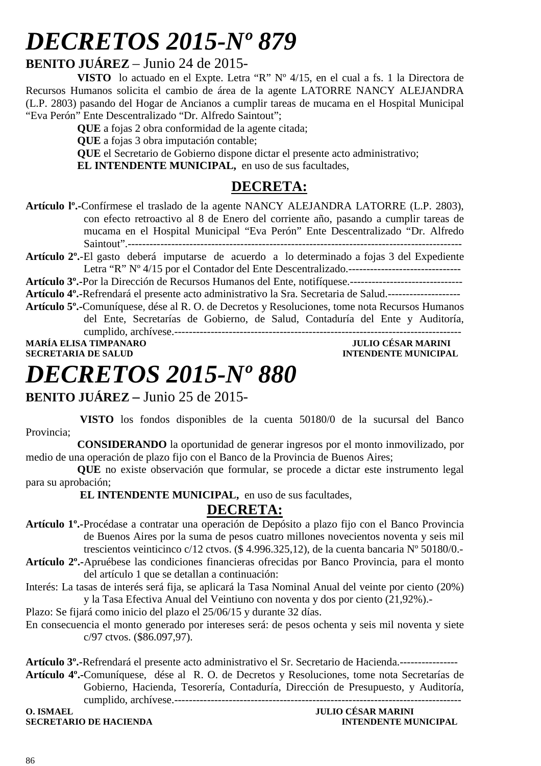# *DECRETOS 2015-Nº 879*

**BENITO JUÁREZ** – Junio 24 de 2015-

**VISTO** lo actuado en el Expte. Letra "R" Nº 4/15, en el cual a fs. 1 la Directora de Recursos Humanos solicita el cambio de área de la agente LATORRE NANCY ALEJANDRA (L.P. 2803) pasando del Hogar de Ancianos a cumplir tareas de mucama en el Hospital Municipal "Eva Perón" Ente Descentralizado "Dr. Alfredo Saintout";

**QUE** a fojas 2 obra conformidad de la agente citada;

**QUE** a fojas 3 obra imputación contable;

**QUE** el Secretario de Gobierno dispone dictar el presente acto administrativo;

**EL INTENDENTE MUNICIPAL,** en uso de sus facultades,

## DECRETA:

**Artículo lº.-**Confírmese el traslado de la agente NANCY ALEJANDRA LATORRE (L.P. 2803), con efecto retroactivo al 8 de Enero del corriente año, pasando a cumplir tareas de mucama en el Hospital Municipal "Eva Perón" Ente Descentralizado "Dr. Alfredo Saintout".------------------------------------------------------------------------------------------

**Artículo 2º.-**El gasto deberá imputarse de acuerdo a lo determinado a fojas 3 del Expediente Letra "R" Nº 4/15 por el Contador del Ente Descentralizado.-------------------------------

**Artículo 3º.-**Por la Dirección de Recursos Humanos del Ente, notifíquese.-------------------------------

**Artículo 4º.-**Refrendará el presente acto administrativo la Sra. Secretaria de Salud.--------------------

**Artículo 5º.-**Comuníquese, dése al R. O. de Decretos y Resoluciones, tome nota Recursos Humanos del Ente, Secretarías de Gobierno, de Salud, Contaduría del Ente y Auditoría, cumplido, archívese.-------------------------------------------------------------------------------

**MARÍA ELISA TIMPANARO** — **JULIO CÉSAR MARINI**
**SECRETARIA DE SALUD** — **INTENDENTE MUNICIPAL**

# *DECRETOS 2015-Nº 880*

**BENITO JUÁREZ –** Junio 25 de 2015-

**VISTO** los fondos disponibles de la cuenta 50180/0 de la sucursal del Banco Provincia;

**CONSIDERANDO** la oportunidad de generar ingresos por el monto inmovilizado, por medio de una operación de plazo fijo con el Banco de la Provincia de Buenos Aires;

**QUE** no existe observación que formular, se procede a dictar este instrumento legal para su aprobación;

**EL INTENDENTE MUNICIPAL,** en uso de sus facultades,

## DECRETA:

**Artículo 1º.-**Procédase a contratar una operación de Depósito a plazo fijo con el Banco Provincia de Buenos Aires por la suma de pesos cuatro millones novecientos noventa y seis mil trescientos veinticinco c/12 ctvos. ($ 4.996.325,12), de la cuenta bancaria Nº 50180/0.-

**Artículo 2º.-**Apruébese las condiciones financieras ofrecidas por Banco Provincia, para el monto del artículo 1 que se detallan a continuación:

Interés: La tasas de interés será fija, se aplicará la Tasa Nominal Anual del veinte por ciento (20%) y la Tasa Efectiva Anual del Veintiuno con noventa y dos por ciento (21,92%).-

Plazo: Se fijará como inicio del plazo el 25/06/15 y durante 32 días.

En consecuencia el monto generado por intereses será: de pesos ochenta y seis mil noventa y siete c/97 ctvos. ($86.097,97).

**Artículo 3º.-**Refrendará el presente acto administrativo el Sr. Secretario de Hacienda.----------------

**Artículo 4º.-**Comuníquese, dése al R. O. de Decretos y Resoluciones, tome nota Secretarías de Gobierno, Hacienda, Tesorería, Contaduría, Dirección de Presupuesto, y Auditoría, cumplido, archívese.-------------------------------------------------------------------------------

**O. ISMAEL** — **JULIO CÉSAR MARINI**
**SECRETARIO DE HACIENDA** — **INTENDENTE MUNICIPAL**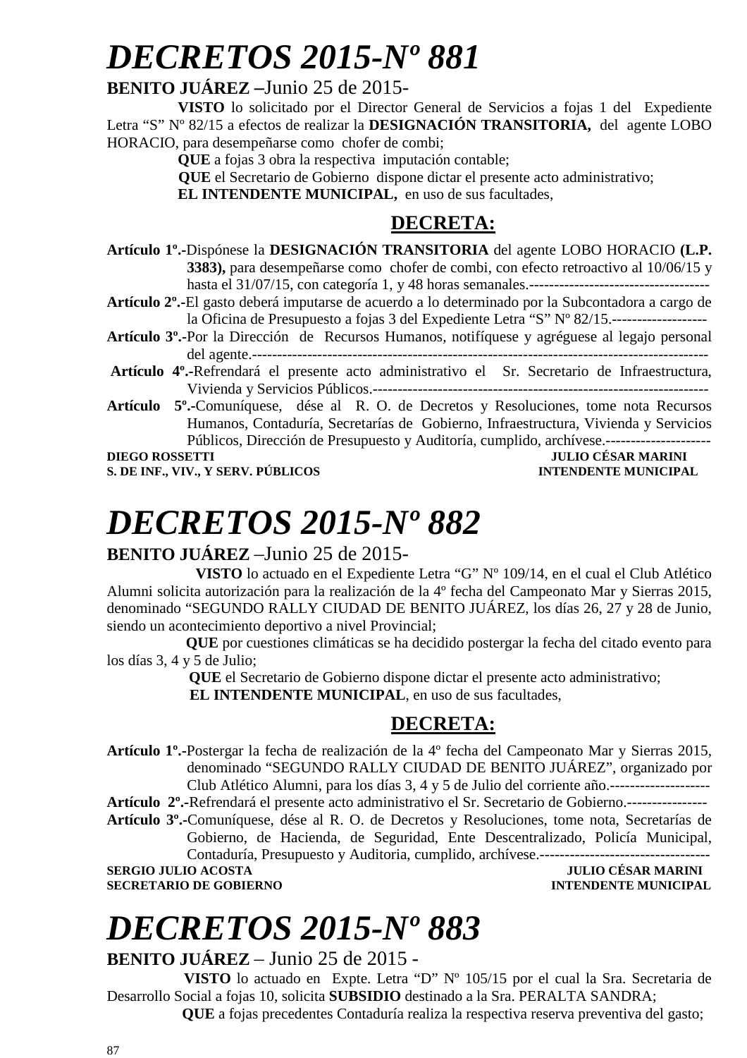# *DECRETOS 2015-Nº 881*

**BENITO JUÁREZ –**Junio 25 de 2015-

**VISTO** lo solicitado por el Director General de Servicios a fojas 1 del Expediente Letra "S" Nº 82/15 a efectos de realizar la **DESIGNACIÓN TRANSITORIA,** del agente LOBO HORACIO, para desempeñarse como chofer de combi;

**QUE** a fojas 3 obra la respectiva imputación contable;

**QUE** el Secretario de Gobierno dispone dictar el presente acto administrativo;

**EL INTENDENTE MUNICIPAL,** en uso de sus facultades,

## DECRETA:

**Artículo 1º.-**Dispónese la **DESIGNACIÓN TRANSITORIA** del agente LOBO HORACIO **(L.P. 3383),** para desempeñarse como chofer de combi, con efecto retroactivo al 10/06/15 y hasta el 31/07/15, con categoría 1, y 48 horas semanales.------------------------------------

**Artículo 2º.-**El gasto deberá imputarse de acuerdo a lo determinado por la Subcontadora a cargo de la Oficina de Presupuesto a fojas 3 del Expediente Letra "S" Nº 82/15.-------------------

**Artículo 3º.-**Por la Dirección de Recursos Humanos, notifíquese y agréguese al legajo personal del agente.----------------------------------------------------------------------------------------

**Artículo 4º.-**Refrendará el presente acto administrativo el Sr. Secretario de Infraestructura, Vivienda y Servicios Públicos.------------------------------------------------------------------

**Artículo 5º.-**Comuníquese, dése al R. O. de Decretos y Resoluciones, tome nota Recursos Humanos, Contaduría, Secretarías de Gobierno, Infraestructura, Vivienda y Servicios Públicos, Dirección de Presupuesto y Auditoría, cumplido, archívese.---------------------

**DIEGO ROSSETTI** — **S. DE INF., VIV., Y SERV. PÚBLICOS**

**JULIO CÉSAR MARINI** — **INTENDENTE MUNICIPAL**

# *DECRETOS 2015-Nº 882*

**BENITO JUÁREZ** –Junio 25 de 2015-

**VISTO** lo actuado en el Expediente Letra "G" Nº 109/14, en el cual el Club Atlético Alumni solicita autorización para la realización de la 4º fecha del Campeonato Mar y Sierras 2015, denominado "SEGUNDO RALLY CIUDAD DE BENITO JUÁREZ, los días 26, 27 y 28 de Junio, siendo un acontecimiento deportivo a nivel Provincial;

**QUE** por cuestiones climáticas se ha decidido postergar la fecha del citado evento para los días 3, 4 y 5 de Julio;

**QUE** el Secretario de Gobierno dispone dictar el presente acto administrativo;

**EL INTENDENTE MUNICIPAL**, en uso de sus facultades,

## DECRETA:

**Artículo 1º.-**Postergar la fecha de realización de la 4º fecha del Campeonato Mar y Sierras 2015, denominado "SEGUNDO RALLY CIUDAD DE BENITO JUÁREZ", organizado por Club Atlético Alumni, para los días 3, 4 y 5 de Julio del corriente año.--------------------

**Artículo 2º.-**Refrendará el presente acto administrativo el Sr. Secretario de Gobierno.----------------

**Artículo 3º.-**Comuníquese, dése al R. O. de Decretos y Resoluciones, tome nota, Secretarías de Gobierno, de Hacienda, de Seguridad, Ente Descentralizado, Policía Municipal, Contaduría, Presupuesto y Auditoria, cumplido, archívese.----------------------------------

**SERGIO JULIO ACOSTA** — **SECRETARIO DE GOBIERNO**

**JULIO CÉSAR MARINI** — **INTENDENTE MUNICIPAL**

# *DECRETOS 2015-Nº 883*

**BENITO JUÁREZ** – Junio 25 de 2015 -

**VISTO** lo actuado en Expte. Letra "D" Nº 105/15 por el cual la Sra. Secretaria de Desarrollo Social a fojas 10, solicita **SUBSIDIO** destinado a la Sra. PERALTA SANDRA;

**QUE** a fojas precedentes Contaduría realiza la respectiva reserva preventiva del gasto;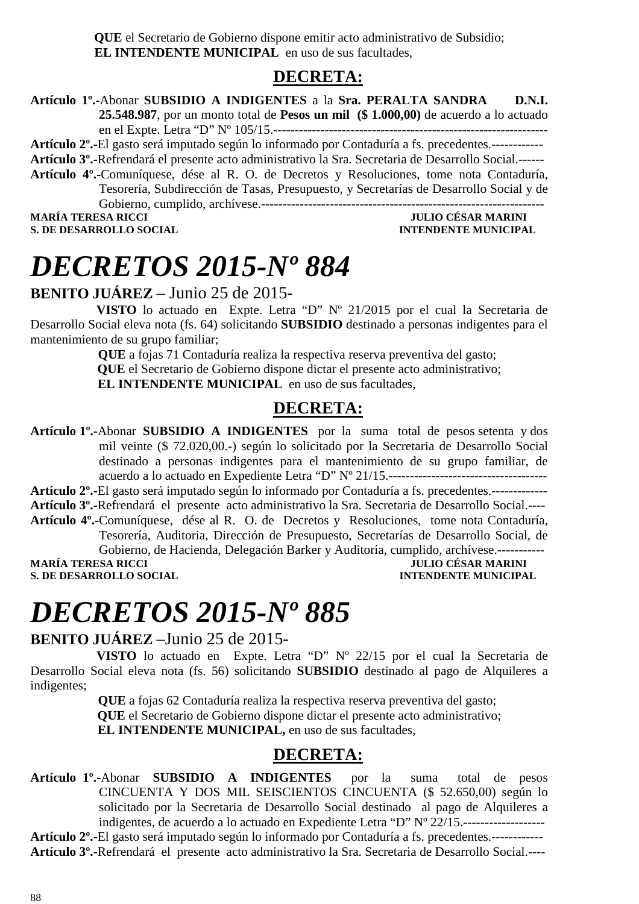**QUE** el Secretario de Gobierno dispone emitir acto administrativo de Subsidio;
**EL INTENDENTE MUNICIPAL** en uso de sus facultades,

## DECRETA:

**Artículo 1º.-**Abonar **SUBSIDIO A INDIGENTES** a la **Sra. PERALTA SANDRA D.N.I. 25.548.987**, por un monto total de **Pesos un mil ($ 1.000,00)** de acuerdo a lo actuado en el Expte. Letra "D" Nº 105/15.----------------------------------------------------------------
**Artículo 2º.-**El gasto será imputado según lo informado por Contaduría a fs. precedentes.------------
**Artículo 3º.-**Refrendará el presente acto administrativo la Sra. Secretaria de Desarrollo Social.------
**Artículo 4º.-**Comuníquese, dése al R. O. de Decretos y Resoluciones, tome nota Contaduría, Tesorería, Subdirección de Tasas, Presupuesto, y Secretarías de Desarrollo Social y de Gobierno, cumplido, archívese.------------------------------------------------------------------

**MARÍA TERESA RICCI** — **JULIO CÉSAR MARINI**
**S. DE DESARROLLO SOCIAL** — **INTENDENTE MUNICIPAL**

# *DECRETOS 2015-Nº 884*

**BENITO JUÁREZ** – Junio 25 de 2015-

**VISTO** lo actuado en Expte. Letra "D" Nº 21/2015 por el cual la Secretaria de Desarrollo Social eleva nota (fs. 64) solicitando **SUBSIDIO** destinado a personas indigentes para el mantenimiento de su grupo familiar;
**QUE** a fojas 71 Contaduría realiza la respectiva reserva preventiva del gasto;
**QUE** el Secretario de Gobierno dispone dictar el presente acto administrativo;
**EL INTENDENTE MUNICIPAL** en uso de sus facultades,

## DECRETA:

**Artículo 1º.-**Abonar **SUBSIDIO A INDIGENTES** por la suma total de pesos setenta y dos mil veinte ($ 72.020,00.-) según lo solicitado por la Secretaria de Desarrollo Social destinado a personas indigentes para el mantenimiento de su grupo familiar, de acuerdo a lo actuado en Expediente Letra "D" Nº 21/15.-------------------------------------
**Artículo 2º.-**El gasto será imputado según lo informado por Contaduría a fs. precedentes.-------------
**Artículo 3º.-**Refrendará el presente acto administrativo la Sra. Secretaria de Desarrollo Social.----
**Artículo 4º.-**Comuníquese, dése al R. O. de Decretos y Resoluciones, tome nota Contaduría, Tesorería, Auditoria, Dirección de Presupuesto, Secretarías de Desarrollo Social, de Gobierno, de Hacienda, Delegación Barker y Auditoría, cumplido, archívese.-----------

**MARÍA TERESA RICCI** — **JULIO CÉSAR MARINI**
**S. DE DESARROLLO SOCIAL** — **INTENDENTE MUNICIPAL**

# *DECRETOS 2015-Nº 885*

**BENITO JUÁREZ** –Junio 25 de 2015-

**VISTO** lo actuado en Expte. Letra "D" Nº 22/15 por el cual la Secretaria de Desarrollo Social eleva nota (fs. 56) solicitando **SUBSIDIO** destinado al pago de Alquileres a indigentes;
**QUE** a fojas 62 Contaduría realiza la respectiva reserva preventiva del gasto;
**QUE** el Secretario de Gobierno dispone dictar el presente acto administrativo;
**EL INTENDENTE MUNICIPAL,** en uso de sus facultades,

## DECRETA:

**Artículo 1º.-**Abonar **SUBSIDIO A INDIGENTES** por la suma total de pesos CINCUENTA Y DOS MIL SEISCIENTOS CINCUENTA ($ 52.650,00) según lo solicitado por la Secretaria de Desarrollo Social destinado al pago de Alquileres a indigentes, de acuerdo a lo actuado en Expediente Letra "D" Nº 22/15.-------------------
**Artículo 2º.-**El gasto será imputado según lo informado por Contaduría a fs. precedentes.------------
**Artículo 3º.-**Refrendará el presente acto administrativo la Sra. Secretaria de Desarrollo Social.----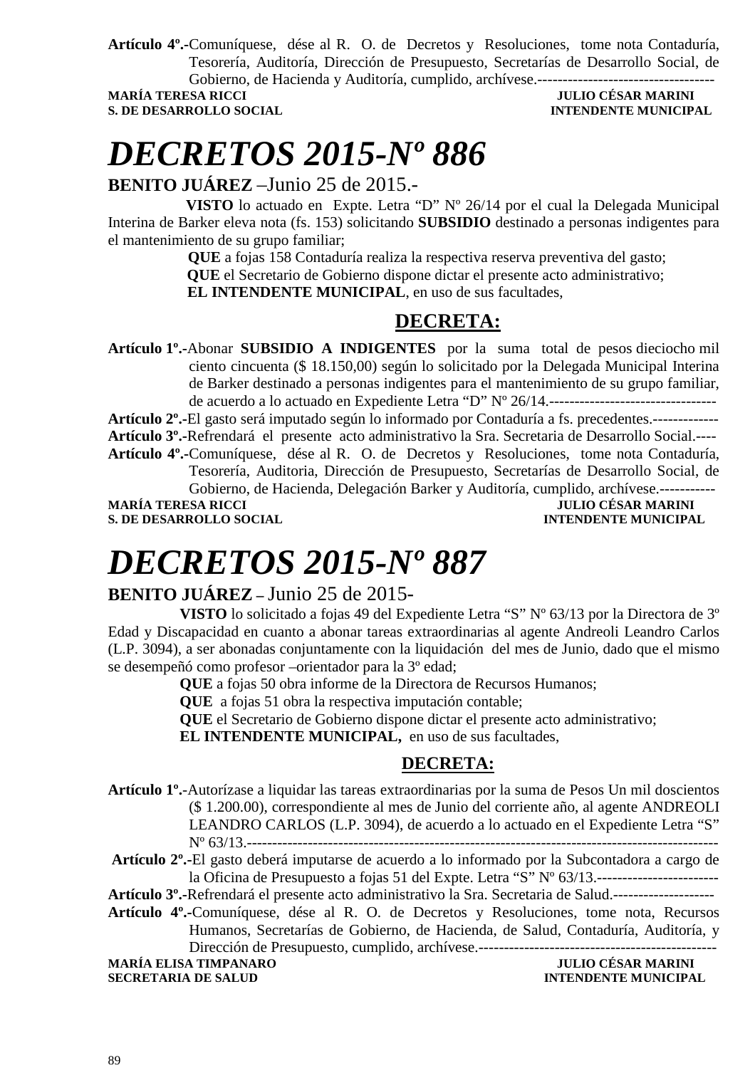**Artículo 4º.-**Comuníquese, dése al R. O. de Decretos y Resoluciones, tome nota Contaduría, Tesorería, Auditoría, Dirección de Presupuesto, Secretarías de Desarrollo Social, de Gobierno, de Hacienda y Auditoría, cumplido, archívese.-----------------------------------

**MARÍA TERESA RICCI** — **JULIO CÉSAR MARINI**
**S. DE DESARROLLO SOCIAL** — **INTENDENTE MUNICIPAL**

# *DECRETOS 2015-Nº 886*

**BENITO JUÁREZ** –Junio 25 de 2015.-

**VISTO** lo actuado en Expte. Letra "D" Nº 26/14 por el cual la Delegada Municipal Interina de Barker eleva nota (fs. 153) solicitando **SUBSIDIO** destinado a personas indigentes para el mantenimiento de su grupo familiar;

**QUE** a fojas 158 Contaduría realiza la respectiva reserva preventiva del gasto;

**QUE** el Secretario de Gobierno dispone dictar el presente acto administrativo;

**EL INTENDENTE MUNICIPAL**, en uso de sus facultades,

## DECRETA:

**Artículo 1º.-**Abonar **SUBSIDIO A INDIGENTES** por la suma total de pesos dieciocho mil ciento cincuenta ($ 18.150,00) según lo solicitado por la Delegada Municipal Interina de Barker destinado a personas indigentes para el mantenimiento de su grupo familiar, de acuerdo a lo actuado en Expediente Letra "D" Nº 26/14.---------------------------------

**Artículo 2º.-**El gasto será imputado según lo informado por Contaduría a fs. precedentes.-------------

**Artículo 3º.-**Refrendará el presente acto administrativo la Sra. Secretaria de Desarrollo Social.----

**Artículo 4º.-**Comuníquese, dése al R. O. de Decretos y Resoluciones, tome nota Contaduría, Tesorería, Auditoria, Dirección de Presupuesto, Secretarías de Desarrollo Social, de Gobierno, de Hacienda, Delegación Barker y Auditoría, cumplido, archívese.-----------

**MARÍA TERESA RICCI** — **JULIO CÉSAR MARINI**
**S. DE DESARROLLO SOCIAL** — **INTENDENTE MUNICIPAL**

# *DECRETOS 2015-Nº 887*

**BENITO JUÁREZ** – Junio 25 de 2015-

**VISTO** lo solicitado a fojas 49 del Expediente Letra "S" Nº 63/13 por la Directora de 3º Edad y Discapacidad en cuanto a abonar tareas extraordinarias al agente Andreoli Leandro Carlos (L.P. 3094), a ser abonadas conjuntamente con la liquidación del mes de Junio, dado que el mismo se desempeñó como profesor –orientador para la 3º edad;

**QUE** a fojas 50 obra informe de la Directora de Recursos Humanos;

**QUE** a fojas 51 obra la respectiva imputación contable;

**QUE** el Secretario de Gobierno dispone dictar el presente acto administrativo;

**EL INTENDENTE MUNICIPAL,** en uso de sus facultades,

## DECRETA:

**Artículo 1º.-**Autorízase a liquidar las tareas extraordinarias por la suma de Pesos Un mil doscientos ($ 1.200.00), correspondiente al mes de Junio del corriente año, al agente ANDREOLI LEANDRO CARLOS (L.P. 3094), de acuerdo a lo actuado en el Expediente Letra "S" Nº 63/13.-----------------------------------------------------------------------------------------------

**Artículo 2º.-**El gasto deberá imputarse de acuerdo a lo informado por la Subcontadora a cargo de la Oficina de Presupuesto a fojas 51 del Expte. Letra "S" Nº 63/13.------------------------

**Artículo 3º.-**Refrendará el presente acto administrativo la Sra. Secretaria de Salud.--------------------

**Artículo 4º.-**Comuníquese, dése al R. O. de Decretos y Resoluciones, tome nota, Recursos Humanos, Secretarías de Gobierno, de Hacienda, de Salud, Contaduría, Auditoría, y Dirección de Presupuesto, cumplido, archívese.-----------------------------------------------

**MARÍA ELISA TIMPANARO** — **JULIO CÉSAR MARINI**
**SECRETARIA DE SALUD** — **INTENDENTE MUNICIPAL**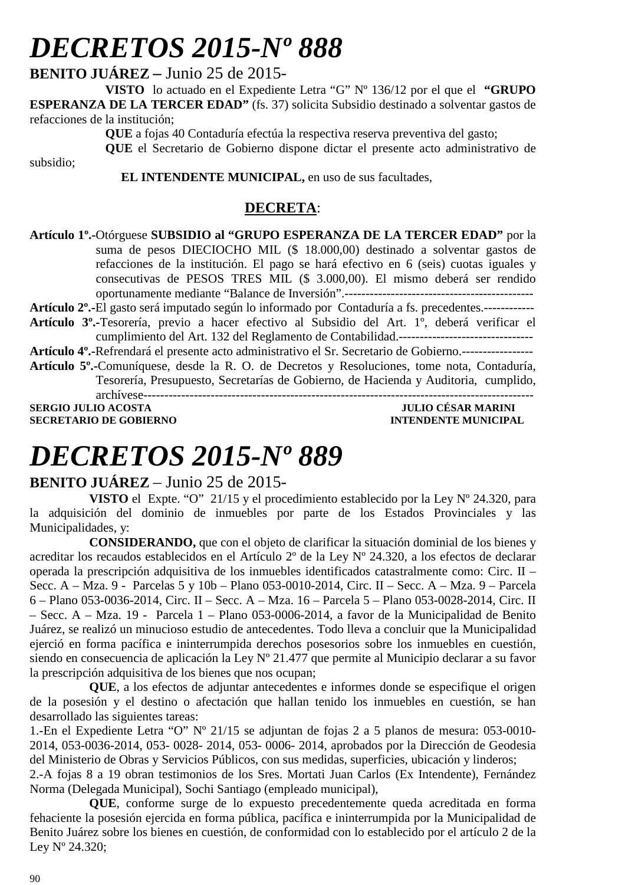# DECRETOS 2015-Nº 888

**BENITO JUÁREZ –** Junio 25 de 2015-

**VISTO** lo actuado en el Expediente Letra "G" Nº 136/12 por el que el **"GRUPO ESPERANZA DE LA TERCER EDAD"** (fs. 37) solicita Subsidio destinado a solventar gastos de refacciones de la institución;

**QUE** a fojas 40 Contaduría efectúa la respectiva reserva preventiva del gasto;

**QUE** el Secretario de Gobierno dispone dictar el presente acto administrativo de subsidio;

**EL INTENDENTE MUNICIPAL,** en uso de sus facultades,

**DECRETA**:

**Artículo 1º.-**Otórguese **SUBSIDIO al "GRUPO ESPERANZA DE LA TERCER EDAD"** por la suma de pesos DIECIOCHO MIL ($ 18.000,00) destinado a solventar gastos de refacciones de la institución. El pago se hará efectivo en 6 (seis) cuotas iguales y consecutivas de PESOS TRES MIL ($ 3.000,00). El mismo deberá ser rendido oportunamente mediante "Balance de Inversión".---------------------------------------------

**Artículo 2º.-**El gasto será imputado según lo informado por Contaduría a fs. precedentes.------------

**Artículo 3º.-**Tesorería, previo a hacer efectivo al Subsidio del Art. 1º, deberá verificar el cumplimiento del Art. 132 del Reglamento de Contabilidad.--------------------------------

**Artículo 4º.-**Refrendará el presente acto administrativo el Sr. Secretario de Gobierno.-----------------

**Artículo 5º.-**Comuníquese, desde la R. O. de Decretos y Resoluciones, tome nota, Contaduría, Tesorería, Presupuesto, Secretarías de Gobierno, de Hacienda y Auditoria, cumplido, archívese-------------------------------------------------------------------------------------------

**SERGIO JULIO ACOSTA** — **SECRETARIO DE GOBIERNO**

**JULIO CÉSAR MARINI** — **INTENDENTE MUNICIPAL**

# DECRETOS 2015-Nº 889

**BENITO JUÁREZ** – Junio 25 de 2015-

**VISTO** el Expte. "O" 21/15 y el procedimiento establecido por la Ley Nº 24.320, para la adquisición del dominio de inmuebles por parte de los Estados Provinciales y las Municipalidades, y:

**CONSIDERANDO,** que con el objeto de clarificar la situación dominial de los bienes y acreditar los recaudos establecidos en el Artículo 2º de la Ley Nº 24.320, a los efectos de declarar operada la prescripción adquisitiva de los inmuebles identificados catastralmente como: Circ. II – Secc. A – Mza. 9 - Parcelas 5 y 10b – Plano 053-0010-2014, Circ. II – Secc. A – Mza. 9 – Parcela 6 – Plano 053-0036-2014, Circ. II – Secc. A – Mza. 16 – Parcela 5 – Plano 053-0028-2014, Circ. II – Secc. A – Mza. 19 - Parcela 1 – Plano 053-0006-2014, a favor de la Municipalidad de Benito Juárez, se realizó un minucioso estudio de antecedentes. Todo lleva a concluir que la Municipalidad ejerció en forma pacífica e ininterrumpida derechos posesorios sobre los inmuebles en cuestión, siendo en consecuencia de aplicación la Ley Nº 21.477 que permite al Municipio declarar a su favor la prescripción adquisitiva de los bienes que nos ocupan;

**QUE**, a los efectos de adjuntar antecedentes e informes donde se especifique el origen de la posesión y el destino o afectación que hallan tenido los inmuebles en cuestión, se han desarrollado las siguientes tareas:

1.-En el Expediente Letra "O" Nº 21/15 se adjuntan de fojas 2 a 5 planos de mesura: 053-0010-2014, 053-0036-2014, 053- 0028- 2014, 053- 0006- 2014, aprobados por la Dirección de Geodesia del Ministerio de Obras y Servicios Públicos, con sus medidas, superficies, ubicación y linderos;

2.-A fojas 8 a 19 obran testimonios de los Sres. Mortati Juan Carlos (Ex Intendente), Fernández Norma (Delegada Municipal), Sochi Santiago (empleado municipal),

**QUE**, conforme surge de lo expuesto precedentemente queda acreditada en forma fehaciente la posesión ejercida en forma pública, pacífica e ininterrumpida por la Municipalidad de Benito Juárez sobre los bienes en cuestión, de conformidad con lo establecido por el artículo 2 de la Ley Nº 24.320;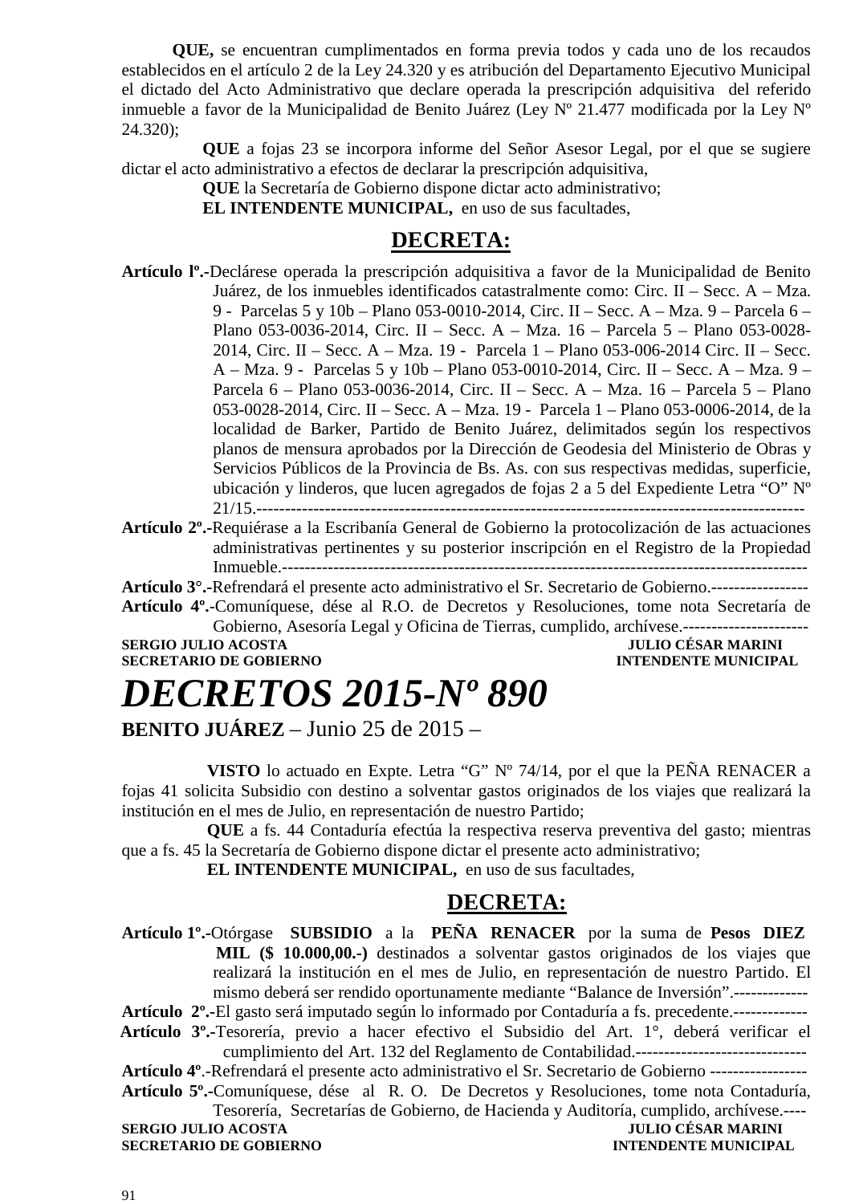**QUE,** se encuentran cumplimentados en forma previa todos y cada uno de los recaudos establecidos en el artículo 2 de la Ley 24.320 y es atribución del Departamento Ejecutivo Municipal el dictado del Acto Administrativo que declare operada la prescripción adquisitiva del referido inmueble a favor de la Municipalidad de Benito Juárez (Ley Nº 21.477 modificada por la Ley Nº 24.320);

**QUE** a fojas 23 se incorpora informe del Señor Asesor Legal, por el que se sugiere dictar el acto administrativo a efectos de declarar la prescripción adquisitiva,

**QUE** la Secretaría de Gobierno dispone dictar acto administrativo;

**EL INTENDENTE MUNICIPAL,** en uso de sus facultades,

## DECRETA:

**Artículo lº.-**Declárese operada la prescripción adquisitiva a favor de la Municipalidad de Benito Juárez, de los inmuebles identificados catastralmente como: Circ. II – Secc. A – Mza. 9 - Parcelas 5 y 10b – Plano 053-0010-2014, Circ. II – Secc. A – Mza. 9 – Parcela 6 – Plano 053-0036-2014, Circ. II – Secc. A – Mza. 16 – Parcela 5 – Plano 053-0028-2014, Circ. II – Secc. A – Mza. 19 - Parcela 1 – Plano 053-006-2014 Circ. II – Secc. A – Mza. 9 - Parcelas 5 y 10b – Plano 053-0010-2014, Circ. II – Secc. A – Mza. 9 – Parcela 6 – Plano 053-0036-2014, Circ. II – Secc. A – Mza. 16 – Parcela 5 – Plano 053-0028-2014, Circ. II – Secc. A – Mza. 19 - Parcela 1 – Plano 053-0006-2014, de la localidad de Barker, Partido de Benito Juárez, delimitados según los respectivos planos de mensura aprobados por la Dirección de Geodesia del Ministerio de Obras y Servicios Públicos de la Provincia de Bs. As. con sus respectivas medidas, superficie, ubicación y linderos, que lucen agregados de fojas 2 a 5 del Expediente Letra "O" Nº 21/15.-----------------------------------------------------------------------------------------------

**Artículo 2º.-**Requiérase a la Escribanía General de Gobierno la protocolización de las actuaciones administrativas pertinentes y su posterior inscripción en el Registro de la Propiedad Inmueble.---------------------------------------------------------------------------------------------

**Artículo 3°.-**Refrendará el presente acto administrativo el Sr. Secretario de Gobierno.-----------------

**Artículo 4º.-**Comuníquese, dése al R.O. de Decretos y Resoluciones, tome nota Secretaría de Gobierno, Asesoría Legal y Oficina de Tierras, cumplido, archívese.----------------------

**SERGIO JULIO ACOSTA** — **SECRETARIO DE GOBIERNO**

**JULIO CÉSAR MARINI** — **INTENDENTE MUNICIPAL**

# *DECRETOS 2015-Nº 890*

**BENITO JUÁREZ** – Junio 25 de 2015 –

**VISTO** lo actuado en Expte. Letra "G" Nº 74/14, por el que la PEÑA RENACER a fojas 41 solicita Subsidio con destino a solventar gastos originados de los viajes que realizará la institución en el mes de Julio, en representación de nuestro Partido;

**QUE** a fs. 44 Contaduría efectúa la respectiva reserva preventiva del gasto; mientras que a fs. 45 la Secretaría de Gobierno dispone dictar el presente acto administrativo;

**EL INTENDENTE MUNICIPAL,** en uso de sus facultades,

## DECRETA:

**Artículo 1º.-**Otórgase **SUBSIDIO** a la **PEÑA RENACER** por la suma de **Pesos DIEZ MIL ($ 10.000,00.-)** destinados a solventar gastos originados de los viajes que realizará la institución en el mes de Julio, en representación de nuestro Partido. El mismo deberá ser rendido oportunamente mediante "Balance de Inversión".-------------

**Artículo 2º.-**El gasto será imputado según lo informado por Contaduría a fs. precedente.-------------

**Artículo 3º.-**Tesorería, previo a hacer efectivo el Subsidio del Art. 1°, deberá verificar el cumplimiento del Art. 132 del Reglamento de Contabilidad.------------------------------

**Artículo 4º**.-Refrendará el presente acto administrativo el Sr. Secretario de Gobierno -----------------

**Artículo 5º.-**Comuníquese, dése al R. O. De Decretos y Resoluciones, tome nota Contaduría, Tesorería, Secretarías de Gobierno, de Hacienda y Auditoría, cumplido, archívese.----

**SERGIO JULIO ACOSTA** — **SECRETARIO DE GOBIERNO**

**JULIO CÉSAR MARINI** — **INTENDENTE MUNICIPAL**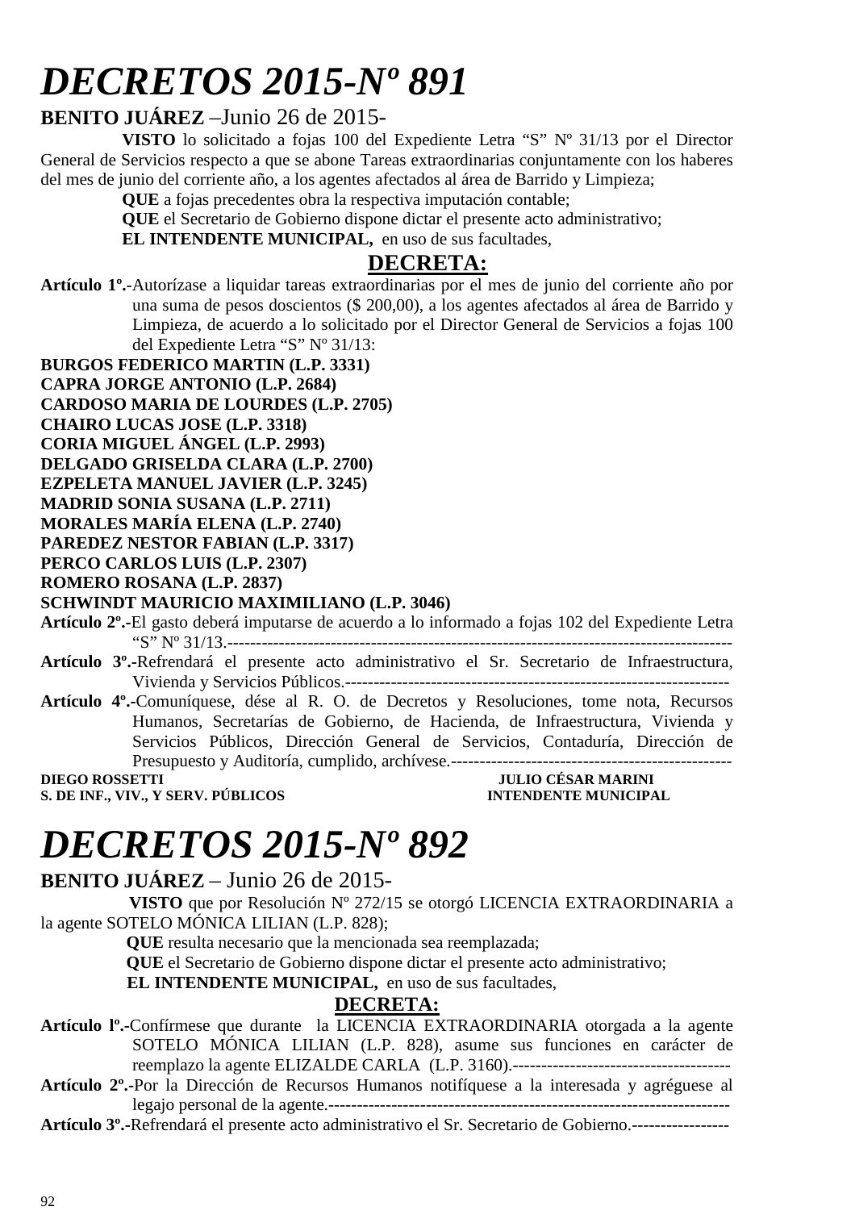# *DECRETOS 2015-Nº 891*

**BENITO JUÁREZ** –Junio 26 de 2015-

**VISTO** lo solicitado a fojas 100 del Expediente Letra “S” Nº 31/13 por el Director General de Servicios respecto a que se abone Tareas extraordinarias conjuntamente con los haberes del mes de junio del corriente año, a los agentes afectados al área de Barrido y Limpieza;

**QUE** a fojas precedentes obra la respectiva imputación contable;

**QUE** el Secretario de Gobierno dispone dictar el presente acto administrativo;

**EL INTENDENTE MUNICIPAL,** en uso de sus facultades,

**DECRETA:**

**Artículo 1º.-**Autorízase a liquidar tareas extraordinarias por el mes de junio del corriente año por una suma de pesos doscientos ($ 200,00), a los agentes afectados al área de Barrido y Limpieza, de acuerdo a lo solicitado por el Director General de Servicios a fojas 100 del Expediente Letra “S” Nº 31/13:

**BURGOS FEDERICO MARTIN (L.P. 3331)**
**CAPRA JORGE ANTONIO (L.P. 2684)**
**CARDOSO MARIA DE LOURDES (L.P. 2705)**
**CHAIRO LUCAS JOSE (L.P. 3318)**
**CORIA MIGUEL ÁNGEL (L.P. 2993)**
**DELGADO GRISELDA CLARA (L.P. 2700)**
**EZPELETA MANUEL JAVIER (L.P. 3245)**
**MADRID SONIA SUSANA (L.P. 2711)**
**MORALES MARÍA ELENA (L.P. 2740)**
**PAREDEZ NESTOR FABIAN (L.P. 3317)**
**PERCO CARLOS LUIS (L.P. 2307)**
**ROMERO ROSANA (L.P. 2837)**
**SCHWINDT MAURICIO MAXIMILIANO (L.P. 3046)**

**Artículo 2º.-**El gasto deberá imputarse de acuerdo a lo informado a fojas 102 del Expediente Letra “S” Nº 31/13.------------------------------------------------------------------------------------------

**Artículo 3º.-**Refrendará el presente acto administrativo el Sr. Secretario de Infraestructura, Vivienda y Servicios Públicos.--------------------------------------------------------------------

**Artículo 4º.-**Comuníquese, dése al R. O. de Decretos y Resoluciones, tome nota, Recursos Humanos, Secretarías de Gobierno, de Hacienda, de Infraestructura, Vivienda y Servicios Públicos, Dirección General de Servicios, Contaduría, Dirección de Presupuesto y Auditoría, cumplido, archívese.--------------------------------------------------

**DIEGO ROSSETTI** — **JULIO CÉSAR MARINI**
**S. DE INF., VIV., Y SERV. PÚBLICOS** — **INTENDENTE MUNICIPAL**

# *DECRETOS 2015-Nº 892*

**BENITO JUÁREZ** – Junio 26 de 2015-

**VISTO** que por Resolución Nº 272/15 se otorgó LICENCIA EXTRAORDINARIA a la agente SOTELO MÓNICA LILIAN (L.P. 828);

**QUE** resulta necesario que la mencionada sea reemplazada;

**QUE** el Secretario de Gobierno dispone dictar el presente acto administrativo;

**EL INTENDENTE MUNICIPAL,** en uso de sus facultades,

**DECRETA:**

**Artículo lº.-**Confírmese que durante la LICENCIA EXTRAORDINARIA otorgada a la agente SOTELO MÓNICA LILIAN (L.P. 828), asume sus funciones en carácter de reemplazo la agente ELIZALDE CARLA (L.P. 3160).--------------------------------------

**Artículo 2º.-**Por la Dirección de Recursos Humanos notifíquese a la interesada y agréguese al legajo personal de la agente.----------------------------------------------------------------------

**Artículo 3º.-**Refrendará el presente acto administrativo el Sr. Secretario de Gobierno.-----------------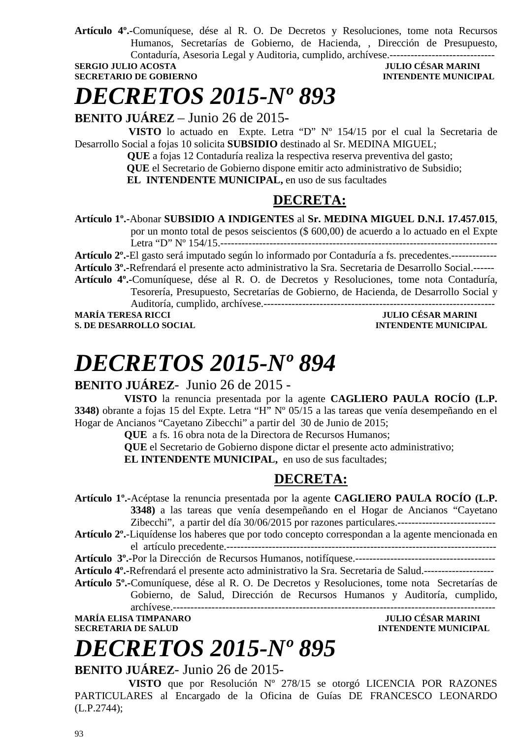**Artículo 4º.-**Comuníquese, dése al R. O. De Decretos y Resoluciones, tome nota Recursos Humanos, Secretarías de Gobierno, de Hacienda, , Dirección de Presupuesto, Contaduría, Asesoria Legal y Auditoria, cumplido, archívese.------------------------------

**SERGIO JULIO ACOSTA** — **JULIO CÉSAR MARINI**
**SECRETARIO DE GOBIERNO** — **INTENDENTE MUNICIPAL**

# *DECRETOS 2015-Nº 893*

**BENITO JUÁREZ** – Junio 26 de 2015-

**VISTO** lo actuado en Expte. Letra "D" Nº 154/15 por el cual la Secretaria de Desarrollo Social a fojas 10 solicita **SUBSIDIO** destinado al Sr. MEDINA MIGUEL;

**QUE** a fojas 12 Contaduría realiza la respectiva reserva preventiva del gasto;

**QUE** el Secretario de Gobierno dispone emitir acto administrativo de Subsidio;

**EL INTENDENTE MUNICIPAL,** en uso de sus facultades

## DECRETA:

**Artículo 1º.-**Abonar **SUBSIDIO A INDIGENTES** al **Sr. MEDINA MIGUEL D.N.I. 17.457.015**, por un monto total de pesos seiscientos ($ 600,00) de acuerdo a lo actuado en el Expte Letra "D" Nº 154/15.------------------------------------------------------------------------------

**Artículo 2º.-**El gasto será imputado según lo informado por Contaduría a fs. precedentes.-------------

**Artículo 3º.-**Refrendará el presente acto administrativo la Sra. Secretaria de Desarrollo Social.------

**Artículo 4º.-**Comuníquese, dése al R. O. de Decretos y Resoluciones, tome nota Contaduría, Tesorería, Presupuesto, Secretarías de Gobierno, de Hacienda, de Desarrollo Social y Auditoría, cumplido, archívese.-----------------------------------------------------------------

**MARÍA TERESA RICCI** — **JULIO CÉSAR MARINI**
**S. DE DESARROLLO SOCIAL** — **INTENDENTE MUNICIPAL**

# *DECRETOS 2015-Nº 894*

**BENITO JUÁREZ**- Junio 26 de 2015 -

**VISTO** la renuncia presentada por la agente **CAGLIERO PAULA ROCÍO (L.P. 3348)** obrante a fojas 15 del Expte. Letra "H" Nº 05/15 a las tareas que venía desempeñando en el Hogar de Ancianos "Cayetano Zibecchi" a partir del 30 de Junio de 2015;

**QUE** a fs. 16 obra nota de la Directora de Recursos Humanos;

**QUE** el Secretario de Gobierno dispone dictar el presente acto administrativo;

**EL INTENDENTE MUNICIPAL,** en uso de sus facultades;

## DECRETA:

**Artículo 1º.-**Acéptase la renuncia presentada por la agente **CAGLIERO PAULA ROCÍO (L.P. 3348)** a las tareas que venía desempeñando en el Hogar de Ancianos "Cayetano Zibecchi", a partir del día 30/06/2015 por razones particulares.----------------------------

**Artículo 2º.-**Liquídense los haberes que por todo concepto correspondan a la agente mencionada en el artículo precedente.---------------------------------------------------------------------------

**Artículo 3º.-**Por la Dirección de Recursos Humanos, notifíquese.----------------------------------------

**Artículo 4º.-**Refrendará el presente acto administrativo la Sra. Secretaria de Salud.--------------------

**Artículo 5º.-**Comuníquese, dése al R. O. De Decretos y Resoluciones, tome nota Secretarías de Gobierno, de Salud, Dirección de Recursos Humanos y Auditoría, cumplido, archívese.---------------------------------------------------------------------------------------

**MARÍA ELISA TIMPANARO** — **JULIO CÉSAR MARINI**
**SECRETARIA DE SALUD** — **INTENDENTE MUNICIPAL**

# *DECRETOS 2015-Nº 895*

**BENITO JUÁREZ**- Junio 26 de 2015-

**VISTO** que por Resolución Nº 278/15 se otorgó LICENCIA POR RAZONES PARTICULARES al Encargado de la Oficina de Guías DE FRANCESCO LEONARDO (L.P.2744);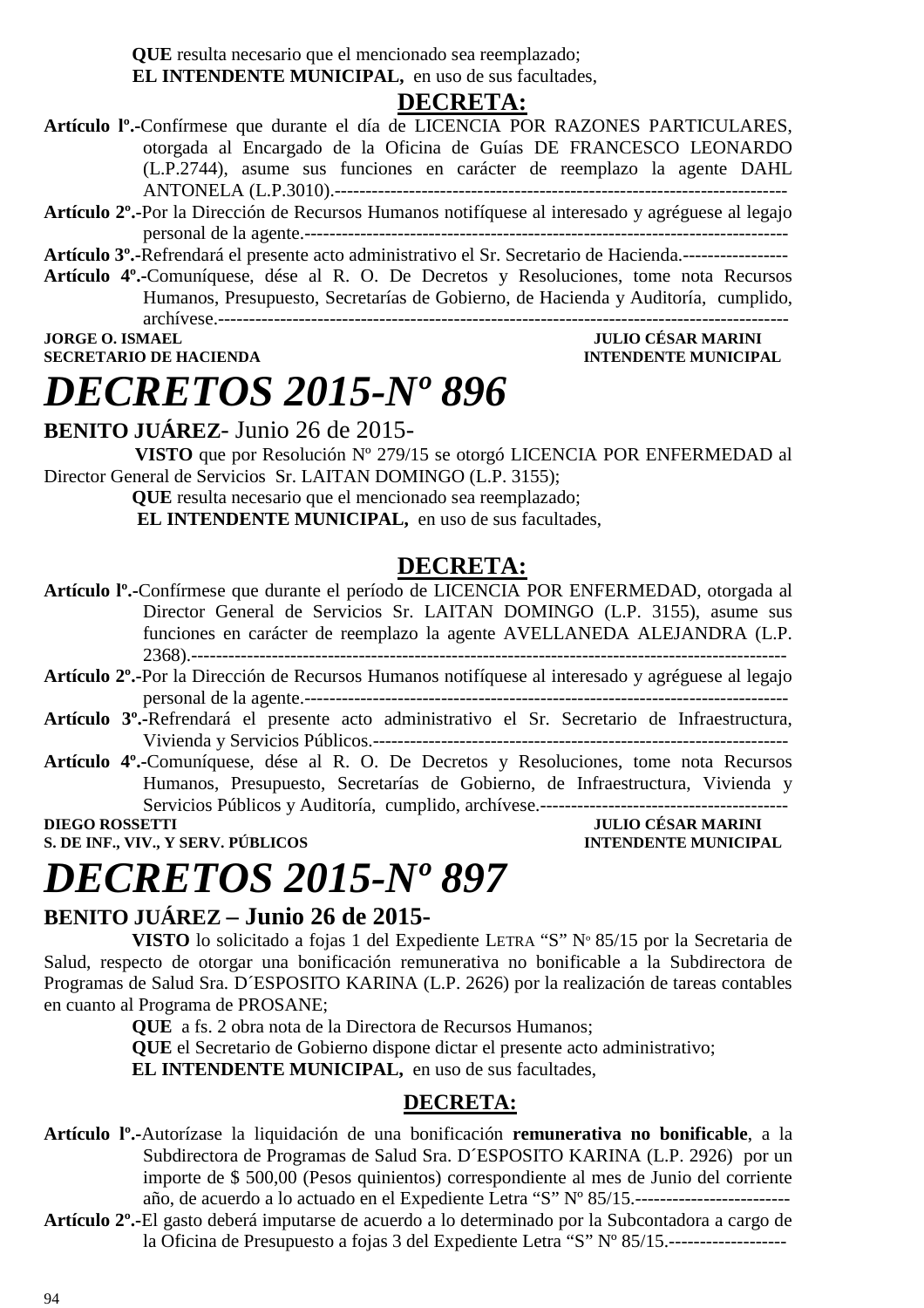**QUE** resulta necesario que el mencionado sea reemplazado;

**EL INTENDENTE MUNICIPAL,** en uso de sus facultades,

## DECRETA:

**Artículo lº.-**Confírmese que durante el día de LICENCIA POR RAZONES PARTICULARES, otorgada al Encargado de la Oficina de Guías DE FRANCESCO LEONARDO (L.P.2744), asume sus funciones en carácter de reemplazo la agente DAHL ANTONELA (L.P.3010).-----------------------------------------------------------------------

**Artículo 2º.-**Por la Dirección de Recursos Humanos notifíquese al interesado y agréguese al legajo personal de la agente.----------------------------------------------------------------------------

**Artículo 3º.-**Refrendará el presente acto administrativo el Sr. Secretario de Hacienda.-----------------

**Artículo 4º.-**Comuníquese, dése al R. O. De Decretos y Resoluciones, tome nota Recursos Humanos, Presupuesto, Secretarías de Gobierno, de Hacienda y Auditoría, cumplido, archívese.-------------------------------------------------------------------------------------------

**JORGE O. ISMAEL** — **SECRETARIO DE HACIENDA**
**JULIO CÉSAR MARINI** — **INTENDENTE MUNICIPAL**

# *DECRETOS 2015-Nº 896*

**BENITO JUÁREZ**- Junio 26 de 2015-

**VISTO** que por Resolución Nº 279/15 se otorgó LICENCIA POR ENFERMEDAD al Director General de Servicios Sr. LAITAN DOMINGO (L.P. 3155);

**QUE** resulta necesario que el mencionado sea reemplazado;

**EL INTENDENTE MUNICIPAL,** en uso de sus facultades,

## DECRETA:

**Artículo lº.-**Confírmese que durante el período de LICENCIA POR ENFERMEDAD, otorgada al Director General de Servicios Sr. LAITAN DOMINGO (L.P. 3155), asume sus funciones en carácter de reemplazo la agente AVELLANEDA ALEJANDRA (L.P. 2368).-------------------------------------------------------------------------------------------

**Artículo 2º.-**Por la Dirección de Recursos Humanos notifíquese al interesado y agréguese al legajo personal de la agente.----------------------------------------------------------------------------

**Artículo 3º.-**Refrendará el presente acto administrativo el Sr. Secretario de Infraestructura, Vivienda y Servicios Públicos.-------------------------------------------------------------------

**Artículo 4º.-**Comuníquese, dése al R. O. De Decretos y Resoluciones, tome nota Recursos Humanos, Presupuesto, Secretarías de Gobierno, de Infraestructura, Vivienda y Servicios Públicos y Auditoría, cumplido, archívese.----------------------------------------

**DIEGO ROSSETTI** — **S. DE INF., VIV., Y SERV. PÚBLICOS**
**JULIO CÉSAR MARINI** — **INTENDENTE MUNICIPAL**

# *DECRETOS 2015-Nº 897*

**BENITO JUÁREZ – Junio 26 de 2015-**

**VISTO** lo solicitado a fojas 1 del Expediente LETRA "S" Nº 85/15 por la Secretaria de Salud, respecto de otorgar una bonificación remunerativa no bonificable a la Subdirectora de Programas de Salud Sra. D´ESPOSITO KARINA (L.P. 2626) por la realización de tareas contables en cuanto al Programa de PROSANE;

**QUE** a fs. 2 obra nota de la Directora de Recursos Humanos;

**QUE** el Secretario de Gobierno dispone dictar el presente acto administrativo;

**EL INTENDENTE MUNICIPAL,** en uso de sus facultades,

## DECRETA:

**Artículo lº.-**Autorízase la liquidación de una bonificación **remunerativa no bonificable**, a la Subdirectora de Programas de Salud Sra. D´ESPOSITO KARINA (L.P. 2926) por un importe de $ 500,00 (Pesos quinientos) correspondiente al mes de Junio del corriente año, de acuerdo a lo actuado en el Expediente Letra "S" Nº 85/15.-------------------------

**Artículo 2º.-**El gasto deberá imputarse de acuerdo a lo determinado por la Subcontadora a cargo de la Oficina de Presupuesto a fojas 3 del Expediente Letra "S" Nº 85/15.-------------------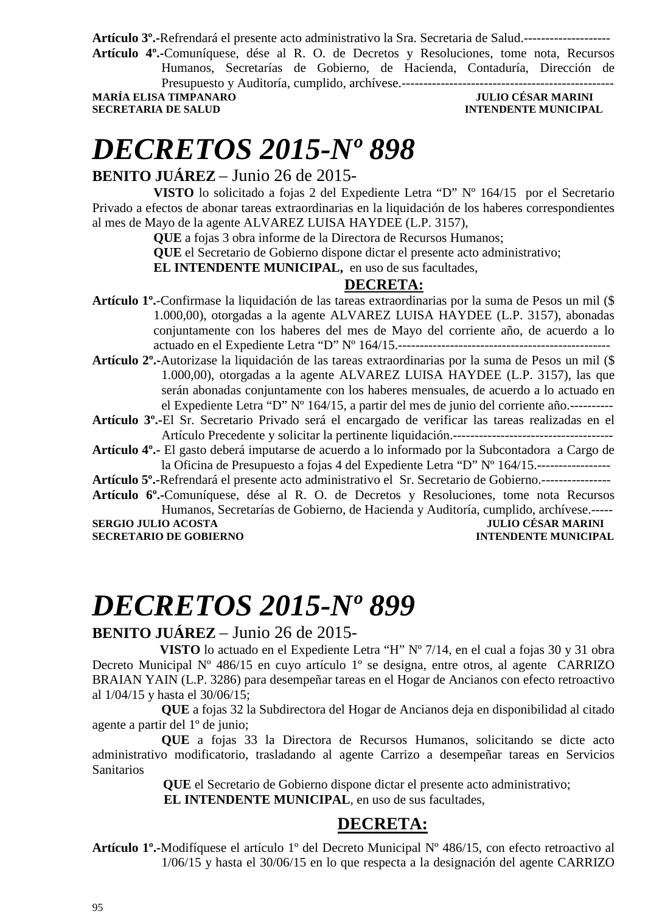**Artículo 3º.-**Refrendará el presente acto administrativo la Sra. Secretaria de Salud.--------------------

**Artículo 4º.-**Comuníquese, dése al R. O. de Decretos y Resoluciones, tome nota, Recursos Humanos, Secretarías de Gobierno, de Hacienda, Contaduría, Dirección de Presupuesto y Auditoría, cumplido, archívese.-------------------------------------------------

**MARÍA ELISA TIMPANARO** — **JULIO CÉSAR MARINI**
**SECRETARIA DE SALUD** — **INTENDENTE MUNICIPAL**

# *DECRETOS 2015-Nº 898*

**BENITO JUÁREZ** – Junio 26 de 2015-

**VISTO** lo solicitado a fojas 2 del Expediente Letra "D" Nº 164/15 por el Secretario Privado a efectos de abonar tareas extraordinarias en la liquidación de los haberes correspondientes al mes de Mayo de la agente ALVAREZ LUISA HAYDEE (L.P. 3157),

**QUE** a fojas 3 obra informe de la Directora de Recursos Humanos;

**QUE** el Secretario de Gobierno dispone dictar el presente acto administrativo;

**EL INTENDENTE MUNICIPAL,** en uso de sus facultades,

**DECRETA:**

**Artículo 1º.-**Confirmase la liquidación de las tareas extraordinarias por la suma de Pesos un mil ($ 1.000,00), otorgadas a la agente ALVAREZ LUISA HAYDEE (L.P. 3157), abonadas conjuntamente con los haberes del mes de Mayo del corriente año, de acuerdo a lo actuado en el Expediente Letra "D" Nº 164/15.-------------------------------------------------

**Artículo 2º.-**Autorizase la liquidación de las tareas extraordinarias por la suma de Pesos un mil ($ 1.000,00), otorgadas a la agente ALVAREZ LUISA HAYDEE (L.P. 3157), las que serán abonadas conjuntamente con los haberes mensuales, de acuerdo a lo actuado en el Expediente Letra "D" Nº 164/15, a partir del mes de junio del corriente año.----------

**Artículo 3º.-**El Sr. Secretario Privado será el encargado de verificar las tareas realizadas en el Artículo Precedente y solicitar la pertinente liquidación.-------------------------------------

**Artículo 4º.-** El gasto deberá imputarse de acuerdo a lo informado por la Subcontadora a Cargo de la Oficina de Presupuesto a fojas 4 del Expediente Letra "D" Nº 164/15.-----------------

**Artículo 5º.-**Refrendará el presente acto administrativo el Sr. Secretario de Gobierno.----------------

**Artículo 6º.-**Comuníquese, dése al R. O. de Decretos y Resoluciones, tome nota Recursos Humanos, Secretarías de Gobierno, de Hacienda y Auditoría, cumplido, archívese.-----

**SERGIO JULIO ACOSTA** — **JULIO CÉSAR MARINI**
**SECRETARIO DE GOBIERNO** — **INTENDENTE MUNICIPAL**

# *DECRETOS 2015-Nº 899*

**BENITO JUÁREZ** – Junio 26 de 2015-

**VISTO** lo actuado en el Expediente Letra "H" Nº 7/14, en el cual a fojas 30 y 31 obra Decreto Municipal Nº 486/15 en cuyo artículo 1º se designa, entre otros, al agente CARRIZO BRAIAN YAIN (L.P. 3286) para desempeñar tareas en el Hogar de Ancianos con efecto retroactivo al 1/04/15 y hasta el 30/06/15;

**QUE** a fojas 32 la Subdirectora del Hogar de Ancianos deja en disponibilidad al citado agente a partir del 1º de junio;

**QUE** a fojas 33 la Directora de Recursos Humanos, solicitando se dicte acto administrativo modificatorio, trasladando al agente Carrizo a desempeñar tareas en Servicios Sanitarios

**QUE** el Secretario de Gobierno dispone dictar el presente acto administrativo;

**EL INTENDENTE MUNICIPAL**, en uso de sus facultades,

**DECRETA:**

**Artículo 1º.-**Modifíquese el artículo 1º del Decreto Municipal Nº 486/15, con efecto retroactivo al 1/06/15 y hasta el 30/06/15 en lo que respecta a la designación del agente CARRIZO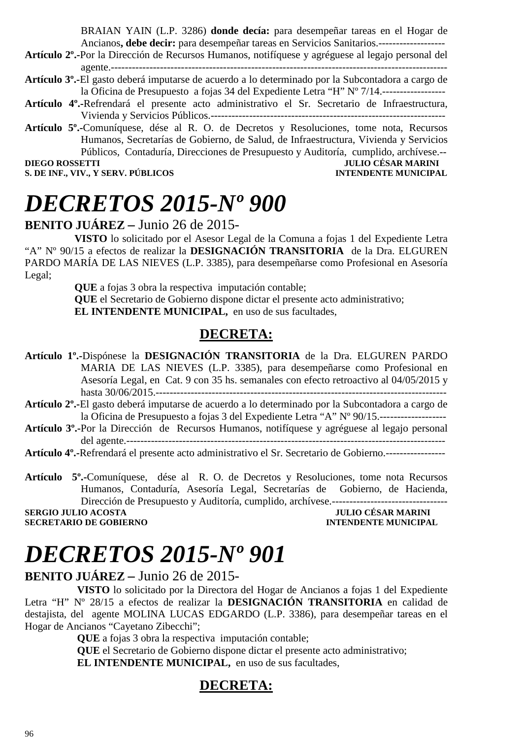BRAIAN YAIN (L.P. 3286) **donde decía:** para desempeñar tareas en el Hogar de Ancianos**, debe decir:** para desempeñar tareas en Servicios Sanitarios.-------------------

**Artículo 2º.-**Por la Dirección de Recursos Humanos, notifíquese y agréguese al legajo personal del agente.-----------------------------------------------------------------------------------------------

**Artículo 3º.-**El gasto deberá imputarse de acuerdo a lo determinado por la Subcontadora a cargo de la Oficina de Presupuesto a fojas 34 del Expediente Letra "H" Nº 7/14.------------------

**Artículo 4º.-**Refrendará el presente acto administrativo el Sr. Secretario de Infraestructura, Vivienda y Servicios Públicos.-------------------------------------------------------------------

**Artículo 5º.-**Comuníquese, dése al R. O. de Decretos y Resoluciones, tome nota, Recursos Humanos, Secretarías de Gobierno, de Salud, de Infraestructura, Vivienda y Servicios Públicos, Contaduría, Direcciones de Presupuesto y Auditoría, cumplido, archívese.--

**DIEGO ROSSETTI** — **JULIO CÉSAR MARINI**
**S. DE INF., VIV., Y SERV. PÚBLICOS** — **INTENDENTE MUNICIPAL**

# *DECRETOS 2015-Nº 900*

**BENITO JUÁREZ –** Junio 26 de 2015-

**VISTO** lo solicitado por el Asesor Legal de la Comuna a fojas 1 del Expediente Letra "A" Nº 90/15 a efectos de realizar la **DESIGNACIÓN TRANSITORIA** de la Dra. ELGUREN PARDO MARÍA DE LAS NIEVES (L.P. 3385), para desempeñarse como Profesional en Asesoría Legal;

**QUE** a fojas 3 obra la respectiva imputación contable;

**QUE** el Secretario de Gobierno dispone dictar el presente acto administrativo;

**EL INTENDENTE MUNICIPAL,** en uso de sus facultades,

## DECRETA:

**Artículo 1º.-**Dispónese la **DESIGNACIÓN TRANSITORIA** de la Dra. ELGUREN PARDO MARIA DE LAS NIEVES (L.P. 3385), para desempeñarse como Profesional en Asesoría Legal, en Cat. 9 con 35 hs. semanales con efecto retroactivo al 04/05/2015 y hasta 30/06/2015.----------------------------------------------------------------------------------

**Artículo 2º.-**El gasto deberá imputarse de acuerdo a lo determinado por la Subcontadora a cargo de la Oficina de Presupuesto a fojas 3 del Expediente Letra "A" Nº 90/15.-------------------

**Artículo 3º.-**Por la Dirección de Recursos Humanos, notifíquese y agréguese al legajo personal del agente.-------------------------------------------------------------------------------------------

**Artículo 4º.-**Refrendará el presente acto administrativo el Sr. Secretario de Gobierno.-----------------

**Artículo 5º.-**Comuníquese, dése al R. O. de Decretos y Resoluciones, tome nota Recursos Humanos, Contaduría, Asesoría Legal, Secretarías de Gobierno, de Hacienda, Dirección de Presupuesto y Auditoría, cumplido, archívese.---------------------------------

**SERGIO JULIO ACOSTA** — **JULIO CÉSAR MARINI**
**SECRETARIO DE GOBIERNO** — **INTENDENTE MUNICIPAL**

# *DECRETOS 2015-Nº 901*

**BENITO JUÁREZ –** Junio 26 de 2015-

**VISTO** lo solicitado por la Directora del Hogar de Ancianos a fojas 1 del Expediente Letra "H" Nº 28/15 a efectos de realizar la **DESIGNACIÓN TRANSITORIA** en calidad de destajista, del agente MOLINA LUCAS EDGARDO (L.P. 3386), para desempeñar tareas en el Hogar de Ancianos "Cayetano Zibecchi";

**QUE** a fojas 3 obra la respectiva imputación contable;

**QUE** el Secretario de Gobierno dispone dictar el presente acto administrativo;

**EL INTENDENTE MUNICIPAL,** en uso de sus facultades,

## DECRETA: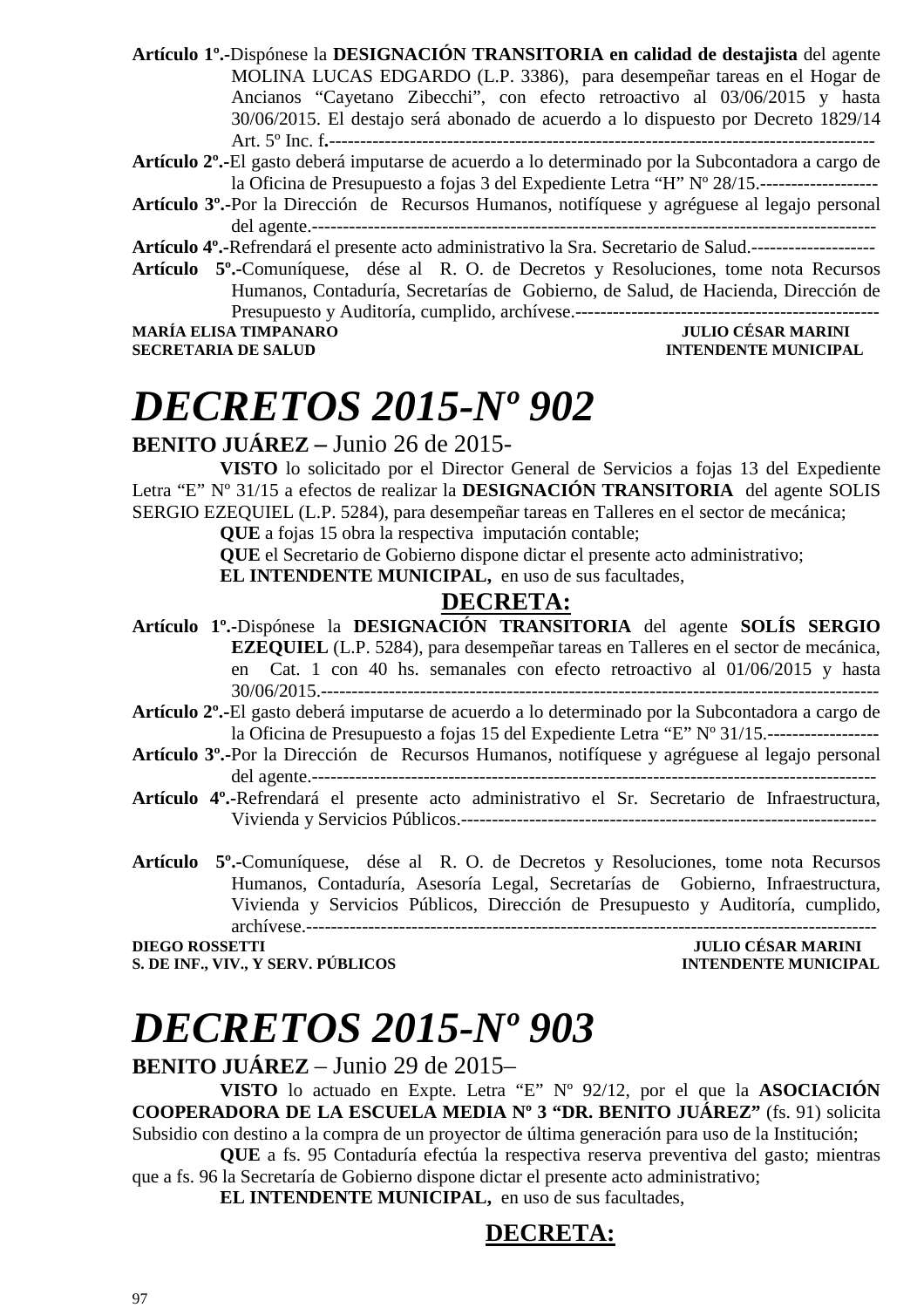**Artículo 1º.-**Dispónese la **DESIGNACIÓN TRANSITORIA en calidad de destajista** del agente MOLINA LUCAS EDGARDO (L.P. 3386), para desempeñar tareas en el Hogar de Ancianos "Cayetano Zibecchi", con efecto retroactivo al 03/06/2015 y hasta 30/06/2015. El destajo será abonado de acuerdo a lo dispuesto por Decreto 1829/14 Art. 5º Inc. f**.**------------------------------------------------------------------------------------

**Artículo 2º.-**El gasto deberá imputarse de acuerdo a lo determinado por la Subcontadora a cargo de la Oficina de Presupuesto a fojas 3 del Expediente Letra "H" Nº 28/15.-------------------

**Artículo 3º.-**Por la Dirección de Recursos Humanos, notifíquese y agréguese al legajo personal del agente.-------------------------------------------------------------------------------------------

**Artículo 4º.-**Refrendará el presente acto administrativo la Sra. Secretario de Salud.--------------------

**Artículo 5º.-**Comuníquese, dése al R. O. de Decretos y Resoluciones, tome nota Recursos Humanos, Contaduría, Secretarías de Gobierno, de Salud, de Hacienda, Dirección de Presupuesto y Auditoría, cumplido, archívese.-------------------------------------------------

**MARÍA ELISA TIMPANARO** — **JULIO CÉSAR MARINI**
**SECRETARIA DE SALUD** — **INTENDENTE MUNICIPAL**

# *DECRETOS 2015-Nº 902*

**BENITO JUÁREZ –** Junio 26 de 2015-

**VISTO** lo solicitado por el Director General de Servicios a fojas 13 del Expediente Letra "E" Nº 31/15 a efectos de realizar la **DESIGNACIÓN TRANSITORIA** del agente SOLIS SERGIO EZEQUIEL (L.P. 5284), para desempeñar tareas en Talleres en el sector de mecánica;

**QUE** a fojas 15 obra la respectiva imputación contable;

**QUE** el Secretario de Gobierno dispone dictar el presente acto administrativo;

**EL INTENDENTE MUNICIPAL,** en uso de sus facultades,

**DECRETA:**

**Artículo 1º.-**Dispónese la **DESIGNACIÓN TRANSITORIA** del agente **SOLÍS SERGIO EZEQUIEL** (L.P. 5284), para desempeñar tareas en Talleres en el sector de mecánica, en Cat. 1 con 40 hs. semanales con efecto retroactivo al 01/06/2015 y hasta 30/06/2015.------------------------------------------------------------------------------------------

**Artículo 2º.-**El gasto deberá imputarse de acuerdo a lo determinado por la Subcontadora a cargo de la Oficina de Presupuesto a fojas 15 del Expediente Letra "E" Nº 31/15.------------------

**Artículo 3º.-**Por la Dirección de Recursos Humanos, notifíquese y agréguese al legajo personal del agente.-------------------------------------------------------------------------------------------

**Artículo 4º.-**Refrendará el presente acto administrativo el Sr. Secretario de Infraestructura, Vivienda y Servicios Públicos.------------------------------------------------------------------

**Artículo 5º.-**Comuníquese, dése al R. O. de Decretos y Resoluciones, tome nota Recursos Humanos, Contaduría, Asesoría Legal, Secretarías de Gobierno, Infraestructura, Vivienda y Servicios Públicos, Dirección de Presupuesto y Auditoría, cumplido, archívese.-------------------------------------------------------------------------------------------

**DIEGO ROSSETTI** — **JULIO CÉSAR MARINI**
**S. DE INF., VIV., Y SERV. PÚBLICOS** — **INTENDENTE MUNICIPAL**

# *DECRETOS 2015-Nº 903*

**BENITO JUÁREZ** – Junio 29 de 2015–

**VISTO** lo actuado en Expte. Letra "E" Nº 92/12, por el que la **ASOCIACIÓN COOPERADORA DE LA ESCUELA MEDIA Nº 3 "DR. BENITO JUÁREZ"** (fs. 91) solicita Subsidio con destino a la compra de un proyector de última generación para uso de la Institución;

**QUE** a fs. 95 Contaduría efectúa la respectiva reserva preventiva del gasto; mientras que a fs. 96 la Secretaría de Gobierno dispone dictar el presente acto administrativo;

**EL INTENDENTE MUNICIPAL,** en uso de sus facultades,

**DECRETA:**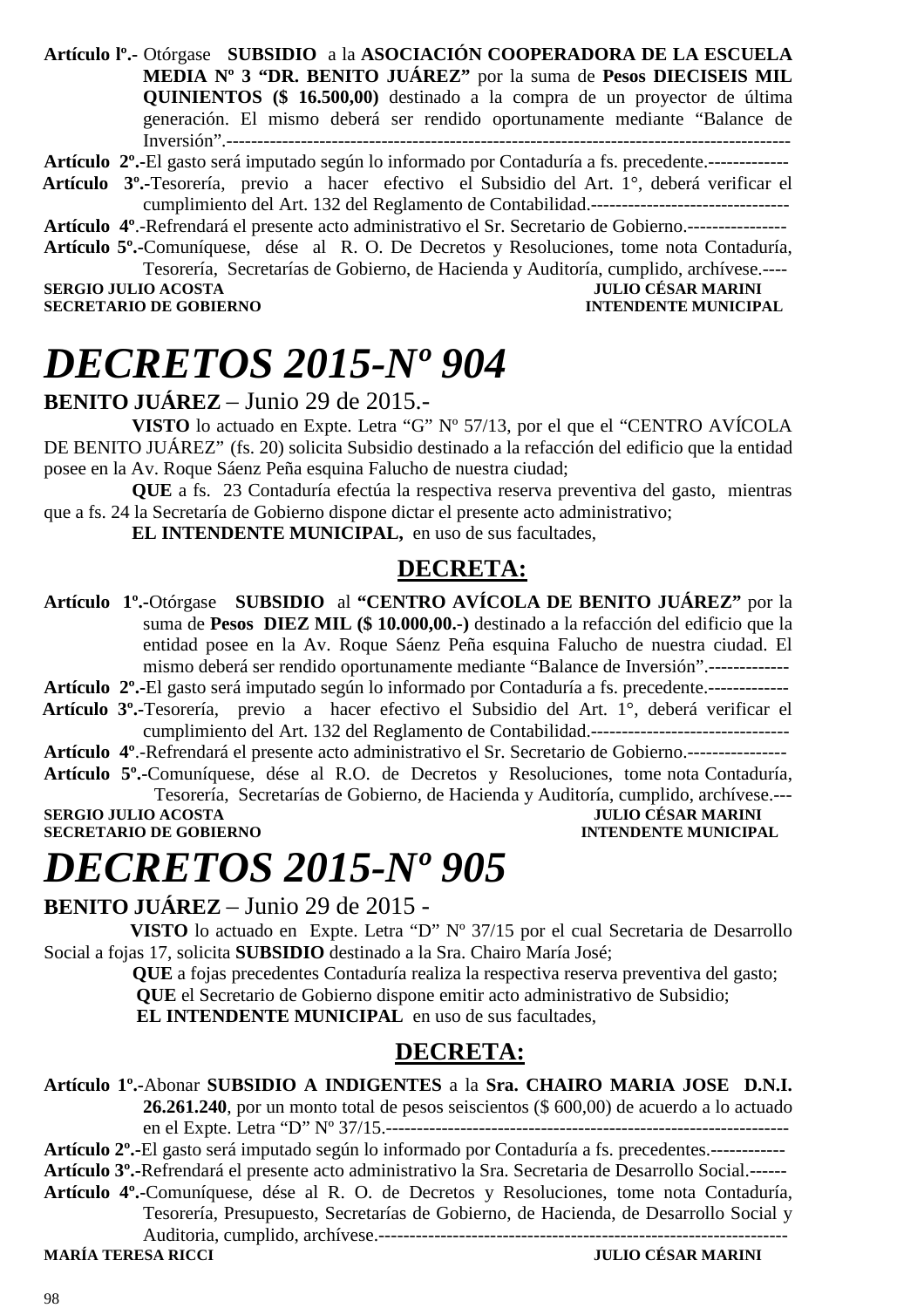**Artículo lº.-** Otórgase **SUBSIDIO** a la **ASOCIACIÓN COOPERADORA DE LA ESCUELA MEDIA Nº 3 "DR. BENITO JUÁREZ"** por la suma de **Pesos DIECISEIS MIL QUINIENTOS ($ 16.500,00)** destinado a la compra de un proyector de última generación. El mismo deberá ser rendido oportunamente mediante "Balance de Inversión".-------------------------------------------------------------------------------------------

**Artículo 2º.-**El gasto será imputado según lo informado por Contaduría a fs. precedente.-------------

**Artículo 3º.-**Tesorería, previo a hacer efectivo el Subsidio del Art. 1°, deberá verificar el cumplimiento del Art. 132 del Reglamento de Contabilidad.--------------------------------

**Artículo 4º**.-Refrendará el presente acto administrativo el Sr. Secretario de Gobierno.----------------

**Artículo 5º.-**Comuníquese, dése al R. O. De Decretos y Resoluciones, tome nota Contaduría, Tesorería, Secretarías de Gobierno, de Hacienda y Auditoría, cumplido, archívese.----

**SERGIO JULIO ACOSTA** — **JULIO CÉSAR MARINI**
**SECRETARIO DE GOBIERNO** — **INTENDENTE MUNICIPAL**

# *DECRETOS 2015-Nº 904*

**BENITO JUÁREZ** – Junio 29 de 2015.-

**VISTO** lo actuado en Expte. Letra "G" Nº 57/13, por el que el "CENTRO AVÍCOLA DE BENITO JUÁREZ" (fs. 20) solicita Subsidio destinado a la refacción del edificio que la entidad posee en la Av. Roque Sáenz Peña esquina Falucho de nuestra ciudad;

**QUE** a fs. 23 Contaduría efectúa la respectiva reserva preventiva del gasto, mientras que a fs. 24 la Secretaría de Gobierno dispone dictar el presente acto administrativo;

**EL INTENDENTE MUNICIPAL,** en uso de sus facultades,

## DECRETA:

**Artículo 1º.-**Otórgase **SUBSIDIO** al **"CENTRO AVÍCOLA DE BENITO JUÁREZ"** por la suma de **Pesos DIEZ MIL ($ 10.000,00.-)** destinado a la refacción del edificio que la entidad posee en la Av. Roque Sáenz Peña esquina Falucho de nuestra ciudad. El mismo deberá ser rendido oportunamente mediante "Balance de Inversión".-------------

**Artículo 2º.-**El gasto será imputado según lo informado por Contaduría a fs. precedente.-------------

**Artículo 3º.-**Tesorería, previo a hacer efectivo el Subsidio del Art. 1°, deberá verificar el cumplimiento del Art. 132 del Reglamento de Contabilidad.--------------------------------

**Artículo 4º**.-Refrendará el presente acto administrativo el Sr. Secretario de Gobierno.----------------

**Artículo 5º.-**Comuníquese, dése al R.O. de Decretos y Resoluciones, tome nota Contaduría, Tesorería, Secretarías de Gobierno, de Hacienda y Auditoría, cumplido, archívese.---

**SERGIO JULIO ACOSTA** — **JULIO CÉSAR MARINI**
**SECRETARIO DE GOBIERNO** — **INTENDENTE MUNICIPAL**

# *DECRETOS 2015-Nº 905*

**BENITO JUÁREZ** – Junio 29 de 2015 -

**VISTO** lo actuado en Expte. Letra "D" Nº 37/15 por el cual Secretaria de Desarrollo Social a fojas 17, solicita **SUBSIDIO** destinado a la Sra. Chairo María José;

**QUE** a fojas precedentes Contaduría realiza la respectiva reserva preventiva del gasto;

**QUE** el Secretario de Gobierno dispone emitir acto administrativo de Subsidio;

**EL INTENDENTE MUNICIPAL** en uso de sus facultades,

## DECRETA:

**Artículo 1º.-**Abonar **SUBSIDIO A INDIGENTES** a la **Sra. CHAIRO MARIA JOSE D.N.I. 26.261.240**, por un monto total de pesos seiscientos ($ 600,00) de acuerdo a lo actuado en el Expte. Letra "D" Nº 37/15.----------------------------------------------------------------

**Artículo 2º.-**El gasto será imputado según lo informado por Contaduría a fs. precedentes.------------

**Artículo 3º.-**Refrendará el presente acto administrativo la Sra. Secretaria de Desarrollo Social.------

**Artículo 4º.-**Comuníquese, dése al R. O. de Decretos y Resoluciones, tome nota Contaduría, Tesorería, Presupuesto, Secretarías de Gobierno, de Hacienda, de Desarrollo Social y Auditoria, cumplido, archívese.------------------------------------------------------------------

**MARÍA TERESA RICCI** — **JULIO CÉSAR MARINI**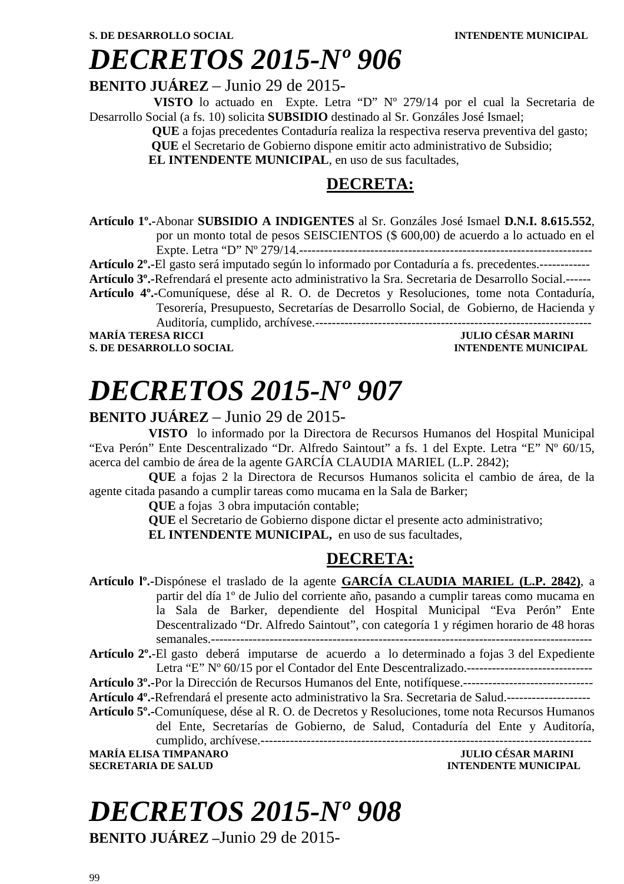S. DE DESARROLLO SOCIAL INTENDENTE MUNICIPAL

# *DECRETOS 2015-Nº 906*

**BENITO JUÁREZ** – Junio 29 de 2015-

**VISTO** lo actuado en Expte. Letra “D” Nº 279/14 por el cual la Secretaria de Desarrollo Social (a fs. 10) solicita **SUBSIDIO** destinado al Sr. Gonzáles José Ismael;

**QUE** a fojas precedentes Contaduría realiza la respectiva reserva preventiva del gasto;

**QUE** el Secretario de Gobierno dispone emitir acto administrativo de Subsidio;

**EL INTENDENTE MUNICIPAL**, en uso de sus facultades,

**DECRETA:**

**Artículo 1º.-**Abonar **SUBSIDIO A INDIGENTES** al Sr. Gonzáles José Ismael **D.N.I. 8.615.552**, por un monto total de pesos SEISCIENTOS ($ 600,00) de acuerdo a lo actuado en el Expte. Letra “D” Nº 279/14.-----------------------------------------------------------------------

**Artículo 2º.-**El gasto será imputado según lo informado por Contaduría a fs. precedentes.------------

**Artículo 3º.-**Refrendará el presente acto administrativo la Sra. Secretaria de Desarrollo Social.------

**Artículo 4º.-**Comuníquese, dése al R. O. de Decretos y Resoluciones, tome nota Contaduría, Tesorería, Presupuesto, Secretarías de Desarrollo Social, de Gobierno, de Hacienda y Auditoría, cumplido, archívese.-------------------------------------------------------------------

**MARÍA TERESA RICCI** — **S. DE DESARROLLO SOCIAL**

**JULIO CÉSAR MARINI** — **INTENDENTE MUNICIPAL**

# *DECRETOS 2015-Nº 907*

**BENITO JUÁREZ** – Junio 29 de 2015-

**VISTO** lo informado por la Directora de Recursos Humanos del Hospital Municipal “Eva Perón” Ente Descentralizado “Dr. Alfredo Saintout” a fs. 1 del Expte. Letra “E” Nº 60/15, acerca del cambio de área de la agente GARCÍA CLAUDIA MARIEL (L.P. 2842);

**QUE** a fojas 2 la Directora de Recursos Humanos solicita el cambio de área, de la agente citada pasando a cumplir tareas como mucama en la Sala de Barker;

**QUE** a fojas 3 obra imputación contable;

**QUE** el Secretario de Gobierno dispone dictar el presente acto administrativo;

**EL INTENDENTE MUNICIPAL,** en uso de sus facultades,

**DECRETA:**

**Artículo lº.-**Dispónese el traslado de la agente **GARCÍA CLAUDIA MARIEL (L.P. 2842)**, a partir del día 1º de Julio del corriente año, pasando a cumplir tareas como mucama en la Sala de Barker, dependiente del Hospital Municipal “Eva Perón” Ente Descentralizado “Dr. Alfredo Saintout”, con categoría 1 y régimen horario de 48 horas semanales.------------------------------------------------------------------------------------------

**Artículo 2º.-**El gasto deberá imputarse de acuerdo a lo determinado a fojas 3 del Expediente Letra “E” Nº 60/15 por el Contador del Ente Descentralizado.------------------------------

**Artículo 3º.-**Por la Dirección de Recursos Humanos del Ente, notifíquese.-------------------------------

**Artículo 4º.-**Refrendará el presente acto administrativo la Sra. Secretaria de Salud.--------------------

**Artículo 5º.-**Comuníquese, dése al R. O. de Decretos y Resoluciones, tome nota Recursos Humanos del Ente, Secretarías de Gobierno, de Salud, Contaduría del Ente y Auditoría, cumplido, archívese.----------------------------------------------------------------------------

**MARÍA ELISA TIMPANARO** — **SECRETARIA DE SALUD**

**JULIO CÉSAR MARINI** — **INTENDENTE MUNICIPAL**

# *DECRETOS 2015-Nº 908*

**BENITO JUÁREZ** –Junio 29 de 2015-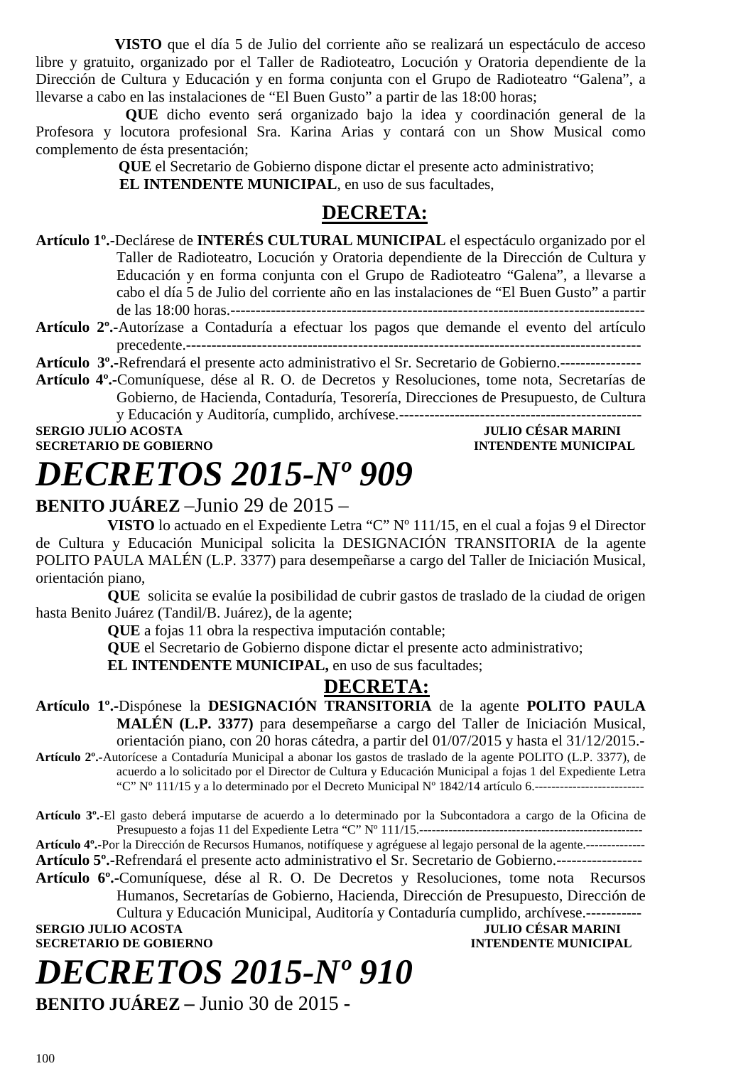**VISTO** que el día 5 de Julio del corriente año se realizará un espectáculo de acceso libre y gratuito, organizado por el Taller de Radioteatro, Locución y Oratoria dependiente de la Dirección de Cultura y Educación y en forma conjunta con el Grupo de Radioteatro "Galena", a llevarse a cabo en las instalaciones de "El Buen Gusto" a partir de las 18:00 horas;

**QUE** dicho evento será organizado bajo la idea y coordinación general de la Profesora y locutora profesional Sra. Karina Arias y contará con un Show Musical como complemento de ésta presentación;

**QUE** el Secretario de Gobierno dispone dictar el presente acto administrativo;

**EL INTENDENTE MUNICIPAL**, en uso de sus facultades,

## DECRETA:

**Artículo 1º.-**Declárese de **INTERÉS CULTURAL MUNICIPAL** el espectáculo organizado por el Taller de Radioteatro, Locución y Oratoria dependiente de la Dirección de Cultura y Educación y en forma conjunta con el Grupo de Radioteatro "Galena", a llevarse a cabo el día 5 de Julio del corriente año en las instalaciones de "El Buen Gusto" a partir de las 18:00 horas.-----------------------------------------------------------------------------------

**Artículo 2º.-**Autorízase a Contaduría a efectuar los pagos que demande el evento del artículo precedente.----------------------------------------------------------------------------------------------

**Artículo 3º.-**Refrendará el presente acto administrativo el Sr. Secretario de Gobierno.----------------

**Artículo 4º.-**Comuníquese, dése al R. O. de Decretos y Resoluciones, tome nota, Secretarías de Gobierno, de Hacienda, Contaduría, Tesorería, Direcciones de Presupuesto, de Cultura y Educación y Auditoría, cumplido, archívese.------------------------------------------------

**SERGIO JULIO ACOSTA** — **JULIO CÉSAR MARINI**
**SECRETARIO DE GOBIERNO** — **INTENDENTE MUNICIPAL**

# *DECRETOS 2015-Nº 909*

**BENITO JUÁREZ** –Junio 29 de 2015 –

**VISTO** lo actuado en el Expediente Letra "C" Nº 111/15, en el cual a fojas 9 el Director de Cultura y Educación Municipal solicita la DESIGNACIÓN TRANSITORIA de la agente POLITO PAULA MALÉN (L.P. 3377) para desempeñarse a cargo del Taller de Iniciación Musical, orientación piano,

**QUE** solicita se evalúe la posibilidad de cubrir gastos de traslado de la ciudad de origen hasta Benito Juárez (Tandil/B. Juárez), de la agente;

**QUE** a fojas 11 obra la respectiva imputación contable;

**QUE** el Secretario de Gobierno dispone dictar el presente acto administrativo;

**EL INTENDENTE MUNICIPAL,** en uso de sus facultades;

## DECRETA:

**Artículo 1º.-**Dispónese la **DESIGNACIÓN TRANSITORIA** de la agente **POLITO PAULA MALÉN (L.P. 3377)** para desempeñarse a cargo del Taller de Iniciación Musical, orientación piano, con 20 horas cátedra, a partir del 01/07/2015 y hasta el 31/12/2015.-

**Artículo 2º.-**Autorícese a Contaduría Municipal a abonar los gastos de traslado de la agente POLITO (L.P. 3377), de acuerdo a lo solicitado por el Director de Cultura y Educación Municipal a fojas 1 del Expediente Letra "C" Nº 111/15 y a lo determinado por el Decreto Municipal Nº 1842/14 artículo 6.-------------------------

**Artículo 3º.-**El gasto deberá imputarse de acuerdo a lo determinado por la Subcontadora a cargo de la Oficina de Presupuesto a fojas 11 del Expediente Letra "C" Nº 111/15.----------------------------------------------------

**Artículo 4º.-**Por la Dirección de Recursos Humanos, notifíquese y agréguese al legajo personal de la agente.--------------

**Artículo 5º.-**Refrendará el presente acto administrativo el Sr. Secretario de Gobierno.-----------------

**Artículo 6º.-**Comuníquese, dése al R. O. De Decretos y Resoluciones, tome nota Recursos Humanos, Secretarías de Gobierno, Hacienda, Dirección de Presupuesto, Dirección de Cultura y Educación Municipal, Auditoría y Contaduría cumplido, archívese.-----------

**SERGIO JULIO ACOSTA** — **JULIO CÉSAR MARINI**
**SECRETARIO DE GOBIERNO** — **INTENDENTE MUNICIPAL**

# *DECRETOS 2015-Nº 910*

**BENITO JUÁREZ –** Junio 30 de 2015 -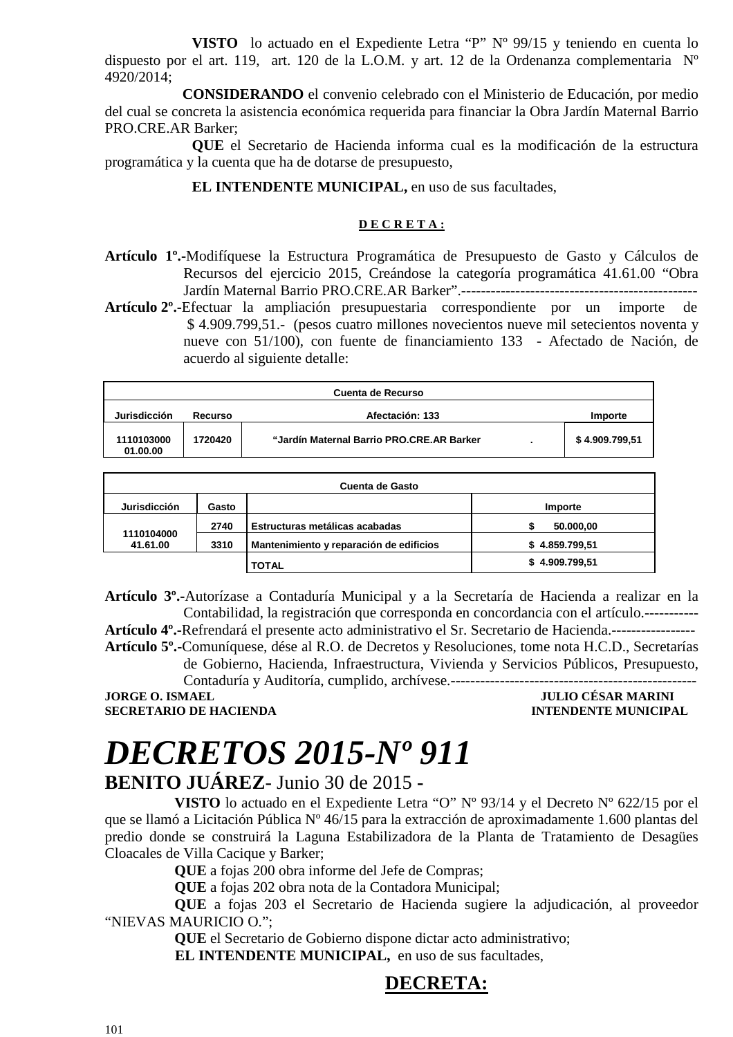**VISTO** lo actuado en el Expediente Letra "P" Nº 99/15 y teniendo en cuenta lo dispuesto por el art. 119, art. 120 de la L.O.M. y art. 12 de la Ordenanza complementaria Nº 4920/2014;

**CONSIDERANDO** el convenio celebrado con el Ministerio de Educación, por medio del cual se concreta la asistencia económica requerida para financiar la Obra Jardín Maternal Barrio PRO.CRE.AR Barker;

**QUE** el Secretario de Hacienda informa cual es la modificación de la estructura programática y la cuenta que ha de dotarse de presupuesto,

**EL INTENDENTE MUNICIPAL,** en uso de sus facultades,

**D E C R E T A :**

**Artículo 1º.-**Modifíquese la Estructura Programática de Presupuesto de Gasto y Cálculos de Recursos del ejercicio 2015, Creándose la categoría programática 41.61.00 "Obra Jardín Maternal Barrio PRO.CRE.AR Barker".------------------------------------------------

**Artículo 2º.-**Efectuar la ampliación presupuestaria correspondiente por un importe de $ 4.909.799,51.- (pesos cuatro millones novecientos nueve mil setecientos noventa y nueve con 51/100), con fuente de financiamiento 133 - Afectado de Nación, de acuerdo al siguiente detalle:

| Cuenta de Recurso | | | |
|---|---|---|---|
| Jurisdicción | Recurso | Afectación: 133 | Importe |
| 1110103000 01.00.00 | 1720420 | "Jardín Maternal Barrio PRO.CRE.AR Barker . | $ 4.909.799,51 |

| Cuenta de Gasto | | | |
|---|---|---|---|
| Jurisdicción | Gasto | | Importe |
| 1110104000 41.61.00 | 2740 | Estructuras metálicas acabadas | $ 50.000,00 |
| | 3310 | Mantenimiento y reparación de edificios | $ 4.859.799,51 |
| | | TOTAL | $ 4.909.799,51 |

**Artículo 3º.-**Autorízase a Contaduría Municipal y a la Secretaría de Hacienda a realizar en la Contabilidad, la registración que corresponda en concordancia con el artículo.-----------

**Artículo 4º.-**Refrendará el presente acto administrativo el Sr. Secretario de Hacienda.-----------------

**Artículo 5º.-**Comuníquese, dése al R.O. de Decretos y Resoluciones, tome nota H.C.D., Secretarías de Gobierno, Hacienda, Infraestructura, Vivienda y Servicios Públicos, Presupuesto, Contaduría y Auditoría, cumplido, archívese.--------------------------------------------------

**JORGE O. ISMAEL** — **JULIO CÉSAR MARINI**
**SECRETARIO DE HACIENDA** — **INTENDENTE MUNICIPAL**

# *DECRETOS 2015-Nº 911*

## BENITO JUÁREZ- Junio 30 de 2015 -

**VISTO** lo actuado en el Expediente Letra "O" Nº 93/14 y el Decreto Nº 622/15 por el que se llamó a Licitación Pública Nº 46/15 para la extracción de aproximadamente 1.600 plantas del predio donde se construirá la Laguna Estabilizadora de la Planta de Tratamiento de Desagües Cloacales de Villa Cacique y Barker;

**QUE** a fojas 200 obra informe del Jefe de Compras;

**QUE** a fojas 202 obra nota de la Contadora Municipal;

**QUE** a fojas 203 el Secretario de Hacienda sugiere la adjudicación, al proveedor "NIEVAS MAURICIO O.";

**QUE** el Secretario de Gobierno dispone dictar acto administrativo;

**EL INTENDENTE MUNICIPAL,** en uso de sus facultades,

**DECRETA:**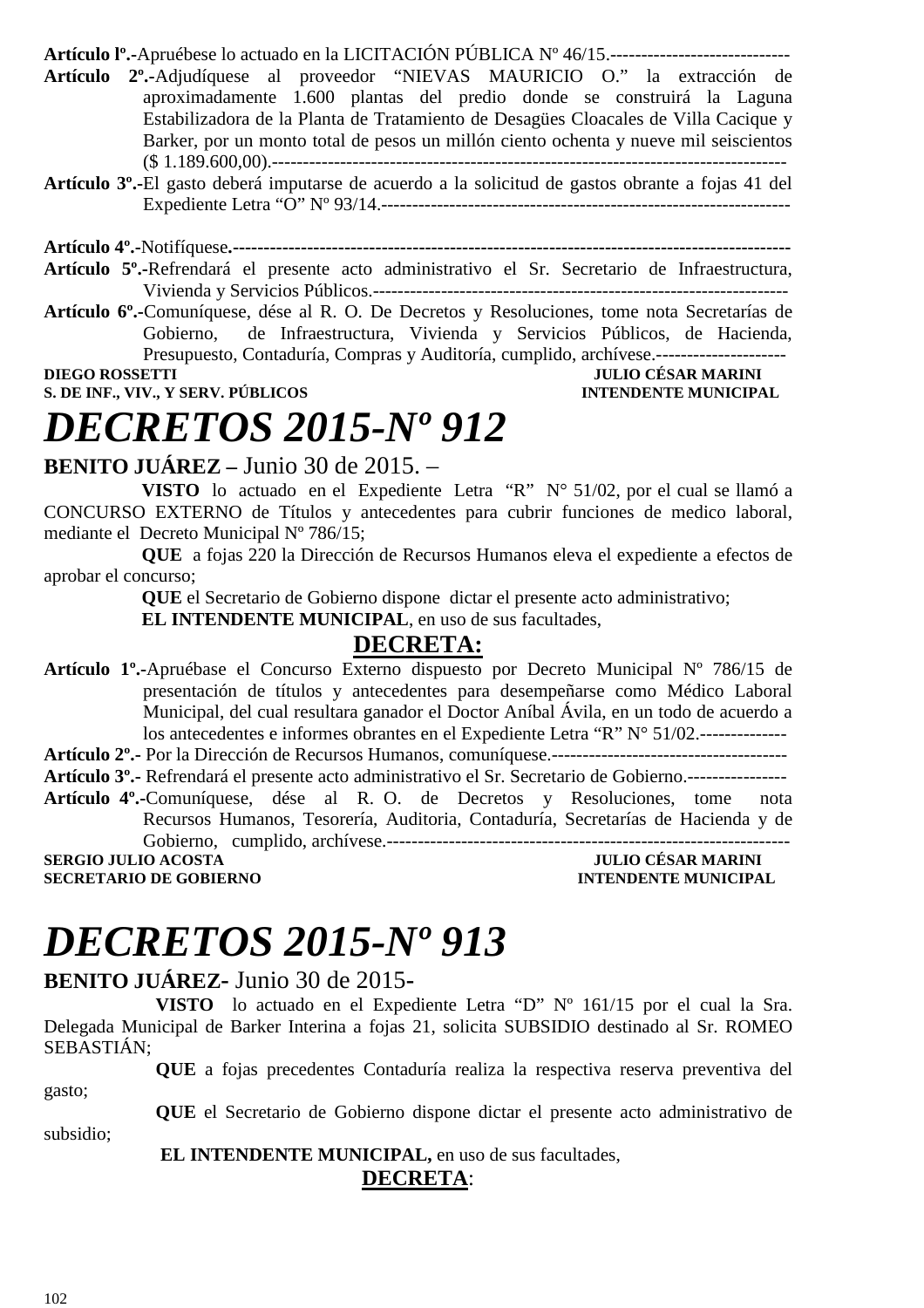**Artículo lº.-**Apruébese lo actuado en la LICITACIÓN PÚBLICA Nº 46/15.-----------------------------

**Artículo 2º.-**Adjudíquese al proveedor "NIEVAS MAURICIO O." la extracción de aproximadamente 1.600 plantas del predio donde se construirá la Laguna Estabilizadora de la Planta de Tratamiento de Desagües Cloacales de Villa Cacique y Barker, por un monto total de pesos un millón ciento ochenta y nueve mil seiscientos ($ 1.189.600,00).------------------------------------------------------------------------------

**Artículo 3º.-**El gasto deberá imputarse de acuerdo a la solicitud de gastos obrante a fojas 41 del Expediente Letra "O" Nº 93/14.-----------------------------------------------------------------

**Artículo 4º.-**Notifíquese.------------------------------------------------------------------------------------

**Artículo 5º.-**Refrendará el presente acto administrativo el Sr. Secretario de Infraestructura, Vivienda y Servicios Públicos.------------------------------------------------------------------

**Artículo 6º.-**Comuníquese, dése al R. O. De Decretos y Resoluciones, tome nota Secretarías de Gobierno, de Infraestructura, Vivienda y Servicios Públicos, de Hacienda, Presupuesto, Contaduría, Compras y Auditoría, cumplido, archívese.---------------------

**DIEGO ROSSETTI** — **JULIO CÉSAR MARINI**
**S. DE INF., VIV., Y SERV. PÚBLICOS** — **INTENDENTE MUNICIPAL**

# *DECRETOS 2015-Nº 912*

**BENITO JUÁREZ –** Junio 30 de 2015. –

**VISTO** lo actuado en el Expediente Letra "R" N° 51/02, por el cual se llamó a CONCURSO EXTERNO de Títulos y antecedentes para cubrir funciones de medico laboral, mediante el Decreto Municipal Nº 786/15;

**QUE** a fojas 220 la Dirección de Recursos Humanos eleva el expediente a efectos de aprobar el concurso;

**QUE** el Secretario de Gobierno dispone dictar el presente acto administrativo;

**EL INTENDENTE MUNICIPAL**, en uso de sus facultades,

**DECRETA:**

**Artículo 1º.-**Apruébase el Concurso Externo dispuesto por Decreto Municipal Nº 786/15 de presentación de títulos y antecedentes para desempeñarse como Médico Laboral Municipal, del cual resultara ganador el Doctor Aníbal Ávila, en un todo de acuerdo a los antecedentes e informes obrantes en el Expediente Letra "R" N° 51/02.--------------

**Artículo 2º.-** Por la Dirección de Recursos Humanos, comuníquese.--------------------------------------

**Artículo 3º.-** Refrendará el presente acto administrativo el Sr. Secretario de Gobierno.----------------

**Artículo 4º.-**Comuníquese, dése al R. O. de Decretos y Resoluciones, tome nota Recursos Humanos, Tesorería, Auditoria, Contaduría, Secretarías de Hacienda y de Gobierno, cumplido, archívese.-----------------------------------------------------------------

**SERGIO JULIO ACOSTA** — **JULIO CÉSAR MARINI**
**SECRETARIO DE GOBIERNO** — **INTENDENTE MUNICIPAL**

# *DECRETOS 2015-Nº 913*

**BENITO JUÁREZ-** Junio 30 de 2015-

**VISTO** lo actuado en el Expediente Letra "D" Nº 161/15 por el cual la Sra. Delegada Municipal de Barker Interina a fojas 21, solicita SUBSIDIO destinado al Sr. ROMEO SEBASTIÁN;

**QUE** a fojas precedentes Contaduría realiza la respectiva reserva preventiva del gasto;

**QUE** el Secretario de Gobierno dispone dictar el presente acto administrativo de subsidio;

**EL INTENDENTE MUNICIPAL,** en uso de sus facultades,

**DECRETA**: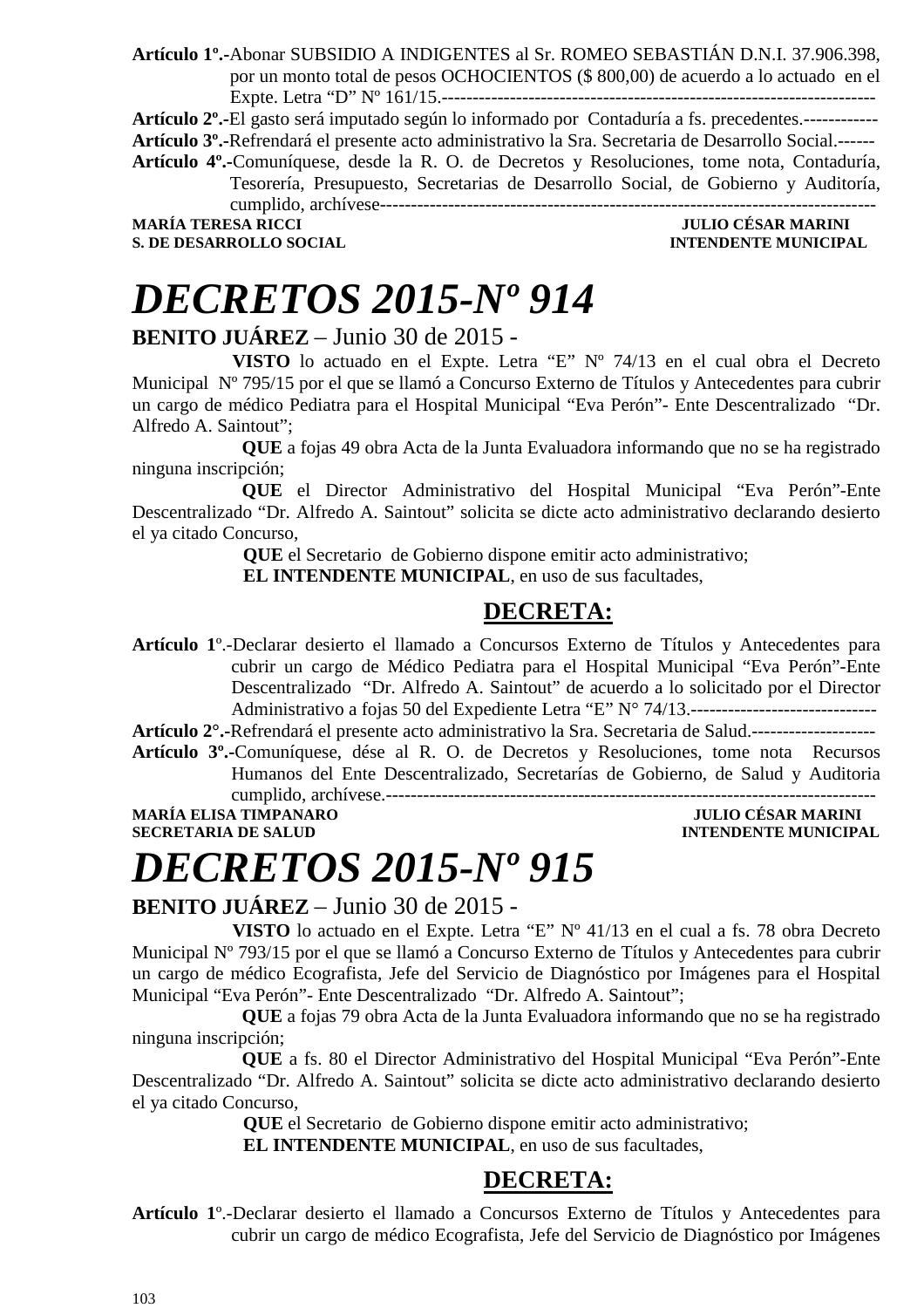**Artículo 1º.-**Abonar SUBSIDIO A INDIGENTES al Sr. ROMEO SEBASTIÁN D.N.I. 37.906.398, por un monto total de pesos OCHOCIENTOS ($ 800,00) de acuerdo a lo actuado en el Expte. Letra "D" Nº 161/15.-----------------------------------------------------------------------

**Artículo 2º.-**El gasto será imputado según lo informado por Contaduría a fs. precedentes.------------

**Artículo 3º.-**Refrendará el presente acto administrativo la Sra. Secretaria de Desarrollo Social.------

**Artículo 4º.-**Comuníquese, desde la R. O. de Decretos y Resoluciones, tome nota, Contaduría, Tesorería, Presupuesto, Secretarias de Desarrollo Social, de Gobierno y Auditoría, cumplido, archívese-----------------------------------------------------------------------------

**MARÍA TERESA RICCI** — **JULIO CÉSAR MARINI**
**S. DE DESARROLLO SOCIAL** — **INTENDENTE MUNICIPAL**

# *DECRETOS 2015-Nº 914*

**BENITO JUÁREZ** – Junio 30 de 2015 -

**VISTO** lo actuado en el Expte. Letra "E" Nº 74/13 en el cual obra el Decreto Municipal Nº 795/15 por el que se llamó a Concurso Externo de Títulos y Antecedentes para cubrir un cargo de médico Pediatra para el Hospital Municipal "Eva Perón"- Ente Descentralizado "Dr. Alfredo A. Saintout";

**QUE** a fojas 49 obra Acta de la Junta Evaluadora informando que no se ha registrado ninguna inscripción;

**QUE** el Director Administrativo del Hospital Municipal "Eva Perón"-Ente Descentralizado "Dr. Alfredo A. Saintout" solicita se dicte acto administrativo declarando desierto el ya citado Concurso,

**QUE** el Secretario de Gobierno dispone emitir acto administrativo;

**EL INTENDENTE MUNICIPAL**, en uso de sus facultades,

## DECRETA:

**Artículo 1**º.-Declarar desierto el llamado a Concursos Externo de Títulos y Antecedentes para cubrir un cargo de Médico Pediatra para el Hospital Municipal "Eva Perón"-Ente Descentralizado "Dr. Alfredo A. Saintout" de acuerdo a lo solicitado por el Director Administrativo a fojas 50 del Expediente Letra "E" N° 74/13.------------------------------

**Artículo 2°.-**Refrendará el presente acto administrativo la Sra. Secretaria de Salud.--------------------

**Artículo 3º.-**Comuníquese, dése al R. O. de Decretos y Resoluciones, tome nota Recursos Humanos del Ente Descentralizado, Secretarías de Gobierno, de Salud y Auditoria cumplido, archívese.-----------------------------------------------------------------------------

**MARÍA ELISA TIMPANARO** — **JULIO CÉSAR MARINI**
**SECRETARIA DE SALUD** — **INTENDENTE MUNICIPAL**

# *DECRETOS 2015-Nº 915*

**BENITO JUÁREZ** – Junio 30 de 2015 -

**VISTO** lo actuado en el Expte. Letra "E" Nº 41/13 en el cual a fs. 78 obra Decreto Municipal Nº 793/15 por el que se llamó a Concurso Externo de Títulos y Antecedentes para cubrir un cargo de médico Ecografista, Jefe del Servicio de Diagnóstico por Imágenes para el Hospital Municipal "Eva Perón"- Ente Descentralizado "Dr. Alfredo A. Saintout";

**QUE** a fojas 79 obra Acta de la Junta Evaluadora informando que no se ha registrado ninguna inscripción;

**QUE** a fs. 80 el Director Administrativo del Hospital Municipal "Eva Perón"-Ente Descentralizado "Dr. Alfredo A. Saintout" solicita se dicte acto administrativo declarando desierto el ya citado Concurso,

**QUE** el Secretario de Gobierno dispone emitir acto administrativo;

**EL INTENDENTE MUNICIPAL**, en uso de sus facultades,

## DECRETA:

**Artículo 1**º.-Declarar desierto el llamado a Concursos Externo de Títulos y Antecedentes para cubrir un cargo de médico Ecografista, Jefe del Servicio de Diagnóstico por Imágenes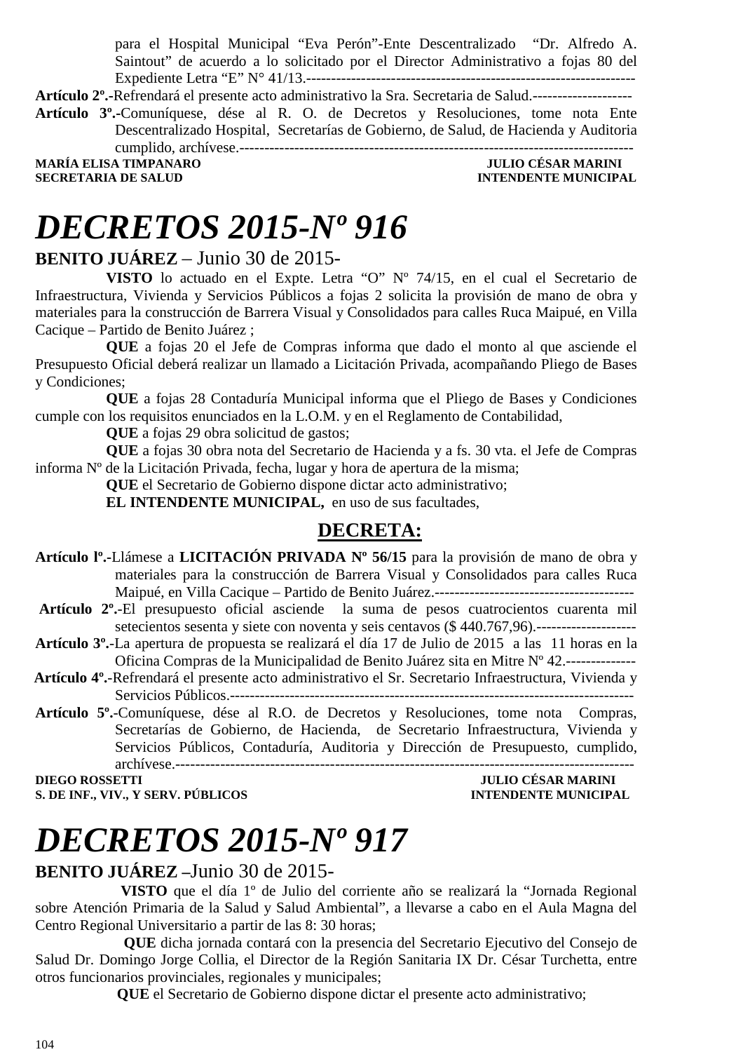para el Hospital Municipal "Eva Perón"-Ente Descentralizado "Dr. Alfredo A. Saintout" de acuerdo a lo solicitado por el Director Administrativo a fojas 80 del Expediente Letra "E" N° 41/13.-------------------------------------------------------------------

**Artículo 2º.-**Refrendará el presente acto administrativo la Sra. Secretaria de Salud.--------------------

**Artículo 3º.-**Comuníquese, dése al R. O. de Decretos y Resoluciones, tome nota Ente Descentralizado Hospital, Secretarías de Gobierno, de Salud, de Hacienda y Auditoria cumplido, archívese.-------------------------------------------------------------------------------

**MARÍA ELISA TIMPANARO** — **JULIO CÉSAR MARINI**
**SECRETARIA DE SALUD** — **INTENDENTE MUNICIPAL**

# *DECRETOS 2015-Nº 916*

**BENITO JUÁREZ** – Junio 30 de 2015-

**VISTO** lo actuado en el Expte. Letra "O" Nº 74/15, en el cual el Secretario de Infraestructura, Vivienda y Servicios Públicos a fojas 2 solicita la provisión de mano de obra y materiales para la construcción de Barrera Visual y Consolidados para calles Ruca Maipué, en Villa Cacique – Partido de Benito Juárez ;

**QUE** a fojas 20 el Jefe de Compras informa que dado el monto al que asciende el Presupuesto Oficial deberá realizar un llamado a Licitación Privada, acompañando Pliego de Bases y Condiciones;

**QUE** a fojas 28 Contaduría Municipal informa que el Pliego de Bases y Condiciones cumple con los requisitos enunciados en la L.O.M. y en el Reglamento de Contabilidad,

**QUE** a fojas 29 obra solicitud de gastos;

**QUE** a fojas 30 obra nota del Secretario de Hacienda y a fs. 30 vta. el Jefe de Compras informa Nº de la Licitación Privada, fecha, lugar y hora de apertura de la misma;

**QUE** el Secretario de Gobierno dispone dictar acto administrativo;

**EL INTENDENTE MUNICIPAL,** en uso de sus facultades,

## DECRETA:

**Artículo lº.-**Llámese a **LICITACIÓN PRIVADA Nº 56/15** para la provisión de mano de obra y materiales para la construcción de Barrera Visual y Consolidados para calles Ruca Maipué, en Villa Cacique – Partido de Benito Juárez.----------------------------------------

**Artículo 2º.-**El presupuesto oficial asciende la suma de pesos cuatrocientos cuarenta mil setecientos sesenta y siete con noventa y seis centavos ($ 440.767,96).--------------------

**Artículo 3º.-**La apertura de propuesta se realizará el día 17 de Julio de 2015 a las 11 horas en la Oficina Compras de la Municipalidad de Benito Juárez sita en Mitre Nº 42.--------------

**Artículo 4º.-**Refrendará el presente acto administrativo el Sr. Secretario Infraestructura, Vivienda y Servicios Públicos.--------------------------------------------------------------------------------

**Artículo 5º.-**Comuníquese, dése al R.O. de Decretos y Resoluciones, tome nota Compras, Secretarías de Gobierno, de Hacienda, de Secretario Infraestructura, Vivienda y Servicios Públicos, Contaduría, Auditoria y Dirección de Presupuesto, cumplido, archívese.-------------------------------------------------------------------------------------------

**DIEGO ROSSETTI** — **JULIO CÉSAR MARINI**
**S. DE INF., VIV., Y SERV. PÚBLICOS** — **INTENDENTE MUNICIPAL**

# *DECRETOS 2015-Nº 917*

**BENITO JUÁREZ –**Junio 30 de 2015-

**VISTO** que el día 1º de Julio del corriente año se realizará la "Jornada Regional sobre Atención Primaria de la Salud y Salud Ambiental", a llevarse a cabo en el Aula Magna del Centro Regional Universitario a partir de las 8: 30 horas;

**QUE** dicha jornada contará con la presencia del Secretario Ejecutivo del Consejo de Salud Dr. Domingo Jorge Collia, el Director de la Región Sanitaria IX Dr. César Turchetta, entre otros funcionarios provinciales, regionales y municipales;

**QUE** el Secretario de Gobierno dispone dictar el presente acto administrativo;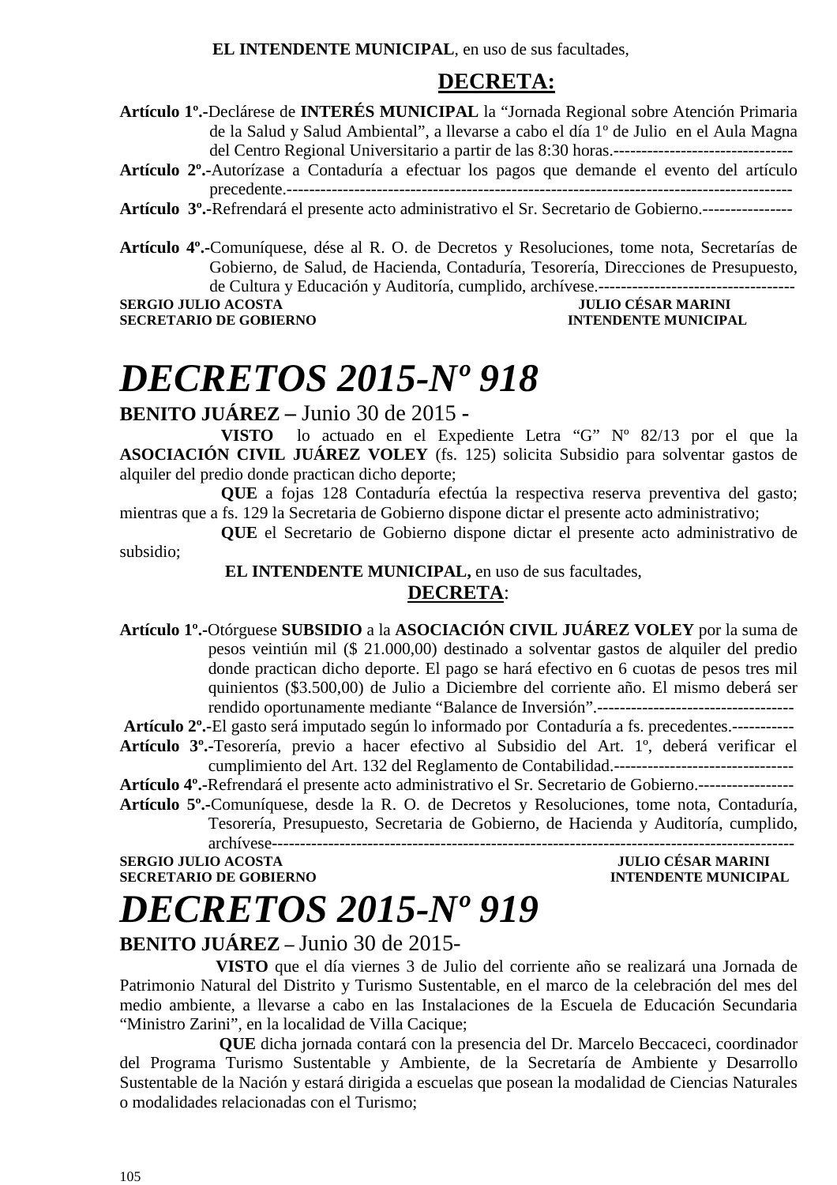**EL INTENDENTE MUNICIPAL**, en uso de sus facultades,

**DECRETA:**

**Artículo 1º.-**Declárese de **INTERÉS MUNICIPAL** la "Jornada Regional sobre Atención Primaria de la Salud y Salud Ambiental", a llevarse a cabo el día 1º de Julio en el Aula Magna del Centro Regional Universitario a partir de las 8:30 horas.--------------------------------

**Artículo 2º.-**Autorízase a Contaduría a efectuar los pagos que demande el evento del artículo precedente.------------------------------------------------------------------------------------------

**Artículo 3º.-**Refrendará el presente acto administrativo el Sr. Secretario de Gobierno.----------------

**Artículo 4º.-**Comuníquese, dése al R. O. de Decretos y Resoluciones, tome nota, Secretarías de Gobierno, de Salud, de Hacienda, Contaduría, Tesorería, Direcciones de Presupuesto, de Cultura y Educación y Auditoría, cumplido, archívese.-----------------------------------

**SERGIO JULIO ACOSTA** — **SECRETARIO DE GOBIERNO**
**JULIO CÉSAR MARINI** — **INTENDENTE MUNICIPAL**

# *DECRETOS 2015-Nº 918*

**BENITO JUÁREZ –** Junio 30 de 2015 -

**VISTO** lo actuado en el Expediente Letra "G" Nº 82/13 por el que la **ASOCIACIÓN CIVIL JUÁREZ VOLEY** (fs. 125) solicita Subsidio para solventar gastos de alquiler del predio donde practican dicho deporte;

**QUE** a fojas 128 Contaduría efectúa la respectiva reserva preventiva del gasto; mientras que a fs. 129 la Secretaria de Gobierno dispone dictar el presente acto administrativo;

**QUE** el Secretario de Gobierno dispone dictar el presente acto administrativo de subsidio;

**EL INTENDENTE MUNICIPAL,** en uso de sus facultades,

**DECRETA**:

**Artículo 1º.-**Otórguese **SUBSIDIO** a la **ASOCIACIÓN CIVIL JUÁREZ VOLEY** por la suma de pesos veintiún mil ($ 21.000,00) destinado a solventar gastos de alquiler del predio donde practican dicho deporte. El pago se hará efectivo en 6 cuotas de pesos tres mil quinientos ($3.500,00) de Julio a Diciembre del corriente año. El mismo deberá ser rendido oportunamente mediante "Balance de Inversión".-----------------------------------

**Artículo 2º.-**El gasto será imputado según lo informado por Contaduría a fs. precedentes.-----------

**Artículo 3º.-**Tesorería, previo a hacer efectivo al Subsidio del Art. 1º, deberá verificar el cumplimiento del Art. 132 del Reglamento de Contabilidad.--------------------------------

**Artículo 4º.-**Refrendará el presente acto administrativo el Sr. Secretario de Gobierno.-----------------

**Artículo 5º.-**Comuníquese, desde la R. O. de Decretos y Resoluciones, tome nota, Contaduría, Tesorería, Presupuesto, Secretaria de Gobierno, de Hacienda y Auditoría, cumplido, archívese-----------------------------------------------------------------------------------------

**SERGIO JULIO ACOSTA** — **SECRETARIO DE GOBIERNO**
**JULIO CÉSAR MARINI** — **INTENDENTE MUNICIPAL**

# *DECRETOS 2015-Nº 919*

**BENITO JUÁREZ –** Junio 30 de 2015-

**VISTO** que el día viernes 3 de Julio del corriente año se realizará una Jornada de Patrimonio Natural del Distrito y Turismo Sustentable, en el marco de la celebración del mes del medio ambiente, a llevarse a cabo en las Instalaciones de la Escuela de Educación Secundaria "Ministro Zarini", en la localidad de Villa Cacique;

**QUE** dicha jornada contará con la presencia del Dr. Marcelo Beccaceci, coordinador del Programa Turismo Sustentable y Ambiente, de la Secretaría de Ambiente y Desarrollo Sustentable de la Nación y estará dirigida a escuelas que posean la modalidad de Ciencias Naturales o modalidades relacionadas con el Turismo;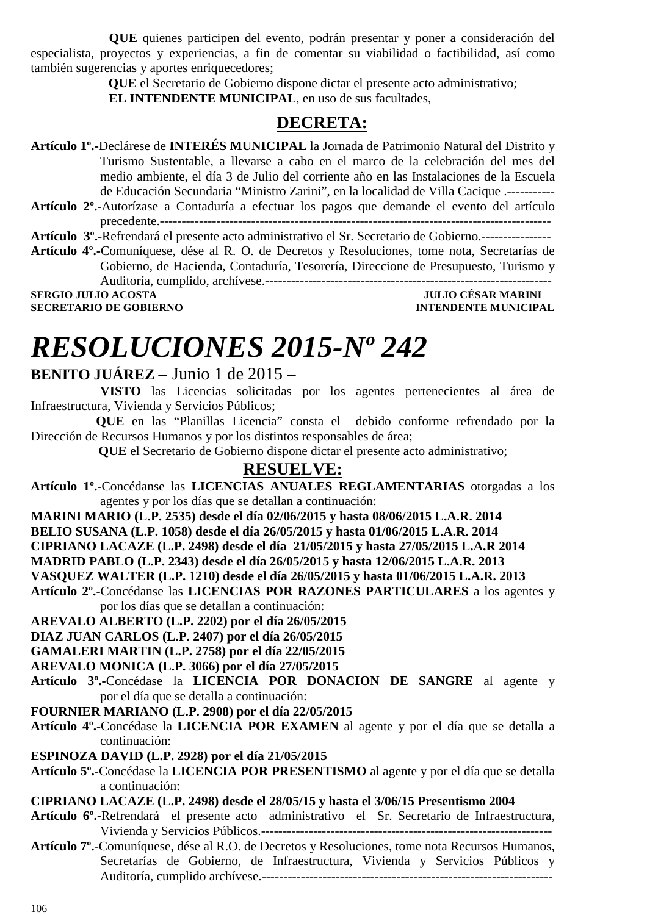**QUE** quienes participen del evento, podrán presentar y poner a consideración del especialista, proyectos y experiencias, a fin de comentar su viabilidad o factibilidad, así como también sugerencias y aportes enriquecedores;

**QUE** el Secretario de Gobierno dispone dictar el presente acto administrativo;

**EL INTENDENTE MUNICIPAL**, en uso de sus facultades,

## DECRETA:

**Artículo 1º.-**Declárese de **INTERÉS MUNICIPAL** la Jornada de Patrimonio Natural del Distrito y Turismo Sustentable, a llevarse a cabo en el marco de la celebración del mes del medio ambiente, el día 3 de Julio del corriente año en las Instalaciones de la Escuela de Educación Secundaria "Ministro Zarini", en la localidad de Villa Cacique .-----------

**Artículo 2º.-**Autorízase a Contaduría a efectuar los pagos que demande el evento del artículo precedente.-----------------------------------------------------------------------------------------

**Artículo 3º.-**Refrendará el presente acto administrativo el Sr. Secretario de Gobierno.----------------

**Artículo 4º.-**Comuníquese, dése al R. O. de Decretos y Resoluciones, tome nota, Secretarías de Gobierno, de Hacienda, Contaduría, Tesorería, Direccione de Presupuesto, Turismo y Auditoría, cumplido, archívese.------------------------------------------------------------------

**SERGIO JULIO ACOSTA** — **SECRETARIO DE GOBIERNO**

**JULIO CÉSAR MARINI** — **INTENDENTE MUNICIPAL**

# *RESOLUCIONES 2015-Nº 242*

**BENITO JUÁREZ** – Junio 1 de 2015 –

**VISTO** las Licencias solicitadas por los agentes pertenecientes al área de Infraestructura, Vivienda y Servicios Públicos;

**QUE** en las "Planillas Licencia" consta el debido conforme refrendado por la Dirección de Recursos Humanos y por los distintos responsables de área;

**QUE** el Secretario de Gobierno dispone dictar el presente acto administrativo;

## RESUELVE:

**Artículo 1º.-**Concédanse las **LICENCIAS ANUALES REGLAMENTARIAS** otorgadas a los agentes y por los días que se detallan a continuación:

**MARINI MARIO (L.P. 2535) desde el día 02/06/2015 y hasta 08/06/2015 L.A.R. 2014**
**BELIO SUSANA (L.P. 1058) desde el día 26/05/2015 y hasta 01/06/2015 L.A.R. 2014**
**CIPRIANO LACAZE (L.P. 2498) desde el día 21/05/2015 y hasta 27/05/2015 L.A.R 2014**
**MADRID PABLO (L.P. 2343) desde el día 26/05/2015 y hasta 12/06/2015 L.A.R. 2013**
**VASQUEZ WALTER (L.P. 1210) desde el día 26/05/2015 y hasta 01/06/2015 L.A.R. 2013**

**Artículo 2º.-**Concédanse las **LICENCIAS POR RAZONES PARTICULARES** a los agentes y por los días que se detallan a continuación:

**AREVALO ALBERTO (L.P. 2202) por el día 26/05/2015**
**DIAZ JUAN CARLOS (L.P. 2407) por el día 26/05/2015**
**GAMALERI MARTIN (L.P. 2758) por el día 22/05/2015**
**AREVALO MONICA (L.P. 3066) por el día 27/05/2015**

**Artículo 3º.-**Concédase la **LICENCIA POR DONACION DE SANGRE** al agente y por el día que se detalla a continuación:

**FOURNIER MARIANO (L.P. 2908) por el día 22/05/2015**

**Artículo 4º.-**Concédase la **LICENCIA POR EXAMEN** al agente y por el día que se detalla a continuación:

**ESPINOZA DAVID (L.P. 2928) por el día 21/05/2015**

**Artículo 5º.-**Concédase la **LICENCIA POR PRESENTISMO** al agente y por el día que se detalla a continuación:

**CIPRIANO LACAZE (L.P. 2498) desde el 28/05/15 y hasta el 3/06/15 Presentismo 2004**

**Artículo 6º.-**Refrendará el presente acto administrativo el Sr. Secretario de Infraestructura, Vivienda y Servicios Públicos.------------------------------------------------------------------

**Artículo 7º.-**Comuníquese, dése al R.O. de Decretos y Resoluciones, tome nota Recursos Humanos, Secretarías de Gobierno, de Infraestructura, Vivienda y Servicios Públicos y Auditoría, cumplido archívese.--------------------------------------------------------------------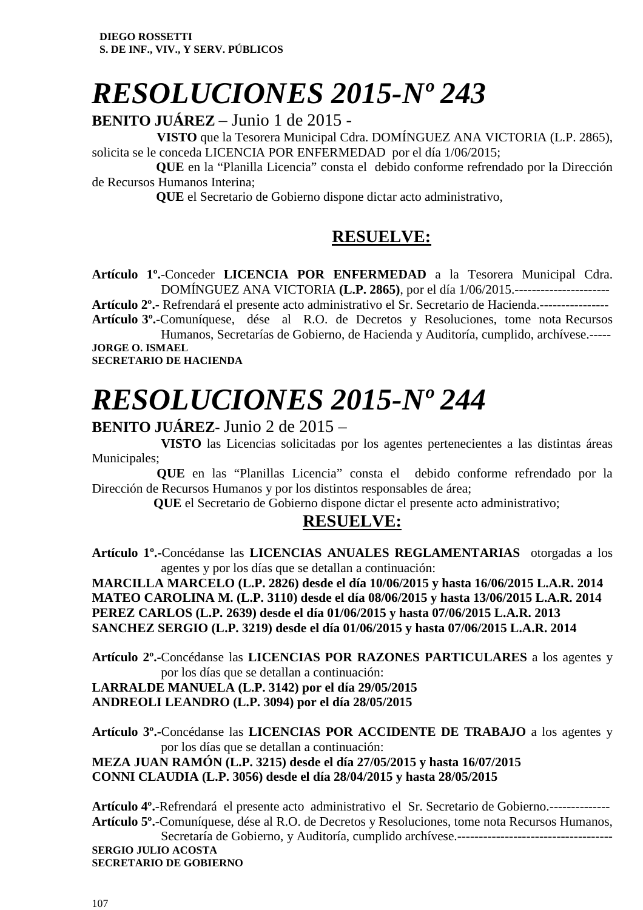**DIEGO ROSSETTI**
**S. DE INF., VIV., Y SERV. PÚBLICOS**

# *RESOLUCIONES 2015-Nº 243*

**BENITO JUÁREZ** – Junio 1 de 2015 -

**VISTO** que la Tesorera Municipal Cdra. DOMÍNGUEZ ANA VICTORIA (L.P. 2865), solicita se le conceda LICENCIA POR ENFERMEDAD por el día 1/06/2015;

**QUE** en la "Planilla Licencia" consta el debido conforme refrendado por la Dirección de Recursos Humanos Interina;

**QUE** el Secretario de Gobierno dispone dictar acto administrativo,

## RESUELVE:

**Artículo 1º.**-Conceder **LICENCIA POR ENFERMEDAD** a la Tesorera Municipal Cdra. DOMÍNGUEZ ANA VICTORIA **(L.P. 2865)**, por el día 1/06/2015.----------------------

**Artículo 2º.-** Refrendará el presente acto administrativo el Sr. Secretario de Hacienda.----------------

**Artículo 3º.**-Comuníquese, dése al R.O. de Decretos y Resoluciones, tome nota Recursos Humanos, Secretarías de Gobierno, de Hacienda y Auditoría, cumplido, archívese.-----

**JORGE O. ISMAEL**
**SECRETARIO DE HACIENDA**

# *RESOLUCIONES 2015-Nº 244*

**BENITO JUÁREZ**- Junio 2 de 2015 –

**VISTO** las Licencias solicitadas por los agentes pertenecientes a las distintas áreas Municipales;

**QUE** en las "Planillas Licencia" consta el debido conforme refrendado por la Dirección de Recursos Humanos y por los distintos responsables de área;

**QUE** el Secretario de Gobierno dispone dictar el presente acto administrativo;

## RESUELVE:

**Artículo 1º.**-Concédanse las **LICENCIAS ANUALES REGLAMENTARIAS** otorgadas a los agentes y por los días que se detallan a continuación:

**MARCILLA MARCELO (L.P. 2826) desde el día 10/06/2015 y hasta 16/06/2015 L.A.R. 2014**
**MATEO CAROLINA M. (L.P. 3110) desde el día 08/06/2015 y hasta 13/06/2015 L.A.R. 2014**
**PEREZ CARLOS (L.P. 2639) desde el día 01/06/2015 y hasta 07/06/2015 L.A.R. 2013**
**SANCHEZ SERGIO (L.P. 3219) desde el día 01/06/2015 y hasta 07/06/2015 L.A.R. 2014**

**Artículo 2º.**-Concédanse las **LICENCIAS POR RAZONES PARTICULARES** a los agentes y por los días que se detallan a continuación:

**LARRALDE MANUELA (L.P. 3142) por el día 29/05/2015**
**ANDREOLI LEANDRO (L.P. 3094) por el día 28/05/2015**

**Artículo 3º.**-Concédanse las **LICENCIAS POR ACCIDENTE DE TRABAJO** a los agentes y por los días que se detallan a continuación:

**MEZA JUAN RAMÓN (L.P. 3215) desde el día 27/05/2015 y hasta 16/07/2015**
**CONNI CLAUDIA (L.P. 3056) desde el día 28/04/2015 y hasta 28/05/2015**

**Artículo 4º.**-Refrendará el presente acto administrativo el Sr. Secretario de Gobierno.--------------

**Artículo 5º.**-Comuníquese, dése al R.O. de Decretos y Resoluciones, tome nota Recursos Humanos, Secretaría de Gobierno, y Auditoría, cumplido archívese.------------------------------------

**SERGIO JULIO ACOSTA**
**SECRETARIO DE GOBIERNO**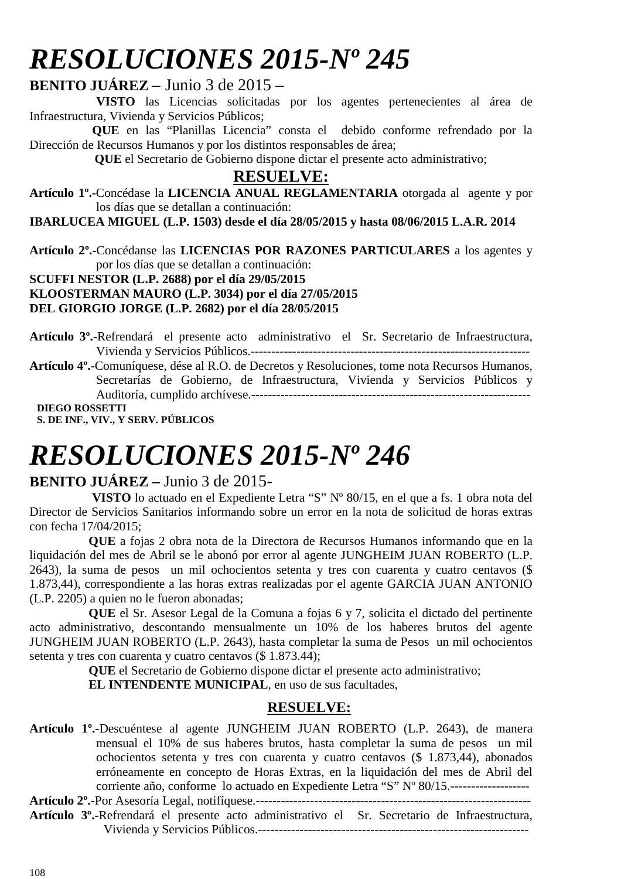# *RESOLUCIONES 2015-Nº 245*

**BENITO JUÁREZ** – Junio 3 de 2015 –

**VISTO** las Licencias solicitadas por los agentes pertenecientes al área de Infraestructura, Vivienda y Servicios Públicos;

**QUE** en las "Planillas Licencia" consta el debido conforme refrendado por la Dirección de Recursos Humanos y por los distintos responsables de área;

**QUE** el Secretario de Gobierno dispone dictar el presente acto administrativo;

**RESUELVE:**

**Artículo 1º.-**Concédase la **LICENCIA ANUAL REGLAMENTARIA** otorgada al agente y por los días que se detallan a continuación:

**IBARLUCEA MIGUEL (L.P. 1503) desde el día 28/05/2015 y hasta 08/06/2015 L.A.R. 2014**

**Artículo 2º.-**Concédanse las **LICENCIAS POR RAZONES PARTICULARES** a los agentes y por los días que se detallan a continuación:

**SCUFFI NESTOR (L.P. 2688) por el día 29/05/2015**
**KLOOSTERMAN MAURO (L.P. 3034) por el día 27/05/2015**
**DEL GIORGIO JORGE (L.P. 2682) por el día 28/05/2015**

**Artículo 3º.-**Refrendará el presente acto administrativo el Sr. Secretario de Infraestructura, Vivienda y Servicios Públicos.-------------------------------------------------------------------

**Artículo 4º.-**Comuníquese, dése al R.O. de Decretos y Resoluciones, tome nota Recursos Humanos, Secretarías de Gobierno, de Infraestructura, Vivienda y Servicios Públicos y Auditoría, cumplido archívese.-------------------------------------------------------------------

**DIEGO ROSSETTI**
**S. DE INF., VIV., Y SERV. PÚBLICOS**

# *RESOLUCIONES 2015-Nº 246*

**BENITO JUÁREZ –** Junio 3 de 2015-

**VISTO** lo actuado en el Expediente Letra "S" Nº 80/15, en el que a fs. 1 obra nota del Director de Servicios Sanitarios informando sobre un error en la nota de solicitud de horas extras con fecha 17/04/2015;

**QUE** a fojas 2 obra nota de la Directora de Recursos Humanos informando que en la liquidación del mes de Abril se le abonó por error al agente JUNGHEIM JUAN ROBERTO (L.P. 2643), la suma de pesos un mil ochocientos setenta y tres con cuarenta y cuatro centavos ($ 1.873,44), correspondiente a las horas extras realizadas por el agente GARCIA JUAN ANTONIO (L.P. 2205) a quien no le fueron abonadas;

**QUE** el Sr. Asesor Legal de la Comuna a fojas 6 y 7, solicita el dictado del pertinente acto administrativo, descontando mensualmente un 10% de los haberes brutos del agente JUNGHEIM JUAN ROBERTO (L.P. 2643), hasta completar la suma de Pesos un mil ochocientos setenta y tres con cuarenta y cuatro centavos ($ 1.873.44);

**QUE** el Secretario de Gobierno dispone dictar el presente acto administrativo;

**EL INTENDENTE MUNICIPAL**, en uso de sus facultades,

**RESUELVE:**

**Artículo 1º.-**Descuéntese al agente JUNGHEIM JUAN ROBERTO (L.P. 2643), de manera mensual el 10% de sus haberes brutos, hasta completar la suma de pesos un mil ochocientos setenta y tres con cuarenta y cuatro centavos ($ 1.873,44), abonados erróneamente en concepto de Horas Extras, en la liquidación del mes de Abril del corriente año, conforme lo actuado en Expediente Letra "S" Nº 80/15.-------------------

**Artículo 2º.-**Por Asesoría Legal, notifíquese.-------------------------------------------------------------------

**Artículo 3º.-**Refrendará el presente acto administrativo el Sr. Secretario de Infraestructura, Vivienda y Servicios Públicos.-----------------------------------------------------------------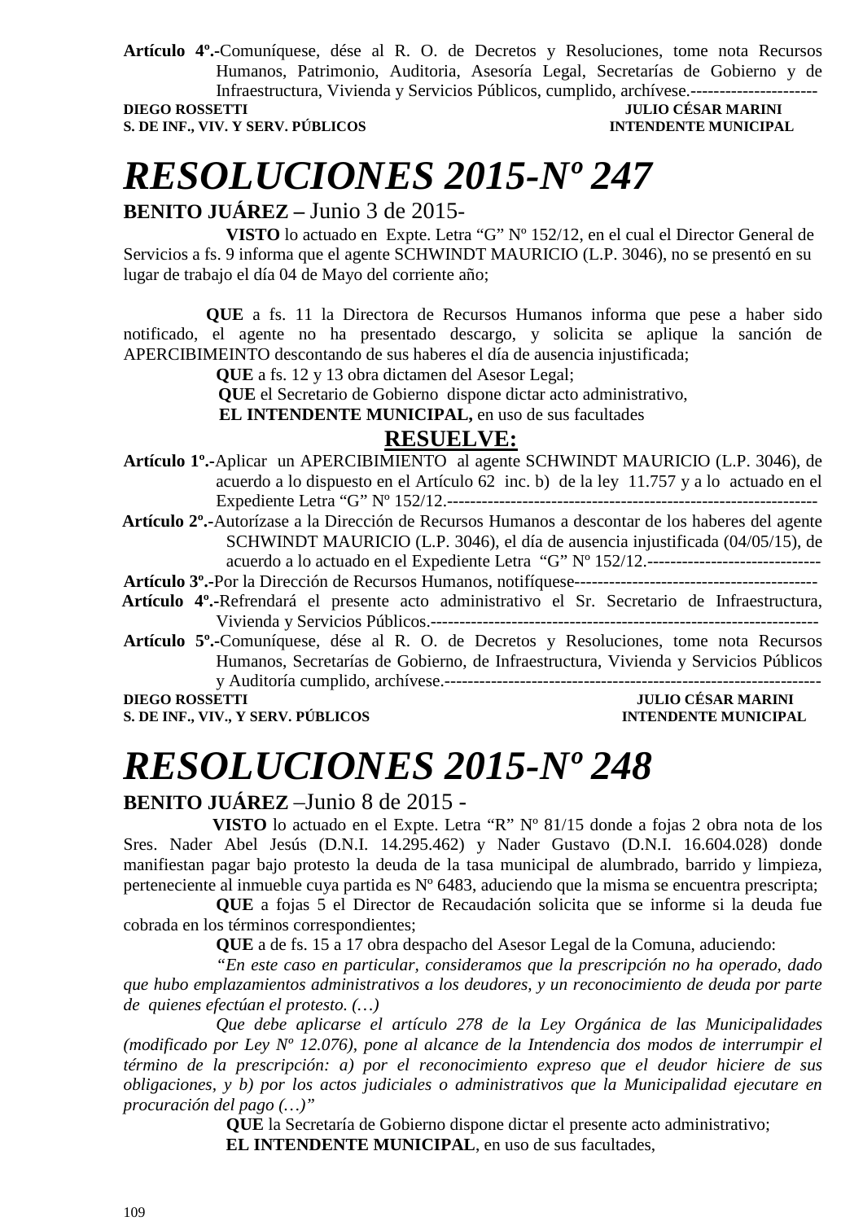**Artículo 4º.-**Comuníquese, dése al R. O. de Decretos y Resoluciones, tome nota Recursos Humanos, Patrimonio, Auditoria, Asesoría Legal, Secretarías de Gobierno y de Infraestructura, Vivienda y Servicios Públicos, cumplido, archívese.----------------------

**DIEGO ROSSETTI** — **JULIO CÉSAR MARINI**
**S. DE INF., VIV. Y SERV. PÚBLICOS** — **INTENDENTE MUNICIPAL**

# *RESOLUCIONES 2015-Nº 247*

**BENITO JUÁREZ –** Junio 3 de 2015-

**VISTO** lo actuado en Expte. Letra "G" Nº 152/12, en el cual el Director General de Servicios a fs. 9 informa que el agente SCHWINDT MAURICIO (L.P. 3046), no se presentó en su lugar de trabajo el día 04 de Mayo del corriente año;

**QUE** a fs. 11 la Directora de Recursos Humanos informa que pese a haber sido notificado, el agente no ha presentado descargo, y solicita se aplique la sanción de APERCIBIMEINTO descontando de sus haberes el día de ausencia injustificada;

**QUE** a fs. 12 y 13 obra dictamen del Asesor Legal;

**QUE** el Secretario de Gobierno dispone dictar acto administrativo,

**EL INTENDENTE MUNICIPAL,** en uso de sus facultades

**RESUELVE:**

**Artículo 1º.-**Aplicar un APERCIBIMIENTO al agente SCHWINDT MAURICIO (L.P. 3046), de acuerdo a lo dispuesto en el Artículo 62 inc. b) de la ley 11.757 y a lo actuado en el Expediente Letra "G" Nº 152/12.----------------------------------------------------------------

**Artículo 2º.-**Autorízase a la Dirección de Recursos Humanos a descontar de los haberes del agente SCHWINDT MAURICIO (L.P. 3046), el día de ausencia injustificada (04/05/15), de acuerdo a lo actuado en el Expediente Letra "G" Nº 152/12.------------------------------

**Artículo 3º.-**Por la Dirección de Recursos Humanos, notifíquese------------------------------------------

**Artículo 4º.-**Refrendará el presente acto administrativo el Sr. Secretario de Infraestructura, Vivienda y Servicios Públicos.--------------------------------------------------------------------

**Artículo 5º.-**Comuníquese, dése al R. O. de Decretos y Resoluciones, tome nota Recursos Humanos, Secretarías de Gobierno, de Infraestructura, Vivienda y Servicios Públicos y Auditoría cumplido, archívese.-----------------------------------------------------------------

**DIEGO ROSSETTI** — **JULIO CÉSAR MARINI**
**S. DE INF., VIV., Y SERV. PÚBLICOS** — **INTENDENTE MUNICIPAL**

# *RESOLUCIONES 2015-Nº 248*

**BENITO JUÁREZ** –Junio 8 de 2015 -

**VISTO** lo actuado en el Expte. Letra "R" Nº 81/15 donde a fojas 2 obra nota de los Sres. Nader Abel Jesús (D.N.I. 14.295.462) y Nader Gustavo (D.N.I. 16.604.028) donde manifiestan pagar bajo protesto la deuda de la tasa municipal de alumbrado, barrido y limpieza, perteneciente al inmueble cuya partida es Nº 6483, aduciendo que la misma se encuentra prescripta;

**QUE** a fojas 5 el Director de Recaudación solicita que se informe si la deuda fue cobrada en los términos correspondientes;

**QUE** a de fs. 15 a 17 obra despacho del Asesor Legal de la Comuna, aduciendo:

*"En este caso en particular, consideramos que la prescripción no ha operado, dado que hubo emplazamientos administrativos a los deudores, y un reconocimiento de deuda por parte de quienes efectúan el protesto. (…)*

*Que debe aplicarse el artículo 278 de la Ley Orgánica de las Municipalidades (modificado por Ley Nº 12.076), pone al alcance de la Intendencia dos modos de interrumpir el término de la prescripción: a) por el reconocimiento expreso que el deudor hiciere de sus obligaciones, y b) por los actos judiciales o administrativos que la Municipalidad ejecutare en procuración del pago (…)"*

**QUE** la Secretaría de Gobierno dispone dictar el presente acto administrativo;

**EL INTENDENTE MUNICIPAL**, en uso de sus facultades,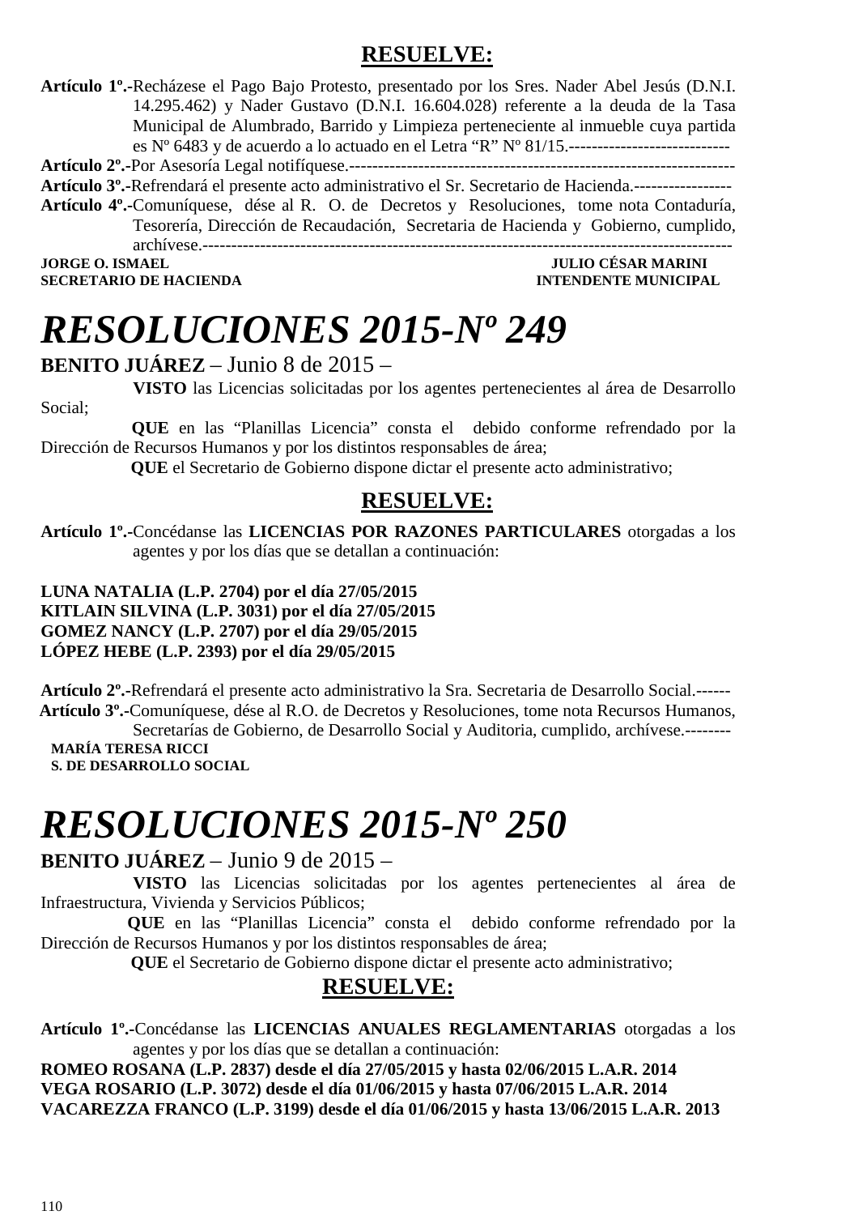## RESUELVE:

**Artículo 1º.-**Recházese el Pago Bajo Protesto, presentado por los Sres. Nader Abel Jesús (D.N.I. 14.295.462) y Nader Gustavo (D.N.I. 16.604.028) referente a la deuda de la Tasa Municipal de Alumbrado, Barrido y Limpieza perteneciente al inmueble cuya partida es Nº 6483 y de acuerdo a lo actuado en el Letra "R" Nº 81/15.----------------------------
**Artículo 2º.-**Por Asesoría Legal notifíquese.------------------------------------------------------------------
**Artículo 3º.-**Refrendará el presente acto administrativo el Sr. Secretario de Hacienda.-----------------
**Artículo 4º.-**Comuníquese, dése al R. O. de Decretos y Resoluciones, tome nota Contaduría, Tesorería, Dirección de Recaudación, Secretaria de Hacienda y Gobierno, cumplido, archívese.------------------------------------------------------------------------------------------

**JORGE O. ISMAEL** — **SECRETARIO DE HACIENDA**
**JULIO CÉSAR MARINI** — **INTENDENTE MUNICIPAL**

# *RESOLUCIONES 2015-Nº 249*

**BENITO JUÁREZ** – Junio 8 de 2015 –

**VISTO** las Licencias solicitadas por los agentes pertenecientes al área de Desarrollo Social;

**QUE** en las "Planillas Licencia" consta el debido conforme refrendado por la Dirección de Recursos Humanos y por los distintos responsables de área;

**QUE** el Secretario de Gobierno dispone dictar el presente acto administrativo;

## RESUELVE:

**Artículo 1º.-**Concédanse las **LICENCIAS POR RAZONES PARTICULARES** otorgadas a los agentes y por los días que se detallan a continuación:

**LUNA NATALIA (L.P. 2704) por el día 27/05/2015**
**KITLAIN SILVINA (L.P. 3031) por el día 27/05/2015**
**GOMEZ NANCY (L.P. 2707) por el día 29/05/2015**
**LÓPEZ HEBE (L.P. 2393) por el día 29/05/2015**

**Artículo 2º.-**Refrendará el presente acto administrativo la Sra. Secretaria de Desarrollo Social.------
**Artículo 3º.-**Comuníquese, dése al R.O. de Decretos y Resoluciones, tome nota Recursos Humanos, Secretarías de Gobierno, de Desarrollo Social y Auditoria, cumplido, archívese.--------

**MARÍA TERESA RICCI**
**S. DE DESARROLLO SOCIAL**

# *RESOLUCIONES 2015-Nº 250*

**BENITO JUÁREZ** – Junio 9 de 2015 –

**VISTO** las Licencias solicitadas por los agentes pertenecientes al área de Infraestructura, Vivienda y Servicios Públicos;

**QUE** en las "Planillas Licencia" consta el debido conforme refrendado por la Dirección de Recursos Humanos y por los distintos responsables de área;

**QUE** el Secretario de Gobierno dispone dictar el presente acto administrativo;

## RESUELVE:

**Artículo 1º.-**Concédanse las **LICENCIAS ANUALES REGLAMENTARIAS** otorgadas a los agentes y por los días que se detallan a continuación:

**ROMEO ROSANA (L.P. 2837) desde el día 27/05/2015 y hasta 02/06/2015 L.A.R. 2014**
**VEGA ROSARIO (L.P. 3072) desde el día 01/06/2015 y hasta 07/06/2015 L.A.R. 2014**
**VACAREZZA FRANCO (L.P. 3199) desde el día 01/06/2015 y hasta 13/06/2015 L.A.R. 2013**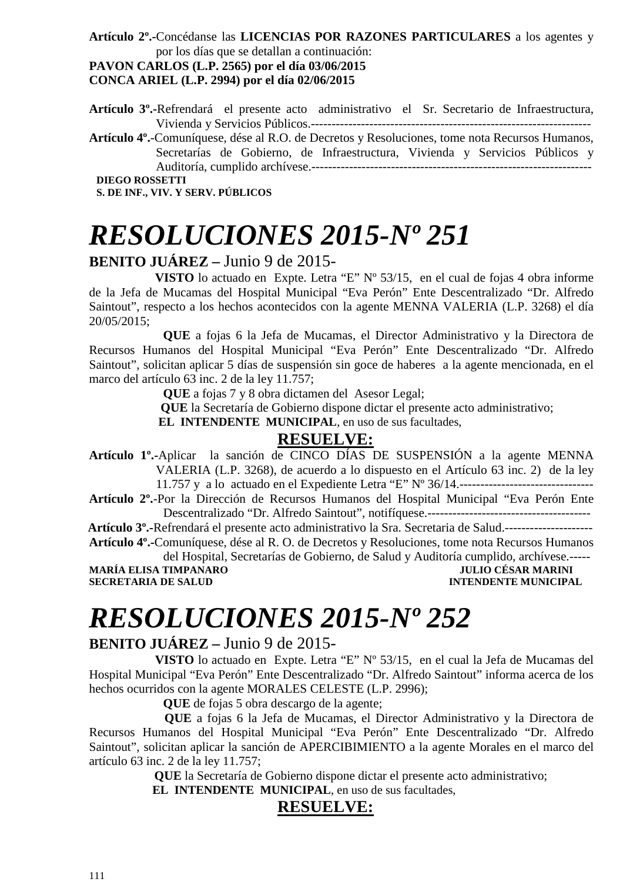**Artículo 2º.-**Concédanse las **LICENCIAS POR RAZONES PARTICULARES** a los agentes y por los días que se detallan a continuación:

**PAVON CARLOS (L.P. 2565) por el día 03/06/2015**

**CONCA ARIEL (L.P. 2994) por el día 02/06/2015**

**Artículo 3º.-**Refrendará el presente acto administrativo el Sr. Secretario de Infraestructura, Vivienda y Servicios Públicos.------------------------------------------------------------------

**Artículo 4º.-**Comuníquese, dése al R.O. de Decretos y Resoluciones, tome nota Recursos Humanos, Secretarías de Gobierno, de Infraestructura, Vivienda y Servicios Públicos y Auditoría, cumplido archívese.------------------------------------------------------------------

**DIEGO ROSSETTI**
**S. DE INF., VIV. Y SERV. PÚBLICOS**

# *RESOLUCIONES 2015-Nº 251*

**BENITO JUÁREZ –** Junio 9 de 2015-

**VISTO** lo actuado en Expte. Letra "E" Nº 53/15, en el cual de fojas 4 obra informe de la Jefa de Mucamas del Hospital Municipal "Eva Perón" Ente Descentralizado "Dr. Alfredo Saintout", respecto a los hechos acontecidos con la agente MENNA VALERIA (L.P. 3268) el día 20/05/2015;

**QUE** a fojas 6 la Jefa de Mucamas, el Director Administrativo y la Directora de Recursos Humanos del Hospital Municipal "Eva Perón" Ente Descentralizado "Dr. Alfredo Saintout", solicitan aplicar 5 días de suspensión sin goce de haberes a la agente mencionada, en el marco del artículo 63 inc. 2 de la ley 11.757;

**QUE** a fojas 7 y 8 obra dictamen del Asesor Legal;

**QUE** la Secretaría de Gobierno dispone dictar el presente acto administrativo;

**EL INTENDENTE MUNICIPAL**, en uso de sus facultades,

**RESUELVE:**

**Artículo 1º.-**Aplicar la sanción de CINCO DÍAS DE SUSPENSIÓN a la agente MENNA VALERIA (L.P. 3268), de acuerdo a lo dispuesto en el Artículo 63 inc. 2) de la ley 11.757 y a lo actuado en el Expediente Letra "E" Nº 36/14.--------------------------------

**Artículo 2º.-**Por la Dirección de Recursos Humanos del Hospital Municipal "Eva Perón Ente Descentralizado "Dr. Alfredo Saintout", notifíquese.---------------------------------------

**Artículo 3º.-**Refrendará el presente acto administrativo la Sra. Secretaria de Salud.---------------------

**Artículo 4º.-**Comuníquese, dése al R. O. de Decretos y Resoluciones, tome nota Recursos Humanos del Hospital, Secretarías de Gobierno, de Salud y Auditoría cumplido, archívese.-----

**MARÍA ELISA TIMPANARO** — **JULIO CÉSAR MARINI**
**SECRETARIA DE SALUD** — **INTENDENTE MUNICIPAL**

# *RESOLUCIONES 2015-Nº 252*

**BENITO JUÁREZ –** Junio 9 de 2015-

**VISTO** lo actuado en Expte. Letra "E" Nº 53/15, en el cual la Jefa de Mucamas del Hospital Municipal "Eva Perón" Ente Descentralizado "Dr. Alfredo Saintout" informa acerca de los hechos ocurridos con la agente MORALES CELESTE (L.P. 2996);

**QUE** de fojas 5 obra descargo de la agente;

**QUE** a fojas 6 la Jefa de Mucamas, el Director Administrativo y la Directora de Recursos Humanos del Hospital Municipal "Eva Perón" Ente Descentralizado "Dr. Alfredo Saintout", solicitan aplicar la sanción de APERCIBIMIENTO a la agente Morales en el marco del artículo 63 inc. 2 de la ley 11.757;

**QUE** la Secretaría de Gobierno dispone dictar el presente acto administrativo;

**EL INTENDENTE MUNICIPAL**, en uso de sus facultades,

**RESUELVE:**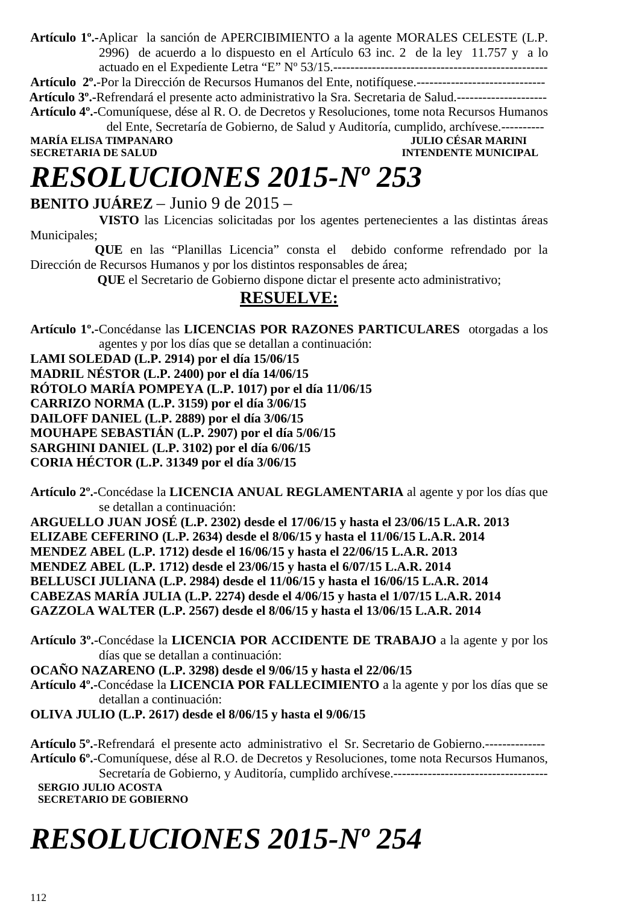**Artículo 1º.-**Aplicar la sanción de APERCIBIMIENTO a la agente MORALES CELESTE (L.P. 2996) de acuerdo a lo dispuesto en el Artículo 63 inc. 2 de la ley 11.757 y a lo actuado en el Expediente Letra "E" Nº 53/15.--------------------------------------------------
**Artículo 2º.-**Por la Dirección de Recursos Humanos del Ente, notifíquese.------------------------------
**Artículo 3º.-**Refrendará el presente acto administrativo la Sra. Secretaria de Salud.---------------------
**Artículo 4º.-**Comuníquese, dése al R. O. de Decretos y Resoluciones, tome nota Recursos Humanos del Ente, Secretaría de Gobierno, de Salud y Auditoría, cumplido, archívese.----------

**MARÍA ELISA TIMPANARO** **JULIO CÉSAR MARINI**
**SECRETARIA DE SALUD** **INTENDENTE MUNICIPAL**

# *RESOLUCIONES 2015-Nº 253*

**BENITO JUÁREZ** – Junio 9 de 2015 –

**VISTO** las Licencias solicitadas por los agentes pertenecientes a las distintas áreas Municipales;

**QUE** en las "Planillas Licencia" consta el debido conforme refrendado por la Dirección de Recursos Humanos y por los distintos responsables de área;

**QUE** el Secretario de Gobierno dispone dictar el presente acto administrativo;

## RESUELVE:

**Artículo 1º.-**Concédanse las **LICENCIAS POR RAZONES PARTICULARES** otorgadas a los agentes y por los días que se detallan a continuación:

**LAMI SOLEDAD (L.P. 2914) por el día 15/06/15**
**MADRIL NÉSTOR (L.P. 2400) por el día 14/06/15**
**RÓTOLO MARÍA POMPEYA (L.P. 1017) por el día 11/06/15**
**CARRIZO NORMA (L.P. 3159) por el día 3/06/15**
**DAILOFF DANIEL (L.P. 2889) por el día 3/06/15**
**MOUHAPE SEBASTIÁN (L.P. 2907) por el día 5/06/15**
**SARGHINI DANIEL (L.P. 3102) por el día 6/06/15**
**CORIA HÉCTOR (L.P. 31349 por el día 3/06/15**

**Artículo 2º.-**Concédase la **LICENCIA ANUAL REGLAMENTARIA** al agente y por los días que se detallan a continuación:

**ARGUELLO JUAN JOSÉ (L.P. 2302) desde el 17/06/15 y hasta el 23/06/15 L.A.R. 2013**
**ELIZABE CEFERINO (L.P. 2634) desde el 8/06/15 y hasta el 11/06/15 L.A.R. 2014**
**MENDEZ ABEL (L.P. 1712) desde el 16/06/15 y hasta el 22/06/15 L.A.R. 2013**
**MENDEZ ABEL (L.P. 1712) desde el 23/06/15 y hasta el 6/07/15 L.A.R. 2014**
**BELLUSCI JULIANA (L.P. 2984) desde el 11/06/15 y hasta el 16/06/15 L.A.R. 2014**
**CABEZAS MARÍA JULIA (L.P. 2274) desde el 4/06/15 y hasta el 1/07/15 L.A.R. 2014**
**GAZZOLA WALTER (L.P. 2567) desde el 8/06/15 y hasta el 13/06/15 L.A.R. 2014**

**Artículo 3º.-**Concédase la **LICENCIA POR ACCIDENTE DE TRABAJO** a la agente y por los días que se detallan a continuación:

**OCAÑO NAZARENO (L.P. 3298) desde el 9/06/15 y hasta el 22/06/15**

**Artículo 4º.-**Concédase la **LICENCIA POR FALLECIMIENTO** a la agente y por los días que se detallan a continuación:

**OLIVA JULIO (L.P. 2617) desde el 8/06/15 y hasta el 9/06/15**

**Artículo 5º.-**Refrendará el presente acto administrativo el Sr. Secretario de Gobierno.--------------
**Artículo 6º.-**Comuníquese, dése al R.O. de Decretos y Resoluciones, tome nota Recursos Humanos, Secretaría de Gobierno, y Auditoría, cumplido archívese.------------------------------------

**SERGIO JULIO ACOSTA**
**SECRETARIO DE GOBIERNO**

# *RESOLUCIONES 2015-Nº 254*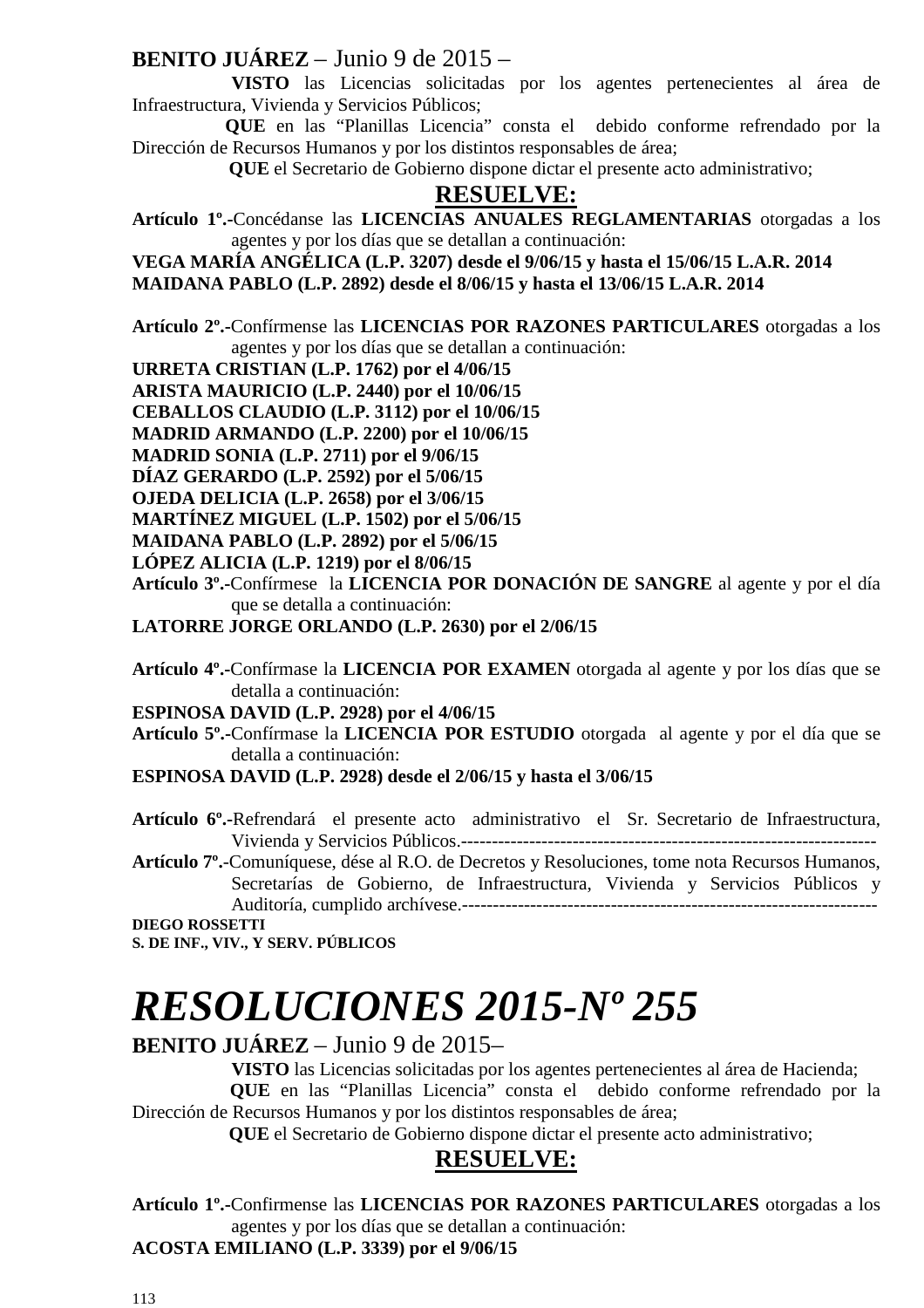**BENITO JUÁREZ** – Junio 9 de 2015 –

**VISTO** las Licencias solicitadas por los agentes pertenecientes al área de Infraestructura, Vivienda y Servicios Públicos;

**QUE** en las "Planillas Licencia" consta el debido conforme refrendado por la Dirección de Recursos Humanos y por los distintos responsables de área;

**QUE** el Secretario de Gobierno dispone dictar el presente acto administrativo;

**RESUELVE:**

**Artículo 1º.-**Concédanse las **LICENCIAS ANUALES REGLAMENTARIAS** otorgadas a los agentes y por los días que se detallan a continuación:

**VEGA MARÍA ANGÉLICA (L.P. 3207) desde el 9/06/15 y hasta el 15/06/15 L.A.R. 2014**
**MAIDANA PABLO (L.P. 2892) desde el 8/06/15 y hasta el 13/06/15 L.A.R. 2014**

**Artículo 2º.-**Confírmense las **LICENCIAS POR RAZONES PARTICULARES** otorgadas a los agentes y por los días que se detallan a continuación:

**URRETA CRISTIAN (L.P. 1762) por el 4/06/15**
**ARISTA MAURICIO (L.P. 2440) por el 10/06/15**
**CEBALLOS CLAUDIO (L.P. 3112) por el 10/06/15**
**MADRID ARMANDO (L.P. 2200) por el 10/06/15**
**MADRID SONIA (L.P. 2711) por el 9/06/15**
**DÍAZ GERARDO (L.P. 2592) por el 5/06/15**
**OJEDA DELICIA (L.P. 2658) por el 3/06/15**
**MARTÍNEZ MIGUEL (L.P. 1502) por el 5/06/15**
**MAIDANA PABLO (L.P. 2892) por el 5/06/15**
**LÓPEZ ALICIA (L.P. 1219) por el 8/06/15**

**Artículo 3º.-**Confírmese la **LICENCIA POR DONACIÓN DE SANGRE** al agente y por el día que se detalla a continuación:

**LATORRE JORGE ORLANDO (L.P. 2630) por el 2/06/15**

**Artículo 4º.-**Confírmase la **LICENCIA POR EXAMEN** otorgada al agente y por los días que se detalla a continuación:

**ESPINOSA DAVID (L.P. 2928) por el 4/06/15**

**Artículo 5º.-**Confírmase la **LICENCIA POR ESTUDIO** otorgada al agente y por el día que se detalla a continuación:

**ESPINOSA DAVID (L.P. 2928) desde el 2/06/15 y hasta el 3/06/15**

**Artículo 6º.-**Refrendará el presente acto administrativo el Sr. Secretario de Infraestructura, Vivienda y Servicios Públicos.-----------------------------------------------------------------

**Artículo 7º.-**Comuníquese, dése al R.O. de Decretos y Resoluciones, tome nota Recursos Humanos, Secretarías de Gobierno, de Infraestructura, Vivienda y Servicios Públicos y Auditoría, cumplido archívese.-----------------------------------------------------------------

**DIEGO ROSSETTI**
**S. DE INF., VIV., Y SERV. PÚBLICOS**

# *RESOLUCIONES 2015-Nº 255*

**BENITO JUÁREZ** – Junio 9 de 2015–

**VISTO** las Licencias solicitadas por los agentes pertenecientes al área de Hacienda;

**QUE** en las "Planillas Licencia" consta el debido conforme refrendado por la Dirección de Recursos Humanos y por los distintos responsables de área;

**QUE** el Secretario de Gobierno dispone dictar el presente acto administrativo;

**RESUELVE:**

**Artículo 1º.-**Confirmense las **LICENCIAS POR RAZONES PARTICULARES** otorgadas a los agentes y por los días que se detallan a continuación:

**ACOSTA EMILIANO (L.P. 3339) por el 9/06/15**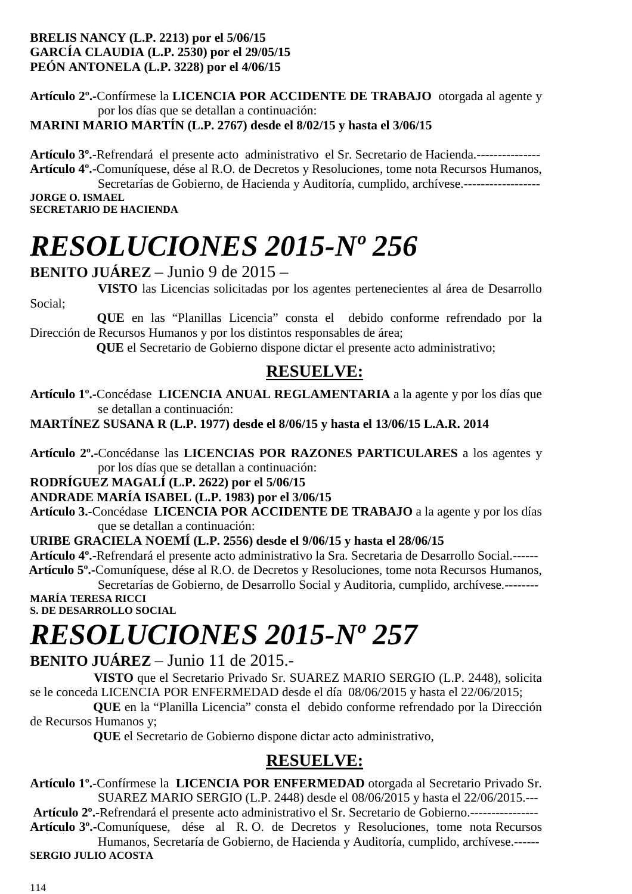**BRELIS NANCY (L.P. 2213) por el 5/06/15**
**GARCÍA CLAUDIA (L.P. 2530) por el 29/05/15**
**PEÓN ANTONELA (L.P. 3228) por el 4/06/15**

**Artículo 2º.-**Confírmese la **LICENCIA POR ACCIDENTE DE TRABAJO** otorgada al agente y por los días que se detallan a continuación:
**MARINI MARIO MARTÍN (L.P. 2767) desde el 8/02/15 y hasta el 3/06/15**

**Artículo 3º.-**Refrendará el presente acto administrativo el Sr. Secretario de Hacienda.---------------
**Artículo 4º.-**Comuníquese, dése al R.O. de Decretos y Resoluciones, tome nota Recursos Humanos, Secretarías de Gobierno, de Hacienda y Auditoría, cumplido, archívese.------------------
**JORGE O. ISMAEL**
**SECRETARIO DE HACIENDA**

# *RESOLUCIONES 2015-Nº 256*

**BENITO JUÁREZ** – Junio 9 de 2015 –

**VISTO** las Licencias solicitadas por los agentes pertenecientes al área de Desarrollo Social;

**QUE** en las "Planillas Licencia" consta el debido conforme refrendado por la Dirección de Recursos Humanos y por los distintos responsables de área;

**QUE** el Secretario de Gobierno dispone dictar el presente acto administrativo;

## RESUELVE:

**Artículo 1º.-**Concédase **LICENCIA ANUAL REGLAMENTARIA** a la agente y por los días que se detallan a continuación:
**MARTÍNEZ SUSANA R (L.P. 1977) desde el 8/06/15 y hasta el 13/06/15 L.A.R. 2014**

**Artículo 2º.-**Concédanse las **LICENCIAS POR RAZONES PARTICULARES** a los agentes y por los días que se detallan a continuación:
**RODRÍGUEZ MAGALÍ (L.P. 2622) por el 5/06/15**
**ANDRADE MARÍA ISABEL (L.P. 1983) por el 3/06/15**
**Artículo 3.-**Concédase **LICENCIA POR ACCIDENTE DE TRABAJO** a la agente y por los días que se detallan a continuación:
**URIBE GRACIELA NOEMÍ (L.P. 2556) desde el 9/06/15 y hasta el 28/06/15**
**Artículo 4º.-**Refrendará el presente acto administrativo la Sra. Secretaria de Desarrollo Social.------
**Artículo 5º.-**Comuníquese, dése al R.O. de Decretos y Resoluciones, tome nota Recursos Humanos, Secretarías de Gobierno, de Desarrollo Social y Auditoria, cumplido, archívese.--------
**MARÍA TERESA RICCI**
**S. DE DESARROLLO SOCIAL**

# *RESOLUCIONES 2015-Nº 257*

**BENITO JUÁREZ** – Junio 11 de 2015.-

**VISTO** que el Secretario Privado Sr. SUAREZ MARIO SERGIO (L.P. 2448), solicita se le conceda LICENCIA POR ENFERMEDAD desde el día 08/06/2015 y hasta el 22/06/2015;

**QUE** en la "Planilla Licencia" consta el debido conforme refrendado por la Dirección de Recursos Humanos y;

**QUE** el Secretario de Gobierno dispone dictar acto administrativo,

## RESUELVE:

**Artículo 1º.-**Confírmese la **LICENCIA POR ENFERMEDAD** otorgada al Secretario Privado Sr. SUAREZ MARIO SERGIO (L.P. 2448) desde el 08/06/2015 y hasta el 22/06/2015.---
**Artículo 2º.-**Refrendará el presente acto administrativo el Sr. Secretario de Gobierno.----------------
**Artículo 3º.-**Comuníquese, dése al R. O. de Decretos y Resoluciones, tome nota Recursos Humanos, Secretaría de Gobierno, de Hacienda y Auditoría, cumplido, archívese.------
**SERGIO JULIO ACOSTA**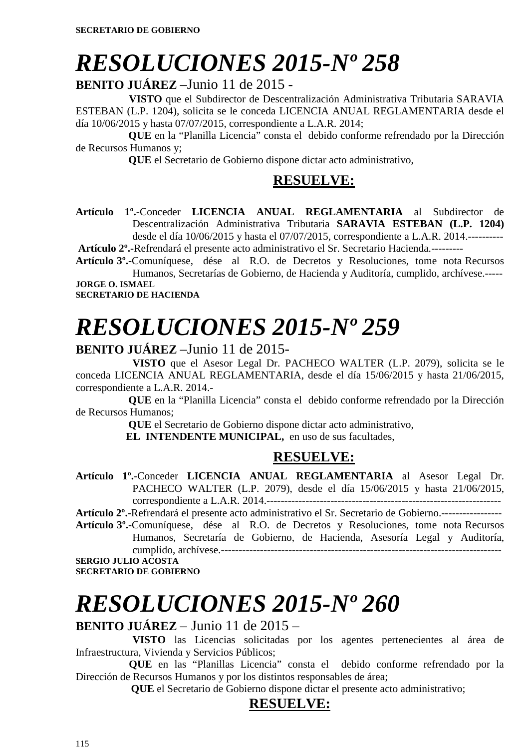**SECRETARIO DE GOBIERNO**

# *RESOLUCIONES 2015-Nº 258*

**BENITO JUÁREZ** –Junio 11 de 2015 -

**VISTO** que el Subdirector de Descentralización Administrativa Tributaria SARAVIA ESTEBAN (L.P. 1204), solicita se le conceda LICENCIA ANUAL REGLAMENTARIA desde el día 10/06/2015 y hasta 07/07/2015, correspondiente a L.A.R. 2014;

**QUE** en la "Planilla Licencia" consta el debido conforme refrendado por la Dirección de Recursos Humanos y;

**QUE** el Secretario de Gobierno dispone dictar acto administrativo,

## RESUELVE:

**Artículo 1º.-**Conceder **LICENCIA ANUAL REGLAMENTARIA** al Subdirector de Descentralización Administrativa Tributaria **SARAVIA ESTEBAN (L.P. 1204)** desde el día 10/06/2015 y hasta el 07/07/2015, correspondiente a L.A.R. 2014.----------

**Artículo 2º.-**Refrendará el presente acto administrativo el Sr. Secretario Hacienda.---------

**Artículo 3º.-**Comuníquese, dése al R.O. de Decretos y Resoluciones, tome nota Recursos Humanos, Secretarías de Gobierno, de Hacienda y Auditoría, cumplido, archívese.-----

**JORGE O. ISMAEL**
**SECRETARIO DE HACIENDA**

# *RESOLUCIONES 2015-Nº 259*

**BENITO JUÁREZ** –Junio 11 de 2015-

**VISTO** que el Asesor Legal Dr. PACHECO WALTER (L.P. 2079), solicita se le conceda LICENCIA ANUAL REGLAMENTARIA, desde el día 15/06/2015 y hasta 21/06/2015, correspondiente a L.A.R. 2014.-

**QUE** en la "Planilla Licencia" consta el debido conforme refrendado por la Dirección de Recursos Humanos;

**QUE** el Secretario de Gobierno dispone dictar acto administrativo,

**EL INTENDENTE MUNICIPAL,** en uso de sus facultades,

## RESUELVE:

**Artículo 1º.-**Conceder **LICENCIA ANUAL REGLAMENTARIA** al Asesor Legal Dr. PACHECO WALTER (L.P. 2079), desde el día 15/06/2015 y hasta 21/06/2015, correspondiente a L.A.R. 2014.-----------------------------------------------------------------

**Artículo 2º.-**Refrendará el presente acto administrativo el Sr. Secretario de Gobierno.-----------------

**Artículo 3º.-**Comuníquese, dése al R.O. de Decretos y Resoluciones, tome nota Recursos Humanos, Secretaría de Gobierno, de Hacienda, Asesoría Legal y Auditoría, cumplido, archívese.------------------------------------------------------------------------------

**SERGIO JULIO ACOSTA**
**SECRETARIO DE GOBIERNO**

# *RESOLUCIONES 2015-Nº 260*

**BENITO JUÁREZ** – Junio 11 de 2015 –

**VISTO** las Licencias solicitadas por los agentes pertenecientes al área de Infraestructura, Vivienda y Servicios Públicos;

**QUE** en las "Planillas Licencia" consta el debido conforme refrendado por la Dirección de Recursos Humanos y por los distintos responsables de área;

**QUE** el Secretario de Gobierno dispone dictar el presente acto administrativo;

## RESUELVE: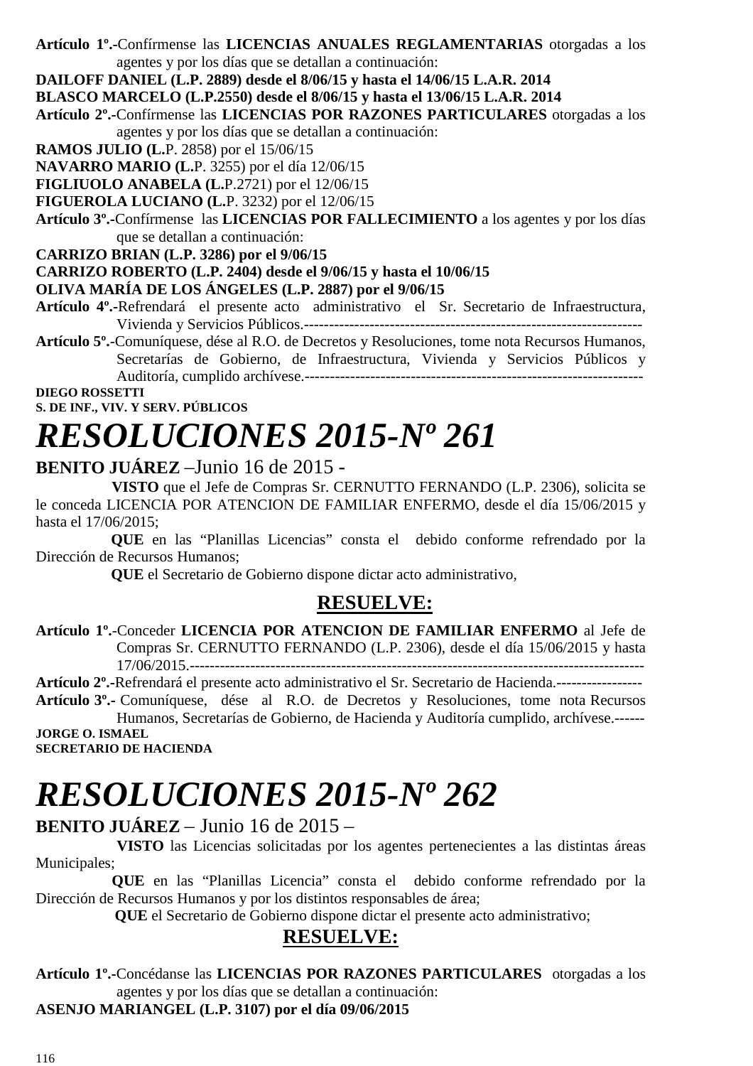**Artículo 1º.-**Confírmense las **LICENCIAS ANUALES REGLAMENTARIAS** otorgadas a los agentes y por los días que se detallan a continuación:

**DAILOFF DANIEL (L.P. 2889) desde el 8/06/15 y hasta el 14/06/15 L.A.R. 2014**

**BLASCO MARCELO (L.P.2550) desde el 8/06/15 y hasta el 13/06/15 L.A.R. 2014**

**Artículo 2º.-**Confírmense las **LICENCIAS POR RAZONES PARTICULARES** otorgadas a los agentes y por los días que se detallan a continuación:

**RAMOS JULIO (L.**P. 2858) por el 15/06/15

**NAVARRO MARIO (L.**P. 3255) por el día 12/06/15

**FIGLIUOLO ANABELA (L.**P.2721) por el 12/06/15

**FIGUEROLA LUCIANO (L.**P. 3232) por el 12/06/15

**Artículo 3º.-**Confírmense las **LICENCIAS POR FALLECIMIENTO** a los agentes y por los días que se detallan a continuación:

**CARRIZO BRIAN (L.P. 3286) por el 9/06/15**

**CARRIZO ROBERTO (L.P. 2404) desde el 9/06/15 y hasta el 10/06/15**

**OLIVA MARÍA DE LOS ÁNGELES (L.P. 2887) por el 9/06/15**

**Artículo 4º.-**Refrendará el presente acto administrativo el Sr. Secretario de Infraestructura, Vivienda y Servicios Públicos.--------------------------------------------------------------------

**Artículo 5º.-**Comuníquese, dése al R.O. de Decretos y Resoluciones, tome nota Recursos Humanos, Secretarías de Gobierno, de Infraestructura, Vivienda y Servicios Públicos y Auditoría, cumplido archívese.-------------------------------------------------------------------

**DIEGO ROSSETTI**
**S. DE INF., VIV. Y SERV. PÚBLICOS**

# *RESOLUCIONES 2015-Nº 261*

**BENITO JUÁREZ** –Junio 16 de 2015 -

**VISTO** que el Jefe de Compras Sr. CERNUTTO FERNANDO (L.P. 2306), solicita se le conceda LICENCIA POR ATENCION DE FAMILIAR ENFERMO, desde el día 15/06/2015 y hasta el 17/06/2015;

**QUE** en las "Planillas Licencias" consta el debido conforme refrendado por la Dirección de Recursos Humanos;

**QUE** el Secretario de Gobierno dispone dictar acto administrativo,

## RESUELVE:

**Artículo 1º.-**Conceder **LICENCIA POR ATENCION DE FAMILIAR ENFERMO** al Jefe de Compras Sr. CERNUTTO FERNANDO (L.P. 2306), desde el día 15/06/2015 y hasta 17/06/2015.-----------------------------------------------------------------------------------------

**Artículo 2º.-**Refrendará el presente acto administrativo el Sr. Secretario de Hacienda.-----------------

**Artículo 3º.-** Comuníquese, dése al R.O. de Decretos y Resoluciones, tome nota Recursos Humanos, Secretarías de Gobierno, de Hacienda y Auditoría cumplido, archívese.------

**JORGE O. ISMAEL**
**SECRETARIO DE HACIENDA**

# *RESOLUCIONES 2015-Nº 262*

**BENITO JUÁREZ** – Junio 16 de 2015 –

**VISTO** las Licencias solicitadas por los agentes pertenecientes a las distintas áreas Municipales;

**QUE** en las "Planillas Licencia" consta el debido conforme refrendado por la Dirección de Recursos Humanos y por los distintos responsables de área;

**QUE** el Secretario de Gobierno dispone dictar el presente acto administrativo;

## RESUELVE:

**Artículo 1º.-**Concédanse las **LICENCIAS POR RAZONES PARTICULARES** otorgadas a los agentes y por los días que se detallan a continuación:

**ASENJO MARIANGEL (L.P. 3107) por el día 09/06/2015**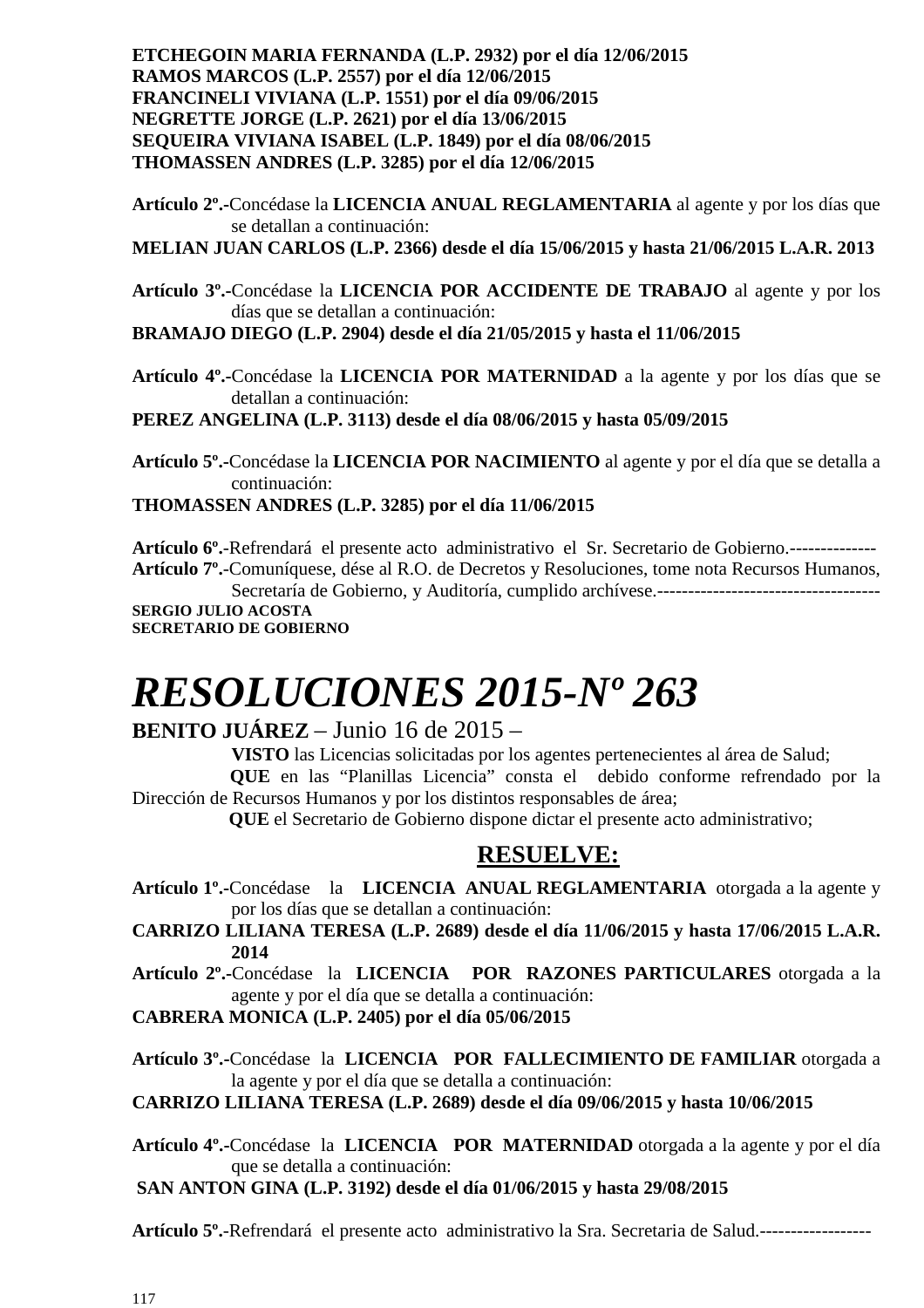**ETCHEGOIN MARIA FERNANDA (L.P. 2932) por el día 12/06/2015**
**RAMOS MARCOS (L.P. 2557) por el día 12/06/2015**
**FRANCINELI VIVIANA (L.P. 1551) por el día 09/06/2015**
**NEGRETTE JORGE (L.P. 2621) por el día 13/06/2015**
**SEQUEIRA VIVIANA ISABEL (L.P. 1849) por el día 08/06/2015**
**THOMASSEN ANDRES (L.P. 3285) por el día 12/06/2015**

**Artículo 2º.-**Concédase la **LICENCIA ANUAL REGLAMENTARIA** al agente y por los días que se detallan a continuación:
**MELIAN JUAN CARLOS (L.P. 2366) desde el día 15/06/2015 y hasta 21/06/2015 L.A.R. 2013**

**Artículo 3º.-**Concédase la **LICENCIA POR ACCIDENTE DE TRABAJO** al agente y por los días que se detallan a continuación:
**BRAMAJO DIEGO (L.P. 2904) desde el día 21/05/2015 y hasta el 11/06/2015**

**Artículo 4º.-**Concédase la **LICENCIA POR MATERNIDAD** a la agente y por los días que se detallan a continuación:
**PEREZ ANGELINA (L.P. 3113) desde el día 08/06/2015 y hasta 05/09/2015**

**Artículo 5º.-**Concédase la **LICENCIA POR NACIMIENTO** al agente y por el día que se detalla a continuación:
**THOMASSEN ANDRES (L.P. 3285) por el día 11/06/2015**

**Artículo 6º.-**Refrendará el presente acto administrativo el Sr. Secretario de Gobierno.--------------
**Artículo 7º.-**Comuníquese, dése al R.O. de Decretos y Resoluciones, tome nota Recursos Humanos, Secretaría de Gobierno, y Auditoría, cumplido archívese.------------------------------------
**SERGIO JULIO ACOSTA**
**SECRETARIO DE GOBIERNO**

# *RESOLUCIONES 2015-Nº 263*

**BENITO JUÁREZ** – Junio 16 de 2015 –

**VISTO** las Licencias solicitadas por los agentes pertenecientes al área de Salud;
**QUE** en las "Planillas Licencia" consta el debido conforme refrendado por la Dirección de Recursos Humanos y por los distintos responsables de área;
**QUE** el Secretario de Gobierno dispone dictar el presente acto administrativo;

## RESUELVE:

**Artículo 1º.-**Concédase la **LICENCIA ANUAL REGLAMENTARIA** otorgada a la agente y por los días que se detallan a continuación:
**CARRIZO LILIANA TERESA (L.P. 2689) desde el día 11/06/2015 y hasta 17/06/2015 L.A.R. 2014**
**Artículo 2º.-**Concédase la **LICENCIA POR RAZONES PARTICULARES** otorgada a la agente y por el día que se detalla a continuación:
**CABRERA MONICA (L.P. 2405) por el día 05/06/2015**

**Artículo 3º.-**Concédase la **LICENCIA POR FALLECIMIENTO DE FAMILIAR** otorgada a la agente y por el día que se detalla a continuación:
**CARRIZO LILIANA TERESA (L.P. 2689) desde el día 09/06/2015 y hasta 10/06/2015**

**Artículo 4º.-**Concédase la **LICENCIA POR MATERNIDAD** otorgada a la agente y por el día que se detalla a continuación:
**SAN ANTON GINA (L.P. 3192) desde el día 01/06/2015 y hasta 29/08/2015**

**Artículo 5º.-**Refrendará el presente acto administrativo la Sra. Secretaria de Salud.------------------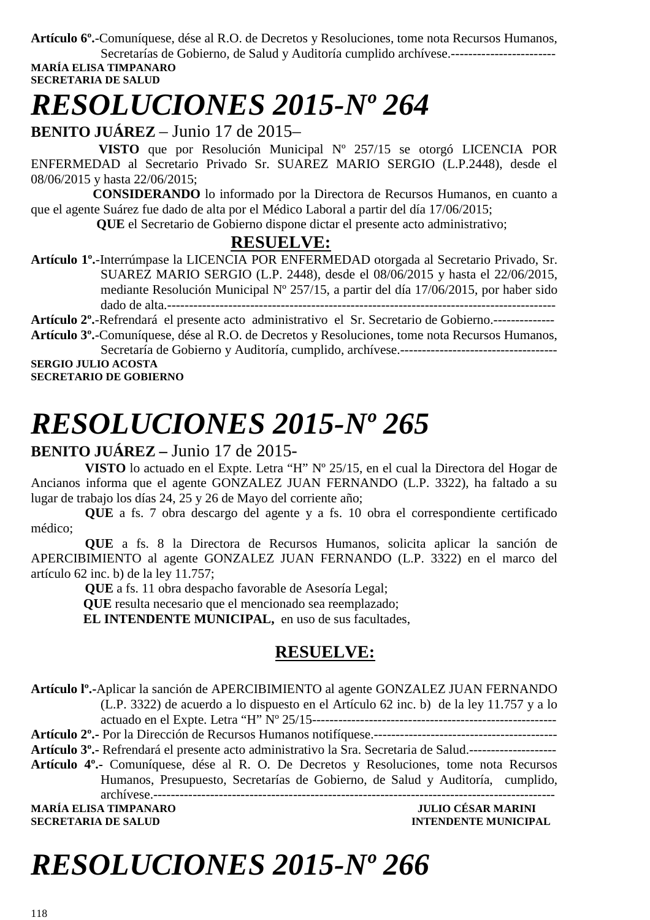**Artículo 6º.-**Comuníquese, dése al R.O. de Decretos y Resoluciones, tome nota Recursos Humanos, Secretarías de Gobierno, de Salud y Auditoría cumplido archívese.------------------------

**MARÍA ELISA TIMPANARO**
**SECRETARIA DE SALUD**

# *RESOLUCIONES 2015-Nº 264*

**BENITO JUÁREZ** – Junio 17 de 2015–

**VISTO** que por Resolución Municipal Nº 257/15 se otorgó LICENCIA POR ENFERMEDAD al Secretario Privado Sr. SUAREZ MARIO SERGIO (L.P.2448), desde el 08/06/2015 y hasta 22/06/2015;

**CONSIDERANDO** lo informado por la Directora de Recursos Humanos, en cuanto a que el agente Suárez fue dado de alta por el Médico Laboral a partir del día 17/06/2015;

**QUE** el Secretario de Gobierno dispone dictar el presente acto administrativo;

**RESUELVE:**

**Artículo 1º.-**Interrúmpase la LICENCIA POR ENFERMEDAD otorgada al Secretario Privado, Sr. SUAREZ MARIO SERGIO (L.P. 2448), desde el 08/06/2015 y hasta el 22/06/2015, mediante Resolución Municipal Nº 257/15, a partir del día 17/06/2015, por haber sido dado de alta.------------------------------------------------------------------------------------------

**Artículo 2º.-**Refrendará el presente acto administrativo el Sr. Secretario de Gobierno.--------------

**Artículo 3º.-**Comuníquese, dése al R.O. de Decretos y Resoluciones, tome nota Recursos Humanos, Secretaría de Gobierno y Auditoría, cumplido, archívese.------------------------------------

**SERGIO JULIO ACOSTA**
**SECRETARIO DE GOBIERNO**

# *RESOLUCIONES 2015-Nº 265*

**BENITO JUÁREZ –** Junio 17 de 2015-

**VISTO** lo actuado en el Expte. Letra "H" Nº 25/15, en el cual la Directora del Hogar de Ancianos informa que el agente GONZALEZ JUAN FERNANDO (L.P. 3322), ha faltado a su lugar de trabajo los días 24, 25 y 26 de Mayo del corriente año;

**QUE** a fs. 7 obra descargo del agente y a fs. 10 obra el correspondiente certificado médico;

**QUE** a fs. 8 la Directora de Recursos Humanos, solicita aplicar la sanción de APERCIBIMIENTO al agente GONZALEZ JUAN FERNANDO (L.P. 3322) en el marco del artículo 62 inc. b) de la ley 11.757;

**QUE** a fs. 11 obra despacho favorable de Asesoría Legal;

**QUE** resulta necesario que el mencionado sea reemplazado;

**EL INTENDENTE MUNICIPAL,** en uso de sus facultades,

**RESUELVE:**

**Artículo lº.-**Aplicar la sanción de APERCIBIMIENTO al agente GONZALEZ JUAN FERNANDO (L.P. 3322) de acuerdo a lo dispuesto en el Artículo 62 inc. b) de la ley 11.757 y a lo actuado en el Expte. Letra "H" Nº 25/15---------------------------------------------------------

**Artículo 2º.-** Por la Dirección de Recursos Humanos notifíquese.------------------------------------------

**Artículo 3º.-** Refrendará el presente acto administrativo la Sra. Secretaria de Salud.--------------------

**Artículo 4º.-** Comuníquese, dése al R. O. De Decretos y Resoluciones, tome nota Recursos Humanos, Presupuesto, Secretarías de Gobierno, de Salud y Auditoría, cumplido, archívese.-------------------------------------------------------------------------------------------

**MARÍA ELISA TIMPANARO** — **JULIO CÉSAR MARINI**
**SECRETARIA DE SALUD** — **INTENDENTE MUNICIPAL**

# *RESOLUCIONES 2015-Nº 266*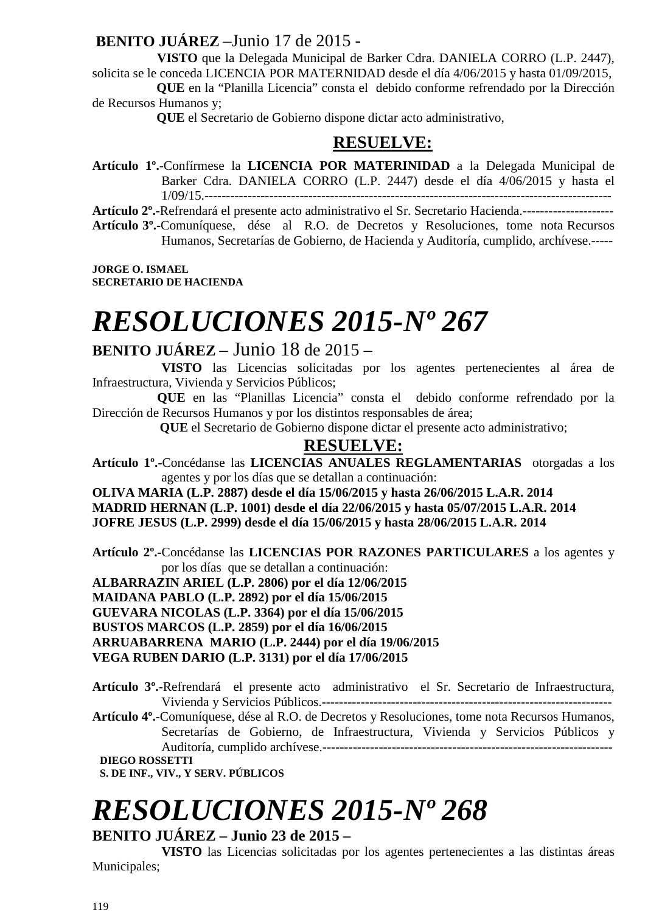**BENITO JUÁREZ** –Junio 17 de 2015 -

**VISTO** que la Delegada Municipal de Barker Cdra. DANIELA CORRO (L.P. 2447), solicita se le conceda LICENCIA POR MATERNIDAD desde el día 4/06/2015 y hasta 01/09/2015,

**QUE** en la “Planilla Licencia” consta el debido conforme refrendado por la Dirección de Recursos Humanos y;

**QUE** el Secretario de Gobierno dispone dictar acto administrativo,

**RESUELVE:**

**Artículo 1º.-**Confírmese la **LICENCIA POR MATERINIDAD** a la Delegada Municipal de Barker Cdra. DANIELA CORRO (L.P. 2447) desde el día 4/06/2015 y hasta el 1/09/15.-------------------------------------------------------------------------------------------

**Artículo 2º.-**Refrendará el presente acto administrativo el Sr. Secretario Hacienda.---------------------

**Artículo 3º.-**Comuníquese, dése al R.O. de Decretos y Resoluciones, tome nota Recursos Humanos, Secretarías de Gobierno, de Hacienda y Auditoría, cumplido, archívese.-----

**JORGE O. ISMAEL**
**SECRETARIO DE HACIENDA**

# *RESOLUCIONES 2015-Nº 267*

**BENITO JUÁREZ** – Junio 18 de 2015 –

**VISTO** las Licencias solicitadas por los agentes pertenecientes al área de Infraestructura, Vivienda y Servicios Públicos;

**QUE** en las “Planillas Licencia” consta el debido conforme refrendado por la Dirección de Recursos Humanos y por los distintos responsables de área;

**QUE** el Secretario de Gobierno dispone dictar el presente acto administrativo;

**RESUELVE:**

**Artículo 1º.-**Concédanse las **LICENCIAS ANUALES REGLAMENTARIAS** otorgadas a los agentes y por los días que se detallan a continuación:

**OLIVA MARIA (L.P. 2887) desde el día 15/06/2015 y hasta 26/06/2015 L.A.R. 2014**
**MADRID HERNAN (L.P. 1001) desde el día 22/06/2015 y hasta 05/07/2015 L.A.R. 2014**
**JOFRE JESUS (L.P. 2999) desde el día 15/06/2015 y hasta 28/06/2015 L.A.R. 2014**

**Artículo 2º.-**Concédanse las **LICENCIAS POR RAZONES PARTICULARES** a los agentes y por los días que se detallan a continuación:

**ALBARRAZIN ARIEL (L.P. 2806) por el día 12/06/2015**
**MAIDANA PABLO (L.P. 2892) por el día 15/06/2015**
**GUEVARA NICOLAS (L.P. 3364) por el día 15/06/2015**
**BUSTOS MARCOS (L.P. 2859) por el día 16/06/2015**
**ARRUABARRENA MARIO (L.P. 2444) por el día 19/06/2015**
**VEGA RUBEN DARIO (L.P. 3131) por el día 17/06/2015**

**Artículo 3º.-**Refrendará el presente acto administrativo el Sr. Secretario de Infraestructura, Vivienda y Servicios Públicos.--------------------------------------------------------------------

**Artículo 4º.-**Comuníquese, dése al R.O. de Decretos y Resoluciones, tome nota Recursos Humanos, Secretarías de Gobierno, de Infraestructura, Vivienda y Servicios Públicos y Auditoría, cumplido archívese.-------------------------------------------------------------------

**DIEGO ROSSETTI**
**S. DE INF., VIV., Y SERV. PÚBLICOS**

# *RESOLUCIONES 2015-Nº 268*

**BENITO JUÁREZ – Junio 23 de 2015 –**

**VISTO** las Licencias solicitadas por los agentes pertenecientes a las distintas áreas Municipales;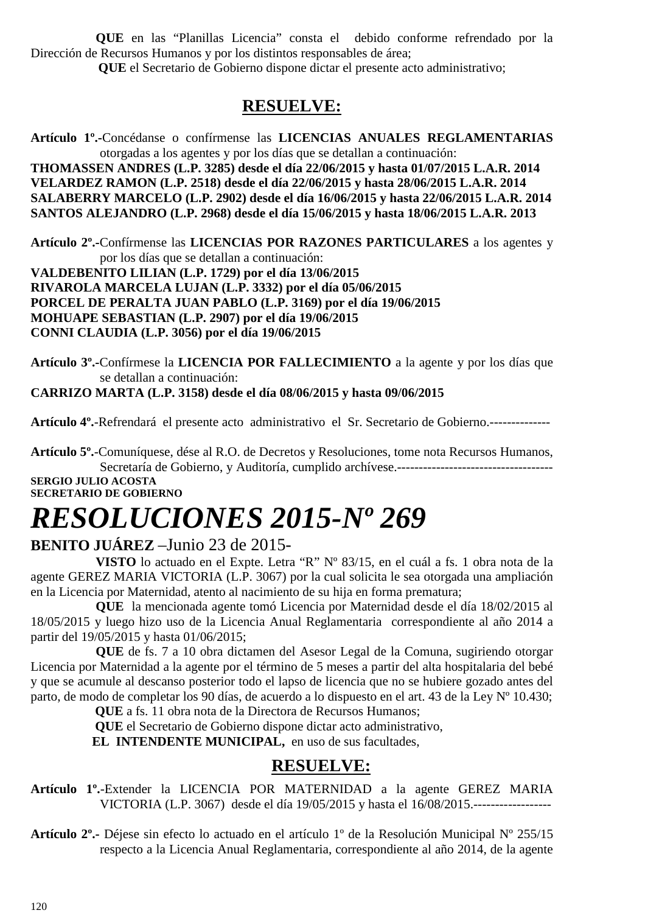**QUE** en las "Planillas Licencia" consta el debido conforme refrendado por la Dirección de Recursos Humanos y por los distintos responsables de área;

**QUE** el Secretario de Gobierno dispone dictar el presente acto administrativo;

## RESUELVE:

**Artículo 1º.-**Concédanse o confírmense las **LICENCIAS ANUALES REGLAMENTARIAS** otorgadas a los agentes y por los días que se detallan a continuación:

**THOMASSEN ANDRES (L.P. 3285) desde el día 22/06/2015 y hasta 01/07/2015 L.A.R. 2014**
**VELARDEZ RAMON (L.P. 2518) desde el día 22/06/2015 y hasta 28/06/2015 L.A.R. 2014**
**SALABERRY MARCELO (L.P. 2902) desde el día 16/06/2015 y hasta 22/06/2015 L.A.R. 2014**
**SANTOS ALEJANDRO (L.P. 2968) desde el día 15/06/2015 y hasta 18/06/2015 L.A.R. 2013**

**Artículo 2º.-**Confírmense las **LICENCIAS POR RAZONES PARTICULARES** a los agentes y por los días que se detallan a continuación:

**VALDEBENITO LILIAN (L.P. 1729) por el día 13/06/2015**
**RIVAROLA MARCELA LUJAN (L.P. 3332) por el día 05/06/2015**
**PORCEL DE PERALTA JUAN PABLO (L.P. 3169) por el día 19/06/2015**
**MOHUAPE SEBASTIAN (L.P. 2907) por el día 19/06/2015**
**CONNI CLAUDIA (L.P. 3056) por el día 19/06/2015**

**Artículo 3º.-**Confírmese la **LICENCIA POR FALLECIMIENTO** a la agente y por los días que se detallan a continuación:

**CARRIZO MARTA (L.P. 3158) desde el día 08/06/2015 y hasta 09/06/2015**

**Artículo 4º.-**Refrendará el presente acto administrativo el Sr. Secretario de Gobierno.--------------

**Artículo 5º.-**Comuníquese, dése al R.O. de Decretos y Resoluciones, tome nota Recursos Humanos, Secretaría de Gobierno, y Auditoría, cumplido archívese.------------------------------------

**SERGIO JULIO ACOSTA**
**SECRETARIO DE GOBIERNO**

# *RESOLUCIONES 2015-Nº 269*

**BENITO JUÁREZ** –Junio 23 de 2015-

**VISTO** lo actuado en el Expte. Letra "R" Nº 83/15, en el cuál a fs. 1 obra nota de la agente GEREZ MARIA VICTORIA (L.P. 3067) por la cual solicita le sea otorgada una ampliación en la Licencia por Maternidad, atento al nacimiento de su hija en forma prematura;

**QUE** la mencionada agente tomó Licencia por Maternidad desde el día 18/02/2015 al 18/05/2015 y luego hizo uso de la Licencia Anual Reglamentaria correspondiente al año 2014 a partir del 19/05/2015 y hasta 01/06/2015;

**QUE** de fs. 7 a 10 obra dictamen del Asesor Legal de la Comuna, sugiriendo otorgar Licencia por Maternidad a la agente por el término de 5 meses a partir del alta hospitalaria del bebé y que se acumule al descanso posterior todo el lapso de licencia que no se hubiere gozado antes del parto, de modo de completar los 90 días, de acuerdo a lo dispuesto en el art. 43 de la Ley Nº 10.430;

**QUE** a fs. 11 obra nota de la Directora de Recursos Humanos;

**QUE** el Secretario de Gobierno dispone dictar acto administrativo,

**EL INTENDENTE MUNICIPAL,** en uso de sus facultades,

## RESUELVE:

**Artículo 1º.-**Extender la LICENCIA POR MATERNIDAD a la agente GEREZ MARIA VICTORIA (L.P. 3067) desde el día 19/05/2015 y hasta el 16/08/2015.------------------

**Artículo 2º.-** Déjese sin efecto lo actuado en el artículo 1º de la Resolución Municipal Nº 255/15 respecto a la Licencia Anual Reglamentaria, correspondiente al año 2014, de la agente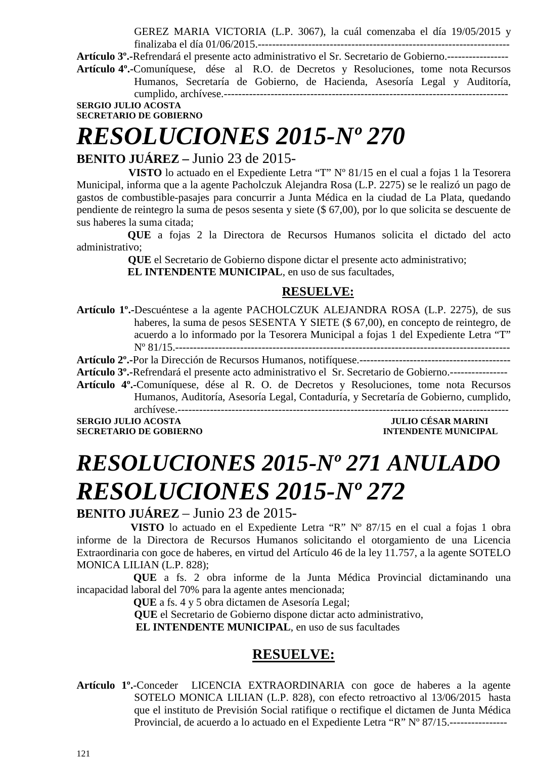GEREZ MARIA VICTORIA (L.P. 3067), la cuál comenzaba el día 19/05/2015 y finalizaba el día 01/06/2015.-------------------------------------------------------------------------

**Artículo 3º.-**Refrendará el presente acto administrativo el Sr. Secretario de Gobierno.-----------------

**Artículo 4º.-**Comuníquese, dése al R.O. de Decretos y Resoluciones, tome nota Recursos Humanos, Secretaría de Gobierno, de Hacienda, Asesoría Legal y Auditoría, cumplido, archívese.-------------------------------------------------------------------------------

**SERGIO JULIO ACOSTA**
**SECRETARIO DE GOBIERNO**

# *RESOLUCIONES 2015-Nº 270*

**BENITO JUÁREZ –** Junio 23 de 2015-

**VISTO** lo actuado en el Expediente Letra "T" Nº 81/15 en el cual a fojas 1 la Tesorera Municipal, informa que a la agente Pacholczuk Alejandra Rosa (L.P. 2275) se le realizó un pago de gastos de combustible-pasajes para concurrir a Junta Médica en la ciudad de La Plata, quedando pendiente de reintegro la suma de pesos sesenta y siete ($ 67,00), por lo que solicita se descuente de sus haberes la suma citada;

**QUE** a fojas 2 la Directora de Recursos Humanos solicita el dictado del acto administrativo;

**QUE** el Secretario de Gobierno dispone dictar el presente acto administrativo;

**EL INTENDENTE MUNICIPAL**, en uso de sus facultades,

**RESUELVE:**

**Artículo 1º.-**Descuéntese a la agente PACHOLCZUK ALEJANDRA ROSA (L.P. 2275), de sus haberes, la suma de pesos SESENTA Y SIETE ($ 67,00), en concepto de reintegro, de acuerdo a lo informado por la Tesorera Municipal a fojas 1 del Expediente Letra "T" Nº 81/15.---------------------------------------------------------------------------------------------

**Artículo 2º.-**Por la Dirección de Recursos Humanos, notifíquese.------------------------------------------

**Artículo 3º.-**Refrendará el presente acto administrativo el Sr. Secretario de Gobierno.----------------

**Artículo 4º.-**Comuníquese, dése al R. O. de Decretos y Resoluciones, tome nota Recursos Humanos, Auditoría, Asesoría Legal, Contaduría, y Secretaría de Gobierno, cumplido, archívese.--------------------------------------------------------------------------------------------

**SERGIO JULIO ACOSTA** — **JULIO CÉSAR MARINI**
**SECRETARIO DE GOBIERNO** — **INTENDENTE MUNICIPAL**

# *RESOLUCIONES 2015-Nº 271 ANULADO*

# *RESOLUCIONES 2015-Nº 272*

**BENITO JUÁREZ** – Junio 23 de 2015-

**VISTO** lo actuado en el Expediente Letra "R" Nº 87/15 en el cual a fojas 1 obra informe de la Directora de Recursos Humanos solicitando el otorgamiento de una Licencia Extraordinaria con goce de haberes, en virtud del Artículo 46 de la ley 11.757, a la agente SOTELO MONICA LILIAN (L.P. 828);

**QUE** a fs. 2 obra informe de la Junta Médica Provincial dictaminando una incapacidad laboral del 70% para la agente antes mencionada;

**QUE** a fs. 4 y 5 obra dictamen de Asesoría Legal;

**QUE** el Secretario de Gobierno dispone dictar acto administrativo,

**EL INTENDENTE MUNICIPAL**, en uso de sus facultades

**RESUELVE:**

**Artículo 1º.-**Conceder LICENCIA EXTRAORDINARIA con goce de haberes a la agente SOTELO MONICA LILIAN (L.P. 828), con efecto retroactivo al 13/06/2015 hasta que el instituto de Previsión Social ratifique o rectifique el dictamen de Junta Médica Provincial, de acuerdo a lo actuado en el Expediente Letra "R" Nº 87/15.----------------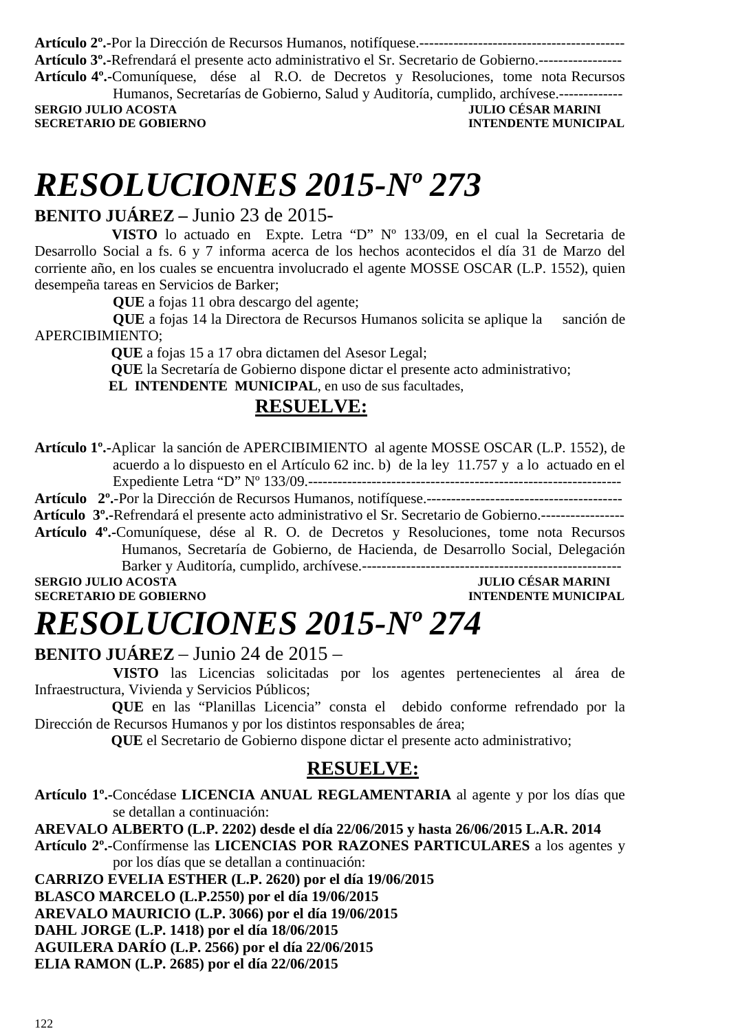**Artículo 2º.-**Por la Dirección de Recursos Humanos, notifíquese.------------------------------------------
**Artículo 3º.-**Refrendará el presente acto administrativo el Sr. Secretario de Gobierno.-----------------
**Artículo 4º.-**Comuníquese, dése al R.O. de Decretos y Resoluciones, tome nota Recursos Humanos, Secretarías de Gobierno, Salud y Auditoría, cumplido, archívese.-------------

**SERGIO JULIO ACOSTA** — **JULIO CÉSAR MARINI**
**SECRETARIO DE GOBIERNO** — **INTENDENTE MUNICIPAL**

# *RESOLUCIONES 2015-Nº 273*

**BENITO JUÁREZ –** Junio 23 de 2015-

**VISTO** lo actuado en Expte. Letra "D" Nº 133/09, en el cual la Secretaria de Desarrollo Social a fs. 6 y 7 informa acerca de los hechos acontecidos el día 31 de Marzo del corriente año, en los cuales se encuentra involucrado el agente MOSSE OSCAR (L.P. 1552), quien desempeña tareas en Servicios de Barker;

**QUE** a fojas 11 obra descargo del agente;

**QUE** a fojas 14 la Directora de Recursos Humanos solicita se aplique la sanción de APERCIBIMIENTO;

**QUE** a fojas 15 a 17 obra dictamen del Asesor Legal;

**QUE** la Secretaría de Gobierno dispone dictar el presente acto administrativo;

**EL INTENDENTE MUNICIPAL**, en uso de sus facultades,

**RESUELVE:**

**Artículo 1º.-**Aplicar la sanción de APERCIBIMIENTO al agente MOSSE OSCAR (L.P. 1552), de acuerdo a lo dispuesto en el Artículo 62 inc. b) de la ley 11.757 y a lo actuado en el Expediente Letra "D" Nº 133/09.----------------------------------------------------------------
**Artículo 2º.-**Por la Dirección de Recursos Humanos, notifíquese.----------------------------------------
**Artículo 3º.-**Refrendará el presente acto administrativo el Sr. Secretario de Gobierno.-----------------
**Artículo 4º.-**Comuníquese, dése al R. O. de Decretos y Resoluciones, tome nota Recursos Humanos, Secretaría de Gobierno, de Hacienda, de Desarrollo Social, Delegación Barker y Auditoría, cumplido, archívese.-----------------------------------------------------

**SERGIO JULIO ACOSTA** — **JULIO CÉSAR MARINI**
**SECRETARIO DE GOBIERNO** — **INTENDENTE MUNICIPAL**

# *RESOLUCIONES 2015-Nº 274*

**BENITO JUÁREZ** – Junio 24 de 2015 –

**VISTO** las Licencias solicitadas por los agentes pertenecientes al área de Infraestructura, Vivienda y Servicios Públicos;

**QUE** en las "Planillas Licencia" consta el debido conforme refrendado por la Dirección de Recursos Humanos y por los distintos responsables de área;

**QUE** el Secretario de Gobierno dispone dictar el presente acto administrativo;

**RESUELVE:**

**Artículo 1º.-**Concédase **LICENCIA ANUAL REGLAMENTARIA** al agente y por los días que se detallan a continuación:
**AREVALO ALBERTO (L.P. 2202) desde el día 22/06/2015 y hasta 26/06/2015 L.A.R. 2014**
**Artículo 2º.-**Confírmense las **LICENCIAS POR RAZONES PARTICULARES** a los agentes y por los días que se detallan a continuación:
**CARRIZO EVELIA ESTHER (L.P. 2620) por el día 19/06/2015**
**BLASCO MARCELO (L.P.2550) por el día 19/06/2015**
**AREVALO MAURICIO (L.P. 3066) por el día 19/06/2015**
**DAHL JORGE (L.P. 1418) por el día 18/06/2015**
**AGUILERA DARÍO (L.P. 2566) por el día 22/06/2015**
**ELIA RAMON (L.P. 2685) por el día 22/06/2015**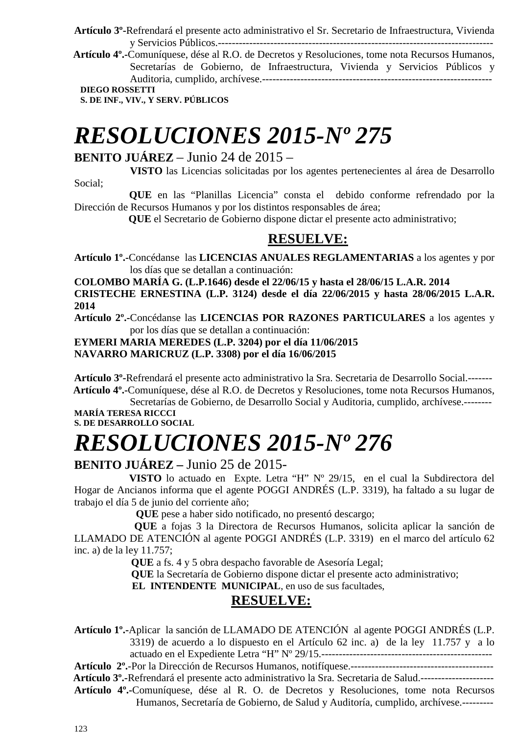**Artículo 3º**-Refrendará el presente acto administrativo el Sr. Secretario de Infraestructura, Vivienda y Servicios Públicos.----------------------------------------------------------------------------------

**Artículo 4º.-**Comuníquese, dése al R.O. de Decretos y Resoluciones, tome nota Recursos Humanos, Secretarías de Gobierno, de Infraestructura, Vivienda y Servicios Públicos y Auditoria, cumplido, archívese.-------------------------------------------------------------------

**DIEGO ROSSETTI**
**S. DE INF., VIV., Y SERV. PÚBLICOS**

# *RESOLUCIONES 2015-Nº 275*

**BENITO JUÁREZ** – Junio 24 de 2015 –

**VISTO** las Licencias solicitadas por los agentes pertenecientes al área de Desarrollo Social;

**QUE** en las "Planillas Licencia" consta el debido conforme refrendado por la Dirección de Recursos Humanos y por los distintos responsables de área;

**QUE** el Secretario de Gobierno dispone dictar el presente acto administrativo;

**RESUELVE:**

**Artículo 1º.-**Concédanse las **LICENCIAS ANUALES REGLAMENTARIAS** a los agentes y por los días que se detallan a continuación:

**COLOMBO MARÍA G. (L.P.1646) desde el 22/06/15 y hasta el 28/06/15 L.A.R. 2014**

**CRISTECHE ERNESTINA (L.P. 3124) desde el día 22/06/2015 y hasta 28/06/2015 L.A.R. 2014**

**Artículo 2º.-**Concédanse las **LICENCIAS POR RAZONES PARTICULARES** a los agentes y por los días que se detallan a continuación:

**EYMERI MARIA MEREDES (L.P. 3204) por el día 11/06/2015**

**NAVARRO MARICRUZ (L.P. 3308) por el día 16/06/2015**

**Artículo 3º**-Refrendará el presente acto administrativo la Sra. Secretaria de Desarrollo Social.-------

**Artículo 4º.-**Comuníquese, dése al R.O. de Decretos y Resoluciones, tome nota Recursos Humanos, Secretarías de Gobierno, de Desarrollo Social y Auditoria, cumplido, archívese.--------

**MARÍA TERESA RICCCI**
**S. DE DESARROLLO SOCIAL**

# *RESOLUCIONES 2015-Nº 276*

**BENITO JUÁREZ –** Junio 25 de 2015-

**VISTO** lo actuado en Expte. Letra "H" Nº 29/15, en el cual la Subdirectora del Hogar de Ancianos informa que el agente POGGI ANDRÉS (L.P. 3319), ha faltado a su lugar de trabajo el día 5 de junio del corriente año;

**QUE** pese a haber sido notificado, no presentó descargo;

**QUE** a fojas 3 la Directora de Recursos Humanos, solicita aplicar la sanción de LLAMADO DE ATENCIÓN al agente POGGI ANDRÉS (L.P. 3319) en el marco del artículo 62 inc. a) de la ley 11.757;

**QUE** a fs. 4 y 5 obra despacho favorable de Asesoría Legal;

**QUE** la Secretaría de Gobierno dispone dictar el presente acto administrativo;

**EL INTENDENTE MUNICIPAL**, en uso de sus facultades,

**RESUELVE:**

**Artículo 1º.-**Aplicar la sanción de LLAMADO DE ATENCIÓN al agente POGGI ANDRÉS (L.P. 3319) de acuerdo a lo dispuesto en el Artículo 62 inc. a) de la ley 11.757 y a lo actuado en el Expediente Letra "H" Nº 29/15.-------------------------------------------------

**Artículo 2º.-**Por la Dirección de Recursos Humanos, notifíquese.-----------------------------------------

**Artículo 3º.-**Refrendará el presente acto administrativo la Sra. Secretaria de Salud.---------------------

**Artículo 4º.-**Comuníquese, dése al R. O. de Decretos y Resoluciones, tome nota Recursos Humanos, Secretaría de Gobierno, de Salud y Auditoría, cumplido, archívese.---------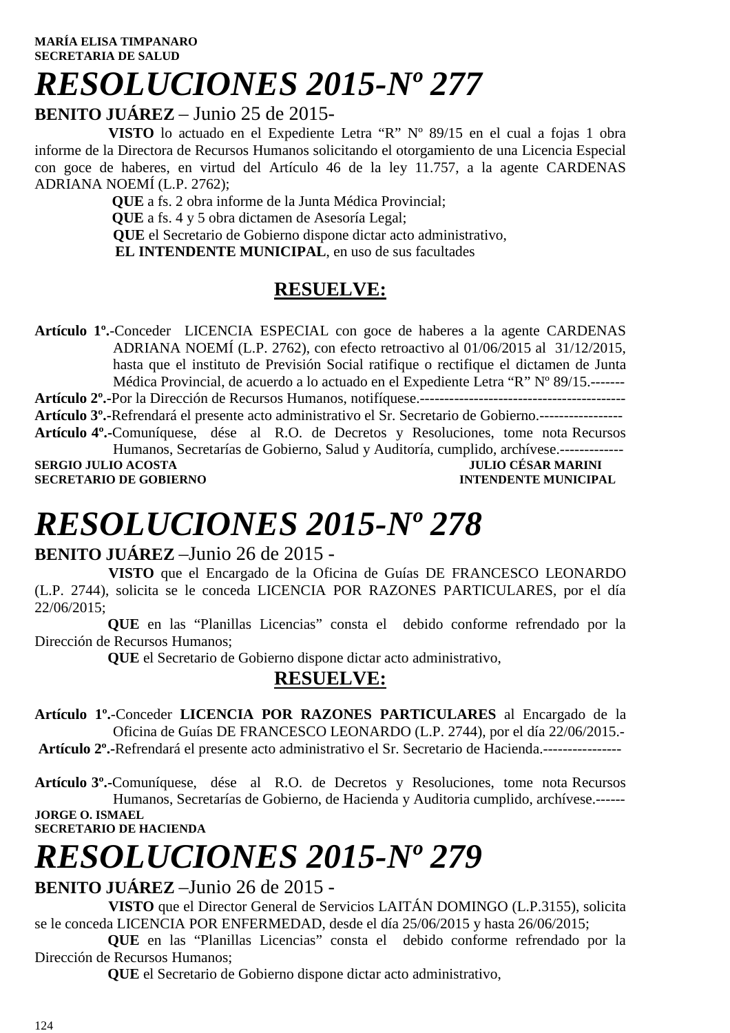**MARÍA ELISA TIMPANARO**
**SECRETARIA DE SALUD**

# *RESOLUCIONES 2015-Nº 277*

**BENITO JUÁREZ** – Junio 25 de 2015-

**VISTO** lo actuado en el Expediente Letra “R” Nº 89/15 en el cual a fojas 1 obra informe de la Directora de Recursos Humanos solicitando el otorgamiento de una Licencia Especial con goce de haberes, en virtud del Artículo 46 de la ley 11.757, a la agente CARDENAS ADRIANA NOEMÍ (L.P. 2762);

**QUE** a fs. 2 obra informe de la Junta Médica Provincial;

**QUE** a fs. 4 y 5 obra dictamen de Asesoría Legal;

**QUE** el Secretario de Gobierno dispone dictar acto administrativo,

**EL INTENDENTE MUNICIPAL**, en uso de sus facultades

**RESUELVE:**

**Artículo 1º.-**Conceder LICENCIA ESPECIAL con goce de haberes a la agente CARDENAS ADRIANA NOEMÍ (L.P. 2762), con efecto retroactivo al 01/06/2015 al 31/12/2015, hasta que el instituto de Previsión Social ratifique o rectifique el dictamen de Junta Médica Provincial, de acuerdo a lo actuado en el Expediente Letra “R” Nº 89/15.-------

**Artículo 2º.-**Por la Dirección de Recursos Humanos, notifíquese.------------------------------------------

**Artículo 3º.-**Refrendará el presente acto administrativo el Sr. Secretario de Gobierno.-----------------

**Artículo 4º.-**Comuníquese, dése al R.O. de Decretos y Resoluciones, tome nota Recursos Humanos, Secretarías de Gobierno, Salud y Auditoría, cumplido, archívese.-------------

**SERGIO JULIO ACOSTA** — **JULIO CÉSAR MARINI**
**SECRETARIO DE GOBIERNO** — **INTENDENTE MUNICIPAL**

# *RESOLUCIONES 2015-Nº 278*

**BENITO JUÁREZ** –Junio 26 de 2015 -

**VISTO** que el Encargado de la Oficina de Guías DE FRANCESCO LEONARDO (L.P. 2744), solicita se le conceda LICENCIA POR RAZONES PARTICULARES, por el día 22/06/2015;

**QUE** en las “Planillas Licencias” consta el debido conforme refrendado por la Dirección de Recursos Humanos;

**QUE** el Secretario de Gobierno dispone dictar acto administrativo,

**RESUELVE:**

**Artículo 1º.-**Conceder **LICENCIA POR RAZONES PARTICULARES** al Encargado de la Oficina de Guías DE FRANCESCO LEONARDO (L.P. 2744), por el día 22/06/2015.-

**Artículo 2º.-**Refrendará el presente acto administrativo el Sr. Secretario de Hacienda.----------------

**Artículo 3º.-**Comuníquese, dése al R.O. de Decretos y Resoluciones, tome nota Recursos Humanos, Secretarías de Gobierno, de Hacienda y Auditoria cumplido, archívese.------

**JORGE O. ISMAEL**
**SECRETARIO DE HACIENDA**

# *RESOLUCIONES 2015-Nº 279*

**BENITO JUÁREZ** –Junio 26 de 2015 -

**VISTO** que el Director General de Servicios LAITÁN DOMINGO (L.P.3155), solicita se le conceda LICENCIA POR ENFERMEDAD, desde el día 25/06/2015 y hasta 26/06/2015;

**QUE** en las “Planillas Licencias” consta el debido conforme refrendado por la Dirección de Recursos Humanos;

**QUE** el Secretario de Gobierno dispone dictar acto administrativo,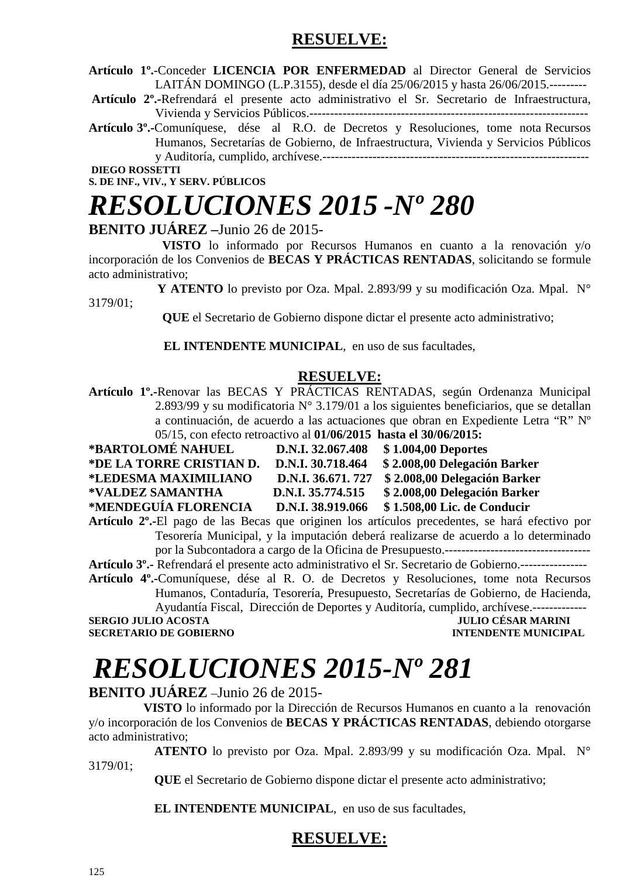## RESUELVE:

**Artículo 1º.-**Conceder **LICENCIA POR ENFERMEDAD** al Director General de Servicios LAITÁN DOMINGO (L.P.3155), desde el día 25/06/2015 y hasta 26/06/2015.---------

**Artículo 2º.-**Refrendará el presente acto administrativo el Sr. Secretario de Infraestructura, Vivienda y Servicios Públicos.------------------------------------------------------------------

**Artículo 3º.-**Comuníquese, dése al R.O. de Decretos y Resoluciones, tome nota Recursos Humanos, Secretarías de Gobierno, de Infraestructura, Vivienda y Servicios Públicos y Auditoría, cumplido, archívese.---------------------------------------------------------------

**DIEGO ROSSETTI**
**S. DE INF., VIV., Y SERV. PÚBLICOS**

# *RESOLUCIONES 2015 -Nº 280*

**BENITO JUÁREZ –**Junio 26 de 2015-

**VISTO** lo informado por Recursos Humanos en cuanto a la renovación y/o incorporación de los Convenios de **BECAS Y PRÁCTICAS RENTADAS**, solicitando se formule acto administrativo;

**Y ATENTO** lo previsto por Oza. Mpal. 2.893/99 y su modificación Oza. Mpal. N° 3179/01;

**QUE** el Secretario de Gobierno dispone dictar el presente acto administrativo;

**EL INTENDENTE MUNICIPAL**, en uso de sus facultades,

## RESUELVE:

**Artículo 1º.-**Renovar las BECAS Y PRÁCTICAS RENTADAS, según Ordenanza Municipal 2.893/99 y su modificatoria N° 3.179/01 a los siguientes beneficiarios, que se detallan a continuación, de acuerdo a las actuaciones que obran en Expediente Letra “R” Nº 05/15, con efecto retroactivo al **01/06/2015 hasta el 30/06/2015:**

**\*BARTOLOMÉ NAHUEL D.N.I. 32.067.408 $ 1.004,00 Deportes**
**\*DE LA TORRE CRISTIAN D. D.N.I. 30.718.464 $ 2.008,00 Delegación Barker**
**\*LEDESMA MAXIMILIANO D.N.I. 36.671. 727 $ 2.008,00 Delegación Barker**
**\*VALDEZ SAMANTHA D.N.I. 35.774.515 $ 2.008,00 Delegación Barker**
**\*MENDEGUÍA FLORENCIA D.N.I. 38.919.066 $ 1.508,00 Lic. de Conducir**

**Artículo 2º.-**El pago de las Becas que originen los artículos precedentes, se hará efectivo por Tesorería Municipal, y la imputación deberá realizarse de acuerdo a lo determinado por la Subcontadora a cargo de la Oficina de Presupuesto.-----------------------------------

**Artículo 3º.-** Refrendará el presente acto administrativo el Sr. Secretario de Gobierno.----------------

**Artículo 4º.-**Comuníquese, dése al R. O. de Decretos y Resoluciones, tome nota Recursos Humanos, Contaduría, Tesorería, Presupuesto, Secretarías de Gobierno, de Hacienda, Ayudantía Fiscal, Dirección de Deportes y Auditoría, cumplido, archívese.-------------

**SERGIO JULIO ACOSTA** — **SECRETARIO DE GOBIERNO**
**JULIO CÉSAR MARINI** — **INTENDENTE MUNICIPAL**

# *RESOLUCIONES 2015-Nº 281*

**BENITO JUÁREZ** –Junio 26 de 2015-

**VISTO** lo informado por la Dirección de Recursos Humanos en cuanto a la renovación y/o incorporación de los Convenios de **BECAS Y PRÁCTICAS RENTADAS**, debiendo otorgarse acto administrativo;

**ATENTO** lo previsto por Oza. Mpal. 2.893/99 y su modificación Oza. Mpal. N° 3179/01;

**QUE** el Secretario de Gobierno dispone dictar el presente acto administrativo;

**EL INTENDENTE MUNICIPAL**, en uso de sus facultades,

## RESUELVE: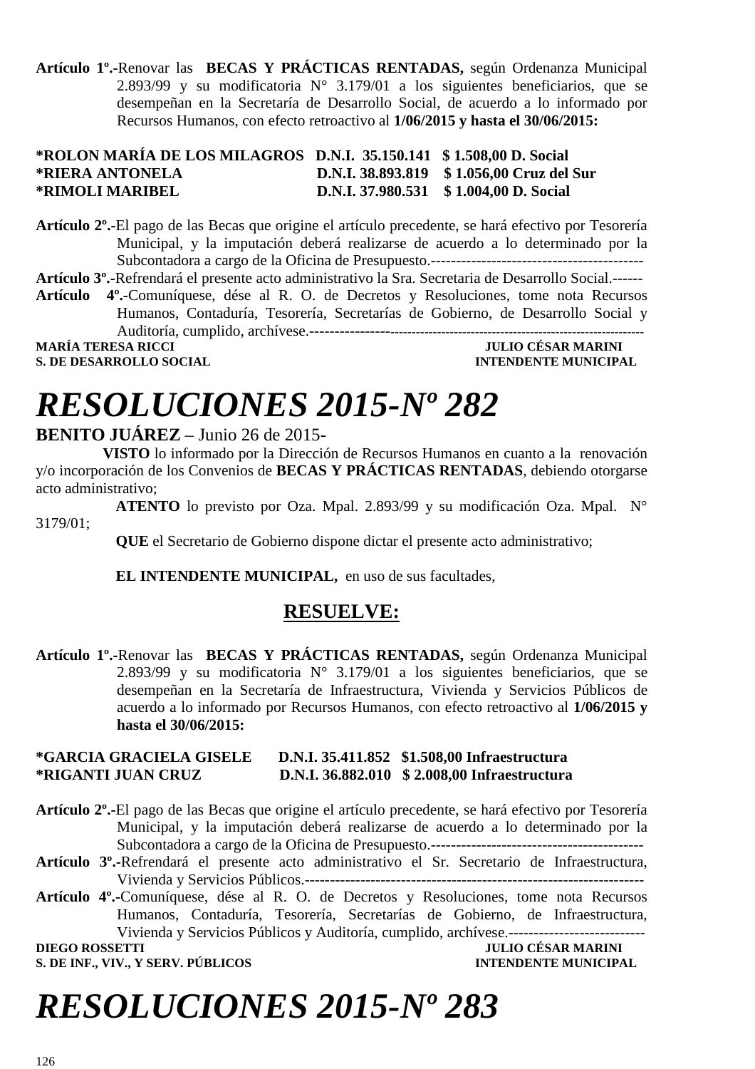**Artículo 1º.-**Renovar las **BECAS Y PRÁCTICAS RENTADAS,** según Ordenanza Municipal 2.893/99 y su modificatoria N° 3.179/01 a los siguientes beneficiarios, que se desempeñan en la Secretaría de Desarrollo Social, de acuerdo a lo informado por Recursos Humanos, con efecto retroactivo al **1/06/2015 y hasta el 30/06/2015:**

**\*ROLON MARÍA DE LOS MILAGROS D.N.I. 35.150.141 $ 1.508,00 D. Social**
**\*RIERA ANTONELA D.N.I. 38.893.819 $ 1.056,00 Cruz del Sur**
**\*RIMOLI MARIBEL D.N.I. 37.980.531 $ 1.004,00 D. Social**

**Artículo 2º.-**El pago de las Becas que origine el artículo precedente, se hará efectivo por Tesorería Municipal, y la imputación deberá realizarse de acuerdo a lo determinado por la Subcontadora a cargo de la Oficina de Presupuesto.------------------------------------------
**Artículo 3º.-**Refrendará el presente acto administrativo la Sra. Secretaria de Desarrollo Social.------
**Artículo 4º.-**Comuníquese, dése al R. O. de Decretos y Resoluciones, tome nota Recursos Humanos, Contaduría, Tesorería, Secretarías de Gobierno, de Desarrollo Social y Auditoría, cumplido, archívese.------------------------------------------------------------------------------------

**MARÍA TERESA RICCI** — **JULIO CÉSAR MARINI**
**S. DE DESARROLLO SOCIAL** — **INTENDENTE MUNICIPAL**

# *RESOLUCIONES 2015-Nº 282*

**BENITO JUÁREZ** – Junio 26 de 2015-

**VISTO** lo informado por la Dirección de Recursos Humanos en cuanto a la renovación y/o incorporación de los Convenios de **BECAS Y PRÁCTICAS RENTADAS**, debiendo otorgarse acto administrativo;

**ATENTO** lo previsto por Oza. Mpal. 2.893/99 y su modificación Oza. Mpal. N° 3179/01;

**QUE** el Secretario de Gobierno dispone dictar el presente acto administrativo;

**EL INTENDENTE MUNICIPAL,** en uso de sus facultades,

## RESUELVE:

**Artículo 1º.-**Renovar las **BECAS Y PRÁCTICAS RENTADAS,** según Ordenanza Municipal 2.893/99 y su modificatoria N° 3.179/01 a los siguientes beneficiarios, que se desempeñan en la Secretaría de Infraestructura, Vivienda y Servicios Públicos de acuerdo a lo informado por Recursos Humanos, con efecto retroactivo al **1/06/2015 y hasta el 30/06/2015:**

**\*GARCIA GRACIELA GISELE D.N.I. 35.411.852 $1.508,00 Infraestructura**
**\*RIGANTI JUAN CRUZ D.N.I. 36.882.010 $ 2.008,00 Infraestructura**

**Artículo 2º.-**El pago de las Becas que origine el artículo precedente, se hará efectivo por Tesorería Municipal, y la imputación deberá realizarse de acuerdo a lo determinado por la Subcontadora a cargo de la Oficina de Presupuesto.------------------------------------------
**Artículo 3º.-**Refrendará el presente acto administrativo el Sr. Secretario de Infraestructura, Vivienda y Servicios Públicos.-------------------------------------------------------------------
**Artículo 4º.-**Comuníquese, dése al R. O. de Decretos y Resoluciones, tome nota Recursos Humanos, Contaduría, Tesorería, Secretarías de Gobierno, de Infraestructura, Vivienda y Servicios Públicos y Auditoría, cumplido, archívese.---------------------------

**DIEGO ROSSETTI** — **JULIO CÉSAR MARINI**
**S. DE INF., VIV., Y SERV. PÚBLICOS** — **INTENDENTE MUNICIPAL**

# *RESOLUCIONES 2015-Nº 283*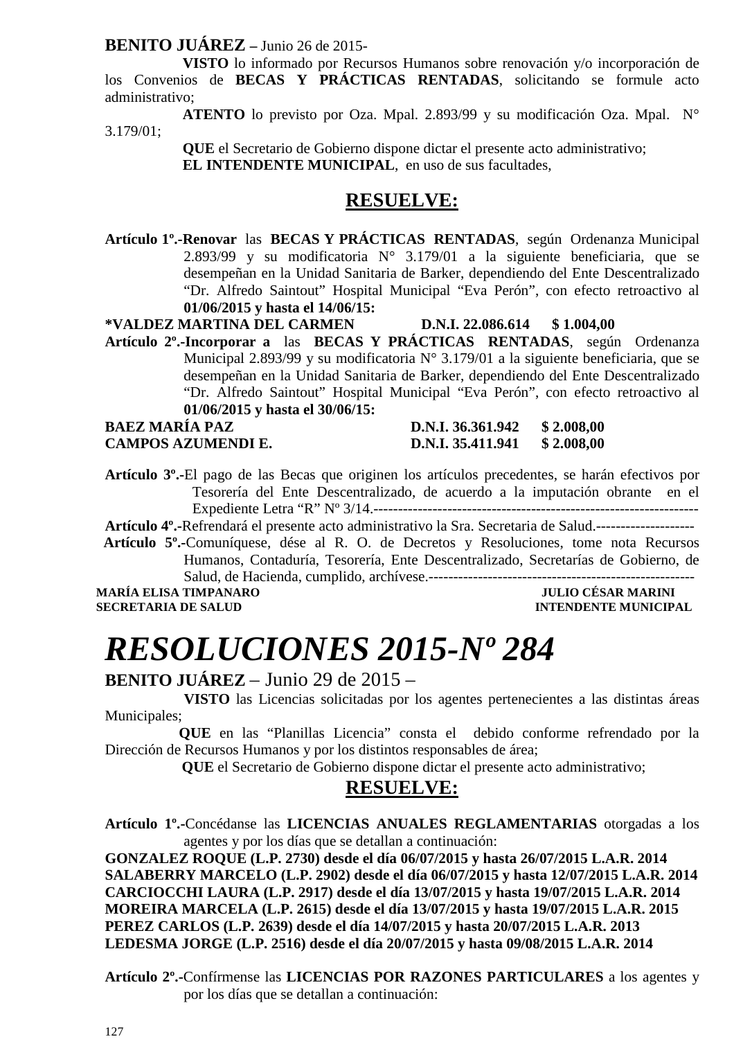**BENITO JUÁREZ –** Junio 26 de 2015-

**VISTO** lo informado por Recursos Humanos sobre renovación y/o incorporación de los Convenios de **BECAS Y PRÁCTICAS RENTADAS**, solicitando se formule acto administrativo;

**ATENTO** lo previsto por Oza. Mpal. 2.893/99 y su modificación Oza. Mpal. N° 3.179/01;

**QUE** el Secretario de Gobierno dispone dictar el presente acto administrativo;

**EL INTENDENTE MUNICIPAL**, en uso de sus facultades,

## RESUELVE:

**Artículo 1º.-Renovar** las **BECAS Y PRÁCTICAS RENTADAS**, según Ordenanza Municipal 2.893/99 y su modificatoria N° 3.179/01 a la siguiente beneficiaria, que se desempeñan en la Unidad Sanitaria de Barker, dependiendo del Ente Descentralizado "Dr. Alfredo Saintout" Hospital Municipal "Eva Perón", con efecto retroactivo al **01/06/2015 y hasta el 14/06/15:**

**\*VALDEZ MARTINA DEL CARMEN D.N.I. 22.086.614 $ 1.004,00**

**Artículo 2º.-Incorporar a** las **BECAS Y PRÁCTICAS RENTADAS**, según Ordenanza Municipal 2.893/99 y su modificatoria N° 3.179/01 a la siguiente beneficiaria, que se desempeñan en la Unidad Sanitaria de Barker, dependiendo del Ente Descentralizado "Dr. Alfredo Saintout" Hospital Municipal "Eva Perón", con efecto retroactivo al **01/06/2015 y hasta el 30/06/15:**

**BAEZ MARÍA PAZ D.N.I. 36.361.942 $ 2.008,00**
**CAMPOS AZUMENDI E. D.N.I. 35.411.941 $ 2.008,00**

**Artículo 3º.-**El pago de las Becas que originen los artículos precedentes, se harán efectivos por Tesorería del Ente Descentralizado, de acuerdo a la imputación obrante en el Expediente Letra "R" Nº 3/14.-------------------------------------------------------------------

**Artículo 4º.-**Refrendará el presente acto administrativo la Sra. Secretaria de Salud.--------------------

**Artículo 5º.-**Comuníquese, dése al R. O. de Decretos y Resoluciones, tome nota Recursos Humanos, Contaduría, Tesorería, Ente Descentralizado, Secretarías de Gobierno, de Salud, de Hacienda, cumplido, archívese.-----------------------------------------------------

**MARÍA ELISA TIMPANARO** — **SECRETARIA DE SALUD**

**JULIO CÉSAR MARINI** — **INTENDENTE MUNICIPAL**

# *RESOLUCIONES 2015-Nº 284*

**BENITO JUÁREZ** – Junio 29 de 2015 –

**VISTO** las Licencias solicitadas por los agentes pertenecientes a las distintas áreas Municipales;

**QUE** en las "Planillas Licencia" consta el debido conforme refrendado por la Dirección de Recursos Humanos y por los distintos responsables de área;

**QUE** el Secretario de Gobierno dispone dictar el presente acto administrativo;

## RESUELVE:

**Artículo 1º.-**Concédanse las **LICENCIAS ANUALES REGLAMENTARIAS** otorgadas a los agentes y por los días que se detallan a continuación:

**GONZALEZ ROQUE (L.P. 2730) desde el día 06/07/2015 y hasta 26/07/2015 L.A.R. 2014**
**SALABERRY MARCELO (L.P. 2902) desde el día 06/07/2015 y hasta 12/07/2015 L.A.R. 2014**
**CARCIOCCHI LAURA (L.P. 2917) desde el día 13/07/2015 y hasta 19/07/2015 L.A.R. 2014**
**MOREIRA MARCELA (L.P. 2615) desde el día 13/07/2015 y hasta 19/07/2015 L.A.R. 2015**
**PEREZ CARLOS (L.P. 2639) desde el día 14/07/2015 y hasta 20/07/2015 L.A.R. 2013**
**LEDESMA JORGE (L.P. 2516) desde el día 20/07/2015 y hasta 09/08/2015 L.A.R. 2014**

**Artículo 2º.-**Confírmense las **LICENCIAS POR RAZONES PARTICULARES** a los agentes y por los días que se detallan a continuación: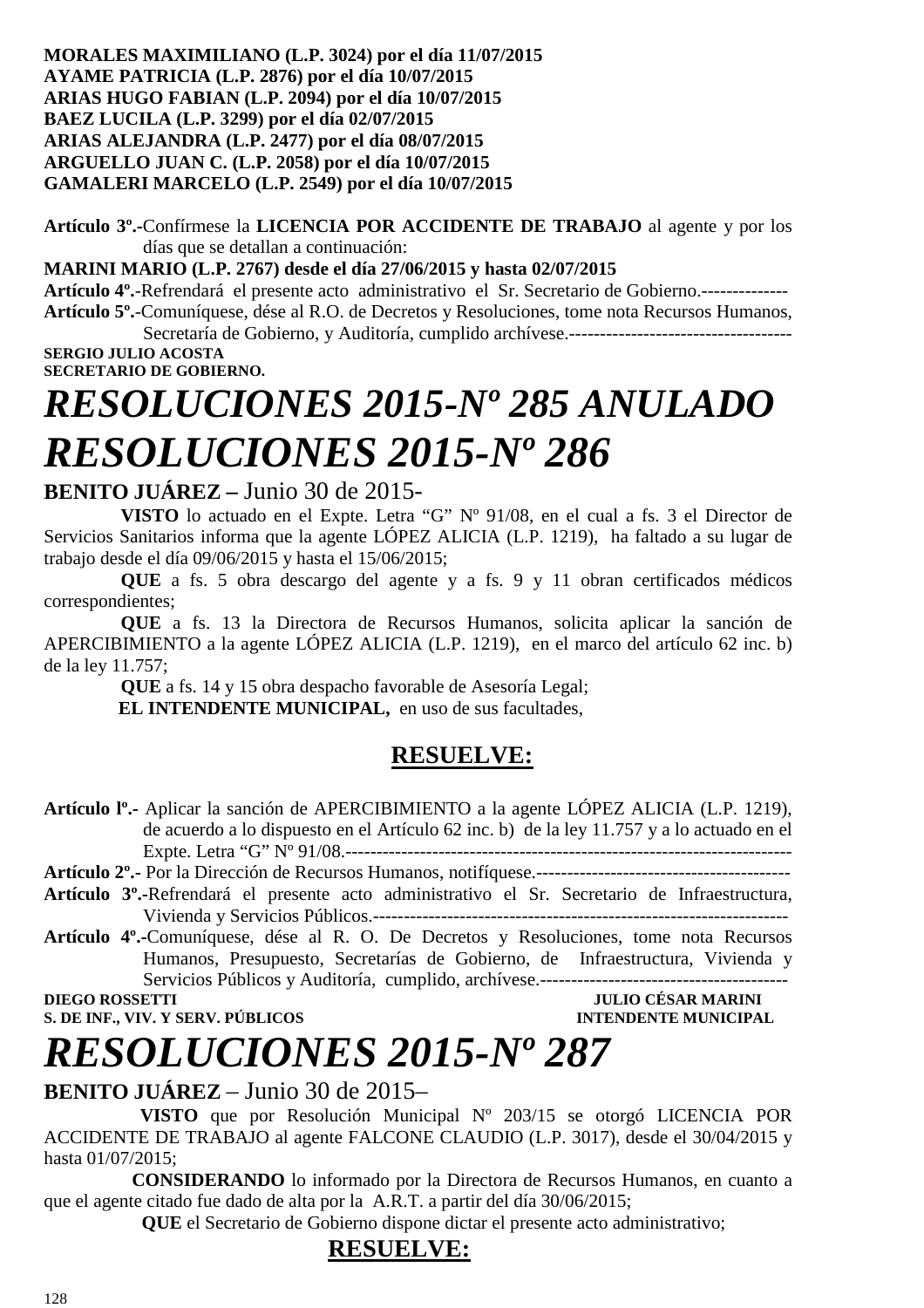**MORALES MAXIMILIANO (L.P. 3024) por el día 11/07/2015**
**AYAME PATRICIA (L.P. 2876) por el día 10/07/2015**
**ARIAS HUGO FABIAN (L.P. 2094) por el día 10/07/2015**
**BAEZ LUCILA (L.P. 3299) por el día 02/07/2015**
**ARIAS ALEJANDRA (L.P. 2477) por el día 08/07/2015**
**ARGUELLO JUAN C. (L.P. 2058) por el día 10/07/2015**
**GAMALERI MARCELO (L.P. 2549) por el día 10/07/2015**

**Artículo 3º.-**Confírmese la **LICENCIA POR ACCIDENTE DE TRABAJO** al agente y por los días que se detallan a continuación:
**MARINI MARIO (L.P. 2767) desde el día 27/06/2015 y hasta 02/07/2015**
**Artículo 4º.-**Refrendará el presente acto administrativo el Sr. Secretario de Gobierno.--------------
**Artículo 5º.-**Comuníquese, dése al R.O. de Decretos y Resoluciones, tome nota Recursos Humanos, Secretaría de Gobierno, y Auditoría, cumplido archívese.------------------------------------
**SERGIO JULIO ACOSTA**
**SECRETARIO DE GOBIERNO.**

# *RESOLUCIONES 2015-Nº 285 ANULADO*
# *RESOLUCIONES 2015-Nº 286*

**BENITO JUÁREZ –** Junio 30 de 2015-

**VISTO** lo actuado en el Expte. Letra "G" Nº 91/08, en el cual a fs. 3 el Director de Servicios Sanitarios informa que la agente LÓPEZ ALICIA (L.P. 1219), ha faltado a su lugar de trabajo desde el día 09/06/2015 y hasta el 15/06/2015;

**QUE** a fs. 5 obra descargo del agente y a fs. 9 y 11 obran certificados médicos correspondientes;

**QUE** a fs. 13 la Directora de Recursos Humanos, solicita aplicar la sanción de APERCIBIMIENTO a la agente LÓPEZ ALICIA (L.P. 1219), en el marco del artículo 62 inc. b) de la ley 11.757;

**QUE** a fs. 14 y 15 obra despacho favorable de Asesoría Legal;

**EL INTENDENTE MUNICIPAL,** en uso de sus facultades,

## RESUELVE:

**Artículo lº.-** Aplicar la sanción de APERCIBIMIENTO a la agente LÓPEZ ALICIA (L.P. 1219), de acuerdo a lo dispuesto en el Artículo 62 inc. b) de la ley 11.757 y a lo actuado en el Expte. Letra "G" Nº 91/08.----------------------------------------------------------------------
**Artículo 2º.-** Por la Dirección de Recursos Humanos, notifíquese.-----------------------------------------
**Artículo 3º.-**Refrendará el presente acto administrativo el Sr. Secretario de Infraestructura, Vivienda y Servicios Públicos.------------------------------------------------------------------
**Artículo 4º.-**Comuníquese, dése al R. O. De Decretos y Resoluciones, tome nota Recursos Humanos, Presupuesto, Secretarías de Gobierno, de Infraestructura, Vivienda y Servicios Públicos y Auditoría, cumplido, archívese.----------------------------------------

**DIEGO ROSSETTI** — **S. DE INF., VIV. Y SERV. PÚBLICOS**
**JULIO CÉSAR MARINI** — **INTENDENTE MUNICIPAL**

# *RESOLUCIONES 2015-Nº 287*

**BENITO JUÁREZ** – Junio 30 de 2015–

**VISTO** que por Resolución Municipal Nº 203/15 se otorgó LICENCIA POR ACCIDENTE DE TRABAJO al agente FALCONE CLAUDIO (L.P. 3017), desde el 30/04/2015 y hasta 01/07/2015;

**CONSIDERANDO** lo informado por la Directora de Recursos Humanos, en cuanto a que el agente citado fue dado de alta por la A.R.T. a partir del día 30/06/2015;

**QUE** el Secretario de Gobierno dispone dictar el presente acto administrativo;

## RESUELVE: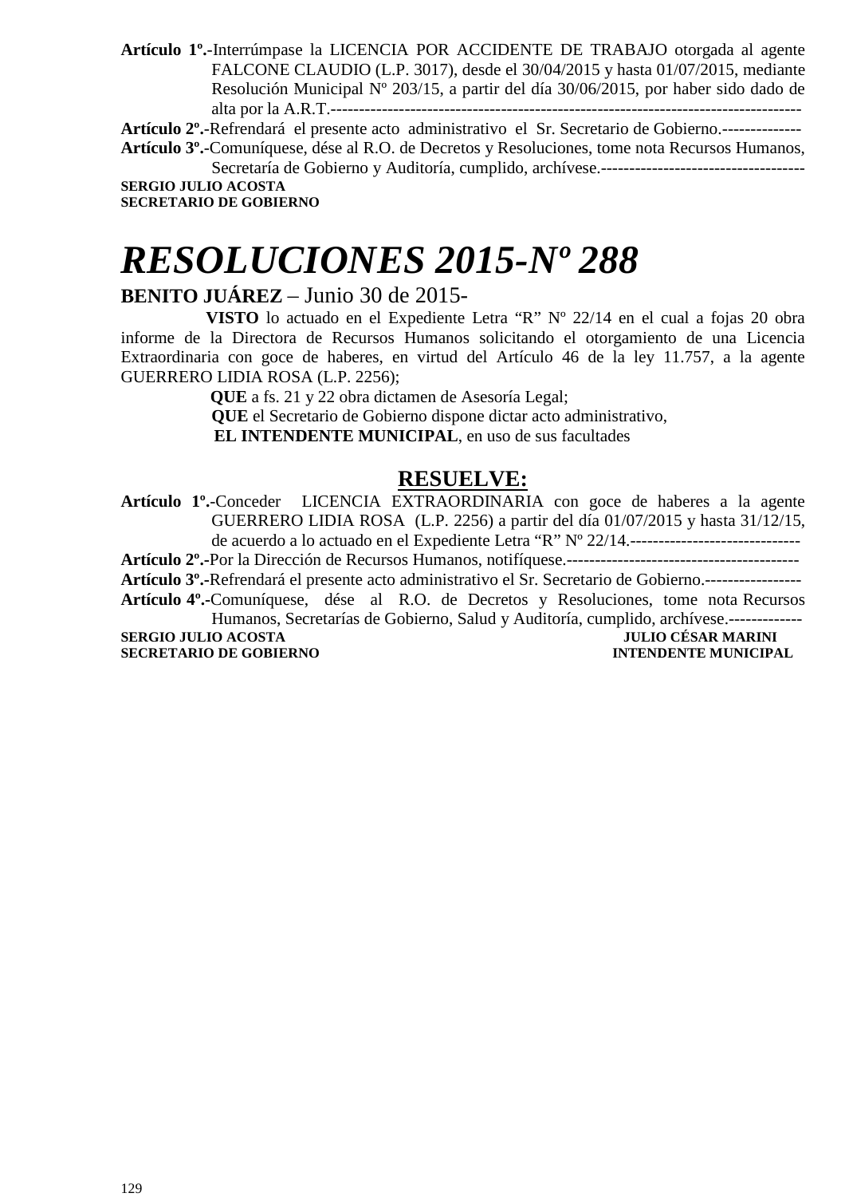**Artículo 1º.-**Interrúmpase la LICENCIA POR ACCIDENTE DE TRABAJO otorgada al agente FALCONE CLAUDIO (L.P. 3017), desde el 30/04/2015 y hasta 01/07/2015, mediante Resolución Municipal Nº 203/15, a partir del día 30/06/2015, por haber sido dado de alta por la A.R.T.-----------------------------------------------------------------------------------

**Artículo 2º.-**Refrendará el presente acto administrativo el Sr. Secretario de Gobierno.--------------

**Artículo 3º.-**Comuníquese, dése al R.O. de Decretos y Resoluciones, tome nota Recursos Humanos, Secretaría de Gobierno y Auditoría, cumplido, archívese.------------------------------------

**SERGIO JULIO ACOSTA**
**SECRETARIO DE GOBIERNO**

# *RESOLUCIONES 2015-Nº 288*

**BENITO JUÁREZ** – Junio 30 de 2015-

**VISTO** lo actuado en el Expediente Letra "R" Nº 22/14 en el cual a fojas 20 obra informe de la Directora de Recursos Humanos solicitando el otorgamiento de una Licencia Extraordinaria con goce de haberes, en virtud del Artículo 46 de la ley 11.757, a la agente GUERRERO LIDIA ROSA (L.P. 2256);

**QUE** a fs. 21 y 22 obra dictamen de Asesoría Legal;

**QUE** el Secretario de Gobierno dispone dictar acto administrativo,

**EL INTENDENTE MUNICIPAL**, en uso de sus facultades

## RESUELVE:

**Artículo 1º.-**Conceder LICENCIA EXTRAORDINARIA con goce de haberes a la agente GUERRERO LIDIA ROSA (L.P. 2256) a partir del día 01/07/2015 y hasta 31/12/15, de acuerdo a lo actuado en el Expediente Letra "R" Nº 22/14.------------------------------

**Artículo 2º.-**Por la Dirección de Recursos Humanos, notifíquese.-----------------------------------------

**Artículo 3º.-**Refrendará el presente acto administrativo el Sr. Secretario de Gobierno.-----------------

**Artículo 4º.-**Comuníquese, dése al R.O. de Decretos y Resoluciones, tome nota Recursos Humanos, Secretarías de Gobierno, Salud y Auditoría, cumplido, archívese.-------------

**SERGIO JULIO ACOSTA** — **JULIO CÉSAR MARINI**
**SECRETARIO DE GOBIERNO** — **INTENDENTE MUNICIPAL**